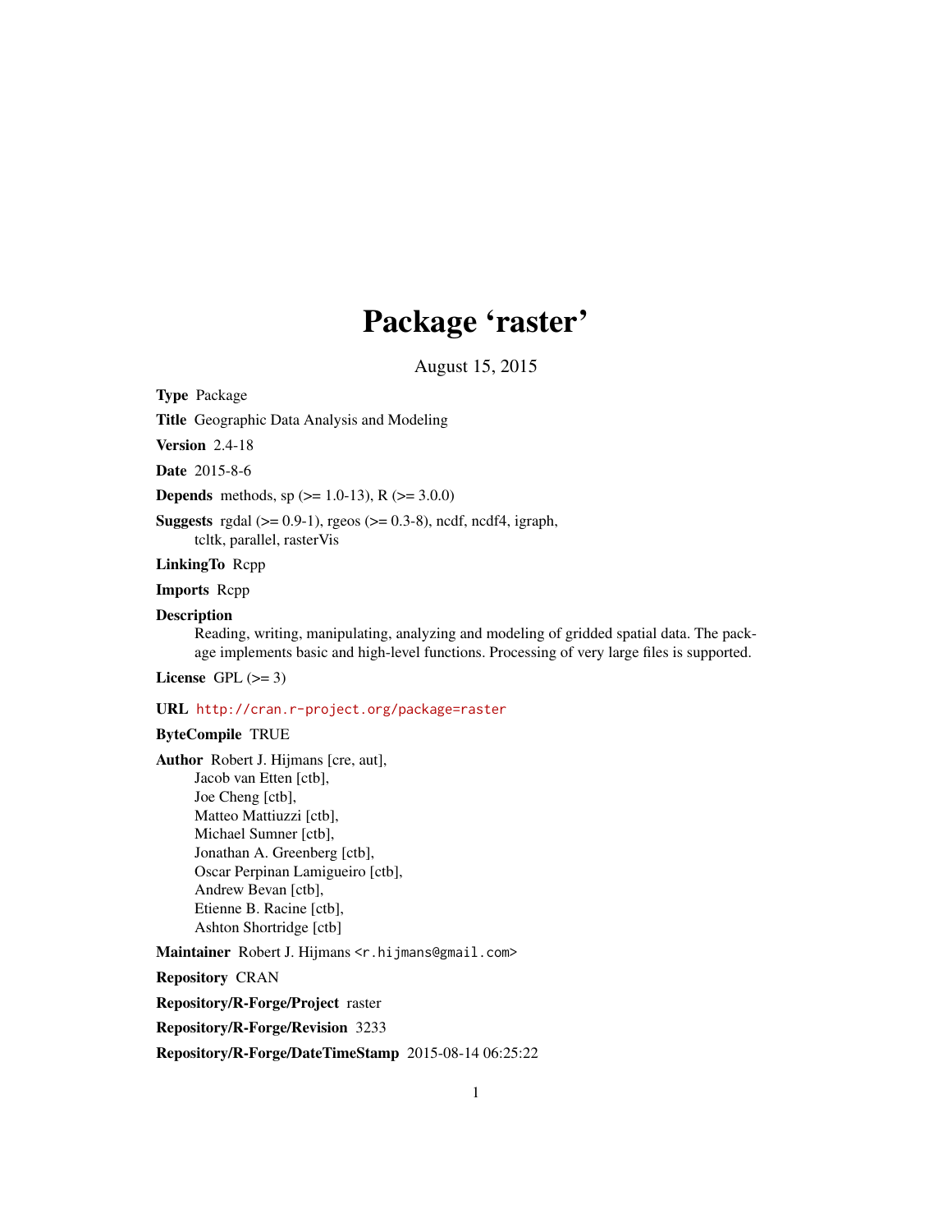# Package 'raster'

August 15, 2015

**Type** Package

**Title** Geographic Data Analysis and Modeling

**Version** 2.4-18

**Date** 2015-8-6

**Depends** methods, sp (>= 1.0-13), R (>= 3.0.0)

**Suggests** rgdal (>= 0.9-1), rgeos (>= 0.3-8), ncdf, ncdf4, igraph, tcltk, parallel, rasterVis

**LinkingTo** Rcpp

**Imports** Rcpp

**Description**
Reading, writing, manipulating, analyzing and modeling of gridded spatial data. The package implements basic and high-level functions. Processing of very large files is supported.

**License** GPL (>= 3)

**URL** http://cran.r-project.org/package=raster

**ByteCompile** TRUE

**Author** Robert J. Hijmans [cre, aut],
Jacob van Etten [ctb],
Joe Cheng [ctb],
Matteo Mattiuzzi [ctb],
Michael Sumner [ctb],
Jonathan A. Greenberg [ctb],
Oscar Perpinan Lamigueiro [ctb],
Andrew Bevan [ctb],
Etienne B. Racine [ctb],
Ashton Shortridge [ctb]

**Maintainer** Robert J. Hijmans <r.hijmans@gmail.com>

**Repository** CRAN

**Repository/R-Forge/Project** raster

**Repository/R-Forge/Revision** 3233

**Repository/R-Forge/DateTimeStamp** 2015-08-14 06:25:22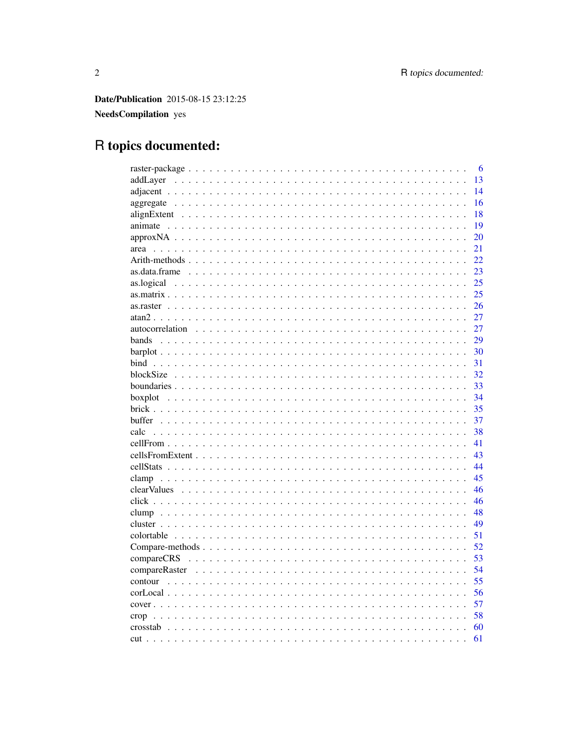**Date/Publication** 2015-08-15 23:12:25

**NeedsCompilation** yes

# R topics documented:

raster-package . . . . . . . . . . . . . . . . . . . . . . . . . . . . . . . . . . . . 6
addLayer . . . . . . . . . . . . . . . . . . . . . . . . . . . . . . . . . . . . 13
adjacent . . . . . . . . . . . . . . . . . . . . . . . . . . . . . . . . . . . . 14
aggregate . . . . . . . . . . . . . . . . . . . . . . . . . . . . . . . . . . . . 16
alignExtent . . . . . . . . . . . . . . . . . . . . . . . . . . . . . . . . . . . . 18
animate . . . . . . . . . . . . . . . . . . . . . . . . . . . . . . . . . . . . 19
approxNA . . . . . . . . . . . . . . . . . . . . . . . . . . . . . . . . . . . . 20
area . . . . . . . . . . . . . . . . . . . . . . . . . . . . . . . . . . . . 21
Arith-methods . . . . . . . . . . . . . . . . . . . . . . . . . . . . . . . . . . . . 22
as.data.frame . . . . . . . . . . . . . . . . . . . . . . . . . . . . . . . . . . . . 23
as.logical . . . . . . . . . . . . . . . . . . . . . . . . . . . . . . . . . . . . 25
as.matrix . . . . . . . . . . . . . . . . . . . . . . . . . . . . . . . . . . . . 25
as.raster . . . . . . . . . . . . . . . . . . . . . . . . . . . . . . . . . . . . 26
atan2 . . . . . . . . . . . . . . . . . . . . . . . . . . . . . . . . . . . . 27
autocorrelation . . . . . . . . . . . . . . . . . . . . . . . . . . . . . . . . . . . . 27
bands . . . . . . . . . . . . . . . . . . . . . . . . . . . . . . . . . . . . 29
barplot . . . . . . . . . . . . . . . . . . . . . . . . . . . . . . . . . . . . 30
bind . . . . . . . . . . . . . . . . . . . . . . . . . . . . . . . . . . . . 31
blockSize . . . . . . . . . . . . . . . . . . . . . . . . . . . . . . . . . . . . 32
boundaries . . . . . . . . . . . . . . . . . . . . . . . . . . . . . . . . . . . . 33
boxplot . . . . . . . . . . . . . . . . . . . . . . . . . . . . . . . . . . . . 34
brick . . . . . . . . . . . . . . . . . . . . . . . . . . . . . . . . . . . . 35
buffer . . . . . . . . . . . . . . . . . . . . . . . . . . . . . . . . . . . . 37
calc . . . . . . . . . . . . . . . . . . . . . . . . . . . . . . . . . . . . 38
cellFrom . . . . . . . . . . . . . . . . . . . . . . . . . . . . . . . . . . . . 41
cellsFromExtent . . . . . . . . . . . . . . . . . . . . . . . . . . . . . . . . . . . . 43
cellStats . . . . . . . . . . . . . . . . . . . . . . . . . . . . . . . . . . . . 44
clamp . . . . . . . . . . . . . . . . . . . . . . . . . . . . . . . . . . . . 45
clearValues . . . . . . . . . . . . . . . . . . . . . . . . . . . . . . . . . . . . 46
click . . . . . . . . . . . . . . . . . . . . . . . . . . . . . . . . . . . . 46
clump . . . . . . . . . . . . . . . . . . . . . . . . . . . . . . . . . . . . 48
cluster . . . . . . . . . . . . . . . . . . . . . . . . . . . . . . . . . . . . 49
colortable . . . . . . . . . . . . . . . . . . . . . . . . . . . . . . . . . . . . 51
Compare-methods . . . . . . . . . . . . . . . . . . . . . . . . . . . . . . . . . . . . 52
compareCRS . . . . . . . . . . . . . . . . . . . . . . . . . . . . . . . . . . . . 53
compareRaster . . . . . . . . . . . . . . . . . . . . . . . . . . . . . . . . . . . . 54
contour . . . . . . . . . . . . . . . . . . . . . . . . . . . . . . . . . . . . 55
corLocal . . . . . . . . . . . . . . . . . . . . . . . . . . . . . . . . . . . . 56
cover . . . . . . . . . . . . . . . . . . . . . . . . . . . . . . . . . . . . 57
crop . . . . . . . . . . . . . . . . . . . . . . . . . . . . . . . . . . . . 58
crosstab . . . . . . . . . . . . . . . . . . . . . . . . . . . . . . . . . . . . 60
cut . . . . . . . . . . . . . . . . . . . . . . . . . . . . . . . . . . . . 61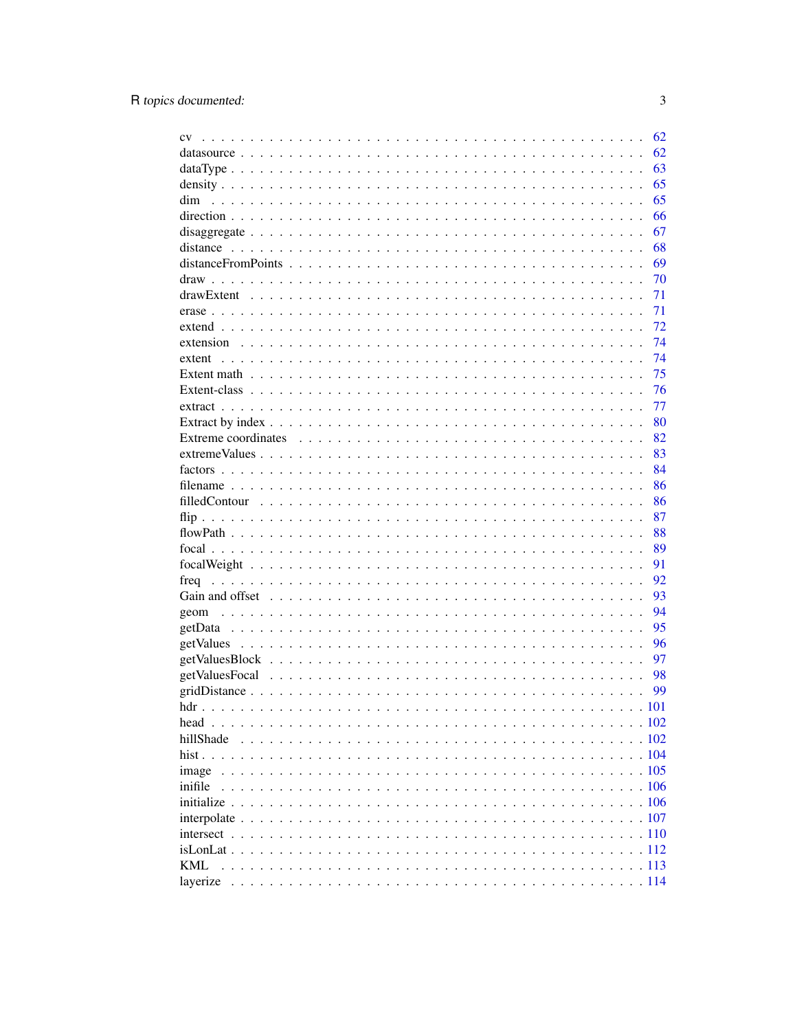cv . . . . . . . . . . . . . . . . . . . . . . . . . . . . . . . . . . . . . . . . . . . 62
datasource . . . . . . . . . . . . . . . . . . . . . . . . . . . . . . . . . . . . . . . 62
dataType . . . . . . . . . . . . . . . . . . . . . . . . . . . . . . . . . . . . . . . . 63
density . . . . . . . . . . . . . . . . . . . . . . . . . . . . . . . . . . . . . . . . . 65
dim . . . . . . . . . . . . . . . . . . . . . . . . . . . . . . . . . . . . . . . . . . . 65
direction . . . . . . . . . . . . . . . . . . . . . . . . . . . . . . . . . . . . . . . . 66
disaggregate . . . . . . . . . . . . . . . . . . . . . . . . . . . . . . . . . . . . . . 67
distance . . . . . . . . . . . . . . . . . . . . . . . . . . . . . . . . . . . . . . . . . 68
distanceFromPoints . . . . . . . . . . . . . . . . . . . . . . . . . . . . . . . . . . 69
draw . . . . . . . . . . . . . . . . . . . . . . . . . . . . . . . . . . . . . . . . . . . 70
drawExtent . . . . . . . . . . . . . . . . . . . . . . . . . . . . . . . . . . . . . . . 71
erase . . . . . . . . . . . . . . . . . . . . . . . . . . . . . . . . . . . . . . . . . . 71
extend . . . . . . . . . . . . . . . . . . . . . . . . . . . . . . . . . . . . . . . . . . 72
extension . . . . . . . . . . . . . . . . . . . . . . . . . . . . . . . . . . . . . . . . 74
extent . . . . . . . . . . . . . . . . . . . . . . . . . . . . . . . . . . . . . . . . . . 74
Extent math . . . . . . . . . . . . . . . . . . . . . . . . . . . . . . . . . . . . . . . 75
Extent-class . . . . . . . . . . . . . . . . . . . . . . . . . . . . . . . . . . . . . . . 76
extract . . . . . . . . . . . . . . . . . . . . . . . . . . . . . . . . . . . . . . . . . . 77
Extract by index . . . . . . . . . . . . . . . . . . . . . . . . . . . . . . . . . . . . 80
Extreme coordinates . . . . . . . . . . . . . . . . . . . . . . . . . . . . . . . . . . 82
extremeValues . . . . . . . . . . . . . . . . . . . . . . . . . . . . . . . . . . . . . 83
factors . . . . . . . . . . . . . . . . . . . . . . . . . . . . . . . . . . . . . . . . . . 84
filename . . . . . . . . . . . . . . . . . . . . . . . . . . . . . . . . . . . . . . . . . 86
filledContour . . . . . . . . . . . . . . . . . . . . . . . . . . . . . . . . . . . . . . 86
flip . . . . . . . . . . . . . . . . . . . . . . . . . . . . . . . . . . . . . . . . . . . . 87
flowPath . . . . . . . . . . . . . . . . . . . . . . . . . . . . . . . . . . . . . . . . . 88
focal . . . . . . . . . . . . . . . . . . . . . . . . . . . . . . . . . . . . . . . . . . . 89
focalWeight . . . . . . . . . . . . . . . . . . . . . . . . . . . . . . . . . . . . . . . 91
freq . . . . . . . . . . . . . . . . . . . . . . . . . . . . . . . . . . . . . . . . . . . . 92
Gain and offset . . . . . . . . . . . . . . . . . . . . . . . . . . . . . . . . . . . . . 93
geom . . . . . . . . . . . . . . . . . . . . . . . . . . . . . . . . . . . . . . . . . . . 94
getData . . . . . . . . . . . . . . . . . . . . . . . . . . . . . . . . . . . . . . . . . 95
getValues . . . . . . . . . . . . . . . . . . . . . . . . . . . . . . . . . . . . . . . . 96
getValuesBlock . . . . . . . . . . . . . . . . . . . . . . . . . . . . . . . . . . . . . 97
getValuesFocal . . . . . . . . . . . . . . . . . . . . . . . . . . . . . . . . . . . . . 98
gridDistance . . . . . . . . . . . . . . . . . . . . . . . . . . . . . . . . . . . . . . 99
hdr . . . . . . . . . . . . . . . . . . . . . . . . . . . . . . . . . . . . . . . . . . . . 101
head . . . . . . . . . . . . . . . . . . . . . . . . . . . . . . . . . . . . . . . . . . . 102
hillShade . . . . . . . . . . . . . . . . . . . . . . . . . . . . . . . . . . . . . . . . 102
hist . . . . . . . . . . . . . . . . . . . . . . . . . . . . . . . . . . . . . . . . . . . . 104
image . . . . . . . . . . . . . . . . . . . . . . . . . . . . . . . . . . . . . . . . . . 105
inifile . . . . . . . . . . . . . . . . . . . . . . . . . . . . . . . . . . . . . . . . . . 106
initialize . . . . . . . . . . . . . . . . . . . . . . . . . . . . . . . . . . . . . . . . 106
interpolate . . . . . . . . . . . . . . . . . . . . . . . . . . . . . . . . . . . . . . . 107
intersect . . . . . . . . . . . . . . . . . . . . . . . . . . . . . . . . . . . . . . . . 110
isLonLat . . . . . . . . . . . . . . . . . . . . . . . . . . . . . . . . . . . . . . . . 112
KML . . . . . . . . . . . . . . . . . . . . . . . . . . . . . . . . . . . . . . . . . . . 113
layerize . . . . . . . . . . . . . . . . . . . . . . . . . . . . . . . . . . . . . . . . . 114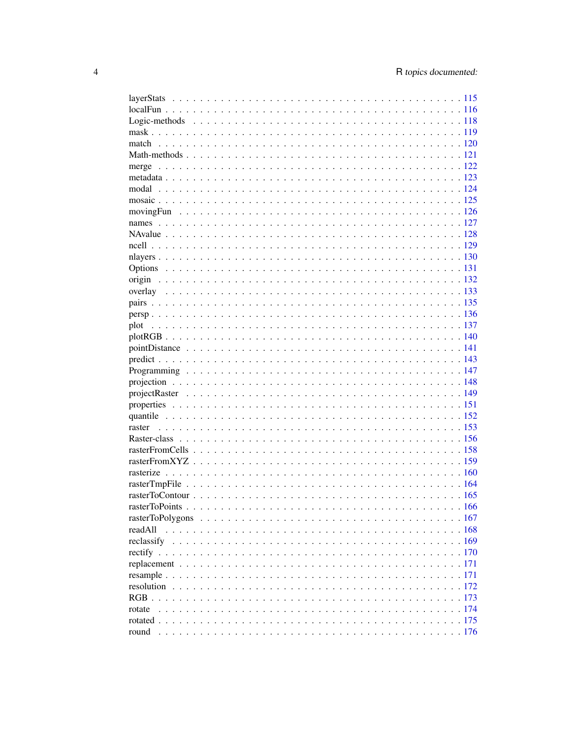layerStats . . . . . . . . . . . . . . . . . . . . . . . . . . . . . . . . . . . . . . . 115
localFun . . . . . . . . . . . . . . . . . . . . . . . . . . . . . . . . . . . . . . . . 116
Logic-methods . . . . . . . . . . . . . . . . . . . . . . . . . . . . . . . . . . . . . . 118
mask . . . . . . . . . . . . . . . . . . . . . . . . . . . . . . . . . . . . . . . . . . 119
match . . . . . . . . . . . . . . . . . . . . . . . . . . . . . . . . . . . . . . . . . 120
Math-methods . . . . . . . . . . . . . . . . . . . . . . . . . . . . . . . . . . . . . . 121
merge . . . . . . . . . . . . . . . . . . . . . . . . . . . . . . . . . . . . . . . . . 122
metadata . . . . . . . . . . . . . . . . . . . . . . . . . . . . . . . . . . . . . . . . 123
modal . . . . . . . . . . . . . . . . . . . . . . . . . . . . . . . . . . . . . . . . . 124
mosaic . . . . . . . . . . . . . . . . . . . . . . . . . . . . . . . . . . . . . . . . . 125
movingFun . . . . . . . . . . . . . . . . . . . . . . . . . . . . . . . . . . . . . . . 126
names . . . . . . . . . . . . . . . . . . . . . . . . . . . . . . . . . . . . . . . . . 127
NAvalue . . . . . . . . . . . . . . . . . . . . . . . . . . . . . . . . . . . . . . . . 128
ncell . . . . . . . . . . . . . . . . . . . . . . . . . . . . . . . . . . . . . . . . . 129
nlayers . . . . . . . . . . . . . . . . . . . . . . . . . . . . . . . . . . . . . . . . 130
Options . . . . . . . . . . . . . . . . . . . . . . . . . . . . . . . . . . . . . . . . 131
origin . . . . . . . . . . . . . . . . . . . . . . . . . . . . . . . . . . . . . . . . . 132
overlay . . . . . . . . . . . . . . . . . . . . . . . . . . . . . . . . . . . . . . . . 133
pairs . . . . . . . . . . . . . . . . . . . . . . . . . . . . . . . . . . . . . . . . . 135
persp . . . . . . . . . . . . . . . . . . . . . . . . . . . . . . . . . . . . . . . . . 136
plot . . . . . . . . . . . . . . . . . . . . . . . . . . . . . . . . . . . . . . . . . . 137
plotRGB . . . . . . . . . . . . . . . . . . . . . . . . . . . . . . . . . . . . . . . . 140
pointDistance . . . . . . . . . . . . . . . . . . . . . . . . . . . . . . . . . . . . . 141
predict . . . . . . . . . . . . . . . . . . . . . . . . . . . . . . . . . . . . . . . . 143
Programming . . . . . . . . . . . . . . . . . . . . . . . . . . . . . . . . . . . . . . 147
projection . . . . . . . . . . . . . . . . . . . . . . . . . . . . . . . . . . . . . . . 148
projectRaster . . . . . . . . . . . . . . . . . . . . . . . . . . . . . . . . . . . . . 149
properties . . . . . . . . . . . . . . . . . . . . . . . . . . . . . . . . . . . . . . . 151
quantile . . . . . . . . . . . . . . . . . . . . . . . . . . . . . . . . . . . . . . . . 152
raster . . . . . . . . . . . . . . . . . . . . . . . . . . . . . . . . . . . . . . . . . 153
Raster-class . . . . . . . . . . . . . . . . . . . . . . . . . . . . . . . . . . . . . . 156
rasterFromCells . . . . . . . . . . . . . . . . . . . . . . . . . . . . . . . . . . . . 158
rasterFromXYZ . . . . . . . . . . . . . . . . . . . . . . . . . . . . . . . . . . . . . 159
rasterize . . . . . . . . . . . . . . . . . . . . . . . . . . . . . . . . . . . . . . . 160
rasterTmpFile . . . . . . . . . . . . . . . . . . . . . . . . . . . . . . . . . . . . . 164
rasterToContour . . . . . . . . . . . . . . . . . . . . . . . . . . . . . . . . . . . . 165
rasterToPoints . . . . . . . . . . . . . . . . . . . . . . . . . . . . . . . . . . . . . 166
rasterToPolygons . . . . . . . . . . . . . . . . . . . . . . . . . . . . . . . . . . . . 167
readAll . . . . . . . . . . . . . . . . . . . . . . . . . . . . . . . . . . . . . . . . 168
reclassify . . . . . . . . . . . . . . . . . . . . . . . . . . . . . . . . . . . . . . . 169
rectify . . . . . . . . . . . . . . . . . . . . . . . . . . . . . . . . . . . . . . . . 170
replacement . . . . . . . . . . . . . . . . . . . . . . . . . . . . . . . . . . . . . . 171
resample . . . . . . . . . . . . . . . . . . . . . . . . . . . . . . . . . . . . . . . . 171
resolution . . . . . . . . . . . . . . . . . . . . . . . . . . . . . . . . . . . . . . . 172
RGB . . . . . . . . . . . . . . . . . . . . . . . . . . . . . . . . . . . . . . . . . . 173
rotate . . . . . . . . . . . . . . . . . . . . . . . . . . . . . . . . . . . . . . . . . 174
rotated . . . . . . . . . . . . . . . . . . . . . . . . . . . . . . . . . . . . . . . . 175
round . . . . . . . . . . . . . . . . . . . . . . . . . . . . . . . . . . . . . . . . . 176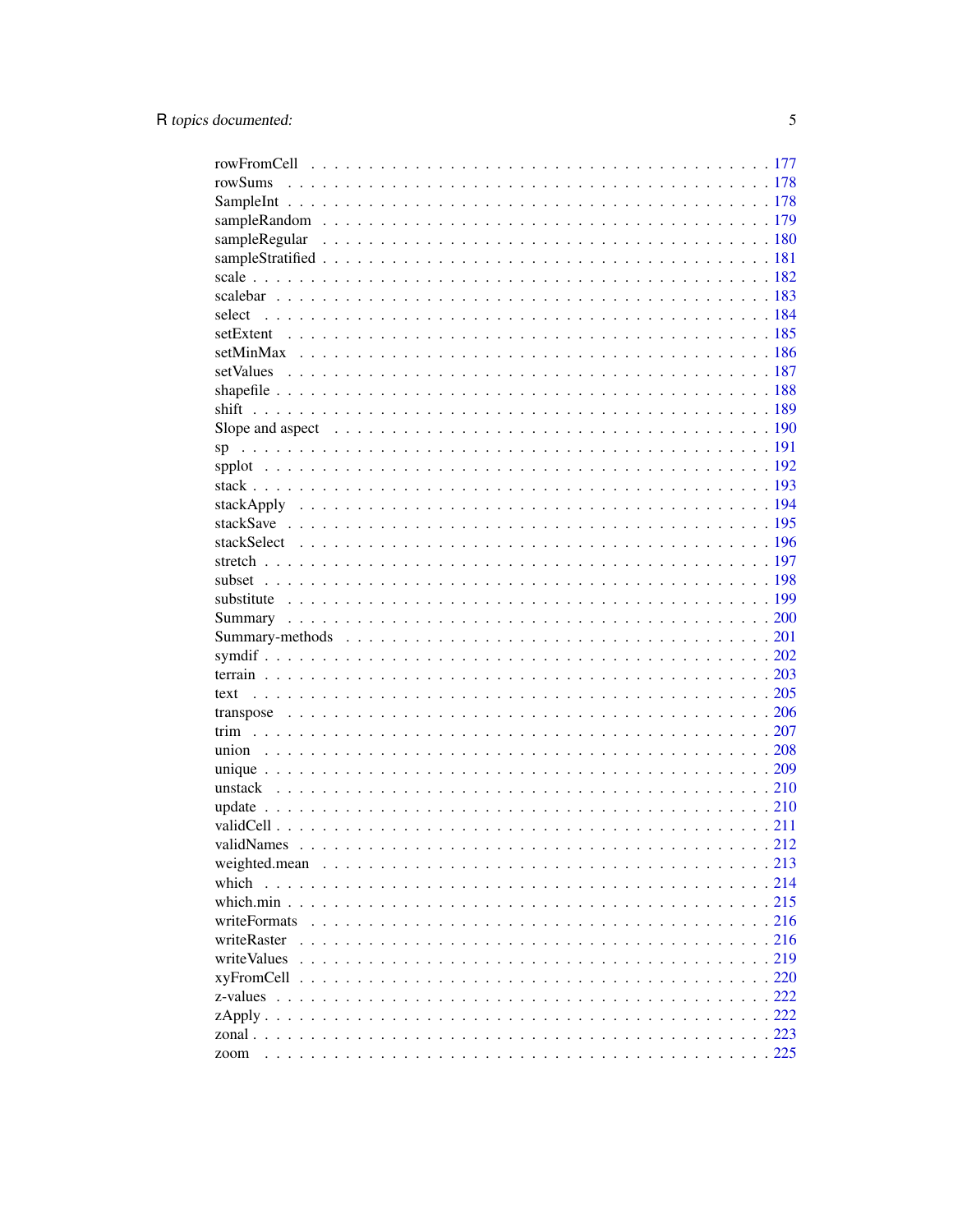rowFromCell . . . . . . . . . . . . . . . . . . . . . . . . . . . . . . . . . . . . . . . . 177
rowSums . . . . . . . . . . . . . . . . . . . . . . . . . . . . . . . . . . . . . . . . . 178
SampleInt . . . . . . . . . . . . . . . . . . . . . . . . . . . . . . . . . . . . . . . . . 178
sampleRandom . . . . . . . . . . . . . . . . . . . . . . . . . . . . . . . . . . . . . . 179
sampleRegular . . . . . . . . . . . . . . . . . . . . . . . . . . . . . . . . . . . . . . 180
sampleStratified . . . . . . . . . . . . . . . . . . . . . . . . . . . . . . . . . . . . . 181
scale . . . . . . . . . . . . . . . . . . . . . . . . . . . . . . . . . . . . . . . . . . . 182
scalebar . . . . . . . . . . . . . . . . . . . . . . . . . . . . . . . . . . . . . . . . . 183
select . . . . . . . . . . . . . . . . . . . . . . . . . . . . . . . . . . . . . . . . . . 184
setExtent . . . . . . . . . . . . . . . . . . . . . . . . . . . . . . . . . . . . . . . . 185
setMinMax . . . . . . . . . . . . . . . . . . . . . . . . . . . . . . . . . . . . . . . . 186
setValues . . . . . . . . . . . . . . . . . . . . . . . . . . . . . . . . . . . . . . . . 187
shapefile . . . . . . . . . . . . . . . . . . . . . . . . . . . . . . . . . . . . . . . . 188
shift . . . . . . . . . . . . . . . . . . . . . . . . . . . . . . . . . . . . . . . . . . . 189
Slope and aspect . . . . . . . . . . . . . . . . . . . . . . . . . . . . . . . . . . . . 190
sp . . . . . . . . . . . . . . . . . . . . . . . . . . . . . . . . . . . . . . . . . . . . 191
spplot . . . . . . . . . . . . . . . . . . . . . . . . . . . . . . . . . . . . . . . . . . 192
stack . . . . . . . . . . . . . . . . . . . . . . . . . . . . . . . . . . . . . . . . . . . 193
stackApply . . . . . . . . . . . . . . . . . . . . . . . . . . . . . . . . . . . . . . . 194
stackSave . . . . . . . . . . . . . . . . . . . . . . . . . . . . . . . . . . . . . . . . 195
stackSelect . . . . . . . . . . . . . . . . . . . . . . . . . . . . . . . . . . . . . . . 196
stretch . . . . . . . . . . . . . . . . . . . . . . . . . . . . . . . . . . . . . . . . . . 197
subset . . . . . . . . . . . . . . . . . . . . . . . . . . . . . . . . . . . . . . . . . . 198
substitute . . . . . . . . . . . . . . . . . . . . . . . . . . . . . . . . . . . . . . . . 199
Summary . . . . . . . . . . . . . . . . . . . . . . . . . . . . . . . . . . . . . . . . . 200
Summary-methods . . . . . . . . . . . . . . . . . . . . . . . . . . . . . . . . . . . . 201
symdif . . . . . . . . . . . . . . . . . . . . . . . . . . . . . . . . . . . . . . . . . . 202
terrain . . . . . . . . . . . . . . . . . . . . . . . . . . . . . . . . . . . . . . . . . . 203
text . . . . . . . . . . . . . . . . . . . . . . . . . . . . . . . . . . . . . . . . . . . 205
transpose . . . . . . . . . . . . . . . . . . . . . . . . . . . . . . . . . . . . . . . . 206
trim . . . . . . . . . . . . . . . . . . . . . . . . . . . . . . . . . . . . . . . . . . . 207
union . . . . . . . . . . . . . . . . . . . . . . . . . . . . . . . . . . . . . . . . . . . 208
unique . . . . . . . . . . . . . . . . . . . . . . . . . . . . . . . . . . . . . . . . . . 209
unstack . . . . . . . . . . . . . . . . . . . . . . . . . . . . . . . . . . . . . . . . . 210
update . . . . . . . . . . . . . . . . . . . . . . . . . . . . . . . . . . . . . . . . . . 210
validCell . . . . . . . . . . . . . . . . . . . . . . . . . . . . . . . . . . . . . . . . . 211
validNames . . . . . . . . . . . . . . . . . . . . . . . . . . . . . . . . . . . . . . . 212
weighted.mean . . . . . . . . . . . . . . . . . . . . . . . . . . . . . . . . . . . . . . 213
which . . . . . . . . . . . . . . . . . . . . . . . . . . . . . . . . . . . . . . . . . . 214
which.min . . . . . . . . . . . . . . . . . . . . . . . . . . . . . . . . . . . . . . . . 215
writeFormats . . . . . . . . . . . . . . . . . . . . . . . . . . . . . . . . . . . . . . 216
writeRaster . . . . . . . . . . . . . . . . . . . . . . . . . . . . . . . . . . . . . . . 216
writeValues . . . . . . . . . . . . . . . . . . . . . . . . . . . . . . . . . . . . . . . 219
xyFromCell . . . . . . . . . . . . . . . . . . . . . . . . . . . . . . . . . . . . . . . 220
z-values . . . . . . . . . . . . . . . . . . . . . . . . . . . . . . . . . . . . . . . . . 222
zApply . . . . . . . . . . . . . . . . . . . . . . . . . . . . . . . . . . . . . . . . . . 222
zonal . . . . . . . . . . . . . . . . . . . . . . . . . . . . . . . . . . . . . . . . . . . 223
zoom . . . . . . . . . . . . . . . . . . . . . . . . . . . . . . . . . . . . . . . . . . . 225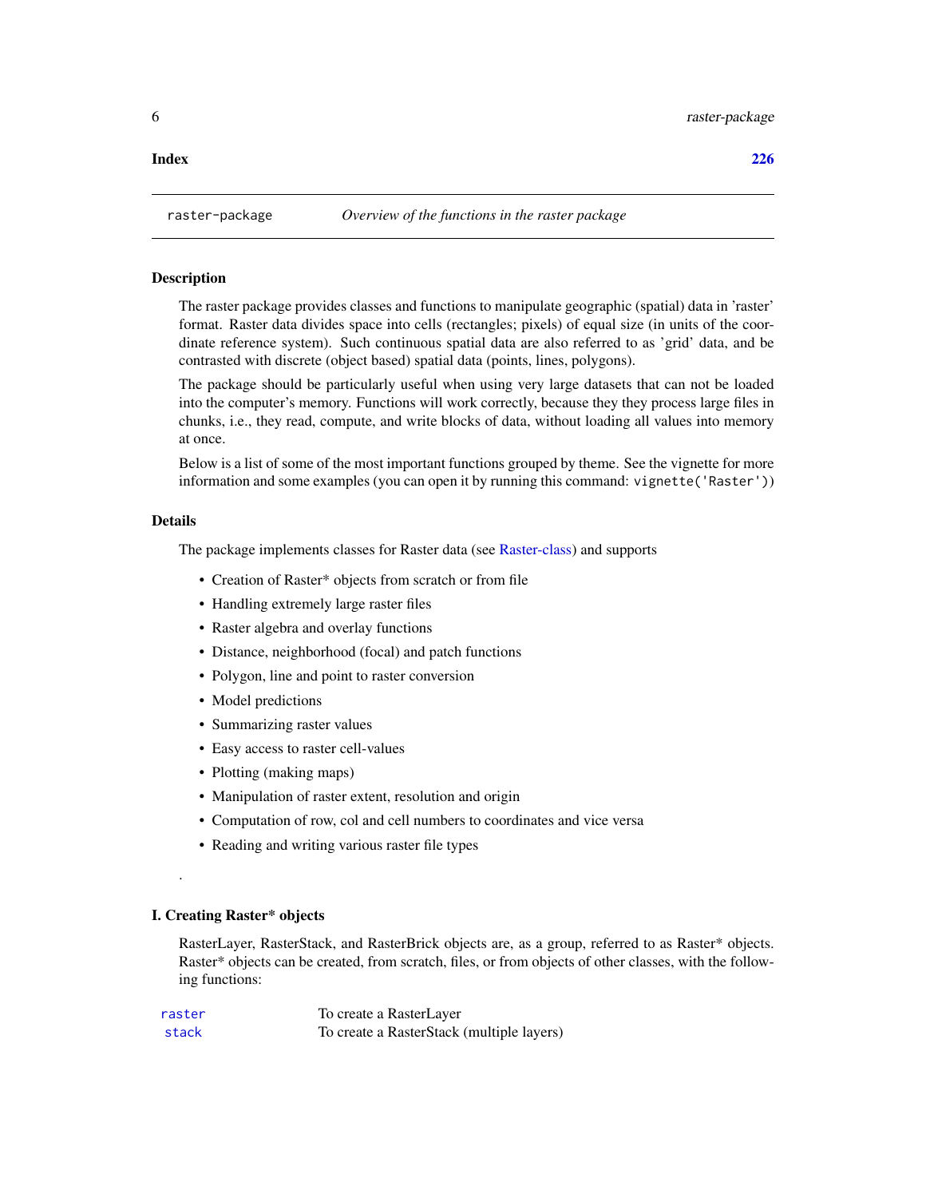**Index** **226**

---

`raster-package` *Overview of the functions in the raster package*

---

## Description

The raster package provides classes and functions to manipulate geographic (spatial) data in 'raster' format. Raster data divides space into cells (rectangles; pixels) of equal size (in units of the coordinate reference system). Such continuous spatial data are also referred to as 'grid' data, and be contrasted with discrete (object based) spatial data (points, lines, polygons).

The package should be particularly useful when using very large datasets that can not be loaded into the computer's memory. Functions will work correctly, because they they process large files in chunks, i.e., they read, compute, and write blocks of data, without loading all values into memory at once.

Below is a list of some of the most important functions grouped by theme. See the vignette for more information and some examples (you can open it by running this command: `vignette('Raster')`)

## Details

The package implements classes for Raster data (see Raster-class) and supports

- Creation of Raster* objects from scratch or from file
- Handling extremely large raster files
- Raster algebra and overlay functions
- Distance, neighborhood (focal) and patch functions
- Polygon, line and point to raster conversion
- Model predictions
- Summarizing raster values
- Easy access to raster cell-values
- Plotting (making maps)
- Manipulation of raster extent, resolution and origin
- Computation of row, col and cell numbers to coordinates and vice versa
- Reading and writing various raster file types

.

## I. Creating Raster* objects

RasterLayer, RasterStack, and RasterBrick objects are, as a group, referred to as Raster* objects. Raster* objects can be created, from scratch, files, or from objects of other classes, with the following functions:

| | |
|---|---|
| `raster` | To create a RasterLayer |
| `stack` | To create a RasterStack (multiple layers) |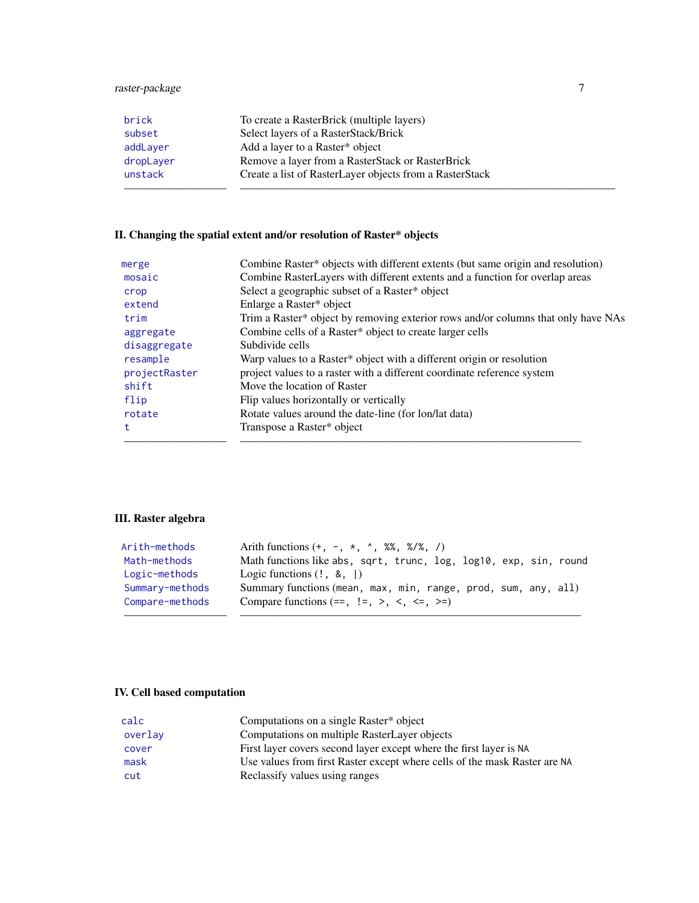| | |
|---|---|
| brick | To create a RasterBrick (multiple layers) |
| subset | Select layers of a RasterStack/Brick |
| addLayer | Add a layer to a Raster* object |
| dropLayer | Remove a layer from a RasterStack or RasterBrick |
| unstack | Create a list of RasterLayer objects from a RasterStack |

### II. Changing the spatial extent and/or resolution of Raster* objects

| | |
|---|---|
| merge | Combine Raster* objects with different extents (but same origin and resolution) |
| mosaic | Combine RasterLayers with different extents and a function for overlap areas |
| crop | Select a geographic subset of a Raster* object |
| extend | Enlarge a Raster* object |
| trim | Trim a Raster* object by removing exterior rows and/or columns that only have NAs |
| aggregate | Combine cells of a Raster* object to create larger cells |
| disaggregate | Subdivide cells |
| resample | Warp values to a Raster* object with a different origin or resolution |
| projectRaster | project values to a raster with a different coordinate reference system |
| shift | Move the location of Raster |
| flip | Flip values horizontally or vertically |
| rotate | Rotate values around the date-line (for lon/lat data) |
| t | Transpose a Raster* object |

### III. Raster algebra

| | |
|---|---|
| Arith-methods | Arith functions (`+, -, *, ^, %%, %/%, /`) |
| Math-methods | Math functions like `abs, sqrt, trunc, log, log10, exp, sin, round` |
| Logic-methods | Logic functions (`!, &, |`) |
| Summary-methods | Summary functions (`mean, max, min, range, prod, sum, any, all`) |
| Compare-methods | Compare functions (`==, !=, >, <, <=, >=`) |

### IV. Cell based computation

| | |
|---|---|
| calc | Computations on a single Raster* object |
| overlay | Computations on multiple RasterLayer objects |
| cover | First layer covers second layer except where the first layer is `NA` |
| mask | Use values from first Raster except where cells of the mask Raster are `NA` |
| cut | Reclassify values using ranges |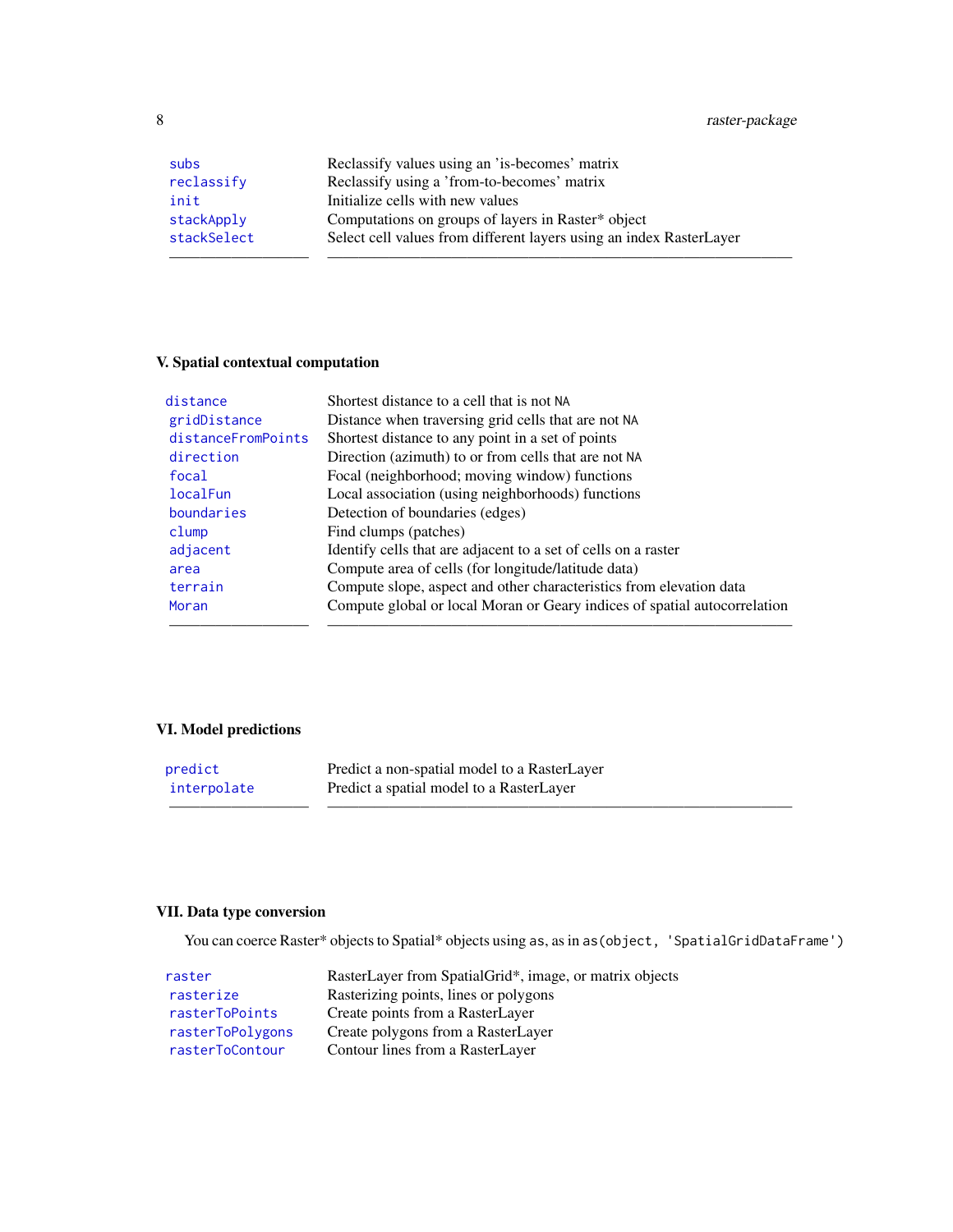| | |
|---|---|
| `subs` | Reclassify values using an 'is-becomes' matrix |
| `reclassify` | Reclassify using a 'from-to-becomes' matrix |
| `init` | Initialize cells with new values |
| `stackApply` | Computations on groups of layers in Raster* object |
| `stackSelect` | Select cell values from different layers using an index RasterLayer |

### V. Spatial contextual computation

| | |
|---|---|
| `distance` | Shortest distance to a cell that is not `NA` |
| `gridDistance` | Distance when traversing grid cells that are not `NA` |
| `distanceFromPoints` | Shortest distance to any point in a set of points |
| `direction` | Direction (azimuth) to or from cells that are not `NA` |
| `focal` | Focal (neighborhood; moving window) functions |
| `localFun` | Local association (using neighborhoods) functions |
| `boundaries` | Detection of boundaries (edges) |
| `clump` | Find clumps (patches) |
| `adjacent` | Identify cells that are adjacent to a set of cells on a raster |
| `area` | Compute area of cells (for longitude/latitude data) |
| `terrain` | Compute slope, aspect and other characteristics from elevation data |
| `Moran` | Compute global or local Moran or Geary indices of spatial autocorrelation |

### VI. Model predictions

| | |
|---|---|
| `predict` | Predict a non-spatial model to a RasterLayer |
| `interpolate` | Predict a spatial model to a RasterLayer |

### VII. Data type conversion

You can coerce Raster* objects to Spatial* objects using `as`, as in `as(object, 'SpatialGridDataFrame')`

| | |
|---|---|
| `raster` | RasterLayer from SpatialGrid*, image, or matrix objects |
| `rasterize` | Rasterizing points, lines or polygons |
| `rasterToPoints` | Create points from a RasterLayer |
| `rasterToPolygons` | Create polygons from a RasterLayer |
| `rasterToContour` | Contour lines from a RasterLayer |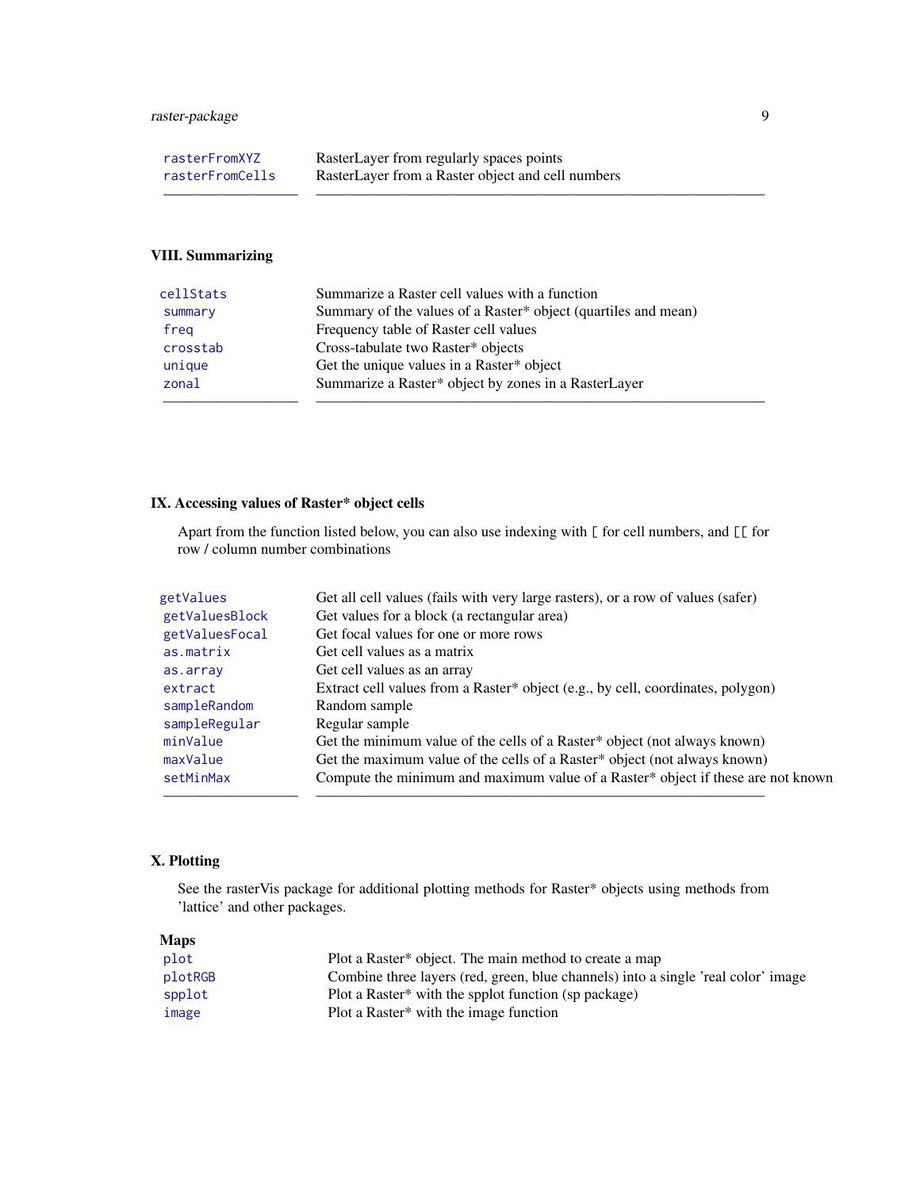| | |
|---|---|
| rasterFromXYZ | RasterLayer from regularly spaces points |
| rasterFromCells | RasterLayer from a Raster object and cell numbers |

### VIII. Summarizing

| | |
|---|---|
| cellStats | Summarize a Raster cell values with a function |
| summary | Summary of the values of a Raster* object (quartiles and mean) |
| freq | Frequency table of Raster cell values |
| crosstab | Cross-tabulate two Raster* objects |
| unique | Get the unique values in a Raster* object |
| zonal | Summarize a Raster* object by zones in a RasterLayer |

### IX. Accessing values of Raster* object cells

Apart from the function listed below, you can also use indexing with `[` for cell numbers, and `[[` for row / column number combinations

| | |
|---|---|
| getValues | Get all cell values (fails with very large rasters), or a row of values (safer) |
| getValuesBlock | Get values for a block (a rectangular area) |
| getValuesFocal | Get focal values for one or more rows |
| as.matrix | Get cell values as a matrix |
| as.array | Get cell values as an array |
| extract | Extract cell values from a Raster* object (e.g., by cell, coordinates, polygon) |
| sampleRandom | Random sample |
| sampleRegular | Regular sample |
| minValue | Get the minimum value of the cells of a Raster* object (not always known) |
| maxValue | Get the maximum value of the cells of a Raster* object (not always known) |
| setMinMax | Compute the minimum and maximum value of a Raster* object if these are not known |

### X. Plotting

See the rasterVis package for additional plotting methods for Raster* objects using methods from 'lattice' and other packages.

**Maps**

| | |
|---|---|
| plot | Plot a Raster* object. The main method to create a map |
| plotRGB | Combine three layers (red, green, blue channels) into a single 'real color' image |
| spplot | Plot a Raster* with the spplot function (sp package) |
| image | Plot a Raster* with the image function |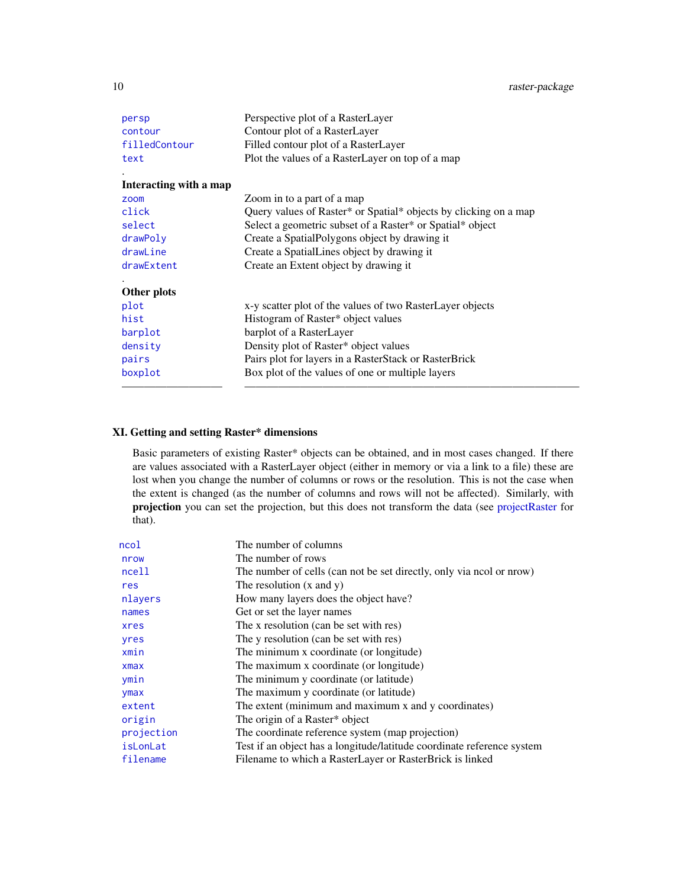| | |
|---|---|
| `persp` | Perspective plot of a RasterLayer |
| `contour` | Contour plot of a RasterLayer |
| `filledContour` | Filled contour plot of a RasterLayer |
| `text` | Plot the values of a RasterLayer on top of a map |
| . | |
| **Interacting with a map** | |
| `zoom` | Zoom in to a part of a map |
| `click` | Query values of Raster* or Spatial* objects by clicking on a map |
| `select` | Select a geometric subset of a Raster* or Spatial* object |
| `drawPoly` | Create a SpatialPolygons object by drawing it |
| `drawLine` | Create a SpatialLines object by drawing it |
| `drawExtent` | Create an Extent object by drawing it |
| . | |
| **Other plots** | |
| `plot` | x-y scatter plot of the values of two RasterLayer objects |
| `hist` | Histogram of Raster* object values |
| `barplot` | barplot of a RasterLayer |
| `density` | Density plot of Raster* object values |
| `pairs` | Pairs plot for layers in a RasterStack or RasterBrick |
| `boxplot` | Box plot of the values of one or multiple layers |

### XI. Getting and setting Raster* dimensions

Basic parameters of existing Raster* objects can be obtained, and in most cases changed. If there are values associated with a RasterLayer object (either in memory or via a link to a file) these are lost when you change the number of columns or rows or the resolution. This is not the case when the extent is changed (as the number of columns and rows will not be affected). Similarly, with **projection** you can set the projection, but this does not transform the data (see projectRaster for that).

| | |
|---|---|
| `ncol` | The number of columns |
| `nrow` | The number of rows |
| `ncell` | The number of cells (can not be set directly, only via ncol or nrow) |
| `res` | The resolution (x and y) |
| `nlayers` | How many layers does the object have? |
| `names` | Get or set the layer names |
| `xres` | The x resolution (can be set with res) |
| `yres` | The y resolution (can be set with res) |
| `xmin` | The minimum x coordinate (or longitude) |
| `xmax` | The maximum x coordinate (or longitude) |
| `ymin` | The minimum y coordinate (or latitude) |
| `ymax` | The maximum y coordinate (or latitude) |
| `extent` | The extent (minimum and maximum x and y coordinates) |
| `origin` | The origin of a Raster* object |
| `projection` | The coordinate reference system (map projection) |
| `isLonLat` | Test if an object has a longitude/latitude coordinate reference system |
| `filename` | Filename to which a RasterLayer or RasterBrick is linked |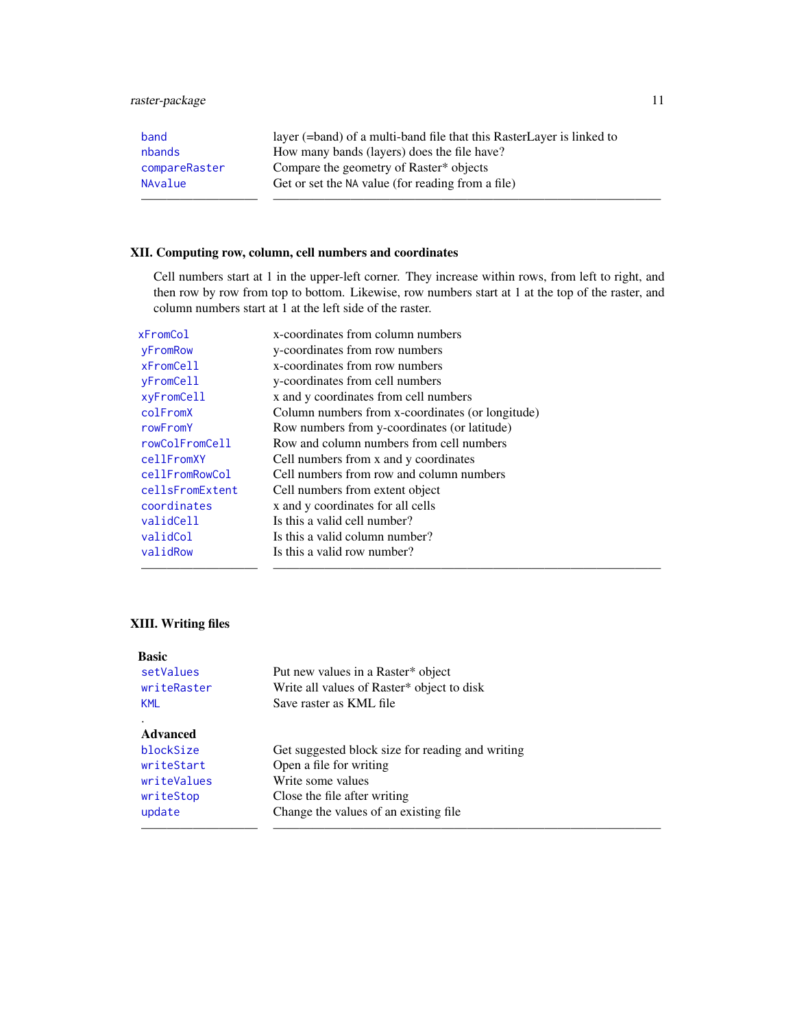| | |
|---|---|
| `band` | layer (=band) of a multi-band file that this RasterLayer is linked to |
| `nbands` | How many bands (layers) does the file have? |
| `compareRaster` | Compare the geometry of Raster* objects |
| `NAvalue` | Get or set the `NA` value (for reading from a file) |

### XII. Computing row, column, cell numbers and coordinates

Cell numbers start at 1 in the upper-left corner. They increase within rows, from left to right, and then row by row from top to bottom. Likewise, row numbers start at 1 at the top of the raster, and column numbers start at 1 at the left side of the raster.

| | |
|---|---|
| `xFromCol` | x-coordinates from column numbers |
| `yFromRow` | y-coordinates from row numbers |
| `xFromCell` | x-coordinates from row numbers |
| `yFromCell` | y-coordinates from cell numbers |
| `xyFromCell` | x and y coordinates from cell numbers |
| `colFromX` | Column numbers from x-coordinates (or longitude) |
| `rowFromY` | Row numbers from y-coordinates (or latitude) |
| `rowColFromCell` | Row and column numbers from cell numbers |
| `cellFromXY` | Cell numbers from x and y coordinates |
| `cellFromRowCol` | Cell numbers from row and column numbers |
| `cellsFromExtent` | Cell numbers from extent object |
| `coordinates` | x and y coordinates for all cells |
| `validCell` | Is this a valid cell number? |
| `validCol` | Is this a valid column number? |
| `validRow` | Is this a valid row number? |

### XIII. Writing files

| | |
|---|---|
| **Basic** | |
| `setValues` | Put new values in a Raster* object |
| `writeRaster` | Write all values of Raster* object to disk |
| `KML` | Save raster as KML file |
| . | |
| **Advanced** | |
| `blockSize` | Get suggested block size for reading and writing |
| `writeStart` | Open a file for writing |
| `writeValues` | Write some values |
| `writeStop` | Close the file after writing |
| `update` | Change the values of an existing file |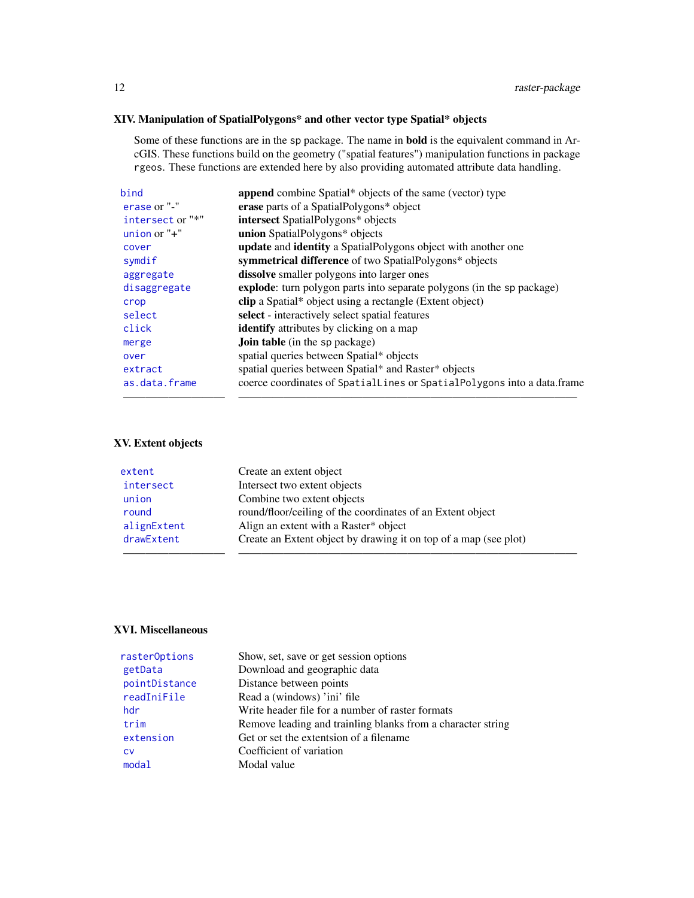### XIV. Manipulation of SpatialPolygons* and other vector type Spatial* objects

Some of these functions are in the sp package. The name in **bold** is the equivalent command in ArcGIS. These functions build on the geometry ("spatial features") manipulation functions in package rgeos. These functions are extended here by also providing automated attribute data handling.

| | |
|---|---|
| `bind` | **append** combine Spatial* objects of the same (vector) type |
| `erase` or "-" | **erase** parts of a SpatialPolygons* object |
| `intersect` or "*" | **intersect** SpatialPolygons* objects |
| `union` or "+" | **union** SpatialPolygons* objects |
| `cover` | **update** and **identity** a SpatialPolygons object with another one |
| `symdif` | **symmetrical difference** of two SpatialPolygons* objects |
| `aggregate` | **dissolve** smaller polygons into larger ones |
| `disaggregate` | **explode**: turn polygon parts into separate polygons (in the sp package) |
| `crop` | **clip** a Spatial* object using a rectangle (Extent object) |
| `select` | **select** - interactively select spatial features |
| `click` | **identify** attributes by clicking on a map |
| `merge` | **Join table** (in the sp package) |
| `over` | spatial queries between Spatial* objects |
| `extract` | spatial queries between Spatial* and Raster* objects |
| `as.data.frame` | coerce coordinates of `SpatialLines` or `SpatialPolygons` into a data.frame |

### XV. Extent objects

| | |
|---|---|
| `extent` | Create an extent object |
| `intersect` | Intersect two extent objects |
| `union` | Combine two extent objects |
| `round` | round/floor/ceiling of the coordinates of an Extent object |
| `alignExtent` | Align an extent with a Raster* object |
| `drawExtent` | Create an Extent object by drawing it on top of a map (see plot) |

### XVI. Miscellaneous

| | |
|---|---|
| `rasterOptions` | Show, set, save or get session options |
| `getData` | Download and geographic data |
| `pointDistance` | Distance between points |
| `readIniFile` | Read a (windows) 'ini' file |
| `hdr` | Write header file for a number of raster formats |
| `trim` | Remove leading and trainling blanks from a character string |
| `extension` | Get or set the extentsion of a filename |
| `cv` | Coefficient of variation |
| `modal` | Modal value |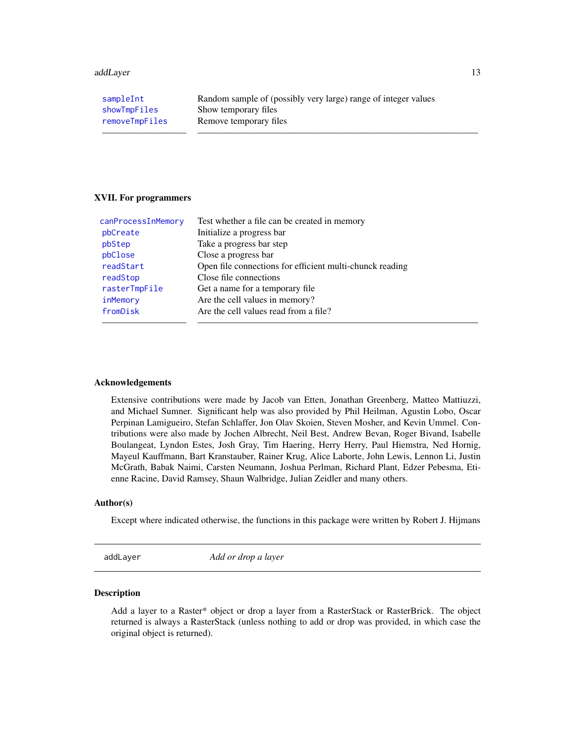| | |
|---|---|
| sampleInt | Random sample of (possibly very large) range of integer values |
| showTmpFiles | Show temporary files |
| removeTmpFiles | Remove temporary files |

### XVII. For programmers

| | |
|---|---|
| canProcessInMemory | Test whether a file can be created in memory |
| pbCreate | Initialize a progress bar |
| pbStep | Take a progress bar step |
| pbClose | Close a progress bar |
| readStart | Open file connections for efficient multi-chunck reading |
| readStop | Close file connections |
| rasterTmpFile | Get a name for a temporary file |
| inMemory | Are the cell values in memory? |
| fromDisk | Are the cell values read from a file? |

### Acknowledgements

Extensive contributions were made by Jacob van Etten, Jonathan Greenberg, Matteo Mattiuzzi, and Michael Sumner. Significant help was also provided by Phil Heilman, Agustin Lobo, Oscar Perpinan Lamigueiro, Stefan Schlaffer, Jon Olav Skoien, Steven Mosher, and Kevin Ummel. Contributions were also made by Jochen Albrecht, Neil Best, Andrew Bevan, Roger Bivand, Isabelle Boulangeat, Lyndon Estes, Josh Gray, Tim Haering, Herry Herry, Paul Hiemstra, Ned Hornig, Mayeul Kauffmann, Bart Kranstauber, Rainer Krug, Alice Laborte, John Lewis, Lennon Li, Justin McGrath, Babak Naimi, Carsten Neumann, Joshua Perlman, Richard Plant, Edzer Pebesma, Etienne Racine, David Ramsey, Shaun Walbridge, Julian Zeidler and many others.

### Author(s)

Except where indicated otherwise, the functions in this package were written by Robert J. Hijmans

---

## addLayer &nbsp;&nbsp;&nbsp; *Add or drop a layer*

---

### Description

Add a layer to a Raster* object or drop a layer from a RasterStack or RasterBrick. The object returned is always a RasterStack (unless nothing to add or drop was provided, in which case the original object is returned).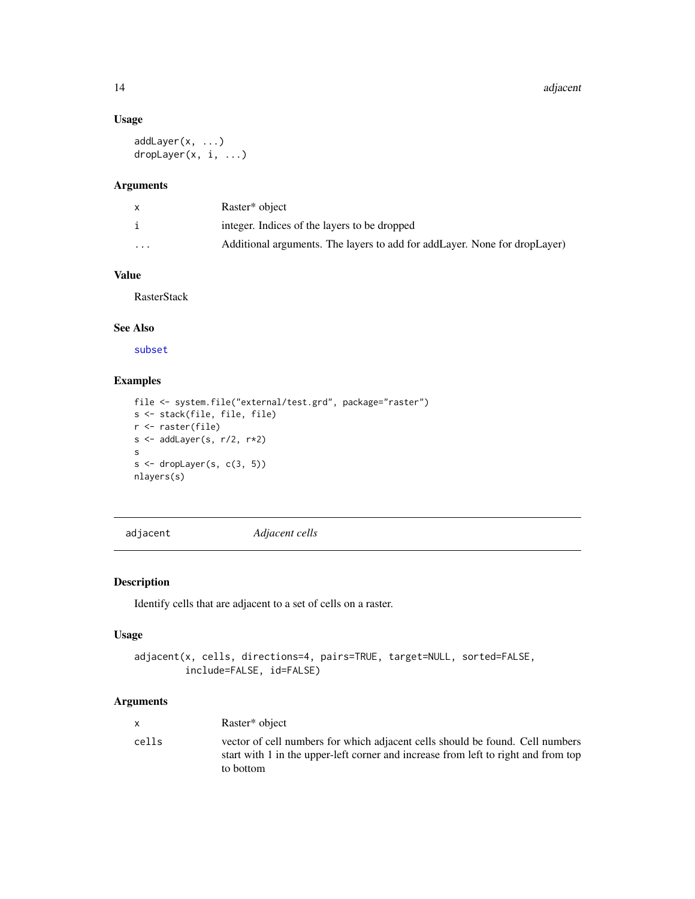### Usage

```
addLayer(x, ...)
dropLayer(x, i, ...)
```

### Arguments

| | |
|---|---|
| x | Raster* object |
| i | integer. Indices of the layers to be dropped |
| ... | Additional arguments. The layers to add for addLayer. None for dropLayer) |

### Value

RasterStack

### See Also

subset

### Examples

```
file <- system.file("external/test.grd", package="raster")
s <- stack(file, file, file)
r <- raster(file)
s <- addLayer(s, r/2, r*2)
s
s <- dropLayer(s, c(3, 5))
nlayers(s)
```

---

## adjacent    *Adjacent cells*

---

### Description

Identify cells that are adjacent to a set of cells on a raster.

### Usage

```
adjacent(x, cells, directions=4, pairs=TRUE, target=NULL, sorted=FALSE,
         include=FALSE, id=FALSE)
```

### Arguments

| | |
|---|---|
| x | Raster* object |
| cells | vector of cell numbers for which adjacent cells should be found. Cell numbers start with 1 in the upper-left corner and increase from left to right and from top to bottom |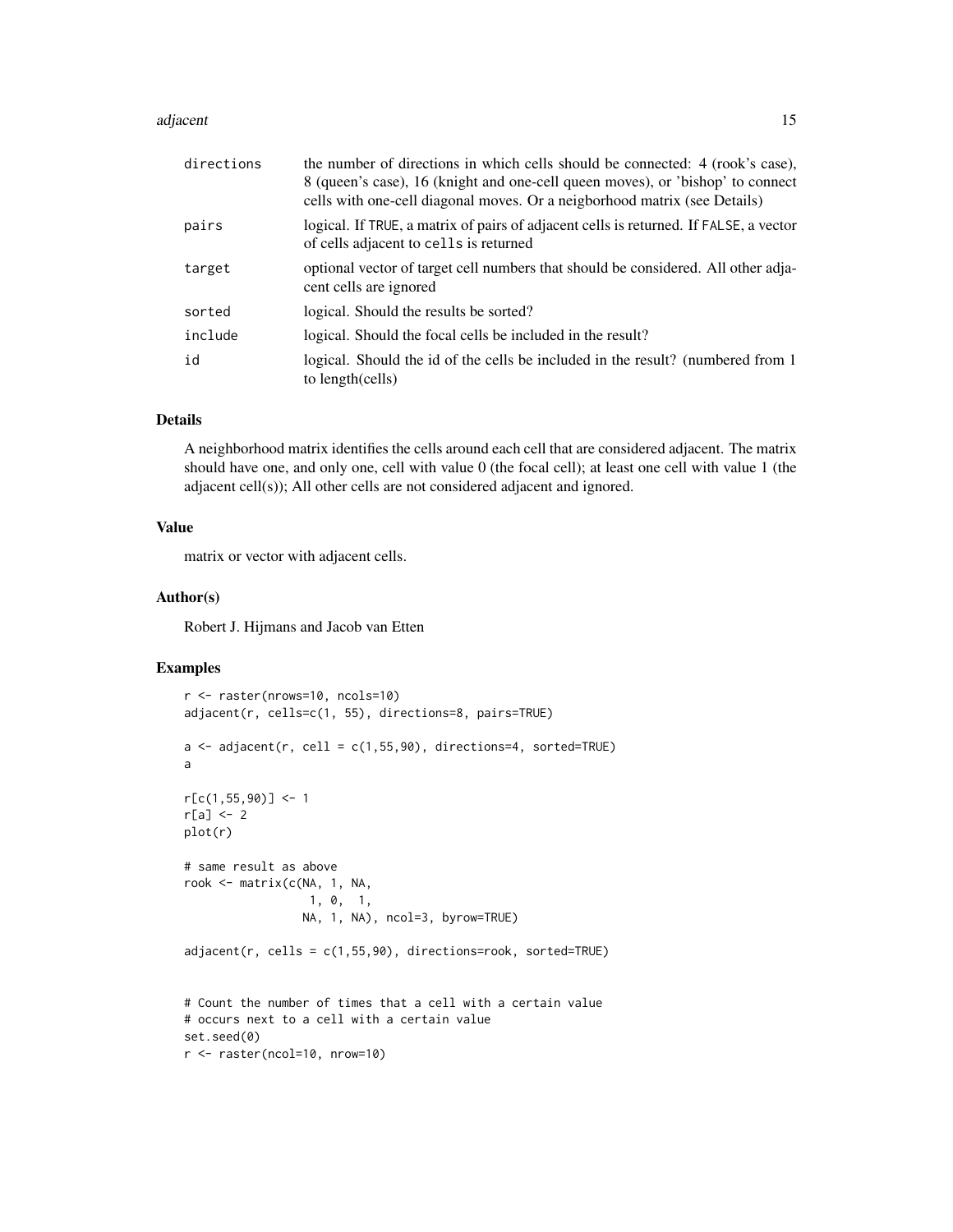| | |
|---|---|
| directions | the number of directions in which cells should be connected: 4 (rook's case), 8 (queen's case), 16 (knight and one-cell queen moves), or 'bishop' to connect cells with one-cell diagonal moves. Or a neigborhood matrix (see Details) |
| pairs | logical. If TRUE, a matrix of pairs of adjacent cells is returned. If FALSE, a vector of cells adjacent to cells is returned |
| target | optional vector of target cell numbers that should be considered. All other adjacent cells are ignored |
| sorted | logical. Should the results be sorted? |
| include | logical. Should the focal cells be included in the result? |
| id | logical. Should the id of the cells be included in the result? (numbered from 1 to length(cells) |

### Details

A neighborhood matrix identifies the cells around each cell that are considered adjacent. The matrix should have one, and only one, cell with value 0 (the focal cell); at least one cell with value 1 (the adjacent cell(s)); All other cells are not considered adjacent and ignored.

### Value

matrix or vector with adjacent cells.

### Author(s)

Robert J. Hijmans and Jacob van Etten

### Examples

```
r <- raster(nrows=10, ncols=10)
adjacent(r, cells=c(1, 55), directions=8, pairs=TRUE)

a <- adjacent(r, cell = c(1,55,90), directions=4, sorted=TRUE)
a

r[c(1,55,90)] <- 1
r[a] <- 2
plot(r)

# same result as above
rook <- matrix(c(NA, 1, NA,
                  1, 0,  1,
                 NA, 1, NA), ncol=3, byrow=TRUE)

adjacent(r, cells = c(1,55,90), directions=rook, sorted=TRUE)


# Count the number of times that a cell with a certain value
# occurs next to a cell with a certain value
set.seed(0)
r <- raster(ncol=10, nrow=10)
```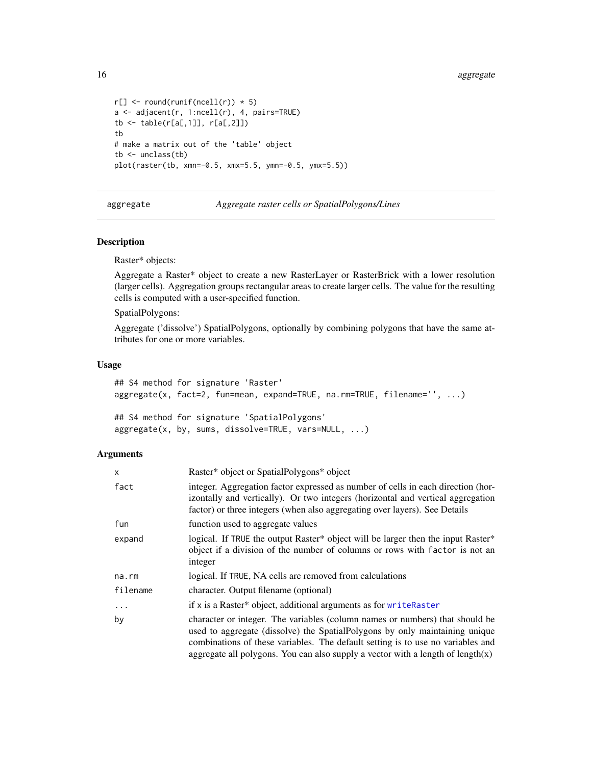```
r[] <- round(runif(ncell(r)) * 5)
a <- adjacent(r, 1:ncell(r), 4, pairs=TRUE)
tb <- table(r[a[,1]], r[a[,2]])
tb
# make a matrix out of the 'table' object
tb <- unclass(tb)
plot(raster(tb, xmn=-0.5, xmx=5.5, ymn=-0.5, ymx=5.5))
```

---

## aggregate — *Aggregate raster cells or SpatialPolygons/Lines*

### Description

Raster* objects:

Aggregate a Raster* object to create a new RasterLayer or RasterBrick with a lower resolution (larger cells). Aggregation groups rectangular areas to create larger cells. The value for the resulting cells is computed with a user-specified function.

SpatialPolygons:

Aggregate ('dissolve') SpatialPolygons, optionally by combining polygons that have the same attributes for one or more variables.

### Usage

```
## S4 method for signature 'Raster'
aggregate(x, fact=2, fun=mean, expand=TRUE, na.rm=TRUE, filename='', ...)

## S4 method for signature 'SpatialPolygons'
aggregate(x, by, sums, dissolve=TRUE, vars=NULL, ...)
```

### Arguments

| | |
|---|---|
| `x` | Raster* object or SpatialPolygons* object |
| `fact` | integer. Aggregation factor expressed as number of cells in each direction (horizontally and vertically). Or two integers (horizontal and vertical aggregation factor) or three integers (when also aggregating over layers). See Details |
| `fun` | function used to aggregate values |
| `expand` | logical. If `TRUE` the output Raster* object will be larger then the input Raster* object if a division of the number of columns or rows with `factor` is not an integer |
| `na.rm` | logical. If `TRUE`, NA cells are removed from calculations |
| `filename` | character. Output filename (optional) |
| `...` | if `x` is a Raster* object, additional arguments as for `writeRaster` |
| `by` | character or integer. The variables (column names or numbers) that should be used to aggregate (dissolve) the SpatialPolygons by only maintaining unique combinations of these variables. The default setting is to use no variables and aggregate all polygons. You can also supply a vector with a length of length(x) |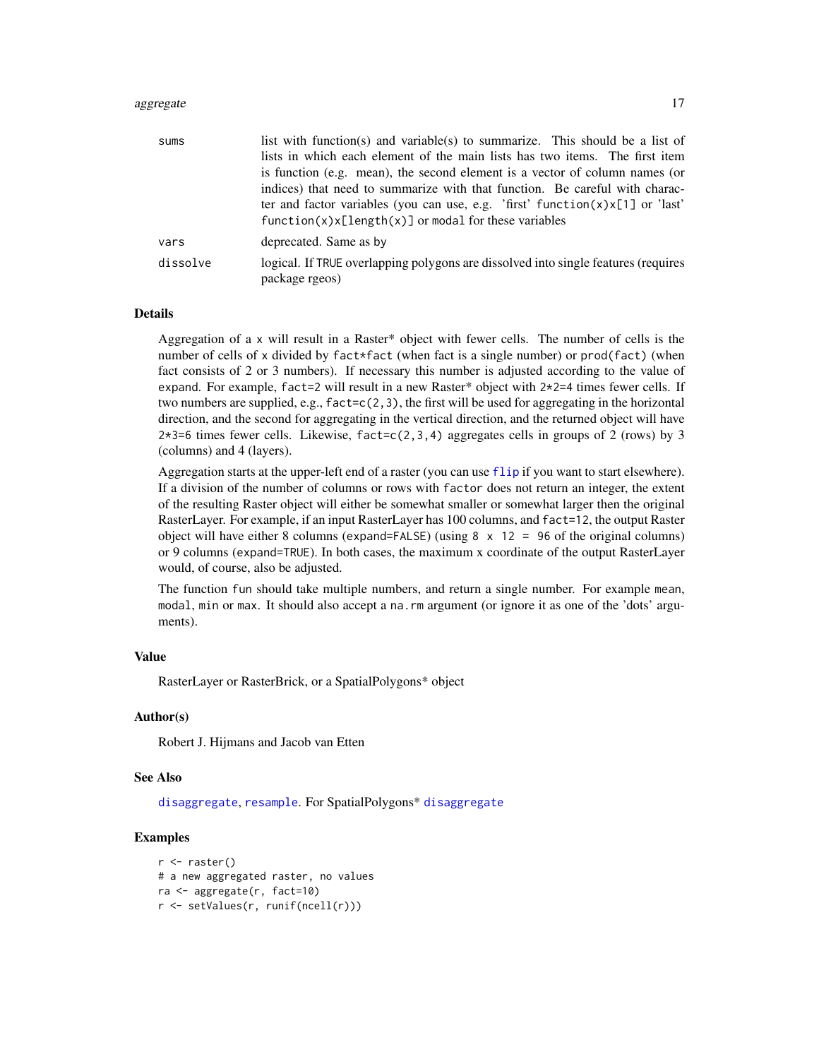| | |
|---|---|
| sums | list with function(s) and variable(s) to summarize. This should be a list of lists in which each element of the main lists has two items. The first item is function (e.g. mean), the second element is a vector of column names (or indices) that need to summarize with that function. Be careful with character and factor variables (you can use, e.g. 'first' `function(x)x[1]` or 'last' `function(x)x[length(x)]` or `modal` for these variables |
| vars | deprecated. Same as by |
| dissolve | logical. If TRUE overlapping polygons are dissolved into single features (requires package rgeos) |

## Details

Aggregation of a x will result in a Raster* object with fewer cells. The number of cells is the number of cells of x divided by `fact*fact` (when fact is a single number) or `prod(fact)` (when fact consists of 2 or 3 numbers). If necessary this number is adjusted according to the value of `expand`. For example, `fact=2` will result in a new Raster* object with `2*2=4` times fewer cells. If two numbers are supplied, e.g., `fact=c(2,3)`, the first will be used for aggregating in the horizontal direction, and the second for aggregating in the vertical direction, and the returned object will have `2*3=6` times fewer cells. Likewise, `fact=c(2,3,4)` aggregates cells in groups of 2 (rows) by 3 (columns) and 4 (layers).

Aggregation starts at the upper-left end of a raster (you can use `flip` if you want to start elsewhere). If a division of the number of columns or rows with `factor` does not return an integer, the extent of the resulting Raster object will either be somewhat smaller or somewhat larger then the original RasterLayer. For example, if an input RasterLayer has 100 columns, and `fact=12`, the output Raster object will have either 8 columns (`expand=FALSE`) (using `8 x 12 = 96` of the original columns) or 9 columns (`expand=TRUE`). In both cases, the maximum x coordinate of the output RasterLayer would, of course, also be adjusted.

The function fun should take multiple numbers, and return a single number. For example `mean`, `modal`, `min` or `max`. It should also accept a `na.rm` argument (or ignore it as one of the 'dots' arguments).

## Value

RasterLayer or RasterBrick, or a SpatialPolygons* object

## Author(s)

Robert J. Hijmans and Jacob van Etten

## See Also

`disaggregate`, `resample`. For SpatialPolygons* `disaggregate`

## Examples

```
r <- raster()
# a new aggregated raster, no values
ra <- aggregate(r, fact=10)
r <- setValues(r, runif(ncell(r)))
```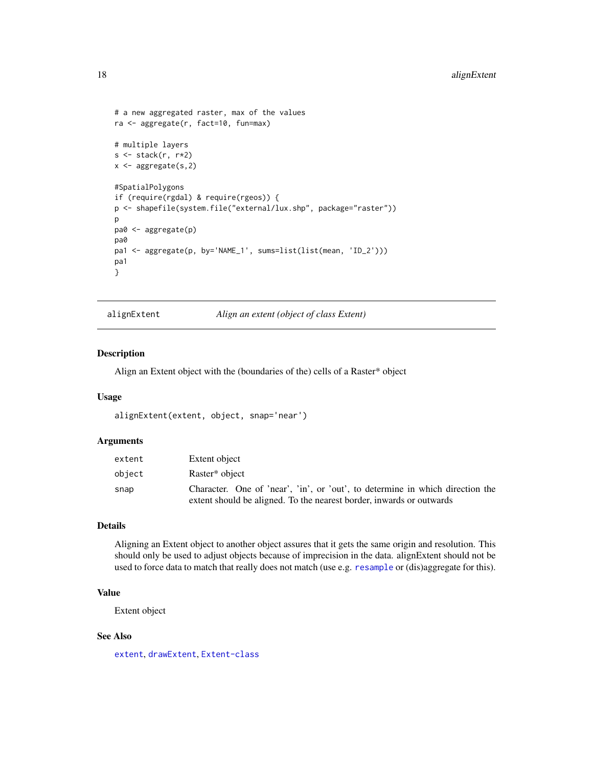```
# a new aggregated raster, max of the values
ra <- aggregate(r, fact=10, fun=max)

# multiple layers
s <- stack(r, r*2)
x <- aggregate(s,2)

#SpatialPolygons
if (require(rgdal) & require(rgeos)) {
p <- shapefile(system.file("external/lux.shp", package="raster"))
p
pa0 <- aggregate(p)
pa0
pa1 <- aggregate(p, by='NAME_1', sums=list(list(mean, 'ID_2')))
pa1
}
```

## alignExtent — *Align an extent (object of class Extent)*

### Description

Align an Extent object with the (boundaries of the) cells of a Raster* object

### Usage

```
alignExtent(extent, object, snap='near')
```

### Arguments

| | |
|---|---|
| extent | Extent object |
| object | Raster* object |
| snap | Character. One of 'near', 'in', or 'out', to determine in which direction the extent should be aligned. To the nearest border, inwards or outwards |

### Details

Aligning an Extent object to another object assures that it gets the same origin and resolution. This should only be used to adjust objects because of imprecision in the data. alignExtent should not be used to force data to match that really does not match (use e.g. `resample` or (dis)aggregate for this).

### Value

Extent object

### See Also

`extent`, `drawExtent`, `Extent-class`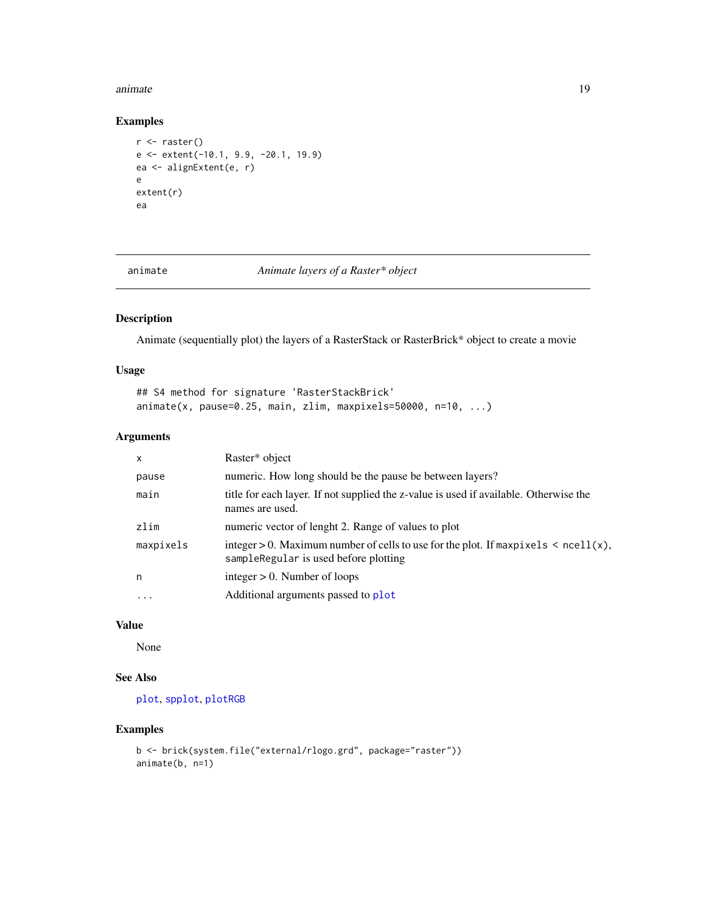## Examples

```
r <- raster()
e <- extent(-10.1, 9.9, -20.1, 19.9)
ea <- alignExtent(e, r)
e
extent(r)
ea
```

---

# animate — *Animate layers of a Raster* object*

## Description

Animate (sequentially plot) the layers of a RasterStack or RasterBrick* object to create a movie

## Usage

```
## S4 method for signature 'RasterStackBrick'
animate(x, pause=0.25, main, zlim, maxpixels=50000, n=10, ...)
```

## Arguments

| | |
|---|---|
| `x` | Raster* object |
| `pause` | numeric. How long should be the pause be between layers? |
| `main` | title for each layer. If not supplied the z-value is used if available. Otherwise the names are used. |
| `zlim` | numeric vector of lenght 2. Range of values to plot |
| `maxpixels` | integer > 0. Maximum number of cells to use for the plot. If `maxpixels < ncell(x)`, `sampleRegular` is used before plotting |
| `n` | integer > 0. Number of loops |
| `...` | Additional arguments passed to `plot` |

## Value

None

## See Also

`plot`, `spplot`, `plotRGB`

## Examples

```
b <- brick(system.file("external/rlogo.grd", package="raster"))
animate(b, n=1)
```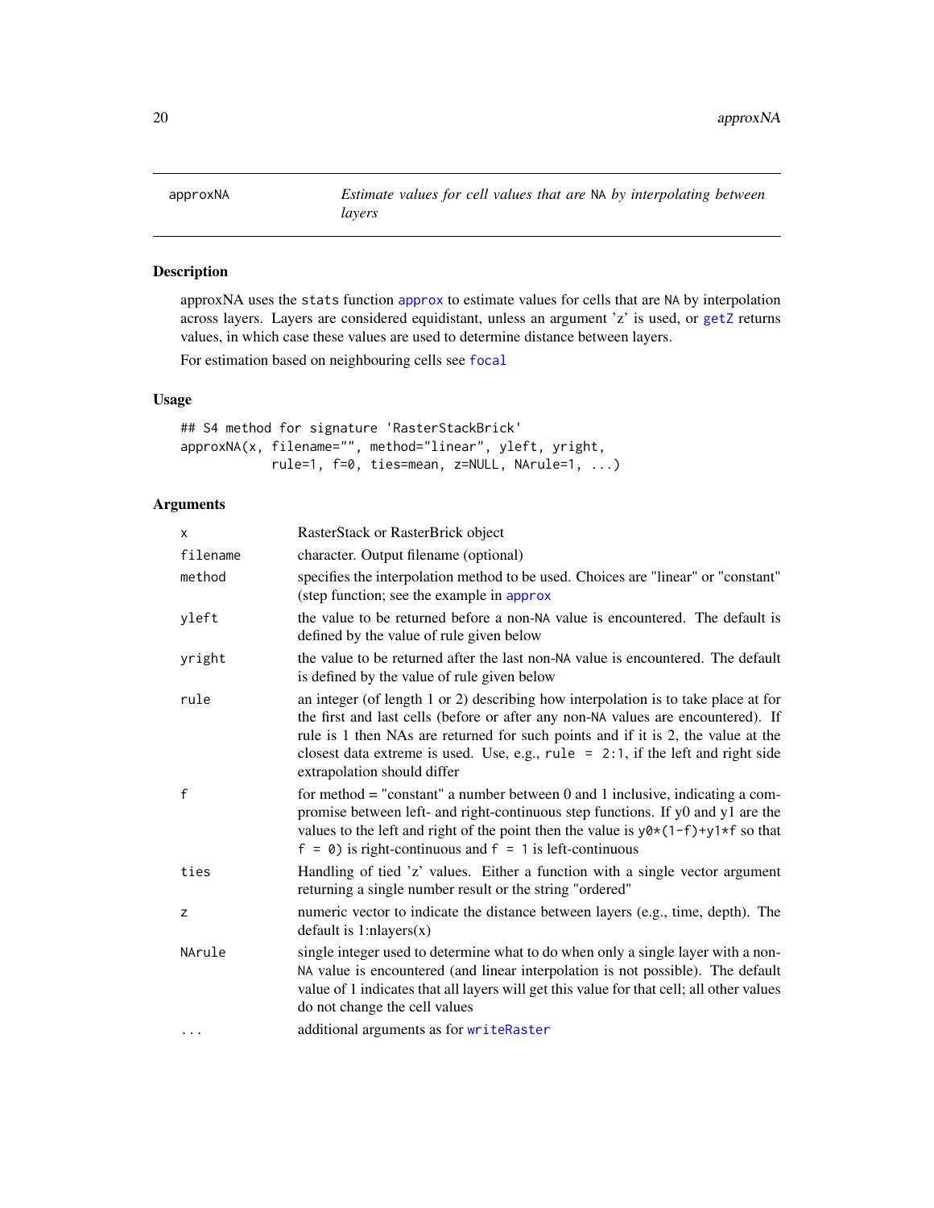# approxNA

*Estimate values for cell values that are NA by interpolating between layers*

## Description

approxNA uses the stats function approx to estimate values for cells that are NA by interpolation across layers. Layers are considered equidistant, unless an argument 'z' is used, or getZ returns values, in which case these values are used to determine distance between layers.

For estimation based on neighbouring cells see focal

## Usage

```
## S4 method for signature 'RasterStackBrick'
approxNA(x, filename="", method="linear", yleft, yright,
         rule=1, f=0, ties=mean, z=NULL, NArule=1, ...)
```

## Arguments

| Argument | Description |
|---|---|
| x | RasterStack or RasterBrick object |
| filename | character. Output filename (optional) |
| method | specifies the interpolation method to be used. Choices are "linear" or "constant" (step function; see the example in approx |
| yleft | the value to be returned before a non-NA value is encountered. The default is defined by the value of rule given below |
| yright | the value to be returned after the last non-NA value is encountered. The default is defined by the value of rule given below |
| rule | an integer (of length 1 or 2) describing how interpolation is to take place at for the first and last cells (before or after any non-NA values are encountered). If rule is 1 then NAs are returned for such points and if it is 2, the value at the closest data extreme is used. Use, e.g., `rule = 2:1`, if the left and right side extrapolation should differ |
| f | for method = "constant" a number between 0 and 1 inclusive, indicating a compromise between left- and right-continuous step functions. If y0 and y1 are the values to the left and right of the point then the value is `y0*(1-f)+y1*f` so that `f = 0`) is right-continuous and `f = 1` is left-continuous |
| ties | Handling of tied 'z' values. Either a function with a single vector argument returning a single number result or the string "ordered" |
| z | numeric vector to indicate the distance between layers (e.g., time, depth). The default is 1:nlayers(x) |
| NArule | single integer used to determine what to do when only a single layer with a non-NA value is encountered (and linear interpolation is not possible). The default value of 1 indicates that all layers will get this value for that cell; all other values do not change the cell values |
| ... | additional arguments as for writeRaster |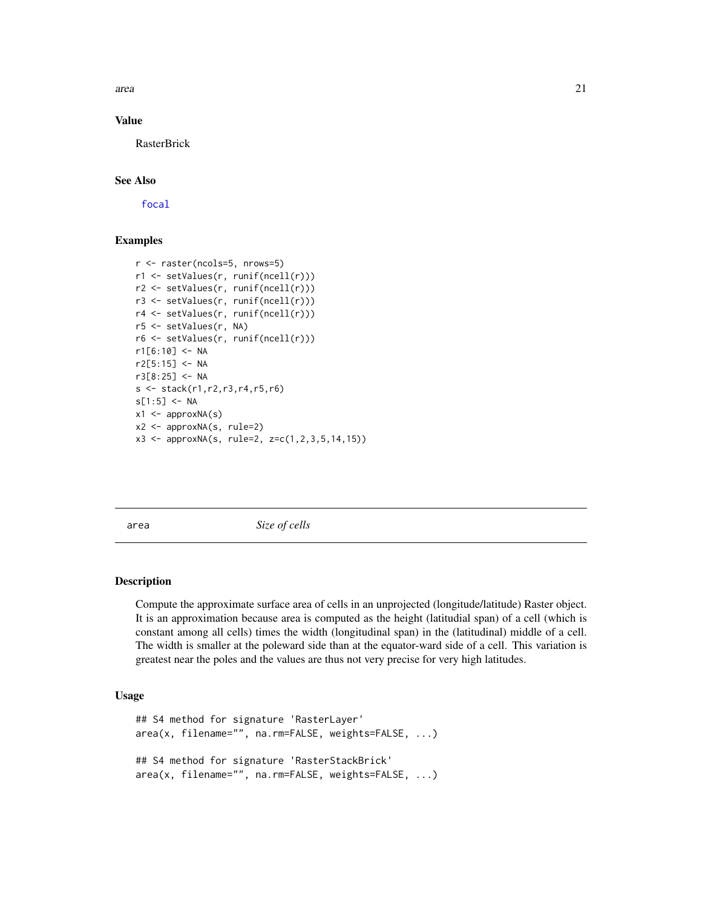### Value

RasterBrick

### See Also

focal

### Examples

```
r <- raster(ncols=5, nrows=5)
r1 <- setValues(r, runif(ncell(r)))
r2 <- setValues(r, runif(ncell(r)))
r3 <- setValues(r, runif(ncell(r)))
r4 <- setValues(r, runif(ncell(r)))
r5 <- setValues(r, NA)
r6 <- setValues(r, runif(ncell(r)))
r1[6:10] <- NA
r2[5:15] <- NA
r3[8:25] <- NA
s <- stack(r1,r2,r3,r4,r5,r6)
s[1:5] <- NA
x1 <- approxNA(s)
x2 <- approxNA(s, rule=2)
x3 <- approxNA(s, rule=2, z=c(1,2,3,5,14,15))
```

---

## area &nbsp;&nbsp;&nbsp;&nbsp; *Size of cells*

### Description

Compute the approximate surface area of cells in an unprojected (longitude/latitude) Raster object. It is an approximation because area is computed as the height (latitudial span) of a cell (which is constant among all cells) times the width (longitudinal span) in the (latitudinal) middle of a cell. The width is smaller at the poleward side than at the equator-ward side of a cell. This variation is greatest near the poles and the values are thus not very precise for very high latitudes.

### Usage

```
## S4 method for signature 'RasterLayer'
area(x, filename="", na.rm=FALSE, weights=FALSE, ...)

## S4 method for signature 'RasterStackBrick'
area(x, filename="", na.rm=FALSE, weights=FALSE, ...)
```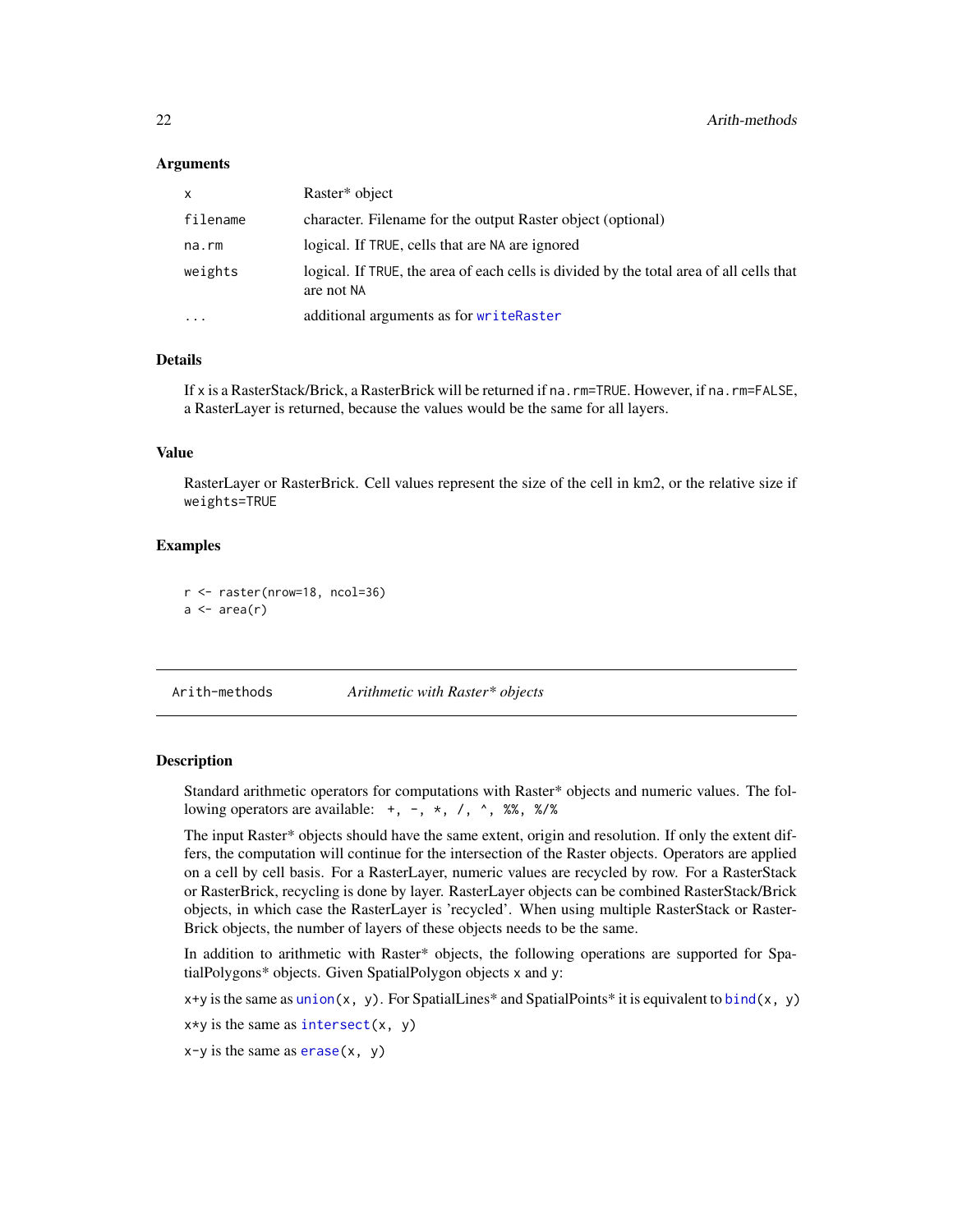### Arguments

| | |
|---|---|
| x | Raster* object |
| filename | character. Filename for the output Raster object (optional) |
| na.rm | logical. If TRUE, cells that are NA are ignored |
| weights | logical. If TRUE, the area of each cells is divided by the total area of all cells that are not NA |
| ... | additional arguments as for writeRaster |

### Details

If x is a RasterStack/Brick, a RasterBrick will be returned if na.rm=TRUE. However, if na.rm=FALSE, a RasterLayer is returned, because the values would be the same for all layers.

### Value

RasterLayer or RasterBrick. Cell values represent the size of the cell in km2, or the relative size if weights=TRUE

### Examples

```
r <- raster(nrow=18, ncol=36)
a <- area(r)
```

---

## Arith-methods    *Arithmetic with Raster* objects*

### Description

Standard arithmetic operators for computations with Raster* objects and numeric values. The following operators are available: `+, -, *, /, ^, %%, %/%`

The input Raster* objects should have the same extent, origin and resolution. If only the extent differs, the computation will continue for the intersection of the Raster objects. Operators are applied on a cell by cell basis. For a RasterLayer, numeric values are recycled by row. For a RasterStack or RasterBrick, recycling is done by layer. RasterLayer objects can be combined RasterStack/Brick objects, in which case the RasterLayer is 'recycled'. When using multiple RasterStack or RasterBrick objects, the number of layers of these objects needs to be the same.

In addition to arithmetic with Raster* objects, the following operations are supported for SpatialPolygons* objects. Given SpatialPolygon objects x and y:

x+y is the same as union(x, y). For SpatialLines* and SpatialPoints* it is equivalent to bind(x, y)

x*y is the same as intersect(x, y)

x-y is the same as erase(x, y)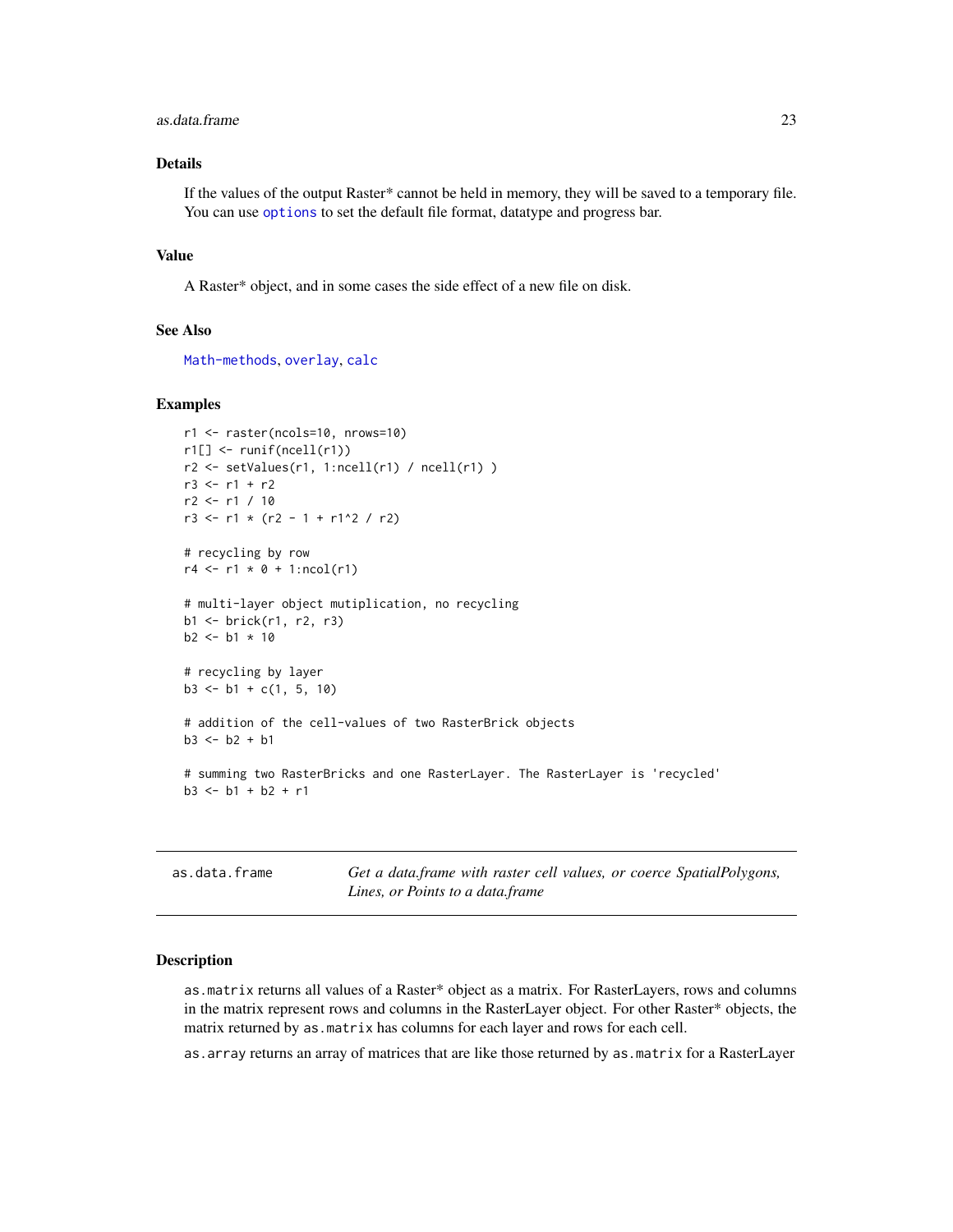### Details

If the values of the output Raster* cannot be held in memory, they will be saved to a temporary file. You can use `options` to set the default file format, datatype and progress bar.

### Value

A Raster* object, and in some cases the side effect of a new file on disk.

### See Also

`Math-methods`, `overlay`, `calc`

### Examples

```
r1 <- raster(ncols=10, nrows=10)
r1[] <- runif(ncell(r1))
r2 <- setValues(r1, 1:ncell(r1) / ncell(r1) )
r3 <- r1 + r2
r2 <- r1 / 10
r3 <- r1 * (r2 - 1 + r1^2 / r2)

# recycling by row
r4 <- r1 * 0 + 1:ncol(r1)

# multi-layer object mutiplication, no recycling
b1 <- brick(r1, r2, r3)
b2 <- b1 * 10

# recycling by layer
b3 <- b1 + c(1, 5, 10)

# addition of the cell-values of two RasterBrick objects
b3 <- b2 + b1

# summing two RasterBricks and one RasterLayer. The RasterLayer is 'recycled'
b3 <- b1 + b2 + r1
```

---

## as.data.frame

*Get a data.frame with raster cell values, or coerce SpatialPolygons, Lines, or Points to a data.frame*

---

### Description

`as.matrix` returns all values of a Raster* object as a matrix. For RasterLayers, rows and columns in the matrix represent rows and columns in the RasterLayer object. For other Raster* objects, the matrix returned by `as.matrix` has columns for each layer and rows for each cell.

`as.array` returns an array of matrices that are like those returned by `as.matrix` for a RasterLayer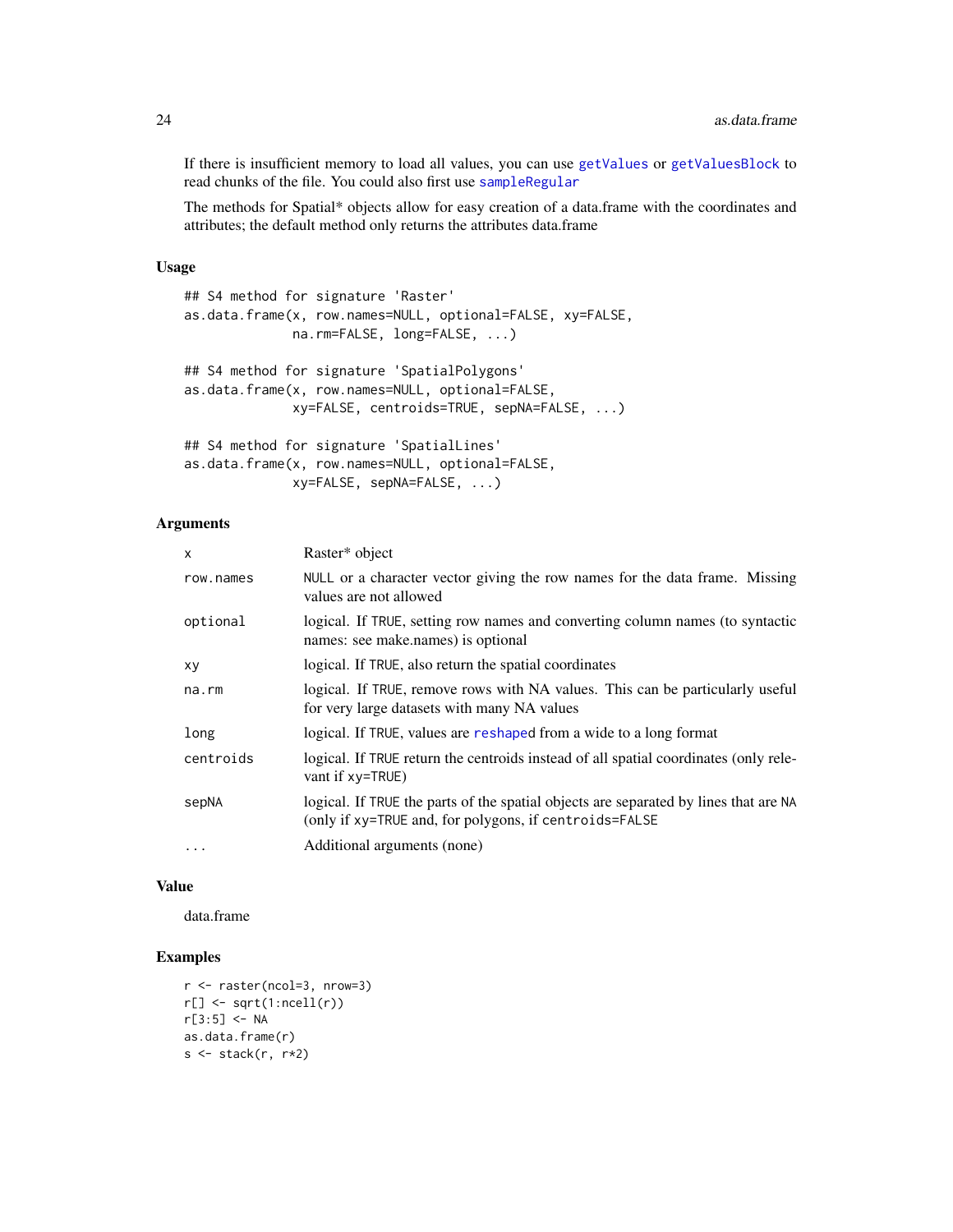If there is insufficient memory to load all values, you can use getValues or getValuesBlock to read chunks of the file. You could also first use sampleRegular

The methods for Spatial* objects allow for easy creation of a data.frame with the coordinates and attributes; the default method only returns the attributes data.frame

### Usage

```
## S4 method for signature 'Raster'
as.data.frame(x, row.names=NULL, optional=FALSE, xy=FALSE,
              na.rm=FALSE, long=FALSE, ...)

## S4 method for signature 'SpatialPolygons'
as.data.frame(x, row.names=NULL, optional=FALSE,
              xy=FALSE, centroids=TRUE, sepNA=FALSE, ...)

## S4 method for signature 'SpatialLines'
as.data.frame(x, row.names=NULL, optional=FALSE,
              xy=FALSE, sepNA=FALSE, ...)
```

### Arguments

| | |
|---|---|
| x | Raster* object |
| row.names | NULL or a character vector giving the row names for the data frame. Missing values are not allowed |
| optional | logical. If TRUE, setting row names and converting column names (to syntactic names: see make.names) is optional |
| xy | logical. If TRUE, also return the spatial coordinates |
| na.rm | logical. If TRUE, remove rows with NA values. This can be particularly useful for very large datasets with many NA values |
| long | logical. If TRUE, values are reshaped from a wide to a long format |
| centroids | logical. If TRUE return the centroids instead of all spatial coordinates (only relevant if xy=TRUE) |
| sepNA | logical. If TRUE the parts of the spatial objects are separated by lines that are NA (only if xy=TRUE and, for polygons, if centroids=FALSE |
| ... | Additional arguments (none) |

### Value

data.frame

### Examples

```
r <- raster(ncol=3, nrow=3)
r[] <- sqrt(1:ncell(r))
r[3:5] <- NA
as.data.frame(r)
s <- stack(r, r*2)
```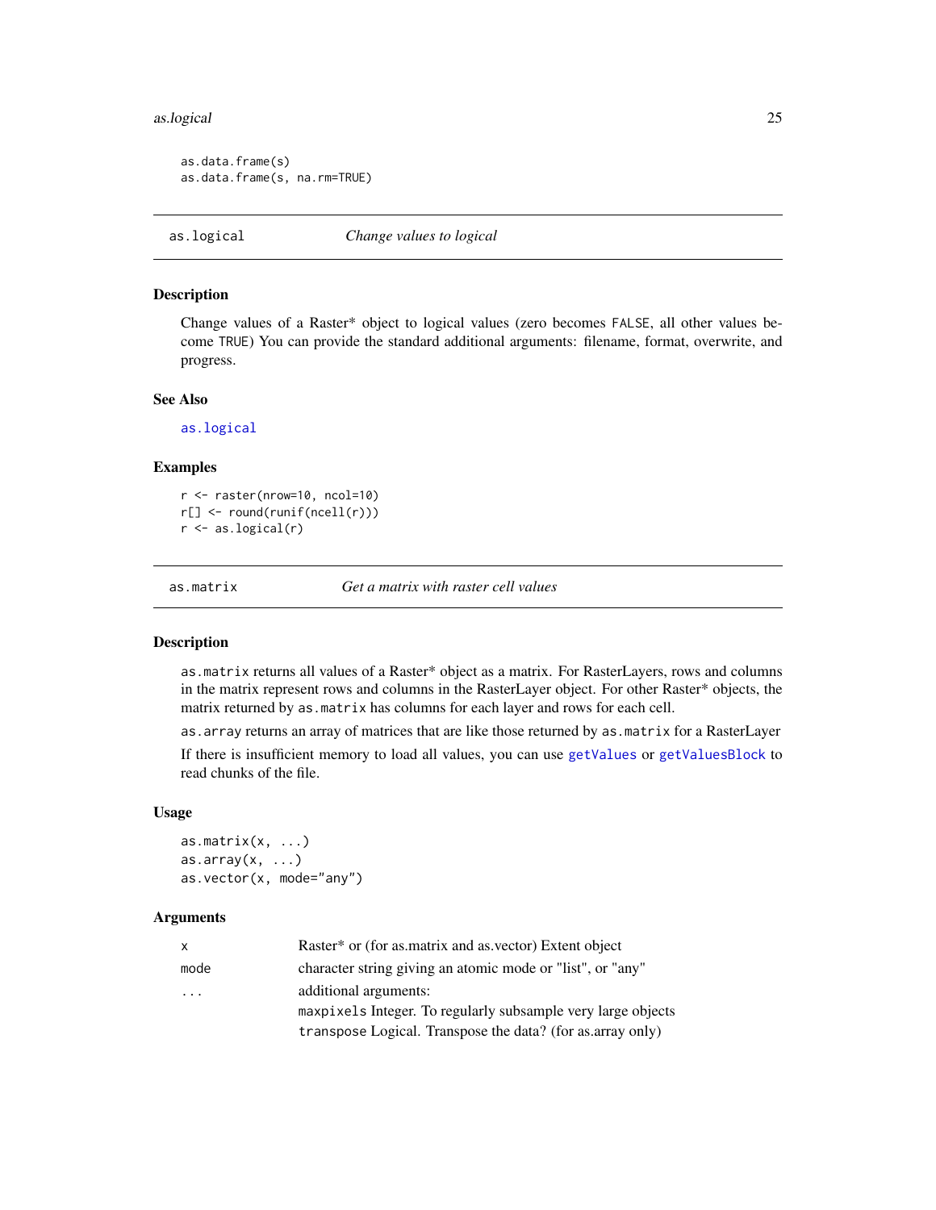```
as.data.frame(s)
as.data.frame(s, na.rm=TRUE)
```

---

## as.logical — *Change values to logical*

### Description

Change values of a Raster* object to logical values (zero becomes FALSE, all other values become TRUE) You can provide the standard additional arguments: filename, format, overwrite, and progress.

### See Also

as.logical

### Examples

```
r <- raster(nrow=10, ncol=10)
r[] <- round(runif(ncell(r)))
r <- as.logical(r)
```

---

## as.matrix — *Get a matrix with raster cell values*

### Description

as.matrix returns all values of a Raster* object as a matrix. For RasterLayers, rows and columns in the matrix represent rows and columns in the RasterLayer object. For other Raster* objects, the matrix returned by as.matrix has columns for each layer and rows for each cell.

as.array returns an array of matrices that are like those returned by as.matrix for a RasterLayer

If there is insufficient memory to load all values, you can use getValues or getValuesBlock to read chunks of the file.

### Usage

```
as.matrix(x, ...)
as.array(x, ...)
as.vector(x, mode="any")
```

### Arguments

| | |
|---|---|
| x | Raster* or (for as.matrix and as.vector) Extent object |
| mode | character string giving an atomic mode or "list", or "any" |
| ... | additional arguments:<br>maxpixels Integer. To regularly subsample very large objects<br>transpose Logical. Transpose the data? (for as.array only) |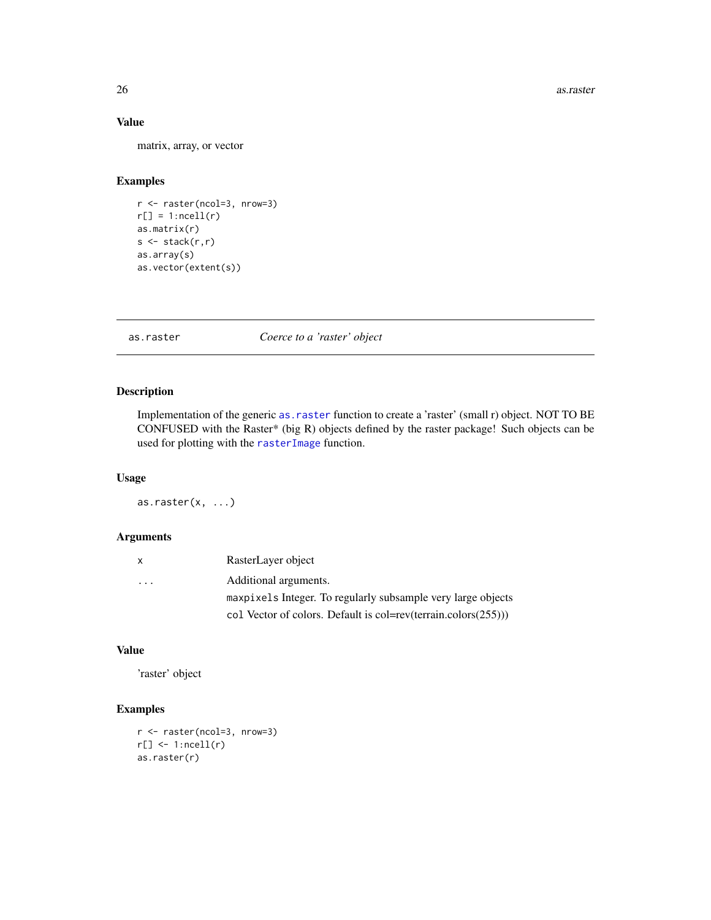### Value

matrix, array, or vector

### Examples

```
r <- raster(ncol=3, nrow=3)
r[] = 1:ncell(r)
as.matrix(r)
s <- stack(r,r)
as.array(s)
as.vector(extent(s))
```

---

## as.raster *Coerce to a 'raster' object*

---

### Description

Implementation of the generic `as.raster` function to create a 'raster' (small r) object. NOT TO BE CONFUSED with the Raster* (big R) objects defined by the raster package! Such objects can be used for plotting with the `rasterImage` function.

### Usage

```
as.raster(x, ...)
```

### Arguments

| | |
|---|---|
| `x` | RasterLayer object |
| `...` | Additional arguments. |
| | `maxpixels` Integer. To regularly subsample very large objects |
| | `col` Vector of colors. Default is col=rev(terrain.colors(255))) |

### Value

'raster' object

### Examples

```
r <- raster(ncol=3, nrow=3)
r[] <- 1:ncell(r)
as.raster(r)
```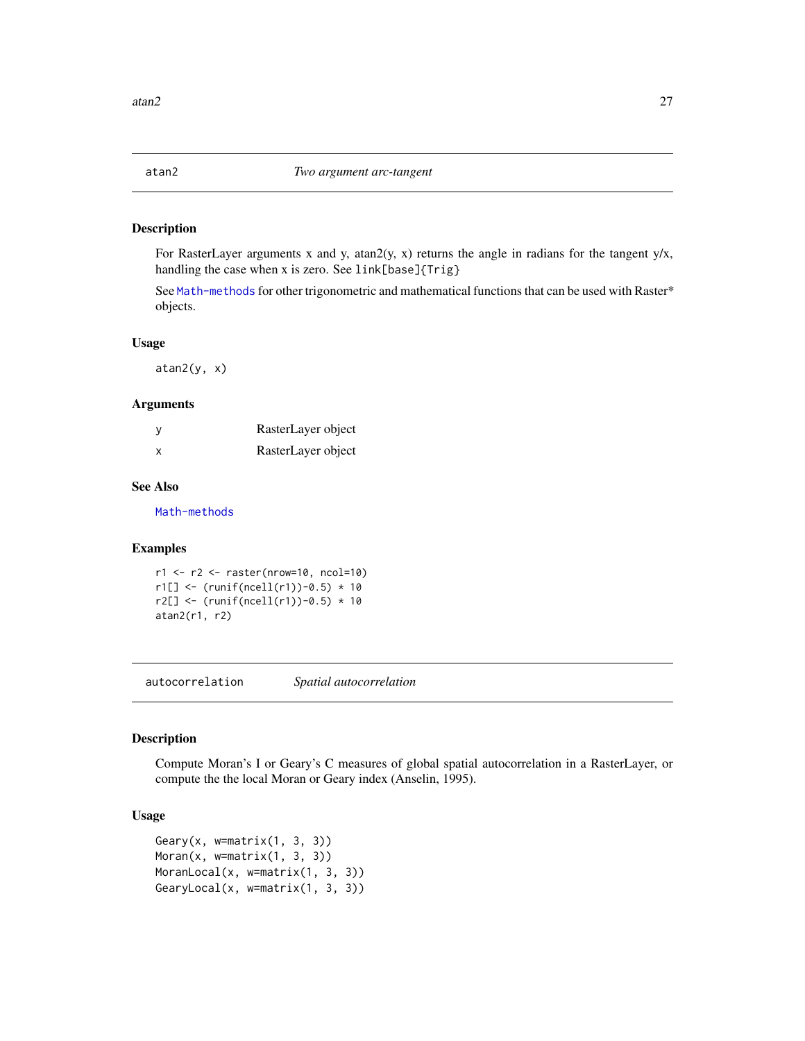## atan2 — *Two argument arc-tangent*

### Description

For RasterLayer arguments x and y, atan2(y, x) returns the angle in radians for the tangent y/x, handling the case when x is zero. See `link[base]{Trig}`

See `Math-methods` for other trigonometric and mathematical functions that can be used with Raster* objects.

### Usage

```
atan2(y, x)
```

### Arguments

| | |
|---|---|
| y | RasterLayer object |
| x | RasterLayer object |

### See Also

`Math-methods`

### Examples

```
r1 <- r2 <- raster(nrow=10, ncol=10)
r1[] <- (runif(ncell(r1))-0.5) * 10
r2[] <- (runif(ncell(r1))-0.5) * 10
atan2(r1, r2)
```

## autocorrelation — *Spatial autocorrelation*

### Description

Compute Moran's I or Geary's C measures of global spatial autocorrelation in a RasterLayer, or compute the the local Moran or Geary index (Anselin, 1995).

### Usage

```
Geary(x, w=matrix(1, 3, 3))
Moran(x, w=matrix(1, 3, 3))
MoranLocal(x, w=matrix(1, 3, 3))
GearyLocal(x, w=matrix(1, 3, 3))
```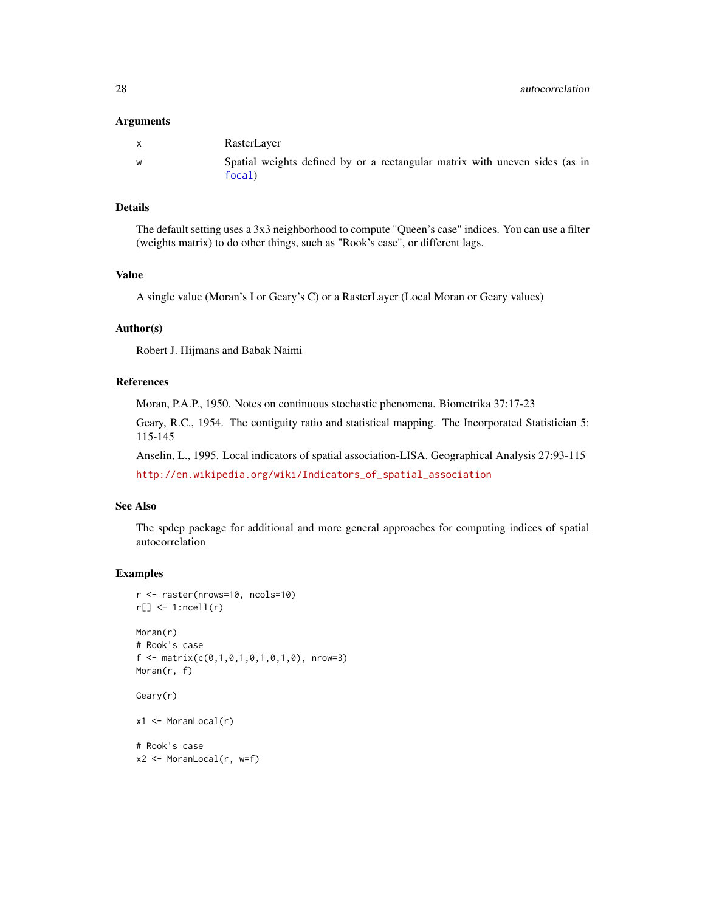### Arguments

| | |
|---|---|
| x | RasterLayer |
| w | Spatial weights defined by or a rectangular matrix with uneven sides (as in `focal`) |

### Details

The default setting uses a 3x3 neighborhood to compute "Queen's case" indices. You can use a filter (weights matrix) to do other things, such as "Rook's case", or different lags.

### Value

A single value (Moran's I or Geary's C) or a RasterLayer (Local Moran or Geary values)

### Author(s)

Robert J. Hijmans and Babak Naimi

### References

Moran, P.A.P., 1950. Notes on continuous stochastic phenomena. Biometrika 37:17-23

Geary, R.C., 1954. The contiguity ratio and statistical mapping. The Incorporated Statistician 5: 115-145

Anselin, L., 1995. Local indicators of spatial association-LISA. Geographical Analysis 27:93-115

http://en.wikipedia.org/wiki/Indicators_of_spatial_association

### See Also

The spdep package for additional and more general approaches for computing indices of spatial autocorrelation

### Examples

```
r <- raster(nrows=10, ncols=10)
r[] <- 1:ncell(r)

Moran(r)
# Rook's case
f <- matrix(c(0,1,0,1,0,1,0,1,0), nrow=3)
Moran(r, f)

Geary(r)

x1 <- MoranLocal(r)

# Rook's case
x2 <- MoranLocal(r, w=f)
```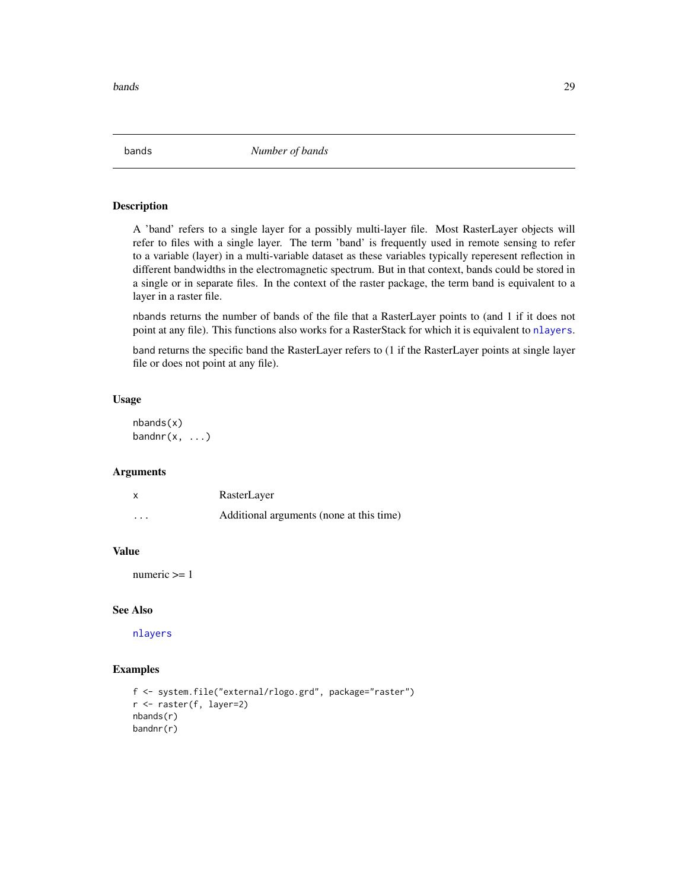# bands *Number of bands*

## Description

A 'band' refers to a single layer for a possibly multi-layer file. Most RasterLayer objects will refer to files with a single layer. The term 'band' is frequently used in remote sensing to refer to a variable (layer) in a multi-variable dataset as these variables typically reperesent reflection in different bandwidths in the electromagnetic spectrum. But in that context, bands could be stored in a single or in separate files. In the context of the raster package, the term band is equivalent to a layer in a raster file.

nbands returns the number of bands of the file that a RasterLayer points to (and 1 if it does not point at any file). This functions also works for a RasterStack for which it is equivalent to nlayers.

band returns the specific band the RasterLayer refers to (1 if the RasterLayer points at single layer file or does not point at any file).

## Usage

```
nbands(x)
bandnr(x, ...)
```

## Arguments

| | |
|---|---|
| x | RasterLayer |
| ... | Additional arguments (none at this time) |

## Value

numeric >= 1

## See Also

nlayers

## Examples

```
f <- system.file("external/rlogo.grd", package="raster")
r <- raster(f, layer=2)
nbands(r)
bandnr(r)
```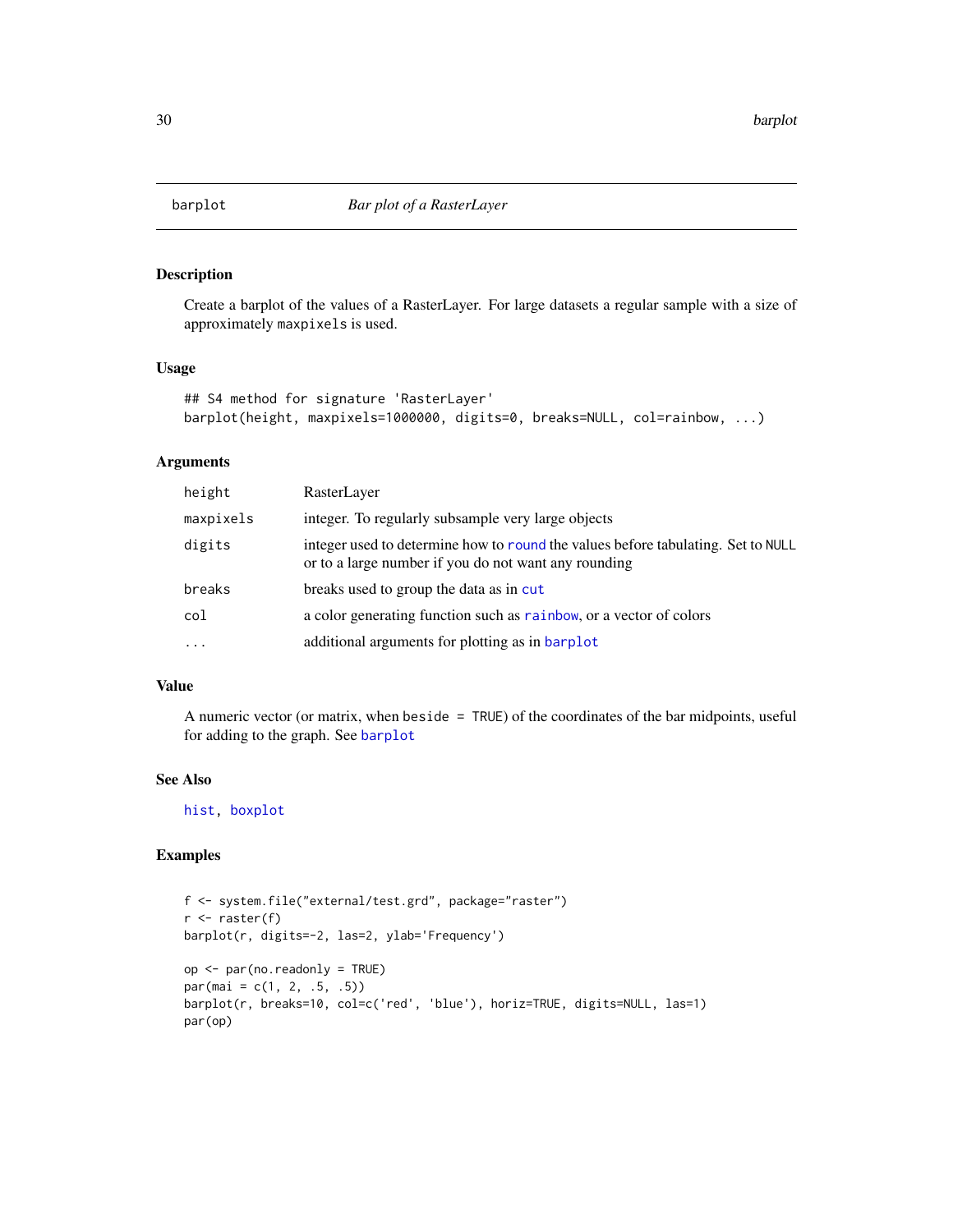# barplot — *Bar plot of a RasterLayer*

## Description

Create a barplot of the values of a RasterLayer. For large datasets a regular sample with a size of approximately `maxpixels` is used.

## Usage

```
## S4 method for signature 'RasterLayer'
barplot(height, maxpixels=1000000, digits=0, breaks=NULL, col=rainbow, ...)
```

## Arguments

| | |
|---|---|
| `height` | RasterLayer |
| `maxpixels` | integer. To regularly subsample very large objects |
| `digits` | integer used to determine how to `round` the values before tabulating. Set to `NULL` or to a large number if you do not want any rounding |
| `breaks` | breaks used to group the data as in `cut` |
| `col` | a color generating function such as `rainbow`, or a vector of colors |
| `...` | additional arguments for plotting as in `barplot` |

## Value

A numeric vector (or matrix, when `beside = TRUE`) of the coordinates of the bar midpoints, useful for adding to the graph. See `barplot`

## See Also

`hist`, `boxplot`

## Examples

```
f <- system.file("external/test.grd", package="raster")
r <- raster(f)
barplot(r, digits=-2, las=2, ylab='Frequency')

op <- par(no.readonly = TRUE)
par(mai = c(1, 2, .5, .5))
barplot(r, breaks=10, col=c('red', 'blue'), horiz=TRUE, digits=NULL, las=1)
par(op)
```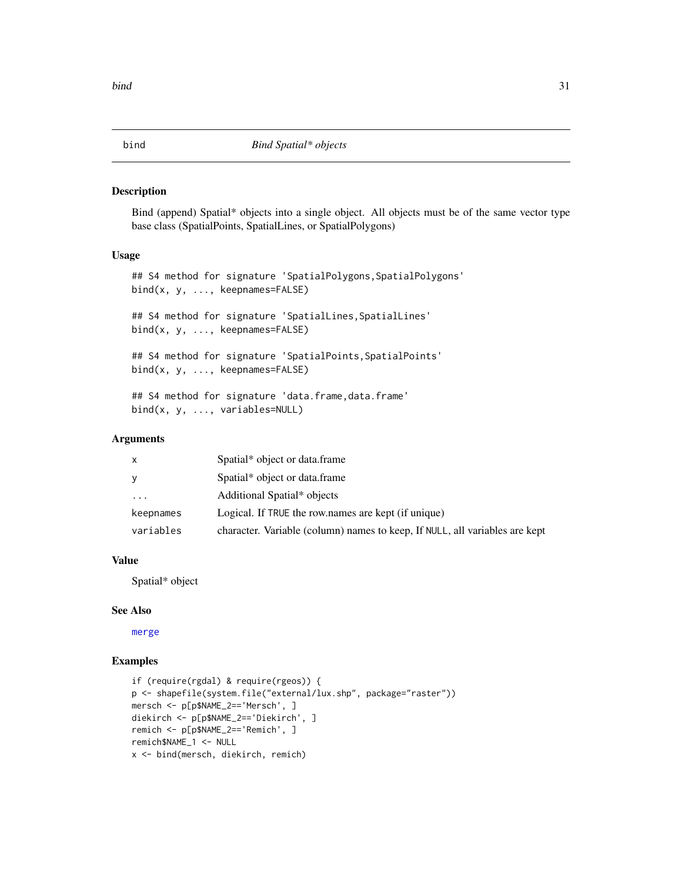# bind — *Bind Spatial\* objects*

## Description

Bind (append) Spatial* objects into a single object. All objects must be of the same vector type base class (SpatialPoints, SpatialLines, or SpatialPolygons)

## Usage

```
## S4 method for signature 'SpatialPolygons,SpatialPolygons'
bind(x, y, ..., keepnames=FALSE)

## S4 method for signature 'SpatialLines,SpatialLines'
bind(x, y, ..., keepnames=FALSE)

## S4 method for signature 'SpatialPoints,SpatialPoints'
bind(x, y, ..., keepnames=FALSE)

## S4 method for signature 'data.frame,data.frame'
bind(x, y, ..., variables=NULL)
```

## Arguments

| | |
|---|---|
| `x` | Spatial* object or data.frame |
| `y` | Spatial* object or data.frame |
| `...` | Additional Spatial* objects |
| `keepnames` | Logical. If `TRUE` the row.names are kept (if unique) |
| `variables` | character. Variable (column) names to keep, If `NULL`, all variables are kept |

## Value

Spatial* object

## See Also

`merge`

## Examples

```
if (require(rgdal) & require(rgeos)) {
p <- shapefile(system.file("external/lux.shp", package="raster"))
mersch <- p[p$NAME_2=='Mersch', ]
diekirch <- p[p$NAME_2=='Diekirch', ]
remich <- p[p$NAME_2=='Remich', ]
remich$NAME_1 <- NULL
x <- bind(mersch, diekirch, remich)
```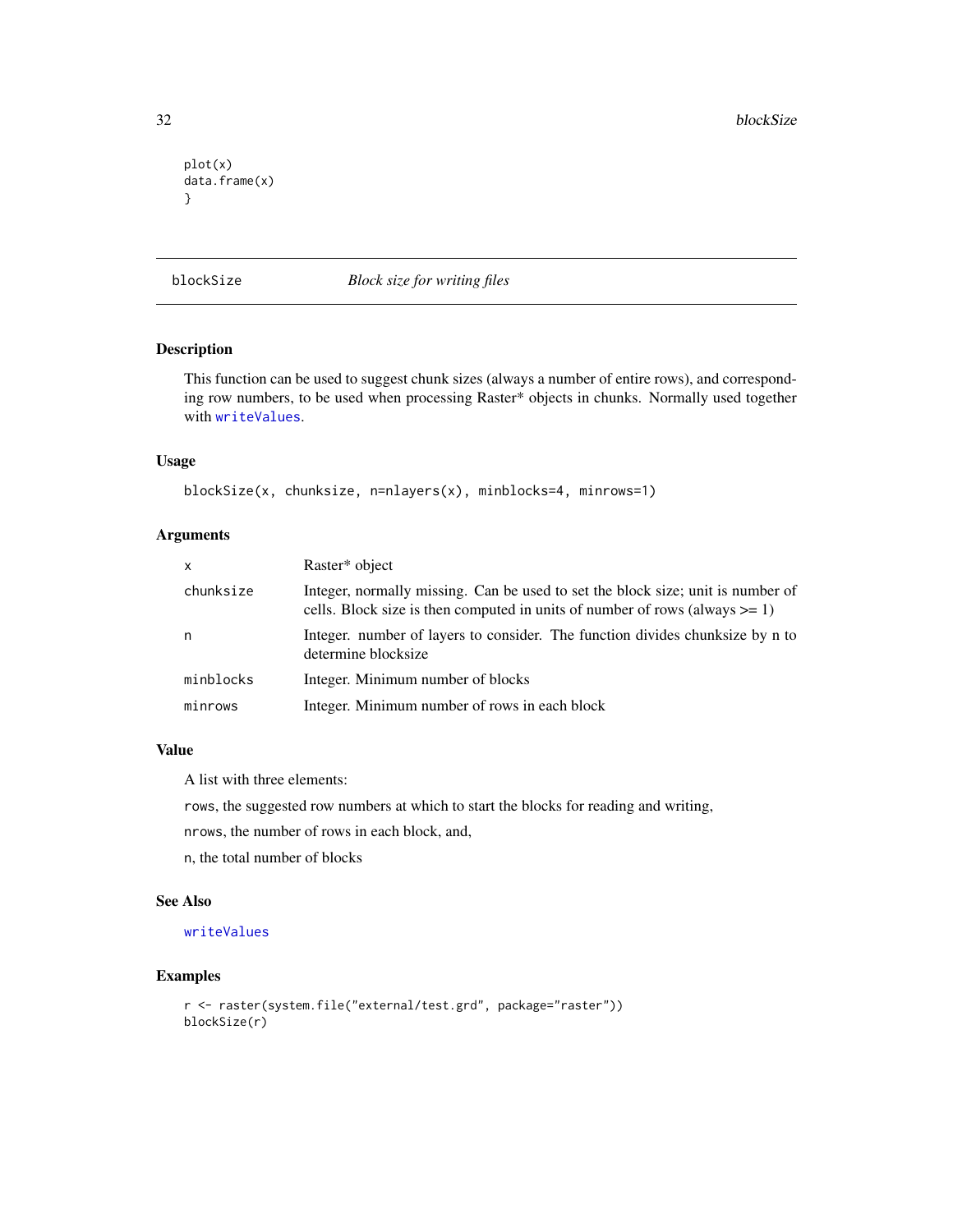```
plot(x)
data.frame(x)
}
```

## blockSize *Block size for writing files*

### Description

This function can be used to suggest chunk sizes (always a number of entire rows), and corresponding row numbers, to be used when processing Raster* objects in chunks. Normally used together with writeValues.

### Usage

```
blockSize(x, chunksize, n=nlayers(x), minblocks=4, minrows=1)
```

### Arguments

| | |
|---|---|
| x | Raster* object |
| chunksize | Integer, normally missing. Can be used to set the block size; unit is number of cells. Block size is then computed in units of number of rows (always >= 1) |
| n | Integer. number of layers to consider. The function divides chunksize by n to determine blocksize |
| minblocks | Integer. Minimum number of blocks |
| minrows | Integer. Minimum number of rows in each block |

### Value

A list with three elements:

rows, the suggested row numbers at which to start the blocks for reading and writing,

nrows, the number of rows in each block, and,

n, the total number of blocks

### See Also

writeValues

### Examples

```
r <- raster(system.file("external/test.grd", package="raster"))
blockSize(r)
```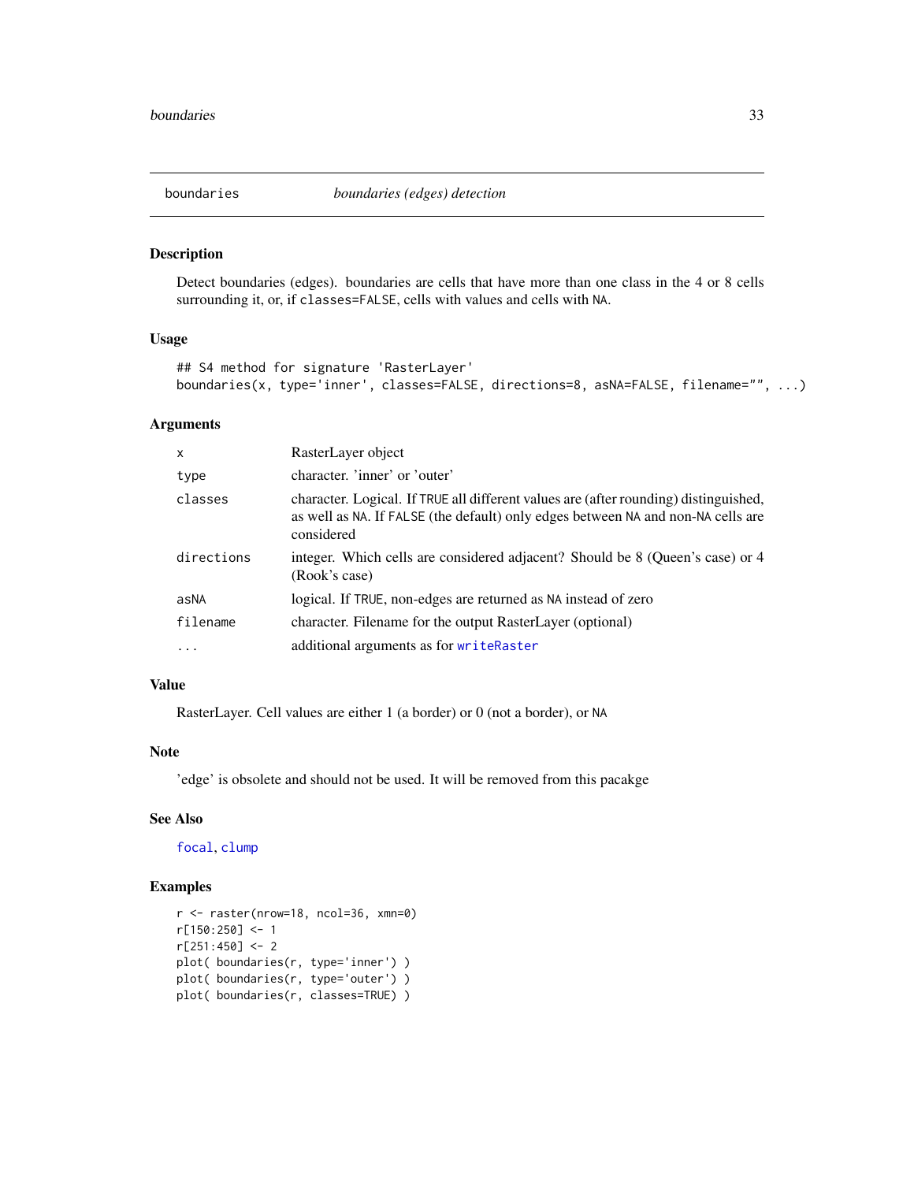boundaries *boundaries (edges) detection*

## Description

Detect boundaries (edges). boundaries are cells that have more than one class in the 4 or 8 cells surrounding it, or, if `classes=FALSE`, cells with values and cells with `NA`.

## Usage

```
## S4 method for signature 'RasterLayer'
boundaries(x, type='inner', classes=FALSE, directions=8, asNA=FALSE, filename="", ...)
```

## Arguments

| | |
|---|---|
| `x` | RasterLayer object |
| `type` | character. 'inner' or 'outer' |
| `classes` | character. Logical. If `TRUE` all different values are (after rounding) distinguished, as well as `NA`. If `FALSE` (the default) only edges between `NA` and non-`NA` cells are considered |
| `directions` | integer. Which cells are considered adjacent? Should be 8 (Queen's case) or 4 (Rook's case) |
| `asNA` | logical. If `TRUE`, non-edges are returned as `NA` instead of zero |
| `filename` | character. Filename for the output RasterLayer (optional) |
| `...` | additional arguments as for `writeRaster` |

## Value

RasterLayer. Cell values are either 1 (a border) or 0 (not a border), or `NA`

## Note

'edge' is obsolete and should not be used. It will be removed from this pacakge

## See Also

`focal`, `clump`

## Examples

```
r <- raster(nrow=18, ncol=36, xmn=0)
r[150:250] <- 1
r[251:450] <- 2
plot( boundaries(r, type='inner') )
plot( boundaries(r, type='outer') )
plot( boundaries(r, classes=TRUE) )
```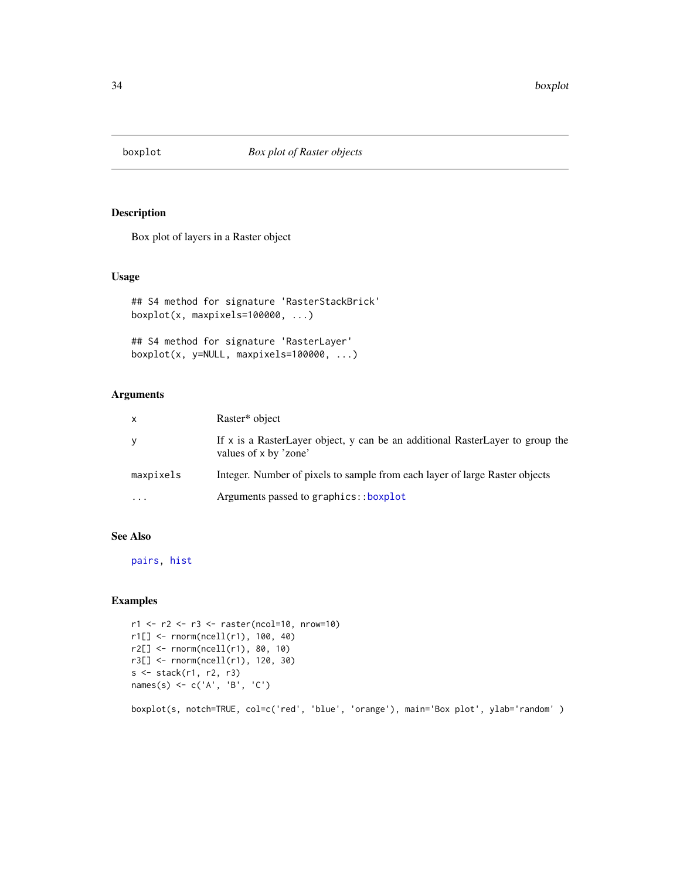# boxplot — *Box plot of Raster objects*

## Description

Box plot of layers in a Raster object

## Usage

```
## S4 method for signature 'RasterStackBrick'
boxplot(x, maxpixels=100000, ...)

## S4 method for signature 'RasterLayer'
boxplot(x, y=NULL, maxpixels=100000, ...)
```

## Arguments

| | |
|---|---|
| `x` | Raster* object |
| `y` | If x is a RasterLayer object, y can be an additional RasterLayer to group the values of x by 'zone' |
| `maxpixels` | Integer. Number of pixels to sample from each layer of large Raster objects |
| `...` | Arguments passed to `graphics::boxplot` |

## See Also

`pairs`, `hist`

## Examples

```
r1 <- r2 <- r3 <- raster(ncol=10, nrow=10)
r1[] <- rnorm(ncell(r1), 100, 40)
r2[] <- rnorm(ncell(r1), 80, 10)
r3[] <- rnorm(ncell(r1), 120, 30)
s <- stack(r1, r2, r3)
names(s) <- c('A', 'B', 'C')

boxplot(s, notch=TRUE, col=c('red', 'blue', 'orange'), main='Box plot', ylab='random' )
```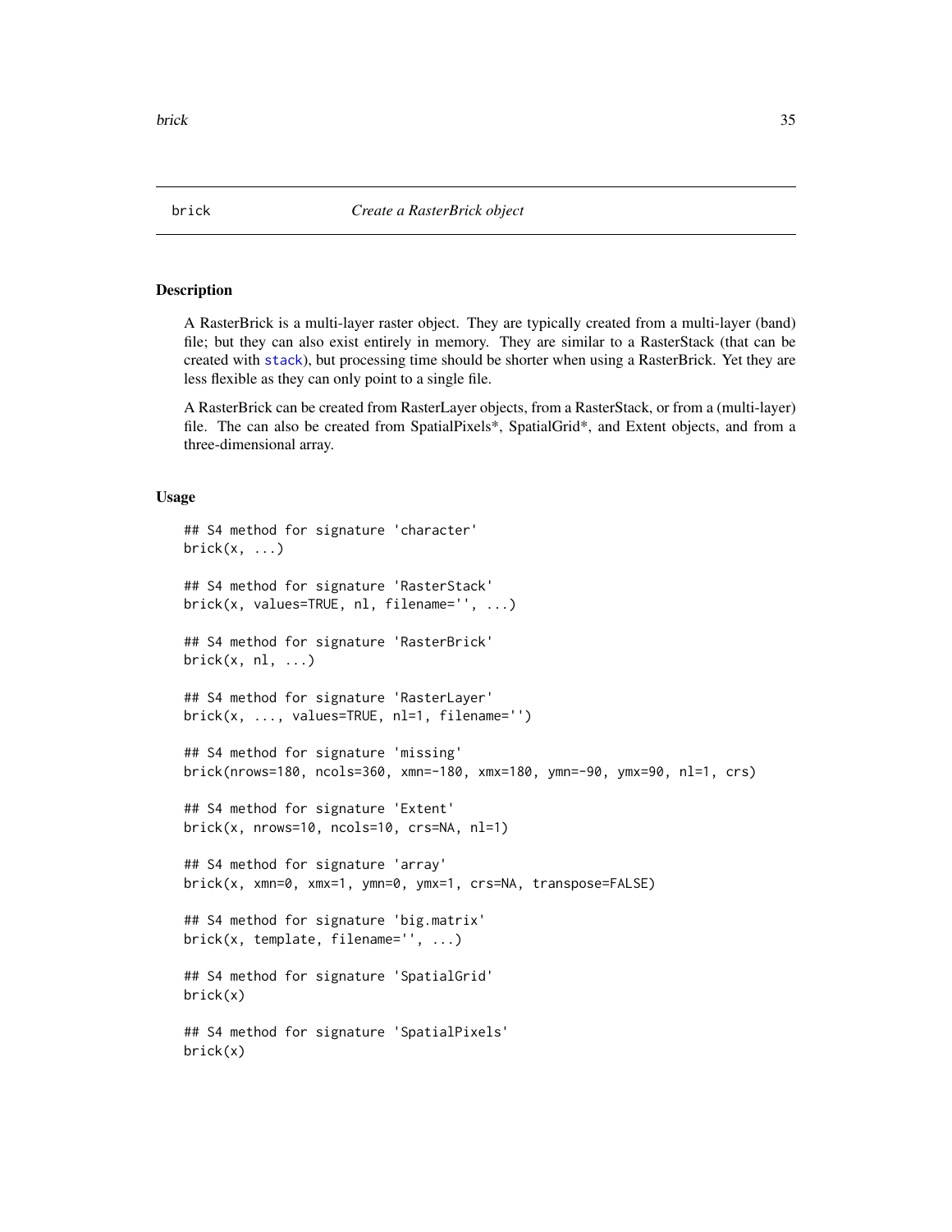# brick — *Create a RasterBrick object*

## Description

A RasterBrick is a multi-layer raster object. They are typically created from a multi-layer (band) file; but they can also exist entirely in memory. They are similar to a RasterStack (that can be created with `stack`), but processing time should be shorter when using a RasterBrick. Yet they are less flexible as they can only point to a single file.

A RasterBrick can be created from RasterLayer objects, from a RasterStack, or from a (multi-layer) file. The can also be created from SpatialPixels*, SpatialGrid*, and Extent objects, and from a three-dimensional array.

## Usage

```
## S4 method for signature 'character'
brick(x, ...)

## S4 method for signature 'RasterStack'
brick(x, values=TRUE, nl, filename='', ...)

## S4 method for signature 'RasterBrick'
brick(x, nl, ...)

## S4 method for signature 'RasterLayer'
brick(x, ..., values=TRUE, nl=1, filename='')

## S4 method for signature 'missing'
brick(nrows=180, ncols=360, xmn=-180, xmx=180, ymn=-90, ymx=90, nl=1, crs)

## S4 method for signature 'Extent'
brick(x, nrows=10, ncols=10, crs=NA, nl=1)

## S4 method for signature 'array'
brick(x, xmn=0, xmx=1, ymn=0, ymx=1, crs=NA, transpose=FALSE)

## S4 method for signature 'big.matrix'
brick(x, template, filename='', ...)

## S4 method for signature 'SpatialGrid'
brick(x)

## S4 method for signature 'SpatialPixels'
brick(x)
```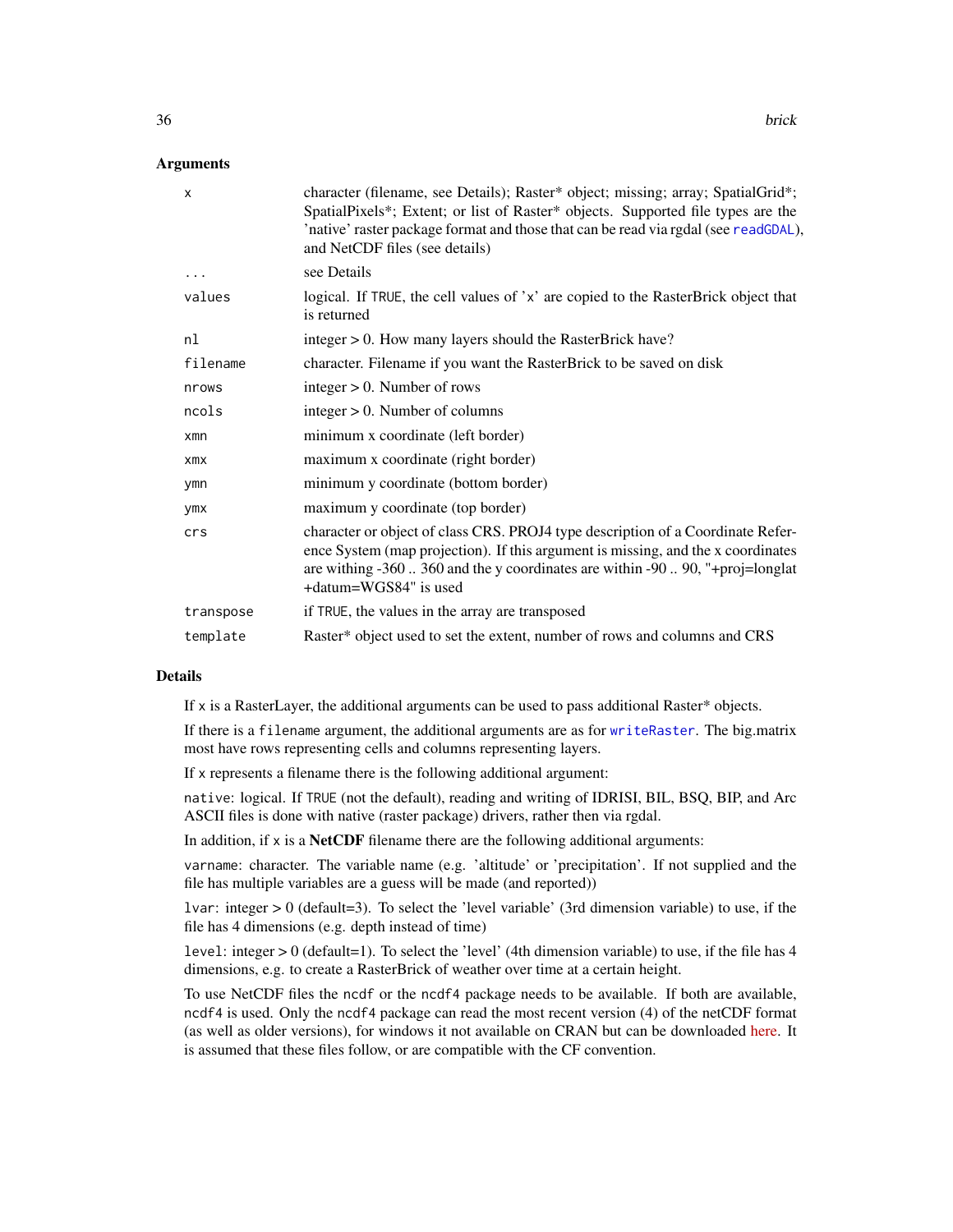## Arguments

| | |
|---|---|
| `x` | character (filename, see Details); Raster* object; missing; array; SpatialGrid*; SpatialPixels*; Extent; or list of Raster* objects. Supported file types are the 'native' raster package format and those that can be read via rgdal (see `readGDAL`), and NetCDF files (see details) |
| `...` | see Details |
| `values` | logical. If `TRUE`, the cell values of 'x' are copied to the RasterBrick object that is returned |
| `nl` | integer > 0. How many layers should the RasterBrick have? |
| `filename` | character. Filename if you want the RasterBrick to be saved on disk |
| `nrows` | integer > 0. Number of rows |
| `ncols` | integer > 0. Number of columns |
| `xmn` | minimum x coordinate (left border) |
| `xmx` | maximum x coordinate (right border) |
| `ymn` | minimum y coordinate (bottom border) |
| `ymx` | maximum y coordinate (top border) |
| `crs` | character or object of class CRS. PROJ4 type description of a Coordinate Reference System (map projection). If this argument is missing, and the x coordinates are withing -360 .. 360 and the y coordinates are within -90 .. 90, "+proj=longlat +datum=WGS84" is used |
| `transpose` | if `TRUE`, the values in the array are transposed |
| `template` | Raster* object used to set the extent, number of rows and columns and CRS |

## Details

If `x` is a RasterLayer, the additional arguments can be used to pass additional Raster* objects.

If there is a `filename` argument, the additional arguments are as for `writeRaster`. The big.matrix most have rows representing cells and columns representing layers.

If `x` represents a filename there is the following additional argument:

`native`: logical. If `TRUE` (not the default), reading and writing of IDRISI, BIL, BSQ, BIP, and Arc ASCII files is done with native (raster package) drivers, rather then via rgdal.

In addition, if `x` is a **NetCDF** filename there are the following additional arguments:

`varname`: character. The variable name (e.g. 'altitude' or 'precipitation'. If not supplied and the file has multiple variables are a guess will be made (and reported))

`lvar`: integer > 0 (default=3). To select the 'level variable' (3rd dimension variable) to use, if the file has 4 dimensions (e.g. depth instead of time)

`level`: integer > 0 (default=1). To select the 'level' (4th dimension variable) to use, if the file has 4 dimensions, e.g. to create a RasterBrick of weather over time at a certain height.

To use NetCDF files the `ncdf` or the `ncdf4` package needs to be available. If both are available, `ncdf4` is used. Only the `ncdf4` package can read the most recent version (4) of the netCDF format (as well as older versions), for windows it not available on CRAN but can be downloaded here. It is assumed that these files follow, or are compatible with the CF convention.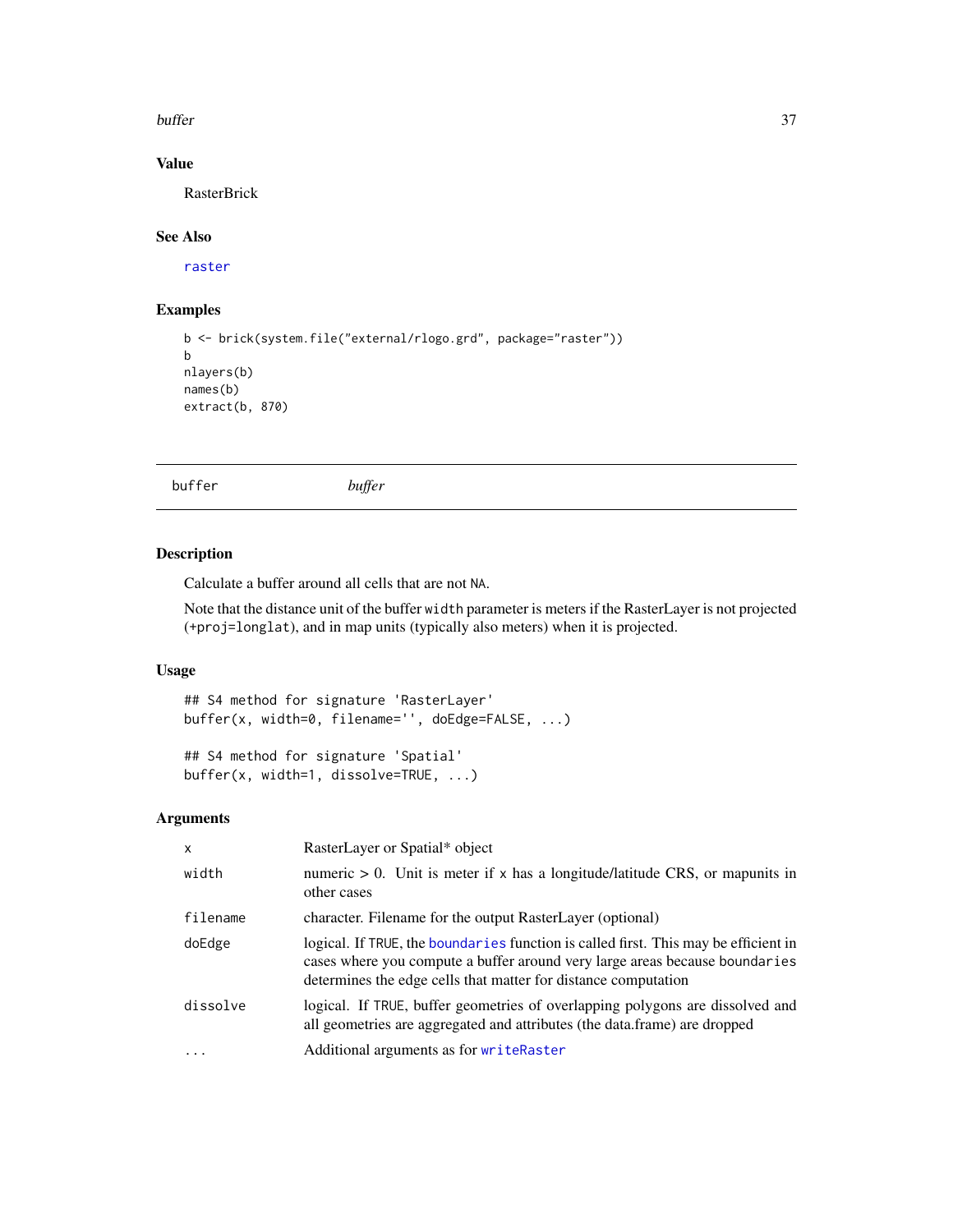## Value

RasterBrick

## See Also

raster

## Examples

```
b <- brick(system.file("external/rlogo.grd", package="raster"))
b
nlayers(b)
names(b)
extract(b, 870)
```

---

# buffer *buffer*

---

## Description

Calculate a buffer around all cells that are not NA.

Note that the distance unit of the buffer `width` parameter is meters if the RasterLayer is not projected (`+proj=longlat`), and in map units (typically also meters) when it is projected.

## Usage

```
## S4 method for signature 'RasterLayer'
buffer(x, width=0, filename='', doEdge=FALSE, ...)

## S4 method for signature 'Spatial'
buffer(x, width=1, dissolve=TRUE, ...)
```

## Arguments

| | |
|---|---|
| `x` | RasterLayer or Spatial* object |
| `width` | numeric > 0. Unit is meter if `x` has a longitude/latitude CRS, or mapunits in other cases |
| `filename` | character. Filename for the output RasterLayer (optional) |
| `doEdge` | logical. If TRUE, the boundaries function is called first. This may be efficient in cases where you compute a buffer around very large areas because `boundaries` determines the edge cells that matter for distance computation |
| `dissolve` | logical. If TRUE, buffer geometries of overlapping polygons are dissolved and all geometries are aggregated and attributes (the data.frame) are dropped |
| `...` | Additional arguments as for writeRaster |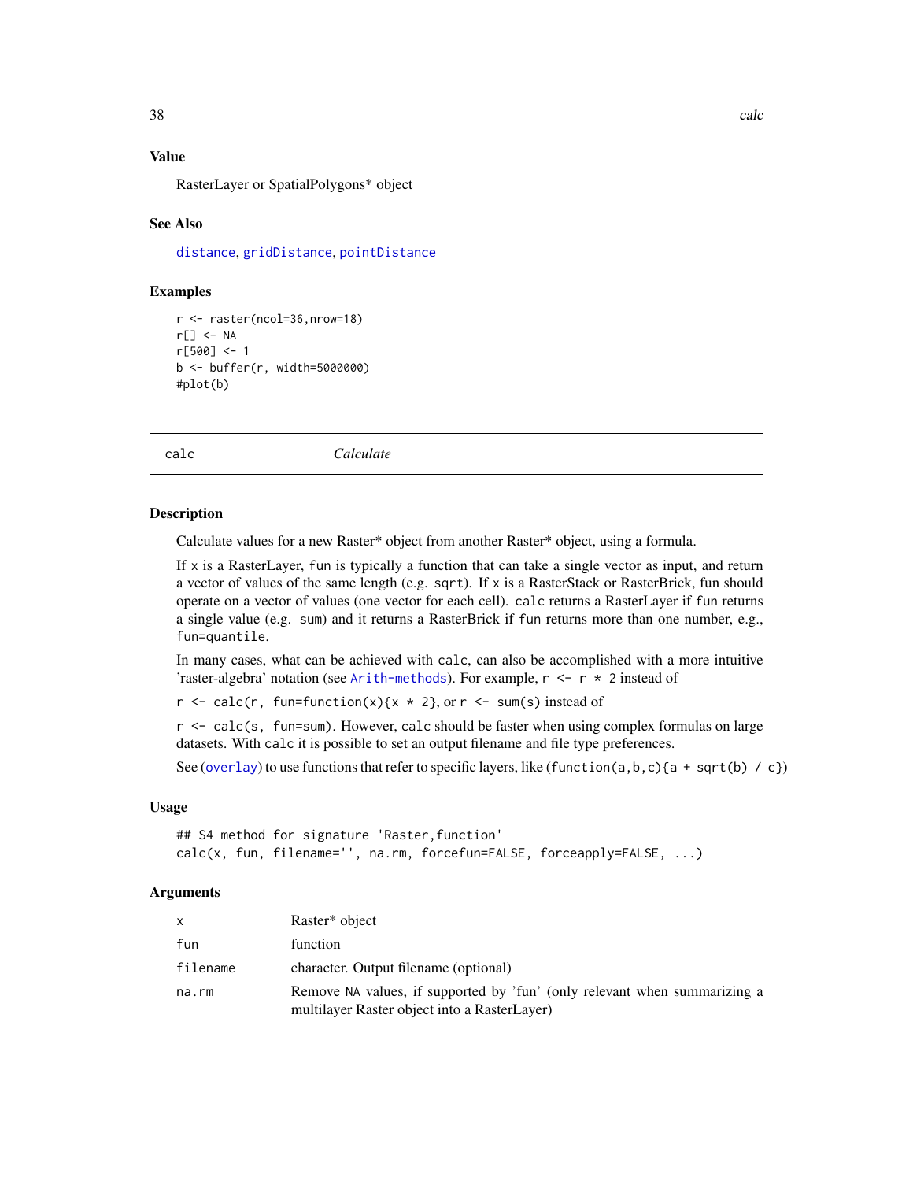### Value

RasterLayer or SpatialPolygons* object

### See Also

distance, gridDistance, pointDistance

### Examples

```
r <- raster(ncol=36,nrow=18)
r[] <- NA
r[500] <- 1
b <- buffer(r, width=5000000)
#plot(b)
```

---

## calc &nbsp;&nbsp;&nbsp;&nbsp;&nbsp;&nbsp;&nbsp;&nbsp; *Calculate*

---

### Description

Calculate values for a new Raster* object from another Raster* object, using a formula.

If `x` is a RasterLayer, `fun` is typically a function that can take a single vector as input, and return a vector of values of the same length (e.g. `sqrt`). If `x` is a RasterStack or RasterBrick, fun should operate on a vector of values (one vector for each cell). `calc` returns a RasterLayer if `fun` returns a single value (e.g. `sum`) and it returns a RasterBrick if `fun` returns more than one number, e.g., `fun=quantile`.

In many cases, what can be achieved with `calc`, can also be accomplished with a more intuitive 'raster-algebra' notation (see Arith-methods). For example, `r <- r * 2` instead of

`r <- calc(r, fun=function(x){x * 2}`, or `r <- sum(s)` instead of

`r <- calc(s, fun=sum)`. However, `calc` should be faster when using complex formulas on large datasets. With `calc` it is possible to set an output filename and file type preferences.

See (overlay) to use functions that refer to specific layers, like (`function(a,b,c){a + sqrt(b) / c}`)

### Usage

```
## S4 method for signature 'Raster,function'
calc(x, fun, filename='', na.rm, forcefun=FALSE, forceapply=FALSE, ...)
```

### Arguments

| | |
|---|---|
| x | Raster* object |
| fun | function |
| filename | character. Output filename (optional) |
| na.rm | Remove NA values, if supported by 'fun' (only relevant when summarizing a multilayer Raster object into a RasterLayer) |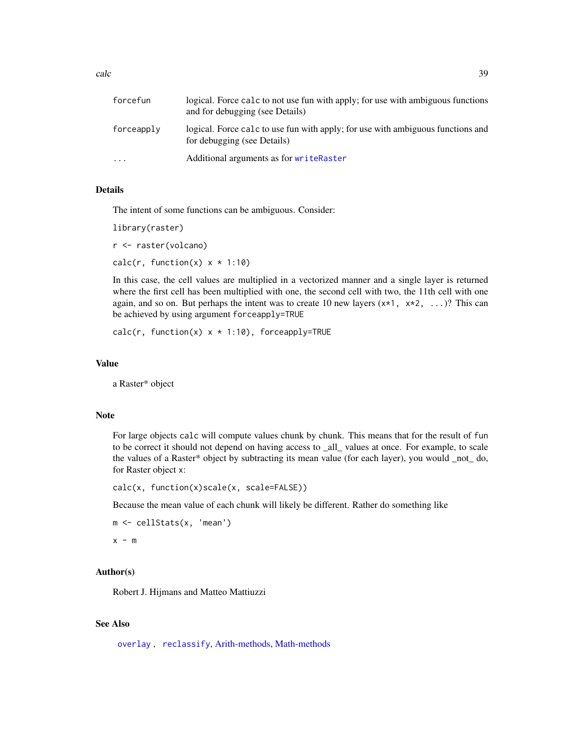| | |
|---|---|
| forcefun | logical. Force calc to not use fun with apply; for use with ambiguous functions and for debugging (see Details) |
| forceapply | logical. Force calc to use fun with apply; for use with ambiguous functions and for debugging (see Details) |
| ... | Additional arguments as for writeRaster |

## Details

The intent of some functions can be ambiguous. Consider:

```
library(raster)

r <- raster(volcano)

calc(r, function(x) x * 1:10)
```

In this case, the cell values are multiplied in a vectorized manner and a single layer is returned where the first cell has been multiplied with one, the second cell with two, the 11th cell with one again, and so on. But perhaps the intent was to create 10 new layers (x*1, x*2, ...)? This can be achieved by using argument forceapply=TRUE

```
calc(r, function(x) x * 1:10), forceapply=TRUE
```

## Value

a Raster* object

## Note

For large objects calc will compute values chunk by chunk. This means that for the result of fun to be correct it should not depend on having access to _all_ values at once. For example, to scale the values of a Raster* object by subtracting its mean value (for each layer), you would _not_ do, for Raster object x:

```
calc(x, function(x)scale(x, scale=FALSE))
```

Because the mean value of each chunk will likely be different. Rather do something like

```
m <- cellStats(x, 'mean')

x - m
```

## Author(s)

Robert J. Hijmans and Matteo Mattiuzzi

## See Also

overlay , reclassify, Arith-methods, Math-methods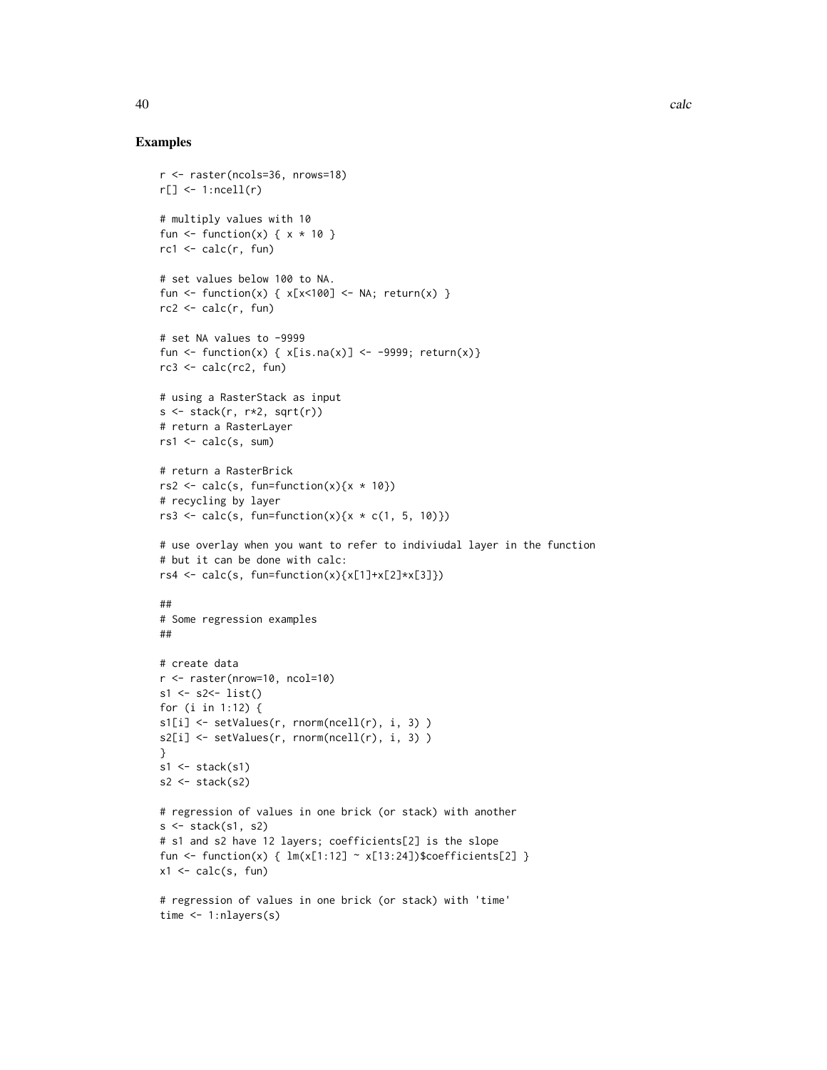## Examples

```
r <- raster(ncols=36, nrows=18)
r[] <- 1:ncell(r)

# multiply values with 10
fun <- function(x) { x * 10 }
rc1 <- calc(r, fun)

# set values below 100 to NA.
fun <- function(x) { x[x<100] <- NA; return(x) }
rc2 <- calc(r, fun)

# set NA values to -9999
fun <- function(x) { x[is.na(x)] <- -9999; return(x)}
rc3 <- calc(rc2, fun)

# using a RasterStack as input
s <- stack(r, r*2, sqrt(r))
# return a RasterLayer
rs1 <- calc(s, sum)

# return a RasterBrick
rs2 <- calc(s, fun=function(x){x * 10})
# recycling by layer
rs3 <- calc(s, fun=function(x){x * c(1, 5, 10)})

# use overlay when you want to refer to indiviudal layer in the function
# but it can be done with calc:
rs4 <- calc(s, fun=function(x){x[1]+x[2]*x[3]})

##
# Some regression examples
##

# create data
r <- raster(nrow=10, ncol=10)
s1 <- s2<- list()
for (i in 1:12) {
s1[i] <- setValues(r, rnorm(ncell(r), i, 3) )
s2[i] <- setValues(r, rnorm(ncell(r), i, 3) )
}
s1 <- stack(s1)
s2 <- stack(s2)

# regression of values in one brick (or stack) with another
s <- stack(s1, s2)
# s1 and s2 have 12 layers; coefficients[2] is the slope
fun <- function(x) { lm(x[1:12] ~ x[13:24])$coefficients[2] }
x1 <- calc(s, fun)

# regression of values in one brick (or stack) with 'time'
time <- 1:nlayers(s)
```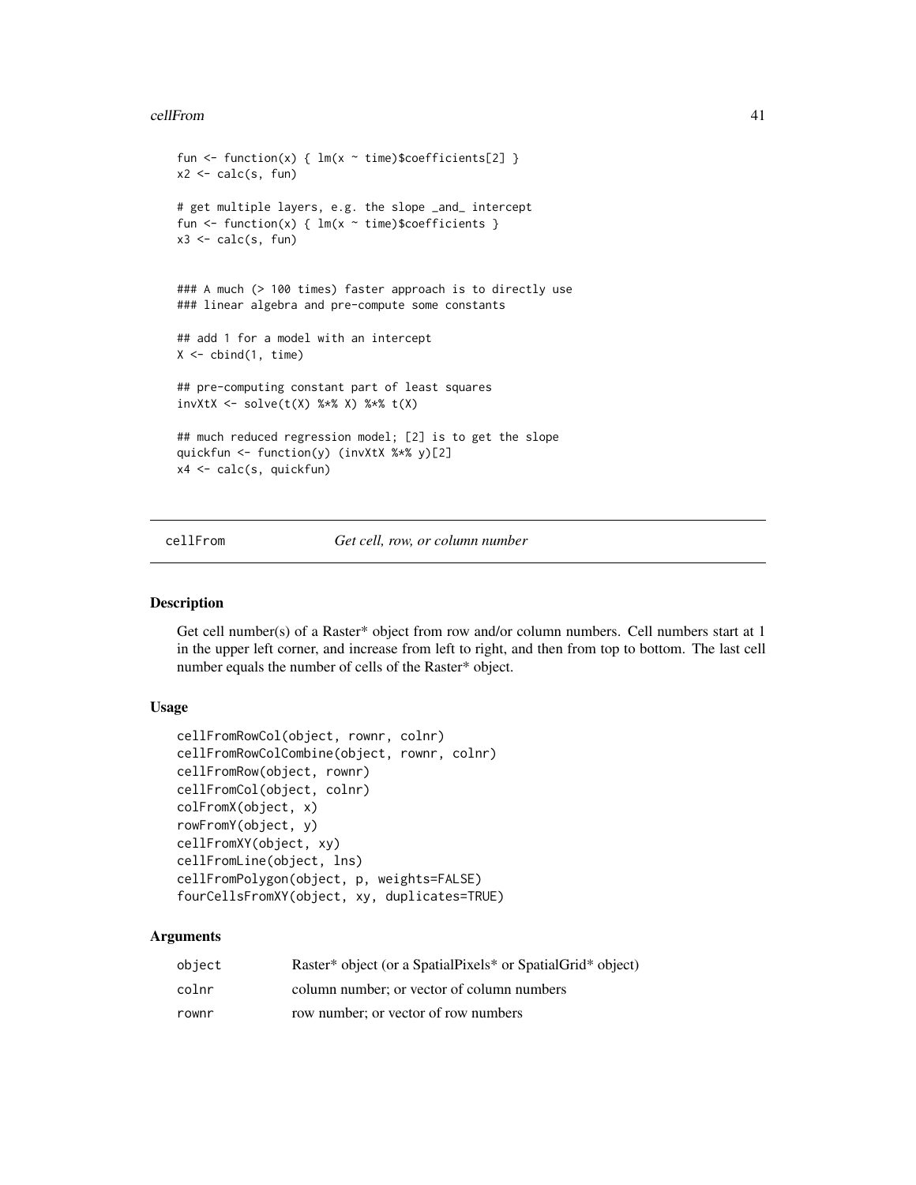```
fun <- function(x) { lm(x ~ time)$coefficients[2] }
x2 <- calc(s, fun)

# get multiple layers, e.g. the slope _and_ intercept
fun <- function(x) { lm(x ~ time)$coefficients }
x3 <- calc(s, fun)


### A much (> 100 times) faster approach is to directly use
### linear algebra and pre-compute some constants

## add 1 for a model with an intercept
X <- cbind(1, time)

## pre-computing constant part of least squares
invXtX <- solve(t(X) %*% X) %*% t(X)

## much reduced regression model; [2] is to get the slope
quickfun <- function(y) (invXtX %*% y)[2]
x4 <- calc(s, quickfun)
```

---

## cellFrom — *Get cell, row, or column number*

---

### Description

Get cell number(s) of a Raster* object from row and/or column numbers. Cell numbers start at 1 in the upper left corner, and increase from left to right, and then from top to bottom. The last cell number equals the number of cells of the Raster* object.

### Usage

```
cellFromRowCol(object, rownr, colnr)
cellFromRowColCombine(object, rownr, colnr)
cellFromRow(object, rownr)
cellFromCol(object, colnr)
colFromX(object, x)
rowFromY(object, y)
cellFromXY(object, xy)
cellFromLine(object, lns)
cellFromPolygon(object, p, weights=FALSE)
fourCellsFromXY(object, xy, duplicates=TRUE)
```

### Arguments

| | |
|---|---|
| object | Raster* object (or a SpatialPixels* or SpatialGrid* object) |
| colnr | column number; or vector of column numbers |
| rownr | row number; or vector of row numbers |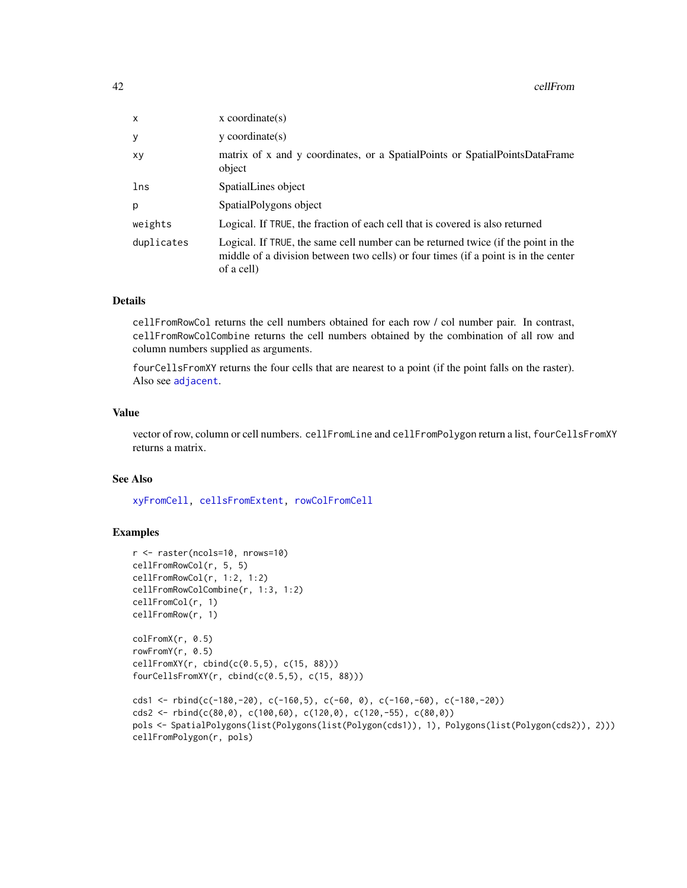| | |
|---|---|
| x | x coordinate(s) |
| y | y coordinate(s) |
| xy | matrix of x and y coordinates, or a SpatialPoints or SpatialPointsDataFrame object |
| lns | SpatialLines object |
| p | SpatialPolygons object |
| weights | Logical. If TRUE, the fraction of each cell that is covered is also returned |
| duplicates | Logical. If TRUE, the same cell number can be returned twice (if the point in the middle of a division between two cells) or four times (if a point is in the center of a cell) |

## Details

`cellFromRowCol` returns the cell numbers obtained for each row / col number pair. In contrast, `cellFromRowColCombine` returns the cell numbers obtained by the combination of all row and column numbers supplied as arguments.

`fourCellsFromXY` returns the four cells that are nearest to a point (if the point falls on the raster). Also see `adjacent`.

## Value

vector of row, column or cell numbers. `cellFromLine` and `cellFromPolygon` return a list, `fourCellsFromXY` returns a matrix.

## See Also

`xyFromCell`, `cellsFromExtent`, `rowColFromCell`

## Examples

```
r <- raster(ncols=10, nrows=10)
cellFromRowCol(r, 5, 5)
cellFromRowCol(r, 1:2, 1:2)
cellFromRowColCombine(r, 1:3, 1:2)
cellFromCol(r, 1)
cellFromRow(r, 1)

colFromX(r, 0.5)
rowFromY(r, 0.5)
cellFromXY(r, cbind(c(0.5,5), c(15, 88)))
fourCellsFromXY(r, cbind(c(0.5,5), c(15, 88)))

cds1 <- rbind(c(-180,-20), c(-160,5), c(-60, 0), c(-160,-60), c(-180,-20))
cds2 <- rbind(c(80,0), c(100,60), c(120,0), c(120,-55), c(80,0))
pols <- SpatialPolygons(list(Polygons(list(Polygon(cds1)), 1), Polygons(list(Polygon(cds2)), 2)))
cellFromPolygon(r, pols)
```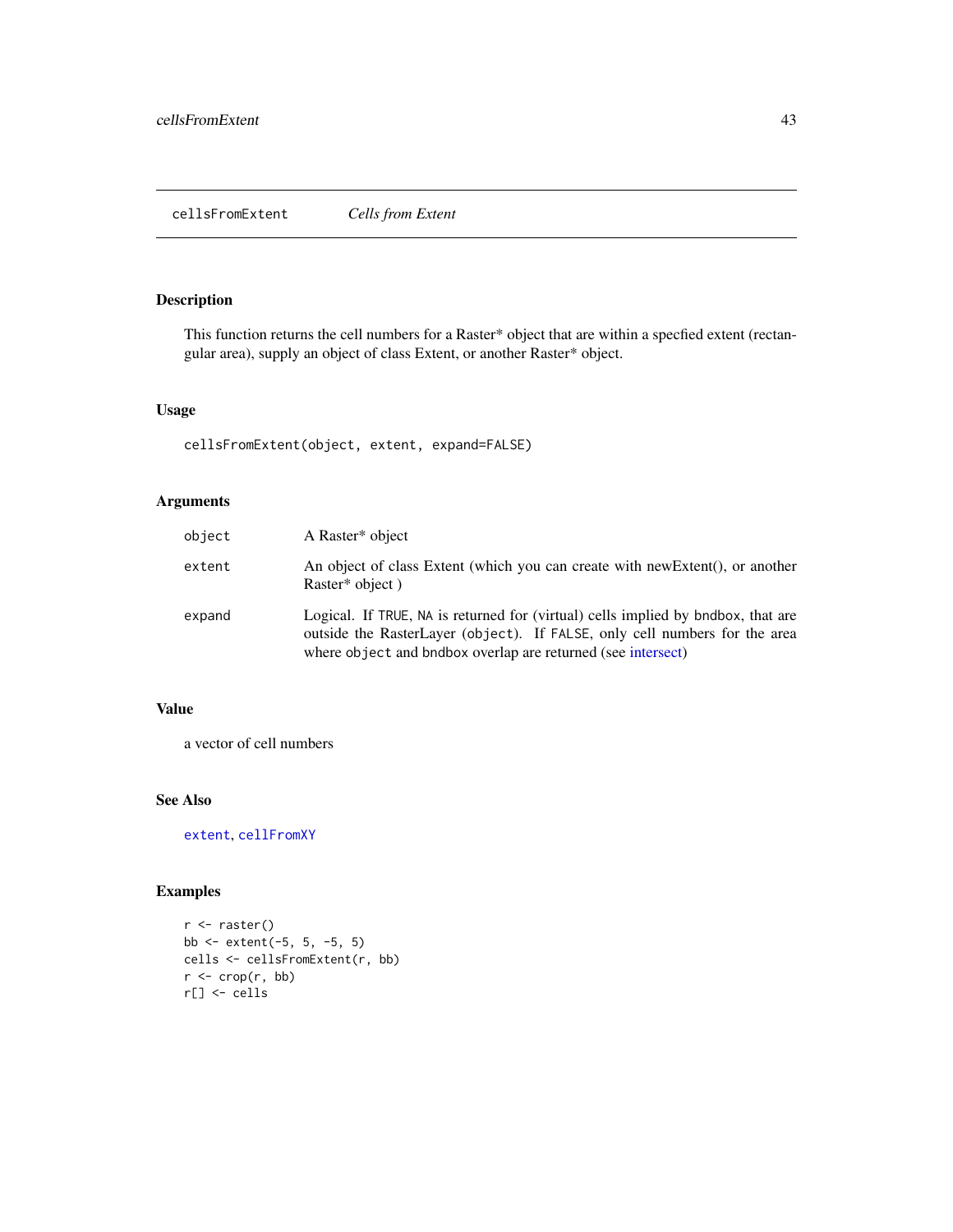cellsFromExtent *Cells from Extent*

## Description

This function returns the cell numbers for a Raster* object that are within a specfied extent (rectangular area), supply an object of class Extent, or another Raster* object.

## Usage

```
cellsFromExtent(object, extent, expand=FALSE)
```

## Arguments

| | |
|---|---|
| object | A Raster* object |
| extent | An object of class Extent (which you can create with newExtent(), or another Raster* object ) |
| expand | Logical. If TRUE, NA is returned for (virtual) cells implied by bndbox, that are outside the RasterLayer (object). If FALSE, only cell numbers for the area where object and bndbox overlap are returned (see intersect) |

## Value

a vector of cell numbers

## See Also

extent, cellFromXY

## Examples

```
r <- raster()
bb <- extent(-5, 5, -5, 5)
cells <- cellsFromExtent(r, bb)
r <- crop(r, bb)
r[] <- cells
```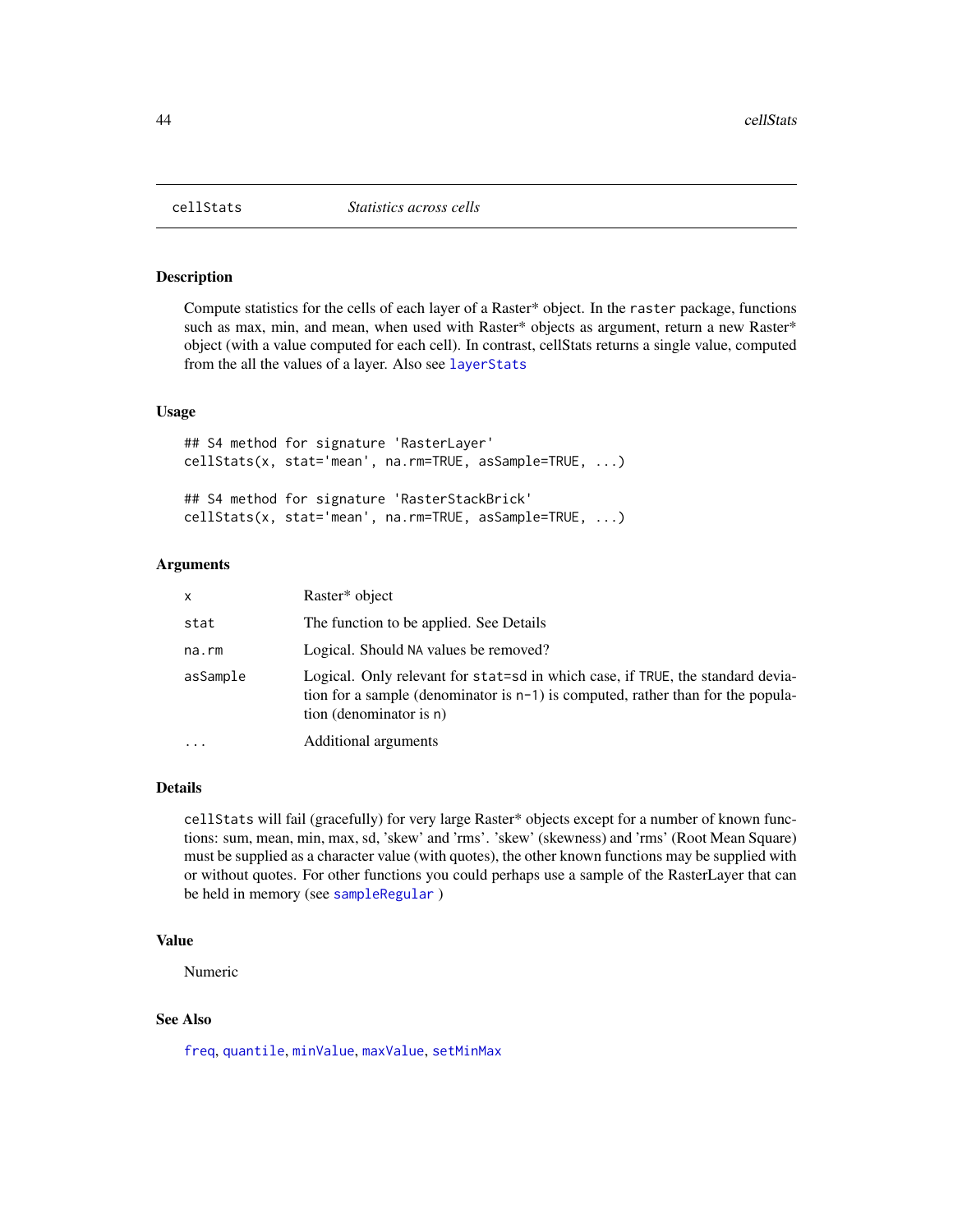## cellStats — *Statistics across cells*

### Description

Compute statistics for the cells of each layer of a Raster* object. In the `raster` package, functions such as max, min, and mean, when used with Raster* objects as argument, return a new Raster* object (with a value computed for each cell). In contrast, cellStats returns a single value, computed from the all the values of a layer. Also see `layerStats`

### Usage

```
## S4 method for signature 'RasterLayer'
cellStats(x, stat='mean', na.rm=TRUE, asSample=TRUE, ...)

## S4 method for signature 'RasterStackBrick'
cellStats(x, stat='mean', na.rm=TRUE, asSample=TRUE, ...)
```

### Arguments

| | |
|---|---|
| `x` | Raster* object |
| `stat` | The function to be applied. See Details |
| `na.rm` | Logical. Should `NA` values be removed? |
| `asSample` | Logical. Only relevant for `stat=sd` in which case, if `TRUE`, the standard deviation for a sample (denominator is `n-1`) is computed, rather than for the population (denominator is `n`) |
| `...` | Additional arguments |

### Details

`cellStats` will fail (gracefully) for very large Raster* objects except for a number of known functions: sum, mean, min, max, sd, 'skew' and 'rms'. 'skew' (skewness) and 'rms' (Root Mean Square) must be supplied as a character value (with quotes), the other known functions may be supplied with or without quotes. For other functions you could perhaps use a sample of the RasterLayer that can be held in memory (see `sampleRegular` )

### Value

Numeric

### See Also

`freq`, `quantile`, `minValue`, `maxValue`, `setMinMax`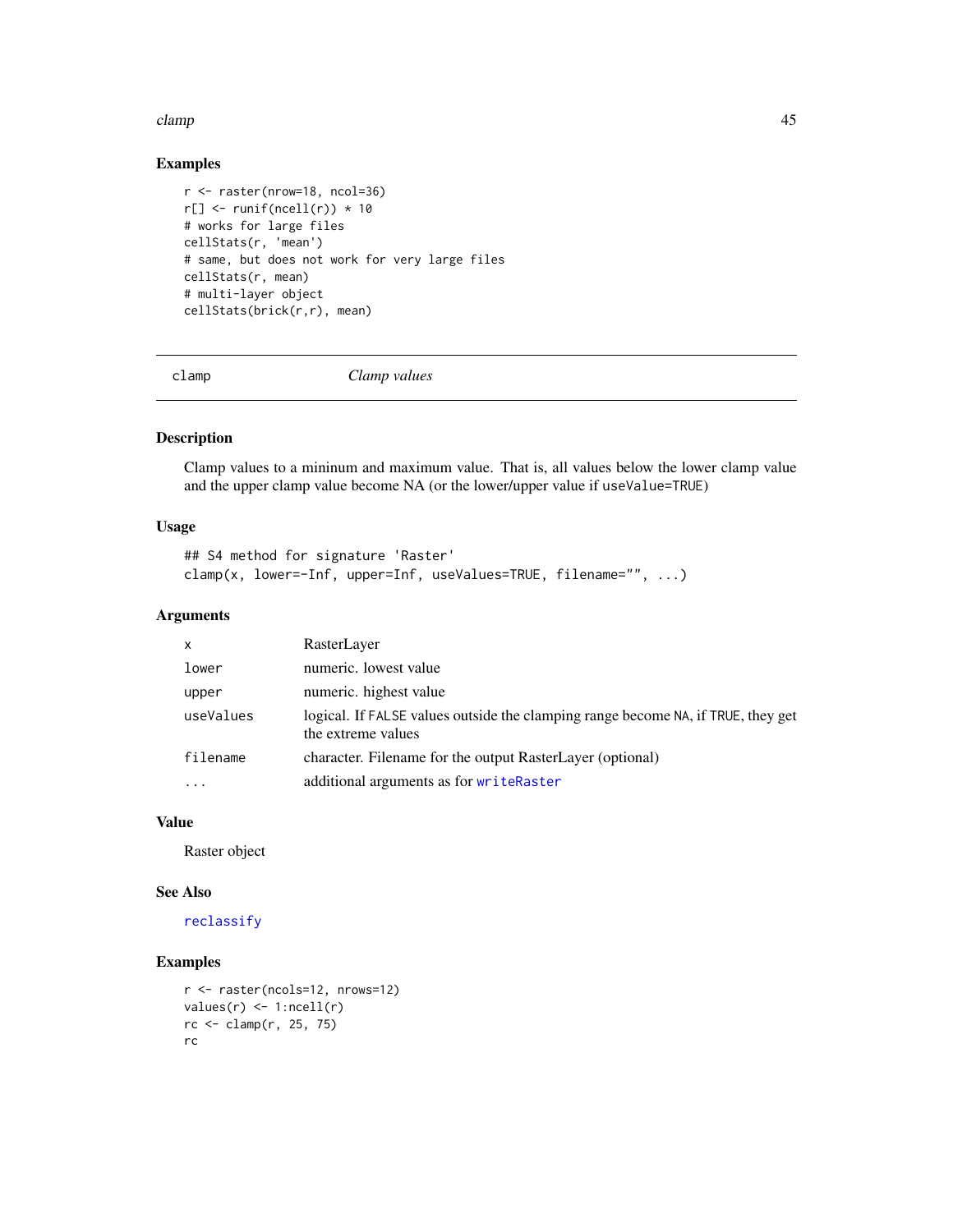## Examples

```
r <- raster(nrow=18, ncol=36)
r[] <- runif(ncell(r)) * 10
# works for large files
cellStats(r, 'mean')
# same, but does not work for very large files
cellStats(r, mean)
# multi-layer object
cellStats(brick(r,r), mean)
```

---

# clamp — *Clamp values*

---

## Description

Clamp values to a mininum and maximum value. That is, all values below the lower clamp value and the upper clamp value become NA (or the lower/upper value if `useValue=TRUE`)

## Usage

```
## S4 method for signature 'Raster'
clamp(x, lower=-Inf, upper=Inf, useValues=TRUE, filename="", ...)
```

## Arguments

| | |
|---|---|
| `x` | RasterLayer |
| `lower` | numeric. lowest value |
| `upper` | numeric. highest value |
| `useValues` | logical. If `FALSE` values outside the clamping range become `NA`, if `TRUE`, they get the extreme values |
| `filename` | character. Filename for the output RasterLayer (optional) |
| `...` | additional arguments as for `writeRaster` |

## Value

Raster object

## See Also

`reclassify`

## Examples

```
r <- raster(ncols=12, nrows=12)
values(r) <- 1:ncell(r)
rc <- clamp(r, 25, 75)
rc
```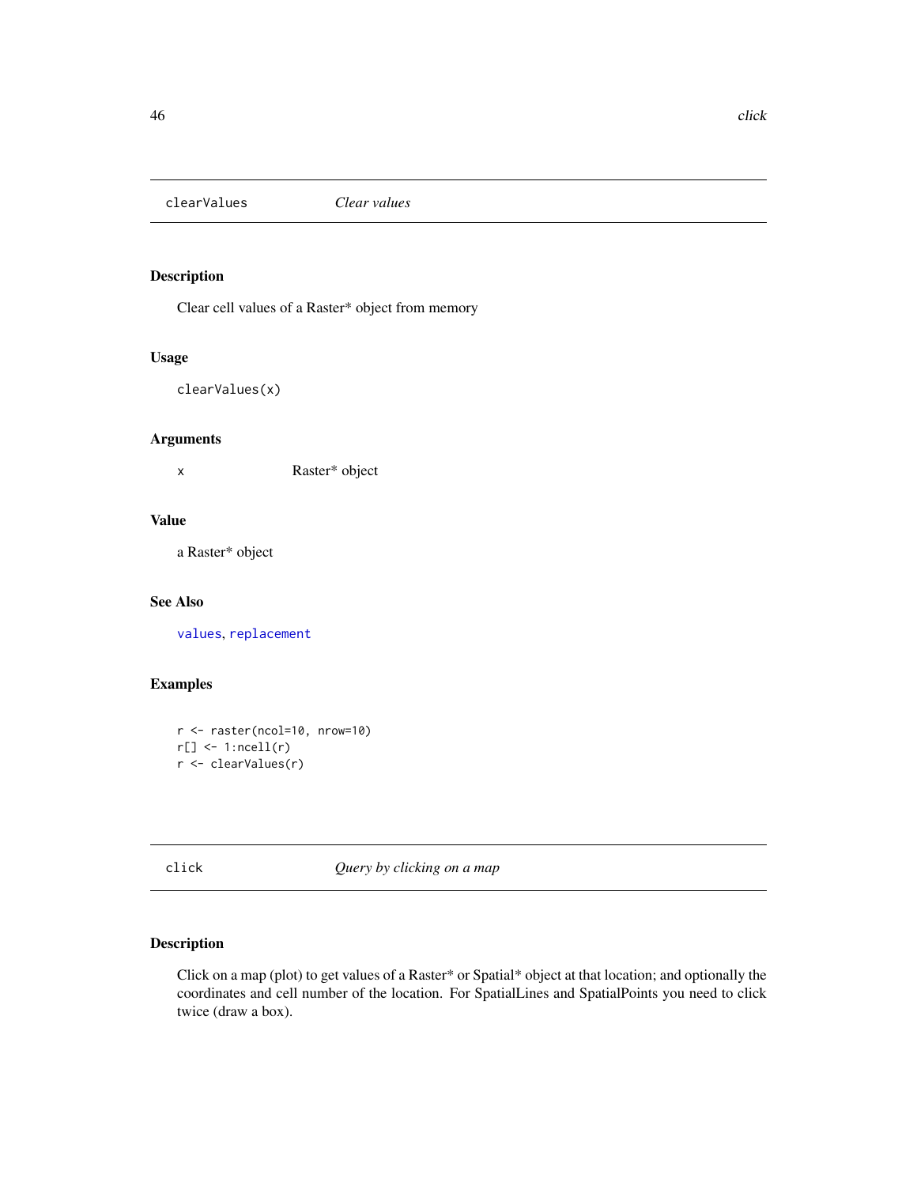## clearValues — *Clear values*

### Description

Clear cell values of a Raster* object from memory

### Usage

```
clearValues(x)
```

### Arguments

| | |
|---|---|
| x | Raster* object |

### Value

a Raster* object

### See Also

values, replacement

### Examples

```
r <- raster(ncol=10, nrow=10)
r[] <- 1:ncell(r)
r <- clearValues(r)
```

## click — *Query by clicking on a map*

### Description

Click on a map (plot) to get values of a Raster* or Spatial* object at that location; and optionally the coordinates and cell number of the location. For SpatialLines and SpatialPoints you need to click twice (draw a box).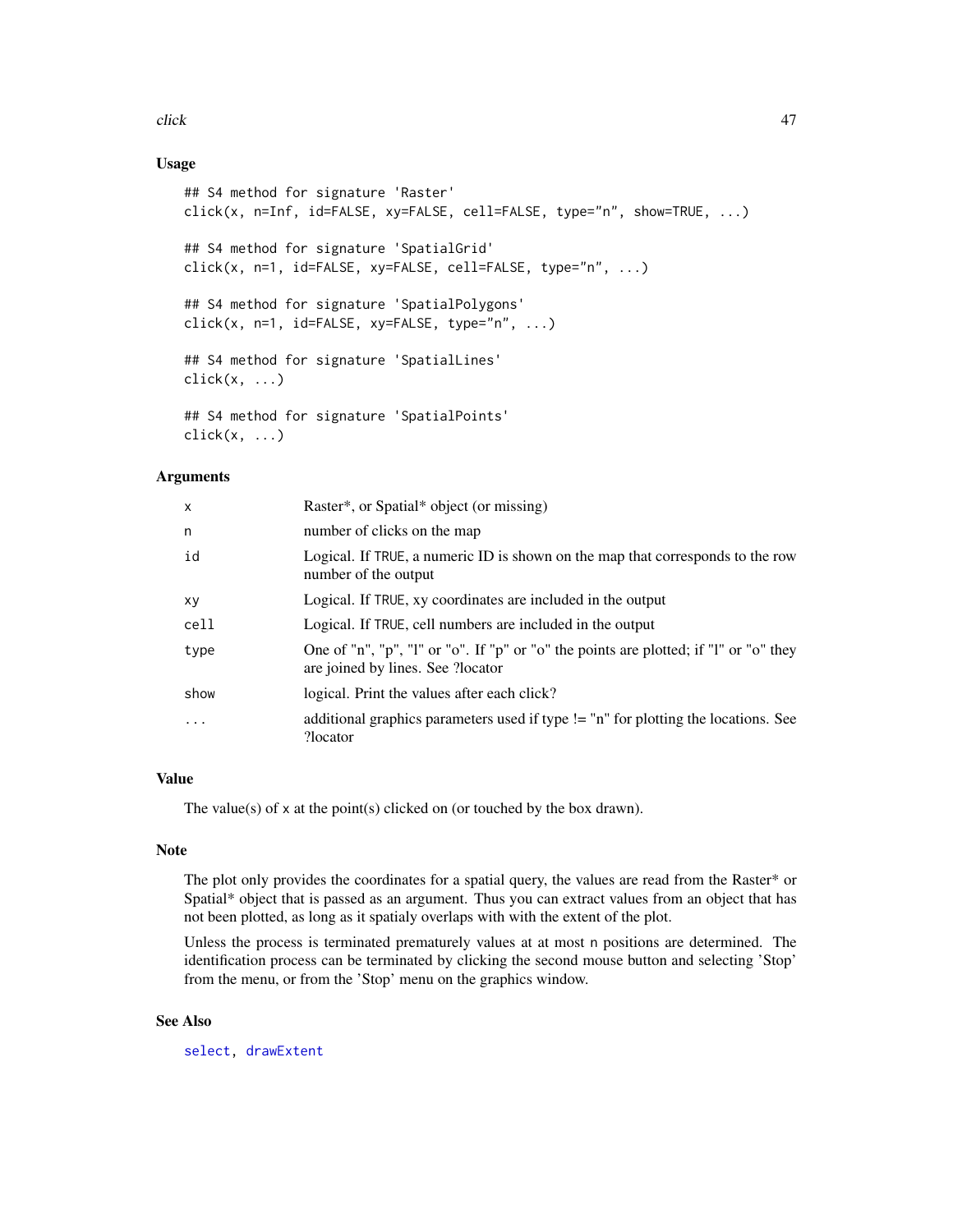## Usage

```
## S4 method for signature 'Raster'
click(x, n=Inf, id=FALSE, xy=FALSE, cell=FALSE, type="n", show=TRUE, ...)

## S4 method for signature 'SpatialGrid'
click(x, n=1, id=FALSE, xy=FALSE, cell=FALSE, type="n", ...)

## S4 method for signature 'SpatialPolygons'
click(x, n=1, id=FALSE, xy=FALSE, type="n", ...)

## S4 method for signature 'SpatialLines'
click(x, ...)

## S4 method for signature 'SpatialPoints'
click(x, ...)
```

## Arguments

| | |
|---|---|
| `x` | Raster*, or Spatial* object (or missing) |
| `n` | number of clicks on the map |
| `id` | Logical. If `TRUE`, a numeric ID is shown on the map that corresponds to the row number of the output |
| `xy` | Logical. If `TRUE`, xy coordinates are included in the output |
| `cell` | Logical. If `TRUE`, cell numbers are included in the output |
| `type` | One of "n", "p", "l" or "o". If "p" or "o" the points are plotted; if "l" or "o" they are joined by lines. See ?locator |
| `show` | logical. Print the values after each click? |
| `...` | additional graphics parameters used if type != "n" for plotting the locations. See ?locator |

## Value

The value(s) of `x` at the point(s) clicked on (or touched by the box drawn).

## Note

The plot only provides the coordinates for a spatial query, the values are read from the Raster* or Spatial* object that is passed as an argument. Thus you can extract values from an object that has not been plotted, as long as it spatialy overlaps with with the extent of the plot.

Unless the process is terminated prematurely values at at most `n` positions are determined. The identification process can be terminated by clicking the second mouse button and selecting 'Stop' from the menu, or from the 'Stop' menu on the graphics window.

## See Also

`select`, `drawExtent`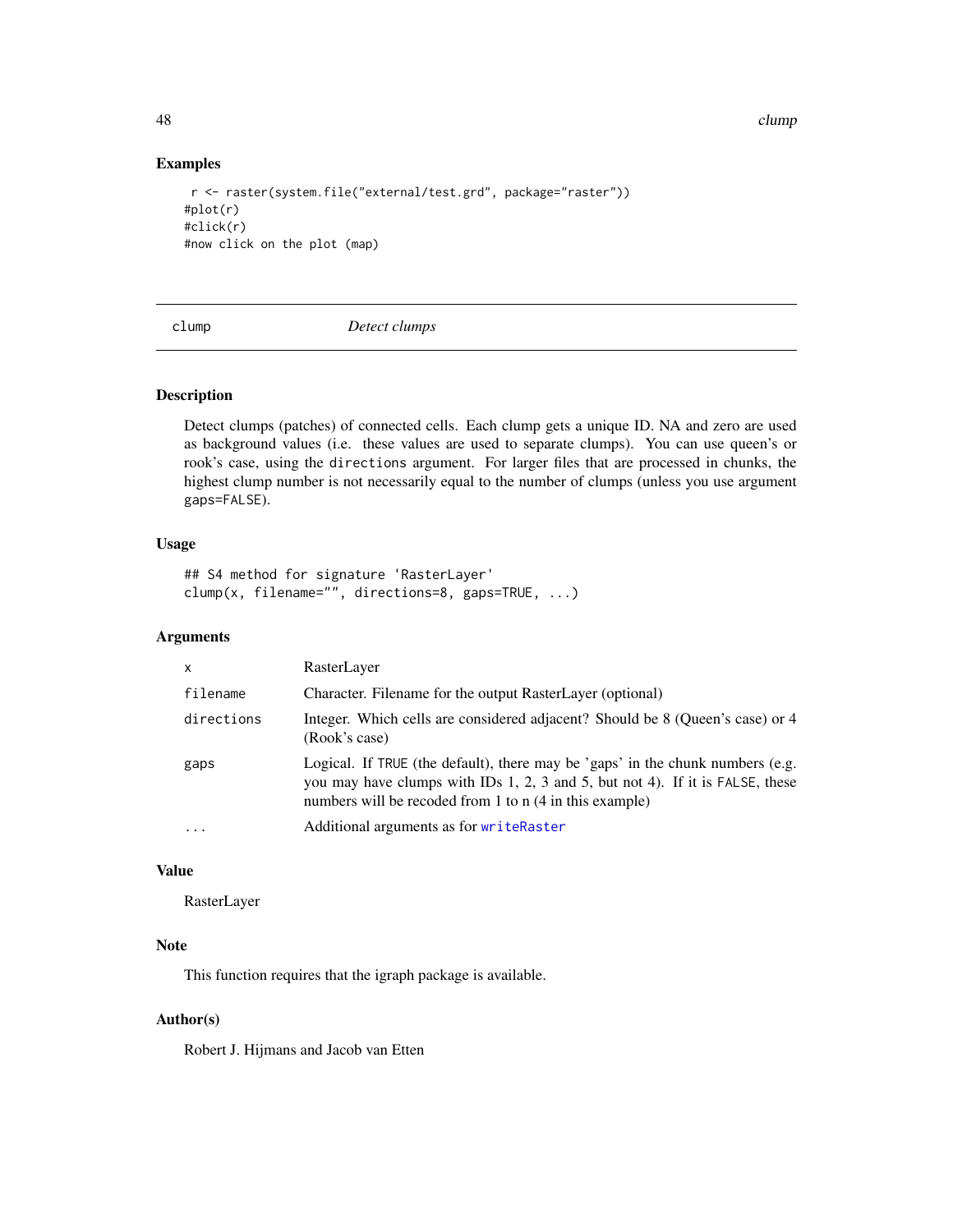## Examples

```
 r <- raster(system.file("external/test.grd", package="raster"))
#plot(r)
#click(r)
#now click on the plot (map)
```

---

# clump *Detect clumps*

---

### Description

Detect clumps (patches) of connected cells. Each clump gets a unique ID. NA and zero are used as background values (i.e. these values are used to separate clumps). You can use queen's or rook's case, using the `directions` argument. For larger files that are processed in chunks, the highest clump number is not necessarily equal to the number of clumps (unless you use argument `gaps=FALSE`).

### Usage

```
## S4 method for signature 'RasterLayer'
clump(x, filename="", directions=8, gaps=TRUE, ...)
```

### Arguments

| | |
|---|---|
| `x` | RasterLayer |
| `filename` | Character. Filename for the output RasterLayer (optional) |
| `directions` | Integer. Which cells are considered adjacent? Should be 8 (Queen's case) or 4 (Rook's case) |
| `gaps` | Logical. If `TRUE` (the default), there may be 'gaps' in the chunk numbers (e.g. you may have clumps with IDs 1, 2, 3 and 5, but not 4). If it is `FALSE`, these numbers will be recoded from 1 to n (4 in this example) |
| `...` | Additional arguments as for `writeRaster` |

### Value

RasterLayer

### Note

This function requires that the igraph package is available.

### Author(s)

Robert J. Hijmans and Jacob van Etten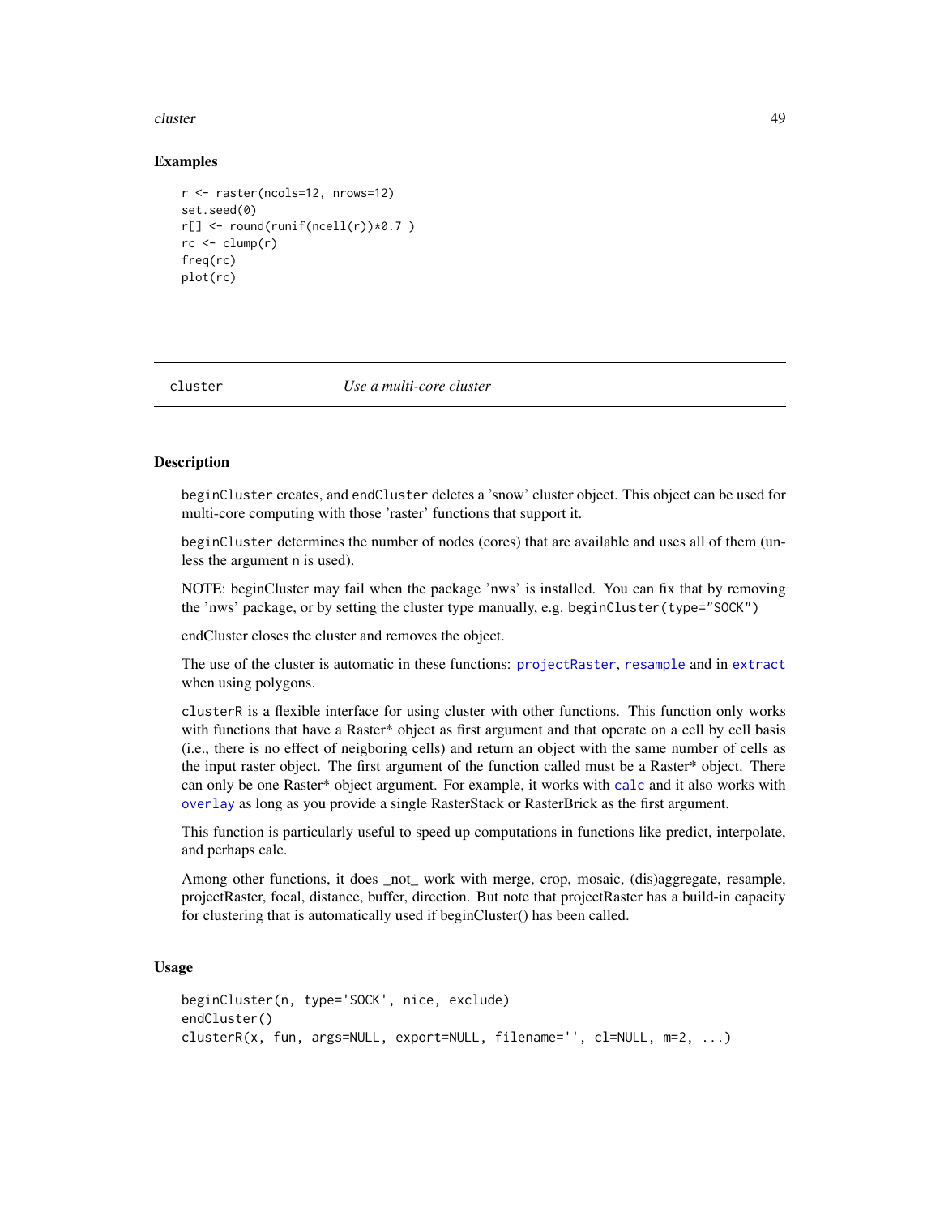## Examples

```
r <- raster(ncols=12, nrows=12)
set.seed(0)
r[] <- round(runif(ncell(r))*0.7 )
rc <- clump(r)
freq(rc)
plot(rc)
```

---

# cluster *Use a multi-core cluster*

---

## Description

beginCluster creates, and endCluster deletes a 'snow' cluster object. This object can be used for multi-core computing with those 'raster' functions that support it.

beginCluster determines the number of nodes (cores) that are available and uses all of them (unless the argument n is used).

NOTE: beginCluster may fail when the package 'nws' is installed. You can fix that by removing the 'nws' package, or by setting the cluster type manually, e.g. beginCluster(type="SOCK")

endCluster closes the cluster and removes the object.

The use of the cluster is automatic in these functions: projectRaster, resample and in extract when using polygons.

clusterR is a flexible interface for using cluster with other functions. This function only works with functions that have a Raster* object as first argument and that operate on a cell by cell basis (i.e., there is no effect of neigboring cells) and return an object with the same number of cells as the input raster object. The first argument of the function called must be a Raster* object. There can only be one Raster* object argument. For example, it works with calc and it also works with overlay as long as you provide a single RasterStack or RasterBrick as the first argument.

This function is particularly useful to speed up computations in functions like predict, interpolate, and perhaps calc.

Among other functions, it does _not_ work with merge, crop, mosaic, (dis)aggregate, resample, projectRaster, focal, distance, buffer, direction. But note that projectRaster has a build-in capacity for clustering that is automatically used if beginCluster() has been called.

## Usage

```
beginCluster(n, type='SOCK', nice, exclude)
endCluster()
clusterR(x, fun, args=NULL, export=NULL, filename='', cl=NULL, m=2, ...)
```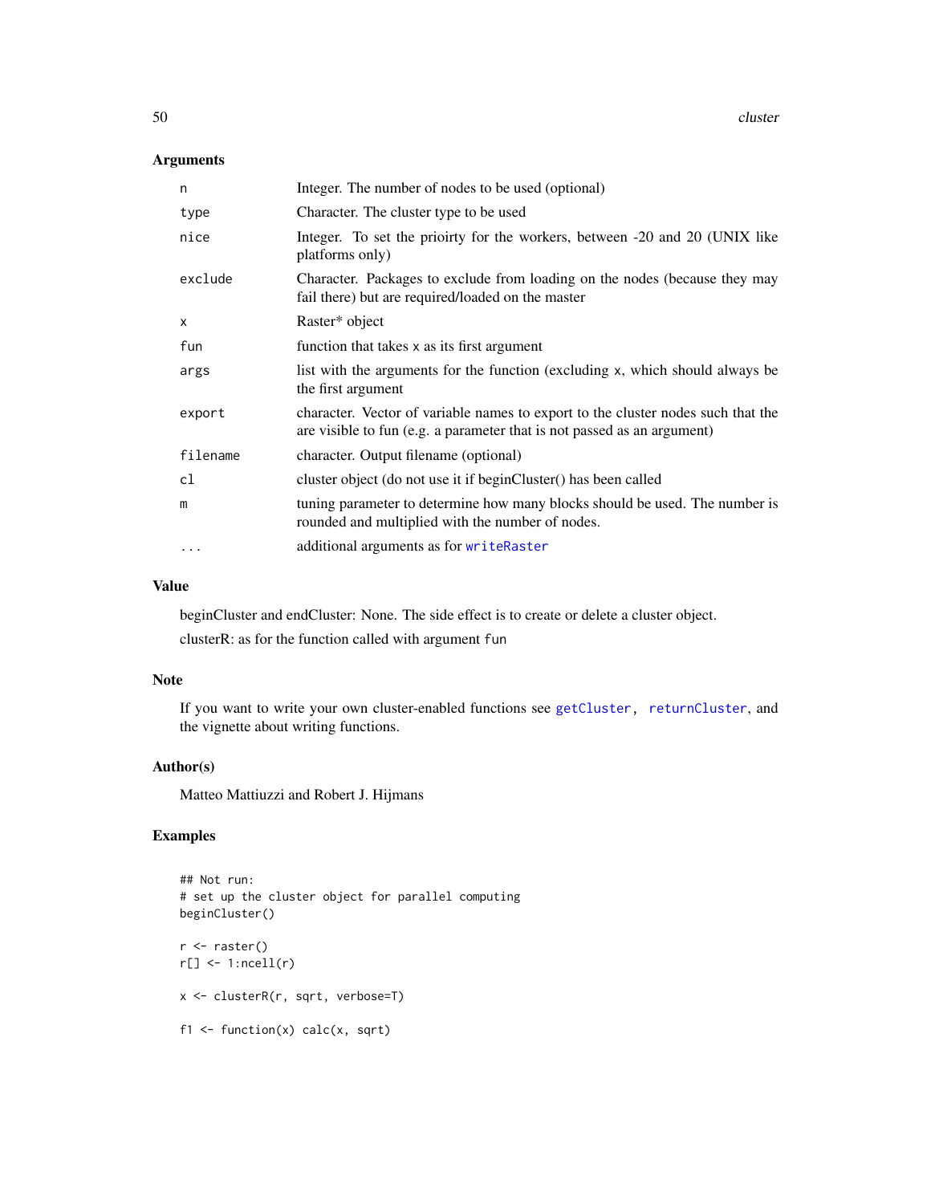## Arguments

| | |
|---|---|
| n | Integer. The number of nodes to be used (optional) |
| type | Character. The cluster type to be used |
| nice | Integer. To set the prioirty for the workers, between -20 and 20 (UNIX like platforms only) |
| exclude | Character. Packages to exclude from loading on the nodes (because they may fail there) but are required/loaded on the master |
| x | Raster* object |
| fun | function that takes x as its first argument |
| args | list with the arguments for the function (excluding x, which should always be the first argument |
| export | character. Vector of variable names to export to the cluster nodes such that the are visible to fun (e.g. a parameter that is not passed as an argument) |
| filename | character. Output filename (optional) |
| cl | cluster object (do not use it if beginCluster() has been called |
| m | tuning parameter to determine how many blocks should be used. The number is rounded and multiplied with the number of nodes. |
| ... | additional arguments as for writeRaster |

## Value

beginCluster and endCluster: None. The side effect is to create or delete a cluster object.

clusterR: as for the function called with argument fun

## Note

If you want to write your own cluster-enabled functions see getCluster, returnCluster, and the vignette about writing functions.

## Author(s)

Matteo Mattiuzzi and Robert J. Hijmans

## Examples

```
## Not run:
# set up the cluster object for parallel computing
beginCluster()

r <- raster()
r[] <- 1:ncell(r)

x <- clusterR(r, sqrt, verbose=T)

f1 <- function(x) calc(x, sqrt)
```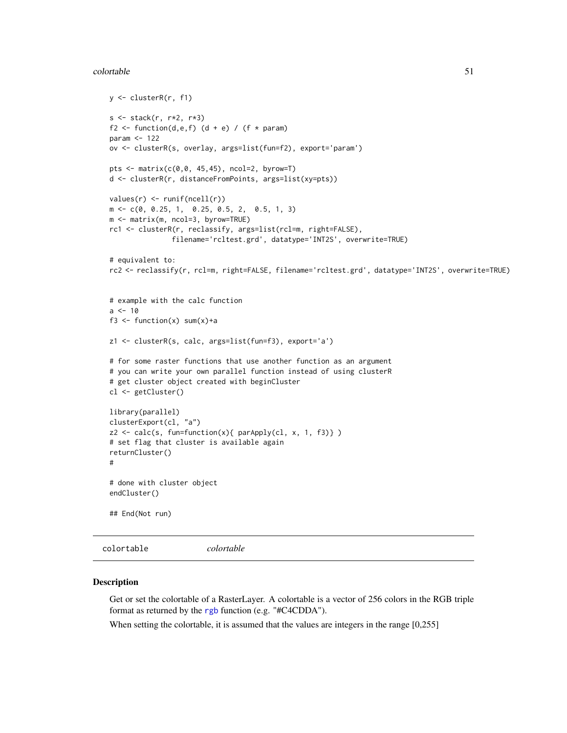```
y <- clusterR(r, f1)

s <- stack(r, r*2, r*3)
f2 <- function(d,e,f) (d + e) / (f * param)
param <- 122
ov <- clusterR(s, overlay, args=list(fun=f2), export='param')

pts <- matrix(c(0,0, 45,45), ncol=2, byrow=T)
d <- clusterR(r, distanceFromPoints, args=list(xy=pts))

values(r) <- runif(ncell(r))
m <- c(0, 0.25, 1,  0.25, 0.5, 2,  0.5, 1, 3)
m <- matrix(m, ncol=3, byrow=TRUE)
rc1 <- clusterR(r, reclassify, args=list(rcl=m, right=FALSE),
               filename='rcltest.grd', datatype='INT2S', overwrite=TRUE)

# equivalent to:
rc2 <- reclassify(r, rcl=m, right=FALSE, filename='rcltest.grd', datatype='INT2S', overwrite=TRUE)


# example with the calc function
a <- 10
f3 <- function(x) sum(x)+a

z1 <- clusterR(s, calc, args=list(fun=f3), export='a')

# for some raster functions that use another function as an argument
# you can write your own parallel function instead of using clusterR
# get cluster object created with beginCluster
cl <- getCluster()

library(parallel)
clusterExport(cl, "a")
z2 <- calc(s, fun=function(x){ parApply(cl, x, 1, f3)} )
# set flag that cluster is available again
returnCluster()
#

# done with cluster object
endCluster()

## End(Not run)
```

## colortable    *colortable*

### Description

Get or set the colortable of a RasterLayer. A colortable is a vector of 256 colors in the RGB triple format as returned by the `rgb` function (e.g. "#C4CDDA").

When setting the colortable, it is assumed that the values are integers in the range [0,255]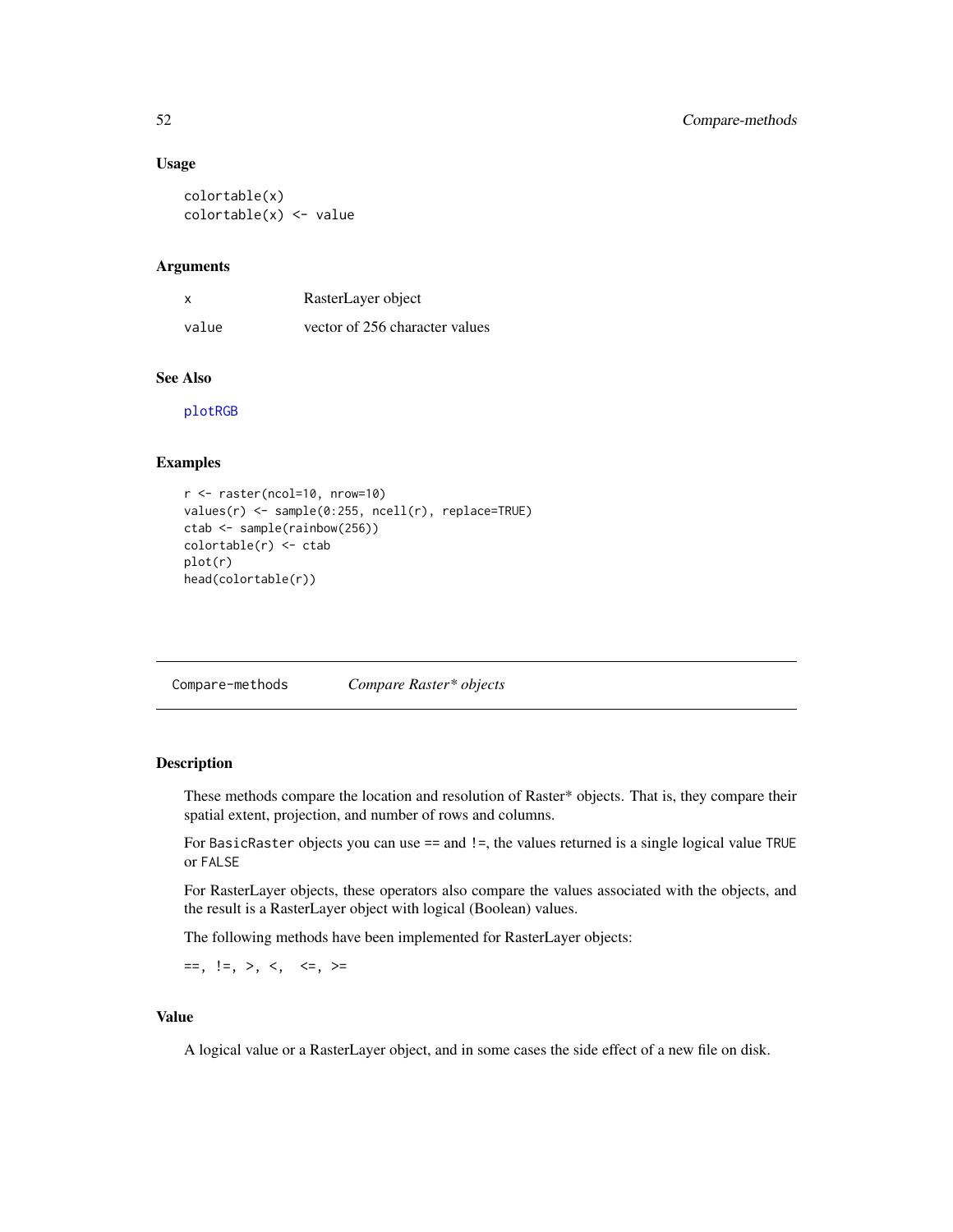### Usage

```
colortable(x)
colortable(x) <- value
```

### Arguments

| | |
|---|---|
| x | RasterLayer object |
| value | vector of 256 character values |

### See Also

plotRGB

### Examples

```
r <- raster(ncol=10, nrow=10)
values(r) <- sample(0:255, ncell(r), replace=TRUE)
ctab <- sample(rainbow(256))
colortable(r) <- ctab
plot(r)
head(colortable(r))
```

---

## Compare-methods *Compare Raster* objects*

---

### Description

These methods compare the location and resolution of Raster* objects. That is, they compare their spatial extent, projection, and number of rows and columns.

For `BasicRaster` objects you can use `==` and `!=`, the values returned is a single logical value `TRUE` or `FALSE`

For RasterLayer objects, these operators also compare the values associated with the objects, and the result is a RasterLayer object with logical (Boolean) values.

The following methods have been implemented for RasterLayer objects:

`==, !=, >, <, <=, >=`

### Value

A logical value or a RasterLayer object, and in some cases the side effect of a new file on disk.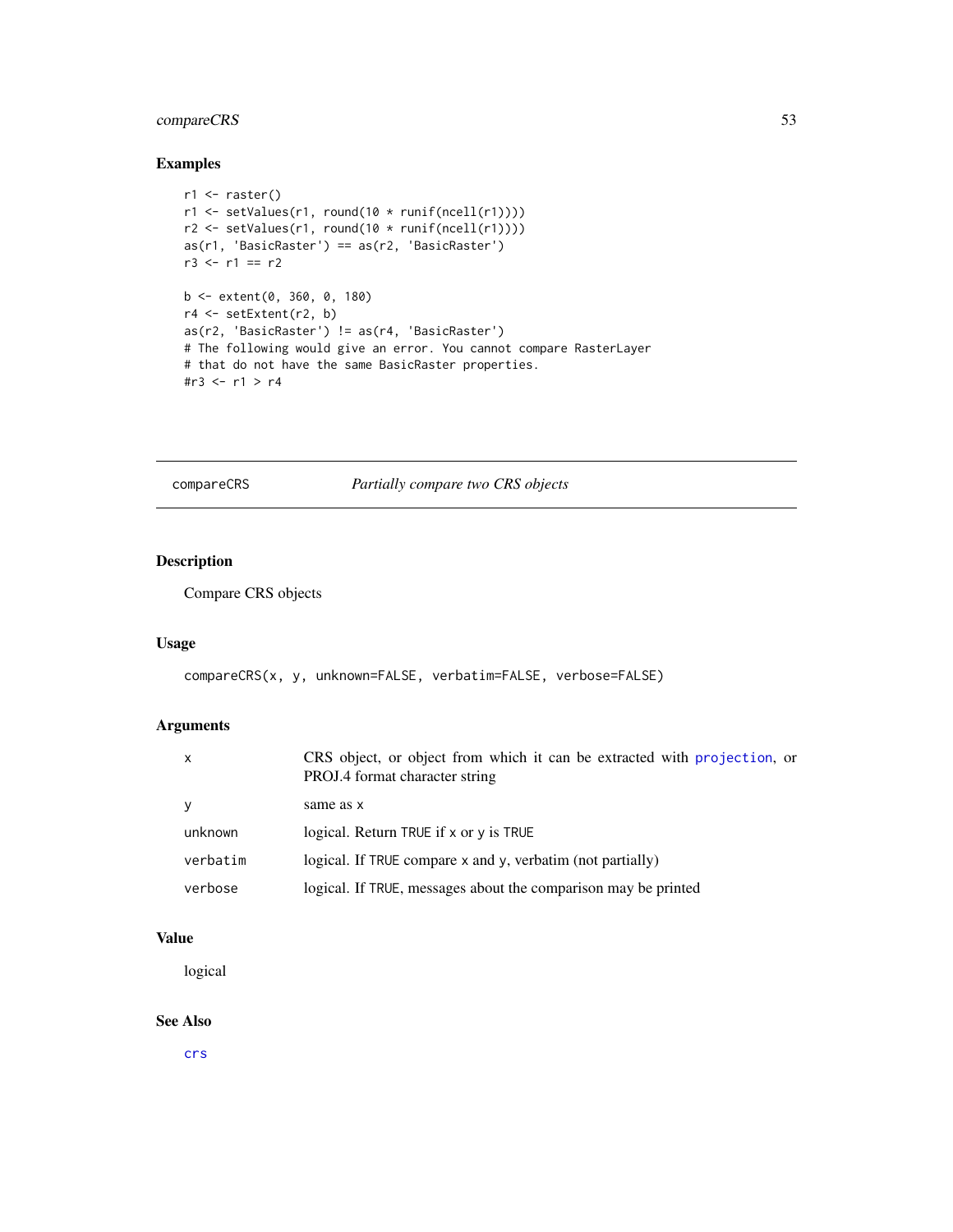### Examples

```
r1 <- raster()
r1 <- setValues(r1, round(10 * runif(ncell(r1))))
r2 <- setValues(r1, round(10 * runif(ncell(r1))))
as(r1, 'BasicRaster') == as(r2, 'BasicRaster')
r3 <- r1 == r2

b <- extent(0, 360, 0, 180)
r4 <- setExtent(r2, b)
as(r2, 'BasicRaster') != as(r4, 'BasicRaster')
# The following would give an error. You cannot compare RasterLayer
# that do not have the same BasicRaster properties.
#r3 <- r1 > r4
```

---

## compareCRS — *Partially compare two CRS objects*

### Description

Compare CRS objects

### Usage

```
compareCRS(x, y, unknown=FALSE, verbatim=FALSE, verbose=FALSE)
```

### Arguments

| | |
|---|---|
| x | CRS object, or object from which it can be extracted with `projection`, or PROJ.4 format character string |
| y | same as x |
| unknown | logical. Return TRUE if x or y is TRUE |
| verbatim | logical. If TRUE compare x and y, verbatim (not partially) |
| verbose | logical. If TRUE, messages about the comparison may be printed |

### Value

logical

### See Also

`crs`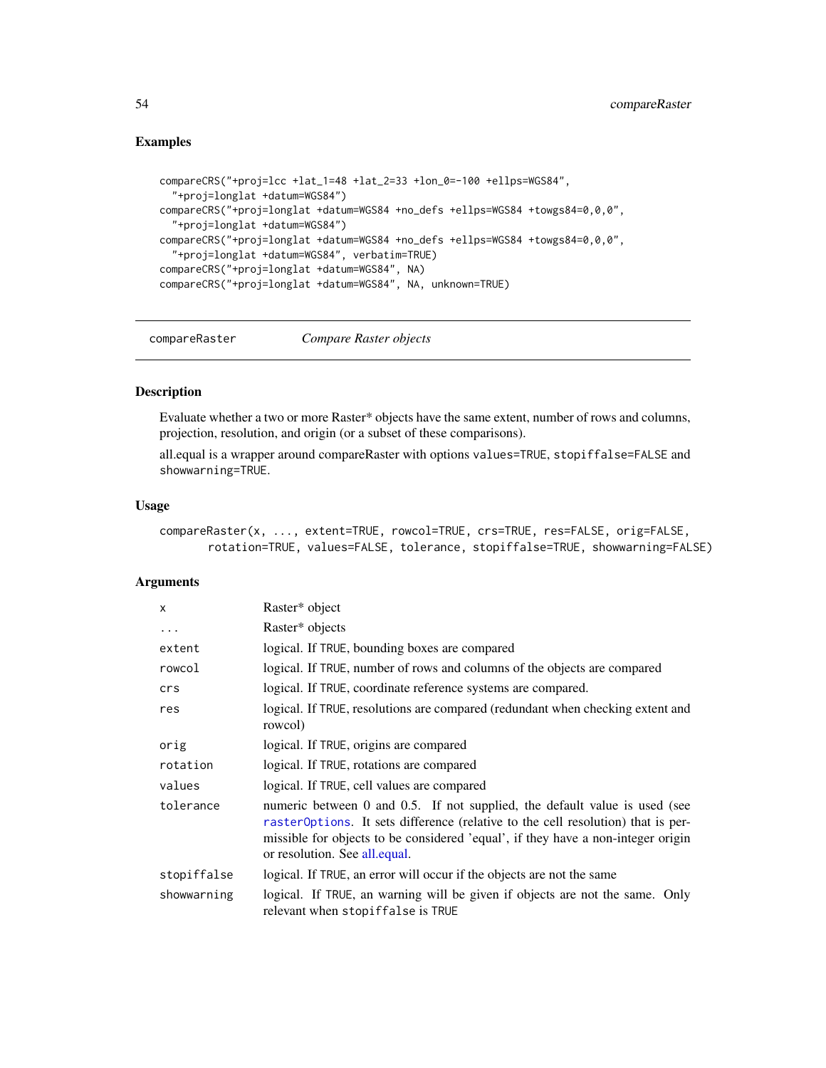## Examples

```
compareCRS("+proj=lcc +lat_1=48 +lat_2=33 +lon_0=-100 +ellps=WGS84",
  "+proj=longlat +datum=WGS84")
compareCRS("+proj=longlat +datum=WGS84 +no_defs +ellps=WGS84 +towgs84=0,0,0",
  "+proj=longlat +datum=WGS84")
compareCRS("+proj=longlat +datum=WGS84 +no_defs +ellps=WGS84 +towgs84=0,0,0",
  "+proj=longlat +datum=WGS84", verbatim=TRUE)
compareCRS("+proj=longlat +datum=WGS84", NA)
compareCRS("+proj=longlat +datum=WGS84", NA, unknown=TRUE)
```

---

# compareRaster — *Compare Raster objects*

## Description

Evaluate whether a two or more Raster* objects have the same extent, number of rows and columns, projection, resolution, and origin (or a subset of these comparisons).

all.equal is a wrapper around compareRaster with options `values=TRUE`, `stopiffalse=FALSE` and `showwarning=TRUE`.

## Usage

```
compareRaster(x, ..., extent=TRUE, rowcol=TRUE, crs=TRUE, res=FALSE, orig=FALSE,
       rotation=TRUE, values=FALSE, tolerance, stopiffalse=TRUE, showwarning=FALSE)
```

## Arguments

| | |
|---|---|
| `x` | Raster* object |
| `...` | Raster* objects |
| `extent` | logical. If TRUE, bounding boxes are compared |
| `rowcol` | logical. If TRUE, number of rows and columns of the objects are compared |
| `crs` | logical. If TRUE, coordinate reference systems are compared. |
| `res` | logical. If TRUE, resolutions are compared (redundant when checking extent and rowcol) |
| `orig` | logical. If TRUE, origins are compared |
| `rotation` | logical. If TRUE, rotations are compared |
| `values` | logical. If TRUE, cell values are compared |
| `tolerance` | numeric between 0 and 0.5. If not supplied, the default value is used (see `rasterOptions`. It sets difference (relative to the cell resolution) that is permissible for objects to be considered 'equal', if they have a non-integer origin or resolution. See all.equal. |
| `stopiffalse` | logical. If TRUE, an error will occur if the objects are not the same |
| `showwarning` | logical. If TRUE, an warning will be given if objects are not the same. Only relevant when `stopiffalse` is TRUE |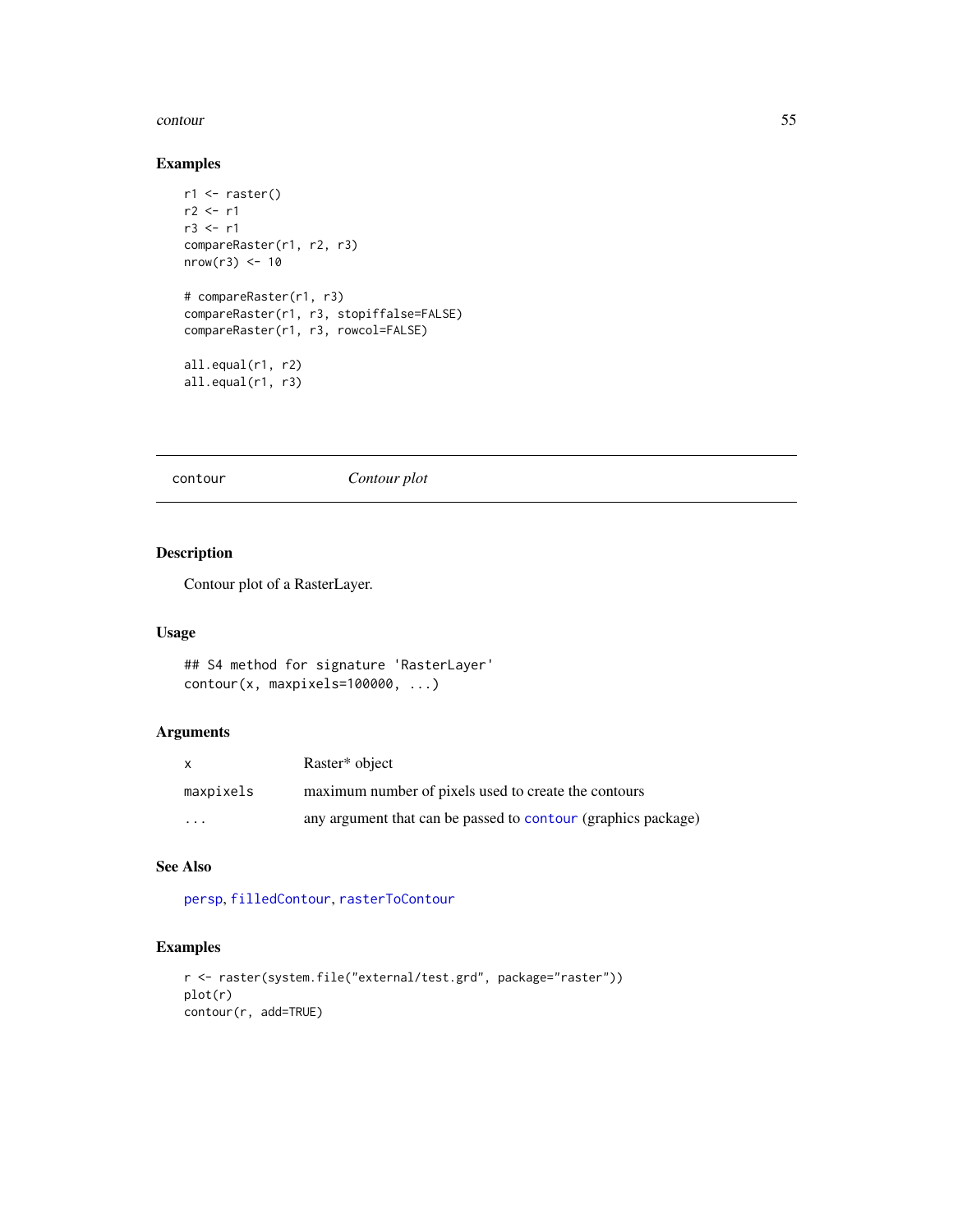### Examples

```
r1 <- raster()
r2 <- r1
r3 <- r1
compareRaster(r1, r2, r3)
nrow(r3) <- 10

# compareRaster(r1, r3)
compareRaster(r1, r3, stopiffalse=FALSE)
compareRaster(r1, r3, rowcol=FALSE)

all.equal(r1, r2)
all.equal(r1, r3)
```

---

## contour *Contour plot*

---

### Description

Contour plot of a RasterLayer.

### Usage

```
## S4 method for signature 'RasterLayer'
contour(x, maxpixels=100000, ...)
```

### Arguments

| | |
|---|---|
| x | Raster* object |
| maxpixels | maximum number of pixels used to create the contours |
| ... | any argument that can be passed to contour (graphics package) |

### See Also

persp, filledContour, rasterToContour

### Examples

```
r <- raster(system.file("external/test.grd", package="raster"))
plot(r)
contour(r, add=TRUE)
```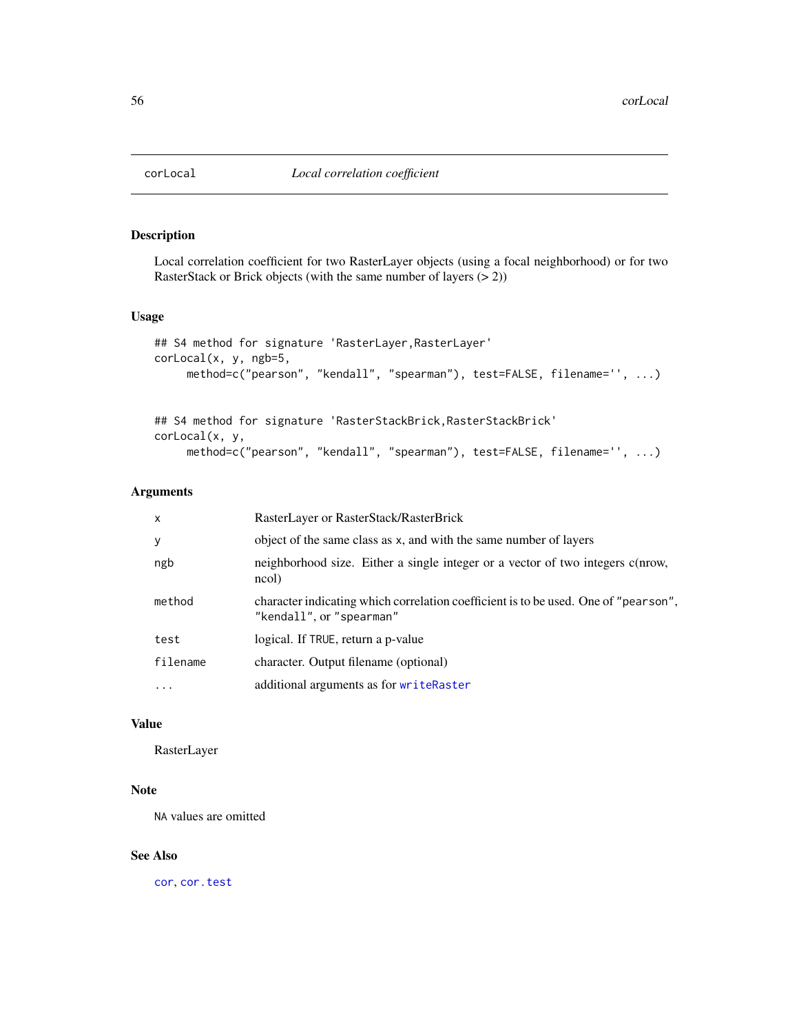# corLocal *Local correlation coefficient*

## Description

Local correlation coefficient for two RasterLayer objects (using a focal neighborhood) or for two RasterStack or Brick objects (with the same number of layers (> 2))

## Usage

```
## S4 method for signature 'RasterLayer,RasterLayer'
corLocal(x, y, ngb=5,
     method=c("pearson", "kendall", "spearman"), test=FALSE, filename='', ...)


## S4 method for signature 'RasterStackBrick,RasterStackBrick'
corLocal(x, y,
     method=c("pearson", "kendall", "spearman"), test=FALSE, filename='', ...)
```

## Arguments

| | |
|---|---|
| `x` | RasterLayer or RasterStack/RasterBrick |
| `y` | object of the same class as `x`, and with the same number of layers |
| `ngb` | neighborhood size. Either a single integer or a vector of two integers c(nrow, ncol) |
| `method` | character indicating which correlation coefficient is to be used. One of `"pearson"`, `"kendall"`, or `"spearman"` |
| `test` | logical. If `TRUE`, return a p-value |
| `filename` | character. Output filename (optional) |
| `...` | additional arguments as for `writeRaster` |

## Value

RasterLayer

## Note

`NA` values are omitted

## See Also

`cor`, `cor.test`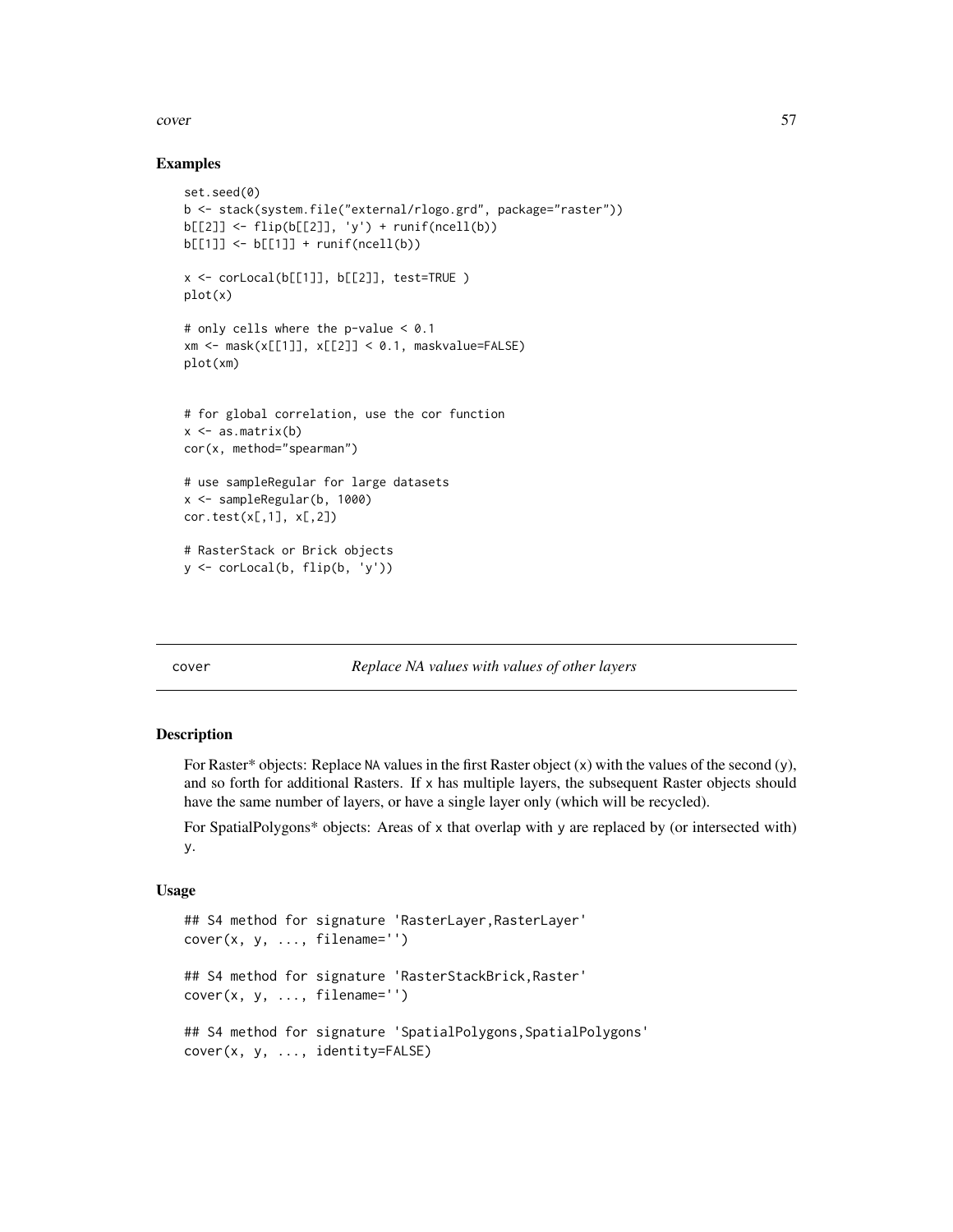### Examples

```
set.seed(0)
b <- stack(system.file("external/rlogo.grd", package="raster"))
b[[2]] <- flip(b[[2]], 'y') + runif(ncell(b))
b[[1]] <- b[[1]] + runif(ncell(b))

x <- corLocal(b[[1]], b[[2]], test=TRUE )
plot(x)

# only cells where the p-value < 0.1
xm <- mask(x[[1]], x[[2]] < 0.1, maskvalue=FALSE)
plot(xm)


# for global correlation, use the cor function
x <- as.matrix(b)
cor(x, method="spearman")

# use sampleRegular for large datasets
x <- sampleRegular(b, 1000)
cor.test(x[,1], x[,2])

# RasterStack or Brick objects
y <- corLocal(b, flip(b, 'y'))
```

---

## cover — *Replace NA values with values of other layers*

### Description

For Raster* objects: Replace NA values in the first Raster object (x) with the values of the second (y), and so forth for additional Rasters. If x has multiple layers, the subsequent Raster objects should have the same number of layers, or have a single layer only (which will be recycled).

For SpatialPolygons* objects: Areas of x that overlap with y are replaced by (or intersected with) y.

### Usage

```
## S4 method for signature 'RasterLayer,RasterLayer'
cover(x, y, ..., filename='')

## S4 method for signature 'RasterStackBrick,Raster'
cover(x, y, ..., filename='')

## S4 method for signature 'SpatialPolygons,SpatialPolygons'
cover(x, y, ..., identity=FALSE)
```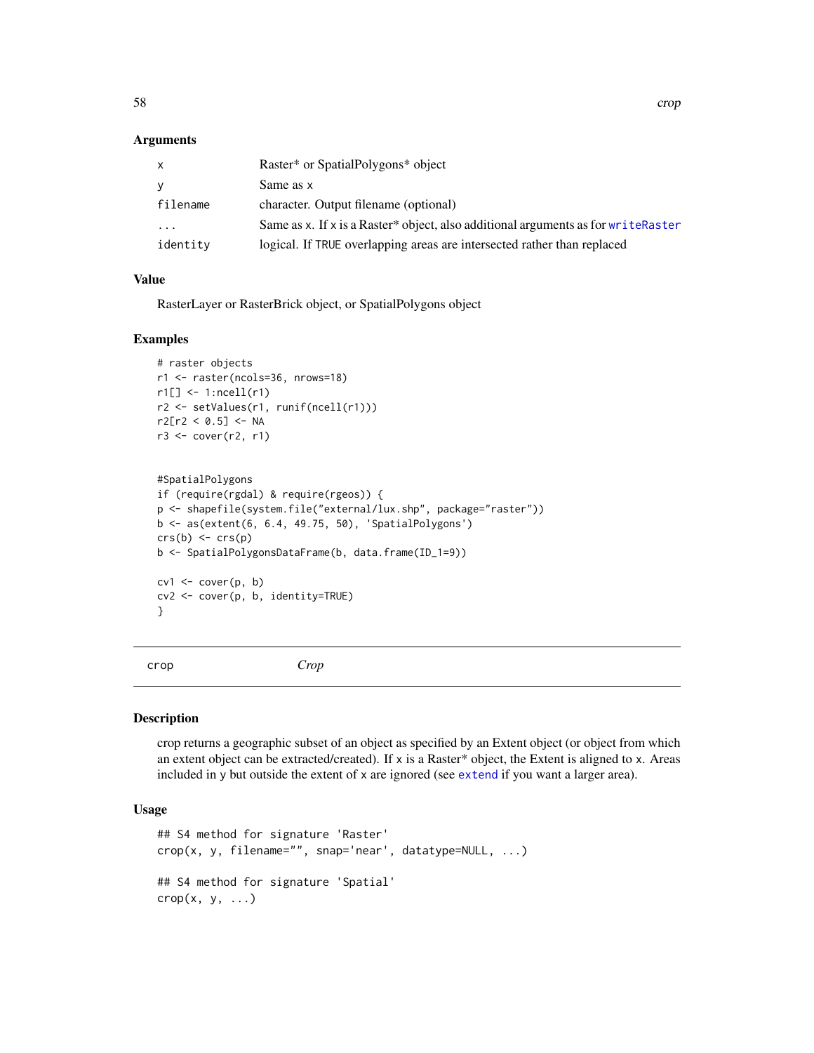### Arguments

| | |
|---|---|
| x | Raster* or SpatialPolygons* object |
| y | Same as x |
| filename | character. Output filename (optional) |
| ... | Same as x. If x is a Raster* object, also additional arguments as for writeRaster |
| identity | logical. If TRUE overlapping areas are intersected rather than replaced |

### Value

RasterLayer or RasterBrick object, or SpatialPolygons object

### Examples

```
# raster objects
r1 <- raster(ncols=36, nrows=18)
r1[] <- 1:ncell(r1)
r2 <- setValues(r1, runif(ncell(r1)))
r2[r2 < 0.5] <- NA
r3 <- cover(r2, r1)


#SpatialPolygons
if (require(rgdal) & require(rgeos)) {
p <- shapefile(system.file("external/lux.shp", package="raster"))
b <- as(extent(6, 6.4, 49.75, 50), 'SpatialPolygons')
crs(b) <- crs(p)
b <- SpatialPolygonsDataFrame(b, data.frame(ID_1=9))

cv1 <- cover(p, b)
cv2 <- cover(p, b, identity=TRUE)
}
```

---

## crop *Crop*

---

### Description

crop returns a geographic subset of an object as specified by an Extent object (or object from which an extent object can be extracted/created). If x is a Raster* object, the Extent is aligned to x. Areas included in y but outside the extent of x are ignored (see extend if you want a larger area).

### Usage

```
## S4 method for signature 'Raster'
crop(x, y, filename="", snap='near', datatype=NULL, ...)

## S4 method for signature 'Spatial'
crop(x, y, ...)
```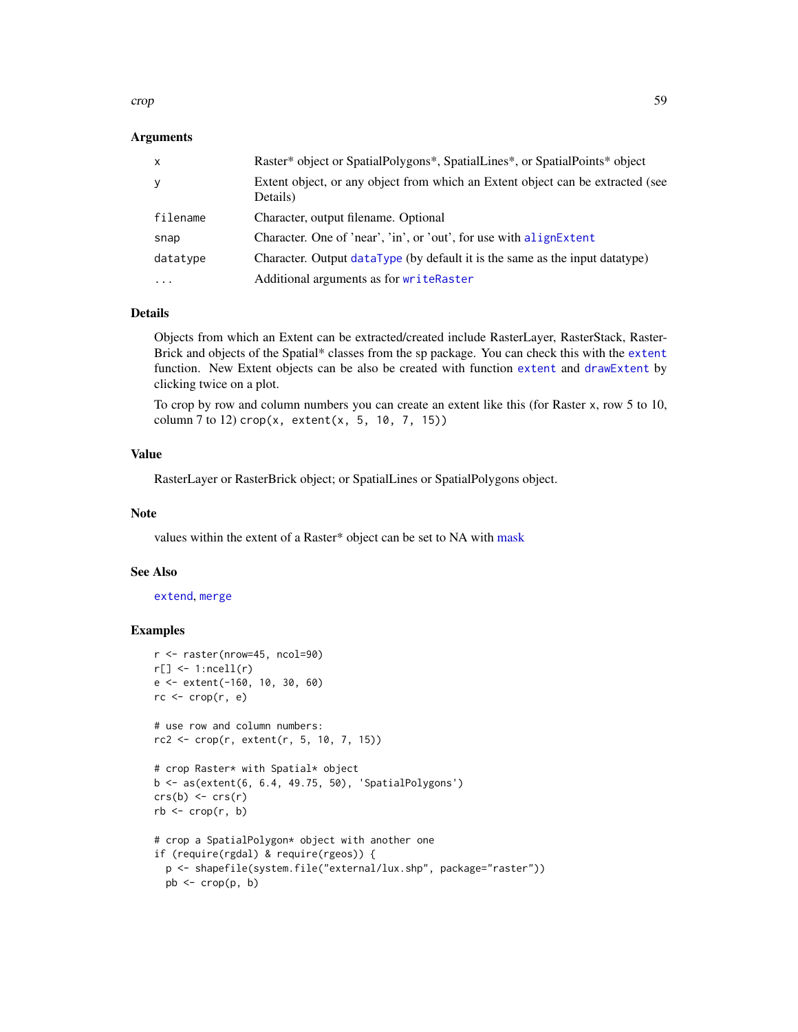### Arguments

| | |
|---|---|
| x | Raster* object or SpatialPolygons*, SpatialLines*, or SpatialPoints* object |
| y | Extent object, or any object from which an Extent object can be extracted (see Details) |
| filename | Character, output filename. Optional |
| snap | Character. One of 'near', 'in', or 'out', for use with alignExtent |
| datatype | Character. Output dataType (by default it is the same as the input datatype) |
| ... | Additional arguments as for writeRaster |

### Details

Objects from which an Extent can be extracted/created include RasterLayer, RasterStack, RasterBrick and objects of the Spatial* classes from the sp package. You can check this with the extent function. New Extent objects can be also be created with function extent and drawExtent by clicking twice on a plot.

To crop by row and column numbers you can create an extent like this (for Raster x, row 5 to 10, column 7 to 12) `crop(x, extent(x, 5, 10, 7, 15))`

### Value

RasterLayer or RasterBrick object; or SpatialLines or SpatialPolygons object.

### Note

values within the extent of a Raster* object can be set to NA with mask

### See Also

extend, merge

### Examples

```
r <- raster(nrow=45, ncol=90)
r[] <- 1:ncell(r)
e <- extent(-160, 10, 30, 60)
rc <- crop(r, e)

# use row and column numbers:
rc2 <- crop(r, extent(r, 5, 10, 7, 15))

# crop Raster* with Spatial* object
b <- as(extent(6, 6.4, 49.75, 50), 'SpatialPolygons')
crs(b) <- crs(r)
rb <- crop(r, b)

# crop a SpatialPolygon* object with another one
if (require(rgdal) & require(rgeos)) {
  p <- shapefile(system.file("external/lux.shp", package="raster"))
  pb <- crop(p, b)
```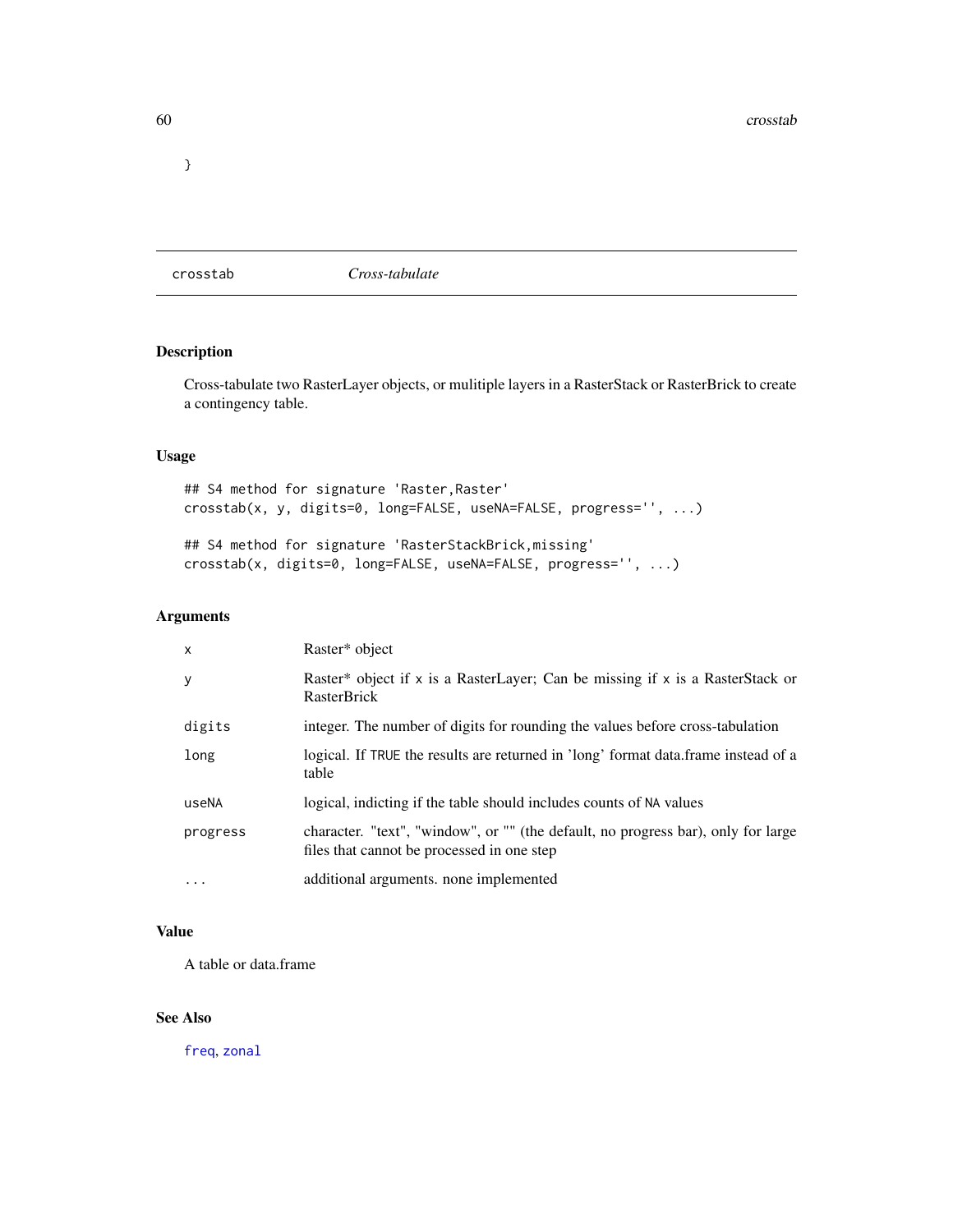}

## crosstab *Cross-tabulate*

### Description

Cross-tabulate two RasterLayer objects, or mulitiple layers in a RasterStack or RasterBrick to create a contingency table.

### Usage

```
## S4 method for signature 'Raster,Raster'
crosstab(x, y, digits=0, long=FALSE, useNA=FALSE, progress='', ...)

## S4 method for signature 'RasterStackBrick,missing'
crosstab(x, digits=0, long=FALSE, useNA=FALSE, progress='', ...)
```

### Arguments

| | |
|---|---|
| x | Raster* object |
| y | Raster* object if x is a RasterLayer; Can be missing if x is a RasterStack or RasterBrick |
| digits | integer. The number of digits for rounding the values before cross-tabulation |
| long | logical. If TRUE the results are returned in 'long' format data.frame instead of a table |
| useNA | logical, indicting if the table should includes counts of NA values |
| progress | character. "text", "window", or "" (the default, no progress bar), only for large files that cannot be processed in one step |
| ... | additional arguments. none implemented |

### Value

A table or data.frame

### See Also

freq, zonal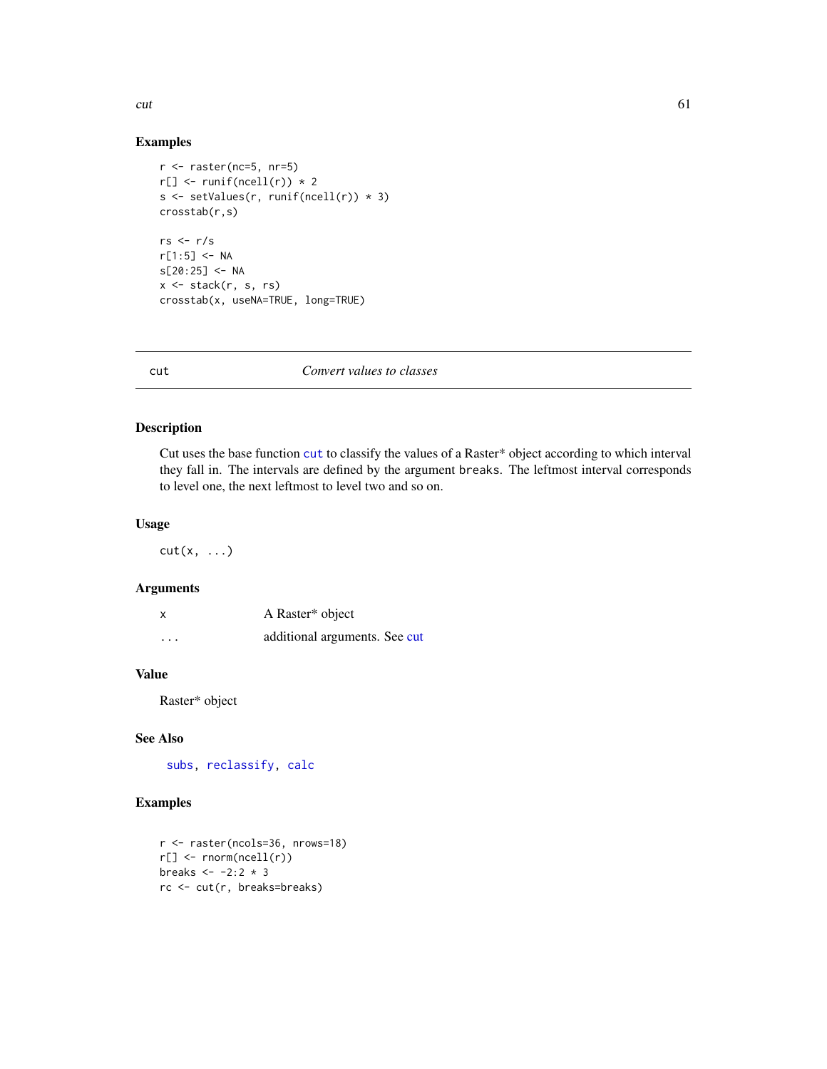### Examples

```
r <- raster(nc=5, nr=5)
r[] <- runif(ncell(r)) * 2
s <- setValues(r, runif(ncell(r)) * 3)
crosstab(r,s)

rs <- r/s
r[1:5] <- NA
s[20:25] <- NA
x <- stack(r, s, rs)
crosstab(x, useNA=TRUE, long=TRUE)
```

---

## cut *Convert values to classes*

### Description

Cut uses the base function `cut` to classify the values of a Raster* object according to which interval they fall in. The intervals are defined by the argument `breaks`. The leftmost interval corresponds to level one, the next leftmost to level two and so on.

### Usage

```
cut(x, ...)
```

### Arguments

| | |
|---|---|
| `x` | A Raster* object |
| `...` | additional arguments. See cut |

### Value

Raster* object

### See Also

`subs`, `reclassify`, `calc`

### Examples

```
r <- raster(ncols=36, nrows=18)
r[] <- rnorm(ncell(r))
breaks <- -2:2 * 3
rc <- cut(r, breaks=breaks)
```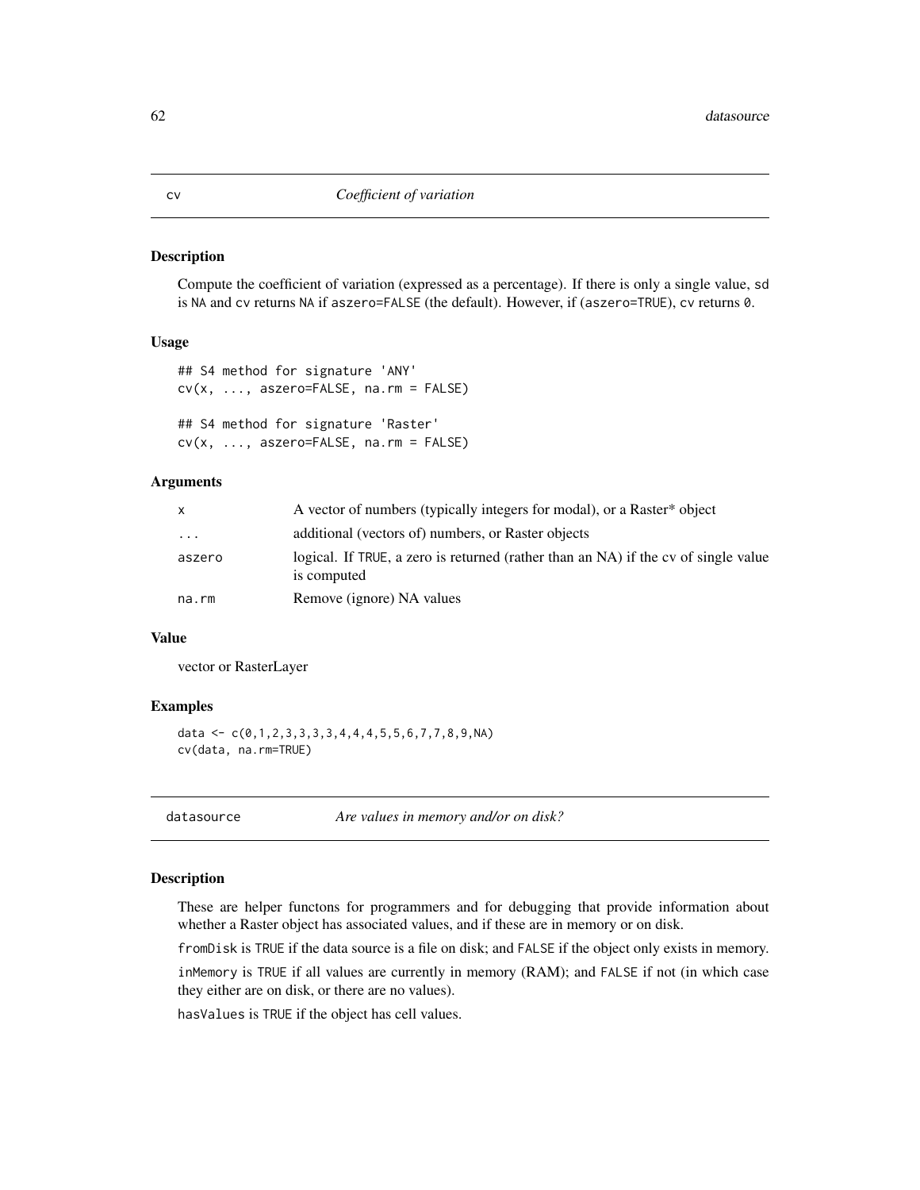## cv — *Coefficient of variation*

### Description

Compute the coefficient of variation (expressed as a percentage). If there is only a single value, `sd` is `NA` and `cv` returns `NA` if `aszero=FALSE` (the default). However, if (`aszero=TRUE`), `cv` returns `0`.

### Usage

```
## S4 method for signature 'ANY'
cv(x, ..., aszero=FALSE, na.rm = FALSE)

## S4 method for signature 'Raster'
cv(x, ..., aszero=FALSE, na.rm = FALSE)
```

### Arguments

| | |
|---|---|
| `x` | A vector of numbers (typically integers for modal), or a Raster* object |
| `...` | additional (vectors of) numbers, or Raster objects |
| `aszero` | logical. If `TRUE`, a zero is returned (rather than an NA) if the cv of single value is computed |
| `na.rm` | Remove (ignore) NA values |

### Value

vector or RasterLayer

### Examples

```
data <- c(0,1,2,3,3,3,3,4,4,4,5,5,6,7,7,8,9,NA)
cv(data, na.rm=TRUE)
```

## datasource — *Are values in memory and/or on disk?*

### Description

These are helper functons for programmers and for debugging that provide information about whether a Raster object has associated values, and if these are in memory or on disk.

`fromDisk` is `TRUE` if the data source is a file on disk; and `FALSE` if the object only exists in memory.

`inMemory` is `TRUE` if all values are currently in memory (RAM); and `FALSE` if not (in which case they either are on disk, or there are no values).

`hasValues` is `TRUE` if the object has cell values.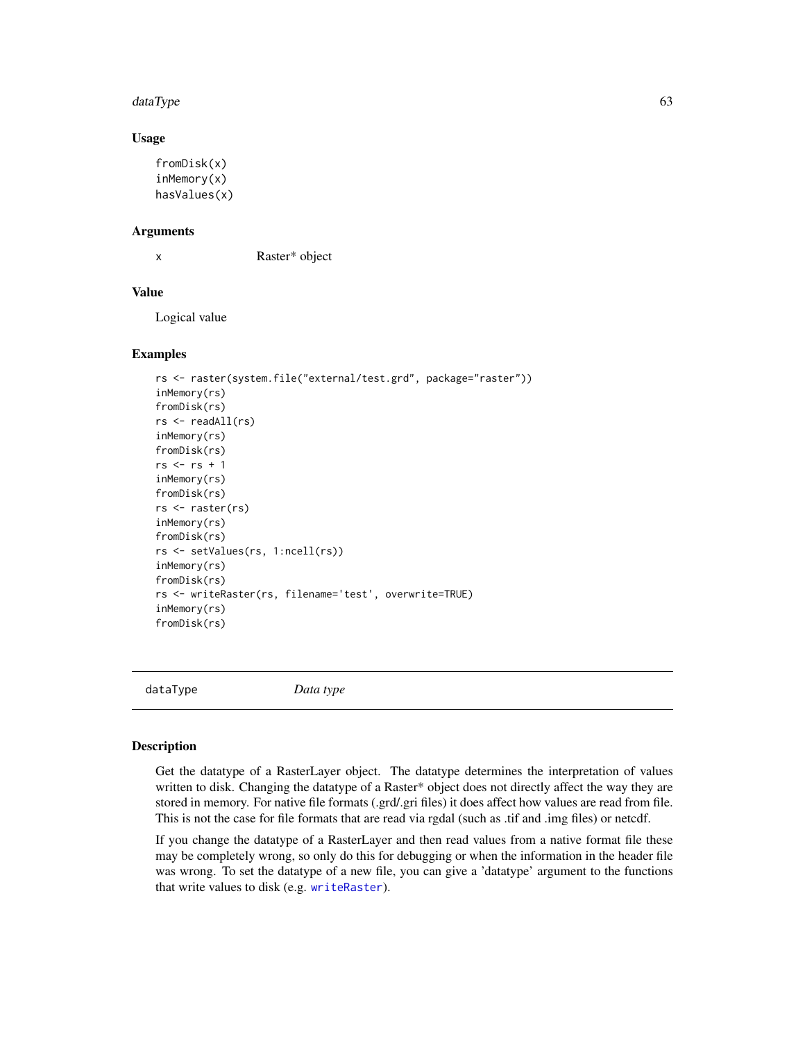### Usage

```
fromDisk(x)
inMemory(x)
hasValues(x)
```

### Arguments

| | |
|---|---|
| x | Raster* object |

### Value

Logical value

### Examples

```
rs <- raster(system.file("external/test.grd", package="raster"))
inMemory(rs)
fromDisk(rs)
rs <- readAll(rs)
inMemory(rs)
fromDisk(rs)
rs <- rs + 1
inMemory(rs)
fromDisk(rs)
rs <- raster(rs)
inMemory(rs)
fromDisk(rs)
rs <- setValues(rs, 1:ncell(rs))
inMemory(rs)
fromDisk(rs)
rs <- writeRaster(rs, filename='test', overwrite=TRUE)
inMemory(rs)
fromDisk(rs)
```

## dataType *Data type*

### Description

Get the datatype of a RasterLayer object. The datatype determines the interpretation of values written to disk. Changing the datatype of a Raster* object does not directly affect the way they are stored in memory. For native file formats (.grd/.gri files) it does affect how values are read from file. This is not the case for file formats that are read via rgdal (such as .tif and .img files) or netcdf.

If you change the datatype of a RasterLayer and then read values from a native format file these may be completely wrong, so only do this for debugging or when the information in the header file was wrong. To set the datatype of a new file, you can give a 'datatype' argument to the functions that write values to disk (e.g. writeRaster).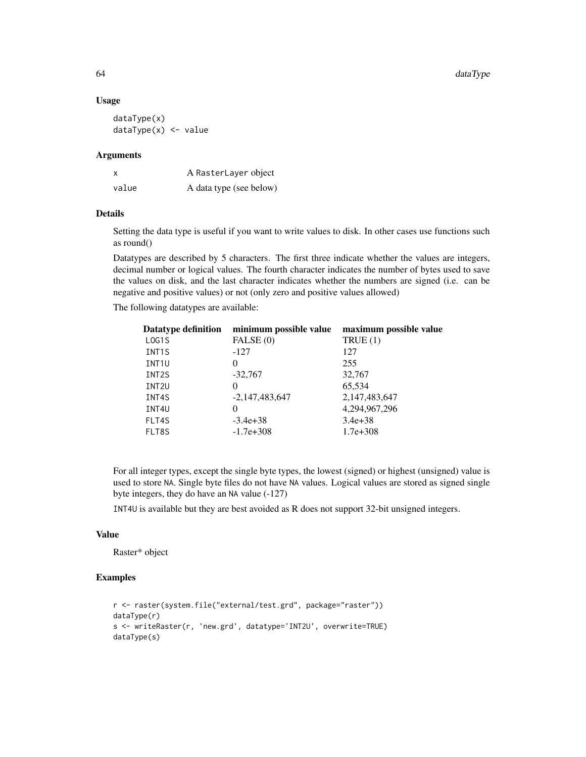### Usage

```
dataType(x)
dataType(x) <- value
```

### Arguments

| | |
|---|---|
| x | A `RasterLayer` object |
| value | A data type (see below) |

### Details

Setting the data type is useful if you want to write values to disk. In other cases use functions such as round()

Datatypes are described by 5 characters. The first three indicate whether the values are integers, decimal number or logical values. The fourth character indicates the number of bytes used to save the values on disk, and the last character indicates whether the numbers are signed (i.e. can be negative and positive values) or not (only zero and positive values allowed)

The following datatypes are available:

| Datatype definition | minimum possible value | maximum possible value |
|---|---|---|
| `LOG1S` | FALSE (0) | TRUE (1) |
| `INT1S` | -127 | 127 |
| `INT1U` | 0 | 255 |
| `INT2S` | -32,767 | 32,767 |
| `INT2U` | 0 | 65,534 |
| `INT4S` | -2,147,483,647 | 2,147,483,647 |
| `INT4U` | 0 | 4,294,967,296 |
| `FLT4S` | -3.4e+38 | 3.4e+38 |
| `FLT8S` | -1.7e+308 | 1.7e+308 |

For all integer types, except the single byte types, the lowest (signed) or highest (unsigned) value is used to store `NA`. Single byte files do not have `NA` values. Logical values are stored as signed single byte integers, they do have an `NA` value (-127)

`INT4U` is available but they are best avoided as R does not support 32-bit unsigned integers.

### Value

Raster* object

### Examples

```
r <- raster(system.file("external/test.grd", package="raster"))
dataType(r)
s <- writeRaster(r, 'new.grd', datatype='INT2U', overwrite=TRUE)
dataType(s)
```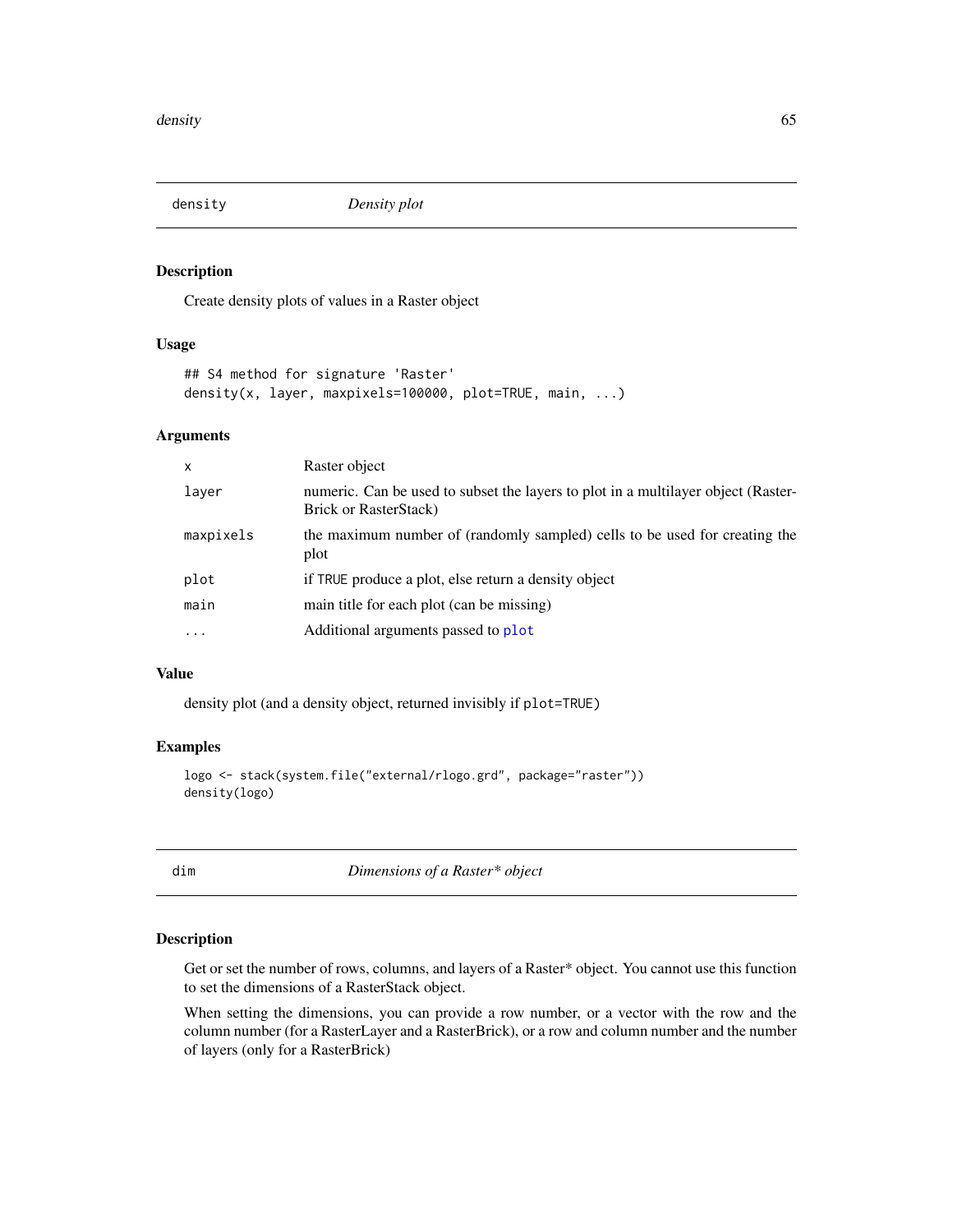## density    *Density plot*

### Description

Create density plots of values in a Raster object

### Usage

```
## S4 method for signature 'Raster'
density(x, layer, maxpixels=100000, plot=TRUE, main, ...)
```

### Arguments

| | |
|---|---|
| x | Raster object |
| layer | numeric. Can be used to subset the layers to plot in a multilayer object (RasterBrick or RasterStack) |
| maxpixels | the maximum number of (randomly sampled) cells to be used for creating the plot |
| plot | if TRUE produce a plot, else return a density object |
| main | main title for each plot (can be missing) |
| ... | Additional arguments passed to plot |

### Value

density plot (and a density object, returned invisibly if plot=TRUE)

### Examples

```
logo <- stack(system.file("external/rlogo.grd", package="raster"))
density(logo)
```

## dim    *Dimensions of a Raster* object*

### Description

Get or set the number of rows, columns, and layers of a Raster* object. You cannot use this function to set the dimensions of a RasterStack object.

When setting the dimensions, you can provide a row number, or a vector with the row and the column number (for a RasterLayer and a RasterBrick), or a row and column number and the number of layers (only for a RasterBrick)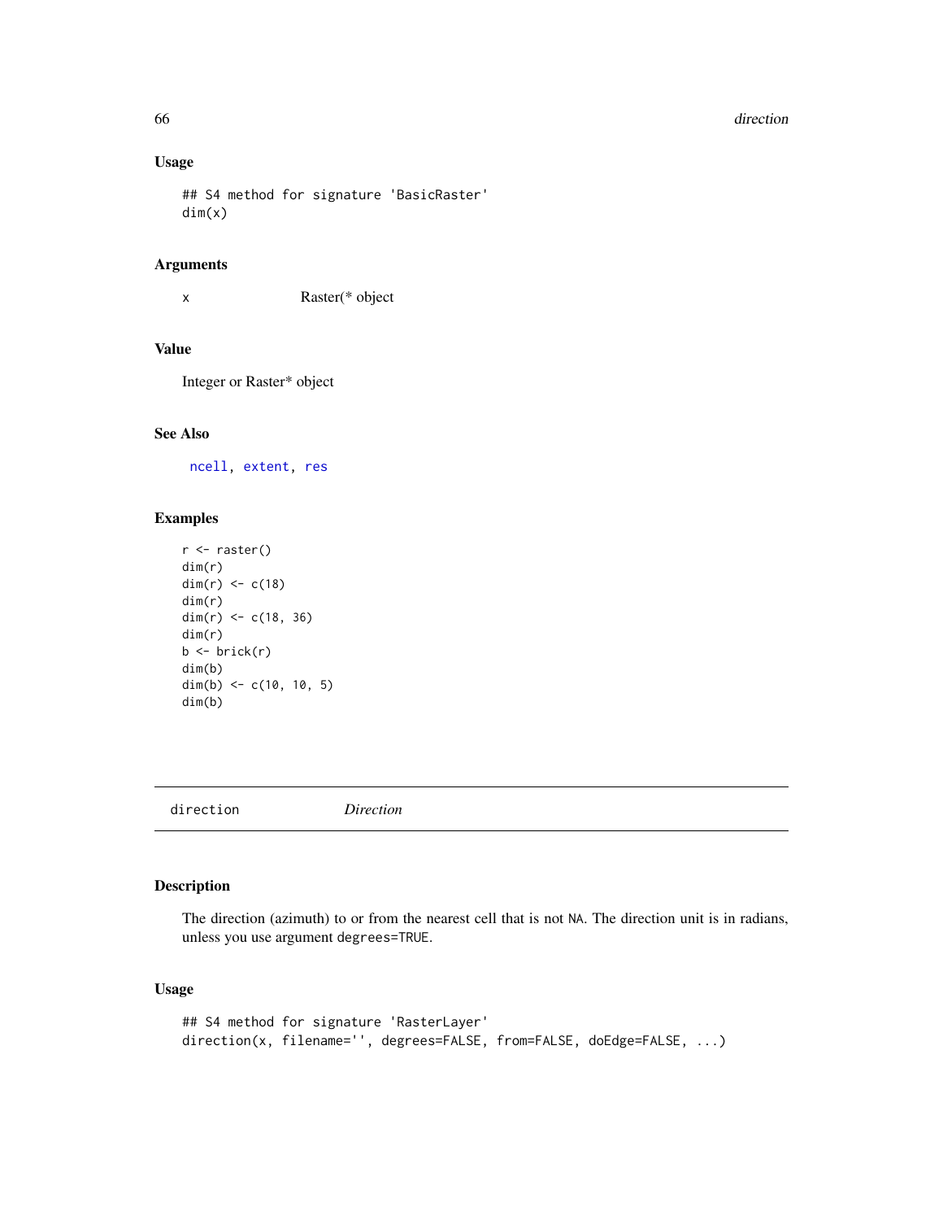### Usage

```
## S4 method for signature 'BasicRaster'
dim(x)
```

### Arguments

x Raster(* object

### Value

Integer or Raster* object

### See Also

ncell, extent, res

### Examples

```
r <- raster()
dim(r)
dim(r) <- c(18)
dim(r)
dim(r) <- c(18, 36)
dim(r)
b <- brick(r)
dim(b)
dim(b) <- c(10, 10, 5)
dim(b)
```

---

## direction *Direction*

---

### Description

The direction (azimuth) to or from the nearest cell that is not NA. The direction unit is in radians, unless you use argument degrees=TRUE.

### Usage

```
## S4 method for signature 'RasterLayer'
direction(x, filename='', degrees=FALSE, from=FALSE, doEdge=FALSE, ...)
```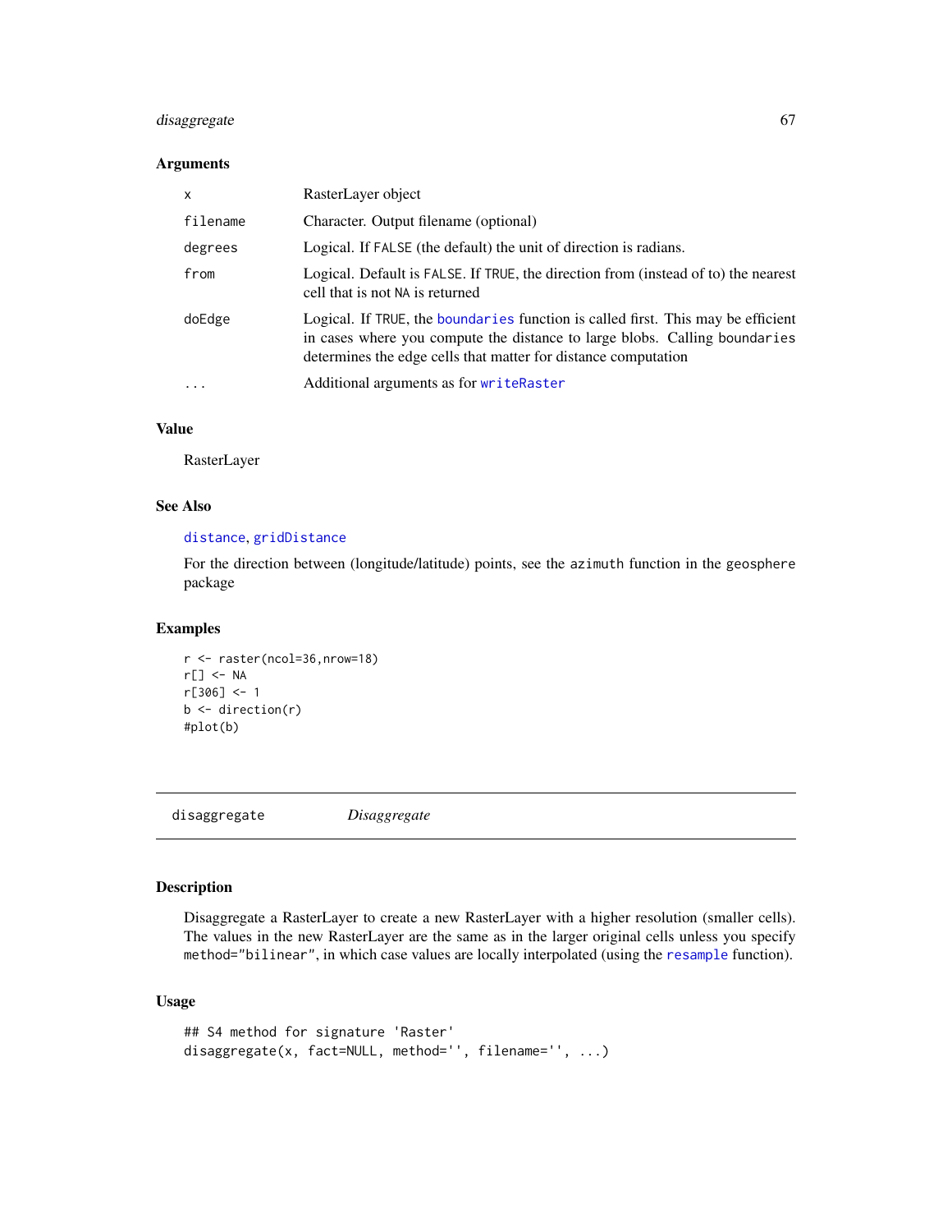### Arguments

| | |
|---|---|
| `x` | RasterLayer object |
| `filename` | Character. Output filename (optional) |
| `degrees` | Logical. If `FALSE` (the default) the unit of direction is radians. |
| `from` | Logical. Default is `FALSE`. If `TRUE`, the direction from (instead of to) the nearest cell that is not `NA` is returned |
| `doEdge` | Logical. If `TRUE`, the `boundaries` function is called first. This may be efficient in cases where you compute the distance to large blobs. Calling `boundaries` determines the edge cells that matter for distance computation |
| `...` | Additional arguments as for `writeRaster` |

### Value

RasterLayer

### See Also

`distance`, `gridDistance`

For the direction between (longitude/latitude) points, see the `azimuth` function in the `geosphere` package

### Examples

```
r <- raster(ncol=36,nrow=18)
r[] <- NA
r[306] <- 1
b <- direction(r)
#plot(b)
```

---

## disaggregate *Disaggregate*

---

### Description

Disaggregate a RasterLayer to create a new RasterLayer with a higher resolution (smaller cells). The values in the new RasterLayer are the same as in the larger original cells unless you specify `method="bilinear"`, in which case values are locally interpolated (using the `resample` function).

### Usage

```
## S4 method for signature 'Raster'
disaggregate(x, fact=NULL, method='', filename='', ...)
```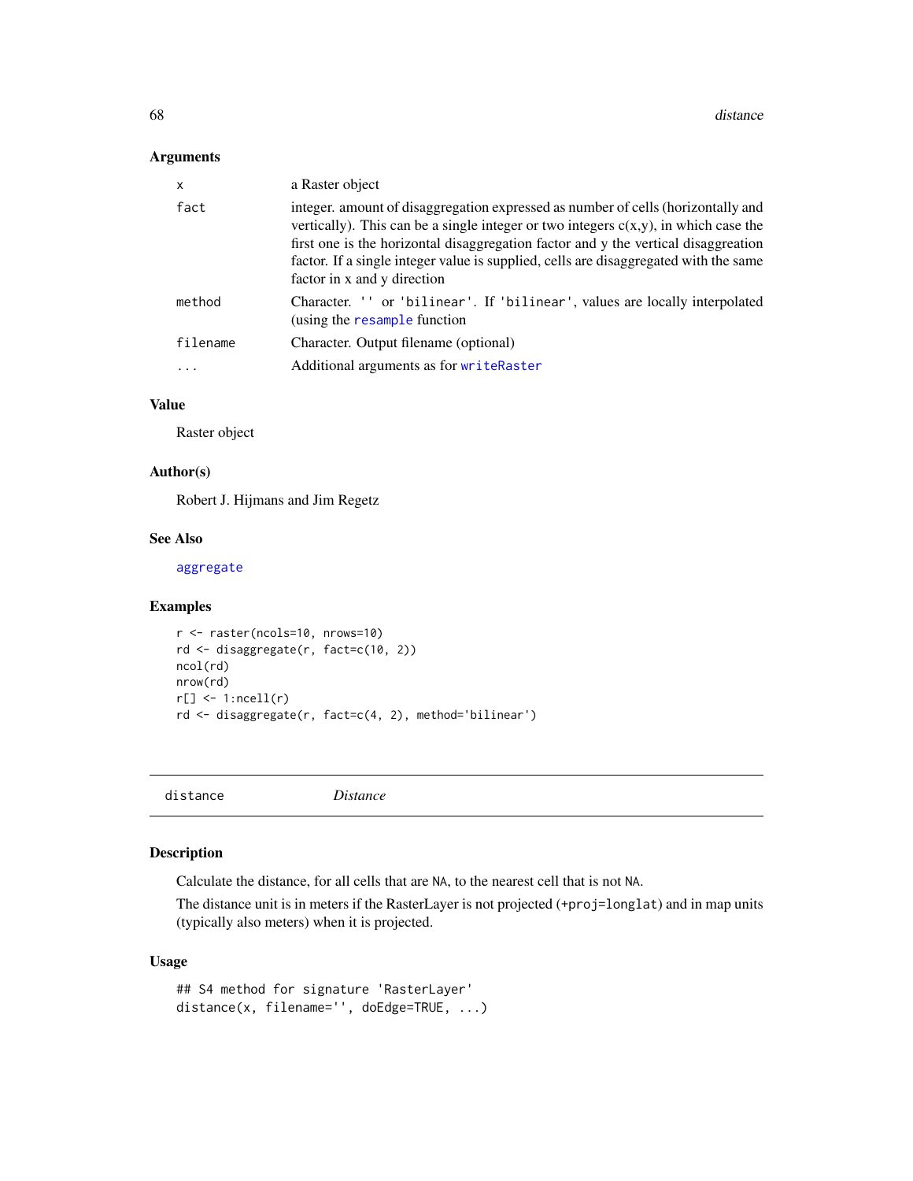### Arguments

| | |
|---|---|
| `x` | a Raster object |
| `fact` | integer. amount of disaggregation expressed as number of cells (horizontally and vertically). This can be a single integer or two integers c(x,y), in which case the first one is the horizontal disaggregation factor and y the vertical disaggregation factor. If a single integer value is supplied, cells are disaggregated with the same factor in x and y direction |
| `method` | Character. `''` or `'bilinear'`. If `'bilinear'`, values are locally interpolated (using the `resample` function |
| `filename` | Character. Output filename (optional) |
| `...` | Additional arguments as for `writeRaster` |

### Value

Raster object

### Author(s)

Robert J. Hijmans and Jim Regetz

### See Also

`aggregate`

### Examples

```
r <- raster(ncols=10, nrows=10)
rd <- disaggregate(r, fact=c(10, 2))
ncol(rd)
nrow(rd)
r[] <- 1:ncell(r)
rd <- disaggregate(r, fact=c(4, 2), method='bilinear')
```

---

## distance *Distance*

### Description

Calculate the distance, for all cells that are `NA`, to the nearest cell that is not `NA`.

The distance unit is in meters if the RasterLayer is not projected (`+proj=longlat`) and in map units (typically also meters) when it is projected.

### Usage

```
## S4 method for signature 'RasterLayer'
distance(x, filename='', doEdge=TRUE, ...)
```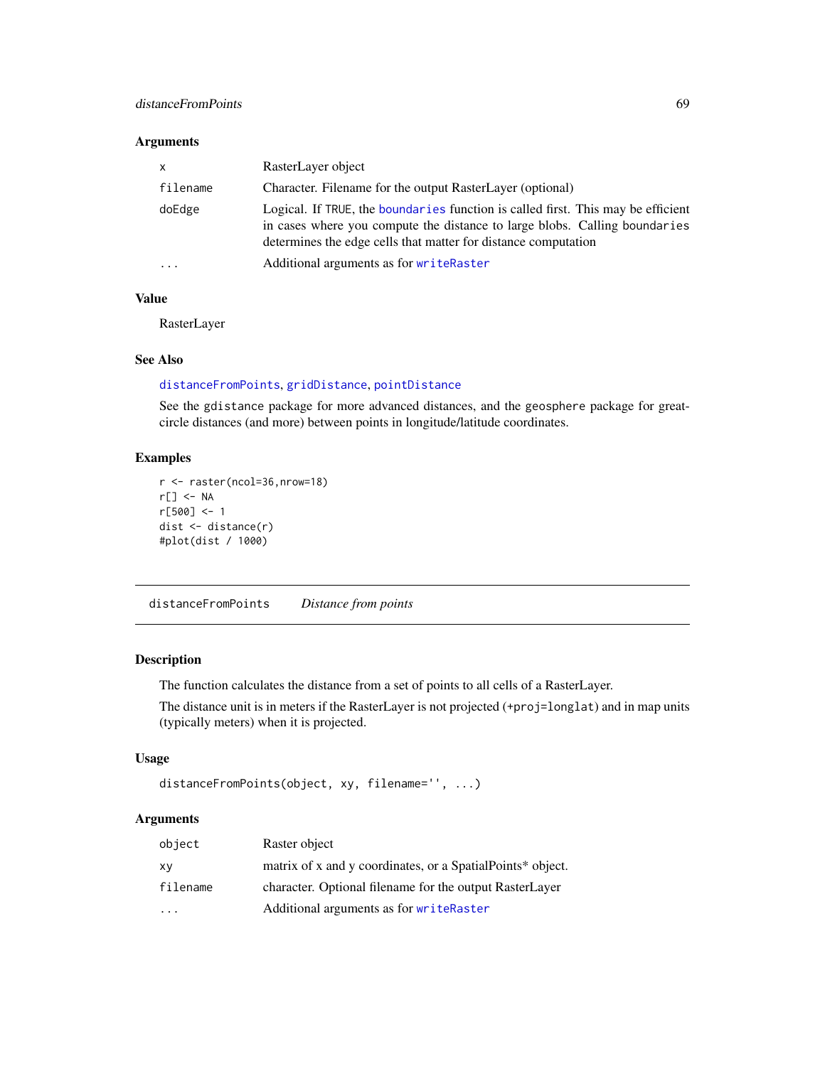### Arguments

| | |
|---|---|
| `x` | RasterLayer object |
| `filename` | Character. Filename for the output RasterLayer (optional) |
| `doEdge` | Logical. If `TRUE`, the `boundaries` function is called first. This may be efficient in cases where you compute the distance to large blobs. Calling `boundaries` determines the edge cells that matter for distance computation |
| `...` | Additional arguments as for `writeRaster` |

### Value

RasterLayer

### See Also

`distanceFromPoints`, `gridDistance`, `pointDistance`

See the `gdistance` package for more advanced distances, and the `geosphere` package for great-circle distances (and more) between points in longitude/latitude coordinates.

### Examples

```
r <- raster(ncol=36,nrow=18)
r[] <- NA
r[500] <- 1
dist <- distance(r)
#plot(dist / 1000)
```

---

## `distanceFromPoints` *Distance from points*

---

### Description

The function calculates the distance from a set of points to all cells of a RasterLayer.

The distance unit is in meters if the RasterLayer is not projected (`+proj=longlat`) and in map units (typically meters) when it is projected.

### Usage

```
distanceFromPoints(object, xy, filename='', ...)
```

### Arguments

| | |
|---|---|
| `object` | Raster object |
| `xy` | matrix of x and y coordinates, or a SpatialPoints* object. |
| `filename` | character. Optional filename for the output RasterLayer |
| `...` | Additional arguments as for `writeRaster` |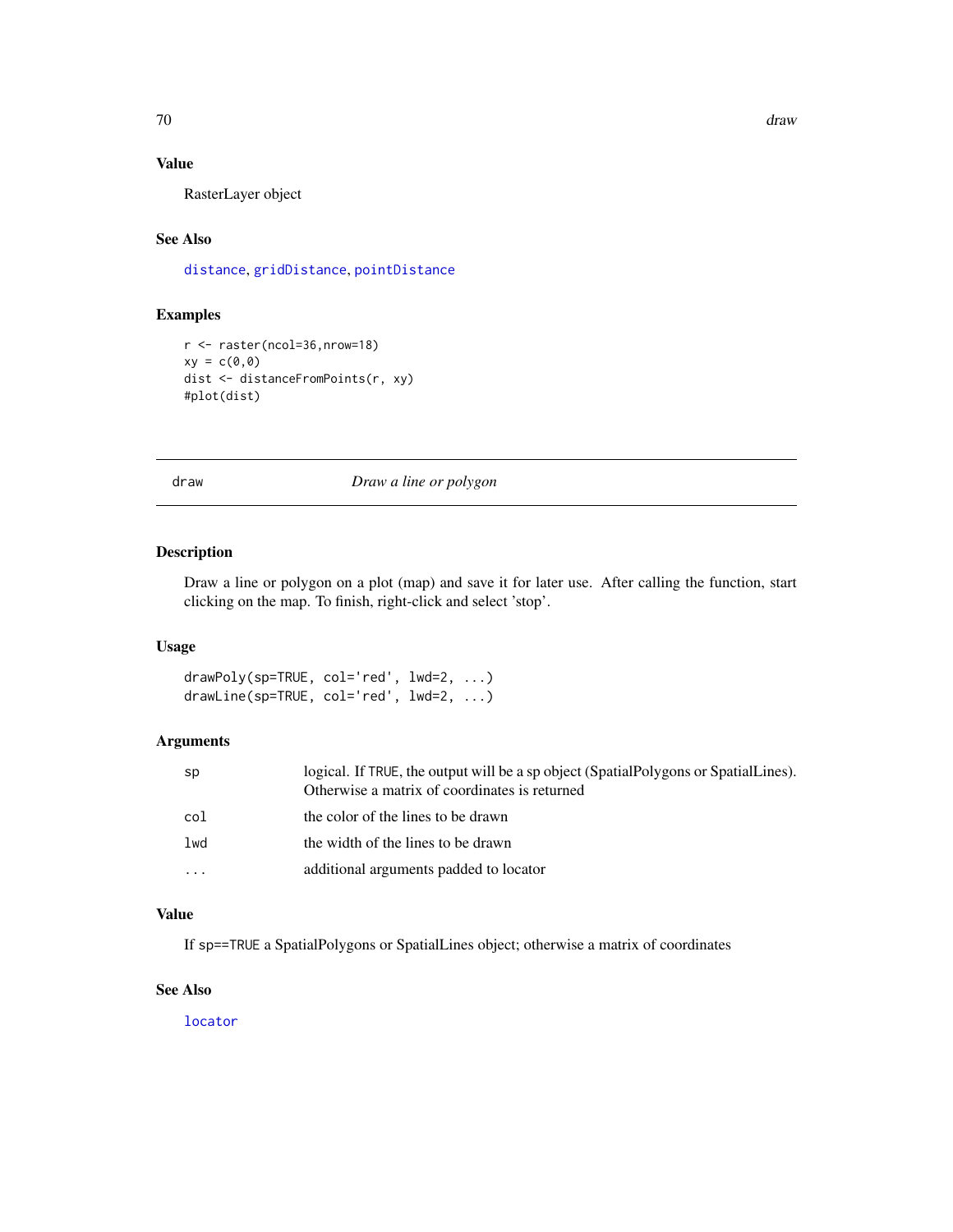## Value

RasterLayer object

## See Also

distance, gridDistance, pointDistance

## Examples

```
r <- raster(ncol=36,nrow=18)
xy = c(0,0)
dist <- distanceFromPoints(r, xy)
#plot(dist)
```

---

# draw — *Draw a line or polygon*

## Description

Draw a line or polygon on a plot (map) and save it for later use. After calling the function, start clicking on the map. To finish, right-click and select 'stop'.

## Usage

```
drawPoly(sp=TRUE, col='red', lwd=2, ...)
drawLine(sp=TRUE, col='red', lwd=2, ...)
```

## Arguments

| | |
|---|---|
| sp | logical. If TRUE, the output will be a sp object (SpatialPolygons or SpatialLines). Otherwise a matrix of coordinates is returned |
| col | the color of the lines to be drawn |
| lwd | the width of the lines to be drawn |
| ... | additional arguments padded to locator |

## Value

If sp==TRUE a SpatialPolygons or SpatialLines object; otherwise a matrix of coordinates

## See Also

locator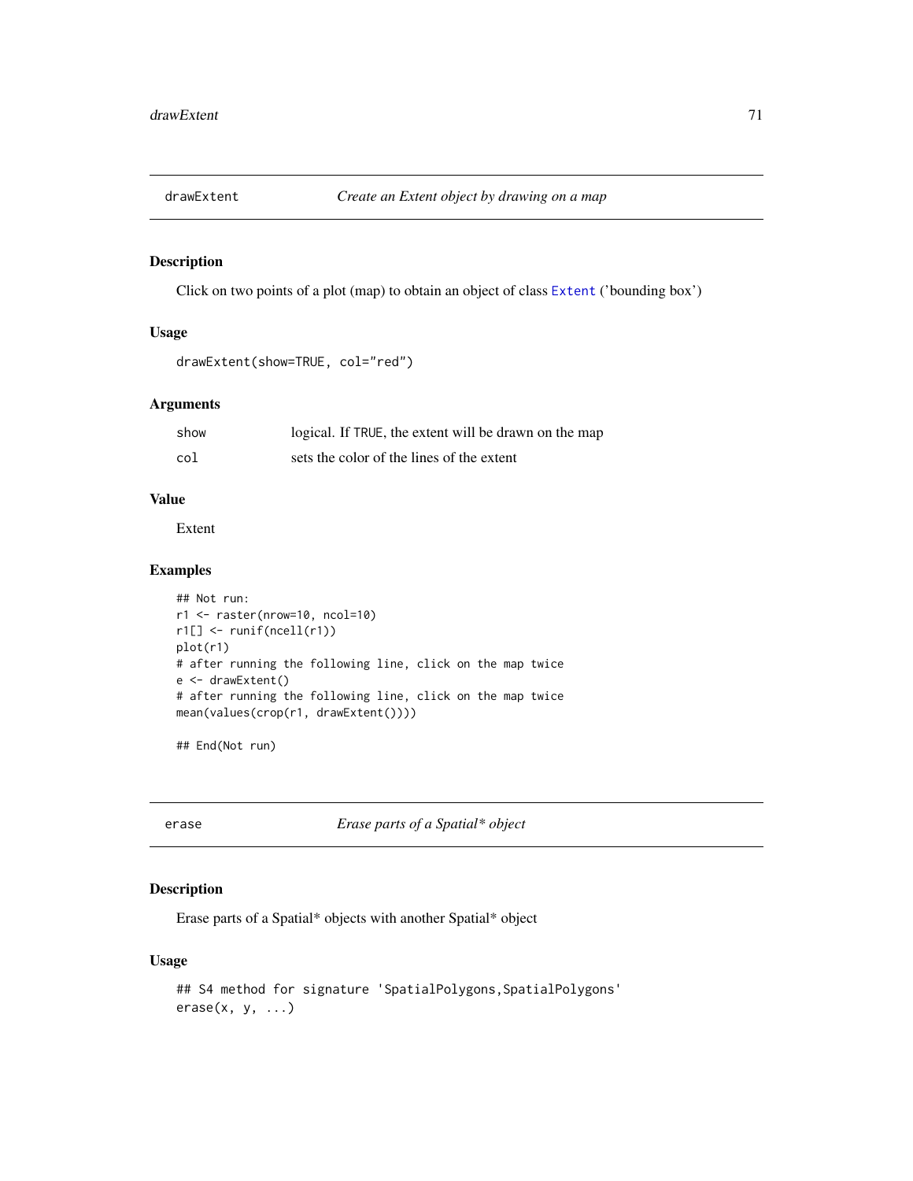## drawExtent — *Create an Extent object by drawing on a map*

### Description

Click on two points of a plot (map) to obtain an object of class `Extent` ('bounding box')

### Usage

```
drawExtent(show=TRUE, col="red")
```

### Arguments

| | |
|---|---|
| `show` | logical. If `TRUE`, the extent will be drawn on the map |
| `col` | sets the color of the lines of the extent |

### Value

Extent

### Examples

```
## Not run:
r1 <- raster(nrow=10, ncol=10)
r1[] <- runif(ncell(r1))
plot(r1)
# after running the following line, click on the map twice
e <- drawExtent()
# after running the following line, click on the map twice
mean(values(crop(r1, drawExtent())))

## End(Not run)
```

## erase — *Erase parts of a Spatial* object*

### Description

Erase parts of a Spatial* objects with another Spatial* object

### Usage

```
## S4 method for signature 'SpatialPolygons,SpatialPolygons'
erase(x, y, ...)
```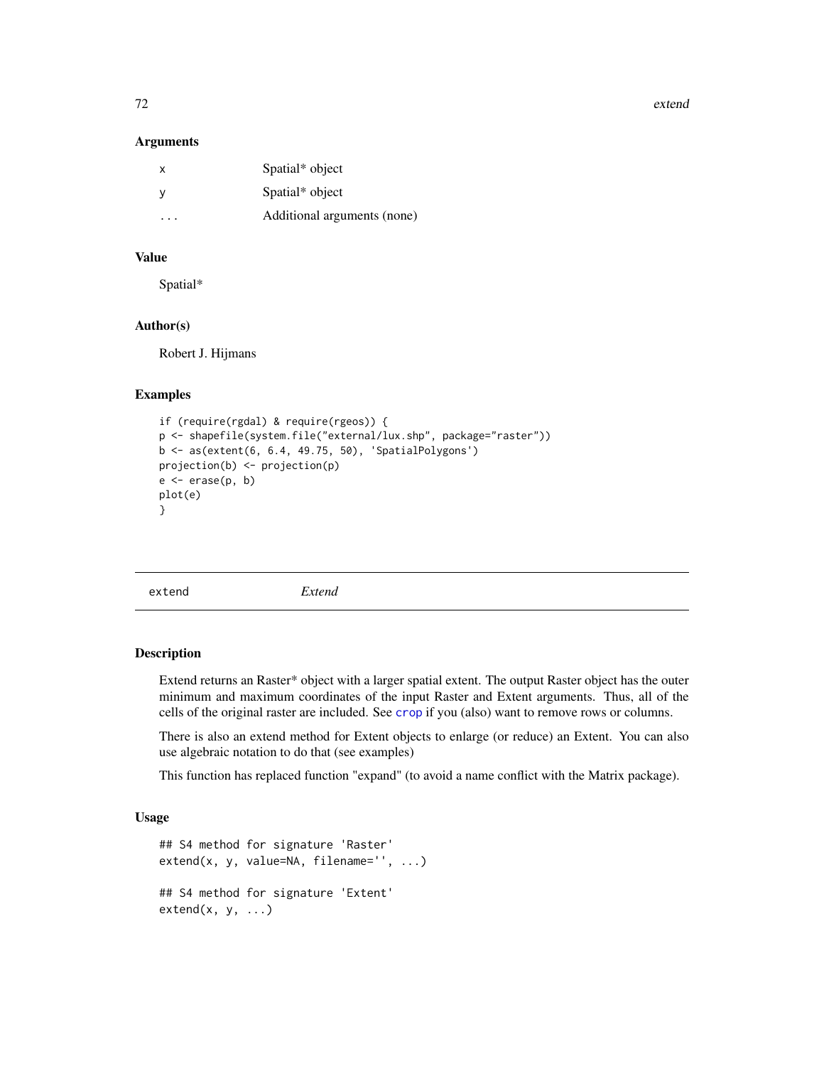### Arguments

| | |
|---|---|
| x | Spatial* object |
| y | Spatial* object |
| ... | Additional arguments (none) |

### Value

Spatial*

### Author(s)

Robert J. Hijmans

### Examples

```
if (require(rgdal) & require(rgeos)) {
p <- shapefile(system.file("external/lux.shp", package="raster"))
b <- as(extent(6, 6.4, 49.75, 50), 'SpatialPolygons')
projection(b) <- projection(p)
e <- erase(p, b)
plot(e)
}
```

---

## extend — *Extend*

---

### Description

Extend returns an Raster* object with a larger spatial extent. The output Raster object has the outer minimum and maximum coordinates of the input Raster and Extent arguments. Thus, all of the cells of the original raster are included. See `crop` if you (also) want to remove rows or columns.

There is also an extend method for Extent objects to enlarge (or reduce) an Extent. You can also use algebraic notation to do that (see examples)

This function has replaced function "expand" (to avoid a name conflict with the Matrix package).

### Usage

```
## S4 method for signature 'Raster'
extend(x, y, value=NA, filename='', ...)

## S4 method for signature 'Extent'
extend(x, y, ...)
```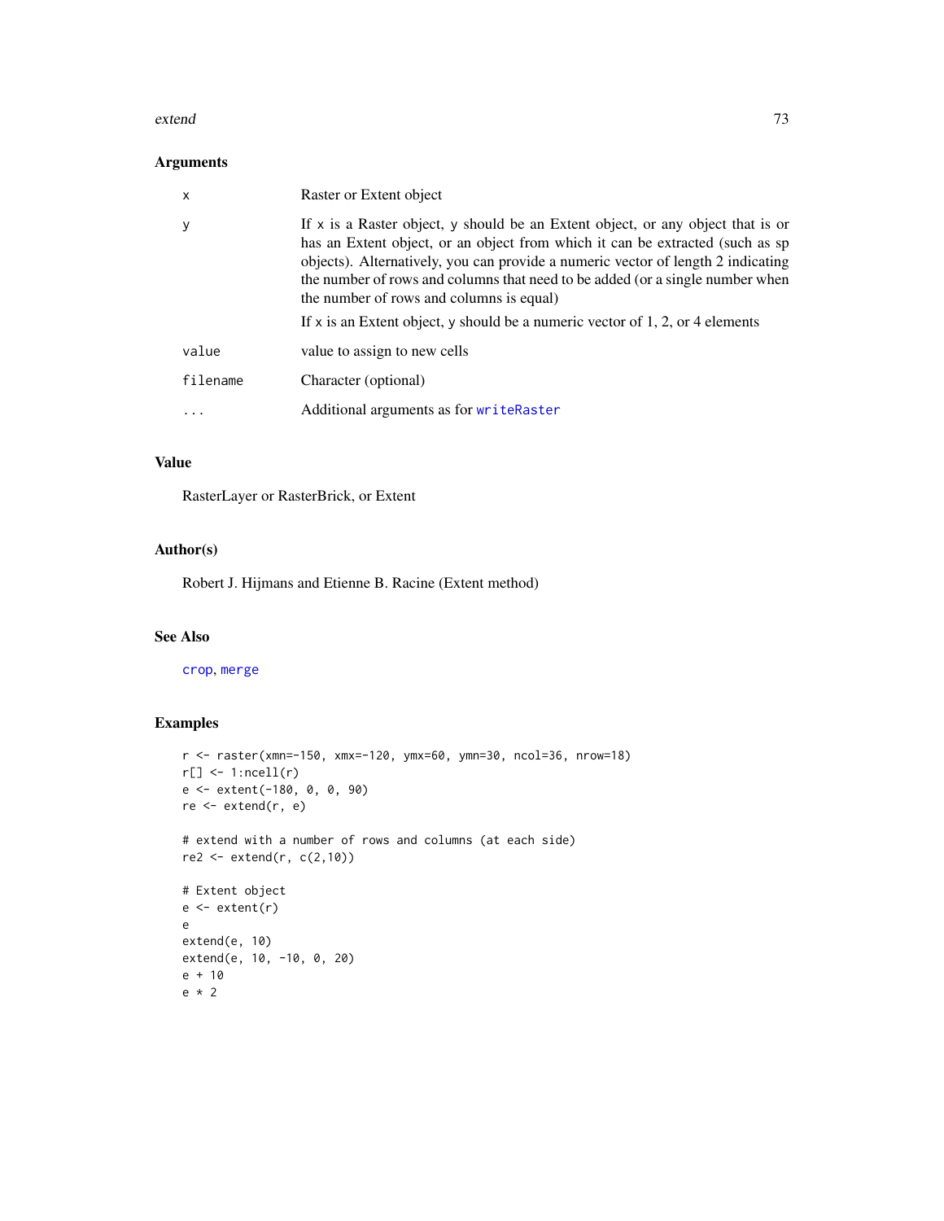### Arguments

| | |
|---|---|
| x | Raster or Extent object |
| y | If x is a Raster object, y should be an Extent object, or any object that is or has an Extent object, or an object from which it can be extracted (such as sp objects). Alternatively, you can provide a numeric vector of length 2 indicating the number of rows and columns that need to be added (or a single number when the number of rows and columns is equal)<br>If x is an Extent object, y should be a numeric vector of 1, 2, or 4 elements |
| value | value to assign to new cells |
| filename | Character (optional) |
| ... | Additional arguments as for writeRaster |

### Value

RasterLayer or RasterBrick, or Extent

### Author(s)

Robert J. Hijmans and Etienne B. Racine (Extent method)

### See Also

crop, merge

### Examples

```
r <- raster(xmn=-150, xmx=-120, ymx=60, ymn=30, ncol=36, nrow=18)
r[] <- 1:ncell(r)
e <- extent(-180, 0, 0, 90)
re <- extend(r, e)

# extend with a number of rows and columns (at each side)
re2 <- extend(r, c(2,10))

# Extent object
e <- extent(r)
e
extend(e, 10)
extend(e, 10, -10, 0, 20)
e + 10
e * 2
```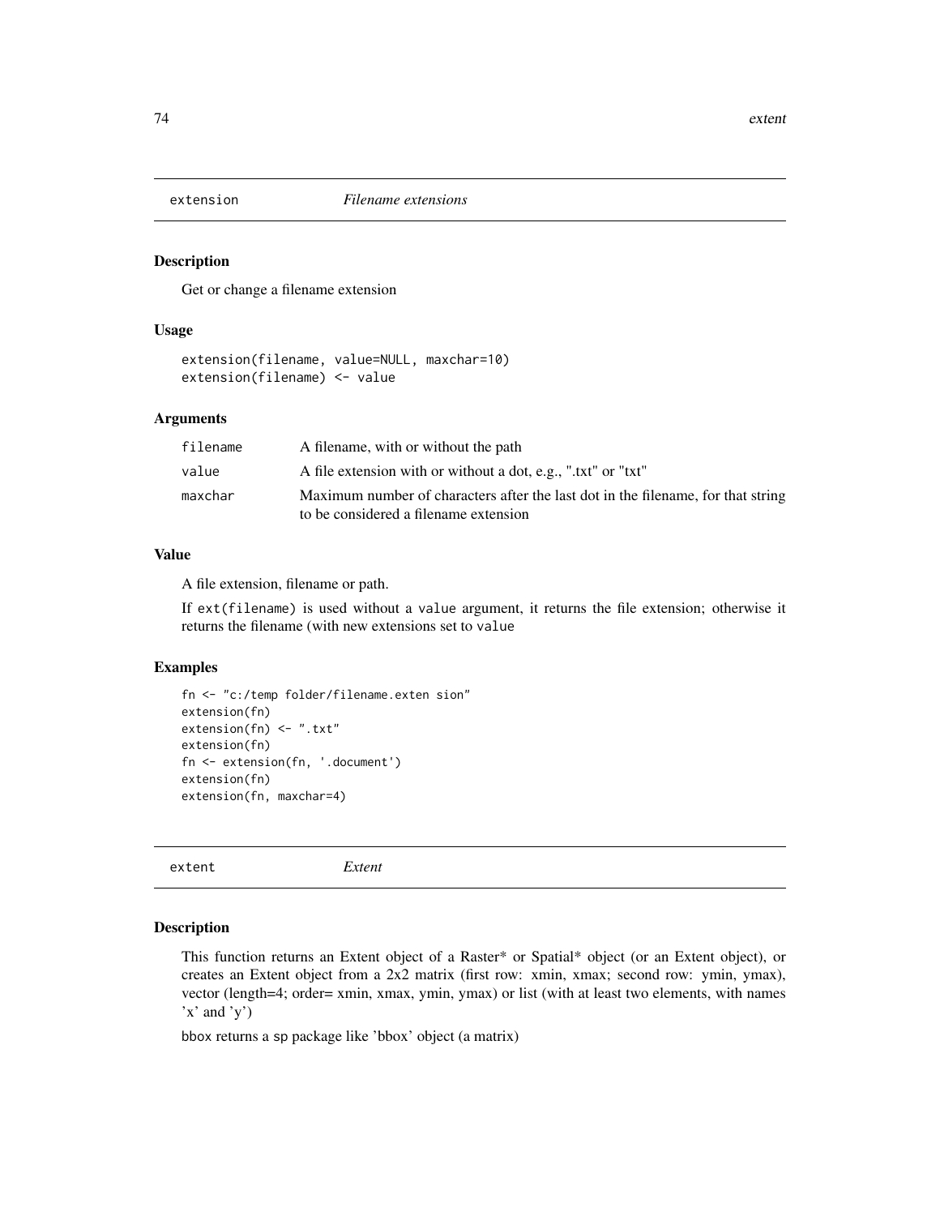## extension *Filename extensions*

### Description

Get or change a filename extension

### Usage

```
extension(filename, value=NULL, maxchar=10)
extension(filename) <- value
```

### Arguments

| | |
|---|---|
| filename | A filename, with or without the path |
| value | A file extension with or without a dot, e.g., ".txt" or "txt" |
| maxchar | Maximum number of characters after the last dot in the filename, for that string to be considered a filename extension |

### Value

A file extension, filename or path.

If ext(filename) is used without a value argument, it returns the file extension; otherwise it returns the filename (with new extensions set to value

### Examples

```
fn <- "c:/temp folder/filename.exten sion"
extension(fn)
extension(fn) <- ".txt"
extension(fn)
fn <- extension(fn, '.document')
extension(fn)
extension(fn, maxchar=4)
```

## extent *Extent*

### Description

This function returns an Extent object of a Raster* or Spatial* object (or an Extent object), or creates an Extent object from a 2x2 matrix (first row: xmin, xmax; second row: ymin, ymax), vector (length=4; order= xmin, xmax, ymin, ymax) or list (with at least two elements, with names 'x' and 'y')

bbox returns a sp package like 'bbox' object (a matrix)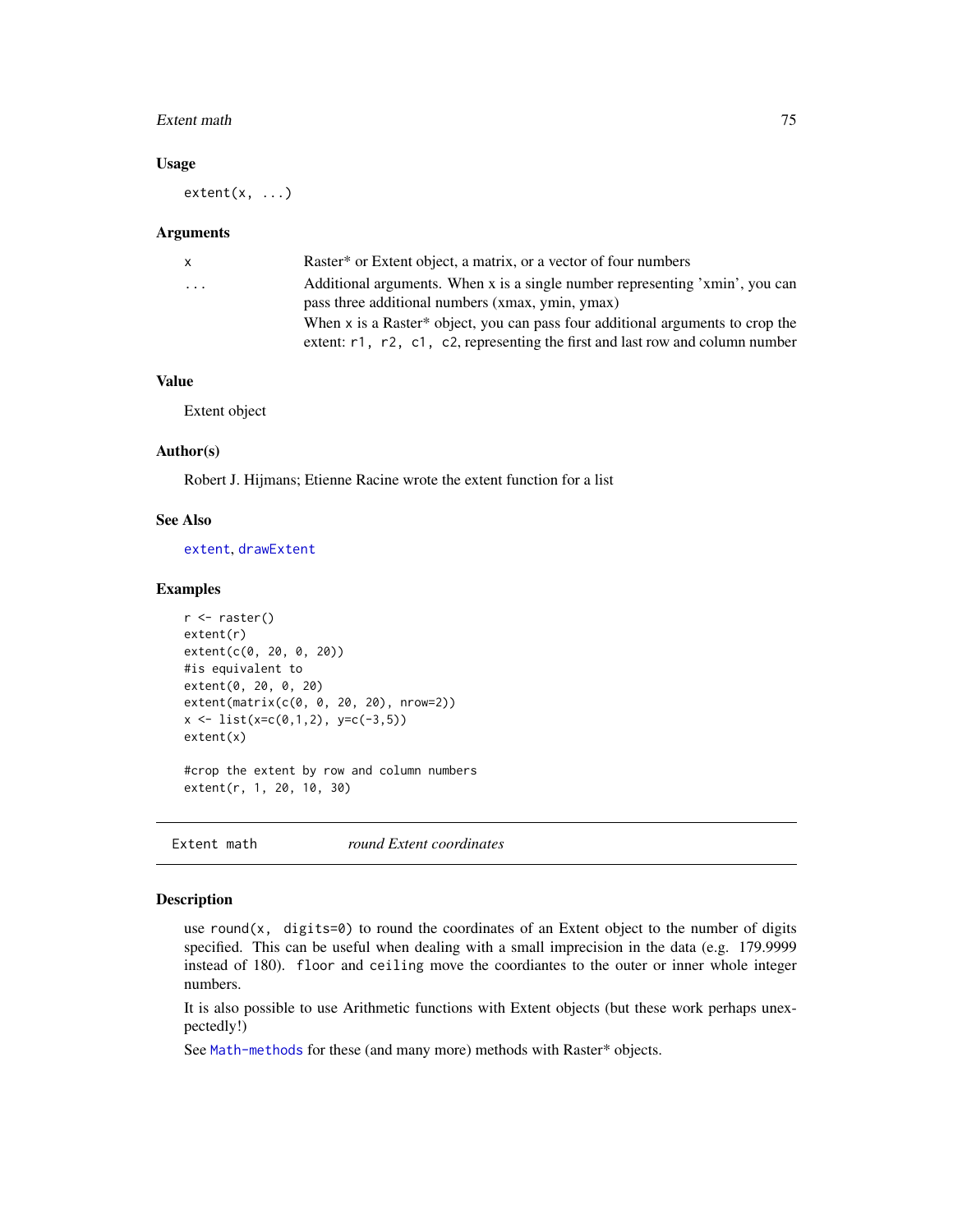### Usage

```
extent(x, ...)
```

### Arguments

| | |
|---|---|
| x | Raster* or Extent object, a matrix, or a vector of four numbers |
| ... | Additional arguments. When x is a single number representing 'xmin', you can pass three additional numbers (xmax, ymin, ymax)<br>When x is a Raster* object, you can pass four additional arguments to crop the extent: `r1, r2, c1, c2`, representing the first and last row and column number |

### Value

Extent object

### Author(s)

Robert J. Hijmans; Etienne Racine wrote the extent function for a list

### See Also

`extent`, `drawExtent`

### Examples

```
r <- raster()
extent(r)
extent(c(0, 20, 0, 20))
#is equivalent to
extent(0, 20, 0, 20)
extent(matrix(c(0, 0, 20, 20), nrow=2))
x <- list(x=c(0,1,2), y=c(-3,5))
extent(x)

#crop the extent by row and column numbers
extent(r, 1, 20, 10, 30)
```

---

## Extent math — *round Extent coordinates*

### Description

use `round(x, digits=0)` to round the coordinates of an Extent object to the number of digits specified. This can be useful when dealing with a small imprecision in the data (e.g. 179.9999 instead of 180). `floor` and `ceiling` move the coordiantes to the outer or inner whole integer numbers.

It is also possible to use Arithmetic functions with Extent objects (but these work perhaps unexpectedly!)

See `Math-methods` for these (and many more) methods with Raster* objects.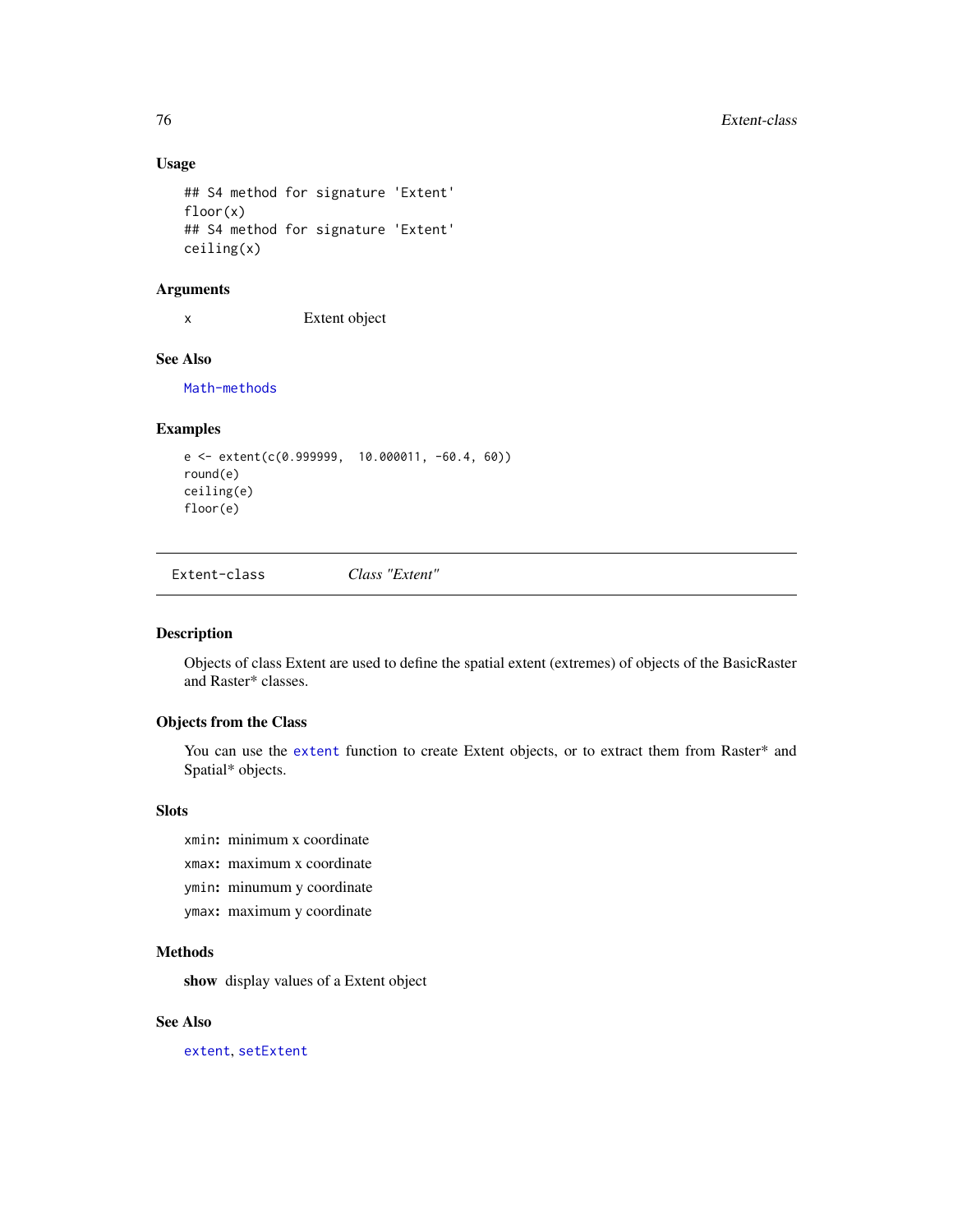### Usage

```
## S4 method for signature 'Extent'
floor(x)
## S4 method for signature 'Extent'
ceiling(x)
```

### Arguments

| | |
|---|---|
| x | Extent object |

### See Also

Math-methods

### Examples

```
e <- extent(c(0.999999,  10.000011, -60.4, 60))
round(e)
ceiling(e)
floor(e)
```

---

## Extent-class &nbsp;&nbsp;&nbsp;&nbsp; *Class "Extent"*

---

### Description

Objects of class Extent are used to define the spatial extent (extremes) of objects of the BasicRaster and Raster* classes.

### Objects from the Class

You can use the `extent` function to create Extent objects, or to extract them from Raster* and Spatial* objects.

### Slots

`xmin`**:** minimum x coordinate

`xmax`**:** maximum x coordinate

`ymin`**:** minumum y coordinate

`ymax`**:** maximum y coordinate

### Methods

**show** display values of a Extent object

### See Also

`extent`, `setExtent`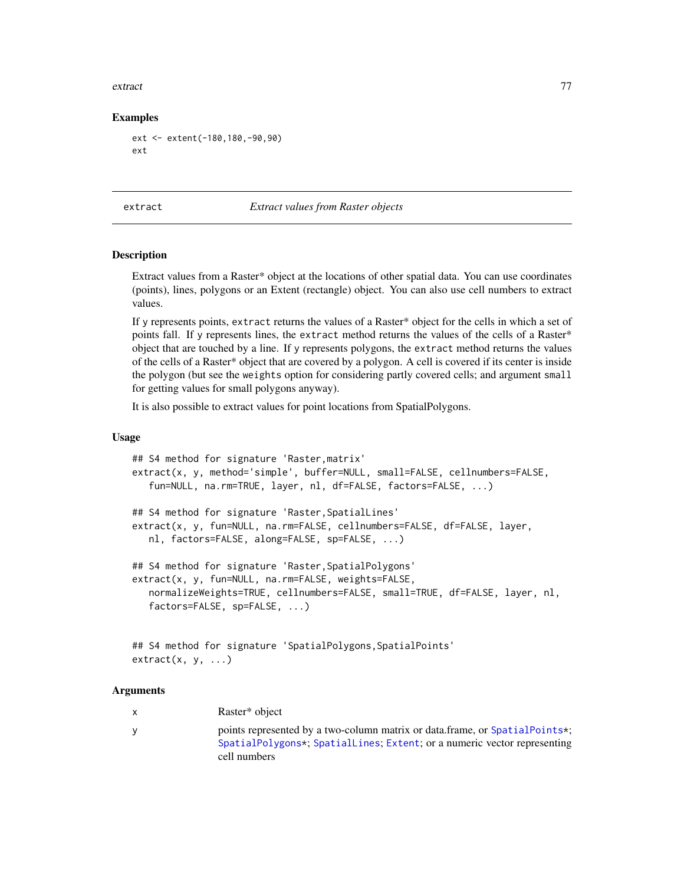### Examples

```
ext <- extent(-180,180,-90,90)
ext
```

---

## extract — *Extract values from Raster objects*

---

### Description

Extract values from a Raster* object at the locations of other spatial data. You can use coordinates (points), lines, polygons or an Extent (rectangle) object. You can also use cell numbers to extract values.

If y represents points, extract returns the values of a Raster* object for the cells in which a set of points fall. If y represents lines, the extract method returns the values of the cells of a Raster* object that are touched by a line. If y represents polygons, the extract method returns the values of the cells of a Raster* object that are covered by a polygon. A cell is covered if its center is inside the polygon (but see the weights option for considering partly covered cells; and argument small for getting values for small polygons anyway).

It is also possible to extract values for point locations from SpatialPolygons.

### Usage

```
## S4 method for signature 'Raster,matrix'
extract(x, y, method='simple', buffer=NULL, small=FALSE, cellnumbers=FALSE,
   fun=NULL, na.rm=TRUE, layer, nl, df=FALSE, factors=FALSE, ...)

## S4 method for signature 'Raster,SpatialLines'
extract(x, y, fun=NULL, na.rm=FALSE, cellnumbers=FALSE, df=FALSE, layer,
   nl, factors=FALSE, along=FALSE, sp=FALSE, ...)

## S4 method for signature 'Raster,SpatialPolygons'
extract(x, y, fun=NULL, na.rm=FALSE, weights=FALSE,
   normalizeWeights=TRUE, cellnumbers=FALSE, small=TRUE, df=FALSE, layer, nl,
   factors=FALSE, sp=FALSE, ...)


## S4 method for signature 'SpatialPolygons,SpatialPoints'
extract(x, y, ...)
```

### Arguments

| | |
|---|---|
| x | Raster* object |
| y | points represented by a two-column matrix or data.frame, or SpatialPoints*; SpatialPolygons*; SpatialLines; Extent; or a numeric vector representing cell numbers |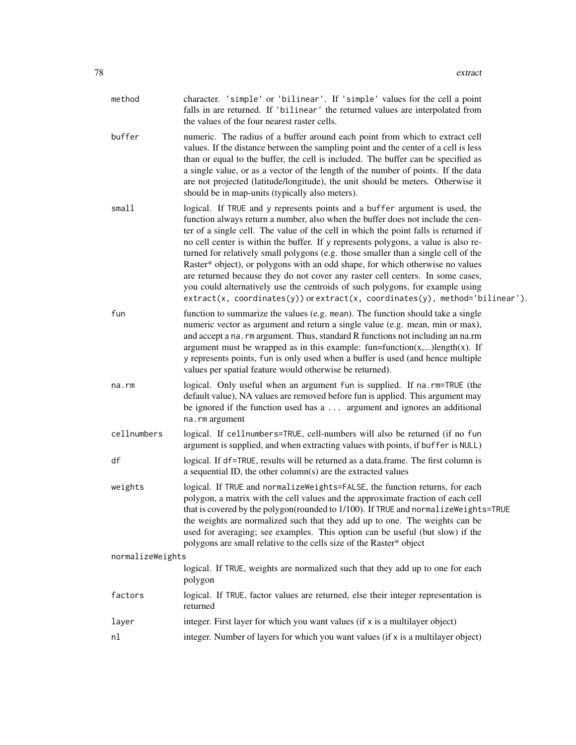| | |
|---|---|
| `method` | character. `'simple'` or `'bilinear'`. If `'simple'` values for the cell a point falls in are returned. If `'bilinear'` the returned values are interpolated from the values of the four nearest raster cells. |
| `buffer` | numeric. The radius of a buffer around each point from which to extract cell values. If the distance between the sampling point and the center of a cell is less than or equal to the buffer, the cell is included. The buffer can be specified as a single value, or as a vector of the length of the number of points. If the data are not projected (latitude/longitude), the unit should be meters. Otherwise it should be in map-units (typically also meters). |
| `small` | logical. If `TRUE` and `y` represents points and a `buffer` argument is used, the function always return a number, also when the buffer does not include the center of a single cell. The value of the cell in which the point falls is returned if no cell center is within the buffer. If `y` represents polygons, a value is also returned for relatively small polygons (e.g. those smaller than a single cell of the Raster* object), or polygons with an odd shape, for which otherwise no values are returned because they do not cover any raster cell centers. In some cases, you could alternatively use the centroids of such polygons, for example using `extract(x, coordinates(y))` or `extract(x, coordinates(y), method='bilinear')`. |
| `fun` | function to summarize the values (e.g. `mean`). The function should take a single numeric vector as argument and return a single value (e.g. mean, min or max), and accept a `na.rm` argument. Thus, standard R functions not including an na.rm argument must be wrapped as in this example: fun=function(x,...)length(x). If `y` represents points, `fun` is only used when a buffer is used (and hence multiple values per spatial feature would otherwise be returned). |
| `na.rm` | logical. Only useful when an argument `fun` is supplied. If `na.rm=TRUE` (the default value), NA values are removed before fun is applied. This argument may be ignored if the function used has a `...` argument and ignores an additional `na.rm` argument |
| `cellnumbers` | logical. If `cellnumbers=TRUE`, cell-numbers will also be returned (if no `fun` argument is supplied, and when extracting values with points, if `buffer` is `NULL`) |
| `df` | logical. If `df=TRUE`, results will be returned as a data.frame. The first column is a sequential ID, the other column(s) are the extracted values |
| `weights` | logical. If `TRUE` and `normalizeWeights=FALSE`, the function returns, for each polygon, a matrix with the cell values and the approximate fraction of each cell that is covered by the polygon(rounded to 1/100). If `TRUE` and `normalizeWeights=TRUE` the weights are normalized such that they add up to one. The weights can be used for averaging; see examples. This option can be useful (but slow) if the polygons are small relative to the cells size of the Raster* object |
| `normalizeWeights` | logical. If `TRUE`, weights are normalized such that they add up to one for each polygon |
| `factors` | logical. If `TRUE`, factor values are returned, else their integer representation is returned |
| `layer` | integer. First layer for which you want values (if `x` is a multilayer object) |
| `nl` | integer. Number of layers for which you want values (if `x` is a multilayer object) |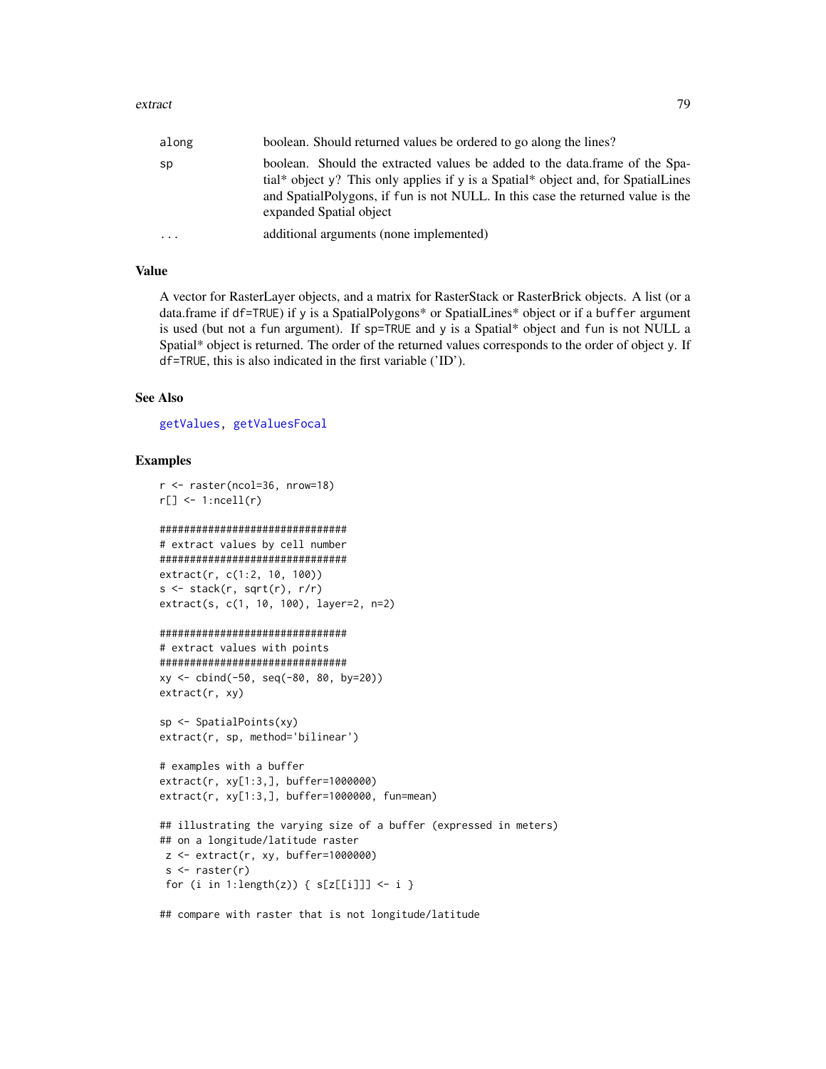| | |
|---|---|
| along | boolean. Should returned values be ordered to go along the lines? |
| sp | boolean. Should the extracted values be added to the data.frame of the Spatial* object y? This only applies if y is a Spatial* object and, for SpatialLines and SpatialPolygons, if fun is not NULL. In this case the returned value is the expanded Spatial object |
| ... | additional arguments (none implemented) |

## Value

A vector for RasterLayer objects, and a matrix for RasterStack or RasterBrick objects. A list (or a data.frame if df=TRUE) if y is a SpatialPolygons* or SpatialLines* object or if a buffer argument is used (but not a fun argument). If sp=TRUE and y is a Spatial* object and fun is not NULL a Spatial* object is returned. The order of the returned values corresponds to the order of object y. If df=TRUE, this is also indicated in the first variable ('ID').

## See Also

getValues, getValuesFocal

## Examples

```
r <- raster(ncol=36, nrow=18)
r[] <- 1:ncell(r)

###############################
# extract values by cell number
###############################
extract(r, c(1:2, 10, 100))
s <- stack(r, sqrt(r), r/r)
extract(s, c(1, 10, 100), layer=2, n=2)

###############################
# extract values with points
###############################
xy <- cbind(-50, seq(-80, 80, by=20))
extract(r, xy)

sp <- SpatialPoints(xy)
extract(r, sp, method='bilinear')

# examples with a buffer
extract(r, xy[1:3,], buffer=1000000)
extract(r, xy[1:3,], buffer=1000000, fun=mean)

## illustrating the varying size of a buffer (expressed in meters)
## on a longitude/latitude raster
 z <- extract(r, xy, buffer=1000000)
 s <- raster(r)
 for (i in 1:length(z)) { s[z[[i]]] <- i }

## compare with raster that is not longitude/latitude
```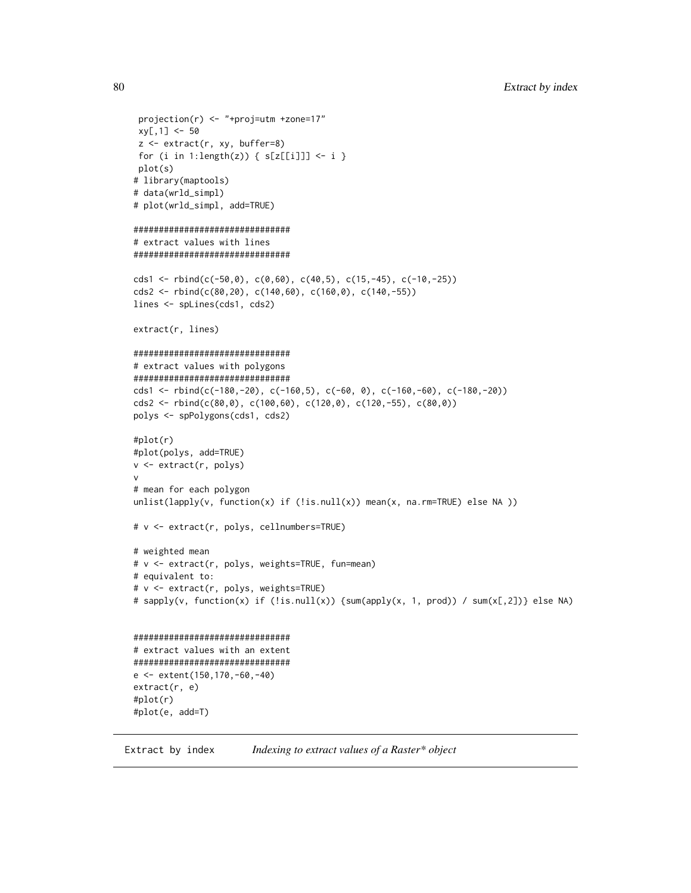```
 projection(r) <- "+proj=utm +zone=17"
 xy[,1] <- 50
 z <- extract(r, xy, buffer=8)
 for (i in 1:length(z)) { s[z[[i]]] <- i }
 plot(s)
# library(maptools)
# data(wrld_simpl)
# plot(wrld_simpl, add=TRUE)

###############################
# extract values with lines
###############################

cds1 <- rbind(c(-50,0), c(0,60), c(40,5), c(15,-45), c(-10,-25))
cds2 <- rbind(c(80,20), c(140,60), c(160,0), c(140,-55))
lines <- spLines(cds1, cds2)

extract(r, lines)

###############################
# extract values with polygons
###############################
cds1 <- rbind(c(-180,-20), c(-160,5), c(-60, 0), c(-160,-60), c(-180,-20))
cds2 <- rbind(c(80,0), c(100,60), c(120,0), c(120,-55), c(80,0))
polys <- spPolygons(cds1, cds2)

#plot(r)
#plot(polys, add=TRUE)
v <- extract(r, polys)
v
# mean for each polygon
unlist(lapply(v, function(x) if (!is.null(x)) mean(x, na.rm=TRUE) else NA ))

# v <- extract(r, polys, cellnumbers=TRUE)

# weighted mean
# v <- extract(r, polys, weights=TRUE, fun=mean)
# equivalent to:
# v <- extract(r, polys, weights=TRUE)
# sapply(v, function(x) if (!is.null(x)) {sum(apply(x, 1, prod)) / sum(x[,2])} else NA)


###############################
# extract values with an extent
###############################
e <- extent(150,170,-60,-40)
extract(r, e)
#plot(r)
#plot(e, add=T)
```

---

## Extract by index    *Indexing to extract values of a Raster\* object*

---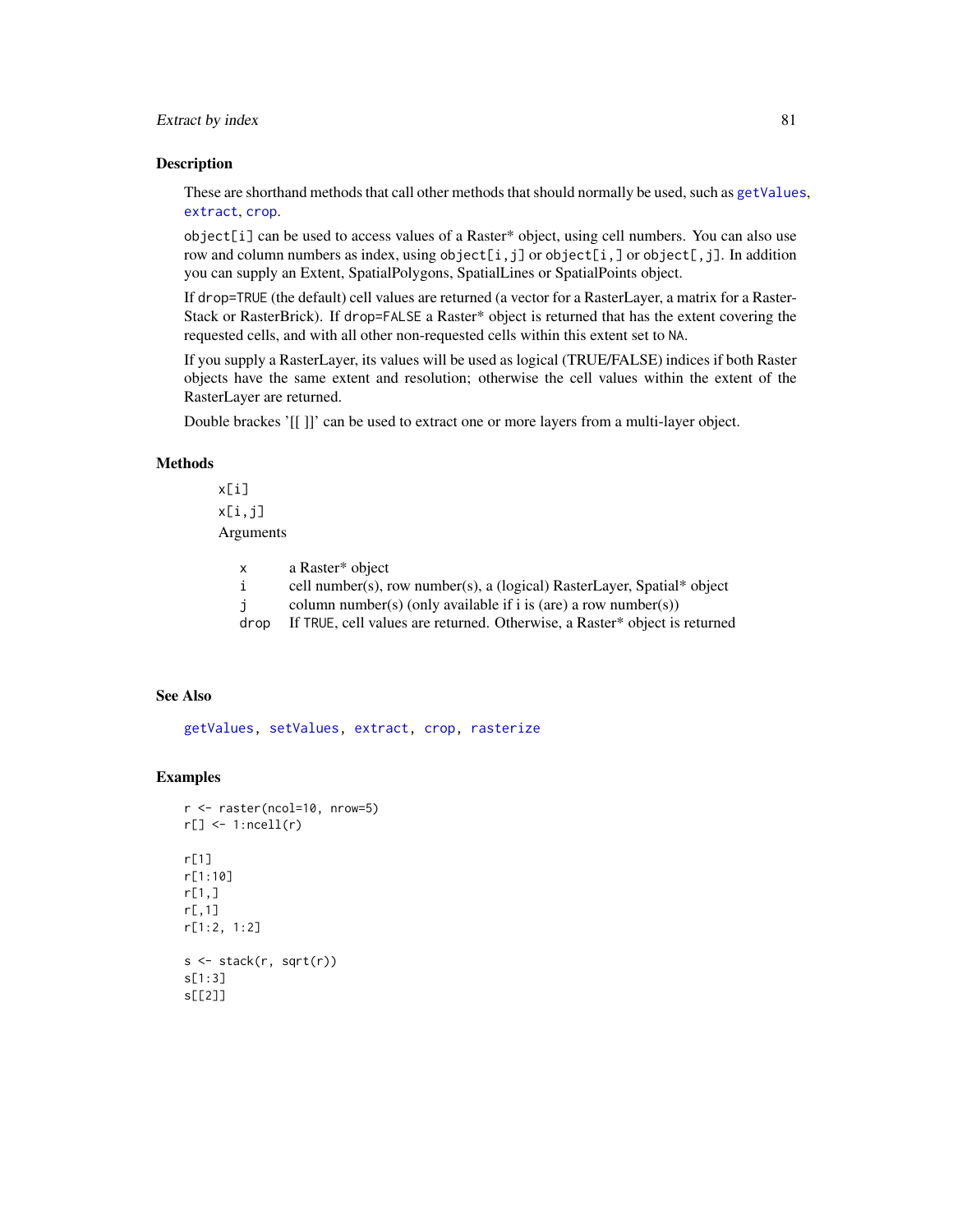### Description

These are shorthand methods that call other methods that should normally be used, such as `getValues`, `extract`, `crop`.

`object[i]` can be used to access values of a Raster* object, using cell numbers. You can also use row and column numbers as index, using `object[i,j]` or `object[i,]` or `object[,j]`. In addition you can supply an Extent, SpatialPolygons, SpatialLines or SpatialPoints object.

If `drop=TRUE` (the default) cell values are returned (a vector for a RasterLayer, a matrix for a RasterStack or RasterBrick). If `drop=FALSE` a Raster* object is returned that has the extent covering the requested cells, and with all other non-requested cells within this extent set to `NA`.

If you supply a RasterLayer, its values will be used as logical (TRUE/FALSE) indices if both Raster objects have the same extent and resolution; otherwise the cell values within the extent of the RasterLayer are returned.

Double brackets '[[ ]]' can be used to extract one or more layers from a multi-layer object.

### Methods

`x[i]`

`x[i,j]`

Arguments

| | |
|---|---|
| `x` | a Raster* object |
| `i` | cell number(s), row number(s), a (logical) RasterLayer, Spatial* object |
| `j` | column number(s) (only available if i is (are) a row number(s)) |
| `drop` | If `TRUE`, cell values are returned. Otherwise, a Raster* object is returned |

### See Also

`getValues`, `setValues`, `extract`, `crop`, `rasterize`

### Examples

```
r <- raster(ncol=10, nrow=5)
r[] <- 1:ncell(r)

r[1]
r[1:10]
r[1,]
r[,1]
r[1:2, 1:2]

s <- stack(r, sqrt(r))
s[1:3]
s[[2]]
```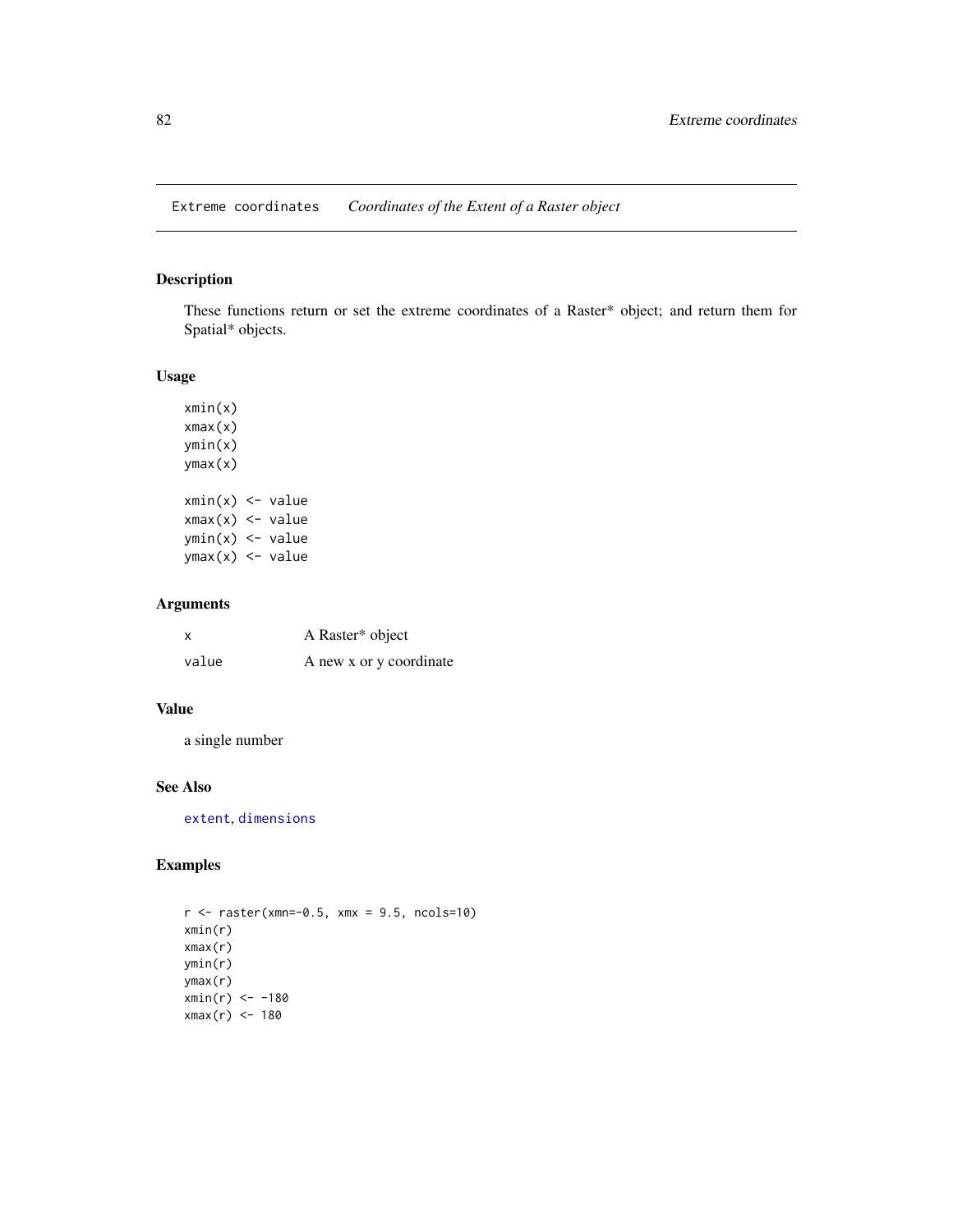Extreme coordinates *Coordinates of the Extent of a Raster object*

## Description

These functions return or set the extreme coordinates of a Raster* object; and return them for Spatial* objects.

## Usage

```
xmin(x)
xmax(x)
ymin(x)
ymax(x)

xmin(x) <- value
xmax(x) <- value
ymin(x) <- value
ymax(x) <- value
```

## Arguments

| | |
|---|---|
| x | A Raster* object |
| value | A new x or y coordinate |

## Value

a single number

## See Also

extent, dimensions

## Examples

```
r <- raster(xmn=-0.5, xmx = 9.5, ncols=10)
xmin(r)
xmax(r)
ymin(r)
ymax(r)
xmin(r) <- -180
xmax(r) <- 180
```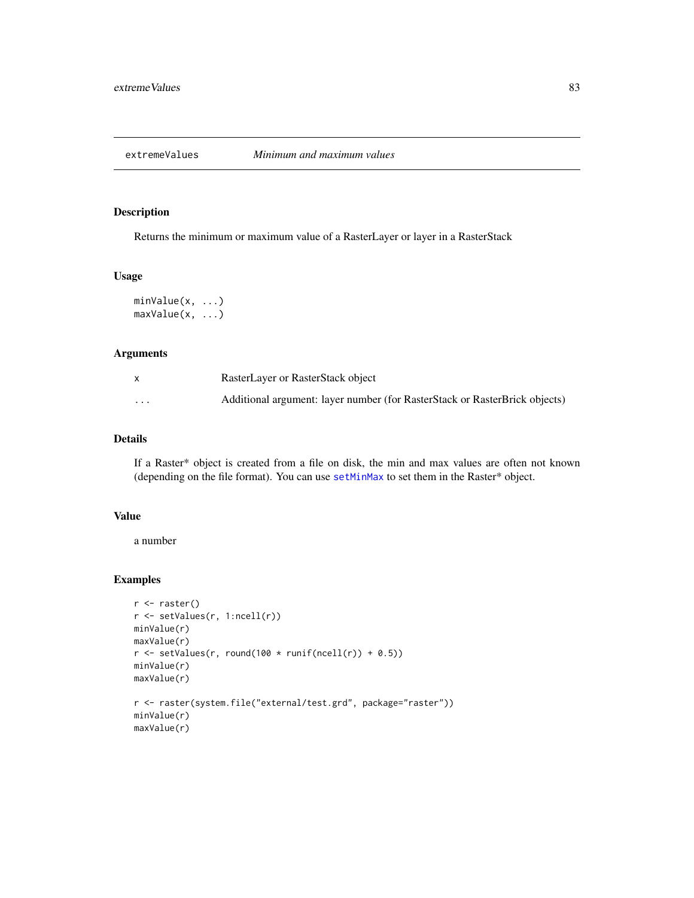## extremeValues *Minimum and maximum values*

### Description

Returns the minimum or maximum value of a RasterLayer or layer in a RasterStack

### Usage

```
minValue(x, ...)
maxValue(x, ...)
```

### Arguments

| | |
|---|---|
| x | RasterLayer or RasterStack object |
| ... | Additional argument: layer number (for RasterStack or RasterBrick objects) |

### Details

If a Raster* object is created from a file on disk, the min and max values are often not known (depending on the file format). You can use `setMinMax` to set them in the Raster* object.

### Value

a number

### Examples

```
r <- raster()
r <- setValues(r, 1:ncell(r))
minValue(r)
maxValue(r)
r <- setValues(r, round(100 * runif(ncell(r)) + 0.5))
minValue(r)
maxValue(r)

r <- raster(system.file("external/test.grd", package="raster"))
minValue(r)
maxValue(r)
```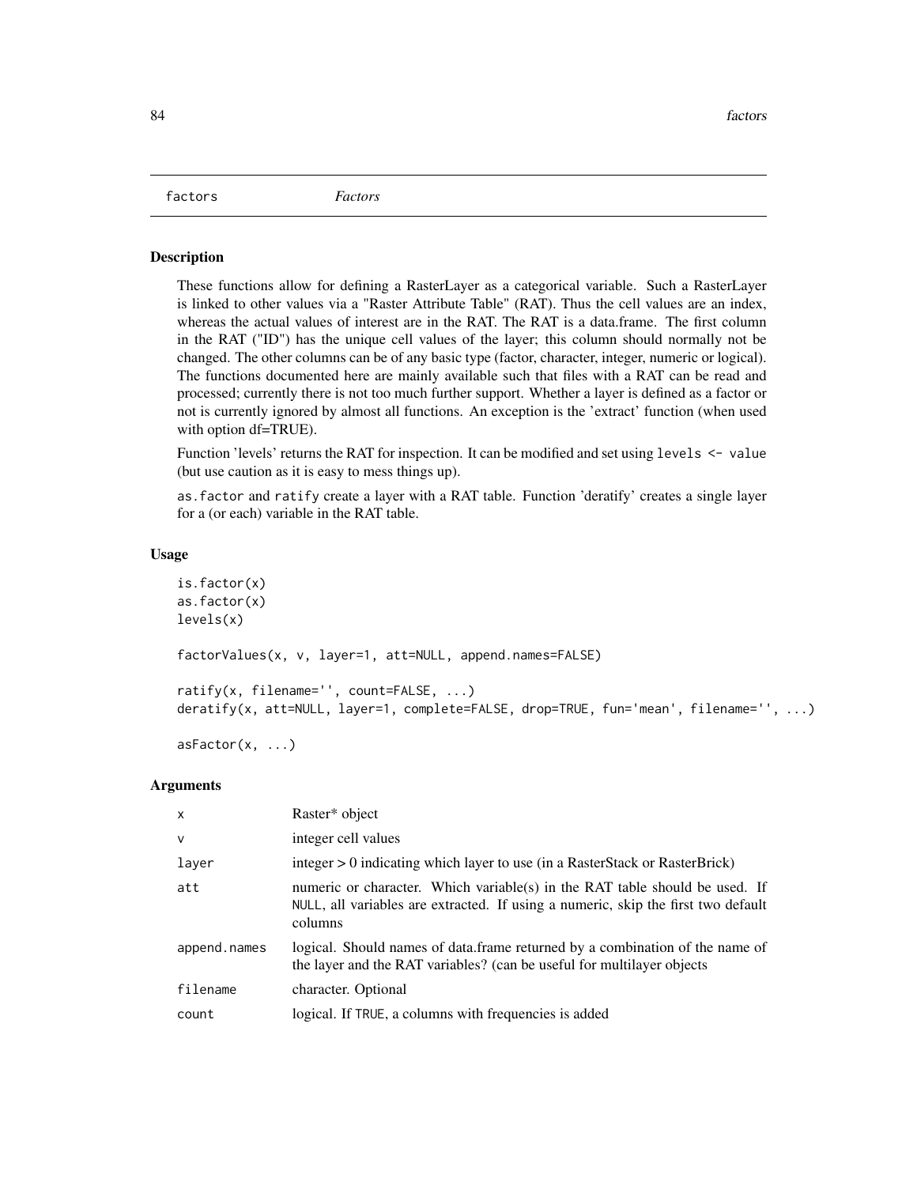# factors — *Factors*

## Description

These functions allow for defining a RasterLayer as a categorical variable. Such a RasterLayer is linked to other values via a "Raster Attribute Table" (RAT). Thus the cell values are an index, whereas the actual values of interest are in the RAT. The RAT is a data.frame. The first column in the RAT ("ID") has the unique cell values of the layer; this column should normally not be changed. The other columns can be of any basic type (factor, character, integer, numeric or logical). The functions documented here are mainly available such that files with a RAT can be read and processed; currently there is not too much further support. Whether a layer is defined as a factor or not is currently ignored by almost all functions. An exception is the 'extract' function (when used with option df=TRUE).

Function 'levels' returns the RAT for inspection. It can be modified and set using `levels <- value` (but use caution as it is easy to mess things up).

`as.factor` and `ratify` create a layer with a RAT table. Function 'deratify' creates a single layer for a (or each) variable in the RAT table.

## Usage

```
is.factor(x)
as.factor(x)
levels(x)

factorValues(x, v, layer=1, att=NULL, append.names=FALSE)

ratify(x, filename='', count=FALSE, ...)
deratify(x, att=NULL, layer=1, complete=FALSE, drop=TRUE, fun='mean', filename='', ...)

asFactor(x, ...)
```

## Arguments

| | |
|---|---|
| `x` | Raster* object |
| `v` | integer cell values |
| `layer` | integer > 0 indicating which layer to use (in a RasterStack or RasterBrick) |
| `att` | numeric or character. Which variable(s) in the RAT table should be used. If `NULL`, all variables are extracted. If using a numeric, skip the first two default columns |
| `append.names` | logical. Should names of data.frame returned by a combination of the name of the layer and the RAT variables? (can be useful for multilayer objects |
| `filename` | character. Optional |
| `count` | logical. If `TRUE`, a columns with frequencies is added |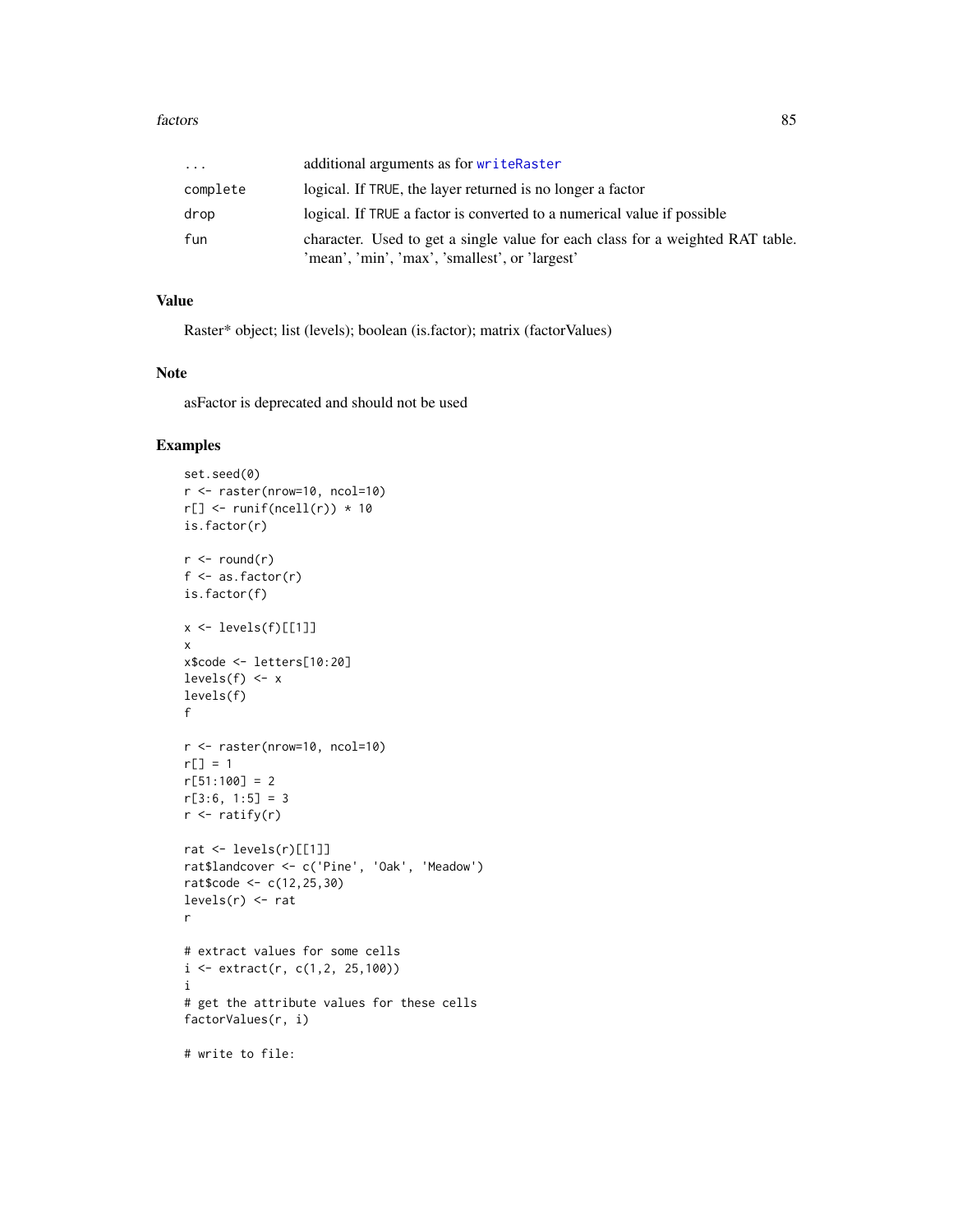| | |
|---|---|
| ... | additional arguments as for writeRaster |
| complete | logical. If TRUE, the layer returned is no longer a factor |
| drop | logical. If TRUE a factor is converted to a numerical value if possible |
| fun | character. Used to get a single value for each class for a weighted RAT table. 'mean', 'min', 'max', 'smallest', or 'largest' |

## Value

Raster* object; list (levels); boolean (is.factor); matrix (factorValues)

## Note

asFactor is deprecated and should not be used

## Examples

```
set.seed(0)
r <- raster(nrow=10, ncol=10)
r[] <- runif(ncell(r)) * 10
is.factor(r)

r <- round(r)
f <- as.factor(r)
is.factor(f)

x <- levels(f)[[1]]
x
x$code <- letters[10:20]
levels(f) <- x
levels(f)
f

r <- raster(nrow=10, ncol=10)
r[] = 1
r[51:100] = 2
r[3:6, 1:5] = 3
r <- ratify(r)

rat <- levels(r)[[1]]
rat$landcover <- c('Pine', 'Oak', 'Meadow')
rat$code <- c(12,25,30)
levels(r) <- rat
r

# extract values for some cells
i <- extract(r, c(1,2, 25,100))
i
# get the attribute values for these cells
factorValues(r, i)

# write to file:
```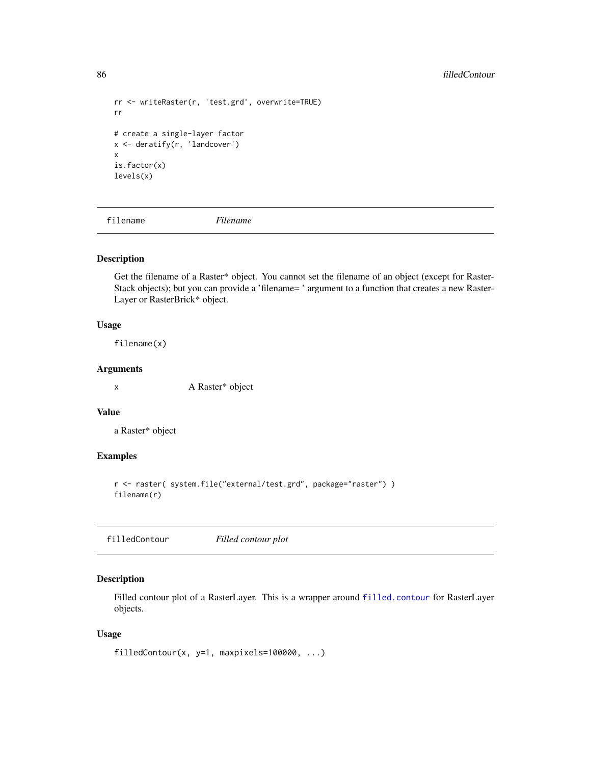```
rr <- writeRaster(r, 'test.grd', overwrite=TRUE)
rr

# create a single-layer factor
x <- deratify(r, 'landcover')
x
is.factor(x)
levels(x)
```

---

## filename *Filename*

---

### Description

Get the filename of a Raster* object. You cannot set the filename of an object (except for RasterStack objects); but you can provide a 'filename= ' argument to a function that creates a new RasterLayer or RasterBrick* object.

### Usage

```
filename(x)
```

### Arguments

| | |
|---|---|
| x | A Raster* object |

### Value

a Raster* object

### Examples

```
r <- raster( system.file("external/test.grd", package="raster") )
filename(r)
```

---

## filledContour *Filled contour plot*

---

### Description

Filled contour plot of a RasterLayer. This is a wrapper around `filled.contour` for RasterLayer objects.

### Usage

```
filledContour(x, y=1, maxpixels=100000, ...)
```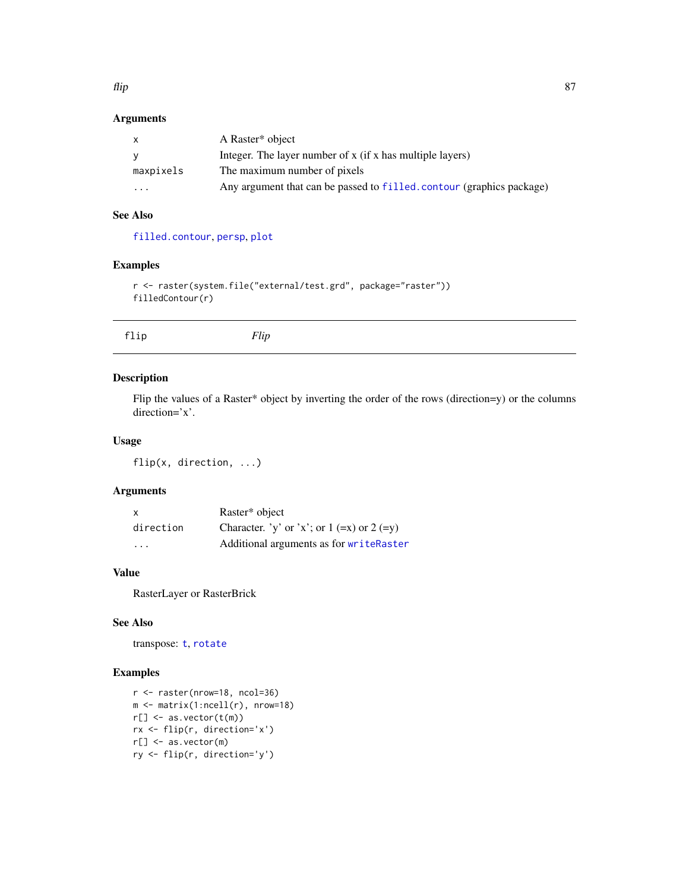## Arguments

| | |
|---|---|
| `x` | A Raster* object |
| `y` | Integer. The layer number of x (if x has multiple layers) |
| `maxpixels` | The maximum number of pixels |
| `...` | Any argument that can be passed to `filled.contour` (graphics package) |

## See Also

`filled.contour`, `persp`, `plot`

## Examples

```
r <- raster(system.file("external/test.grd", package="raster"))
filledContour(r)
```

---

# flip — *Flip*

## Description

Flip the values of a Raster* object by inverting the order of the rows (direction=y) or the columns direction='x'.

## Usage

```
flip(x, direction, ...)
```

## Arguments

| | |
|---|---|
| `x` | Raster* object |
| `direction` | Character. 'y' or 'x'; or 1 (=x) or 2 (=y) |
| `...` | Additional arguments as for `writeRaster` |

## Value

RasterLayer or RasterBrick

## See Also

transpose: `t`, `rotate`

## Examples

```
r <- raster(nrow=18, ncol=36)
m <- matrix(1:ncell(r), nrow=18)
r[] <- as.vector(t(m))
rx <- flip(r, direction='x')
r[] <- as.vector(m)
ry <- flip(r, direction='y')
```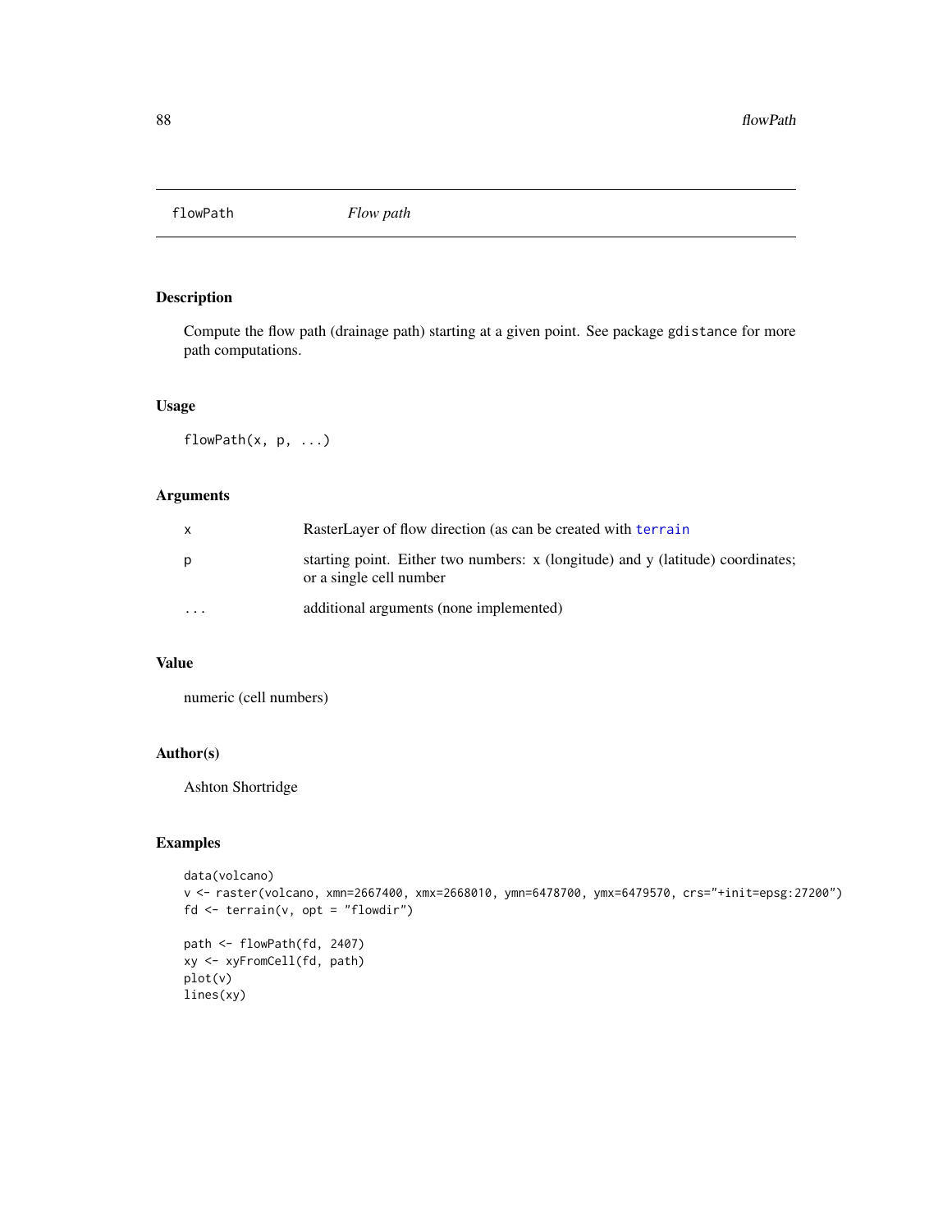flowPath *Flow path*

## Description

Compute the flow path (drainage path) starting at a given point. See package gdistance for more path computations.

## Usage

```
flowPath(x, p, ...)
```

## Arguments

| | |
|---|---|
| x | RasterLayer of flow direction (as can be created with terrain |
| p | starting point. Either two numbers: x (longitude) and y (latitude) coordinates; or a single cell number |
| ... | additional arguments (none implemented) |

## Value

numeric (cell numbers)

## Author(s)

Ashton Shortridge

## Examples

```
data(volcano)
v <- raster(volcano, xmn=2667400, xmx=2668010, ymn=6478700, ymx=6479570, crs="+init=epsg:27200")
fd <- terrain(v, opt = "flowdir")

path <- flowPath(fd, 2407)
xy <- xyFromCell(fd, path)
plot(v)
lines(xy)
```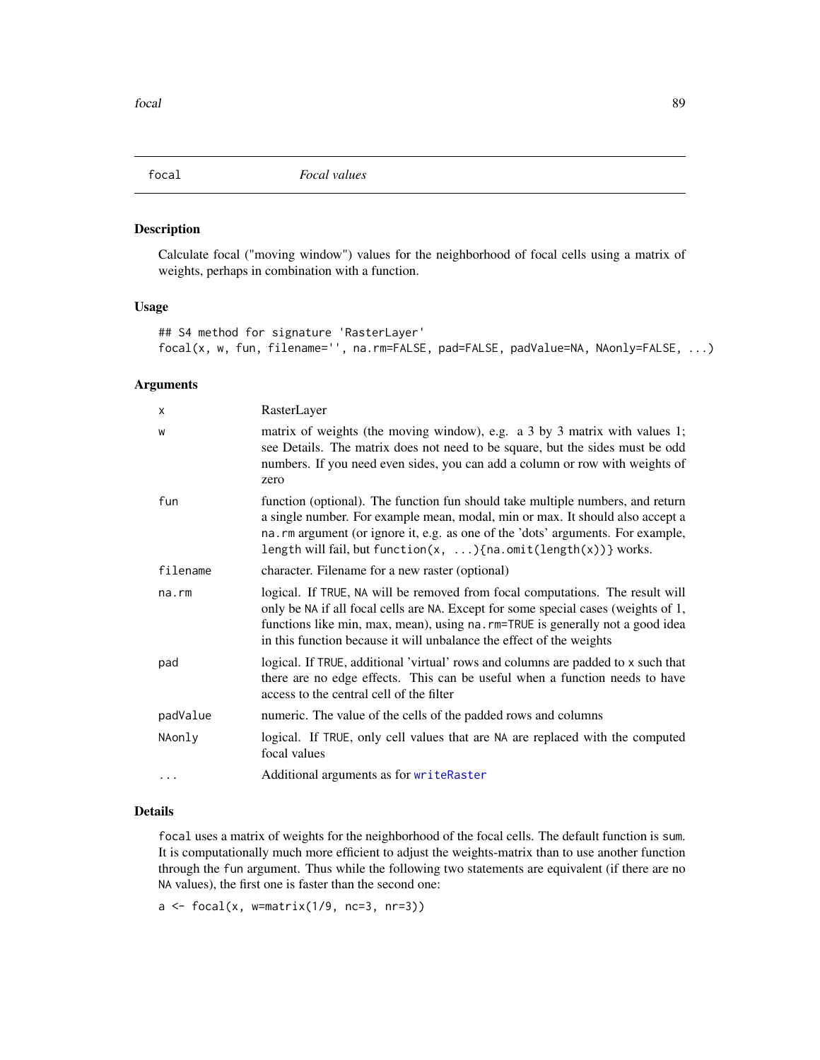# focal — *Focal values*

## Description

Calculate focal ("moving window") values for the neighborhood of focal cells using a matrix of weights, perhaps in combination with a function.

## Usage

```
## S4 method for signature 'RasterLayer'
focal(x, w, fun, filename='', na.rm=FALSE, pad=FALSE, padValue=NA, NAonly=FALSE, ...)
```

## Arguments

| | |
|---|---|
| `x` | RasterLayer |
| `w` | matrix of weights (the moving window), e.g. a 3 by 3 matrix with values 1; see Details. The matrix does not need to be square, but the sides must be odd numbers. If you need even sides, you can add a column or row with weights of zero |
| `fun` | function (optional). The function fun should take multiple numbers, and return a single number. For example mean, modal, min or max. It should also accept a `na.rm` argument (or ignore it, e.g. as one of the 'dots' arguments. For example, `length` will fail, but `function(x, ...){na.omit(length(x))}` works. |
| `filename` | character. Filename for a new raster (optional) |
| `na.rm` | logical. If `TRUE`, `NA` will be removed from focal computations. The result will only be `NA` if all focal cells are `NA`. Except for some special cases (weights of 1, functions like min, max, mean), using `na.rm=TRUE` is generally not a good idea in this function because it will unbalance the effect of the weights |
| `pad` | logical. If `TRUE`, additional 'virtual' rows and columns are padded to `x` such that there are no edge effects. This can be useful when a function needs to have access to the central cell of the filter |
| `padValue` | numeric. The value of the cells of the padded rows and columns |
| `NAonly` | logical. If `TRUE`, only cell values that are `NA` are replaced with the computed focal values |
| `...` | Additional arguments as for `writeRaster` |

## Details

`focal` uses a matrix of weights for the neighborhood of the focal cells. The default function is `sum`. It is computationally much more efficient to adjust the weights-matrix than to use another function through the `fun` argument. Thus while the following two statements are equivalent (if there are no `NA` values), the first one is faster than the second one:

```
a <- focal(x, w=matrix(1/9, nc=3, nr=3))
```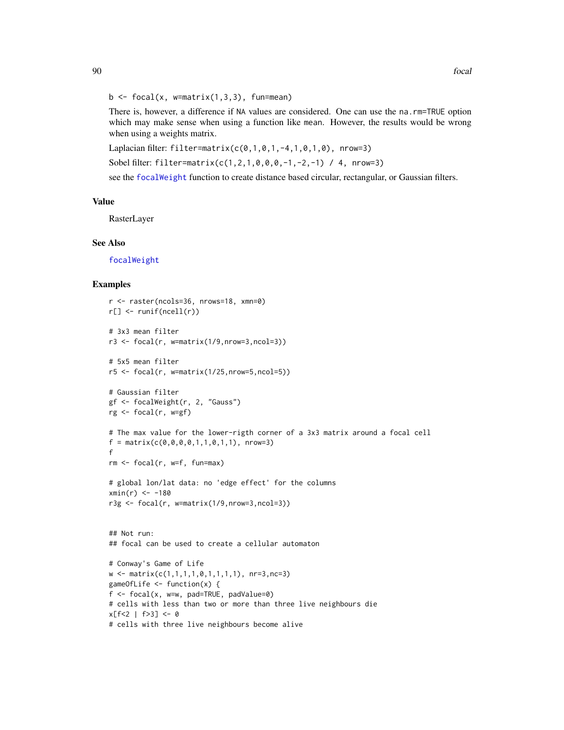```
b <- focal(x, w=matrix(1,3,3), fun=mean)
```

There is, however, a difference if NA values are considered. One can use the na.rm=TRUE option which may make sense when using a function like mean. However, the results would be wrong when using a weights matrix.

Laplacian filter: `filter=matrix(c(0,1,0,1,-4,1,0,1,0), nrow=3)`

Sobel filter: `filter=matrix(c(1,2,1,0,0,0,-1,-2,-1) / 4, nrow=3)`

see the focalWeight function to create distance based circular, rectangular, or Gaussian filters.

## Value

RasterLayer

## See Also

focalWeight

## Examples

```
r <- raster(ncols=36, nrows=18, xmn=0)
r[] <- runif(ncell(r))

# 3x3 mean filter
r3 <- focal(r, w=matrix(1/9,nrow=3,ncol=3))

# 5x5 mean filter
r5 <- focal(r, w=matrix(1/25,nrow=5,ncol=5))

# Gaussian filter
gf <- focalWeight(r, 2, "Gauss")
rg <- focal(r, w=gf)

# The max value for the lower-rigth corner of a 3x3 matrix around a focal cell
f = matrix(c(0,0,0,0,1,1,0,1,1), nrow=3)
f
rm <- focal(r, w=f, fun=max)

# global lon/lat data: no 'edge effect' for the columns
xmin(r) <- -180
r3g <- focal(r, w=matrix(1/9,nrow=3,ncol=3))


## Not run:
## focal can be used to create a cellular automaton

# Conway's Game of Life
w <- matrix(c(1,1,1,1,0,1,1,1,1), nr=3,nc=3)
gameOfLife <- function(x) {
f <- focal(x, w=w, pad=TRUE, padValue=0)
# cells with less than two or more than three live neighbours die
x[f<2 | f>3] <- 0
# cells with three live neighbours become alive
```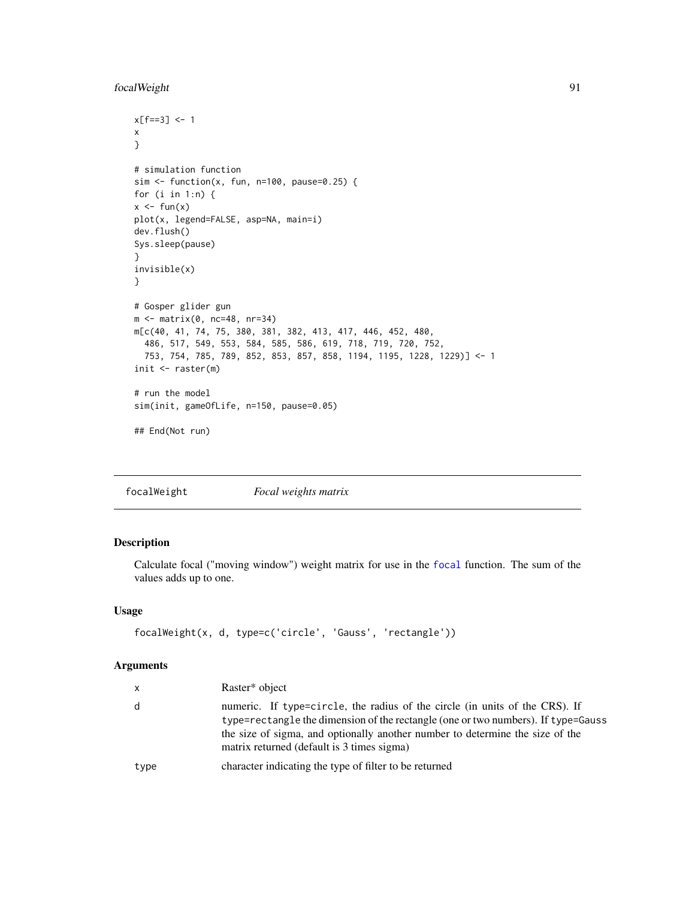```
x[f==3] <- 1
x
}

# simulation function
sim <- function(x, fun, n=100, pause=0.25) {
for (i in 1:n) {
x <- fun(x)
plot(x, legend=FALSE, asp=NA, main=i)
dev.flush()
Sys.sleep(pause)
}
invisible(x)
}

# Gosper glider gun
m <- matrix(0, nc=48, nr=34)
m[c(40, 41, 74, 75, 380, 381, 382, 413, 417, 446, 452, 480,
  486, 517, 549, 553, 584, 585, 586, 619, 718, 719, 720, 752,
  753, 754, 785, 789, 852, 853, 857, 858, 1194, 1195, 1228, 1229)] <- 1
init <- raster(m)

# run the model
sim(init, gameOfLife, n=150, pause=0.05)

## End(Not run)
```

## focalWeight    *Focal weights matrix*

### Description

Calculate focal ("moving window") weight matrix for use in the `focal` function. The sum of the values adds up to one.

### Usage

```
focalWeight(x, d, type=c('circle', 'Gauss', 'rectangle'))
```

### Arguments

| | |
|---|---|
| x | Raster* object |
| d | numeric. If `type=circle`, the radius of the circle (in units of the CRS). If `type=rectangle` the dimension of the rectangle (one or two numbers). If `type=Gauss` the size of sigma, and optionally another number to determine the size of the matrix returned (default is 3 times sigma) |
| type | character indicating the type of filter to be returned |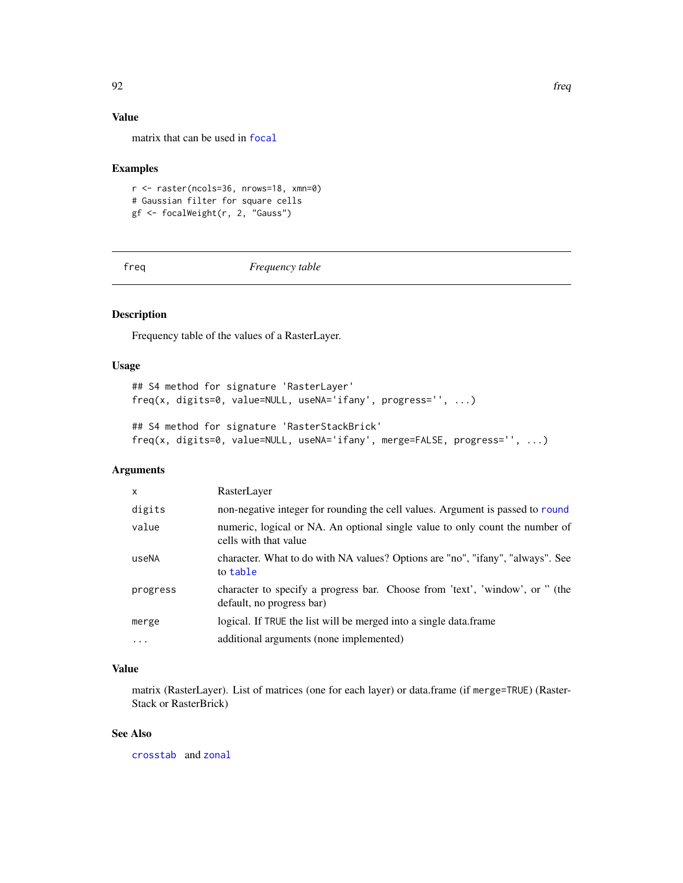### Value

matrix that can be used in focal

### Examples

```
r <- raster(ncols=36, nrows=18, xmn=0)
# Gaussian filter for square cells
gf <- focalWeight(r, 2, "Gauss")
```

---

## freq *Frequency table*

---

### Description

Frequency table of the values of a RasterLayer.

### Usage

```
## S4 method for signature 'RasterLayer'
freq(x, digits=0, value=NULL, useNA='ifany', progress='', ...)

## S4 method for signature 'RasterStackBrick'
freq(x, digits=0, value=NULL, useNA='ifany', merge=FALSE, progress='', ...)
```

### Arguments

| | |
|---|---|
| x | RasterLayer |
| digits | non-negative integer for rounding the cell values. Argument is passed to round |
| value | numeric, logical or NA. An optional single value to only count the number of cells with that value |
| useNA | character. What to do with NA values? Options are "no", "ifany", "always". See to table |
| progress | character to specify a progress bar. Choose from 'text', 'window', or '' (the default, no progress bar) |
| merge | logical. If TRUE the list will be merged into a single data.frame |
| ... | additional arguments (none implemented) |

### Value

matrix (RasterLayer). List of matrices (one for each layer) or data.frame (if merge=TRUE) (RasterStack or RasterBrick)

### See Also

crosstab and zonal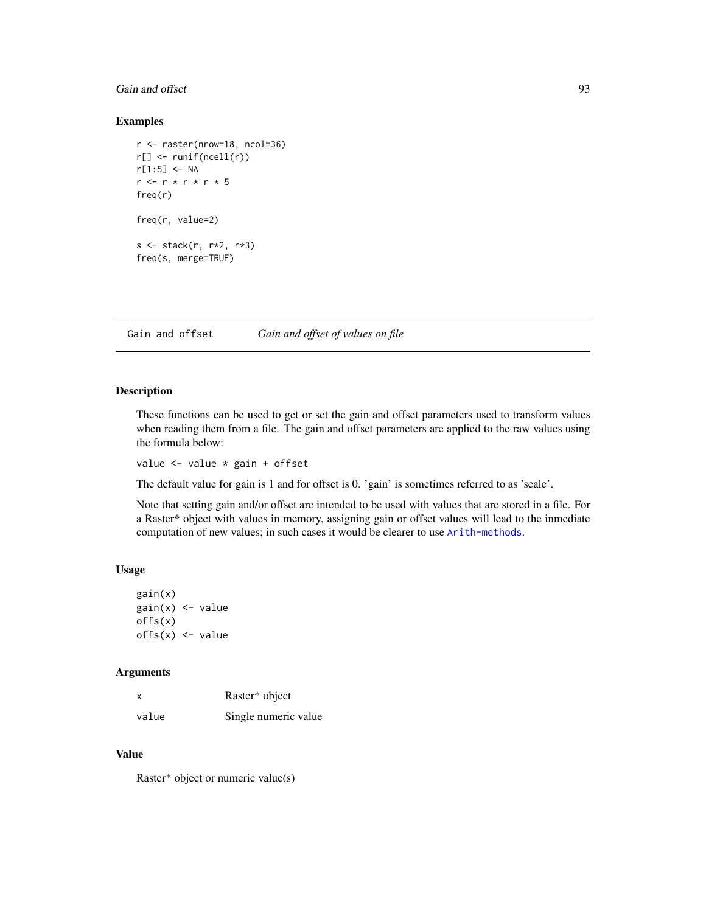### Examples

```
r <- raster(nrow=18, ncol=36)
r[] <- runif(ncell(r))
r[1:5] <- NA
r <- r * r * r * 5
freq(r)

freq(r, value=2)

s <- stack(r, r*2, r*3)
freq(s, merge=TRUE)
```

---

## Gain and offset — *Gain and offset of values on file*

---

### Description

These functions can be used to get or set the gain and offset parameters used to transform values when reading them from a file. The gain and offset parameters are applied to the raw values using the formula below:

`value <- value * gain + offset`

The default value for gain is 1 and for offset is 0. 'gain' is sometimes referred to as 'scale'.

Note that setting gain and/or offset are intended to be used with values that are stored in a file. For a Raster* object with values in memory, assigning gain or offset values will lead to the inmediate computation of new values; in such cases it would be clearer to use `Arith-methods`.

### Usage

```
gain(x)
gain(x) <- value
offs(x)
offs(x) <- value
```

### Arguments

| | |
|---|---|
| `x` | Raster* object |
| `value` | Single numeric value |

### Value

Raster* object or numeric value(s)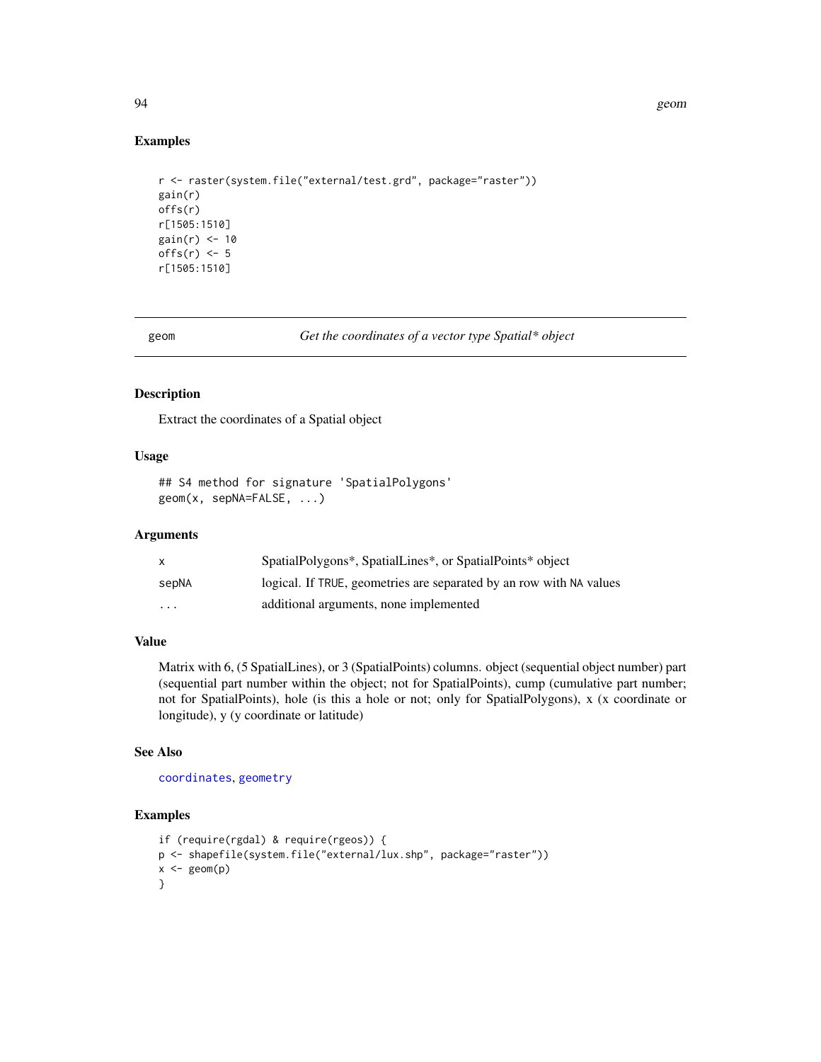## Examples

```
r <- raster(system.file("external/test.grd", package="raster"))
gain(r)
offs(r)
r[1505:1510]
gain(r) <- 10
offs(r) <- 5
r[1505:1510]
```

---

# geom — *Get the coordinates of a vector type Spatial* object*

---

## Description

Extract the coordinates of a Spatial object

## Usage

```
## S4 method for signature 'SpatialPolygons'
geom(x, sepNA=FALSE, ...)
```

## Arguments

| | |
|---|---|
| x | SpatialPolygons*, SpatialLines*, or SpatialPoints* object |
| sepNA | logical. If TRUE, geometries are separated by an row with NA values |
| ... | additional arguments, none implemented |

## Value

Matrix with 6, (5 SpatialLines), or 3 (SpatialPoints) columns. object (sequential object number) part (sequential part number within the object; not for SpatialPoints), cump (cumulative part number; not for SpatialPoints), hole (is this a hole or not; only for SpatialPolygons), x (x coordinate or longitude), y (y coordinate or latitude)

## See Also

coordinates, geometry

## Examples

```
if (require(rgdal) & require(rgeos)) {
p <- shapefile(system.file("external/lux.shp", package="raster"))
x <- geom(p)
}
```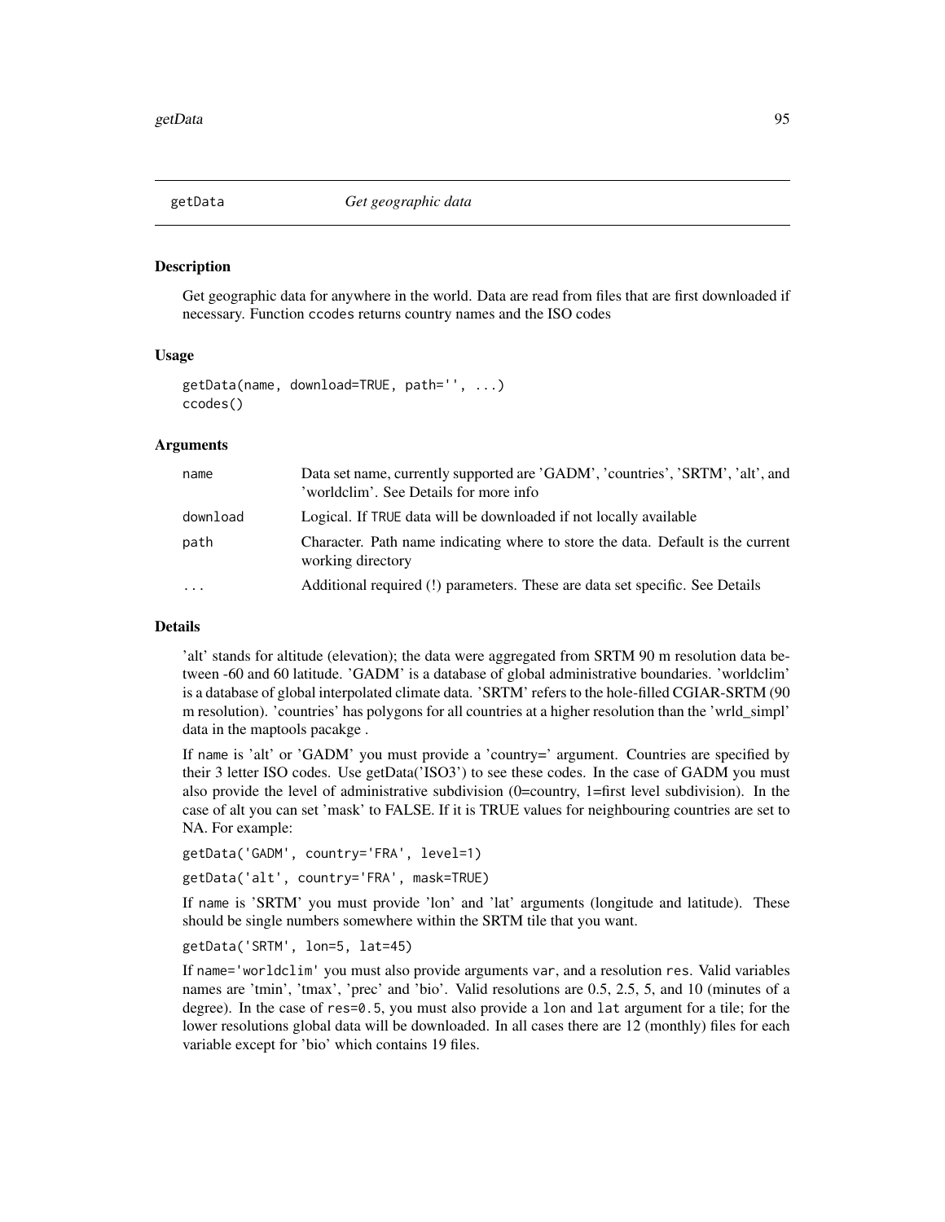# getData *Get geographic data*

## Description

Get geographic data for anywhere in the world. Data are read from files that are first downloaded if necessary. Function `ccodes` returns country names and the ISO codes

## Usage

```
getData(name, download=TRUE, path='', ...)
ccodes()
```

## Arguments

| | |
|---|---|
| `name` | Data set name, currently supported are 'GADM', 'countries', 'SRTM', 'alt', and 'worldclim'. See Details for more info |
| `download` | Logical. If `TRUE` data will be downloaded if not locally available |
| `path` | Character. Path name indicating where to store the data. Default is the current working directory |
| `...` | Additional required (!) parameters. These are data set specific. See Details |

## Details

'alt' stands for altitude (elevation); the data were aggregated from SRTM 90 m resolution data between -60 and 60 latitude. 'GADM' is a database of global administrative boundaries. 'worldclim' is a database of global interpolated climate data. 'SRTM' refers to the hole-filled CGIAR-SRTM (90 m resolution). 'countries' has polygons for all countries at a higher resolution than the 'wrld_simpl' data in the maptools pacakge .

If `name` is 'alt' or 'GADM' you must provide a 'country=' argument. Countries are specified by their 3 letter ISO codes. Use getData('ISO3') to see these codes. In the case of GADM you must also provide the level of administrative subdivision (0=country, 1=first level subdivision). In the case of alt you can set 'mask' to FALSE. If it is TRUE values for neighbouring countries are set to NA. For example:

```
getData('GADM', country='FRA', level=1)
getData('alt', country='FRA', mask=TRUE)
```

If `name` is 'SRTM' you must provide 'lon' and 'lat' arguments (longitude and latitude). These should be single numbers somewhere within the SRTM tile that you want.

```
getData('SRTM', lon=5, lat=45)
```

If `name='worldclim'` you must also provide arguments `var`, and a resolution `res`. Valid variables names are 'tmin', 'tmax', 'prec' and 'bio'. Valid resolutions are 0.5, 2.5, 5, and 10 (minutes of a degree). In the case of `res=0.5`, you must also provide a `lon` and `lat` argument for a tile; for the lower resolutions global data will be downloaded. In all cases there are 12 (monthly) files for each variable except for 'bio' which contains 19 files.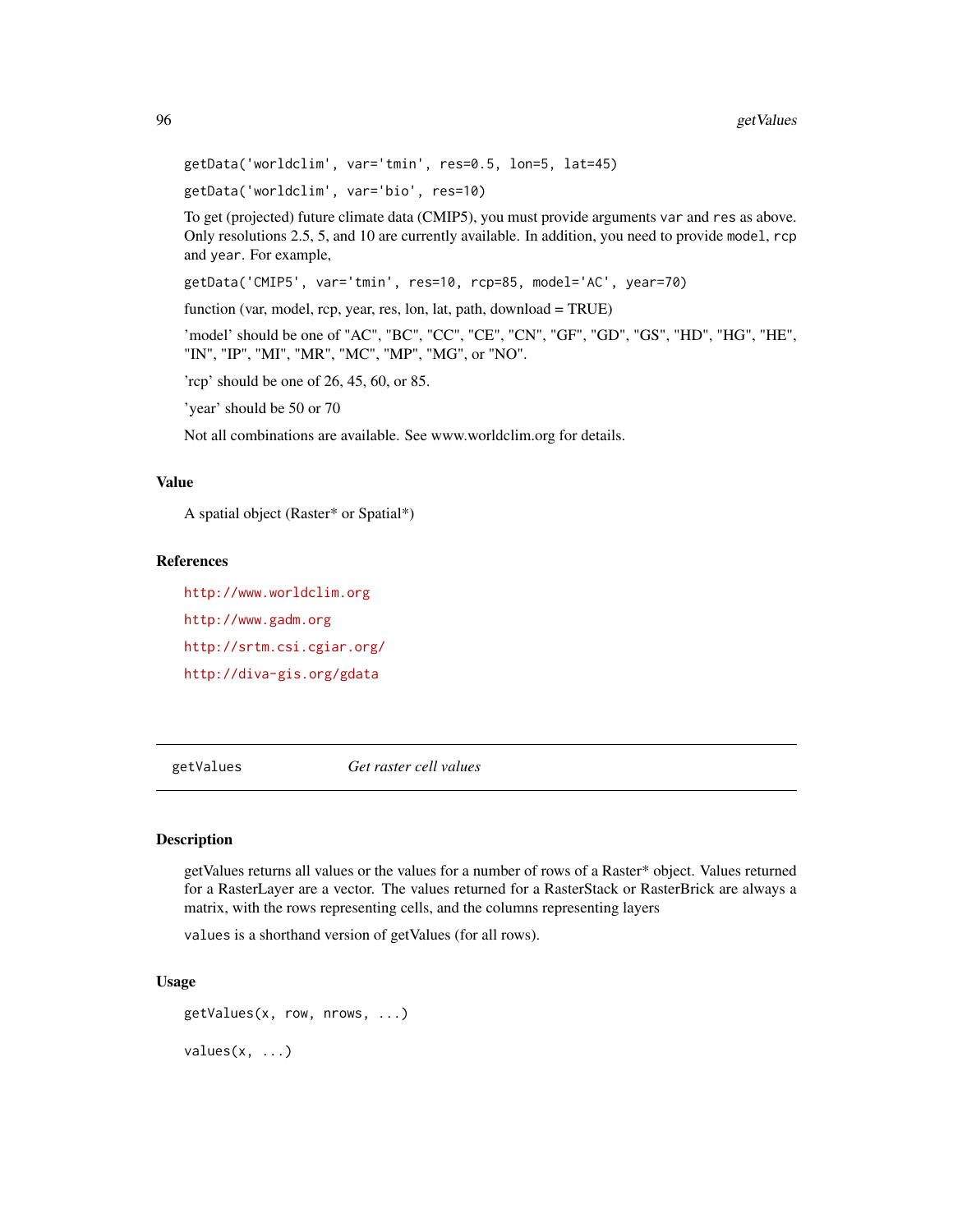```
getData('worldclim', var='tmin', res=0.5, lon=5, lat=45)
```

```
getData('worldclim', var='bio', res=10)
```

To get (projected) future climate data (CMIP5), you must provide arguments `var` and `res` as above. Only resolutions 2.5, 5, and 10 are currently available. In addition, you need to provide `model`, `rcp` and `year`. For example,

```
getData('CMIP5', var='tmin', res=10, rcp=85, model='AC', year=70)
```

function (var, model, rcp, year, res, lon, lat, path, download = TRUE)

'model' should be one of "AC", "BC", "CC", "CE", "CN", "GF", "GD", "GS", "HD", "HG", "HE", "IN", "IP", "MI", "MR", "MC", "MP", "MG", or "NO".

'rcp' should be one of 26, 45, 60, or 85.

'year' should be 50 or 70

Not all combinations are available. See www.worldclim.org for details.

### Value

A spatial object (Raster* or Spatial*)

### References

http://www.worldclim.org

http://www.gadm.org

http://srtm.csi.cgiar.org/

http://diva-gis.org/gdata

---

## getValues *Get raster cell values*

---

### Description

getValues returns all values or the values for a number of rows of a Raster* object. Values returned for a RasterLayer are a vector. The values returned for a RasterStack or RasterBrick are always a matrix, with the rows representing cells, and the columns representing layers

`values` is a shorthand version of getValues (for all rows).

### Usage

```
getValues(x, row, nrows, ...)

values(x, ...)
```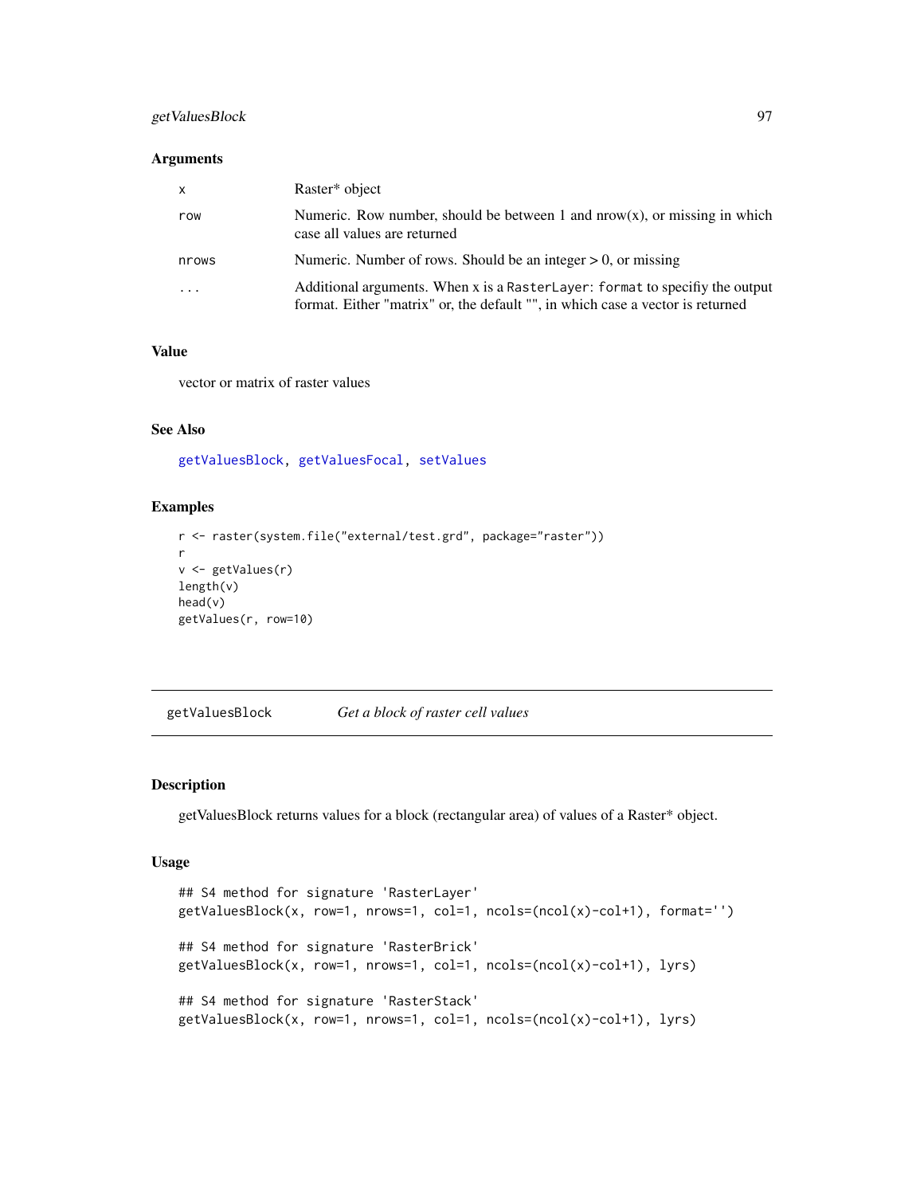### Arguments

| | |
|---|---|
| x | Raster* object |
| row | Numeric. Row number, should be between 1 and nrow(x), or missing in which case all values are returned |
| nrows | Numeric. Number of rows. Should be an integer > 0, or missing |
| ... | Additional arguments. When x is a `RasterLayer`: `format` to specifiy the output format. Either "matrix" or, the default "", in which case a vector is returned |

### Value

vector or matrix of raster values

### See Also

`getValuesBlock`, `getValuesFocal`, `setValues`

### Examples

```
r <- raster(system.file("external/test.grd", package="raster"))
r
v <- getValues(r)
length(v)
head(v)
getValues(r, row=10)
```

---

## getValuesBlock *Get a block of raster cell values*

---

### Description

getValuesBlock returns values for a block (rectangular area) of values of a Raster* object.

### Usage

```
## S4 method for signature 'RasterLayer'
getValuesBlock(x, row=1, nrows=1, col=1, ncols=(ncol(x)-col+1), format='')

## S4 method for signature 'RasterBrick'
getValuesBlock(x, row=1, nrows=1, col=1, ncols=(ncol(x)-col+1), lyrs)

## S4 method for signature 'RasterStack'
getValuesBlock(x, row=1, nrows=1, col=1, ncols=(ncol(x)-col+1), lyrs)
```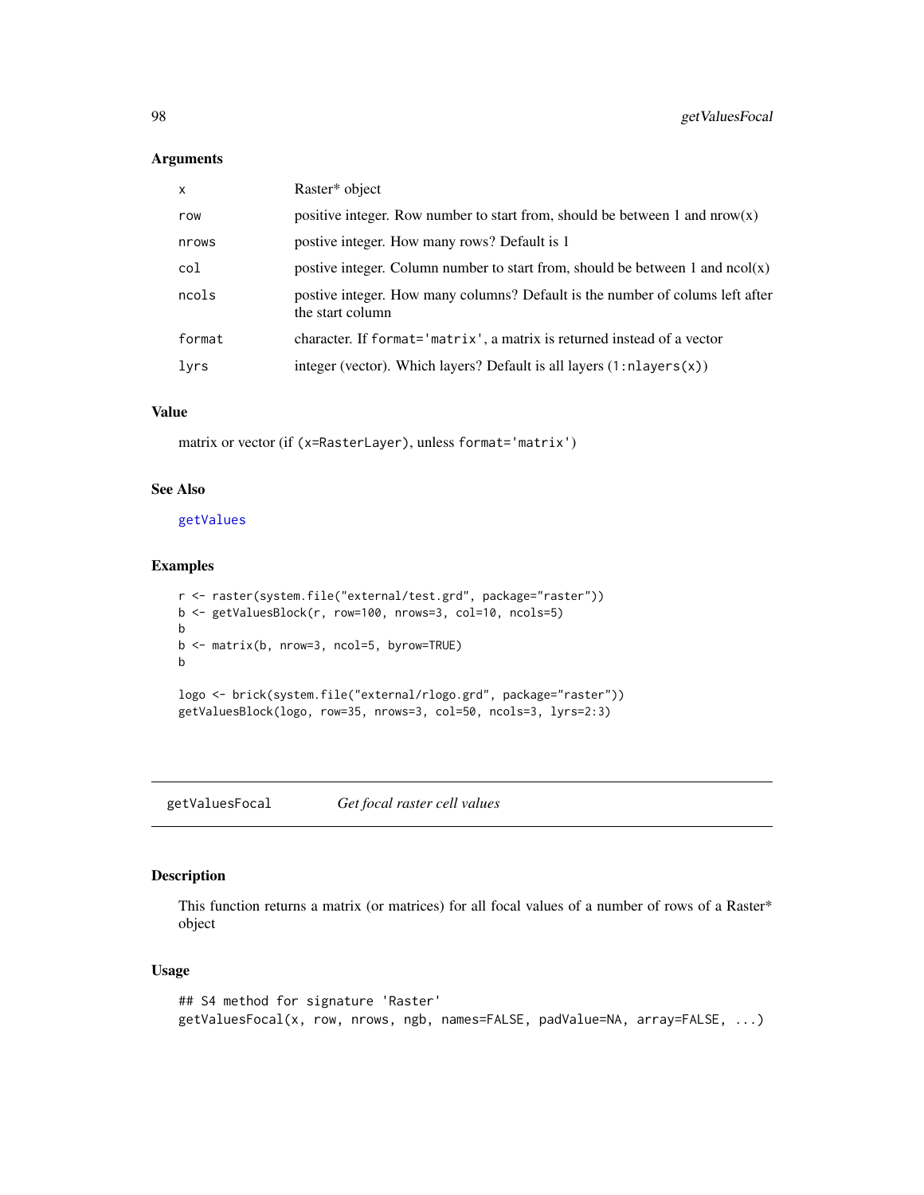### Arguments

| | |
|---|---|
| `x` | Raster* object |
| `row` | positive integer. Row number to start from, should be between 1 and nrow(x) |
| `nrows` | postive integer. How many rows? Default is 1 |
| `col` | postive integer. Column number to start from, should be between 1 and ncol(x) |
| `ncols` | postive integer. How many columns? Default is the number of colums left after the start column |
| `format` | character. If `format='matrix'`, a matrix is returned instead of a vector |
| `lyrs` | integer (vector). Which layers? Default is all layers (`1:nlayers(x)`) |

### Value

matrix or vector (if `(x=RasterLayer)`, unless `format='matrix'`)

### See Also

`getValues`

### Examples

```
r <- raster(system.file("external/test.grd", package="raster"))
b <- getValuesBlock(r, row=100, nrows=3, col=10, ncols=5)
b
b <- matrix(b, nrow=3, ncol=5, byrow=TRUE)
b

logo <- brick(system.file("external/rlogo.grd", package="raster"))
getValuesBlock(logo, row=35, nrows=3, col=50, ncols=3, lyrs=2:3)
```

---

## getValuesFocal &nbsp;&nbsp;&nbsp; *Get focal raster cell values*

### Description

This function returns a matrix (or matrices) for all focal values of a number of rows of a Raster* object

### Usage

```
## S4 method for signature 'Raster'
getValuesFocal(x, row, nrows, ngb, names=FALSE, padValue=NA, array=FALSE, ...)
```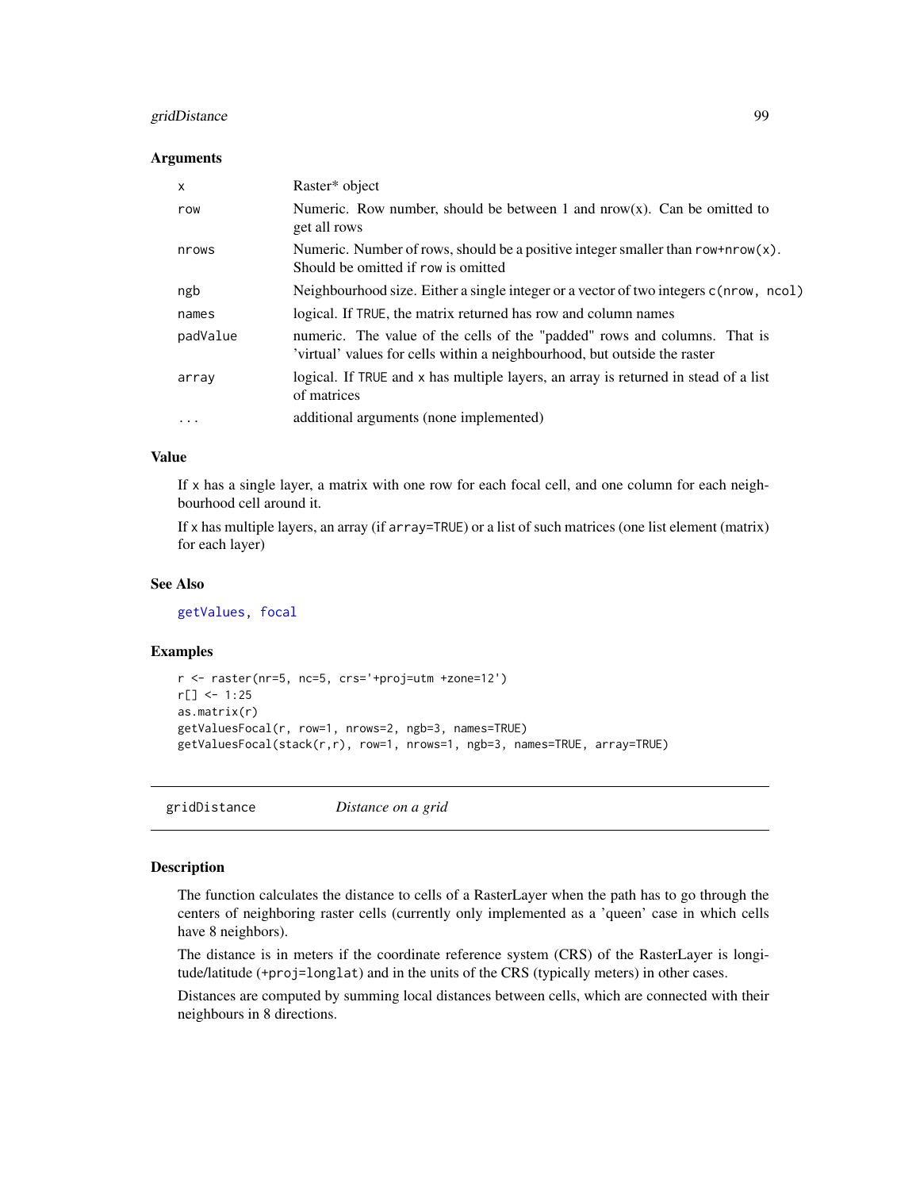### Arguments

| | |
|---|---|
| x | Raster* object |
| row | Numeric. Row number, should be between 1 and nrow(x). Can be omitted to get all rows |
| nrows | Numeric. Number of rows, should be a positive integer smaller than `row+nrow(x)`. Should be omitted if `row` is omitted |
| ngb | Neighbourhood size. Either a single integer or a vector of two integers `c(nrow, ncol)` |
| names | logical. If `TRUE`, the matrix returned has row and column names |
| padValue | numeric. The value of the cells of the "padded" rows and columns. That is 'virtual' values for cells within a neighbourhood, but outside the raster |
| array | logical. If `TRUE` and `x` has multiple layers, an array is returned in stead of a list of matrices |
| ... | additional arguments (none implemented) |

### Value

If `x` has a single layer, a matrix with one row for each focal cell, and one column for each neighbourhood cell around it.

If `x` has multiple layers, an array (if `array=TRUE`) or a list of such matrices (one list element (matrix) for each layer)

### See Also

getValues, focal

### Examples

```
r <- raster(nr=5, nc=5, crs='+proj=utm +zone=12')
r[] <- 1:25
as.matrix(r)
getValuesFocal(r, row=1, nrows=2, ngb=3, names=TRUE)
getValuesFocal(stack(r,r), row=1, nrows=1, ngb=3, names=TRUE, array=TRUE)
```

## gridDistance *Distance on a grid*

### Description

The function calculates the distance to cells of a RasterLayer when the path has to go through the centers of neighboring raster cells (currently only implemented as a 'queen' case in which cells have 8 neighbors).

The distance is in meters if the coordinate reference system (CRS) of the RasterLayer is longitude/latitude (`+proj=longlat`) and in the units of the CRS (typically meters) in other cases.

Distances are computed by summing local distances between cells, which are connected with their neighbours in 8 directions.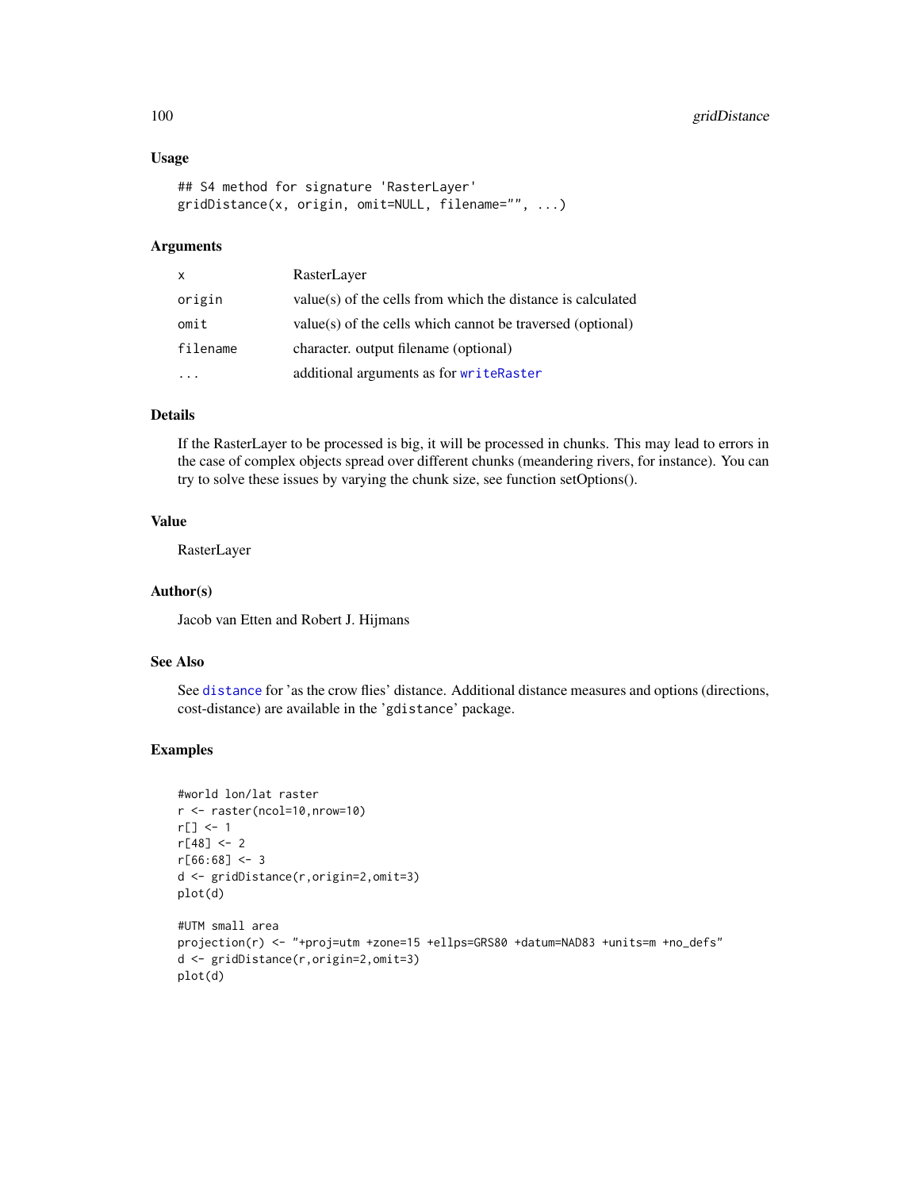### Usage

```
## S4 method for signature 'RasterLayer'
gridDistance(x, origin, omit=NULL, filename="", ...)
```

### Arguments

| | |
|---|---|
| `x` | RasterLayer |
| `origin` | value(s) of the cells from which the distance is calculated |
| `omit` | value(s) of the cells which cannot be traversed (optional) |
| `filename` | character. output filename (optional) |
| `...` | additional arguments as for `writeRaster` |

### Details

If the RasterLayer to be processed is big, it will be processed in chunks. This may lead to errors in the case of complex objects spread over different chunks (meandering rivers, for instance). You can try to solve these issues by varying the chunk size, see function setOptions().

### Value

RasterLayer

### Author(s)

Jacob van Etten and Robert J. Hijmans

### See Also

See `distance` for 'as the crow flies' distance. Additional distance measures and options (directions, cost-distance) are available in the '`gdistance`' package.

### Examples

```
#world lon/lat raster
r <- raster(ncol=10,nrow=10)
r[] <- 1
r[48] <- 2
r[66:68] <- 3
d <- gridDistance(r,origin=2,omit=3)
plot(d)

#UTM small area
projection(r) <- "+proj=utm +zone=15 +ellps=GRS80 +datum=NAD83 +units=m +no_defs"
d <- gridDistance(r,origin=2,omit=3)
plot(d)
```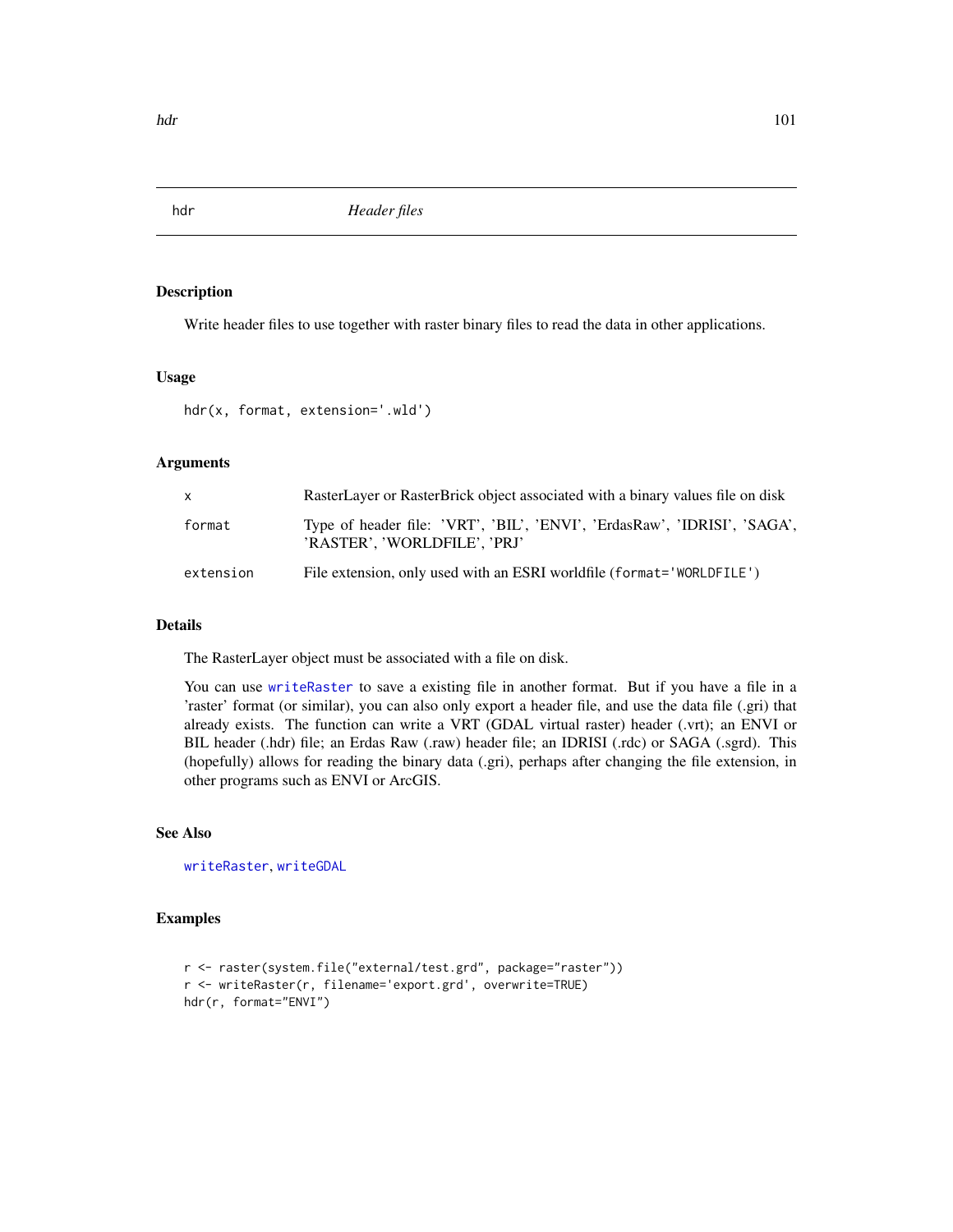# hdr — *Header files*

## Description

Write header files to use together with raster binary files to read the data in other applications.

## Usage

```
hdr(x, format, extension='.wld')
```

## Arguments

| | |
|---|---|
| `x` | RasterLayer or RasterBrick object associated with a binary values file on disk |
| `format` | Type of header file: 'VRT', 'BIL', 'ENVI', 'ErdasRaw', 'IDRISI', 'SAGA', 'RASTER', 'WORLDFILE', 'PRJ' |
| `extension` | File extension, only used with an ESRI worldfile (`format='WORLDFILE'`) |

## Details

The RasterLayer object must be associated with a file on disk.

You can use `writeRaster` to save a existing file in another format. But if you have a file in a 'raster' format (or similar), you can also only export a header file, and use the data file (.gri) that already exists. The function can write a VRT (GDAL virtual raster) header (.vrt); an ENVI or BIL header (.hdr) file; an Erdas Raw (.raw) header file; an IDRISI (.rdc) or SAGA (.sgrd). This (hopefully) allows for reading the binary data (.gri), perhaps after changing the file extension, in other programs such as ENVI or ArcGIS.

## See Also

`writeRaster`, `writeGDAL`

## Examples

```
r <- raster(system.file("external/test.grd", package="raster"))
r <- writeRaster(r, filename='export.grd', overwrite=TRUE)
hdr(r, format="ENVI")
```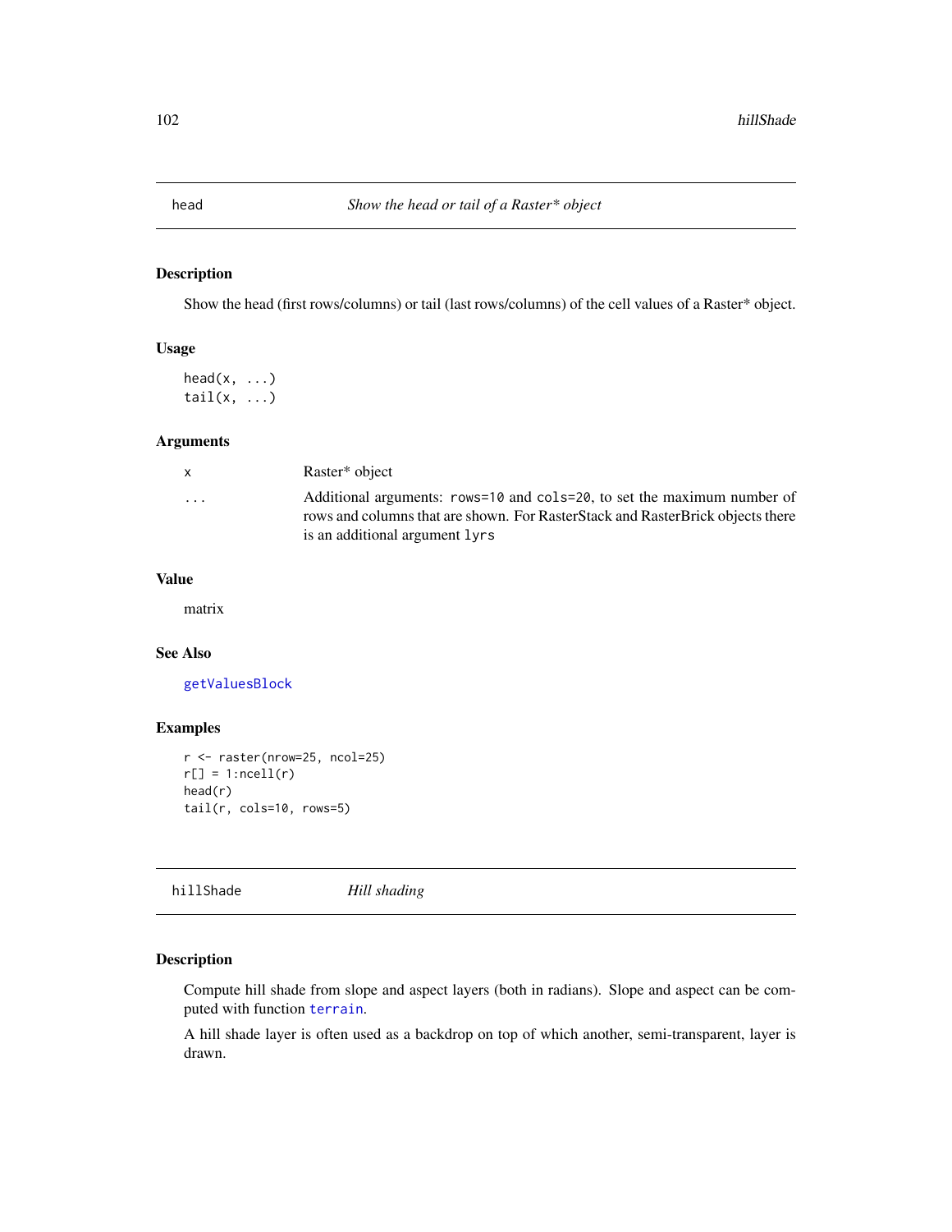## head

*Show the head or tail of a Raster* object*

### Description

Show the head (first rows/columns) or tail (last rows/columns) of the cell values of a Raster* object.

### Usage

```
head(x, ...)
tail(x, ...)
```

### Arguments

| | |
|---|---|
| x | Raster* object |
| ... | Additional arguments: `rows=10` and `cols=20`, to set the maximum number of rows and columns that are shown. For RasterStack and RasterBrick objects there is an additional argument `lyrs` |

### Value

matrix

### See Also

getValuesBlock

### Examples

```
r <- raster(nrow=25, ncol=25)
r[] = 1:ncell(r)
head(r)
tail(r, cols=10, rows=5)
```

## hillShade

*Hill shading*

### Description

Compute hill shade from slope and aspect layers (both in radians). Slope and aspect can be computed with function terrain.

A hill shade layer is often used as a backdrop on top of which another, semi-transparent, layer is drawn.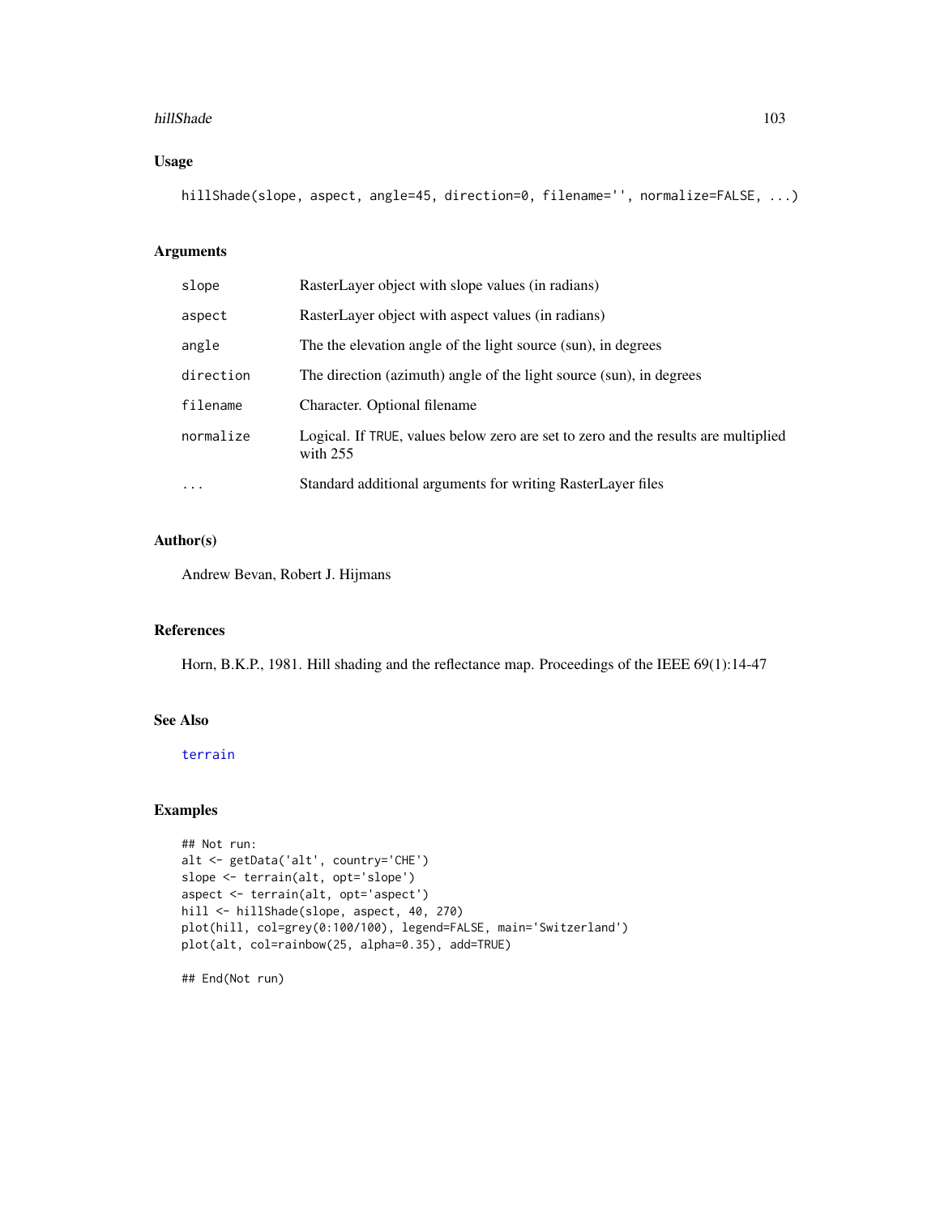### Usage

```
hillShade(slope, aspect, angle=45, direction=0, filename='', normalize=FALSE, ...)
```

### Arguments

| | |
|---|---|
| slope | RasterLayer object with slope values (in radians) |
| aspect | RasterLayer object with aspect values (in radians) |
| angle | The the elevation angle of the light source (sun), in degrees |
| direction | The direction (azimuth) angle of the light source (sun), in degrees |
| filename | Character. Optional filename |
| normalize | Logical. If TRUE, values below zero are set to zero and the results are multiplied with 255 |
| ... | Standard additional arguments for writing RasterLayer files |

### Author(s)

Andrew Bevan, Robert J. Hijmans

### References

Horn, B.K.P., 1981. Hill shading and the reflectance map. Proceedings of the IEEE 69(1):14-47

### See Also

terrain

### Examples

```
## Not run:
alt <- getData('alt', country='CHE')
slope <- terrain(alt, opt='slope')
aspect <- terrain(alt, opt='aspect')
hill <- hillShade(slope, aspect, 40, 270)
plot(hill, col=grey(0:100/100), legend=FALSE, main='Switzerland')
plot(alt, col=rainbow(25, alpha=0.35), add=TRUE)

## End(Not run)
```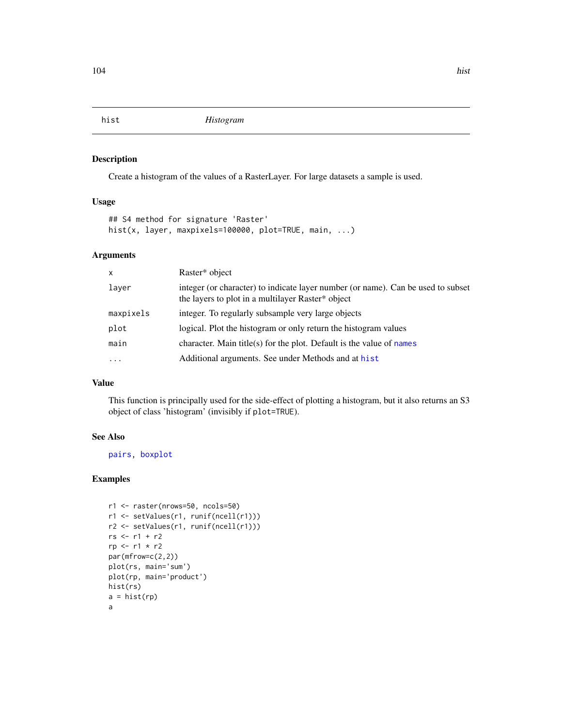hist    *Histogram*

## Description

Create a histogram of the values of a RasterLayer. For large datasets a sample is used.

## Usage

```
## S4 method for signature 'Raster'
hist(x, layer, maxpixels=100000, plot=TRUE, main, ...)
```

## Arguments

| | |
|---|---|
| x | Raster* object |
| layer | integer (or character) to indicate layer number (or name). Can be used to subset the layers to plot in a multilayer Raster* object |
| maxpixels | integer. To regularly subsample very large objects |
| plot | logical. Plot the histogram or only return the histogram values |
| main | character. Main title(s) for the plot. Default is the value of names |
| ... | Additional arguments. See under Methods and at hist |

## Value

This function is principally used for the side-effect of plotting a histogram, but it also returns an S3 object of class 'histogram' (invisibly if plot=TRUE).

## See Also

pairs, boxplot

## Examples

```
r1 <- raster(nrows=50, ncols=50)
r1 <- setValues(r1, runif(ncell(r1)))
r2 <- setValues(r1, runif(ncell(r1)))
rs <- r1 + r2
rp <- r1 * r2
par(mfrow=c(2,2))
plot(rs, main='sum')
plot(rp, main='product')
hist(rs)
a = hist(rp)
a
```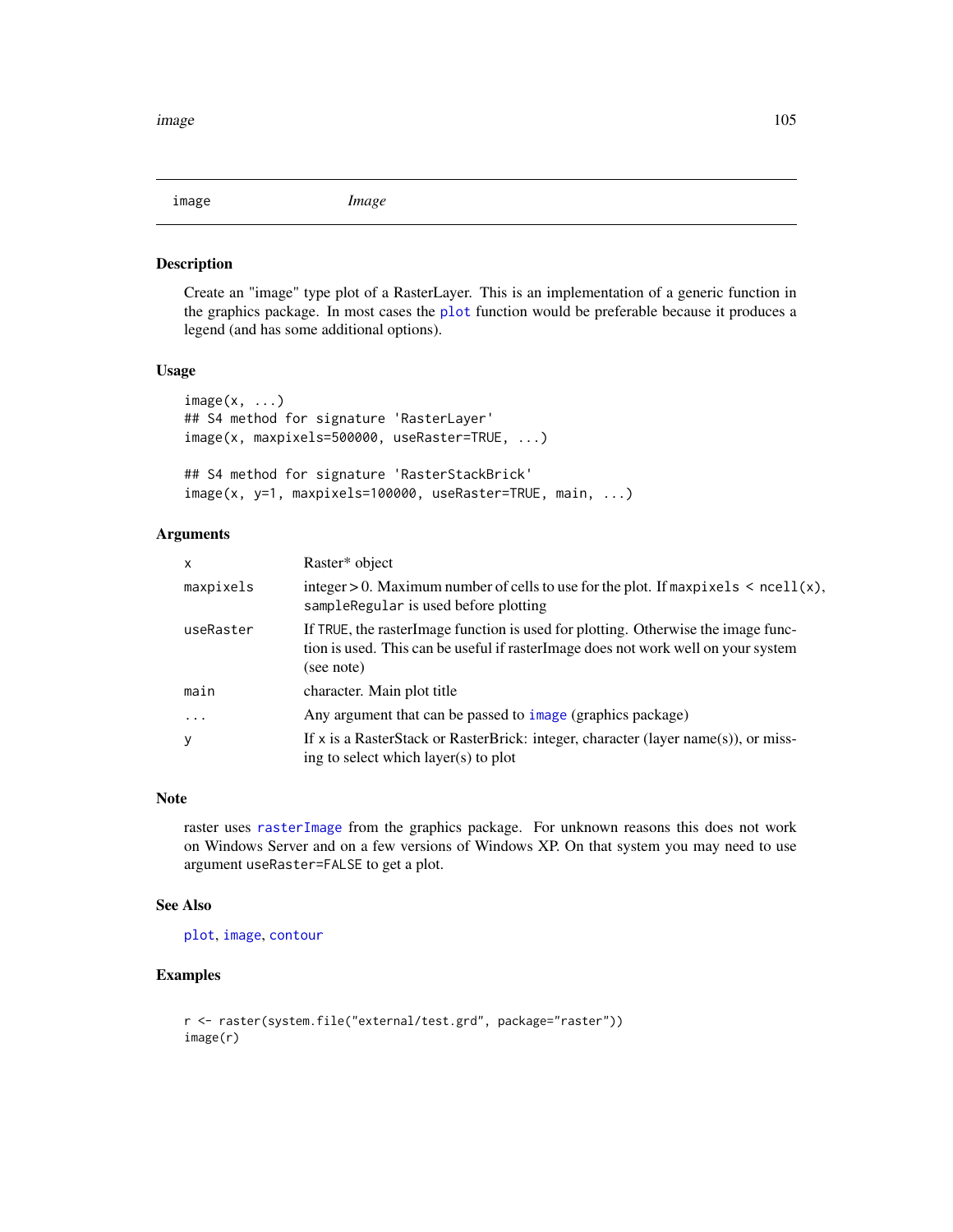# image — *Image*

## Description

Create an "image" type plot of a RasterLayer. This is an implementation of a generic function in the graphics package. In most cases the `plot` function would be preferable because it produces a legend (and has some additional options).

## Usage

```
image(x, ...)
## S4 method for signature 'RasterLayer'
image(x, maxpixels=500000, useRaster=TRUE, ...)

## S4 method for signature 'RasterStackBrick'
image(x, y=1, maxpixels=100000, useRaster=TRUE, main, ...)
```

## Arguments

| | |
|---|---|
| `x` | Raster* object |
| `maxpixels` | integer > 0. Maximum number of cells to use for the plot. If `maxpixels < ncell(x)`, `sampleRegular` is used before plotting |
| `useRaster` | If `TRUE`, the rasterImage function is used for plotting. Otherwise the image function is used. This can be useful if rasterImage does not work well on your system (see note) |
| `main` | character. Main plot title |
| `...` | Any argument that can be passed to `image` (graphics package) |
| `y` | If `x` is a RasterStack or RasterBrick: integer, character (layer name(s)), or missing to select which layer(s) to plot |

## Note

raster uses `rasterImage` from the graphics package. For unknown reasons this does not work on Windows Server and on a few versions of Windows XP. On that system you may need to use argument `useRaster=FALSE` to get a plot.

## See Also

`plot`, `image`, `contour`

## Examples

```
r <- raster(system.file("external/test.grd", package="raster"))
image(r)
```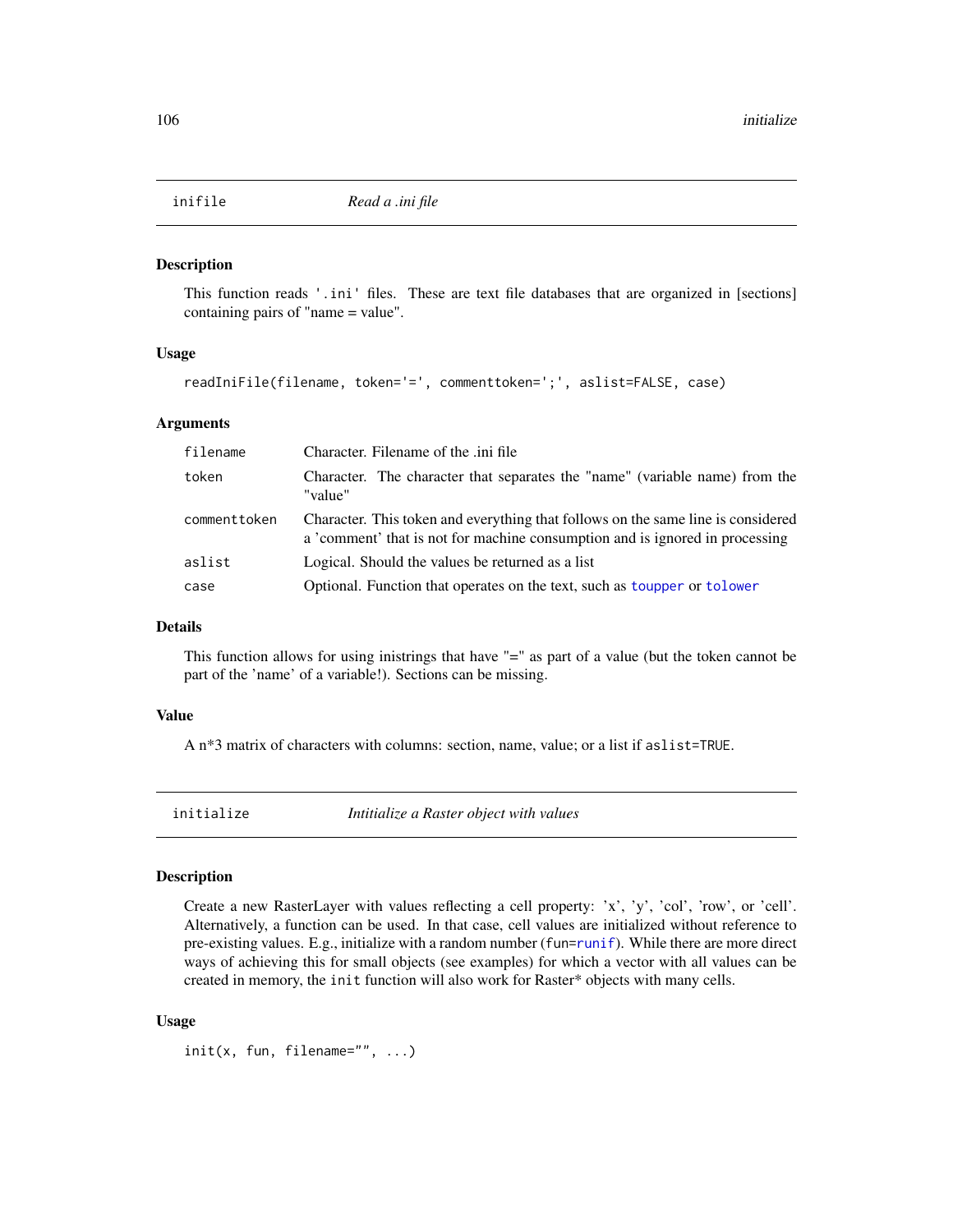## inifile — *Read a .ini file*

### Description

This function reads '.ini' files. These are text file databases that are organized in [sections] containing pairs of "name = value".

### Usage

```
readIniFile(filename, token='=', commenttoken=';', aslist=FALSE, case)
```

### Arguments

| | |
|---|---|
| `filename` | Character. Filename of the .ini file |
| `token` | Character. The character that separates the "name" (variable name) from the "value" |
| `commenttoken` | Character. This token and everything that follows on the same line is considered a 'comment' that is not for machine consumption and is ignored in processing |
| `aslist` | Logical. Should the values be returned as a list |
| `case` | Optional. Function that operates on the text, such as `toupper` or `tolower` |

### Details

This function allows for using inistrings that have "=" as part of a value (but the token cannot be part of the 'name' of a variable!). Sections can be missing.

### Value

A n*3 matrix of characters with columns: section, name, value; or a list if `aslist=TRUE`.

## initialize — *Intitialize a Raster object with values*

### Description

Create a new RasterLayer with values reflecting a cell property: 'x', 'y', 'col', 'row', or 'cell'. Alternatively, a function can be used. In that case, cell values are initialized without reference to pre-existing values. E.g., initialize with a random number (`fun=runif`). While there are more direct ways of achieving this for small objects (see examples) for which a vector with all values can be created in memory, the `init` function will also work for Raster* objects with many cells.

### Usage

```
init(x, fun, filename="", ...)
```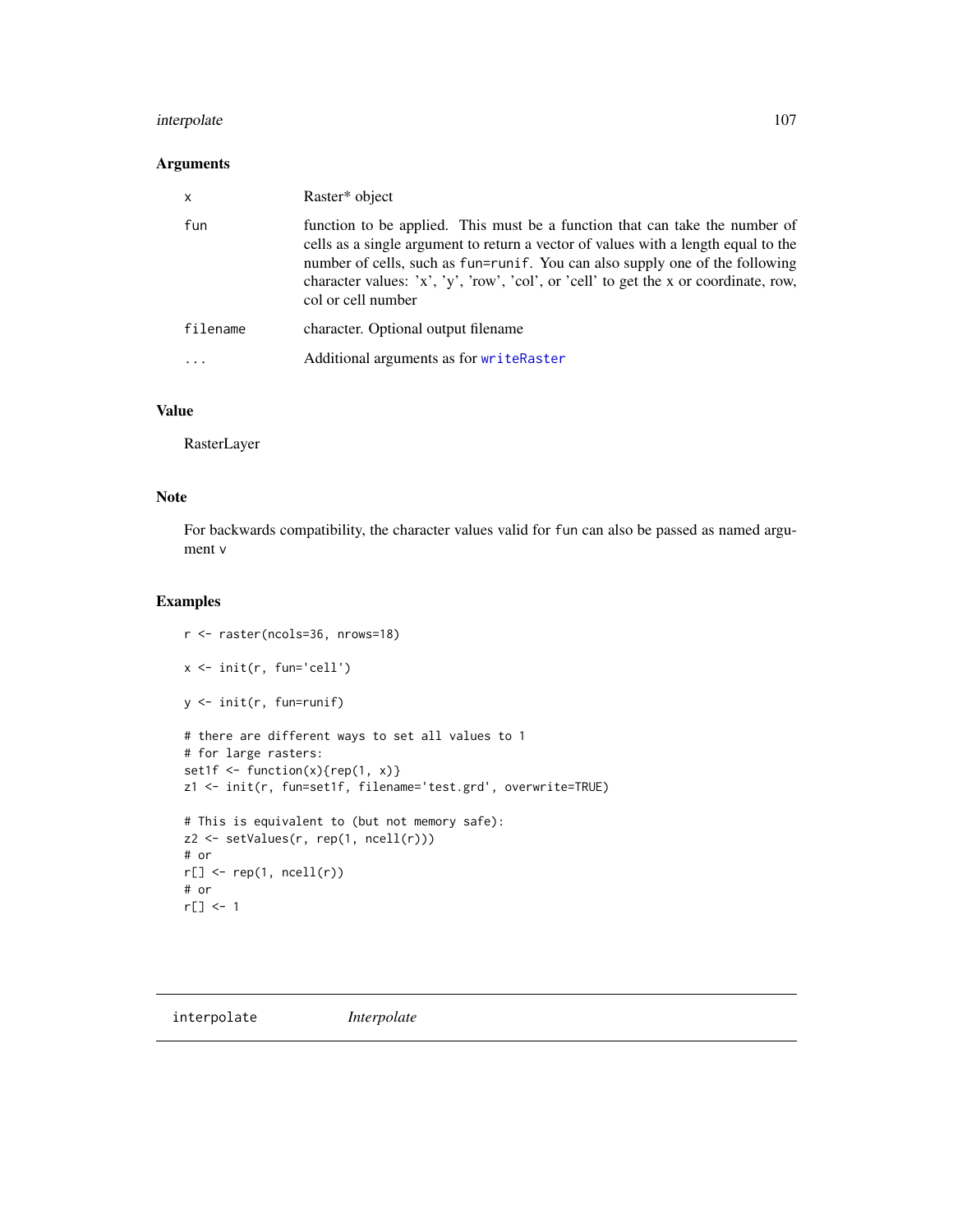### Arguments

| | |
|---|---|
| x | Raster* object |
| fun | function to be applied. This must be a function that can take the number of cells as a single argument to return a vector of values with a length equal to the number of cells, such as fun=runif. You can also supply one of the following character values: 'x', 'y', 'row', 'col', or 'cell' to get the x or coordinate, row, col or cell number |
| filename | character. Optional output filename |
| ... | Additional arguments as for writeRaster |

### Value

RasterLayer

### Note

For backwards compatibility, the character values valid for fun can also be passed as named argument v

### Examples

```
r <- raster(ncols=36, nrows=18)

x <- init(r, fun='cell')

y <- init(r, fun=runif)

# there are different ways to set all values to 1
# for large rasters:
set1f <- function(x){rep(1, x)}
z1 <- init(r, fun=set1f, filename='test.grd', overwrite=TRUE)

# This is equivalent to (but not memory safe):
z2 <- setValues(r, rep(1, ncell(r)))
# or
r[] <- rep(1, ncell(r))
# or
r[] <- 1
```

---

## interpolate *Interpolate*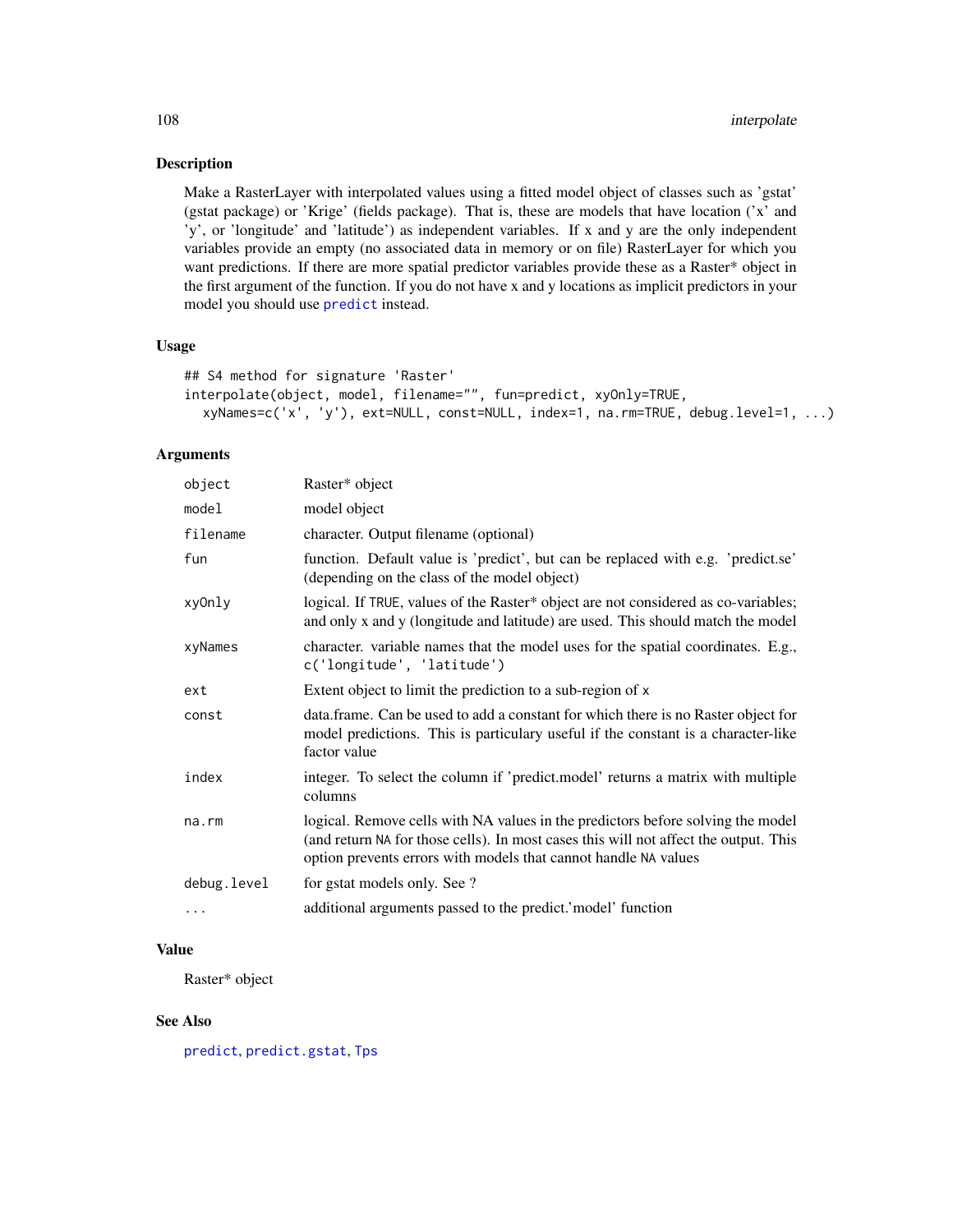## Description

Make a RasterLayer with interpolated values using a fitted model object of classes such as 'gstat' (gstat package) or 'Krige' (fields package). That is, these are models that have location ('x' and 'y', or 'longitude' and 'latitude') as independent variables. If x and y are the only independent variables provide an empty (no associated data in memory or on file) RasterLayer for which you want predictions. If there are more spatial predictor variables provide these as a Raster* object in the first argument of the function. If you do not have x and y locations as implicit predictors in your model you should use predict instead.

## Usage

```
## S4 method for signature 'Raster'
interpolate(object, model, filename="", fun=predict, xyOnly=TRUE,
  xyNames=c('x', 'y'), ext=NULL, const=NULL, index=1, na.rm=TRUE, debug.level=1, ...)
```

## Arguments

| | |
|---|---|
| `object` | Raster* object |
| `model` | model object |
| `filename` | character. Output filename (optional) |
| `fun` | function. Default value is 'predict', but can be replaced with e.g. 'predict.se' (depending on the class of the model object) |
| `xyOnly` | logical. If `TRUE`, values of the Raster* object are not considered as co-variables; and only x and y (longitude and latitude) are used. This should match the model |
| `xyNames` | character. variable names that the model uses for the spatial coordinates. E.g., `c('longitude', 'latitude')` |
| `ext` | Extent object to limit the prediction to a sub-region of `x` |
| `const` | data.frame. Can be used to add a constant for which there is no Raster object for model predictions. This is particulary useful if the constant is a character-like factor value |
| `index` | integer. To select the column if 'predict.model' returns a matrix with multiple columns |
| `na.rm` | logical. Remove cells with NA values in the predictors before solving the model (and return `NA` for those cells). In most cases this will not affect the output. This option prevents errors with models that cannot handle `NA` values |
| `debug.level` | for gstat models only. See ? |
| `...` | additional arguments passed to the predict.'model' function |

## Value

Raster* object

## See Also

predict, predict.gstat, Tps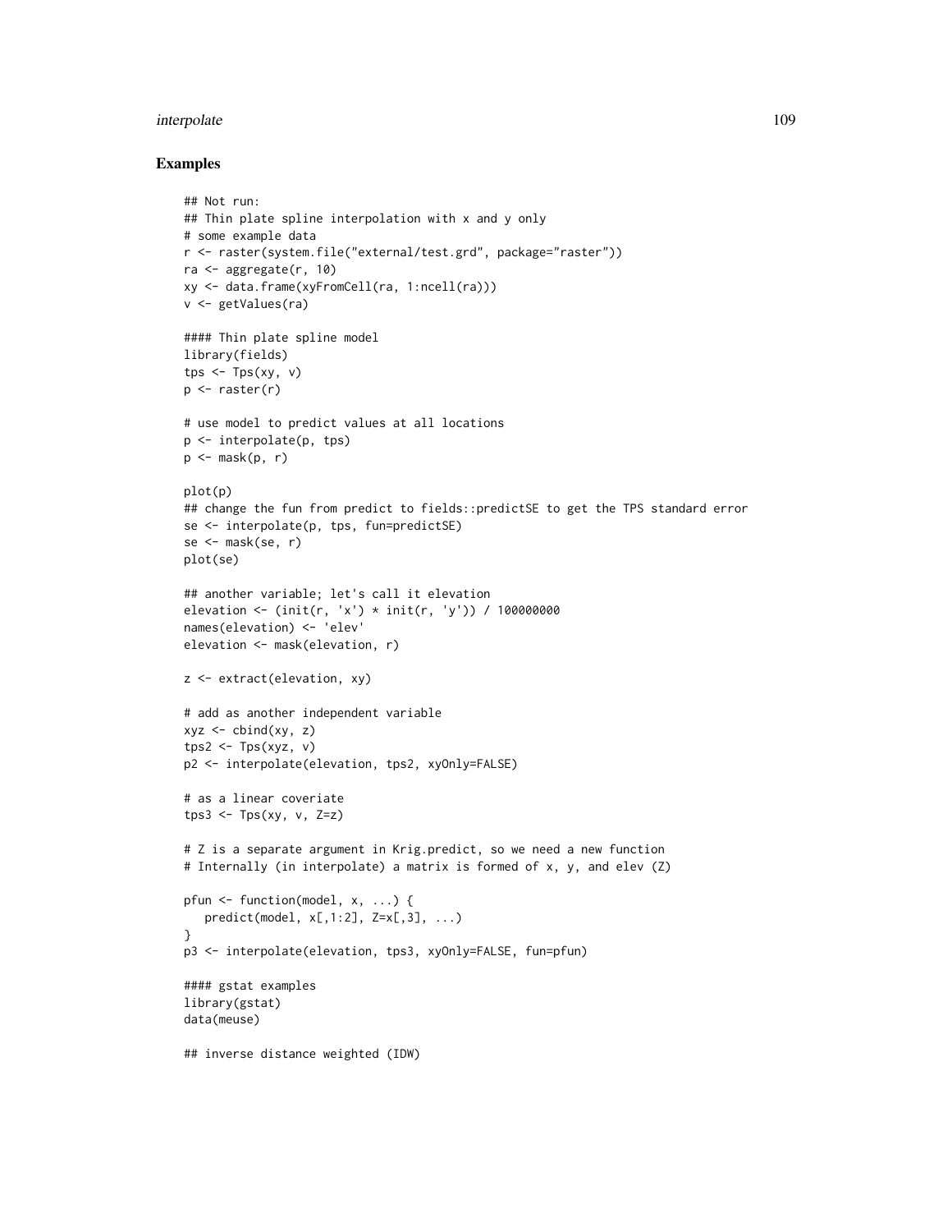## Examples

```
## Not run:
## Thin plate spline interpolation with x and y only
# some example data
r <- raster(system.file("external/test.grd", package="raster"))
ra <- aggregate(r, 10)
xy <- data.frame(xyFromCell(ra, 1:ncell(ra)))
v <- getValues(ra)

#### Thin plate spline model
library(fields)
tps <- Tps(xy, v)
p <- raster(r)

# use model to predict values at all locations
p <- interpolate(p, tps)
p <- mask(p, r)

plot(p)
## change the fun from predict to fields::predictSE to get the TPS standard error
se <- interpolate(p, tps, fun=predictSE)
se <- mask(se, r)
plot(se)

## another variable; let's call it elevation
elevation <- (init(r, 'x') * init(r, 'y')) / 100000000
names(elevation) <- 'elev'
elevation <- mask(elevation, r)

z <- extract(elevation, xy)

# add as another independent variable
xyz <- cbind(xy, z)
tps2 <- Tps(xyz, v)
p2 <- interpolate(elevation, tps2, xyOnly=FALSE)

# as a linear coveriate
tps3 <- Tps(xy, v, Z=z)

# Z is a separate argument in Krig.predict, so we need a new function
# Internally (in interpolate) a matrix is formed of x, y, and elev (Z)

pfun <- function(model, x, ...) {
   predict(model, x[,1:2], Z=x[,3], ...)
}
p3 <- interpolate(elevation, tps3, xyOnly=FALSE, fun=pfun)

#### gstat examples
library(gstat)
data(meuse)

## inverse distance weighted (IDW)
```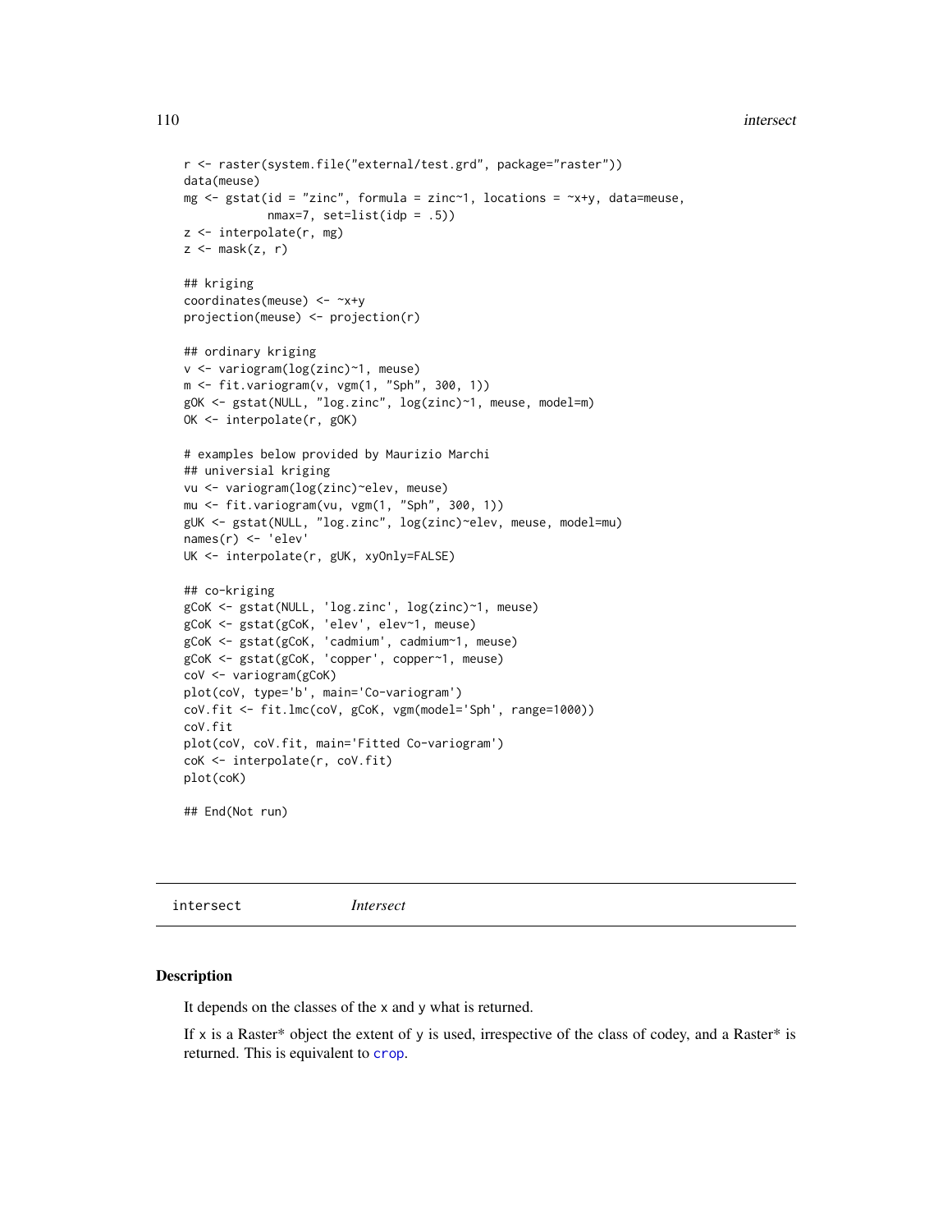```
r <- raster(system.file("external/test.grd", package="raster"))
data(meuse)
mg <- gstat(id = "zinc", formula = zinc~1, locations = ~x+y, data=meuse,
            nmax=7, set=list(idp = .5))
z <- interpolate(r, mg)
z <- mask(z, r)

## kriging
coordinates(meuse) <- ~x+y
projection(meuse) <- projection(r)

## ordinary kriging
v <- variogram(log(zinc)~1, meuse)
m <- fit.variogram(v, vgm(1, "Sph", 300, 1))
gOK <- gstat(NULL, "log.zinc", log(zinc)~1, meuse, model=m)
OK <- interpolate(r, gOK)

# examples below provided by Maurizio Marchi
## universial kriging
vu <- variogram(log(zinc)~elev, meuse)
mu <- fit.variogram(vu, vgm(1, "Sph", 300, 1))
gUK <- gstat(NULL, "log.zinc", log(zinc)~elev, meuse, model=mu)
names(r) <- 'elev'
UK <- interpolate(r, gUK, xyOnly=FALSE)

## co-kriging
gCoK <- gstat(NULL, 'log.zinc', log(zinc)~1, meuse)
gCoK <- gstat(gCoK, 'elev', elev~1, meuse)
gCoK <- gstat(gCoK, 'cadmium', cadmium~1, meuse)
gCoK <- gstat(gCoK, 'copper', copper~1, meuse)
coV <- variogram(gCoK)
plot(coV, type='b', main='Co-variogram')
coV.fit <- fit.lmc(coV, gCoK, vgm(model='Sph', range=1000))
coV.fit
plot(coV, coV.fit, main='Fitted Co-variogram')
coK <- interpolate(r, coV.fit)
plot(coK)

## End(Not run)
```

## intersect *Intersect*

### Description

It depends on the classes of the x and y what is returned.

If x is a Raster* object the extent of y is used, irrespective of the class of codey, and a Raster* is returned. This is equivalent to crop.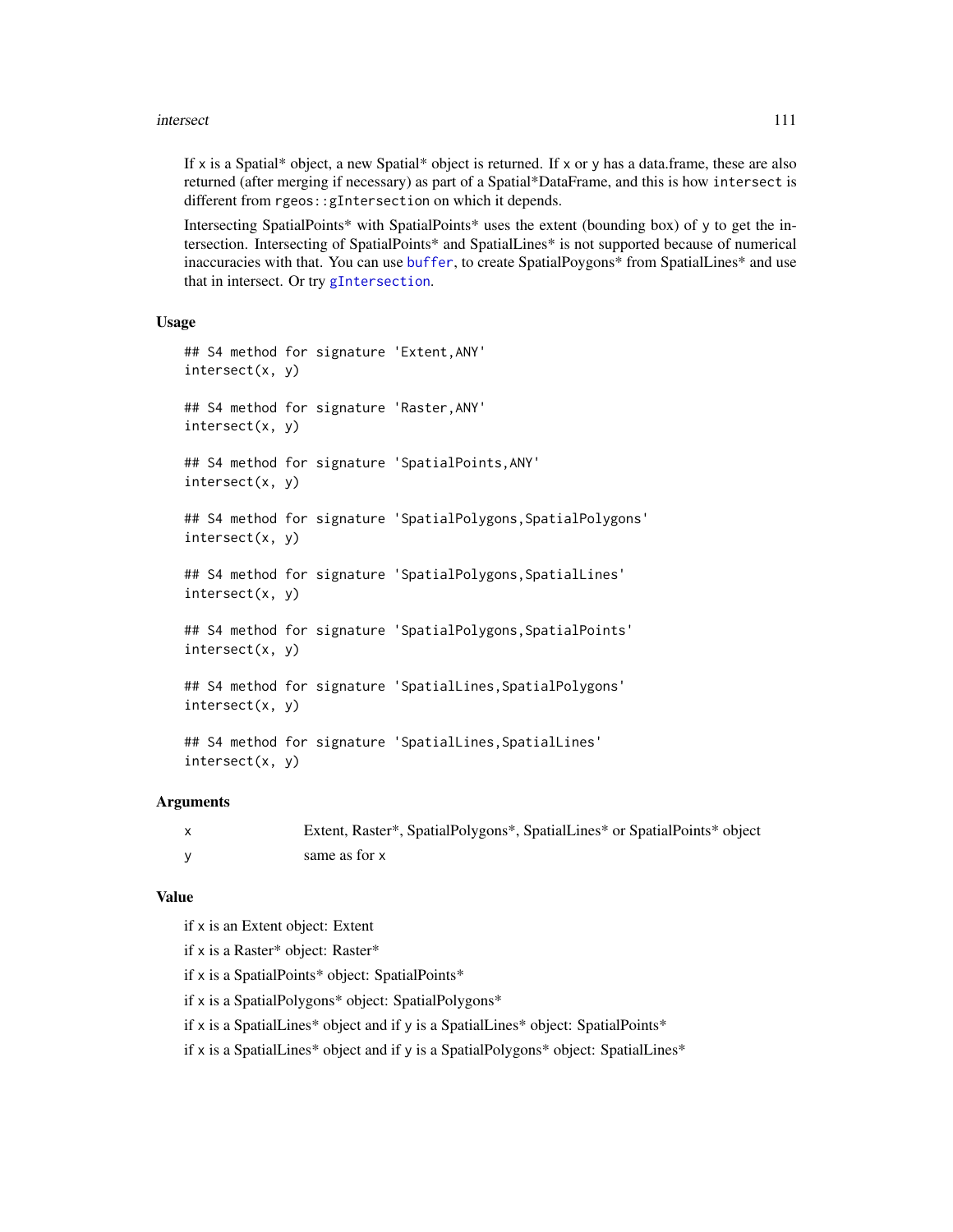If x is a Spatial* object, a new Spatial* object is returned. If x or y has a data.frame, these are also returned (after merging if necessary) as part of a Spatial*DataFrame, and this is how `intersect` is different from `rgeos::gIntersection` on which it depends.

Intersecting SpatialPoints* with SpatialPoints* uses the extent (bounding box) of y to get the intersection. Intersecting of SpatialPoints* and SpatialLines* is not supported because of numerical inaccuracies with that. You can use `buffer`, to create SpatialPoygons* from SpatialLines* and use that in intersect. Or try `gIntersection`.

### Usage

```
## S4 method for signature 'Extent,ANY'
intersect(x, y)

## S4 method for signature 'Raster,ANY'
intersect(x, y)

## S4 method for signature 'SpatialPoints,ANY'
intersect(x, y)

## S4 method for signature 'SpatialPolygons,SpatialPolygons'
intersect(x, y)

## S4 method for signature 'SpatialPolygons,SpatialLines'
intersect(x, y)

## S4 method for signature 'SpatialPolygons,SpatialPoints'
intersect(x, y)

## S4 method for signature 'SpatialLines,SpatialPolygons'
intersect(x, y)

## S4 method for signature 'SpatialLines,SpatialLines'
intersect(x, y)
```

### Arguments

| | |
|---|---|
| x | Extent, Raster*, SpatialPolygons*, SpatialLines* or SpatialPoints* object |
| y | same as for x |

### Value

if x is an Extent object: Extent

if x is a Raster* object: Raster*

if x is a SpatialPoints* object: SpatialPoints*

if x is a SpatialPolygons* object: SpatialPolygons*

if x is a SpatialLines* object and if y is a SpatialLines* object: SpatialPoints*

if x is a SpatialLines* object and if y is a SpatialPolygons* object: SpatialLines*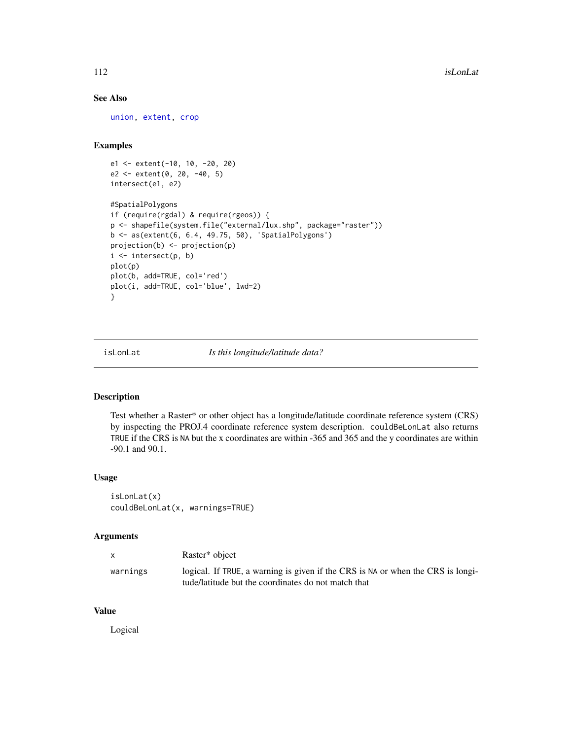### See Also

union, extent, crop

### Examples

```
e1 <- extent(-10, 10, -20, 20)
e2 <- extent(0, 20, -40, 5)
intersect(e1, e2)

#SpatialPolygons
if (require(rgdal) & require(rgeos)) {
p <- shapefile(system.file("external/lux.shp", package="raster"))
b <- as(extent(6, 6.4, 49.75, 50), 'SpatialPolygons')
projection(b) <- projection(p)
i <- intersect(p, b)
plot(p)
plot(b, add=TRUE, col='red')
plot(i, add=TRUE, col='blue', lwd=2)
}
```

---

## isLonLat *Is this longitude/latitude data?*

### Description

Test whether a Raster* or other object has a longitude/latitude coordinate reference system (CRS) by inspecting the PROJ.4 coordinate reference system description. `couldBeLonLat` also returns `TRUE` if the CRS is `NA` but the x coordinates are within -365 and 365 and the y coordinates are within -90.1 and 90.1.

### Usage

```
isLonLat(x)
couldBeLonLat(x, warnings=TRUE)
```

### Arguments

| | |
|---|---|
| `x` | Raster* object |
| `warnings` | logical. If `TRUE`, a warning is given if the CRS is `NA` or when the CRS is longitude/latitude but the coordinates do not match that |

### Value

Logical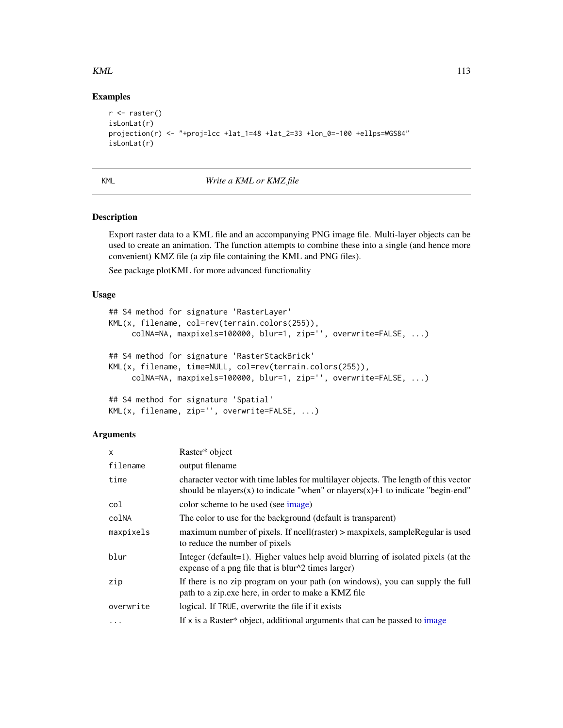### Examples

```
r <- raster()
isLonLat(r)
projection(r) <- "+proj=lcc +lat_1=48 +lat_2=33 +lon_0=-100 +ellps=WGS84"
isLonLat(r)
```

---

## KML — *Write a KML or KMZ file*

---

### Description

Export raster data to a KML file and an accompanying PNG image file. Multi-layer objects can be used to create an animation. The function attempts to combine these into a single (and hence more convenient) KMZ file (a zip file containing the KML and PNG files).

See package plotKML for more advanced functionality

### Usage

```
## S4 method for signature 'RasterLayer'
KML(x, filename, col=rev(terrain.colors(255)),
     colNA=NA, maxpixels=100000, blur=1, zip='', overwrite=FALSE, ...)

## S4 method for signature 'RasterStackBrick'
KML(x, filename, time=NULL, col=rev(terrain.colors(255)),
     colNA=NA, maxpixels=100000, blur=1, zip='', overwrite=FALSE, ...)

## S4 method for signature 'Spatial'
KML(x, filename, zip='', overwrite=FALSE, ...)
```

### Arguments

| | |
|---|---|
| `x` | Raster* object |
| `filename` | output filename |
| `time` | character vector with time lables for multilayer objects. The length of this vector should be nlayers(x) to indicate "when" or nlayers(x)+1 to indicate "begin-end" |
| `col` | color scheme to be used (see image) |
| `colNA` | The color to use for the background (default is transparent) |
| `maxpixels` | maximum number of pixels. If ncell(raster) > maxpixels, sampleRegular is used to reduce the number of pixels |
| `blur` | Integer (default=1). Higher values help avoid blurring of isolated pixels (at the expense of a png file that is blur^2 times larger) |
| `zip` | If there is no zip program on your path (on windows), you can supply the full path to a zip.exe here, in order to make a KMZ file |
| `overwrite` | logical. If `TRUE`, overwrite the file if it exists |
| `...` | If `x` is a Raster* object, additional arguments that can be passed to image |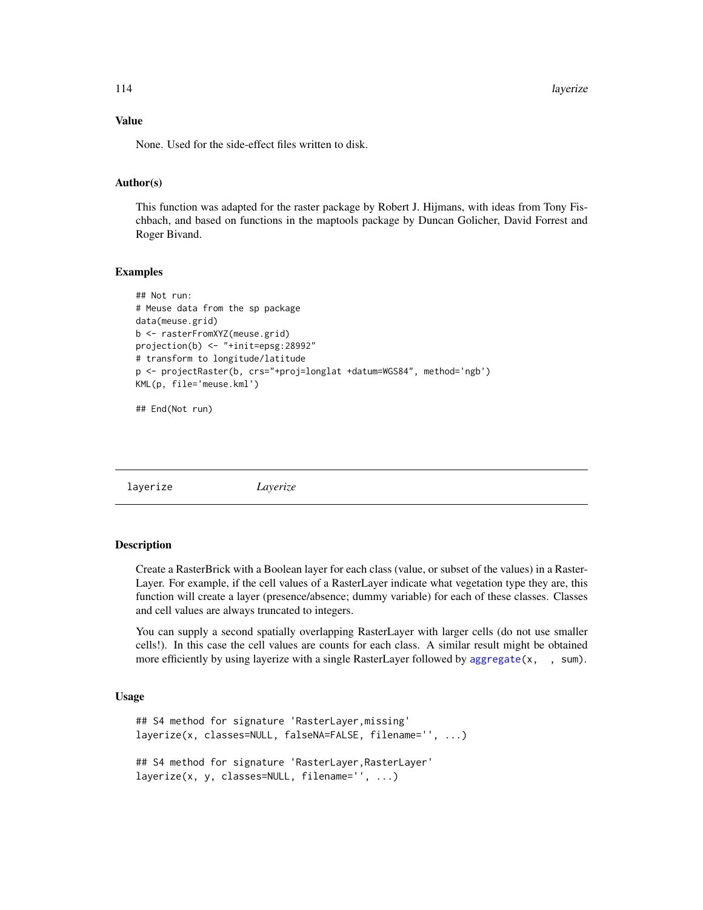### Value

None. Used for the side-effect files written to disk.

### Author(s)

This function was adapted for the raster package by Robert J. Hijmans, with ideas from Tony Fischbach, and based on functions in the maptools package by Duncan Golicher, David Forrest and Roger Bivand.

### Examples

```
## Not run:
# Meuse data from the sp package
data(meuse.grid)
b <- rasterFromXYZ(meuse.grid)
projection(b) <- "+init=epsg:28992"
# transform to longitude/latitude
p <- projectRaster(b, crs="+proj=longlat +datum=WGS84", method='ngb')
KML(p, file='meuse.kml')

## End(Not run)
```

---

## layerize *Layerize*

### Description

Create a RasterBrick with a Boolean layer for each class (value, or subset of the values) in a RasterLayer. For example, if the cell values of a RasterLayer indicate what vegetation type they are, this function will create a layer (presence/absence; dummy variable) for each of these classes. Classes and cell values are always truncated to integers.

You can supply a second spatially overlapping RasterLayer with larger cells (do not use smaller cells!). In this case the cell values are counts for each class. A similar result might be obtained more efficiently by using layerize with a single RasterLayer followed by `aggregate(x, , sum)`.

### Usage

```
## S4 method for signature 'RasterLayer,missing'
layerize(x, classes=NULL, falseNA=FALSE, filename='', ...)

## S4 method for signature 'RasterLayer,RasterLayer'
layerize(x, y, classes=NULL, filename='', ...)
```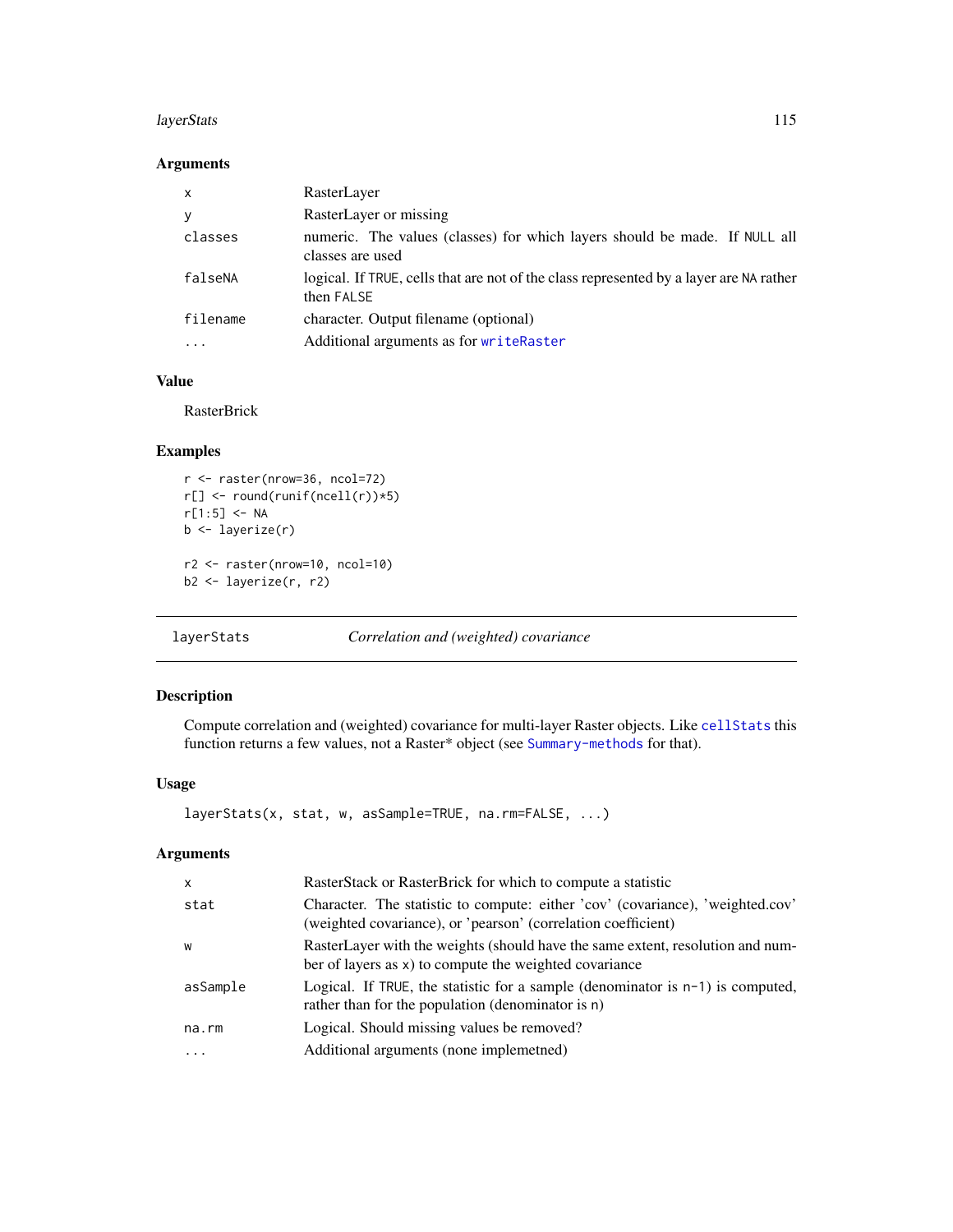### Arguments

| | |
|---|---|
| x | RasterLayer |
| y | RasterLayer or missing |
| classes | numeric. The values (classes) for which layers should be made. If NULL all classes are used |
| falseNA | logical. If TRUE, cells that are not of the class represented by a layer are NA rather then FALSE |
| filename | character. Output filename (optional) |
| ... | Additional arguments as for writeRaster |

### Value

RasterBrick

### Examples

```
r <- raster(nrow=36, ncol=72)
r[] <- round(runif(ncell(r))*5)
r[1:5] <- NA
b <- layerize(r)

r2 <- raster(nrow=10, ncol=10)
b2 <- layerize(r, r2)
```

---

## layerStats *Correlation and (weighted) covariance*

### Description

Compute correlation and (weighted) covariance for multi-layer Raster objects. Like cellStats this function returns a few values, not a Raster* object (see Summary-methods for that).

### Usage

```
layerStats(x, stat, w, asSample=TRUE, na.rm=FALSE, ...)
```

### Arguments

| | |
|---|---|
| x | RasterStack or RasterBrick for which to compute a statistic |
| stat | Character. The statistic to compute: either 'cov' (covariance), 'weighted.cov' (weighted covariance), or 'pearson' (correlation coefficient) |
| w | RasterLayer with the weights (should have the same extent, resolution and number of layers as x) to compute the weighted covariance |
| asSample | Logical. If TRUE, the statistic for a sample (denominator is n-1) is computed, rather than for the population (denominator is n) |
| na.rm | Logical. Should missing values be removed? |
| ... | Additional arguments (none implemetned) |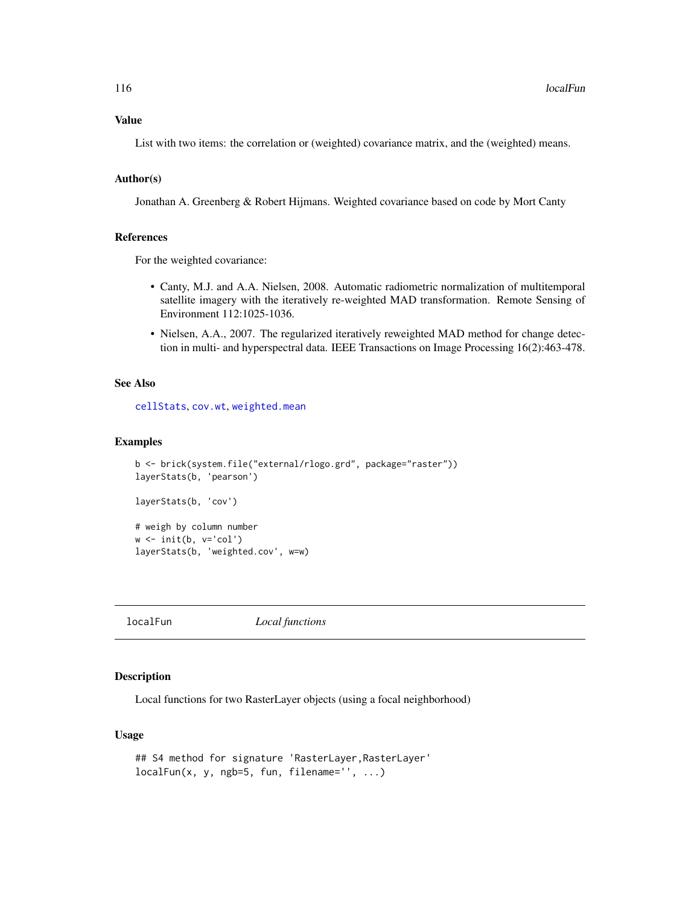### Value

List with two items: the correlation or (weighted) covariance matrix, and the (weighted) means.

### Author(s)

Jonathan A. Greenberg & Robert Hijmans. Weighted covariance based on code by Mort Canty

### References

For the weighted covariance:

- Canty, M.J. and A.A. Nielsen, 2008. Automatic radiometric normalization of multitemporal satellite imagery with the iteratively re-weighted MAD transformation. Remote Sensing of Environment 112:1025-1036.
- Nielsen, A.A., 2007. The regularized iteratively reweighted MAD method for change detection in multi- and hyperspectral data. IEEE Transactions on Image Processing 16(2):463-478.

### See Also

`cellStats`, `cov.wt`, `weighted.mean`

### Examples

```
b <- brick(system.file("external/rlogo.grd", package="raster"))
layerStats(b, 'pearson')

layerStats(b, 'cov')

# weigh by column number
w <- init(b, v='col')
layerStats(b, 'weighted.cov', w=w)
```

---

## localFun — *Local functions*

---

### Description

Local functions for two RasterLayer objects (using a focal neighborhood)

### Usage

```
## S4 method for signature 'RasterLayer,RasterLayer'
localFun(x, y, ngb=5, fun, filename='', ...)
```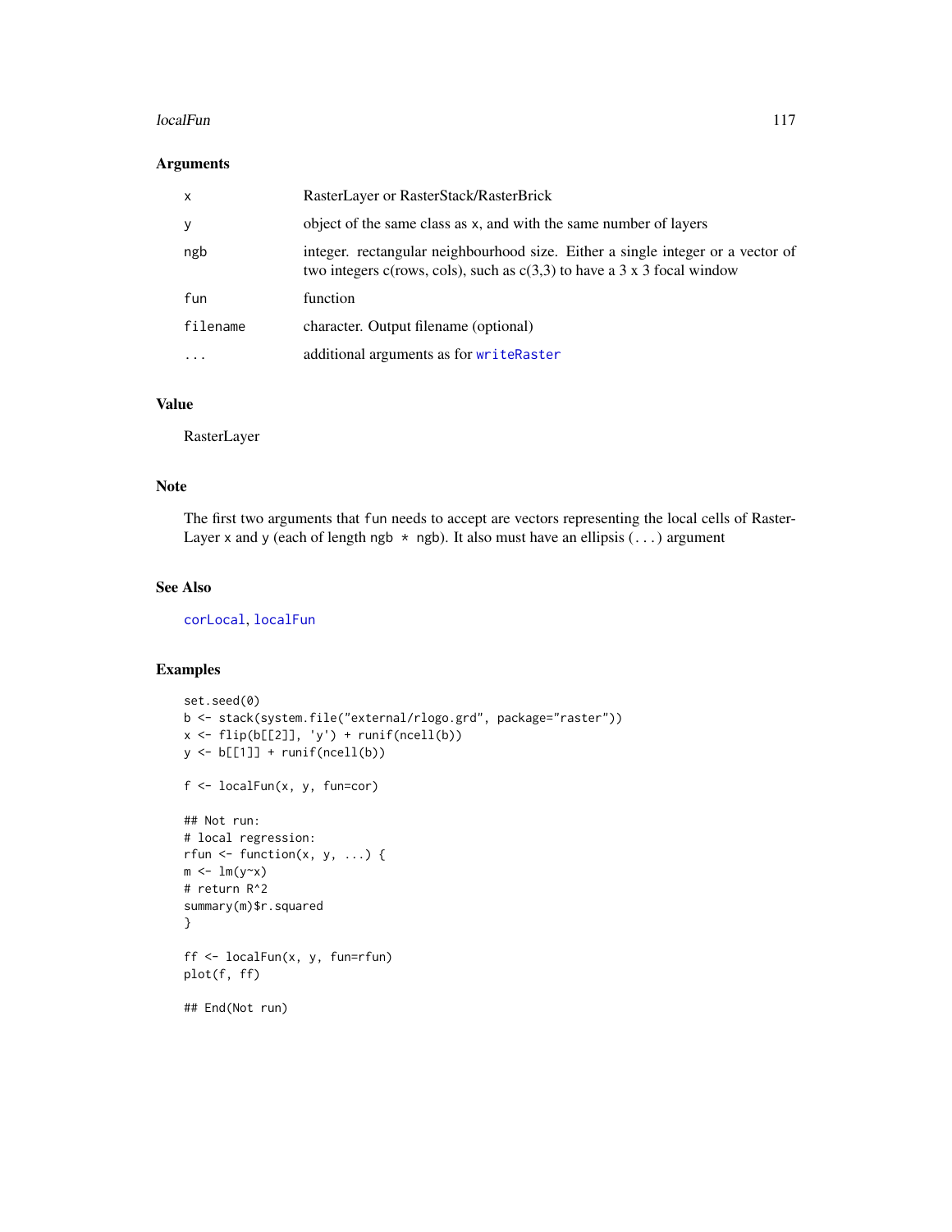### Arguments

| | |
|---|---|
| x | RasterLayer or RasterStack/RasterBrick |
| y | object of the same class as x, and with the same number of layers |
| ngb | integer. rectangular neighbourhood size. Either a single integer or a vector of two integers c(rows, cols), such as c(3,3) to have a 3 x 3 focal window |
| fun | function |
| filename | character. Output filename (optional) |
| ... | additional arguments as for writeRaster |

### Value

RasterLayer

### Note

The first two arguments that fun needs to accept are vectors representing the local cells of RasterLayer x and y (each of length ngb * ngb). It also must have an ellipsis (...) argument

### See Also

corLocal, localFun

### Examples

```
set.seed(0)
b <- stack(system.file("external/rlogo.grd", package="raster"))
x <- flip(b[[2]], 'y') + runif(ncell(b))
y <- b[[1]] + runif(ncell(b))

f <- localFun(x, y, fun=cor)

## Not run:
# local regression:
rfun <- function(x, y, ...) {
m <- lm(y~x)
# return R^2
summary(m)$r.squared
}

ff <- localFun(x, y, fun=rfun)
plot(f, ff)

## End(Not run)
```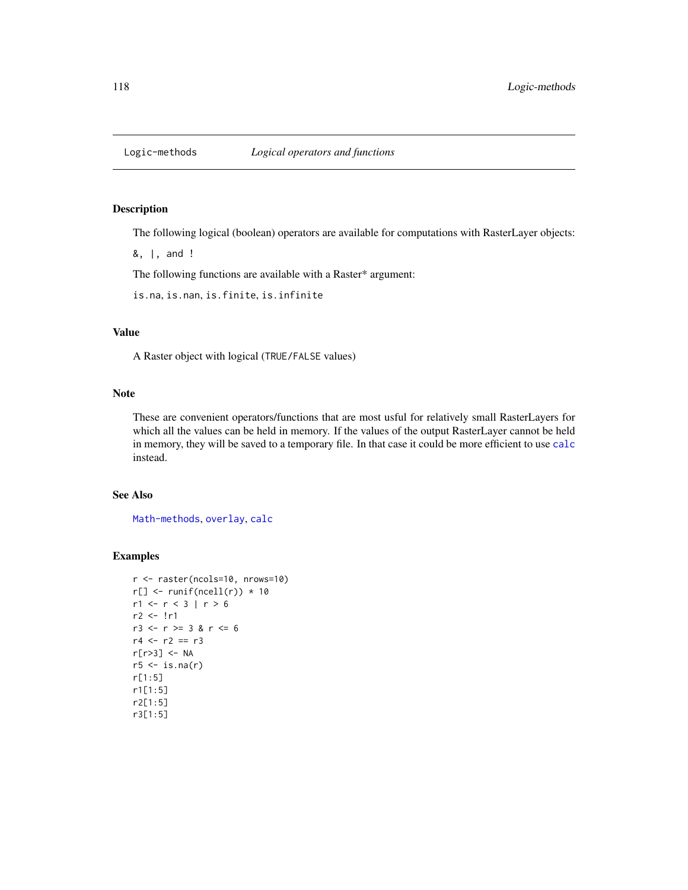# Logic-methods — *Logical operators and functions*

## Description

The following logical (boolean) operators are available for computations with RasterLayer objects:

`&`, `|`, and `!`

The following functions are available with a Raster* argument:

`is.na`, `is.nan`, `is.finite`, `is.infinite`

## Value

A Raster object with logical (`TRUE/FALSE` values)

## Note

These are convenient operators/functions that are most usful for relatively small RasterLayers for which all the values can be held in memory. If the values of the output RasterLayer cannot be held in memory, they will be saved to a temporary file. In that case it could be more efficient to use `calc` instead.

## See Also

`Math-methods`, `overlay`, `calc`

## Examples

```
r <- raster(ncols=10, nrows=10)
r[] <- runif(ncell(r)) * 10
r1 <- r < 3 | r > 6
r2 <- !r1
r3 <- r >= 3 & r <= 6
r4 <- r2 == r3
r[r>3] <- NA
r5 <- is.na(r)
r[1:5]
r1[1:5]
r2[1:5]
r3[1:5]
```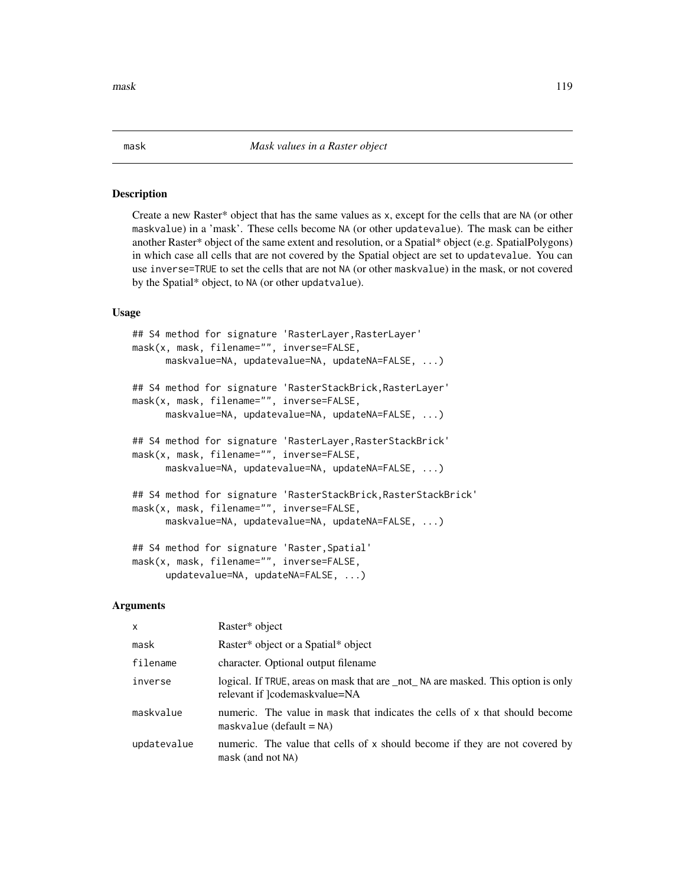## mask — *Mask values in a Raster object*

### Description

Create a new Raster* object that has the same values as x, except for the cells that are NA (or other maskvalue) in a 'mask'. These cells become NA (or other updatevalue). The mask can be either another Raster* object of the same extent and resolution, or a Spatial* object (e.g. SpatialPolygons) in which case all cells that are not covered by the Spatial object are set to updatevalue. You can use inverse=TRUE to set the cells that are not NA (or other maskvalue) in the mask, or not covered by the Spatial* object, to NA (or other updatvalue).

### Usage

```
## S4 method for signature 'RasterLayer,RasterLayer'
mask(x, mask, filename="", inverse=FALSE,
      maskvalue=NA, updatevalue=NA, updateNA=FALSE, ...)

## S4 method for signature 'RasterStackBrick,RasterLayer'
mask(x, mask, filename="", inverse=FALSE,
      maskvalue=NA, updatevalue=NA, updateNA=FALSE, ...)

## S4 method for signature 'RasterLayer,RasterStackBrick'
mask(x, mask, filename="", inverse=FALSE,
      maskvalue=NA, updatevalue=NA, updateNA=FALSE, ...)

## S4 method for signature 'RasterStackBrick,RasterStackBrick'
mask(x, mask, filename="", inverse=FALSE,
      maskvalue=NA, updatevalue=NA, updateNA=FALSE, ...)

## S4 method for signature 'Raster,Spatial'
mask(x, mask, filename="", inverse=FALSE,
      updatevalue=NA, updateNA=FALSE, ...)
```

### Arguments

| | |
|---|---|
| x | Raster* object |
| mask | Raster* object or a Spatial* object |
| filename | character. Optional output filename |
| inverse | logical. If TRUE, areas on mask that are _not_ NA are masked. This option is only relevant if ]codemaskvalue=NA |
| maskvalue | numeric. The value in mask that indicates the cells of x that should become maskvalue (default = NA) |
| updatevalue | numeric. The value that cells of x should become if they are not covered by mask (and not NA) |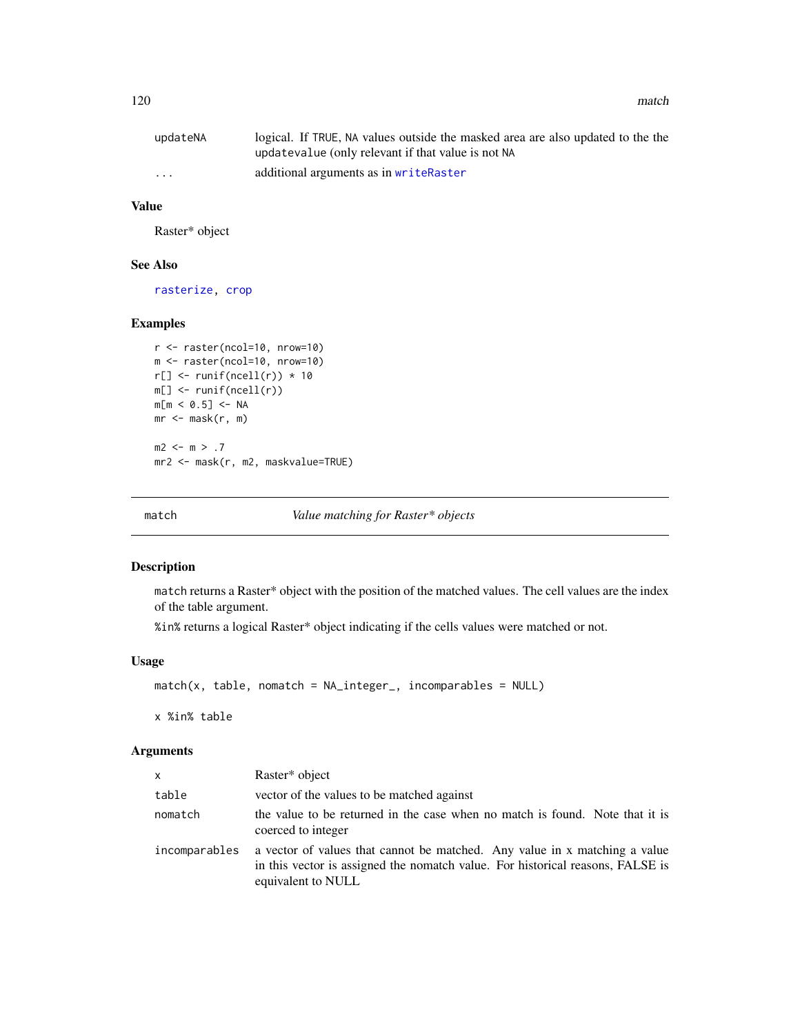| | |
|---|---|
| updateNA | logical. If TRUE, NA values outside the masked area are also updated to the the updatevalue (only relevant if that value is not NA |
| ... | additional arguments as in writeRaster |

### Value

Raster* object

### See Also

rasterize, crop

### Examples

```
r <- raster(ncol=10, nrow=10)
m <- raster(ncol=10, nrow=10)
r[] <- runif(ncell(r)) * 10
m[] <- runif(ncell(r))
m[m < 0.5] <- NA
mr <- mask(r, m)

m2 <- m > .7
mr2 <- mask(r, m2, maskvalue=TRUE)
```

---

## match — *Value matching for Raster* objects*

### Description

match returns a Raster* object with the position of the matched values. The cell values are the index of the table argument.

%in% returns a logical Raster* object indicating if the cells values were matched or not.

### Usage

```
match(x, table, nomatch = NA_integer_, incomparables = NULL)

x %in% table
```

### Arguments

| | |
|---|---|
| x | Raster* object |
| table | vector of the values to be matched against |
| nomatch | the value to be returned in the case when no match is found. Note that it is coerced to integer |
| incomparables | a vector of values that cannot be matched. Any value in x matching a value in this vector is assigned the nomatch value. For historical reasons, FALSE is equivalent to NULL |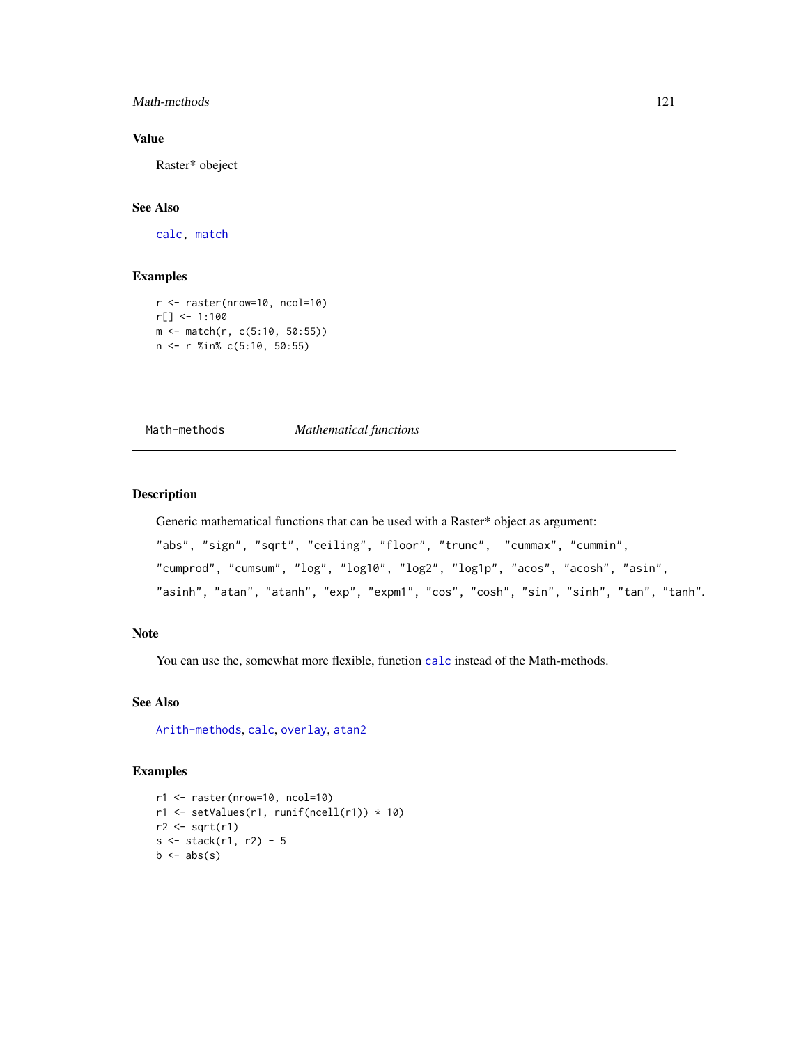### Value

Raster* obeject

### See Also

`calc`, `match`

### Examples

```
r <- raster(nrow=10, ncol=10)
r[] <- 1:100
m <- match(r, c(5:10, 50:55))
n <- r %in% c(5:10, 50:55)
```

---

## Math-methods — *Mathematical functions*

---

### Description

Generic mathematical functions that can be used with a Raster* object as argument:

`"abs"`, `"sign"`, `"sqrt"`, `"ceiling"`, `"floor"`, `"trunc"`, `"cummax"`, `"cummin"`, `"cumprod"`, `"cumsum"`, `"log"`, `"log10"`, `"log2"`, `"log1p"`, `"acos"`, `"acosh"`, `"asin"`, `"asinh"`, `"atan"`, `"atanh"`, `"exp"`, `"expm1"`, `"cos"`, `"cosh"`, `"sin"`, `"sinh"`, `"tan"`, `"tanh"`.

### Note

You can use the, somewhat more flexible, function `calc` instead of the Math-methods.

### See Also

`Arith-methods`, `calc`, `overlay`, `atan2`

### Examples

```
r1 <- raster(nrow=10, ncol=10)
r1 <- setValues(r1, runif(ncell(r1)) * 10)
r2 <- sqrt(r1)
s <- stack(r1, r2) - 5
b <- abs(s)
```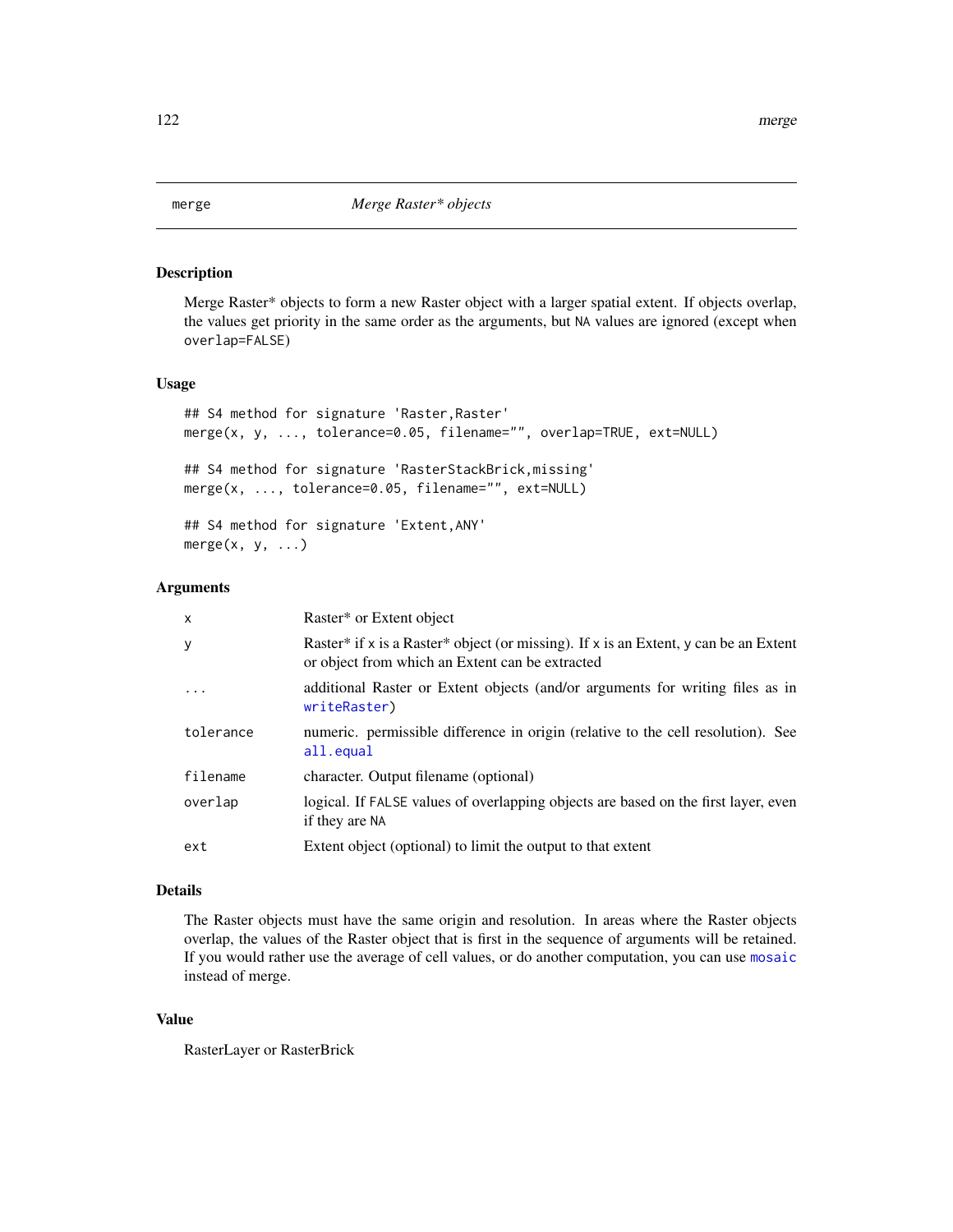# merge — *Merge Raster\* objects*

## Description

Merge Raster* objects to form a new Raster object with a larger spatial extent. If objects overlap, the values get priority in the same order as the arguments, but `NA` values are ignored (except when `overlap=FALSE`)

## Usage

```
## S4 method for signature 'Raster,Raster'
merge(x, y, ..., tolerance=0.05, filename="", overlap=TRUE, ext=NULL)

## S4 method for signature 'RasterStackBrick,missing'
merge(x, ..., tolerance=0.05, filename="", ext=NULL)

## S4 method for signature 'Extent,ANY'
merge(x, y, ...)
```

## Arguments

| | |
|---|---|
| `x` | Raster* or Extent object |
| `y` | Raster* if `x` is a Raster* object (or missing). If `x` is an Extent, `y` can be an Extent or object from which an Extent can be extracted |
| `...` | additional Raster or Extent objects (and/or arguments for writing files as in `writeRaster`) |
| `tolerance` | numeric. permissible difference in origin (relative to the cell resolution). See `all.equal` |
| `filename` | character. Output filename (optional) |
| `overlap` | logical. If `FALSE` values of overlapping objects are based on the first layer, even if they are `NA` |
| `ext` | Extent object (optional) to limit the output to that extent |

## Details

The Raster objects must have the same origin and resolution. In areas where the Raster objects overlap, the values of the Raster object that is first in the sequence of arguments will be retained. If you would rather use the average of cell values, or do another computation, you can use `mosaic` instead of merge.

## Value

RasterLayer or RasterBrick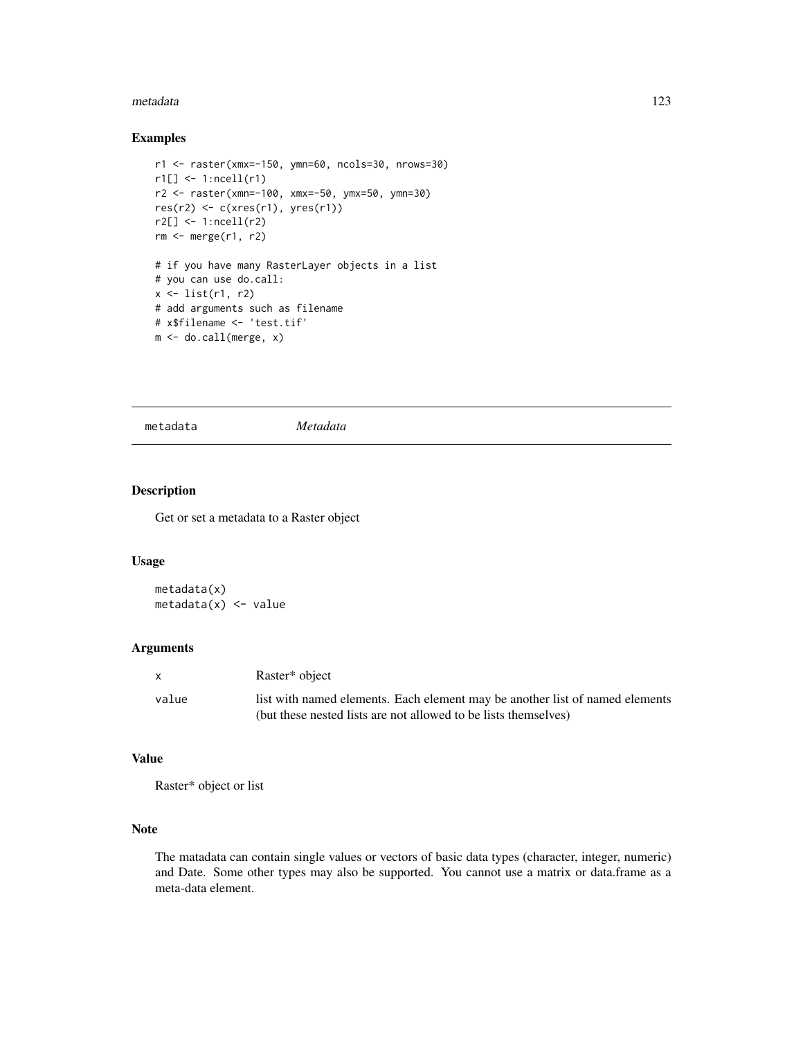## Examples

```
r1 <- raster(xmx=-150, ymn=60, ncols=30, nrows=30)
r1[] <- 1:ncell(r1)
r2 <- raster(xmn=-100, xmx=-50, ymx=50, ymn=30)
res(r2) <- c(xres(r1), yres(r1))
r2[] <- 1:ncell(r2)
rm <- merge(r1, r2)

# if you have many RasterLayer objects in a list
# you can use do.call:
x <- list(r1, r2)
# add arguments such as filename
# x$filename <- 'test.tif'
m <- do.call(merge, x)
```

---

# metadata *Metadata*

---

## Description

Get or set a metadata to a Raster object

## Usage

```
metadata(x)
metadata(x) <- value
```

## Arguments

| | |
|---|---|
| x | Raster* object |
| value | list with named elements. Each element may be another list of named elements (but these nested lists are not allowed to be lists themselves) |

## Value

Raster* object or list

## Note

The matadata can contain single values or vectors of basic data types (character, integer, numeric) and Date. Some other types may also be supported. You cannot use a matrix or data.frame as a meta-data element.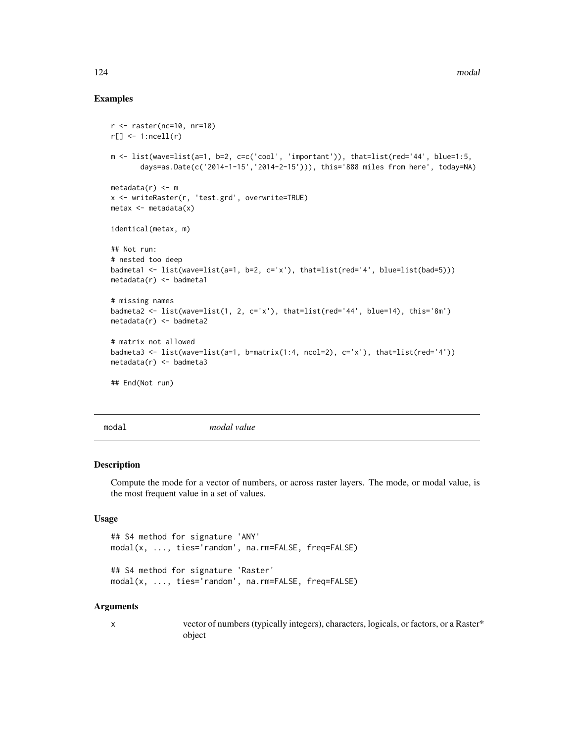## Examples

```
r <- raster(nc=10, nr=10)
r[] <- 1:ncell(r)

m <- list(wave=list(a=1, b=2, c=c('cool', 'important')), that=list(red='44', blue=1:5,
       days=as.Date(c('2014-1-15','2014-2-15'))), this='888 miles from here', today=NA)

metadata(r) <- m
x <- writeRaster(r, 'test.grd', overwrite=TRUE)
metax <- metadata(x)

identical(metax, m)

## Not run:
# nested too deep
badmeta1 <- list(wave=list(a=1, b=2, c='x'), that=list(red='4', blue=list(bad=5)))
metadata(r) <- badmeta1

# missing names
badmeta2 <- list(wave=list(1, 2, c='x'), that=list(red='44', blue=14), this='8m')
metadata(r) <- badmeta2

# matrix not allowed
badmeta3 <- list(wave=list(a=1, b=matrix(1:4, ncol=2), c='x'), that=list(red='4'))
metadata(r) <- badmeta3

## End(Not run)
```

---

# modal *modal value*

---

## Description

Compute the mode for a vector of numbers, or across raster layers. The mode, or modal value, is the most frequent value in a set of values.

## Usage

```
## S4 method for signature 'ANY'
modal(x, ..., ties='random', na.rm=FALSE, freq=FALSE)

## S4 method for signature 'Raster'
modal(x, ..., ties='random', na.rm=FALSE, freq=FALSE)
```

## Arguments

| | |
|---|---|
| x | vector of numbers (typically integers), characters, logicals, or factors, or a Raster* object |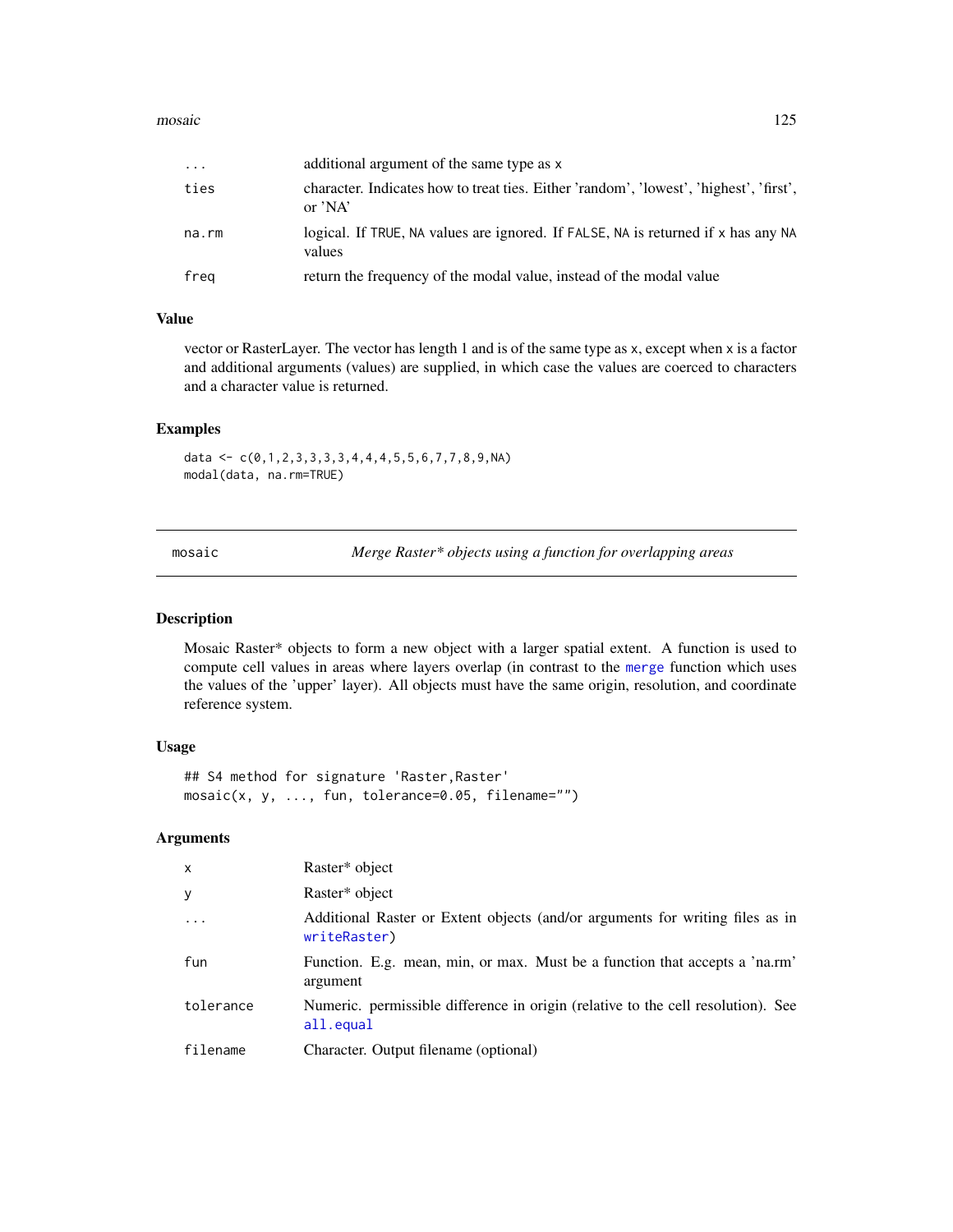| | |
|---|---|
| ... | additional argument of the same type as x |
| ties | character. Indicates how to treat ties. Either 'random', 'lowest', 'highest', 'first', or 'NA' |
| na.rm | logical. If TRUE, NA values are ignored. If FALSE, NA is returned if x has any NA values |
| freq | return the frequency of the modal value, instead of the modal value |

### Value

vector or RasterLayer. The vector has length 1 and is of the same type as x, except when x is a factor and additional arguments (values) are supplied, in which case the values are coerced to characters and a character value is returned.

### Examples

```
data <- c(0,1,2,3,3,3,3,4,4,4,5,5,6,7,7,8,9,NA)
modal(data, na.rm=TRUE)
```

---

## mosaic — *Merge Raster* objects using a function for overlapping areas*

### Description

Mosaic Raster* objects to form a new object with a larger spatial extent. A function is used to compute cell values in areas where layers overlap (in contrast to the merge function which uses the values of the 'upper' layer). All objects must have the same origin, resolution, and coordinate reference system.

### Usage

```
## S4 method for signature 'Raster,Raster'
mosaic(x, y, ..., fun, tolerance=0.05, filename="")
```

### Arguments

| | |
|---|---|
| x | Raster* object |
| y | Raster* object |
| ... | Additional Raster or Extent objects (and/or arguments for writing files as in writeRaster) |
| fun | Function. E.g. mean, min, or max. Must be a function that accepts a 'na.rm' argument |
| tolerance | Numeric. permissible difference in origin (relative to the cell resolution). See all.equal |
| filename | Character. Output filename (optional) |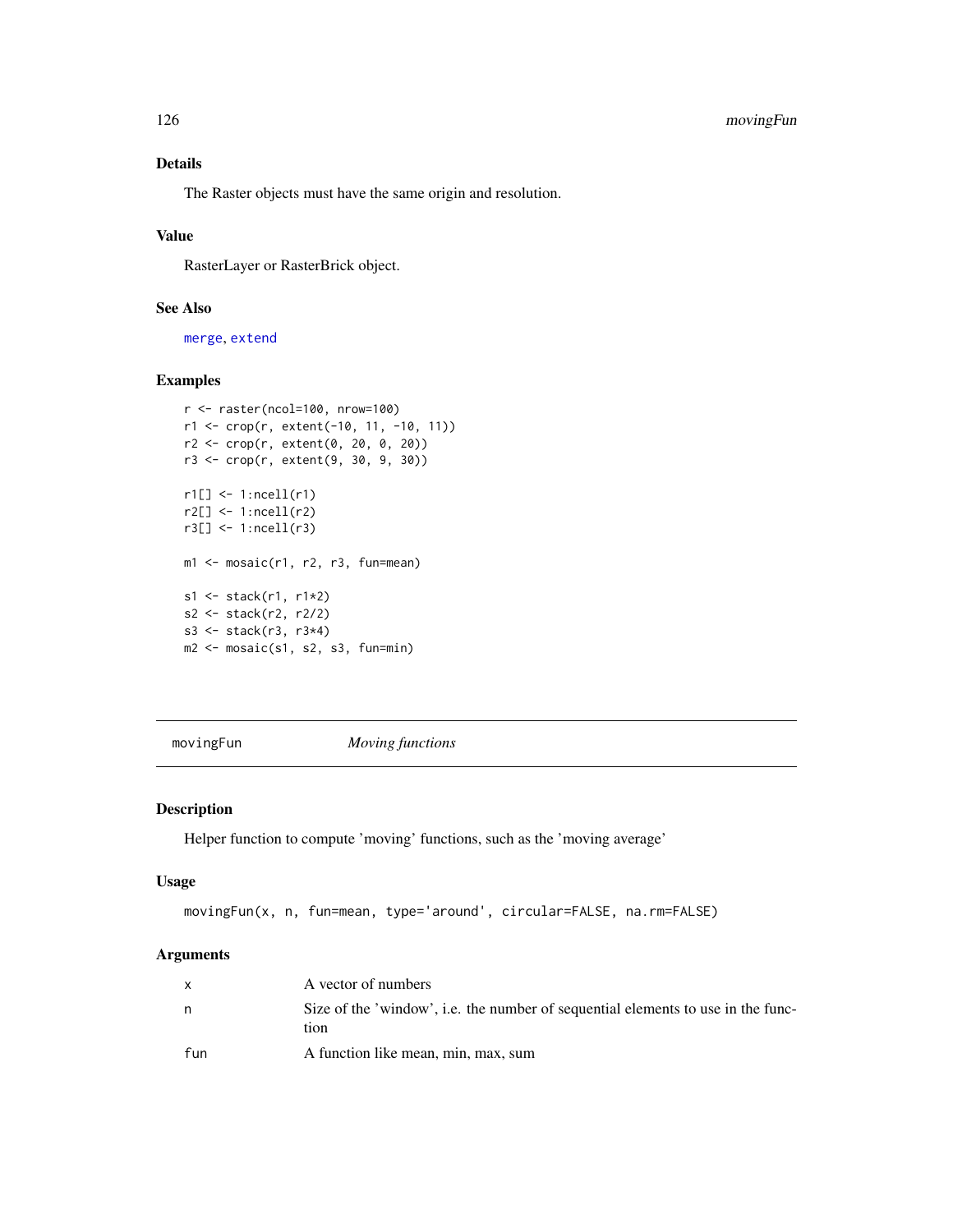### Details

The Raster objects must have the same origin and resolution.

### Value

RasterLayer or RasterBrick object.

### See Also

merge, extend

### Examples

```
r <- raster(ncol=100, nrow=100)
r1 <- crop(r, extent(-10, 11, -10, 11))
r2 <- crop(r, extent(0, 20, 0, 20))
r3 <- crop(r, extent(9, 30, 9, 30))

r1[] <- 1:ncell(r1)
r2[] <- 1:ncell(r2)
r3[] <- 1:ncell(r3)

m1 <- mosaic(r1, r2, r3, fun=mean)

s1 <- stack(r1, r1*2)
s2 <- stack(r2, r2/2)
s3 <- stack(r3, r3*4)
m2 <- mosaic(s1, s2, s3, fun=min)
```

---

## movingFun — *Moving functions*

---

### Description

Helper function to compute 'moving' functions, such as the 'moving average'

### Usage

```
movingFun(x, n, fun=mean, type='around', circular=FALSE, na.rm=FALSE)
```

### Arguments

| | |
|---|---|
| x | A vector of numbers |
| n | Size of the 'window', i.e. the number of sequential elements to use in the function |
| fun | A function like mean, min, max, sum |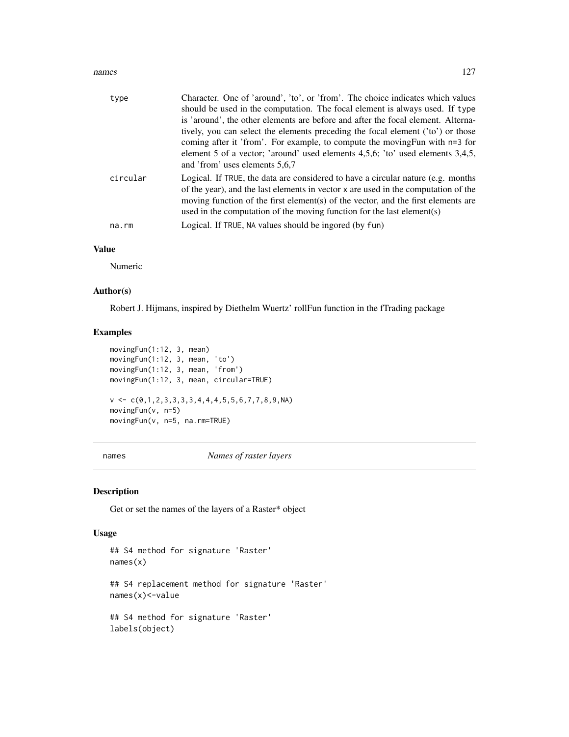| | |
|---|---|
| type | Character. One of 'around', 'to', or 'from'. The choice indicates which values should be used in the computation. The focal element is always used. If type is 'around', the other elements are before and after the focal element. Alternatively, you can select the elements preceding the focal element ('to') or those coming after it 'from'. For example, to compute the movingFun with n=3 for element 5 of a vector; 'around' used elements 4,5,6; 'to' used elements 3,4,5, and 'from' uses elements 5,6,7 |
| circular | Logical. If TRUE, the data are considered to have a circular nature (e.g. months of the year), and the last elements in vector x are used in the computation of the moving function of the first element(s) of the vector, and the first elements are used in the computation of the moving function for the last element(s) |
| na.rm | Logical. If TRUE, NA values should be ingored (by fun) |

### Value

Numeric

### Author(s)

Robert J. Hijmans, inspired by Diethelm Wuertz' rollFun function in the fTrading package

### Examples

```
movingFun(1:12, 3, mean)
movingFun(1:12, 3, mean, 'to')
movingFun(1:12, 3, mean, 'from')
movingFun(1:12, 3, mean, circular=TRUE)

v <- c(0,1,2,3,3,3,3,4,4,4,5,5,6,7,7,8,9,NA)
movingFun(v, n=5)
movingFun(v, n=5, na.rm=TRUE)
```

---

## names — *Names of raster layers*

### Description

Get or set the names of the layers of a Raster* object

### Usage

```
## S4 method for signature 'Raster'
names(x)

## S4 replacement method for signature 'Raster'
names(x)<-value

## S4 method for signature 'Raster'
labels(object)
```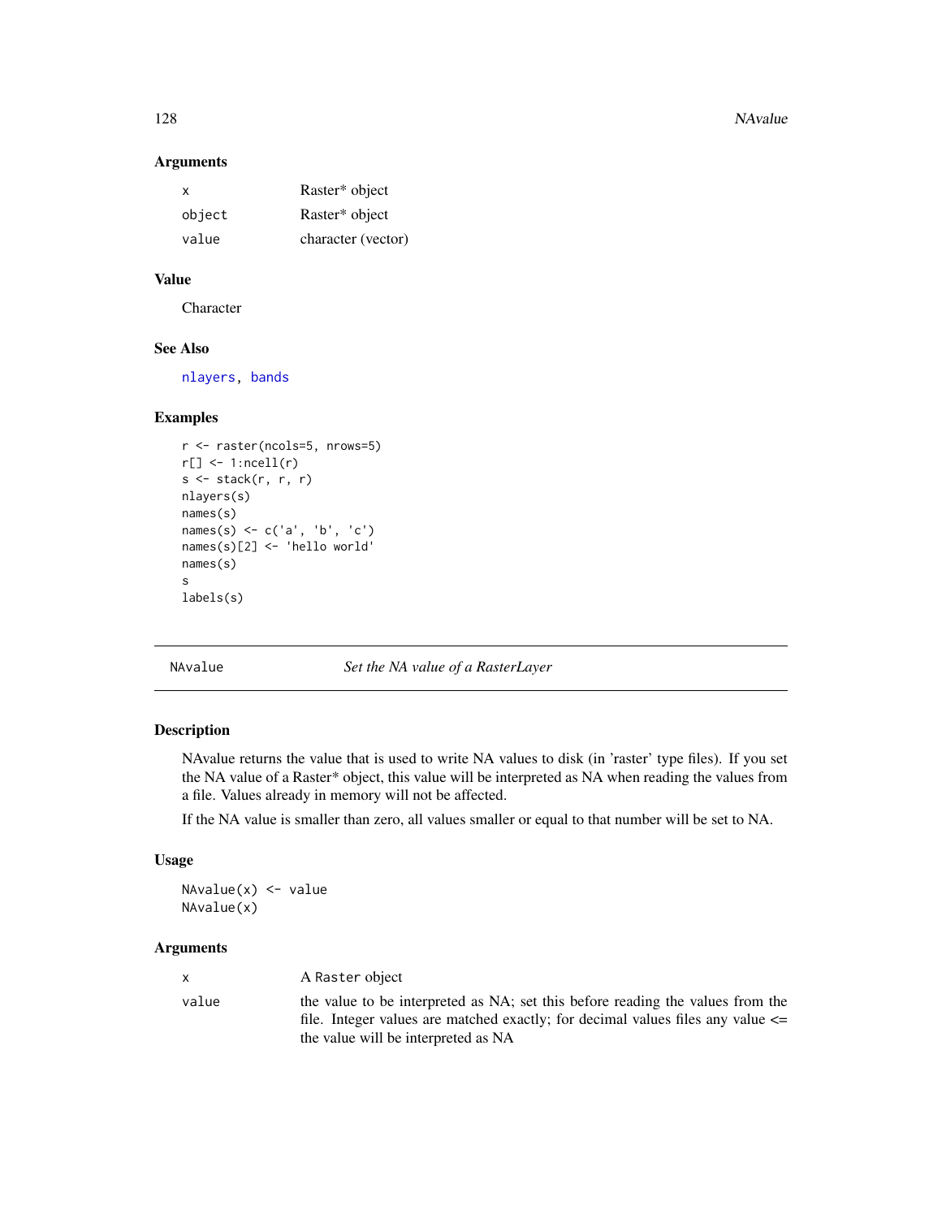### Arguments

| | |
|---|---|
| `x` | Raster* object |
| `object` | Raster* object |
| `value` | character (vector) |

### Value

Character

### See Also

`nlayers`, `bands`

### Examples

```
r <- raster(ncols=5, nrows=5)
r[] <- 1:ncell(r)
s <- stack(r, r, r)
nlayers(s)
names(s)
names(s) <- c('a', 'b', 'c')
names(s)[2] <- 'hello world'
names(s)
s
labels(s)
```

---

## NAvalue *Set the NA value of a RasterLayer*

### Description

NAvalue returns the value that is used to write NA values to disk (in 'raster' type files). If you set the NA value of a Raster* object, this value will be interpreted as NA when reading the values from a file. Values already in memory will not be affected.

If the NA value is smaller than zero, all values smaller or equal to that number will be set to NA.

### Usage

```
NAvalue(x) <- value
NAvalue(x)
```

### Arguments

| | |
|---|---|
| `x` | A `Raster` object |
| `value` | the value to be interpreted as NA; set this before reading the values from the file. Integer values are matched exactly; for decimal values files any value <= the value will be interpreted as NA |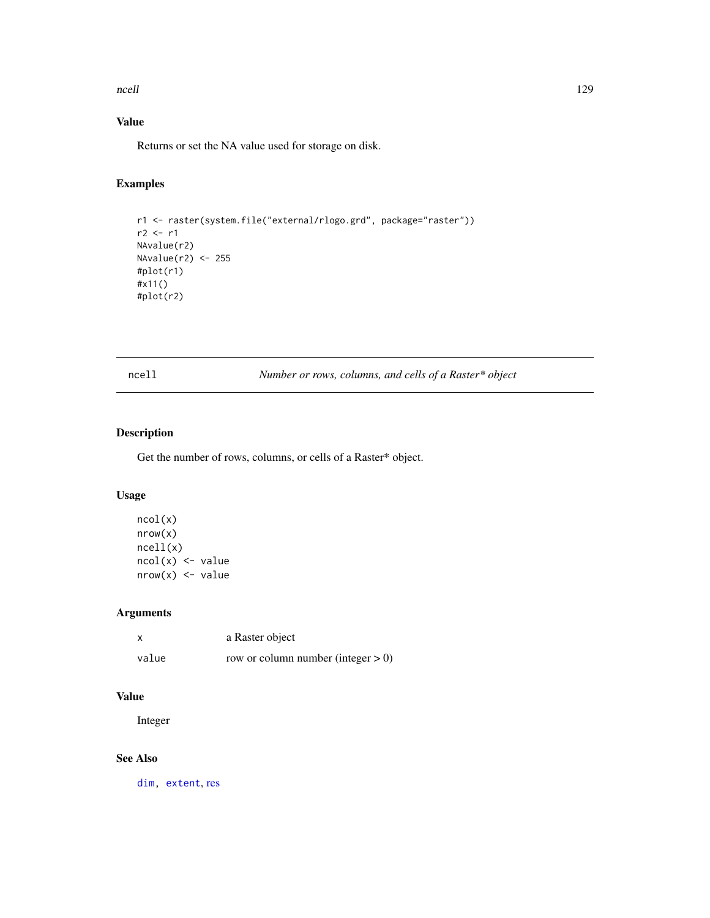## Value

Returns or set the NA value used for storage on disk.

## Examples

```
r1 <- raster(system.file("external/rlogo.grd", package="raster"))
r2 <- r1
NAvalue(r2)
NAvalue(r2) <- 255
#plot(r1)
#x11()
#plot(r2)
```

---

# ncell — *Number or rows, columns, and cells of a Raster* object*

## Description

Get the number of rows, columns, or cells of a Raster* object.

## Usage

```
ncol(x)
nrow(x)
ncell(x)
ncol(x) <- value
nrow(x) <- value
```

## Arguments

| | |
|---|---|
| x | a Raster object |
| value | row or column number (integer > 0) |

## Value

Integer

## See Also

dim, extent, res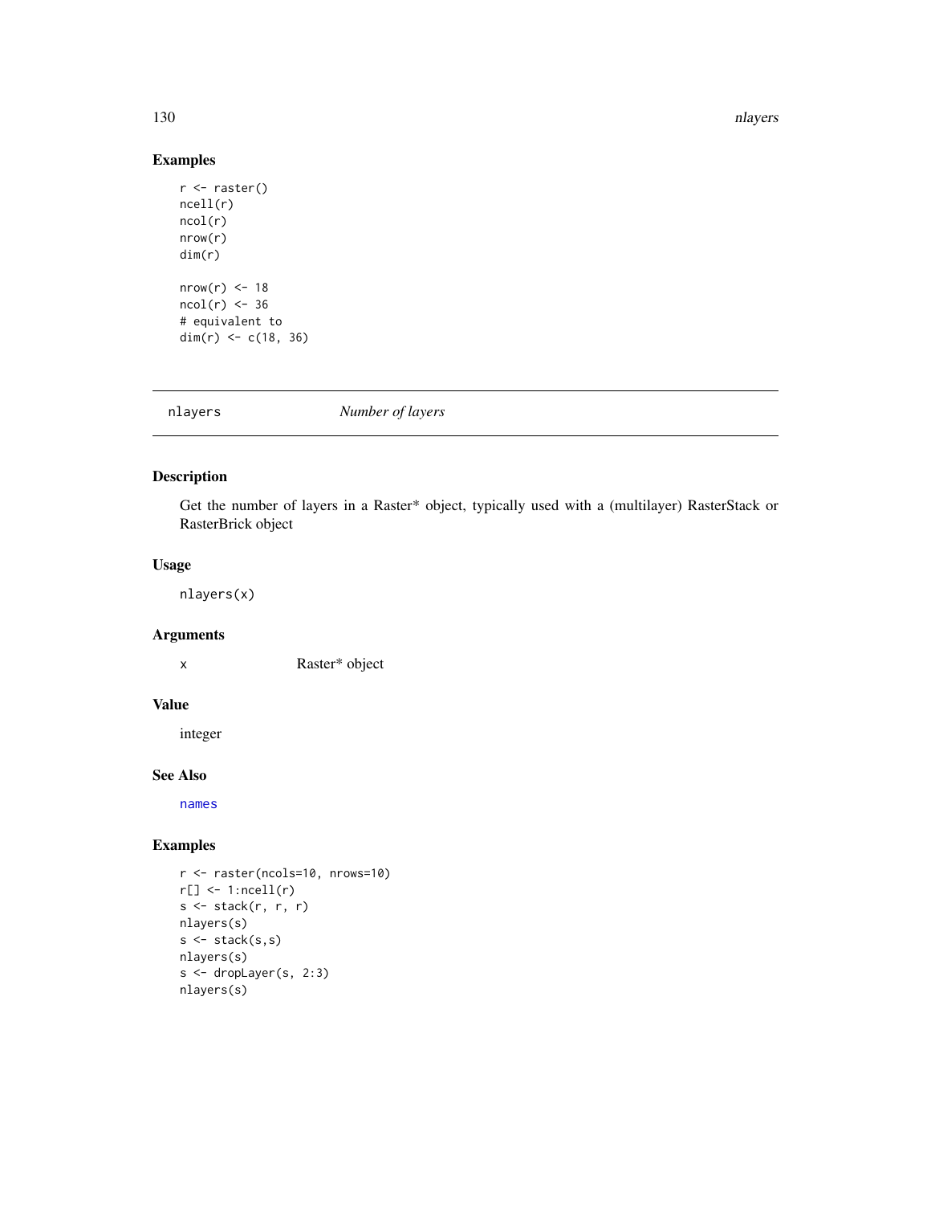## Examples

```
r <- raster()
ncell(r)
ncol(r)
nrow(r)
dim(r)

nrow(r) <- 18
ncol(r) <- 36
# equivalent to
dim(r) <- c(18, 36)
```

---

# nlayers — *Number of layers*

---

## Description

Get the number of layers in a Raster* object, typically used with a (multilayer) RasterStack or RasterBrick object

## Usage

```
nlayers(x)
```

## Arguments

x — Raster* object

## Value

integer

## See Also

names

## Examples

```
r <- raster(ncols=10, nrows=10)
r[] <- 1:ncell(r)
s <- stack(r, r, r)
nlayers(s)
s <- stack(s,s)
nlayers(s)
s <- dropLayer(s, 2:3)
nlayers(s)
```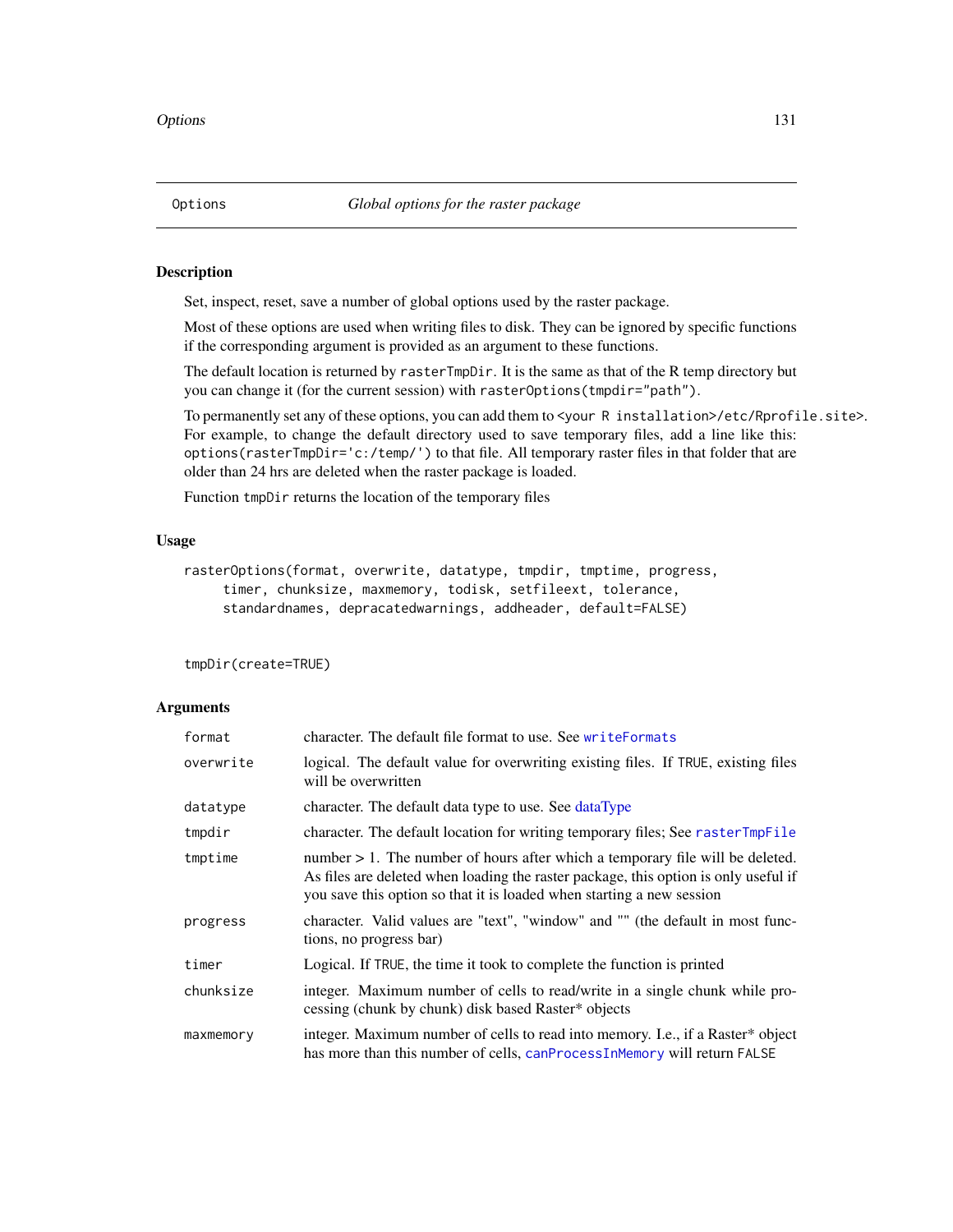## Options — Global options for the raster package

### Description

Set, inspect, reset, save a number of global options used by the raster package.

Most of these options are used when writing files to disk. They can be ignored by specific functions if the corresponding argument is provided as an argument to these functions.

The default location is returned by `rasterTmpDir`. It is the same as that of the R temp directory but you can change it (for the current session) with `rasterOptions(tmpdir="path")`.

To permanently set any of these options, you can add them to `<your R installation>/etc/Rprofile.site>`. For example, to change the default directory used to save temporary files, add a line like this: `options(rasterTmpDir='c:/temp/')` to that file. All temporary raster files in that folder that are older than 24 hrs are deleted when the raster package is loaded.

Function `tmpDir` returns the location of the temporary files

### Usage

```
rasterOptions(format, overwrite, datatype, tmpdir, tmptime, progress,
     timer, chunksize, maxmemory, todisk, setfileext, tolerance,
     standardnames, depracatedwarnings, addheader, default=FALSE)


tmpDir(create=TRUE)
```

### Arguments

| | |
|---|---|
| `format` | character. The default file format to use. See `writeFormats` |
| `overwrite` | logical. The default value for overwriting existing files. If `TRUE`, existing files will be overwritten |
| `datatype` | character. The default data type to use. See dataType |
| `tmpdir` | character. The default location for writing temporary files; See `rasterTmpFile` |
| `tmptime` | number > 1. The number of hours after which a temporary file will be deleted. As files are deleted when loading the raster package, this option is only useful if you save this option so that it is loaded when starting a new session |
| `progress` | character. Valid values are "text", "window" and "" (the default in most functions, no progress bar) |
| `timer` | Logical. If `TRUE`, the time it took to complete the function is printed |
| `chunksize` | integer. Maximum number of cells to read/write in a single chunk while processing (chunk by chunk) disk based Raster* objects |
| `maxmemory` | integer. Maximum number of cells to read into memory. I.e., if a Raster* object has more than this number of cells, `canProcessInMemory` will return `FALSE` |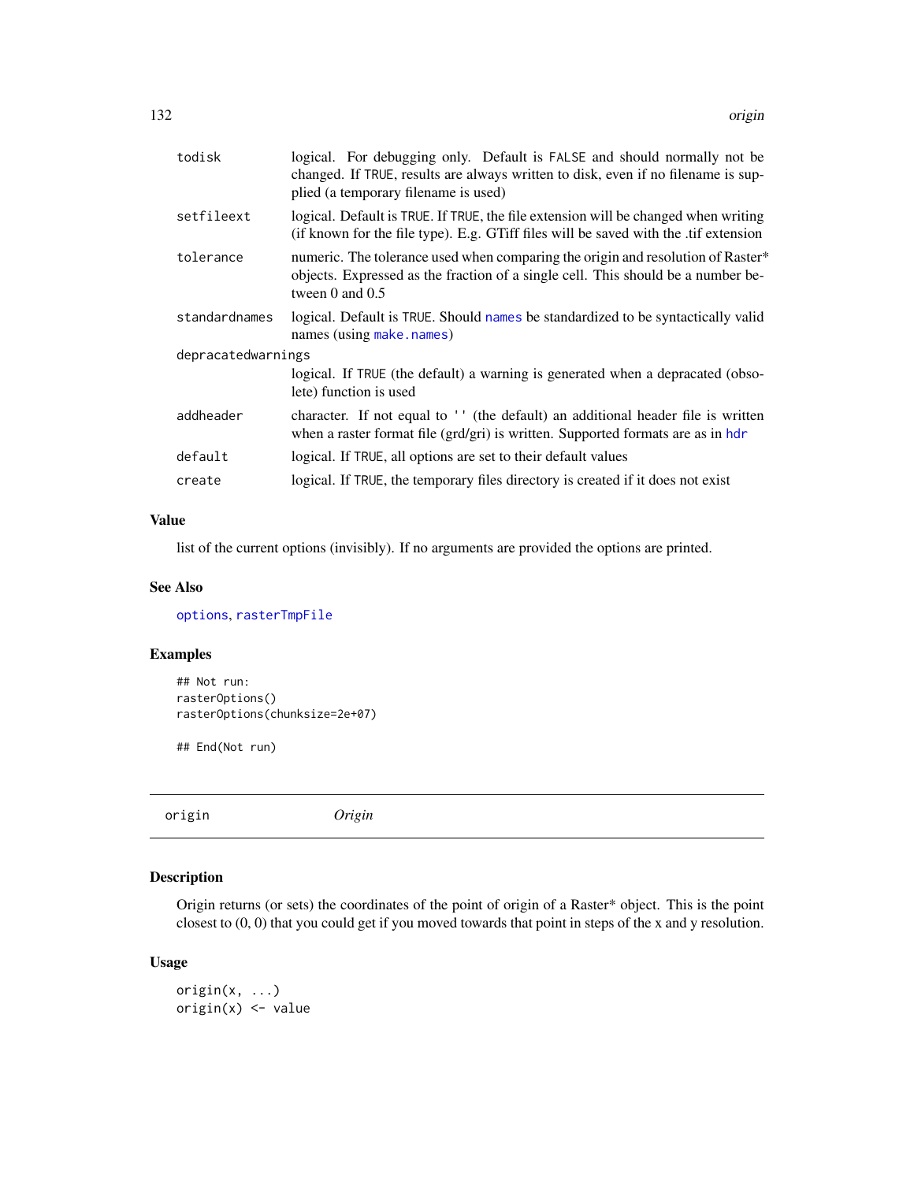| | |
|---|---|
| todisk | logical. For debugging only. Default is FALSE and should normally not be changed. If TRUE, results are always written to disk, even if no filename is supplied (a temporary filename is used) |
| setfileext | logical. Default is TRUE. If TRUE, the file extension will be changed when writing (if known for the file type). E.g. GTiff files will be saved with the .tif extension |
| tolerance | numeric. The tolerance used when comparing the origin and resolution of Raster* objects. Expressed as the fraction of a single cell. This should be a number between 0 and 0.5 |
| standardnames | logical. Default is TRUE. Should names be standardized to be syntactically valid names (using make.names) |
| depracatedwarnings | logical. If TRUE (the default) a warning is generated when a depracated (obsolete) function is used |
| addheader | character. If not equal to '' (the default) an additional header file is written when a raster format file (grd/gri) is written. Supported formats are as in hdr |
| default | logical. If TRUE, all options are set to their default values |
| create | logical. If TRUE, the temporary files directory is created if it does not exist |

## Value

list of the current options (invisibly). If no arguments are provided the options are printed.

## See Also

options, rasterTmpFile

## Examples

```
## Not run:
rasterOptions()
rasterOptions(chunksize=2e+07)

## End(Not run)
```

---

# origin *Origin*

## Description

Origin returns (or sets) the coordinates of the point of origin of a Raster* object. This is the point closest to (0, 0) that you could get if you moved towards that point in steps of the x and y resolution.

## Usage

```
origin(x, ...)
origin(x) <- value
```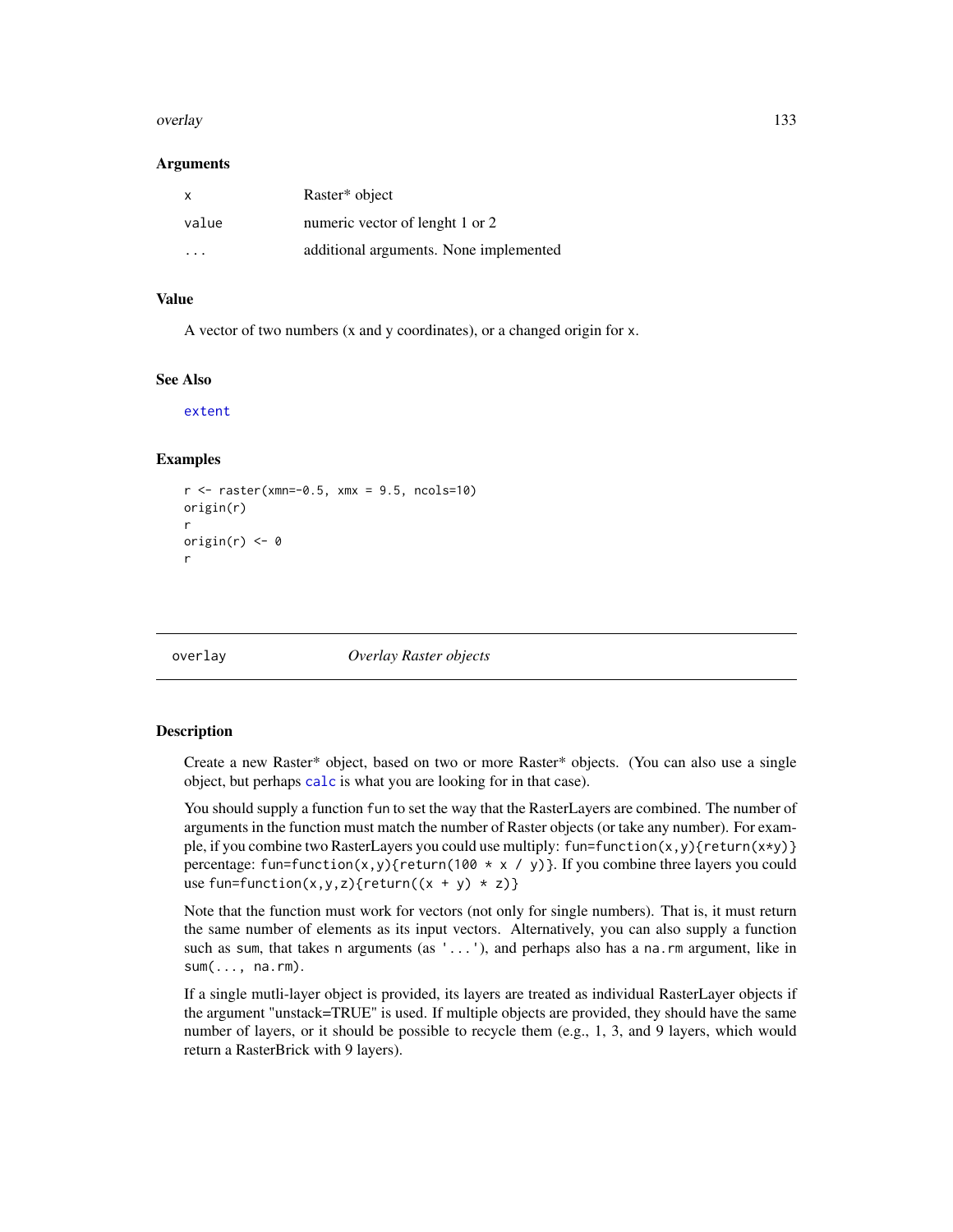### Arguments

| | |
|---|---|
| `x` | Raster* object |
| `value` | numeric vector of lenght 1 or 2 |
| `...` | additional arguments. None implemented |

### Value

A vector of two numbers (x and y coordinates), or a changed origin for `x`.

### See Also

`extent`

### Examples

```
r <- raster(xmn=-0.5, xmx = 9.5, ncols=10)
origin(r)
r
origin(r) <- 0
r
```

---

## overlay    *Overlay Raster objects*

---

### Description

Create a new Raster* object, based on two or more Raster* objects. (You can also use a single object, but perhaps `calc` is what you are looking for in that case).

You should supply a function `fun` to set the way that the RasterLayers are combined. The number of arguments in the function must match the number of Raster objects (or take any number). For example, if you combine two RasterLayers you could use multiply: `fun=function(x,y){return(x*y)}` percentage: `fun=function(x,y){return(100 * x / y)}`. If you combine three layers you could use `fun=function(x,y,z){return((x + y) * z)}`

Note that the function must work for vectors (not only for single numbers). That is, it must return the same number of elements as its input vectors. Alternatively, you can also supply a function such as `sum`, that takes `n` arguments (as `'...'`), and perhaps also has a `na.rm` argument, like in `sum(..., na.rm)`.

If a single mutli-layer object is provided, its layers are treated as individual RasterLayer objects if the argument "unstack=TRUE" is used. If multiple objects are provided, they should have the same number of layers, or it should be possible to recycle them (e.g., 1, 3, and 9 layers, which would return a RasterBrick with 9 layers).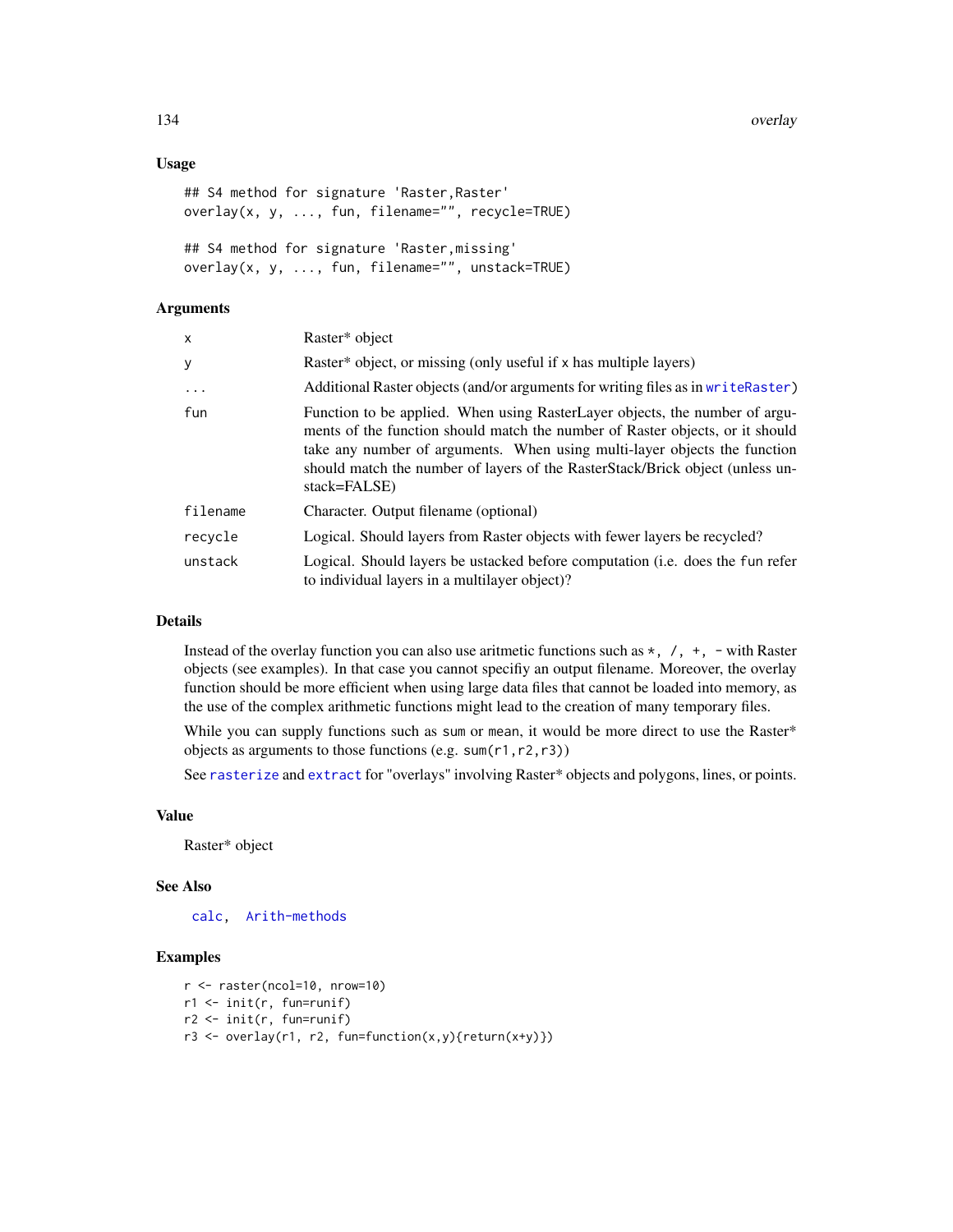## Usage

```
## S4 method for signature 'Raster,Raster'
overlay(x, y, ..., fun, filename="", recycle=TRUE)

## S4 method for signature 'Raster,missing'
overlay(x, y, ..., fun, filename="", unstack=TRUE)
```

## Arguments

| | |
|---|---|
| `x` | Raster* object |
| `y` | Raster* object, or missing (only useful if x has multiple layers) |
| `...` | Additional Raster objects (and/or arguments for writing files as in `writeRaster`) |
| `fun` | Function to be applied. When using RasterLayer objects, the number of arguments of the function should match the number of Raster objects, or it should take any number of arguments. When using multi-layer objects the function should match the number of layers of the RasterStack/Brick object (unless unstack=FALSE) |
| `filename` | Character. Output filename (optional) |
| `recycle` | Logical. Should layers from Raster objects with fewer layers be recycled? |
| `unstack` | Logical. Should layers be ustacked before computation (i.e. does the `fun` refer to individual layers in a multilayer object)? |

## Details

Instead of the overlay function you can also use aritmetic functions such as `*, /, +, -` with Raster objects (see examples). In that case you cannot specifiy an output filename. Moreover, the overlay function should be more efficient when using large data files that cannot be loaded into memory, as the use of the complex arithmetic functions might lead to the creation of many temporary files.

While you can supply functions such as `sum` or `mean`, it would be more direct to use the Raster* objects as arguments to those functions (e.g. `sum(r1,r2,r3)`)

See `rasterize` and `extract` for "overlays" involving Raster* objects and polygons, lines, or points.

## Value

Raster* object

## See Also

`calc`, `Arith-methods`

## Examples

```
r <- raster(ncol=10, nrow=10)
r1 <- init(r, fun=runif)
r2 <- init(r, fun=runif)
r3 <- overlay(r1, r2, fun=function(x,y){return(x+y)})
```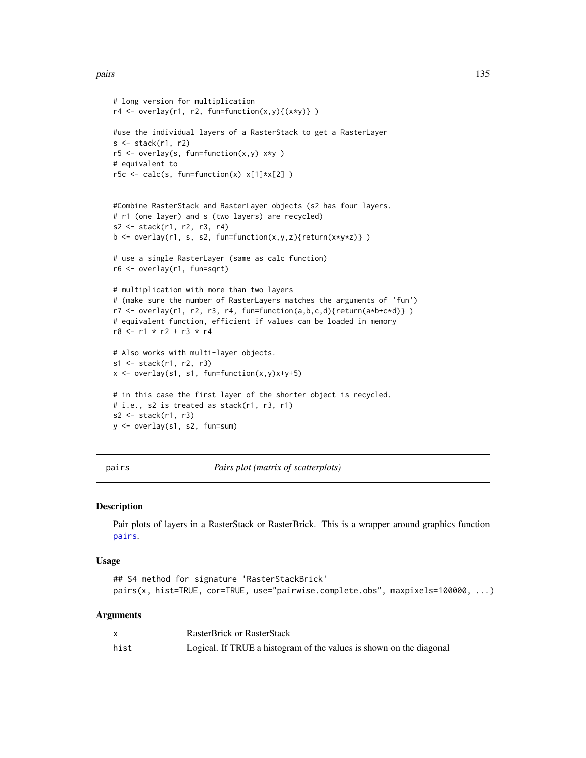```
# long version for multiplication
r4 <- overlay(r1, r2, fun=function(x,y){(x*y)} )

#use the individual layers of a RasterStack to get a RasterLayer
s <- stack(r1, r2)
r5 <- overlay(s, fun=function(x,y) x*y )
# equivalent to
r5c <- calc(s, fun=function(x) x[1]*x[2] )


#Combine RasterStack and RasterLayer objects (s2 has four layers.
# r1 (one layer) and s (two layers) are recycled)
s2 <- stack(r1, r2, r3, r4)
b <- overlay(r1, s, s2, fun=function(x,y,z){return(x*y*z)} )

# use a single RasterLayer (same as calc function)
r6 <- overlay(r1, fun=sqrt)

# multiplication with more than two layers
# (make sure the number of RasterLayers matches the arguments of 'fun')
r7 <- overlay(r1, r2, r3, r4, fun=function(a,b,c,d){return(a*b+c*d)} )
# equivalent function, efficient if values can be loaded in memory
r8 <- r1 * r2 + r3 * r4

# Also works with multi-layer objects.
s1 <- stack(r1, r2, r3)
x <- overlay(s1, s1, fun=function(x,y)x+y+5)

# in this case the first layer of the shorter object is recycled.
# i.e., s2 is treated as stack(r1, r3, r1)
s2 <- stack(r1, r3)
y <- overlay(s1, s2, fun=sum)
```

---

## pairs — *Pairs plot (matrix of scatterplots)*

### Description

Pair plots of layers in a RasterStack or RasterBrick. This is a wrapper around graphics function pairs.

### Usage

```
## S4 method for signature 'RasterStackBrick'
pairs(x, hist=TRUE, cor=TRUE, use="pairwise.complete.obs", maxpixels=100000, ...)
```

### Arguments

| | |
|---|---|
| x | RasterBrick or RasterStack |
| hist | Logical. If TRUE a histogram of the values is shown on the diagonal |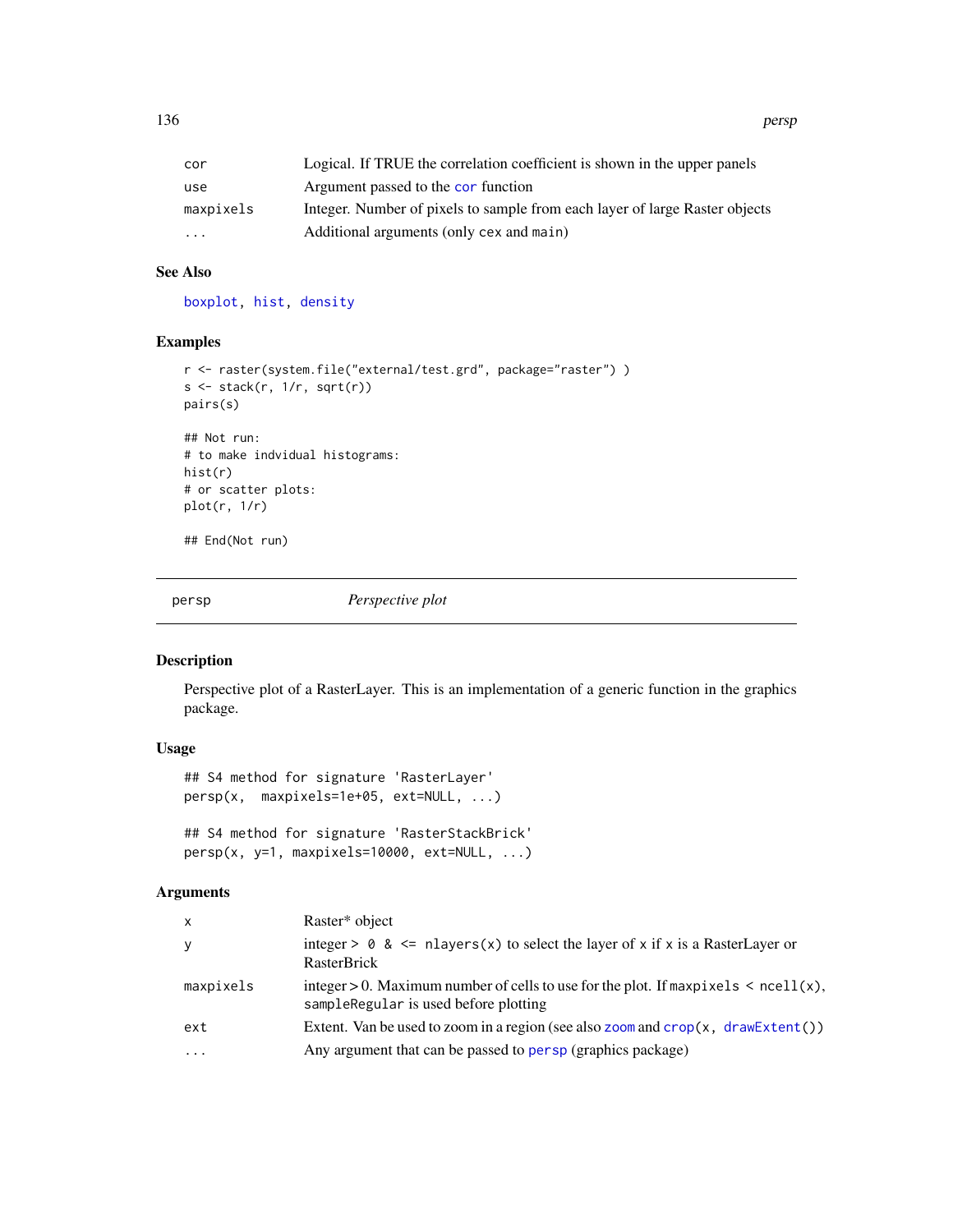| | |
|---|---|
| cor | Logical. If TRUE the correlation coefficient is shown in the upper panels |
| use | Argument passed to the cor function |
| maxpixels | Integer. Number of pixels to sample from each layer of large Raster objects |
| ... | Additional arguments (only cex and main) |

### See Also

boxplot, hist, density

### Examples

```
r <- raster(system.file("external/test.grd", package="raster") )
s <- stack(r, 1/r, sqrt(r))
pairs(s)

## Not run:
# to make indvidual histograms:
hist(r)
# or scatter plots:
plot(r, 1/r)

## End(Not run)
```

---

## persp — *Perspective plot*

### Description

Perspective plot of a RasterLayer. This is an implementation of a generic function in the graphics package.

### Usage

```
## S4 method for signature 'RasterLayer'
persp(x,  maxpixels=1e+05, ext=NULL, ...)

## S4 method for signature 'RasterStackBrick'
persp(x, y=1, maxpixels=10000, ext=NULL, ...)
```

### Arguments

| | |
|---|---|
| x | Raster* object |
| y | integer > 0 & <= nlayers(x) to select the layer of x if x is a RasterLayer or RasterBrick |
| maxpixels | integer > 0. Maximum number of cells to use for the plot. If maxpixels < ncell(x), sampleRegular is used before plotting |
| ext | Extent. Van be used to zoom in a region (see also zoom and crop(x, drawExtent()) |
| ... | Any argument that can be passed to persp (graphics package) |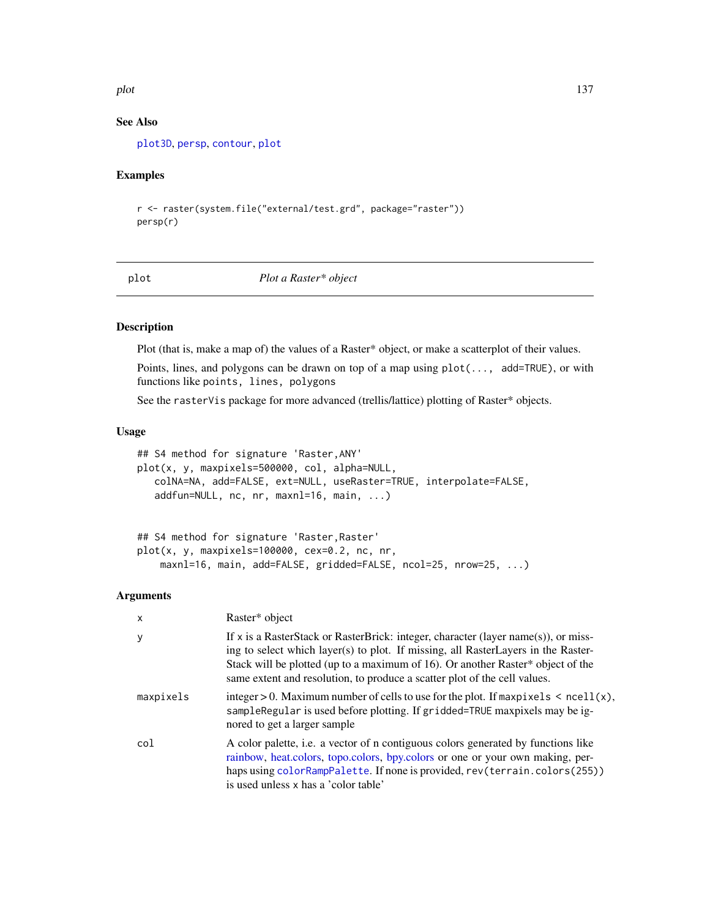### See Also

plot3D, persp, contour, plot

### Examples

```
r <- raster(system.file("external/test.grd", package="raster"))
persp(r)
```

---

## plot — *Plot a Raster* object*

### Description

Plot (that is, make a map of) the values of a Raster* object, or make a scatterplot of their values.

Points, lines, and polygons can be drawn on top of a map using `plot(..., add=TRUE)`, or with functions like `points, lines, polygons`

See the `rasterVis` package for more advanced (trellis/lattice) plotting of Raster* objects.

### Usage

```
## S4 method for signature 'Raster,ANY'
plot(x, y, maxpixels=500000, col, alpha=NULL,
   colNA=NA, add=FALSE, ext=NULL, useRaster=TRUE, interpolate=FALSE,
   addfun=NULL, nc, nr, maxnl=16, main, ...)


## S4 method for signature 'Raster,Raster'
plot(x, y, maxpixels=100000, cex=0.2, nc, nr,
    maxnl=16, main, add=FALSE, gridded=FALSE, ncol=25, nrow=25, ...)
```

### Arguments

| | |
|---|---|
| `x` | Raster* object |
| `y` | If x is a RasterStack or RasterBrick: integer, character (layer name(s)), or missing to select which layer(s) to plot. If missing, all RasterLayers in the RasterStack will be plotted (up to a maximum of 16). Or another Raster* object of the same extent and resolution, to produce a scatter plot of the cell values. |
| `maxpixels` | integer > 0. Maximum number of cells to use for the plot. If `maxpixels < ncell(x)`, `sampleRegular` is used before plotting. If `gridded=TRUE` maxpixels may be ignored to get a larger sample |
| `col` | A color palette, i.e. a vector of n contiguous colors generated by functions like rainbow, heat.colors, topo.colors, bpy.colors or one or your own making, perhaps using `colorRampPalette`. If none is provided, `rev(terrain.colors(255))` is used unless `x` has a 'color table' |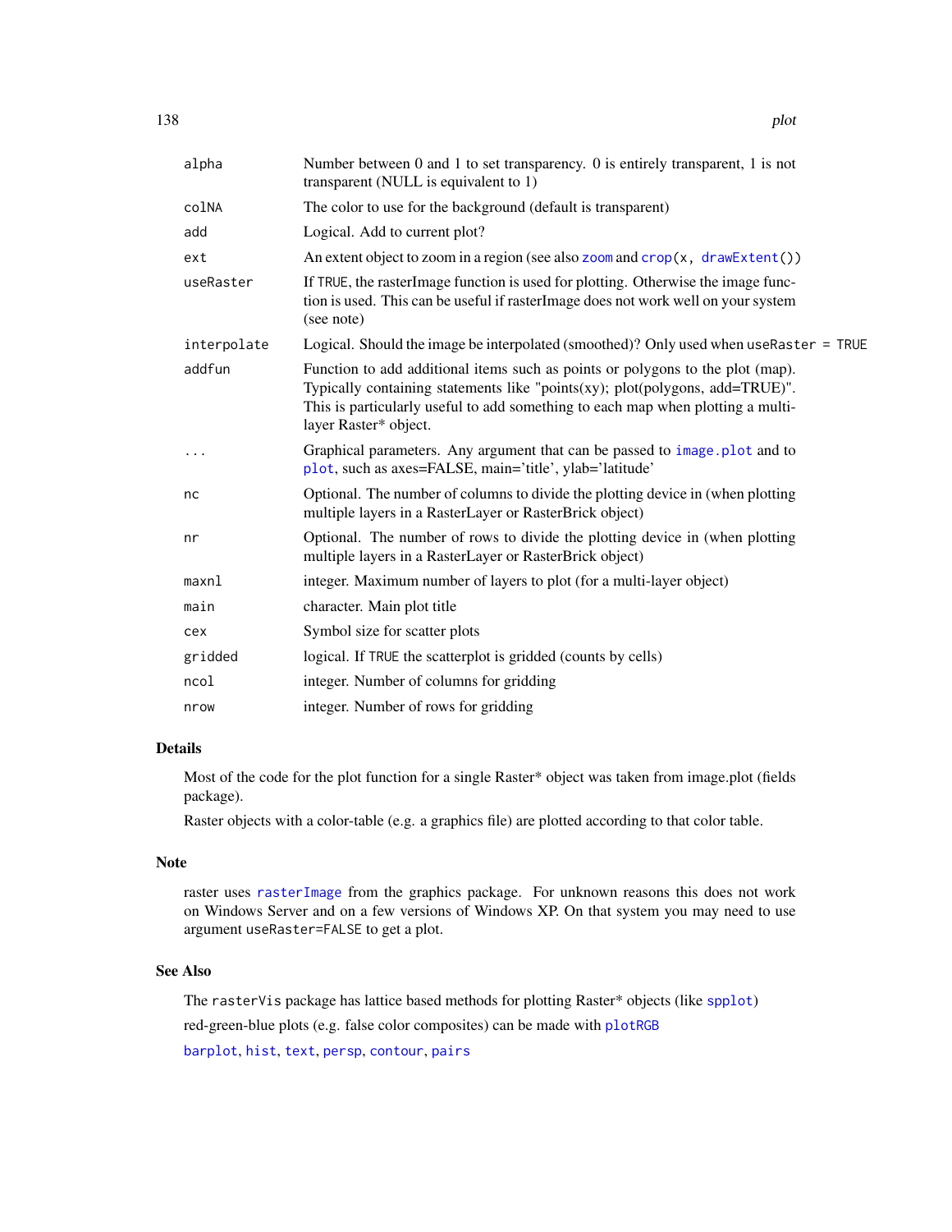| | |
|---|---|
| alpha | Number between 0 and 1 to set transparency. 0 is entirely transparent, 1 is not transparent (NULL is equivalent to 1) |
| colNA | The color to use for the background (default is transparent) |
| add | Logical. Add to current plot? |
| ext | An extent object to zoom in a region (see also zoom and crop(x, drawExtent()) |
| useRaster | If TRUE, the rasterImage function is used for plotting. Otherwise the image function is used. This can be useful if rasterImage does not work well on your system (see note) |
| interpolate | Logical. Should the image be interpolated (smoothed)? Only used when useRaster = TRUE |
| addfun | Function to add additional items such as points or polygons to the plot (map). Typically containing statements like "points(xy); plot(polygons, add=TRUE)". This is particularly useful to add something to each map when plotting a multi-layer Raster* object. |
| ... | Graphical parameters. Any argument that can be passed to image.plot and to plot, such as axes=FALSE, main='title', ylab='latitude' |
| nc | Optional. The number of columns to divide the plotting device in (when plotting multiple layers in a RasterLayer or RasterBrick object) |
| nr | Optional. The number of rows to divide the plotting device in (when plotting multiple layers in a RasterLayer or RasterBrick object) |
| maxnl | integer. Maximum number of layers to plot (for a multi-layer object) |
| main | character. Main plot title |
| cex | Symbol size for scatter plots |
| gridded | logical. If TRUE the scatterplot is gridded (counts by cells) |
| ncol | integer. Number of columns for gridding |
| nrow | integer. Number of rows for gridding |

## Details

Most of the code for the plot function for a single Raster* object was taken from image.plot (fields package).

Raster objects with a color-table (e.g. a graphics file) are plotted according to that color table.

## Note

raster uses rasterImage from the graphics package. For unknown reasons this does not work on Windows Server and on a few versions of Windows XP. On that system you may need to use argument useRaster=FALSE to get a plot.

## See Also

The rasterVis package has lattice based methods for plotting Raster* objects (like spplot)

red-green-blue plots (e.g. false color composites) can be made with plotRGB

barplot, hist, text, persp, contour, pairs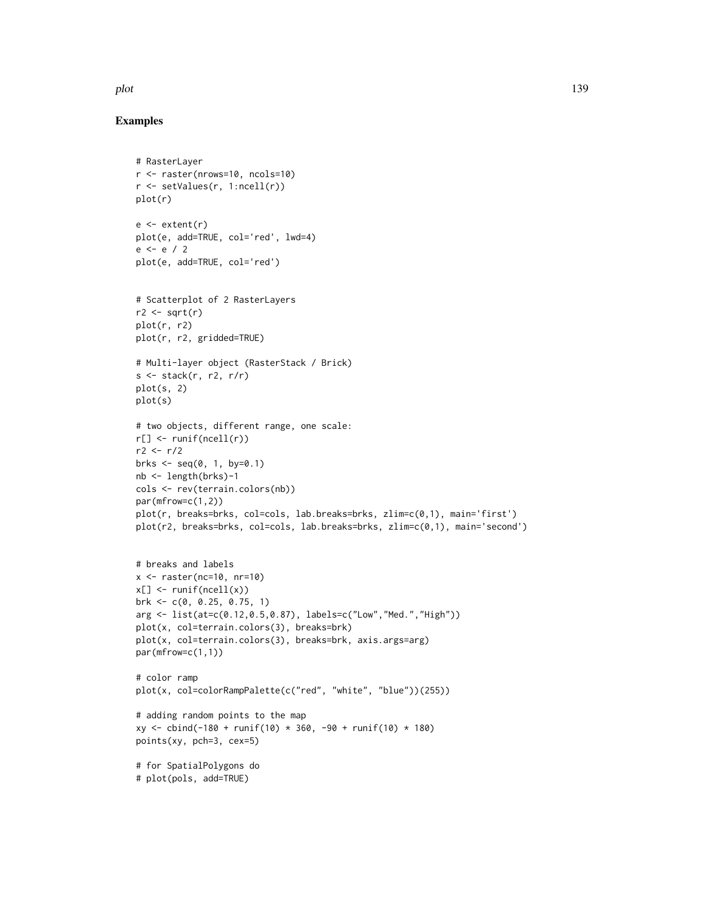## Examples

```
# RasterLayer
r <- raster(nrows=10, ncols=10)
r <- setValues(r, 1:ncell(r))
plot(r)

e <- extent(r)
plot(e, add=TRUE, col='red', lwd=4)
e <- e / 2
plot(e, add=TRUE, col='red')


# Scatterplot of 2 RasterLayers
r2 <- sqrt(r)
plot(r, r2)
plot(r, r2, gridded=TRUE)

# Multi-layer object (RasterStack / Brick)
s <- stack(r, r2, r/r)
plot(s, 2)
plot(s)

# two objects, different range, one scale:
r[] <- runif(ncell(r))
r2 <- r/2
brks <- seq(0, 1, by=0.1)
nb <- length(brks)-1
cols <- rev(terrain.colors(nb))
par(mfrow=c(1,2))
plot(r, breaks=brks, col=cols, lab.breaks=brks, zlim=c(0,1), main='first')
plot(r2, breaks=brks, col=cols, lab.breaks=brks, zlim=c(0,1), main='second')


# breaks and labels
x <- raster(nc=10, nr=10)
x[] <- runif(ncell(x))
brk <- c(0, 0.25, 0.75, 1)
arg <- list(at=c(0.12,0.5,0.87), labels=c("Low","Med.","High"))
plot(x, col=terrain.colors(3), breaks=brk)
plot(x, col=terrain.colors(3), breaks=brk, axis.args=arg)
par(mfrow=c(1,1))

# color ramp
plot(x, col=colorRampPalette(c("red", "white", "blue"))(255))

# adding random points to the map
xy <- cbind(-180 + runif(10) * 360, -90 + runif(10) * 180)
points(xy, pch=3, cex=5)

# for SpatialPolygons do
# plot(pols, add=TRUE)
```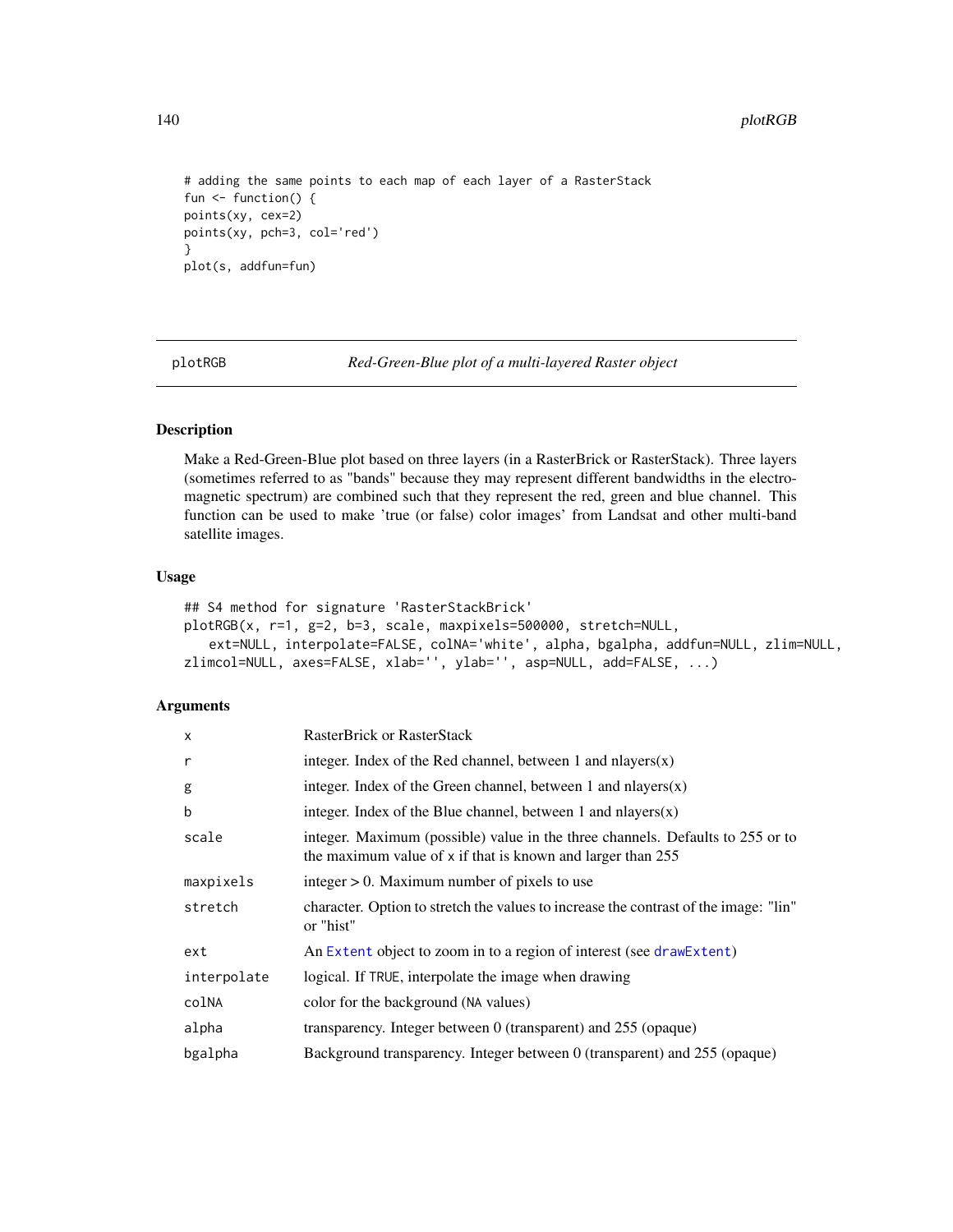```
# adding the same points to each map of each layer of a RasterStack
fun <- function() {
points(xy, cex=2)
points(xy, pch=3, col='red')
}
plot(s, addfun=fun)
```

---

## plotRGB — *Red-Green-Blue plot of a multi-layered Raster object*

---

### Description

Make a Red-Green-Blue plot based on three layers (in a RasterBrick or RasterStack). Three layers (sometimes referred to as "bands" because they may represent different bandwidths in the electromagnetic spectrum) are combined such that they represent the red, green and blue channel. This function can be used to make 'true (or false) color images' from Landsat and other multi-band satellite images.

### Usage

```
## S4 method for signature 'RasterStackBrick'
plotRGB(x, r=1, g=2, b=3, scale, maxpixels=500000, stretch=NULL,
   ext=NULL, interpolate=FALSE, colNA='white', alpha, bgalpha, addfun=NULL, zlim=NULL,
zlimcol=NULL, axes=FALSE, xlab='', ylab='', asp=NULL, add=FALSE, ...)
```

### Arguments

| | |
|---|---|
| `x` | RasterBrick or RasterStack |
| `r` | integer. Index of the Red channel, between 1 and nlayers(x) |
| `g` | integer. Index of the Green channel, between 1 and nlayers(x) |
| `b` | integer. Index of the Blue channel, between 1 and nlayers(x) |
| `scale` | integer. Maximum (possible) value in the three channels. Defaults to 255 or to the maximum value of `x` if that is known and larger than 255 |
| `maxpixels` | integer > 0. Maximum number of pixels to use |
| `stretch` | character. Option to stretch the values to increase the contrast of the image: "lin" or "hist" |
| `ext` | An `Extent` object to zoom in to a region of interest (see `drawExtent`) |
| `interpolate` | logical. If `TRUE`, interpolate the image when drawing |
| `colNA` | color for the background (`NA` values) |
| `alpha` | transparency. Integer between 0 (transparent) and 255 (opaque) |
| `bgalpha` | Background transparency. Integer between 0 (transparent) and 255 (opaque) |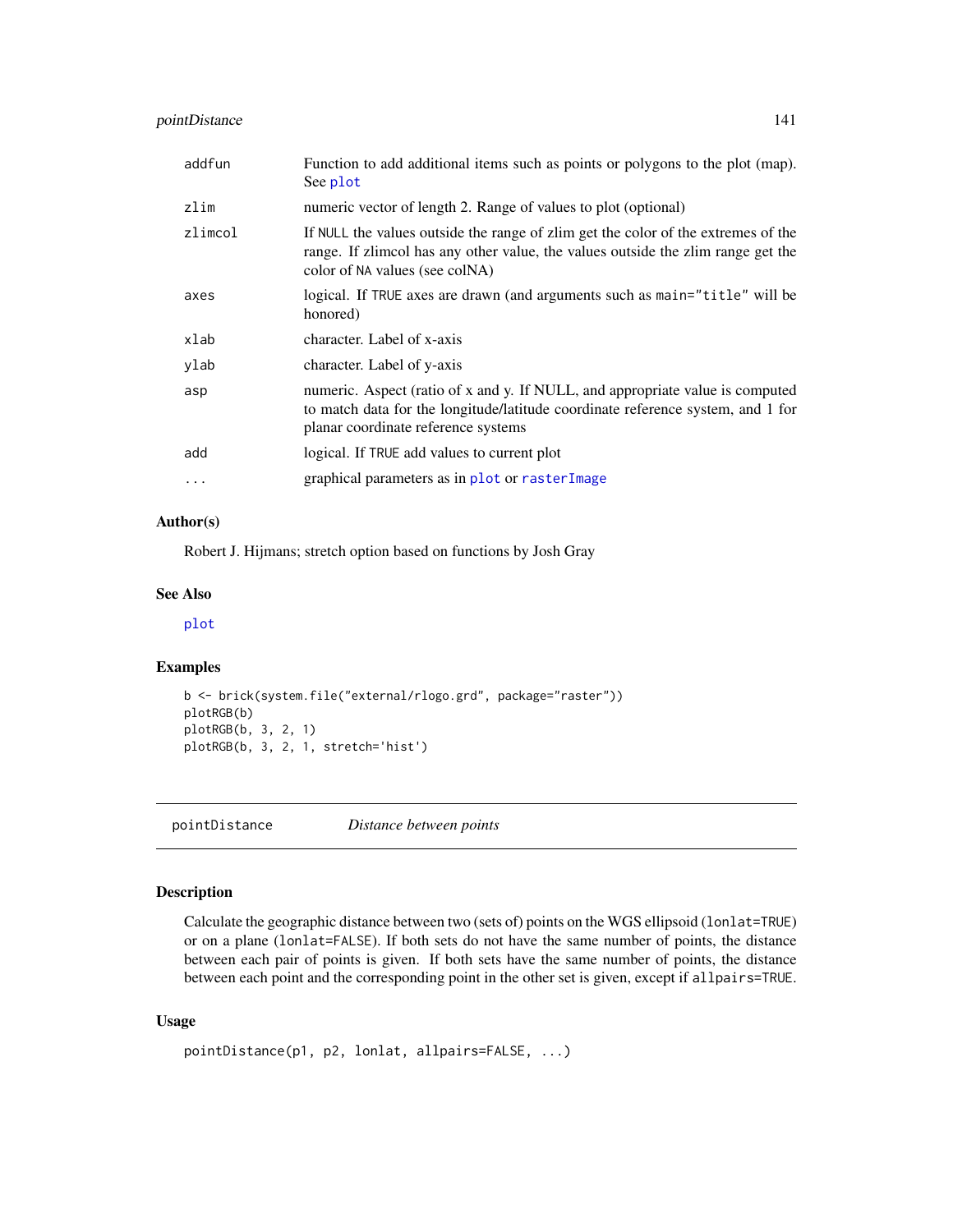| | |
|---|---|
| addfun | Function to add additional items such as points or polygons to the plot (map). See plot |
| zlim | numeric vector of length 2. Range of values to plot (optional) |
| zlimcol | If NULL the values outside the range of zlim get the color of the extremes of the range. If zlimcol has any other value, the values outside the zlim range get the color of NA values (see colNA) |
| axes | logical. If TRUE axes are drawn (and arguments such as main="title" will be honored) |
| xlab | character. Label of x-axis |
| ylab | character. Label of y-axis |
| asp | numeric. Aspect (ratio of x and y. If NULL, and appropriate value is computed to match data for the longitude/latitude coordinate reference system, and 1 for planar coordinate reference systems |
| add | logical. If TRUE add values to current plot |
| ... | graphical parameters as in plot or rasterImage |

### Author(s)

Robert J. Hijmans; stretch option based on functions by Josh Gray

### See Also

plot

### Examples

```
b <- brick(system.file("external/rlogo.grd", package="raster"))
plotRGB(b)
plotRGB(b, 3, 2, 1)
plotRGB(b, 3, 2, 1, stretch='hist')
```

---

## pointDistance *Distance between points*

---

### Description

Calculate the geographic distance between two (sets of) points on the WGS ellipsoid (lonlat=TRUE) or on a plane (lonlat=FALSE). If both sets do not have the same number of points, the distance between each pair of points is given. If both sets have the same number of points, the distance between each point and the corresponding point in the other set is given, except if allpairs=TRUE.

### Usage

```
pointDistance(p1, p2, lonlat, allpairs=FALSE, ...)
```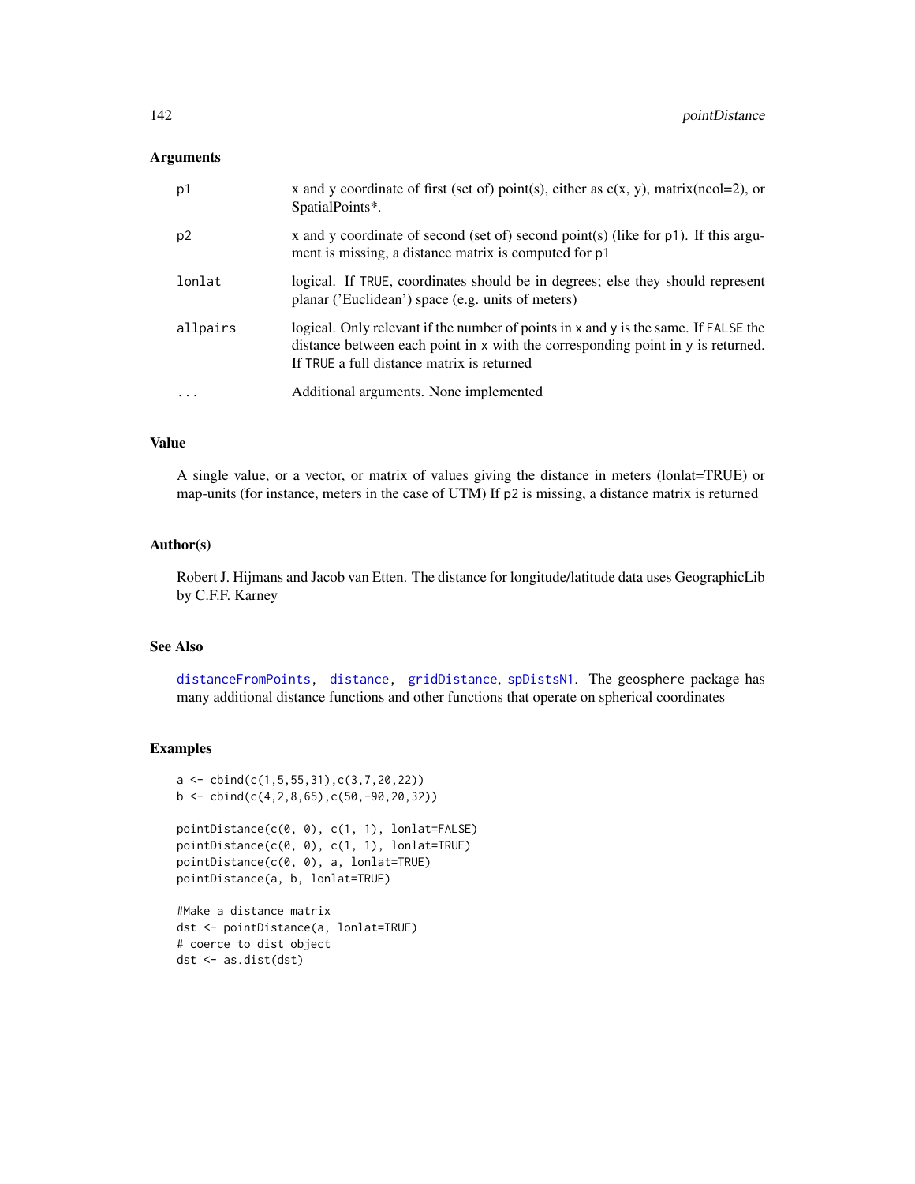## Arguments

| | |
|---|---|
| p1 | x and y coordinate of first (set of) point(s), either as c(x, y), matrix(ncol=2), or SpatialPoints*. |
| p2 | x and y coordinate of second (set of) second point(s) (like for p1). If this argument is missing, a distance matrix is computed for p1 |
| lonlat | logical. If TRUE, coordinates should be in degrees; else they should represent planar ('Euclidean') space (e.g. units of meters) |
| allpairs | logical. Only relevant if the number of points in x and y is the same. If FALSE the distance between each point in x with the corresponding point in y is returned. If TRUE a full distance matrix is returned |
| ... | Additional arguments. None implemented |

## Value

A single value, or a vector, or matrix of values giving the distance in meters (lonlat=TRUE) or map-units (for instance, meters in the case of UTM) If p2 is missing, a distance matrix is returned

## Author(s)

Robert J. Hijmans and Jacob van Etten. The distance for longitude/latitude data uses GeographicLib by C.F.F. Karney

## See Also

distanceFromPoints, distance, gridDistance, spDistsN1. The geosphere package has many additional distance functions and other functions that operate on spherical coordinates

## Examples

```
a <- cbind(c(1,5,55,31),c(3,7,20,22))
b <- cbind(c(4,2,8,65),c(50,-90,20,32))

pointDistance(c(0, 0), c(1, 1), lonlat=FALSE)
pointDistance(c(0, 0), c(1, 1), lonlat=TRUE)
pointDistance(c(0, 0), a, lonlat=TRUE)
pointDistance(a, b, lonlat=TRUE)

#Make a distance matrix
dst <- pointDistance(a, lonlat=TRUE)
# coerce to dist object
dst <- as.dist(dst)
```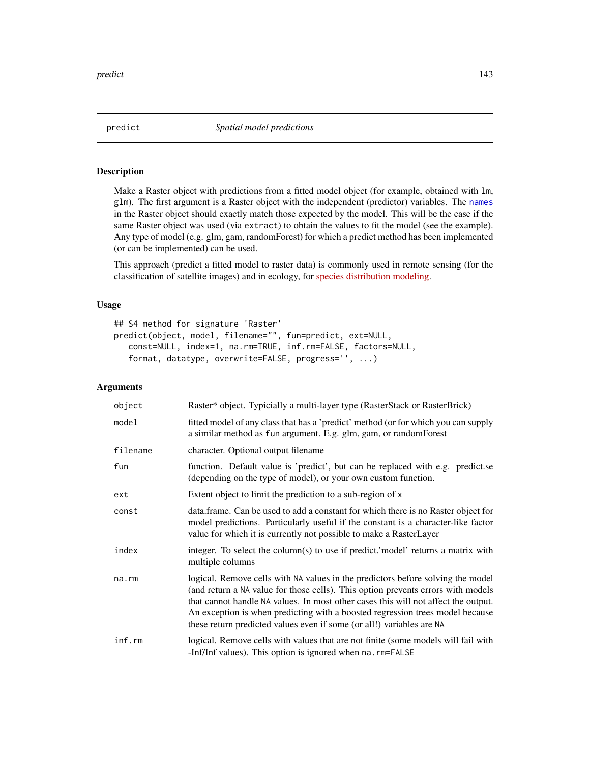## predict — *Spatial model predictions*

### Description

Make a Raster object with predictions from a fitted model object (for example, obtained with `lm`, `glm`). The first argument is a Raster object with the independent (predictor) variables. The `names` in the Raster object should exactly match those expected by the model. This will be the case if the same Raster object was used (via `extract`) to obtain the values to fit the model (see the example). Any type of model (e.g. glm, gam, randomForest) for which a predict method has been implemented (or can be implemented) can be used.

This approach (predict a fitted model to raster data) is commonly used in remote sensing (for the classification of satellite images) and in ecology, for species distribution modeling.

### Usage

```
## S4 method for signature 'Raster'
predict(object, model, filename="", fun=predict, ext=NULL,
   const=NULL, index=1, na.rm=TRUE, inf.rm=FALSE, factors=NULL,
   format, datatype, overwrite=FALSE, progress='', ...)
```

### Arguments

| | |
|---|---|
| `object` | Raster* object. Typicially a multi-layer type (RasterStack or RasterBrick) |
| `model` | fitted model of any class that has a 'predict' method (or for which you can supply a similar method as `fun` argument. E.g. glm, gam, or randomForest |
| `filename` | character. Optional output filename |
| `fun` | function. Default value is 'predict', but can be replaced with e.g. predict.se (depending on the type of model), or your own custom function. |
| `ext` | Extent object to limit the prediction to a sub-region of `x` |
| `const` | data.frame. Can be used to add a constant for which there is no Raster object for model predictions. Particularly useful if the constant is a character-like factor value for which it is currently not possible to make a RasterLayer |
| `index` | integer. To select the column(s) to use if predict.'model' returns a matrix with multiple columns |
| `na.rm` | logical. Remove cells with `NA` values in the predictors before solving the model (and return a `NA` value for those cells). This option prevents errors with models that cannot handle `NA` values. In most other cases this will not affect the output. An exception is when predicting with a boosted regression trees model because these return predicted values even if some (or all!) variables are `NA` |
| `inf.rm` | logical. Remove cells with values that are not finite (some models will fail with -Inf/Inf values). This option is ignored when `na.rm=FALSE` |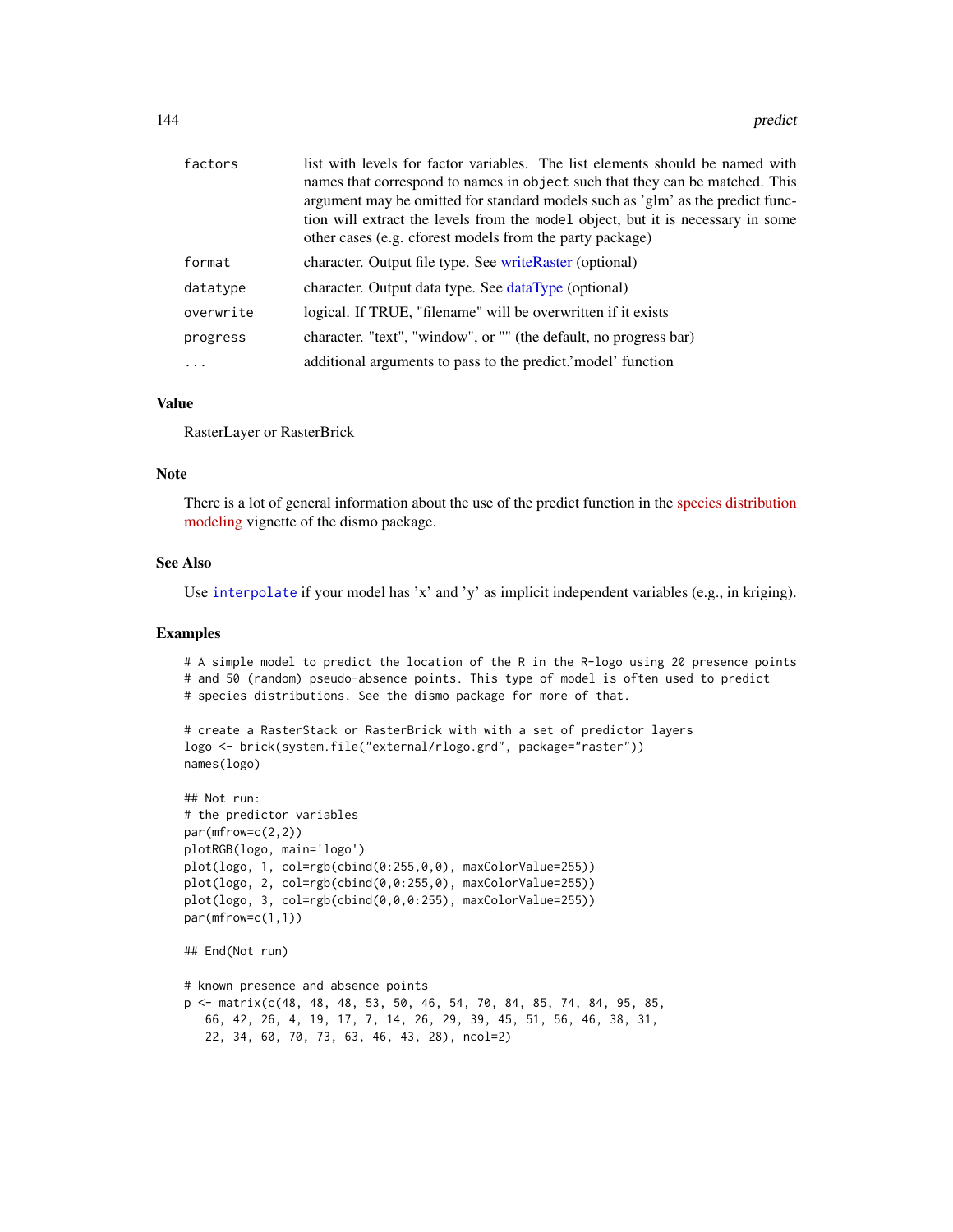| | |
|---|---|
| factors | list with levels for factor variables. The list elements should be named with names that correspond to names in object such that they can be matched. This argument may be omitted for standard models such as 'glm' as the predict function will extract the levels from the model object, but it is necessary in some other cases (e.g. cforest models from the party package) |
| format | character. Output file type. See writeRaster (optional) |
| datatype | character. Output data type. See dataType (optional) |
| overwrite | logical. If TRUE, "filename" will be overwritten if it exists |
| progress | character. "text", "window", or "" (the default, no progress bar) |
| ... | additional arguments to pass to the predict.'model' function |

## Value

RasterLayer or RasterBrick

## Note

There is a lot of general information about the use of the predict function in the species distribution modeling vignette of the dismo package.

## See Also

Use interpolate if your model has 'x' and 'y' as implicit independent variables (e.g., in kriging).

## Examples

```
# A simple model to predict the location of the R in the R-logo using 20 presence points
# and 50 (random) pseudo-absence points. This type of model is often used to predict
# species distributions. See the dismo package for more of that.

# create a RasterStack or RasterBrick with with a set of predictor layers
logo <- brick(system.file("external/rlogo.grd", package="raster"))
names(logo)

## Not run:
# the predictor variables
par(mfrow=c(2,2))
plotRGB(logo, main='logo')
plot(logo, 1, col=rgb(cbind(0:255,0,0), maxColorValue=255))
plot(logo, 2, col=rgb(cbind(0,0:255,0), maxColorValue=255))
plot(logo, 3, col=rgb(cbind(0,0,0:255), maxColorValue=255))
par(mfrow=c(1,1))

## End(Not run)

# known presence and absence points
p <- matrix(c(48, 48, 48, 53, 50, 46, 54, 70, 84, 85, 74, 84, 95, 85,
   66, 42, 26, 4, 19, 17, 7, 14, 26, 29, 39, 45, 51, 56, 46, 38, 31,
   22, 34, 60, 70, 73, 63, 46, 43, 28), ncol=2)
```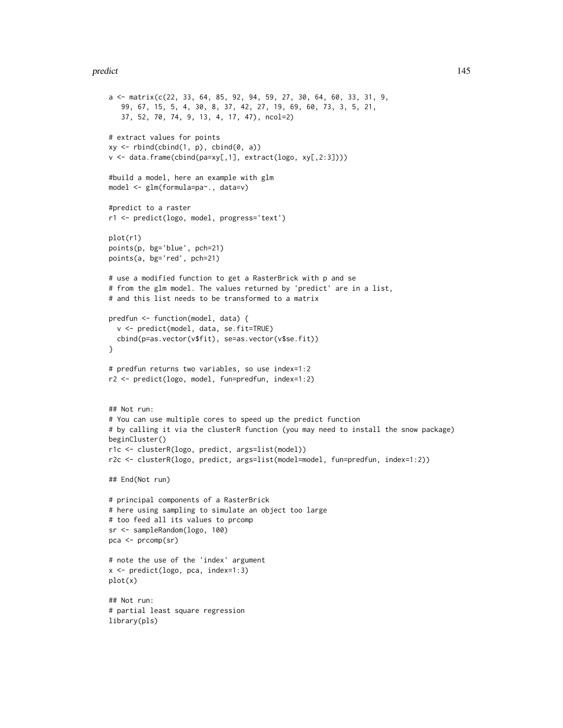```
a <- matrix(c(22, 33, 64, 85, 92, 94, 59, 27, 30, 64, 60, 33, 31, 9,
   99, 67, 15, 5, 4, 30, 8, 37, 42, 27, 19, 69, 60, 73, 3, 5, 21,
   37, 52, 70, 74, 9, 13, 4, 17, 47), ncol=2)

# extract values for points
xy <- rbind(cbind(1, p), cbind(0, a))
v <- data.frame(cbind(pa=xy[,1], extract(logo, xy[,2:3])))

#build a model, here an example with glm
model <- glm(formula=pa~., data=v)

#predict to a raster
r1 <- predict(logo, model, progress='text')

plot(r1)
points(p, bg='blue', pch=21)
points(a, bg='red', pch=21)

# use a modified function to get a RasterBrick with p and se
# from the glm model. The values returned by 'predict' are in a list,
# and this list needs to be transformed to a matrix

predfun <- function(model, data) {
  v <- predict(model, data, se.fit=TRUE)
  cbind(p=as.vector(v$fit), se=as.vector(v$se.fit))
}

# predfun returns two variables, so use index=1:2
r2 <- predict(logo, model, fun=predfun, index=1:2)


## Not run:
# You can use multiple cores to speed up the predict function
# by calling it via the clusterR function (you may need to install the snow package)
beginCluster()
r1c <- clusterR(logo, predict, args=list(model))
r2c <- clusterR(logo, predict, args=list(model=model, fun=predfun, index=1:2))

## End(Not run)

# principal components of a RasterBrick
# here using sampling to simulate an object too large
# too feed all its values to prcomp
sr <- sampleRandom(logo, 100)
pca <- prcomp(sr)

# note the use of the 'index' argument
x <- predict(logo, pca, index=1:3)
plot(x)

## Not run:
# partial least square regression
library(pls)
```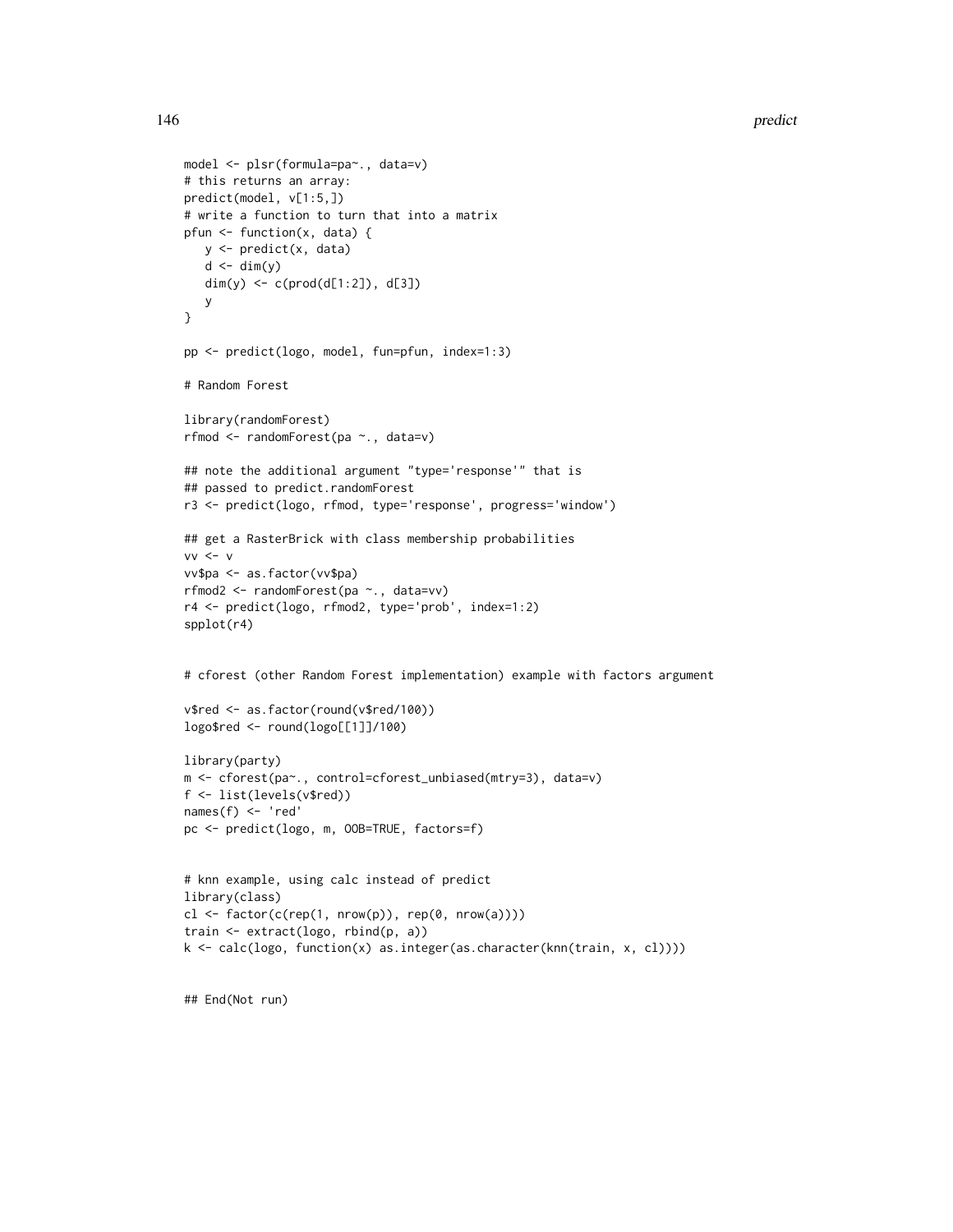```
model <- plsr(formula=pa~., data=v)
# this returns an array:
predict(model, v[1:5,])
# write a function to turn that into a matrix
pfun <- function(x, data) {
   y <- predict(x, data)
   d <- dim(y)
   dim(y) <- c(prod(d[1:2]), d[3])
   y
}

pp <- predict(logo, model, fun=pfun, index=1:3)

# Random Forest

library(randomForest)
rfmod <- randomForest(pa ~., data=v)

## note the additional argument "type='response'" that is
## passed to predict.randomForest
r3 <- predict(logo, rfmod, type='response', progress='window')

## get a RasterBrick with class membership probabilities
vv <- v
vv$pa <- as.factor(vv$pa)
rfmod2 <- randomForest(pa ~., data=vv)
r4 <- predict(logo, rfmod2, type='prob', index=1:2)
spplot(r4)


# cforest (other Random Forest implementation) example with factors argument

v$red <- as.factor(round(v$red/100))
logo$red <- round(logo[[1]]/100)

library(party)
m <- cforest(pa~., control=cforest_unbiased(mtry=3), data=v)
f <- list(levels(v$red))
names(f) <- 'red'
pc <- predict(logo, m, OOB=TRUE, factors=f)


# knn example, using calc instead of predict
library(class)
cl <- factor(c(rep(1, nrow(p)), rep(0, nrow(a))))
train <- extract(logo, rbind(p, a))
k <- calc(logo, function(x) as.integer(as.character(knn(train, x, cl))))


## End(Not run)
```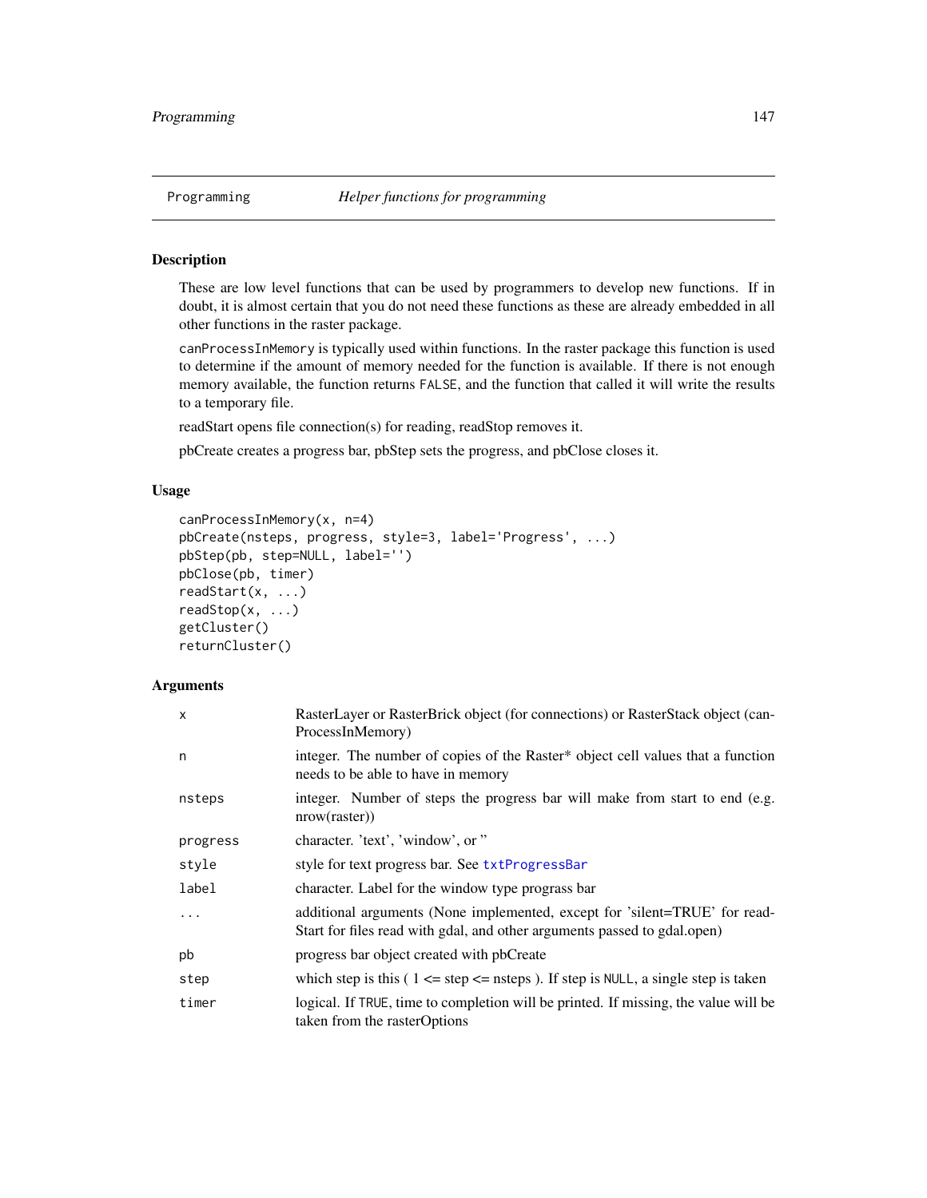## Programming *Helper functions for programming*

### Description

These are low level functions that can be used by programmers to develop new functions. If in doubt, it is almost certain that you do not need these functions as these are already embedded in all other functions in the raster package.

canProcessInMemory is typically used within functions. In the raster package this function is used to determine if the amount of memory needed for the function is available. If there is not enough memory available, the function returns FALSE, and the function that called it will write the results to a temporary file.

readStart opens file connection(s) for reading, readStop removes it.

pbCreate creates a progress bar, pbStep sets the progress, and pbClose closes it.

### Usage

```
canProcessInMemory(x, n=4)
pbCreate(nsteps, progress, style=3, label='Progress', ...)
pbStep(pb, step=NULL, label='')
pbClose(pb, timer)
readStart(x, ...)
readStop(x, ...)
getCluster()
returnCluster()
```

### Arguments

| | |
|---|---|
| x | RasterLayer or RasterBrick object (for connections) or RasterStack object (canProcessInMemory) |
| n | integer. The number of copies of the Raster* object cell values that a function needs to be able to have in memory |
| nsteps | integer. Number of steps the progress bar will make from start to end (e.g. nrow(raster)) |
| progress | character. 'text', 'window', or '' |
| style | style for text progress bar. See txtProgressBar |
| label | character. Label for the window type prograss bar |
| ... | additional arguments (None implemented, except for 'silent=TRUE' for readStart for files read with gdal, and other arguments passed to gdal.open) |
| pb | progress bar object created with pbCreate |
| step | which step is this ( 1 <= step <= nsteps ). If step is NULL, a single step is taken |
| timer | logical. If TRUE, time to completion will be printed. If missing, the value will be taken from the rasterOptions |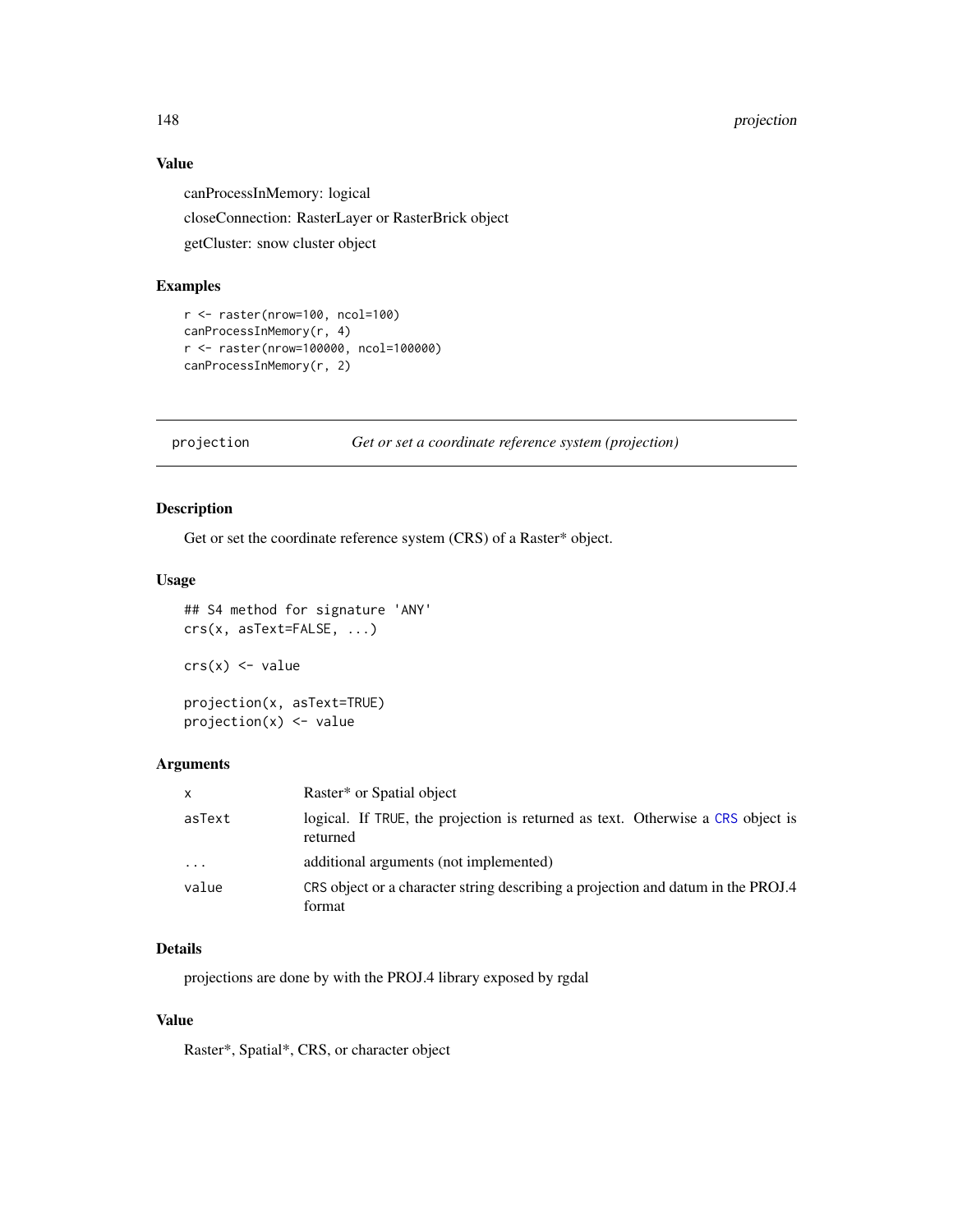### Value

canProcessInMemory: logical

closeConnection: RasterLayer or RasterBrick object

getCluster: snow cluster object

### Examples

```
r <- raster(nrow=100, ncol=100)
canProcessInMemory(r, 4)
r <- raster(nrow=100000, ncol=100000)
canProcessInMemory(r, 2)
```

---

## projection &nbsp;&nbsp;&nbsp;&nbsp; *Get or set a coordinate reference system (projection)*

---

### Description

Get or set the coordinate reference system (CRS) of a Raster* object.

### Usage

```
## S4 method for signature 'ANY'
crs(x, asText=FALSE, ...)

crs(x) <- value

projection(x, asText=TRUE)
projection(x) <- value
```

### Arguments

| | |
|---|---|
| x | Raster* or Spatial object |
| asText | logical. If TRUE, the projection is returned as text. Otherwise a CRS object is returned |
| ... | additional arguments (not implemented) |
| value | CRS object or a character string describing a projection and datum in the PROJ.4 format |

### Details

projections are done by with the PROJ.4 library exposed by rgdal

### Value

Raster*, Spatial*, CRS, or character object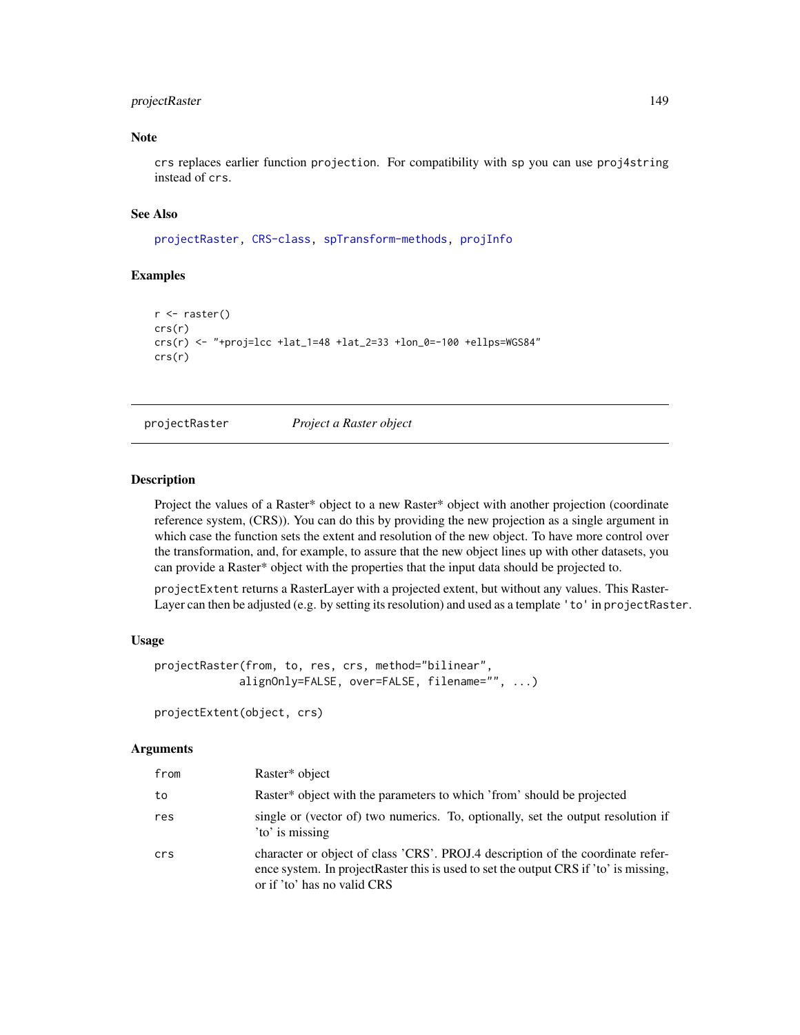### Note

`crs` replaces earlier function `projection`. For compatibility with `sp` you can use `proj4string` instead of `crs`.

### See Also

`projectRaster`, `CRS-class`, `spTransform-methods`, `projInfo`

### Examples

```
r <- raster()
crs(r)
crs(r) <- "+proj=lcc +lat_1=48 +lat_2=33 +lon_0=-100 +ellps=WGS84"
crs(r)
```

---

## projectRaster *Project a Raster object*

---

### Description

Project the values of a Raster* object to a new Raster* object with another projection (coordinate reference system, (CRS)). You can do this by providing the new projection as a single argument in which case the function sets the extent and resolution of the new object. To have more control over the transformation, and, for example, to assure that the new object lines up with other datasets, you can provide a Raster* object with the properties that the input data should be projected to.

`projectExtent` returns a RasterLayer with a projected extent, but without any values. This RasterLayer can then be adjusted (e.g. by setting its resolution) and used as a template `'to'` in `projectRaster`.

### Usage

```
projectRaster(from, to, res, crs, method="bilinear",
            alignOnly=FALSE, over=FALSE, filename="", ...)

projectExtent(object, crs)
```

### Arguments

| | |
|---|---|
| `from` | Raster* object |
| `to` | Raster* object with the parameters to which 'from' should be projected |
| `res` | single or (vector of) two numerics. To, optionally, set the output resolution if 'to' is missing |
| `crs` | character or object of class 'CRS'. PROJ.4 description of the coordinate reference system. In projectRaster this is used to set the output CRS if 'to' is missing, or if 'to' has no valid CRS |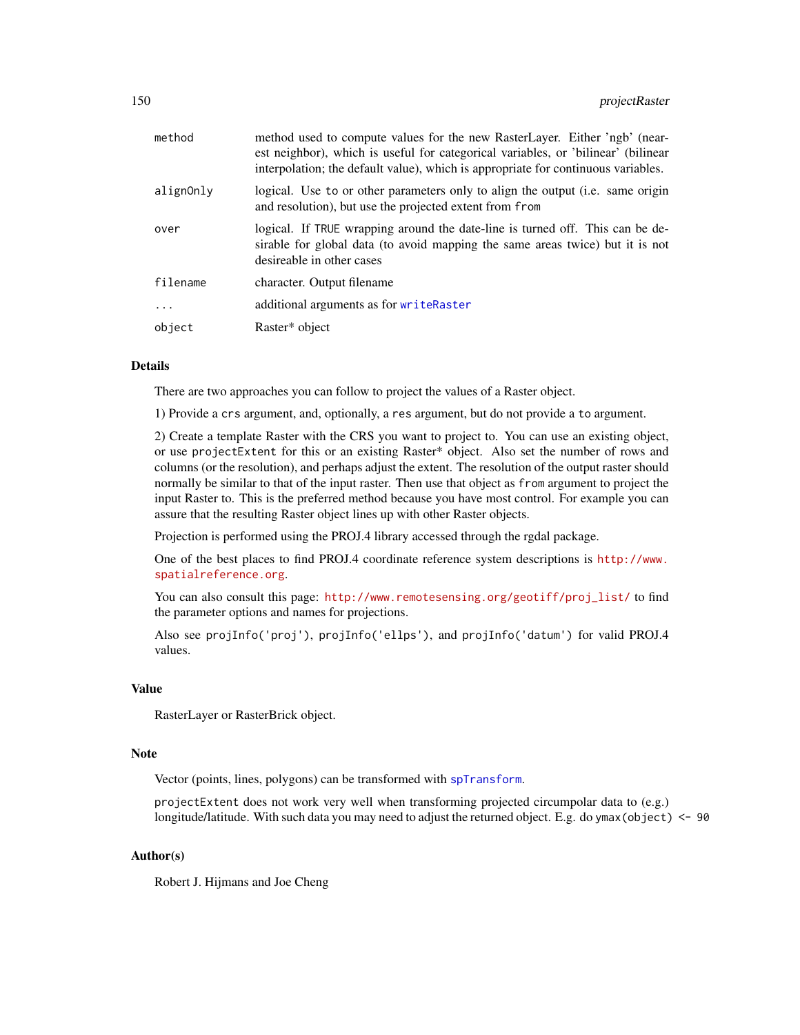| | |
|---|---|
| method | method used to compute values for the new RasterLayer. Either 'ngb' (nearest neighbor), which is useful for categorical variables, or 'bilinear' (bilinear interpolation; the default value), which is appropriate for continuous variables. |
| alignOnly | logical. Use `to` or other parameters only to align the output (i.e. same origin and resolution), but use the projected extent from `from` |
| over | logical. If `TRUE` wrapping around the date-line is turned off. This can be desirable for global data (to avoid mapping the same areas twice) but it is not desireable in other cases |
| filename | character. Output filename |
| ... | additional arguments as for `writeRaster` |
| object | Raster* object |

## Details

There are two approaches you can follow to project the values of a Raster object.

1) Provide a `crs` argument, and, optionally, a `res` argument, but do not provide a `to` argument.

2) Create a template Raster with the CRS you want to project to. You can use an existing object, or use `projectExtent` for this or an existing Raster* object. Also set the number of rows and columns (or the resolution), and perhaps adjust the extent. The resolution of the output raster should normally be similar to that of the input raster. Then use that object as `from` argument to project the input Raster to. This is the preferred method because you have most control. For example you can assure that the resulting Raster object lines up with other Raster objects.

Projection is performed using the PROJ.4 library accessed through the rgdal package.

One of the best places to find PROJ.4 coordinate reference system descriptions is http://www.spatialreference.org.

You can also consult this page: http://www.remotesensing.org/geotiff/proj_list/ to find the parameter options and names for projections.

Also see `projInfo('proj')`, `projInfo('ellps')`, and `projInfo('datum')` for valid PROJ.4 values.

## Value

RasterLayer or RasterBrick object.

## Note

Vector (points, lines, polygons) can be transformed with `spTransform`.

`projectExtent` does not work very well when transforming projected circumpolar data to (e.g.) longitude/latitude. With such data you may need to adjust the returned object. E.g. do `ymax(object) <- 90`

## Author(s)

Robert J. Hijmans and Joe Cheng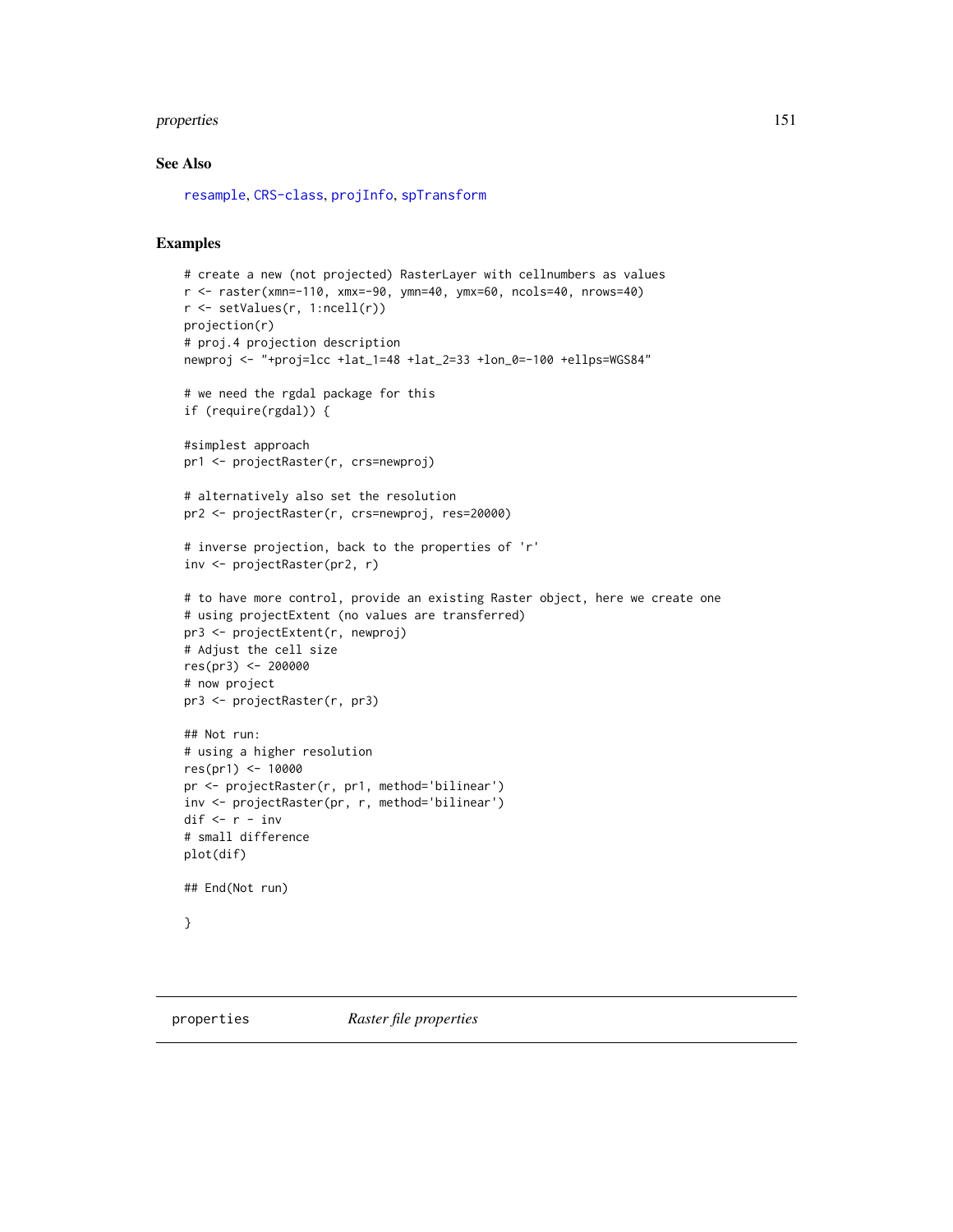## See Also

resample, CRS-class, projInfo, spTransform

## Examples

```
# create a new (not projected) RasterLayer with cellnumbers as values
r <- raster(xmn=-110, xmx=-90, ymn=40, ymx=60, ncols=40, nrows=40)
r <- setValues(r, 1:ncell(r))
projection(r)
# proj.4 projection description
newproj <- "+proj=lcc +lat_1=48 +lat_2=33 +lon_0=-100 +ellps=WGS84"

# we need the rgdal package for this
if (require(rgdal)) {

#simplest approach
pr1 <- projectRaster(r, crs=newproj)

# alternatively also set the resolution
pr2 <- projectRaster(r, crs=newproj, res=20000)

# inverse projection, back to the properties of 'r'
inv <- projectRaster(pr2, r)

# to have more control, provide an existing Raster object, here we create one
# using projectExtent (no values are transferred)
pr3 <- projectExtent(r, newproj)
# Adjust the cell size
res(pr3) <- 200000
# now project
pr3 <- projectRaster(r, pr3)

## Not run:
# using a higher resolution
res(pr1) <- 10000
pr <- projectRaster(r, pr1, method='bilinear')
inv <- projectRaster(pr, r, method='bilinear')
dif <- r - inv
# small difference
plot(dif)

## End(Not run)

}
```

---

# properties &nbsp;&nbsp;&nbsp;&nbsp; *Raster file properties*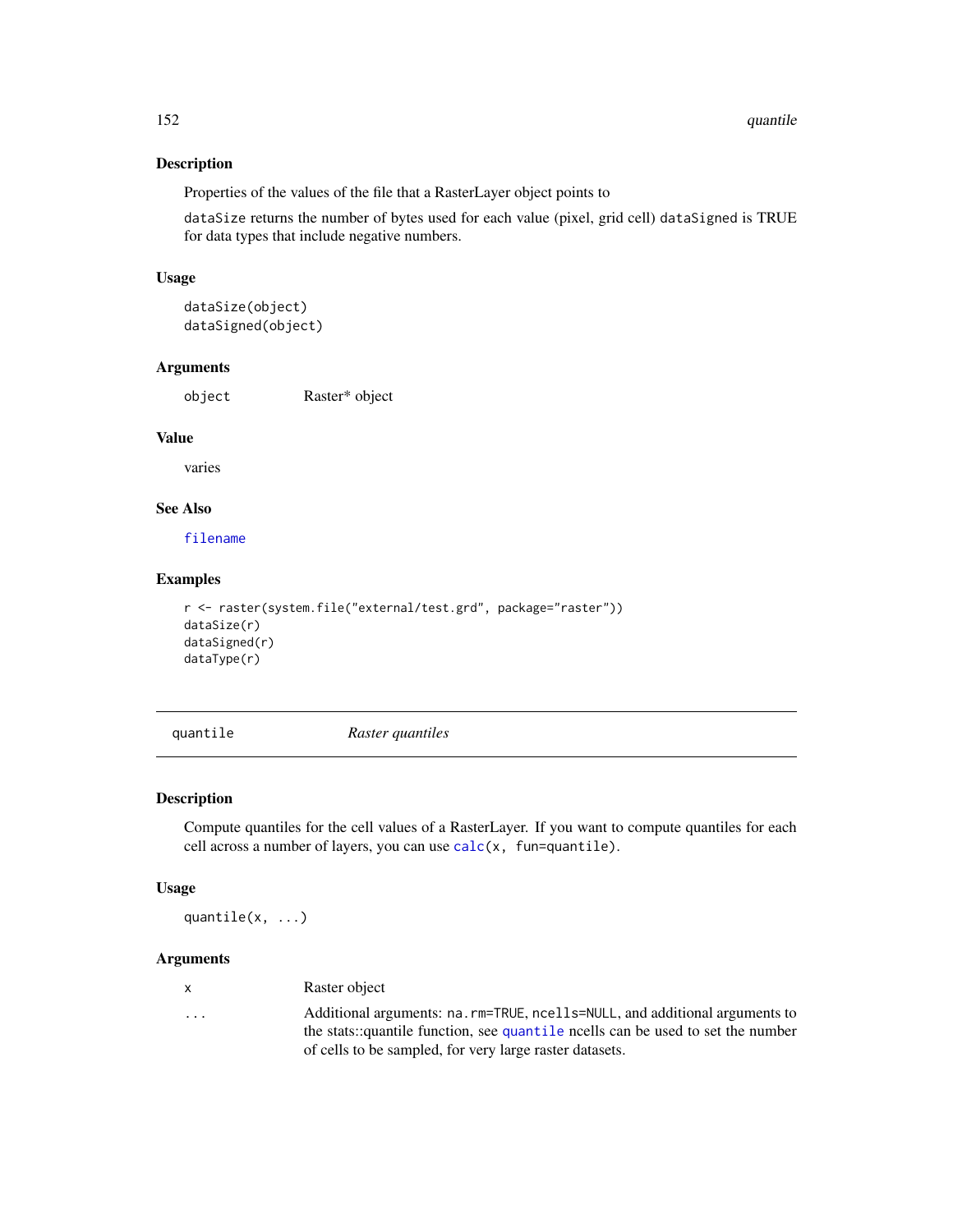## Description

Properties of the values of the file that a RasterLayer object points to

`dataSize` returns the number of bytes used for each value (pixel, grid cell) `dataSigned` is TRUE for data types that include negative numbers.

## Usage

```
dataSize(object)
dataSigned(object)
```

## Arguments

| | |
|---|---|
| `object` | Raster* object |

## Value

varies

## See Also

`filename`

## Examples

```
r <- raster(system.file("external/test.grd", package="raster"))
dataSize(r)
dataSigned(r)
dataType(r)
```

---

# quantile — *Raster quantiles*

## Description

Compute quantiles for the cell values of a RasterLayer. If you want to compute quantiles for each cell across a number of layers, you can use `calc(x, fun=quantile)`.

## Usage

```
quantile(x, ...)
```

## Arguments

| | |
|---|---|
| `x` | Raster object |
| `...` | Additional arguments: `na.rm=TRUE`, `ncells=NULL`, and additional arguments to the stats::quantile function, see `quantile` ncells can be used to set the number of cells to be sampled, for very large raster datasets. |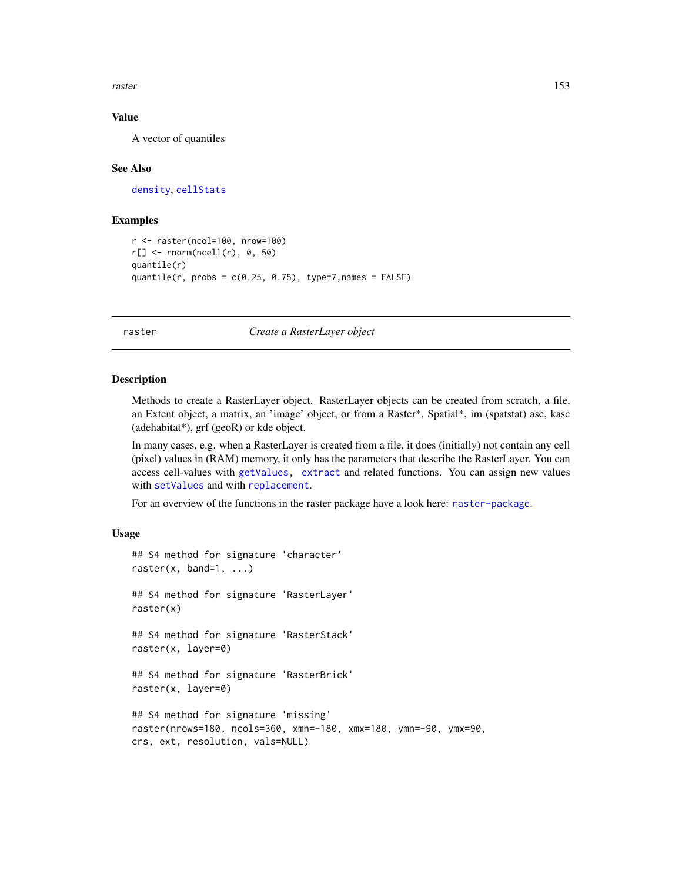### Value

A vector of quantiles

### See Also

density, cellStats

### Examples

```
r <- raster(ncol=100, nrow=100)
r[] <- rnorm(ncell(r), 0, 50)
quantile(r)
quantile(r, probs = c(0.25, 0.75), type=7,names = FALSE)
```

---

## raster *Create a RasterLayer object*

---

### Description

Methods to create a RasterLayer object. RasterLayer objects can be created from scratch, a file, an Extent object, a matrix, an 'image' object, or from a Raster*, Spatial*, im (spatstat) asc, kasc (adehabitat*), grf (geoR) or kde object.

In many cases, e.g. when a RasterLayer is created from a file, it does (initially) not contain any cell (pixel) values in (RAM) memory, it only has the parameters that describe the RasterLayer. You can access cell-values with getValues, extract and related functions. You can assign new values with setValues and with replacement.

For an overview of the functions in the raster package have a look here: raster-package.

### Usage

```
## S4 method for signature 'character'
raster(x, band=1, ...)

## S4 method for signature 'RasterLayer'
raster(x)

## S4 method for signature 'RasterStack'
raster(x, layer=0)

## S4 method for signature 'RasterBrick'
raster(x, layer=0)

## S4 method for signature 'missing'
raster(nrows=180, ncols=360, xmn=-180, xmx=180, ymn=-90, ymx=90,
crs, ext, resolution, vals=NULL)
```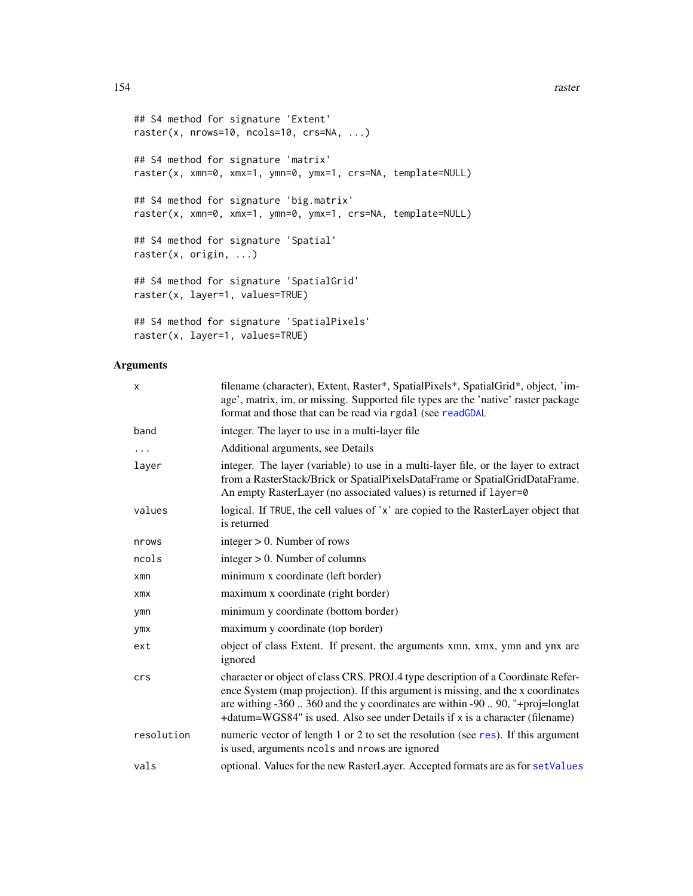```
## S4 method for signature 'Extent'
raster(x, nrows=10, ncols=10, crs=NA, ...)

## S4 method for signature 'matrix'
raster(x, xmn=0, xmx=1, ymn=0, ymx=1, crs=NA, template=NULL)

## S4 method for signature 'big.matrix'
raster(x, xmn=0, xmx=1, ymn=0, ymx=1, crs=NA, template=NULL)

## S4 method for signature 'Spatial'
raster(x, origin, ...)

## S4 method for signature 'SpatialGrid'
raster(x, layer=1, values=TRUE)

## S4 method for signature 'SpatialPixels'
raster(x, layer=1, values=TRUE)
```

### Arguments

| | |
|---|---|
| x | filename (character), Extent, Raster*, SpatialPixels*, SpatialGrid*, object, 'image', matrix, im, or missing. Supported file types are the 'native' raster package format and those that can be read via rgdal (see readGDAL |
| band | integer. The layer to use in a multi-layer file |
| ... | Additional arguments, see Details |
| layer | integer. The layer (variable) to use in a multi-layer file, or the layer to extract from a RasterStack/Brick or SpatialPixelsDataFrame or SpatialGridDataFrame. An empty RasterLayer (no associated values) is returned if layer=0 |
| values | logical. If TRUE, the cell values of 'x' are copied to the RasterLayer object that is returned |
| nrows | integer > 0. Number of rows |
| ncols | integer > 0. Number of columns |
| xmn | minimum x coordinate (left border) |
| xmx | maximum x coordinate (right border) |
| ymn | minimum y coordinate (bottom border) |
| ymx | maximum y coordinate (top border) |
| ext | object of class Extent. If present, the arguments xmn, xmx, ymn and ynx are ignored |
| crs | character or object of class CRS. PROJ.4 type description of a Coordinate Reference System (map projection). If this argument is missing, and the x coordinates are withing -360 .. 360 and the y coordinates are within -90 .. 90, "+proj=longlat +datum=WGS84" is used. Also see under Details if x is a character (filename) |
| resolution | numeric vector of length 1 or 2 to set the resolution (see res). If this argument is used, arguments ncols and nrows are ignored |
| vals | optional. Values for the new RasterLayer. Accepted formats are as for setValues |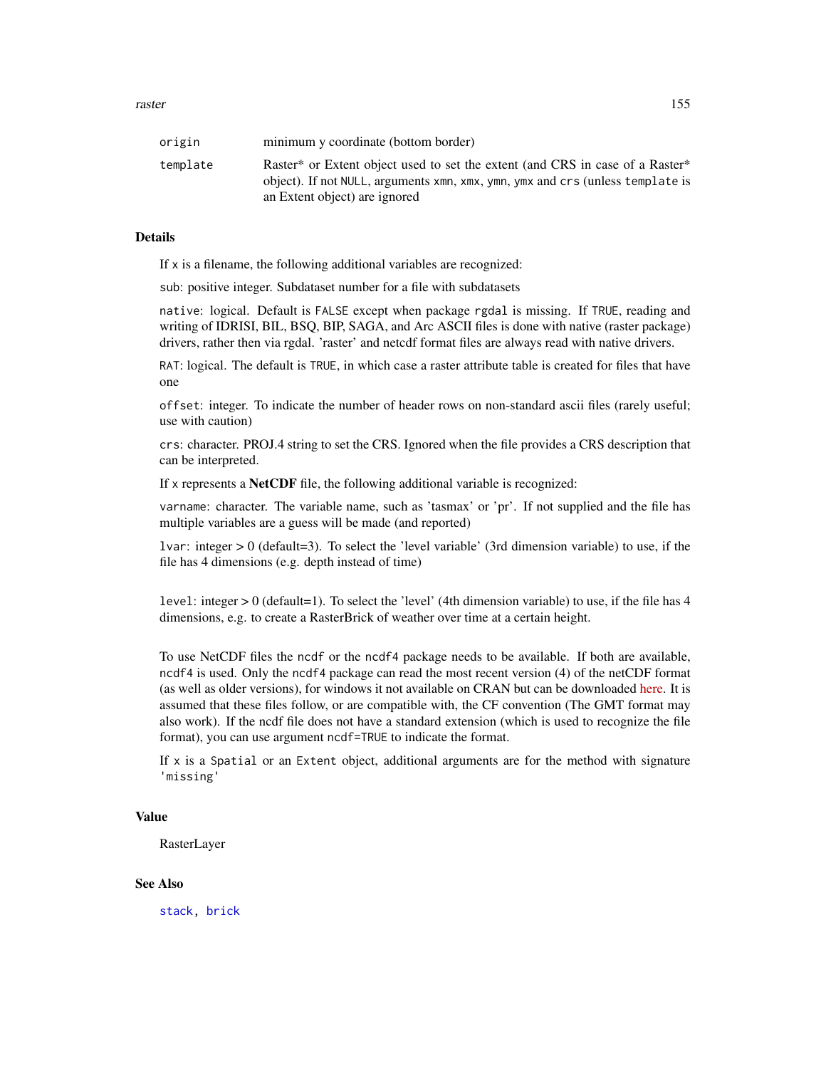| | |
|---|---|
| `origin` | minimum y coordinate (bottom border) |
| `template` | Raster* or Extent object used to set the extent (and CRS in case of a Raster* object). If not `NULL`, arguments `xmn`, `xmx`, `ymn`, `ymx` and `crs` (unless `template` is an Extent object) are ignored |

### Details

If `x` is a filename, the following additional variables are recognized:

`sub`: positive integer. Subdataset number for a file with subdatasets

`native`: logical. Default is `FALSE` except when package `rgdal` is missing. If `TRUE`, reading and writing of IDRISI, BIL, BSQ, BIP, SAGA, and Arc ASCII files is done with native (raster package) drivers, rather then via rgdal. 'raster' and netcdf format files are always read with native drivers.

`RAT`: logical. The default is `TRUE`, in which case a raster attribute table is created for files that have one

`offset`: integer. To indicate the number of header rows on non-standard ascii files (rarely useful; use with caution)

`crs`: character. PROJ.4 string to set the CRS. Ignored when the file provides a CRS description that can be interpreted.

If `x` represents a **NetCDF** file, the following additional variable is recognized:

`varname`: character. The variable name, such as 'tasmax' or 'pr'. If not supplied and the file has multiple variables are a guess will be made (and reported)

`lvar`: integer > 0 (default=3). To select the 'level variable' (3rd dimension variable) to use, if the file has 4 dimensions (e.g. depth instead of time)

`level`: integer > 0 (default=1). To select the 'level' (4th dimension variable) to use, if the file has 4 dimensions, e.g. to create a RasterBrick of weather over time at a certain height.

To use NetCDF files the `ncdf` or the `ncdf4` package needs to be available. If both are available, `ncdf4` is used. Only the `ncdf4` package can read the most recent version (4) of the netCDF format (as well as older versions), for windows it not available on CRAN but can be downloaded here. It is assumed that these files follow, or are compatible with, the CF convention (The GMT format may also work). If the ncdf file does not have a standard extension (which is used to recognize the file format), you can use argument `ncdf=TRUE` to indicate the format.

If `x` is a `Spatial` or an `Extent` object, additional arguments are for the method with signature `'missing'`

### Value

RasterLayer

### See Also

`stack`, `brick`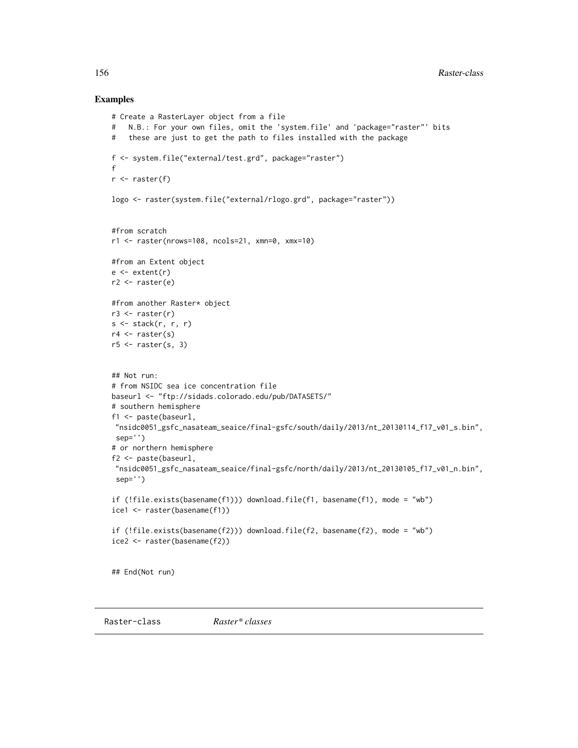## Examples

```
# Create a RasterLayer object from a file
#   N.B.: For your own files, omit the 'system.file' and 'package="raster"' bits
#   these are just to get the path to files installed with the package

f <- system.file("external/test.grd", package="raster")
f
r <- raster(f)

logo <- raster(system.file("external/rlogo.grd", package="raster"))


#from scratch
r1 <- raster(nrows=108, ncols=21, xmn=0, xmx=10)

#from an Extent object
e <- extent(r)
r2 <- raster(e)

#from another Raster* object
r3 <- raster(r)
s <- stack(r, r, r)
r4 <- raster(s)
r5 <- raster(s, 3)


## Not run:
# from NSIDC sea ice concentration file
baseurl <- "ftp://sidads.colorado.edu/pub/DATASETS/"
# southern hemisphere
f1 <- paste(baseurl,
 "nsidc0051_gsfc_nasateam_seaice/final-gsfc/south/daily/2013/nt_20130114_f17_v01_s.bin",
 sep='')
# or northern hemisphere
f2 <- paste(baseurl,
 "nsidc0051_gsfc_nasateam_seaice/final-gsfc/north/daily/2013/nt_20130105_f17_v01_n.bin",
 sep='')

if (!file.exists(basename(f1))) download.file(f1, basename(f1), mode = "wb")
ice1 <- raster(basename(f1))

if (!file.exists(basename(f2))) download.file(f2, basename(f2), mode = "wb")
ice2 <- raster(basename(f2))


## End(Not run)
```

---

Raster-class    *Raster\* classes*

---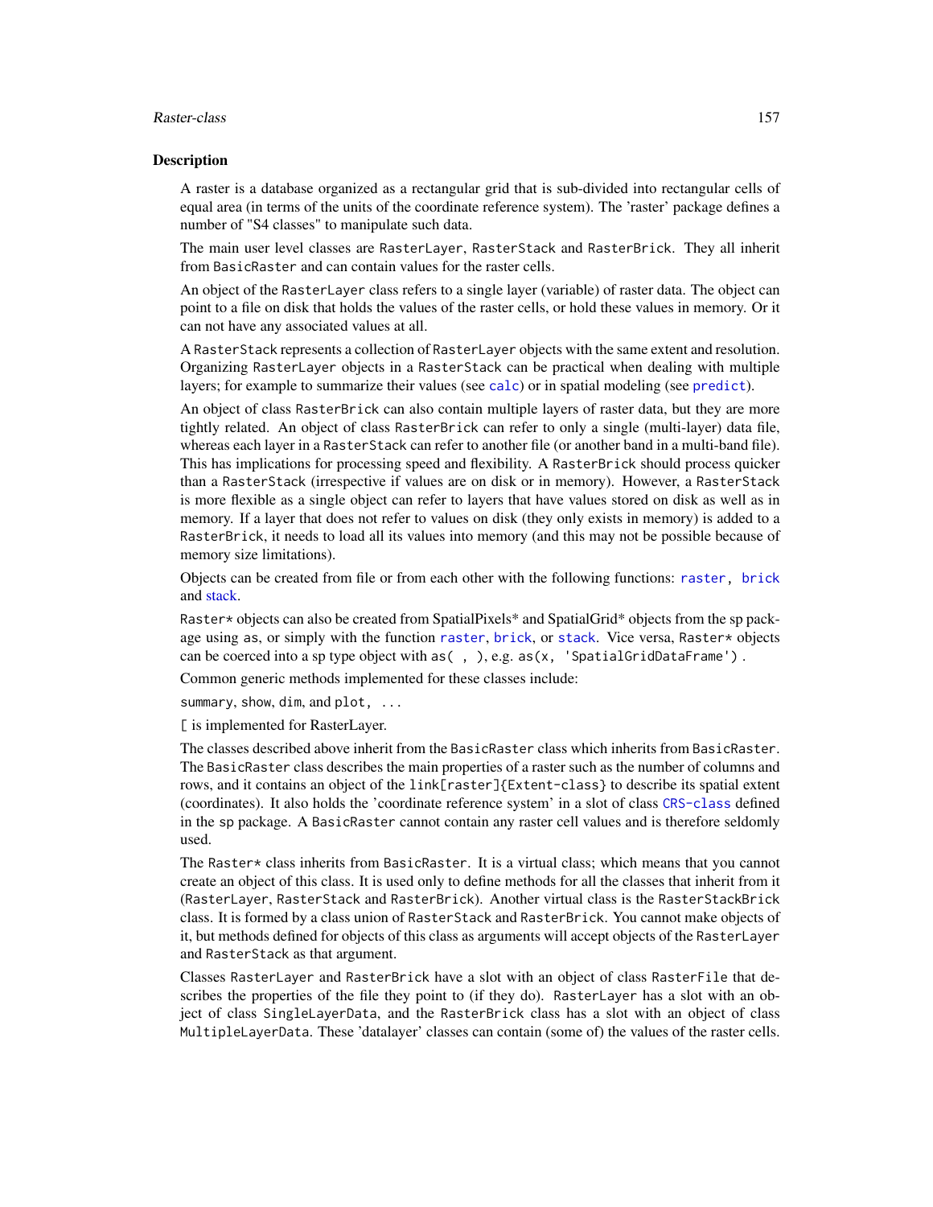## Description

A raster is a database organized as a rectangular grid that is sub-divided into rectangular cells of equal area (in terms of the units of the coordinate reference system). The 'raster' package defines a number of "S4 classes" to manipulate such data.

The main user level classes are `RasterLayer`, `RasterStack` and `RasterBrick`. They all inherit from `BasicRaster` and can contain values for the raster cells.

An object of the `RasterLayer` class refers to a single layer (variable) of raster data. The object can point to a file on disk that holds the values of the raster cells, or hold these values in memory. Or it can not have any associated values at all.

A `RasterStack` represents a collection of `RasterLayer` objects with the same extent and resolution. Organizing `RasterLayer` objects in a `RasterStack` can be practical when dealing with multiple layers; for example to summarize their values (see `calc`) or in spatial modeling (see `predict`).

An object of class `RasterBrick` can also contain multiple layers of raster data, but they are more tightly related. An object of class `RasterBrick` can refer to only a single (multi-layer) data file, whereas each layer in a `RasterStack` can refer to another file (or another band in a multi-band file). This has implications for processing speed and flexibility. A `RasterBrick` should process quicker than a `RasterStack` (irrespective if values are on disk or in memory). However, a `RasterStack` is more flexible as a single object can refer to layers that have values stored on disk as well as in memory. If a layer that does not refer to values on disk (they only exists in memory) is added to a `RasterBrick`, it needs to load all its values into memory (and this may not be possible because of memory size limitations).

Objects can be created from file or from each other with the following functions: `raster`, `brick` and stack.

`Raster*` objects can also be created from SpatialPixels* and SpatialGrid* objects from the sp package using `as`, or simply with the function `raster`, `brick`, or `stack`. Vice versa, `Raster*` objects can be coerced into a sp type object with `as( , )`, e.g. `as(x, 'SpatialGridDataFrame')` .

Common generic methods implemented for these classes include:

`summary`, `show`, `dim`, and `plot, ...`

`[` is implemented for RasterLayer.

The classes described above inherit from the `BasicRaster` class which inherits from `BasicRaster`. The `BasicRaster` class describes the main properties of a raster such as the number of columns and rows, and it contains an object of the `link[raster]{Extent-class}` to describe its spatial extent (coordinates). It also holds the 'coordinate reference system' in a slot of class `CRS-class` defined in the `sp` package. A `BasicRaster` cannot contain any raster cell values and is therefore seldomly used.

The `Raster*` class inherits from `BasicRaster`. It is a virtual class; which means that you cannot create an object of this class. It is used only to define methods for all the classes that inherit from it (`RasterLayer`, `RasterStack` and `RasterBrick`). Another virtual class is the `RasterStackBrick` class. It is formed by a class union of `RasterStack` and `RasterBrick`. You cannot make objects of it, but methods defined for objects of this class as arguments will accept objects of the `RasterLayer` and `RasterStack` as that argument.

Classes `RasterLayer` and `RasterBrick` have a slot with an object of class `RasterFile` that describes the properties of the file they point to (if they do). `RasterLayer` has a slot with an object of class `SingleLayerData`, and the `RasterBrick` class has a slot with an object of class `MultipleLayerData`. These 'datalayer' classes can contain (some of) the values of the raster cells.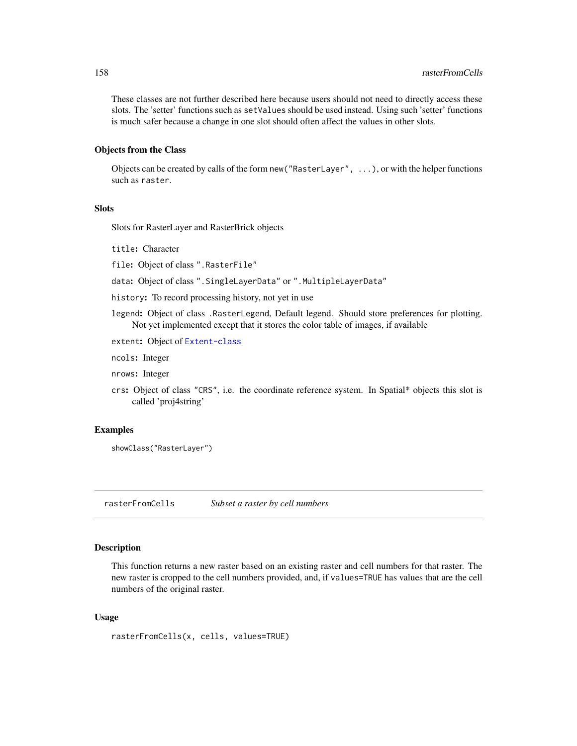These classes are not further described here because users should not need to directly access these slots. The 'setter' functions such as `setValues` should be used instead. Using such 'setter' functions is much safer because a change in one slot should often affect the values in other slots.

### Objects from the Class

Objects can be created by calls of the form `new("RasterLayer", ...)`, or with the helper functions such as `raster`.

### Slots

Slots for RasterLayer and RasterBrick objects

`title`: Character

`file`: Object of class `".RasterFile"`

`data`: Object of class `".SingleLayerData"` or `".MultipleLayerData"`

`history`: To record processing history, not yet in use

`legend`: Object of class `.RasterLegend`, Default legend. Should store preferences for plotting. Not yet implemented except that it stores the color table of images, if available

`extent`: Object of `Extent-class`

`ncols`: Integer

`nrows`: Integer

`crs`: Object of class `"CRS"`, i.e. the coordinate reference system. In Spatial* objects this slot is called 'proj4string'

### Examples

```
showClass("RasterLayer")
```

---

## rasterFromCells — *Subset a raster by cell numbers*

---

### Description

This function returns a new raster based on an existing raster and cell numbers for that raster. The new raster is cropped to the cell numbers provided, and, if `values=TRUE` has values that are the cell numbers of the original raster.

### Usage

```
rasterFromCells(x, cells, values=TRUE)
```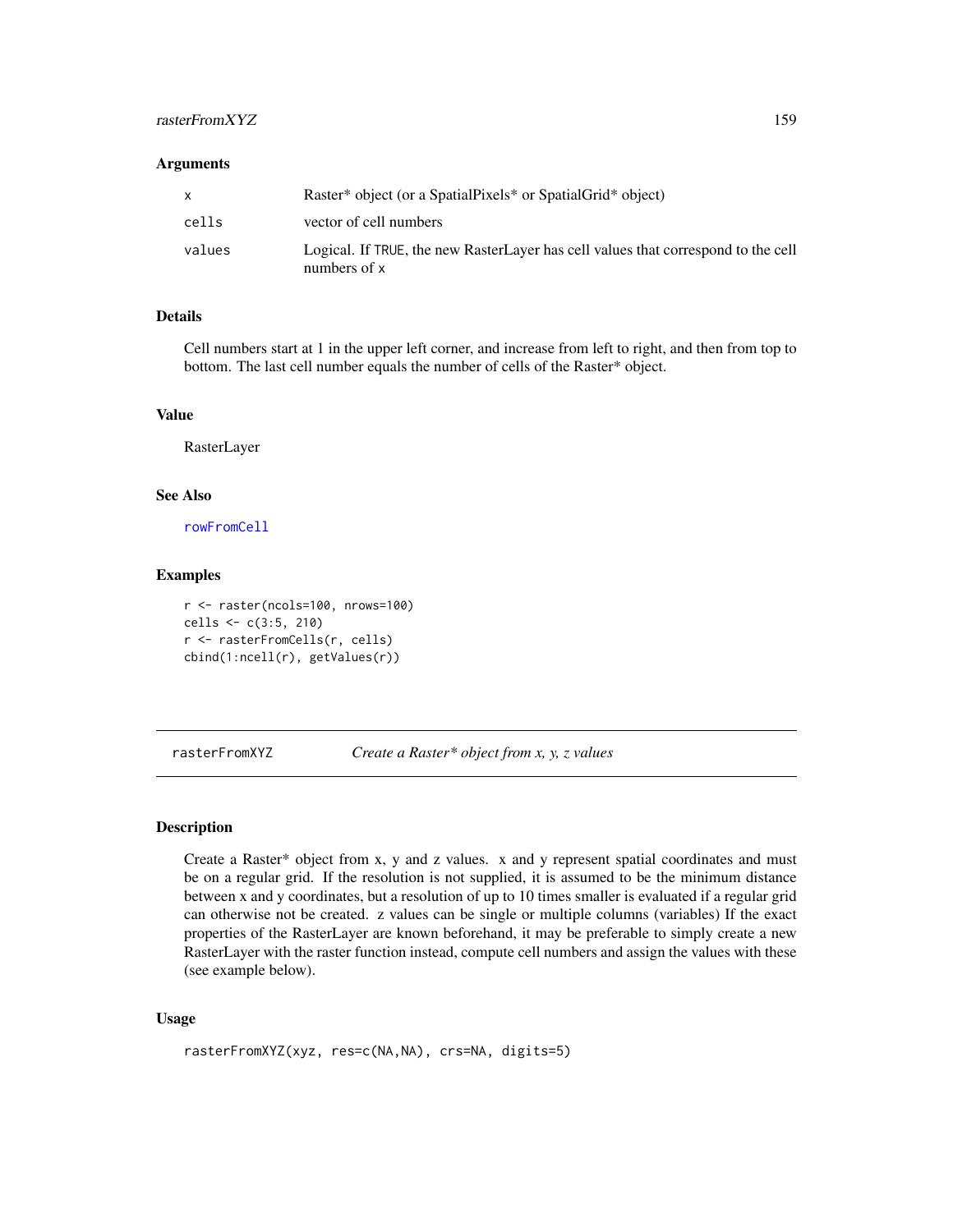### Arguments

| | |
|---|---|
| x | Raster* object (or a SpatialPixels* or SpatialGrid* object) |
| cells | vector of cell numbers |
| values | Logical. If TRUE, the new RasterLayer has cell values that correspond to the cell numbers of x |

### Details

Cell numbers start at 1 in the upper left corner, and increase from left to right, and then from top to bottom. The last cell number equals the number of cells of the Raster* object.

### Value

RasterLayer

### See Also

rowFromCell

### Examples

```
r <- raster(ncols=100, nrows=100)
cells <- c(3:5, 210)
r <- rasterFromCells(r, cells)
cbind(1:ncell(r), getValues(r))
```

---

## rasterFromXYZ — *Create a Raster* object from x, y, z values*

---

### Description

Create a Raster* object from x, y and z values. x and y represent spatial coordinates and must be on a regular grid. If the resolution is not supplied, it is assumed to be the minimum distance between x and y coordinates, but a resolution of up to 10 times smaller is evaluated if a regular grid can otherwise not be created. z values can be single or multiple columns (variables) If the exact properties of the RasterLayer are known beforehand, it may be preferable to simply create a new RasterLayer with the raster function instead, compute cell numbers and assign the values with these (see example below).

### Usage

```
rasterFromXYZ(xyz, res=c(NA,NA), crs=NA, digits=5)
```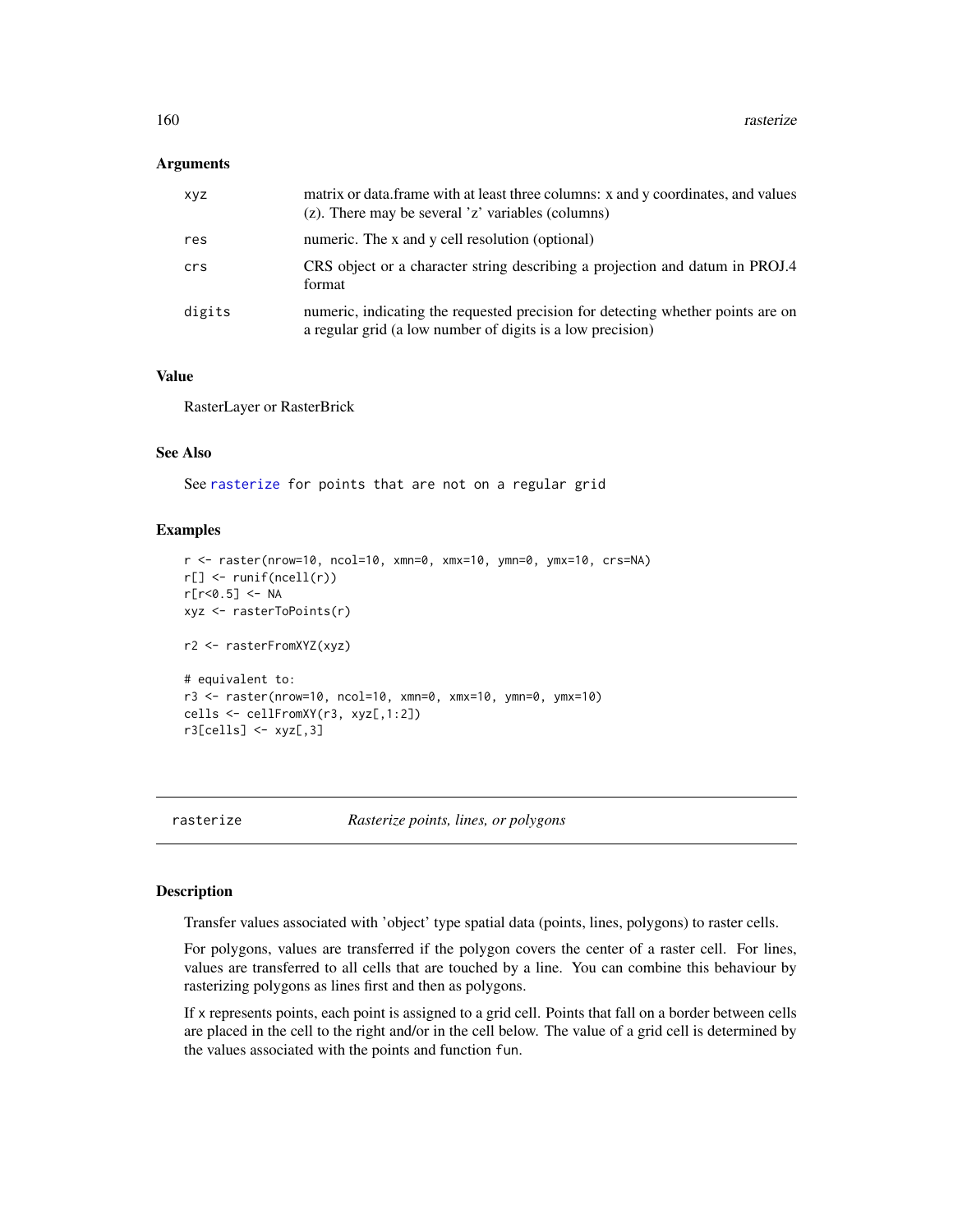### Arguments

| | |
|---|---|
| xyz | matrix or data.frame with at least three columns: x and y coordinates, and values (z). There may be several 'z' variables (columns) |
| res | numeric. The x and y cell resolution (optional) |
| crs | CRS object or a character string describing a projection and datum in PROJ.4 format |
| digits | numeric, indicating the requested precision for detecting whether points are on a regular grid (a low number of digits is a low precision) |

### Value

RasterLayer or RasterBrick

### See Also

See `rasterize for points that are not on a regular grid`

### Examples

```
r <- raster(nrow=10, ncol=10, xmn=0, xmx=10, ymn=0, ymx=10, crs=NA)
r[] <- runif(ncell(r))
r[r<0.5] <- NA
xyz <- rasterToPoints(r)

r2 <- rasterFromXYZ(xyz)

# equivalent to:
r3 <- raster(nrow=10, ncol=10, xmn=0, xmx=10, ymn=0, ymx=10)
cells <- cellFromXY(r3, xyz[,1:2])
r3[cells] <- xyz[,3]
```

---

## rasterize — *Rasterize points, lines, or polygons*

---

### Description

Transfer values associated with 'object' type spatial data (points, lines, polygons) to raster cells.

For polygons, values are transferred if the polygon covers the center of a raster cell. For lines, values are transferred to all cells that are touched by a line. You can combine this behaviour by rasterizing polygons as lines first and then as polygons.

If x represents points, each point is assigned to a grid cell. Points that fall on a border between cells are placed in the cell to the right and/or in the cell below. The value of a grid cell is determined by the values associated with the points and function `fun`.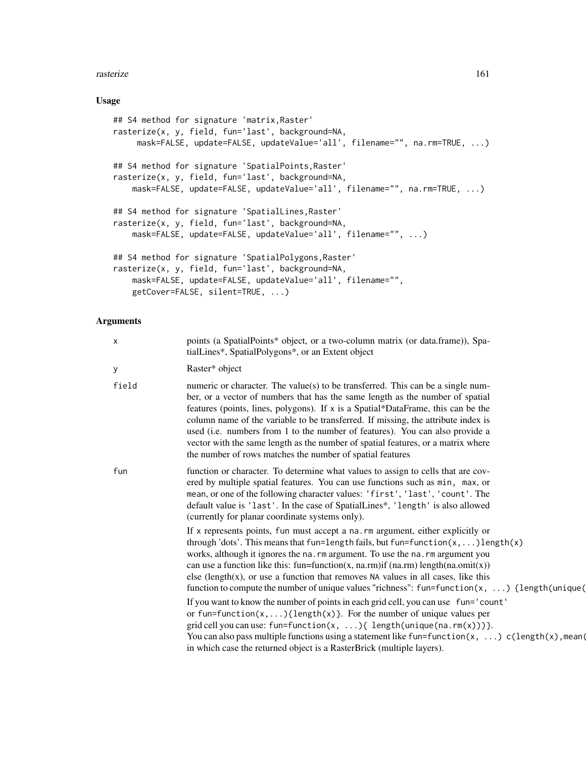## Usage

```
## S4 method for signature 'matrix,Raster'
rasterize(x, y, field, fun='last', background=NA,
     mask=FALSE, update=FALSE, updateValue='all', filename="", na.rm=TRUE, ...)

## S4 method for signature 'SpatialPoints,Raster'
rasterize(x, y, field, fun='last', background=NA,
    mask=FALSE, update=FALSE, updateValue='all', filename="", na.rm=TRUE, ...)

## S4 method for signature 'SpatialLines,Raster'
rasterize(x, y, field, fun='last', background=NA,
    mask=FALSE, update=FALSE, updateValue='all', filename="", ...)

## S4 method for signature 'SpatialPolygons,Raster'
rasterize(x, y, field, fun='last', background=NA,
    mask=FALSE, update=FALSE, updateValue='all', filename="",
    getCover=FALSE, silent=TRUE, ...)
```

## Arguments

| | |
|---|---|
| `x` | points (a SpatialPoints* object, or a two-column matrix (or data.frame)), SpatialLines*, SpatialPolygons*, or an Extent object |
| `y` | Raster* object |
| `field` | numeric or character. The value(s) to be transferred. This can be a single number, or a vector of numbers that has the same length as the number of spatial features (points, lines, polygons). If `x` is a Spatial*DataFrame, this can be the column name of the variable to be transferred. If missing, the attribute index is used (i.e. numbers from 1 to the number of features). You can also provide a vector with the same length as the number of spatial features, or a matrix where the number of rows matches the number of spatial features |
| `fun` | function or character. To determine what values to assign to cells that are covered by multiple spatial features. You can use functions such as `min, max`, or `mean`, or one of the following character values: `'first'`, `'last'`, `'count'`. The default value is `'last'`. In the case of SpatialLines*, `'length'` is also allowed (currently for planar coordinate systems only).<br><br>If `x` represents points, `fun` must accept a `na.rm` argument, either explicitly or through 'dots'. This means that `fun=length` fails, but `fun=function(x,...)length(x)` works, although it ignores the `na.rm` argument. To use the `na.rm` argument you can use a function like this: fun=function(x, na.rm)if (na.rm) length(na.omit(x)) else (length(x), or use a function that removes `NA` values in all cases, like this function to compute the number of unique values "richness": `fun=function(x, ...) {length(unique(`<br><br>If you want to know the number of points in each grid cell, you can use `fun='count'` or `fun=function(x,...){length(x)}`. For the number of unique values per grid cell you can use: `fun=function(x, ...){ length(unique(na.rm(x)))}`. You can also pass multiple functions using a statement like `fun=function(x, ...) c(length(x),mean(` in which case the returned object is a RasterBrick (multiple layers). |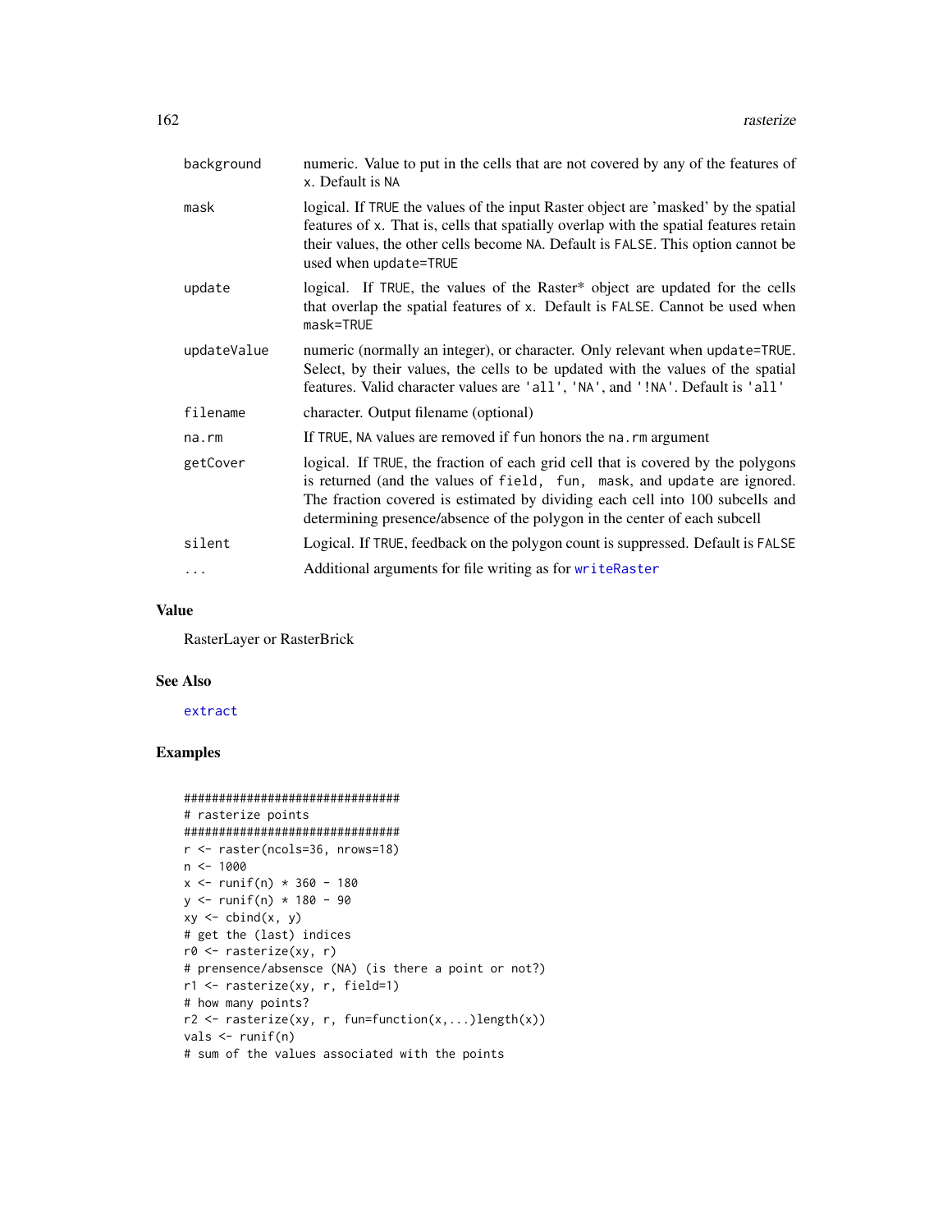| | |
|---|---|
| background | numeric. Value to put in the cells that are not covered by any of the features of x. Default is NA |
| mask | logical. If TRUE the values of the input Raster object are 'masked' by the spatial features of x. That is, cells that spatially overlap with the spatial features retain their values, the other cells become NA. Default is FALSE. This option cannot be used when update=TRUE |
| update | logical. If TRUE, the values of the Raster* object are updated for the cells that overlap the spatial features of x. Default is FALSE. Cannot be used when mask=TRUE |
| updateValue | numeric (normally an integer), or character. Only relevant when update=TRUE. Select, by their values, the cells to be updated with the values of the spatial features. Valid character values are 'all', 'NA', and '!NA'. Default is 'all' |
| filename | character. Output filename (optional) |
| na.rm | If TRUE, NA values are removed if fun honors the na.rm argument |
| getCover | logical. If TRUE, the fraction of each grid cell that is covered by the polygons is returned (and the values of field, fun, mask, and update are ignored. The fraction covered is estimated by dividing each cell into 100 subcells and determining presence/absence of the polygon in the center of each subcell |
| silent | Logical. If TRUE, feedback on the polygon count is suppressed. Default is FALSE |
| ... | Additional arguments for file writing as for writeRaster |

## Value

RasterLayer or RasterBrick

## See Also

extract

## Examples

```
###############################
# rasterize points
###############################
r <- raster(ncols=36, nrows=18)
n <- 1000
x <- runif(n) * 360 - 180
y <- runif(n) * 180 - 90
xy <- cbind(x, y)
# get the (last) indices
r0 <- rasterize(xy, r)
# prensence/absensce (NA) (is there a point or not?)
r1 <- rasterize(xy, r, field=1)
# how many points?
r2 <- rasterize(xy, r, fun=function(x,...)length(x))
vals <- runif(n)
# sum of the values associated with the points
```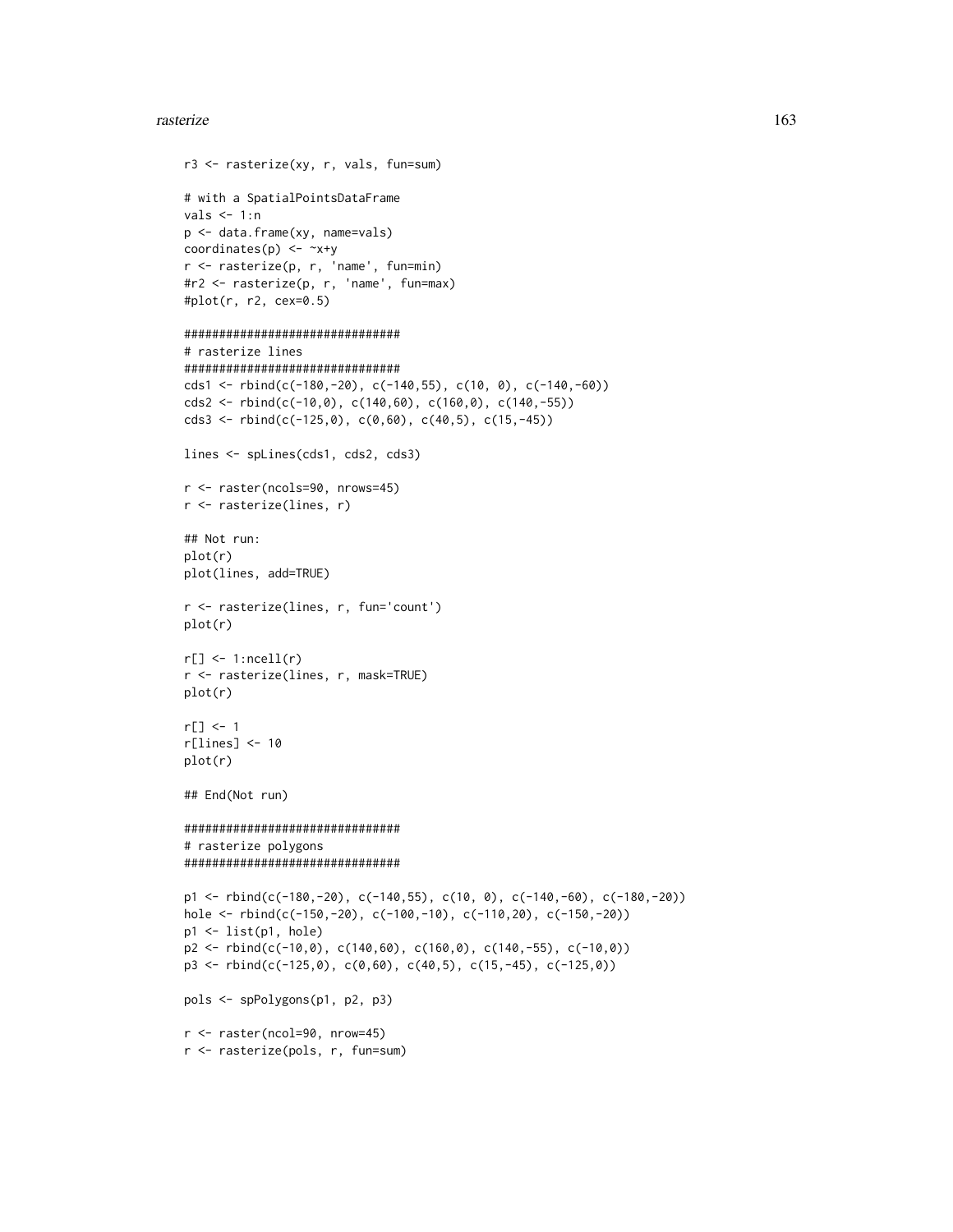```
r3 <- rasterize(xy, r, vals, fun=sum)

# with a SpatialPointsDataFrame
vals <- 1:n
p <- data.frame(xy, name=vals)
coordinates(p) <- ~x+y
r <- rasterize(p, r, 'name', fun=min)
#r2 <- rasterize(p, r, 'name', fun=max)
#plot(r, r2, cex=0.5)

###############################
# rasterize lines
###############################
cds1 <- rbind(c(-180,-20), c(-140,55), c(10, 0), c(-140,-60))
cds2 <- rbind(c(-10,0), c(140,60), c(160,0), c(140,-55))
cds3 <- rbind(c(-125,0), c(0,60), c(40,5), c(15,-45))

lines <- spLines(cds1, cds2, cds3)

r <- raster(ncols=90, nrows=45)
r <- rasterize(lines, r)

## Not run:
plot(r)
plot(lines, add=TRUE)

r <- rasterize(lines, r, fun='count')
plot(r)

r[] <- 1:ncell(r)
r <- rasterize(lines, r, mask=TRUE)
plot(r)

r[] <- 1
r[lines] <- 10
plot(r)

## End(Not run)

###############################
# rasterize polygons
###############################

p1 <- rbind(c(-180,-20), c(-140,55), c(10, 0), c(-140,-60), c(-180,-20))
hole <- rbind(c(-150,-20), c(-100,-10), c(-110,20), c(-150,-20))
p1 <- list(p1, hole)
p2 <- rbind(c(-10,0), c(140,60), c(160,0), c(140,-55), c(-10,0))
p3 <- rbind(c(-125,0), c(0,60), c(40,5), c(15,-45), c(-125,0))

pols <- spPolygons(p1, p2, p3)

r <- raster(ncol=90, nrow=45)
r <- rasterize(pols, r, fun=sum)
```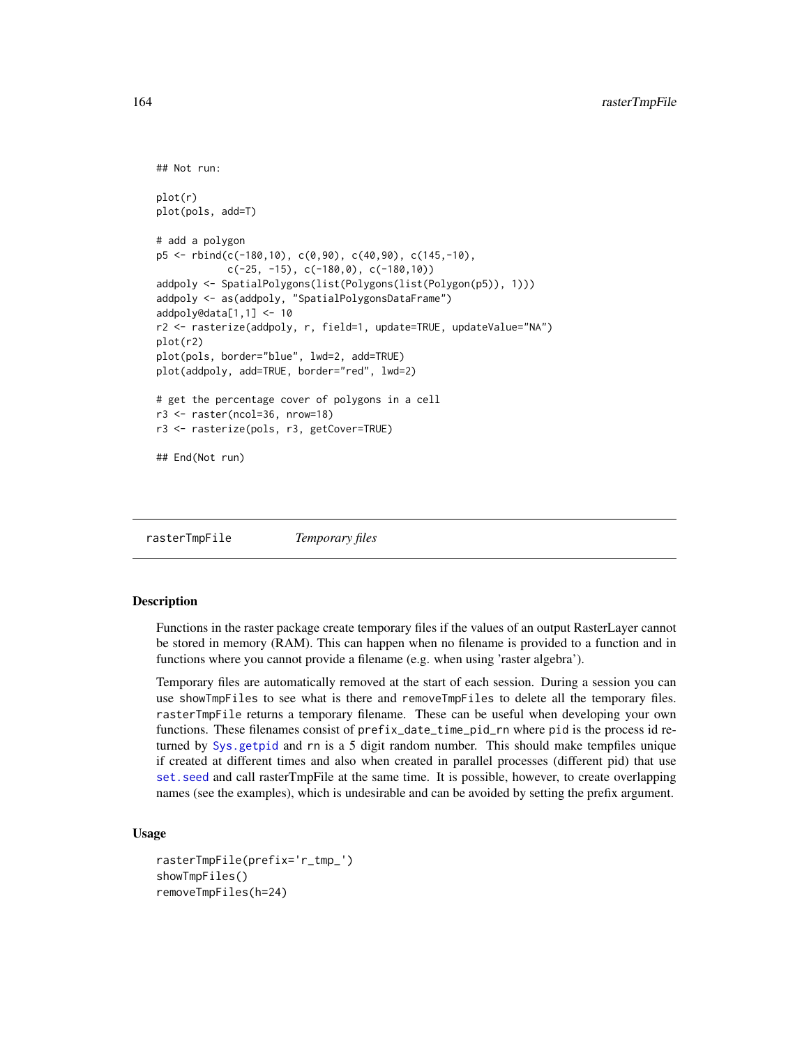```
## Not run:

plot(r)
plot(pols, add=T)

# add a polygon
p5 <- rbind(c(-180,10), c(0,90), c(40,90), c(145,-10),
            c(-25, -15), c(-180,0), c(-180,10))
addpoly <- SpatialPolygons(list(Polygons(list(Polygon(p5)), 1)))
addpoly <- as(addpoly, "SpatialPolygonsDataFrame")
addpoly@data[1,1] <- 10
r2 <- rasterize(addpoly, r, field=1, update=TRUE, updateValue="NA")
plot(r2)
plot(pols, border="blue", lwd=2, add=TRUE)
plot(addpoly, add=TRUE, border="red", lwd=2)

# get the percentage cover of polygons in a cell
r3 <- raster(ncol=36, nrow=18)
r3 <- rasterize(pols, r3, getCover=TRUE)

## End(Not run)
```

---

## rasterTmpFile *Temporary files*

### Description

Functions in the raster package create temporary files if the values of an output RasterLayer cannot be stored in memory (RAM). This can happen when no filename is provided to a function and in functions where you cannot provide a filename (e.g. when using 'raster algebra').

Temporary files are automatically removed at the start of each session. During a session you can use `showTmpFiles` to see what is there and `removeTmpFiles` to delete all the temporary files. `rasterTmpFile` returns a temporary filename. These can be useful when developing your own functions. These filenames consist of `prefix_date_time_pid_rn` where `pid` is the process id returned by `Sys.getpid` and `rn` is a 5 digit random number. This should make tempfiles unique if created at different times and also when created in parallel processes (different pid) that use `set.seed` and call rasterTmpFile at the same time. It is possible, however, to create overlapping names (see the examples), which is undesirable and can be avoided by setting the prefix argument.

### Usage

```
rasterTmpFile(prefix='r_tmp_')
showTmpFiles()
removeTmpFiles(h=24)
```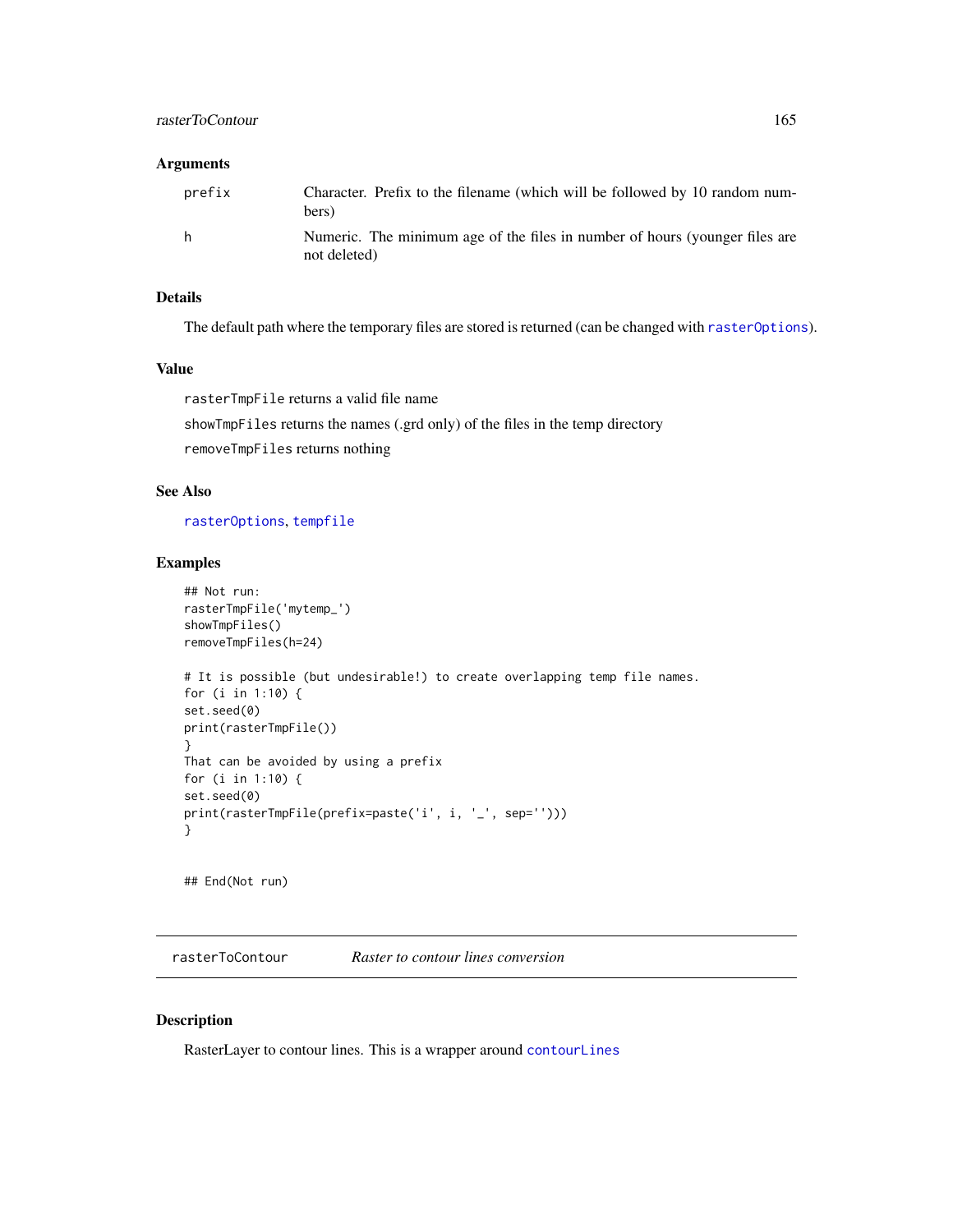### Arguments

| | |
|---|---|
| prefix | Character. Prefix to the filename (which will be followed by 10 random numbers) |
| h | Numeric. The minimum age of the files in number of hours (younger files are not deleted) |

### Details

The default path where the temporary files are stored is returned (can be changed with `rasterOptions`).

### Value

`rasterTmpFile` returns a valid file name

`showTmpFiles` returns the names (.grd only) of the files in the temp directory

`removeTmpFiles` returns nothing

### See Also

`rasterOptions`, `tempfile`

### Examples

```
## Not run:
rasterTmpFile('mytemp_')
showTmpFiles()
removeTmpFiles(h=24)

# It is possible (but undesirable!) to create overlapping temp file names.
for (i in 1:10) {
set.seed(0)
print(rasterTmpFile())
}
That can be avoided by using a prefix
for (i in 1:10) {
set.seed(0)
print(rasterTmpFile(prefix=paste('i', i, '_', sep='')))
}


## End(Not run)
```

---

## rasterToContour    *Raster to contour lines conversion*

---

### Description

RasterLayer to contour lines. This is a wrapper around `contourLines`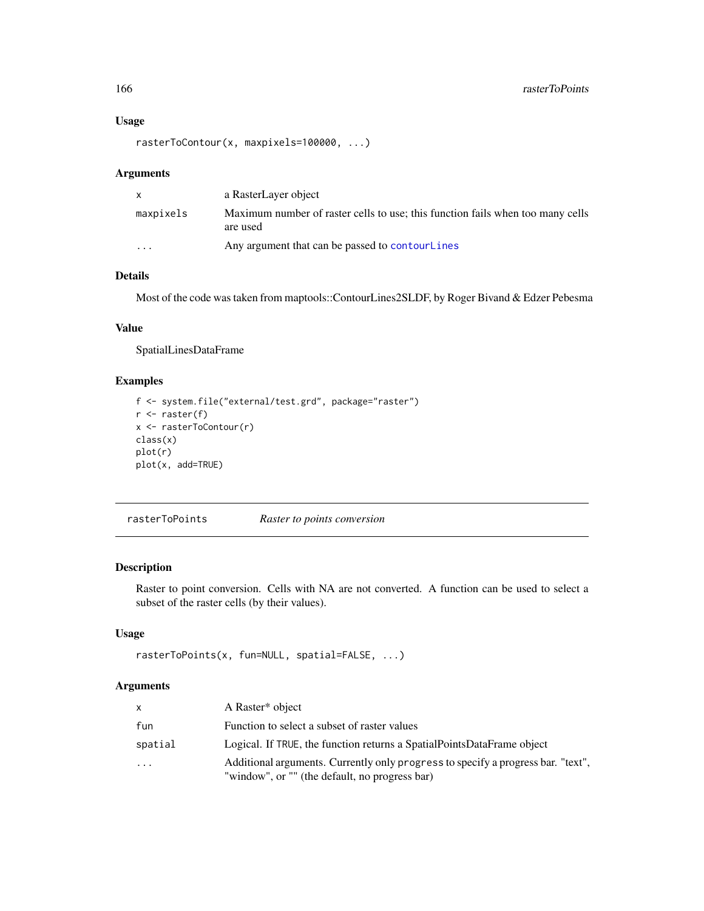### Usage

```
rasterToContour(x, maxpixels=100000, ...)
```

### Arguments

| | |
|---|---|
| x | a RasterLayer object |
| maxpixels | Maximum number of raster cells to use; this function fails when too many cells are used |
| ... | Any argument that can be passed to contourLines |

### Details

Most of the code was taken from maptools::ContourLines2SLDF, by Roger Bivand & Edzer Pebesma

### Value

SpatialLinesDataFrame

### Examples

```
f <- system.file("external/test.grd", package="raster")
r <- raster(f)
x <- rasterToContour(r)
class(x)
plot(r)
plot(x, add=TRUE)
```

---

## rasterToPoints — *Raster to points conversion*

---

### Description

Raster to point conversion. Cells with NA are not converted. A function can be used to select a subset of the raster cells (by their values).

### Usage

```
rasterToPoints(x, fun=NULL, spatial=FALSE, ...)
```

### Arguments

| | |
|---|---|
| x | A Raster* object |
| fun | Function to select a subset of raster values |
| spatial | Logical. If TRUE, the function returns a SpatialPointsDataFrame object |
| ... | Additional arguments. Currently only progress to specify a progress bar. "text", "window", or "" (the default, no progress bar) |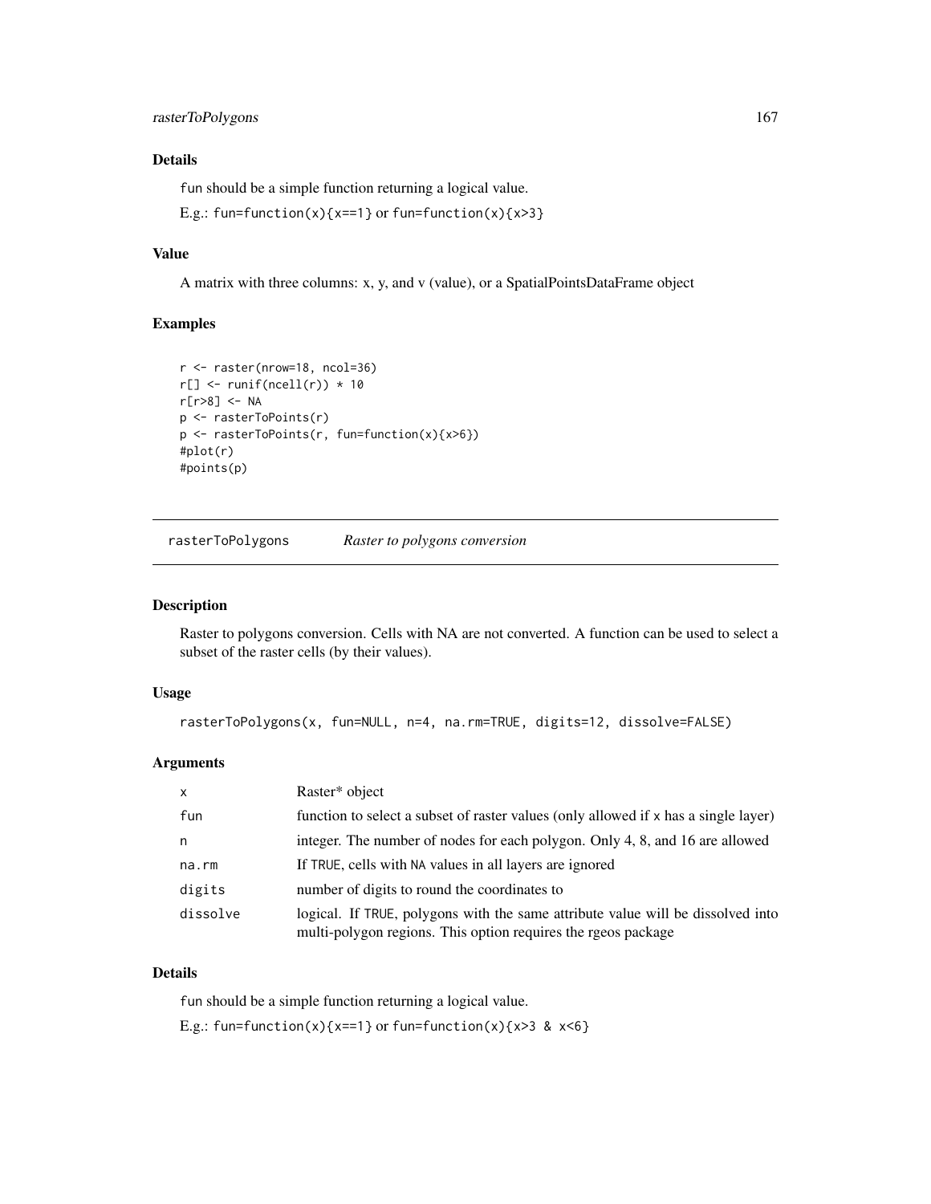### Details

fun should be a simple function returning a logical value.

E.g.: fun=function(x){x==1} or fun=function(x){x>3}

### Value

A matrix with three columns: x, y, and v (value), or a SpatialPointsDataFrame object

### Examples

```
r <- raster(nrow=18, ncol=36)
r[] <- runif(ncell(r)) * 10
r[r>8] <- NA
p <- rasterToPoints(r)
p <- rasterToPoints(r, fun=function(x){x>6})
#plot(r)
#points(p)
```

---

## rasterToPolygons    *Raster to polygons conversion*

---

### Description

Raster to polygons conversion. Cells with NA are not converted. A function can be used to select a subset of the raster cells (by their values).

### Usage

```
rasterToPolygons(x, fun=NULL, n=4, na.rm=TRUE, digits=12, dissolve=FALSE)
```

### Arguments

| | |
|---|---|
| x | Raster* object |
| fun | function to select a subset of raster values (only allowed if x has a single layer) |
| n | integer. The number of nodes for each polygon. Only 4, 8, and 16 are allowed |
| na.rm | If TRUE, cells with NA values in all layers are ignored |
| digits | number of digits to round the coordinates to |
| dissolve | logical. If TRUE, polygons with the same attribute value will be dissolved into multi-polygon regions. This option requires the rgeos package |

### Details

fun should be a simple function returning a logical value.

E.g.: fun=function(x){x==1} or fun=function(x){x>3 & x<6}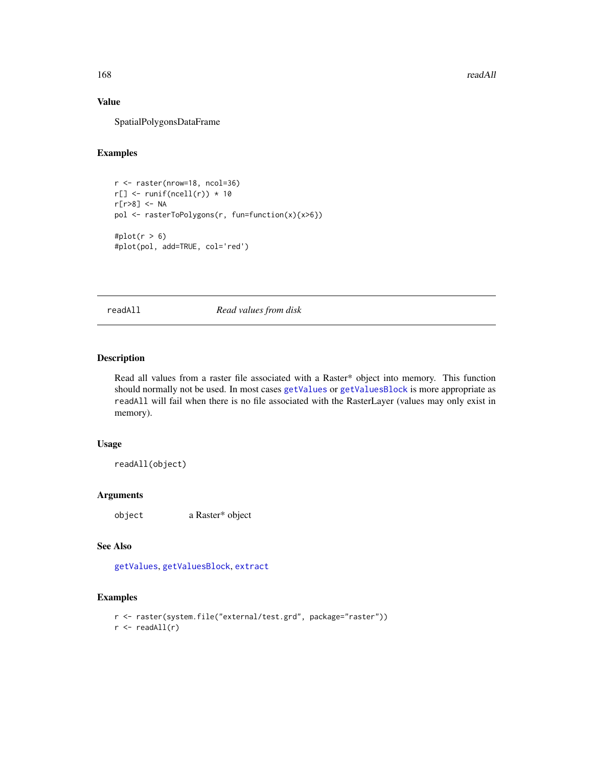### Value

SpatialPolygonsDataFrame

### Examples

```
r <- raster(nrow=18, ncol=36)
r[] <- runif(ncell(r)) * 10
r[r>8] <- NA
pol <- rasterToPolygons(r, fun=function(x){x>6})

#plot(r > 6)
#plot(pol, add=TRUE, col='red')
```

---

## readAll *Read values from disk*

### Description

Read all values from a raster file associated with a Raster* object into memory. This function should normally not be used. In most cases `getValues` or `getValuesBlock` is more appropriate as `readAll` will fail when there is no file associated with the RasterLayer (values may only exist in memory).

### Usage

```
readAll(object)
```

### Arguments

| | |
|---|---|
| `object` | a Raster* object |

### See Also

`getValues`, `getValuesBlock`, `extract`

### Examples

```
r <- raster(system.file("external/test.grd", package="raster"))
r <- readAll(r)
```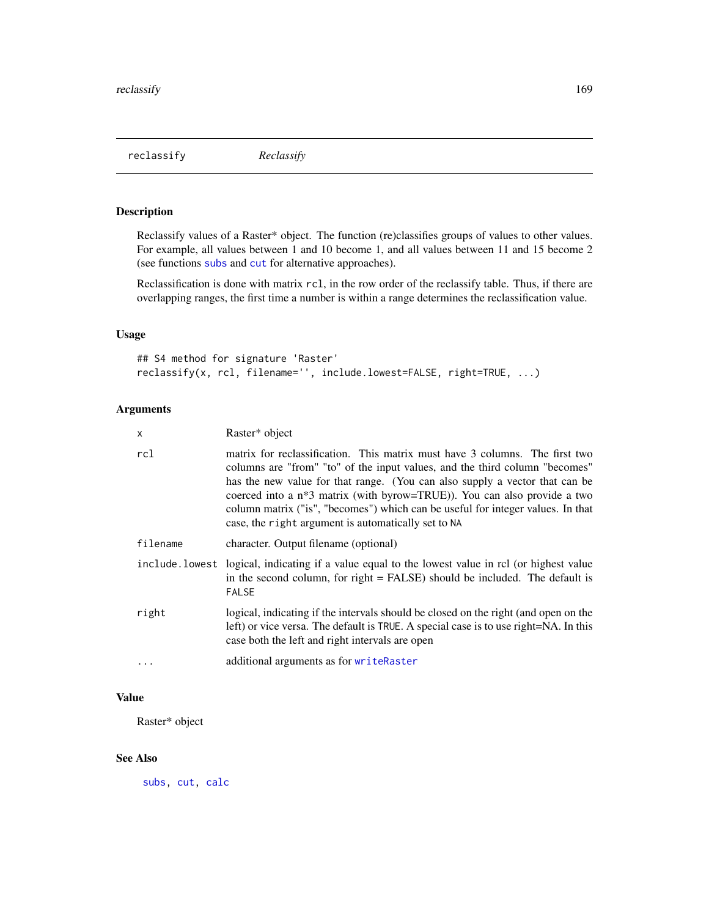reclassify *Reclassify*

## Description

Reclassify values of a Raster* object. The function (re)classifies groups of values to other values. For example, all values between 1 and 10 become 1, and all values between 11 and 15 become 2 (see functions `subs` and `cut` for alternative approaches).

Reclassification is done with matrix `rcl`, in the row order of the reclassify table. Thus, if there are overlapping ranges, the first time a number is within a range determines the reclassification value.

## Usage

```
## S4 method for signature 'Raster'
reclassify(x, rcl, filename='', include.lowest=FALSE, right=TRUE, ...)
```

## Arguments

| | |
|---|---|
| `x` | Raster* object |
| `rcl` | matrix for reclassification. This matrix must have 3 columns. The first two columns are "from" "to" of the input values, and the third column "becomes" has the new value for that range. (You can also supply a vector that can be coerced into a n*3 matrix (with byrow=TRUE)). You can also provide a two column matrix ("is", "becomes") which can be useful for integer values. In that case, the `right` argument is automatically set to `NA` |
| `filename` | character. Output filename (optional) |
| `include.lowest` | logical, indicating if a value equal to the lowest value in rcl (or highest value in the second column, for right = FALSE) should be included. The default is `FALSE` |
| `right` | logical, indicating if the intervals should be closed on the right (and open on the left) or vice versa. The default is `TRUE`. A special case is to use right=NA. In this case both the left and right intervals are open |
| `...` | additional arguments as for `writeRaster` |

## Value

Raster* object

## See Also

`subs`, `cut`, `calc`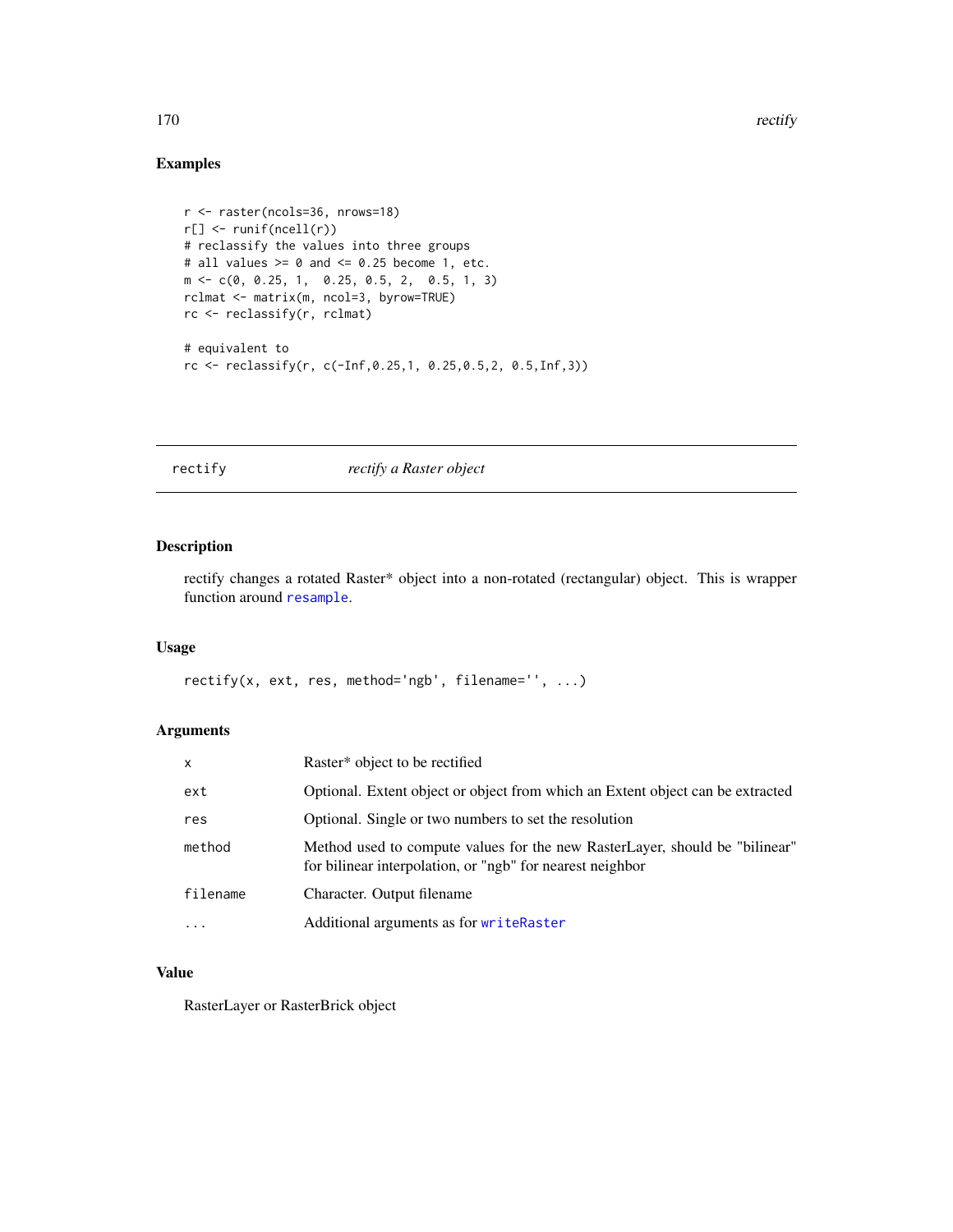## Examples

```
r <- raster(ncols=36, nrows=18)
r[] <- runif(ncell(r))
# reclassify the values into three groups
# all values >= 0 and <= 0.25 become 1, etc.
m <- c(0, 0.25, 1,  0.25, 0.5, 2,  0.5, 1, 3)
rclmat <- matrix(m, ncol=3, byrow=TRUE)
rc <- reclassify(r, rclmat)

# equivalent to
rc <- reclassify(r, c(-Inf,0.25,1, 0.25,0.5,2, 0.5,Inf,3))
```

---

# rectify    *rectify a Raster object*

---

## Description

rectify changes a rotated Raster* object into a non-rotated (rectangular) object. This is wrapper function around `resample`.

## Usage

```
rectify(x, ext, res, method='ngb', filename='', ...)
```

## Arguments

| | |
|---|---|
| `x` | Raster* object to be rectified |
| `ext` | Optional. Extent object or object from which an Extent object can be extracted |
| `res` | Optional. Single or two numbers to set the resolution |
| `method` | Method used to compute values for the new RasterLayer, should be "bilinear" for bilinear interpolation, or "ngb" for nearest neighbor |
| `filename` | Character. Output filename |
| `...` | Additional arguments as for `writeRaster` |

## Value

RasterLayer or RasterBrick object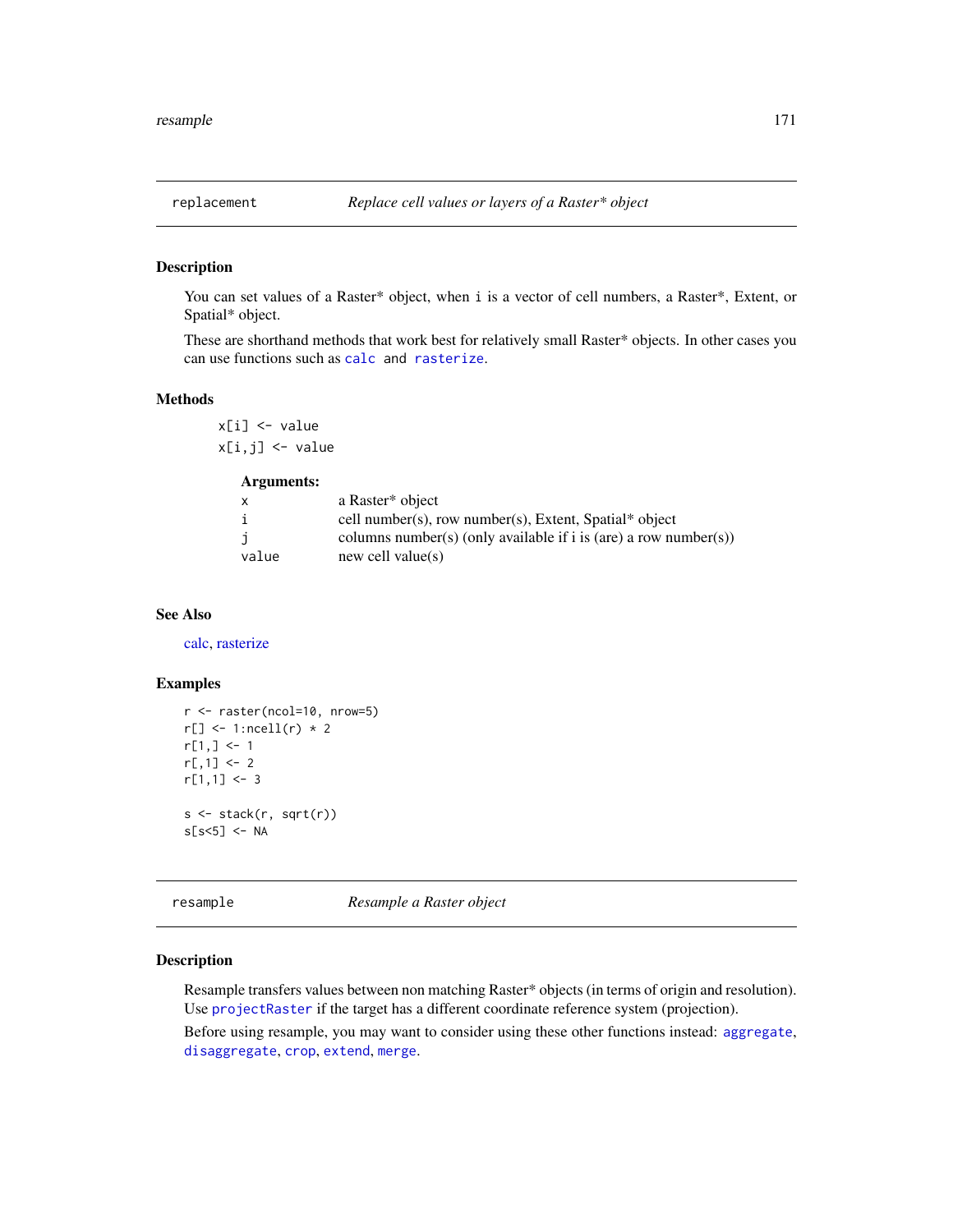## replacement    *Replace cell values or layers of a Raster* object*

### Description

You can set values of a Raster* object, when `i` is a vector of cell numbers, a Raster*, Extent, or Spatial* object.

These are shorthand methods that work best for relatively small Raster* objects. In other cases you can use functions such as `calc` and `rasterize`.

### Methods

```
x[i] <- value
x[i,j] <- value
```

**Arguments:**

| | |
|---|---|
| `x` | a Raster* object |
| `i` | cell number(s), row number(s), Extent, Spatial* object |
| `j` | columns number(s) (only available if i is (are) a row number(s)) |
| `value` | new cell value(s) |

### See Also

calc, rasterize

### Examples

```
r <- raster(ncol=10, nrow=5)
r[] <- 1:ncell(r) * 2
r[1,] <- 1
r[,1] <- 2
r[1,1] <- 3

s <- stack(r, sqrt(r))
s[s<5] <- NA
```

## resample    *Resample a Raster object*

### Description

Resample transfers values between non matching Raster* objects (in terms of origin and resolution). Use `projectRaster` if the target has a different coordinate reference system (projection).

Before using resample, you may want to consider using these other functions instead: `aggregate`, `disaggregate`, `crop`, `extend`, `merge`.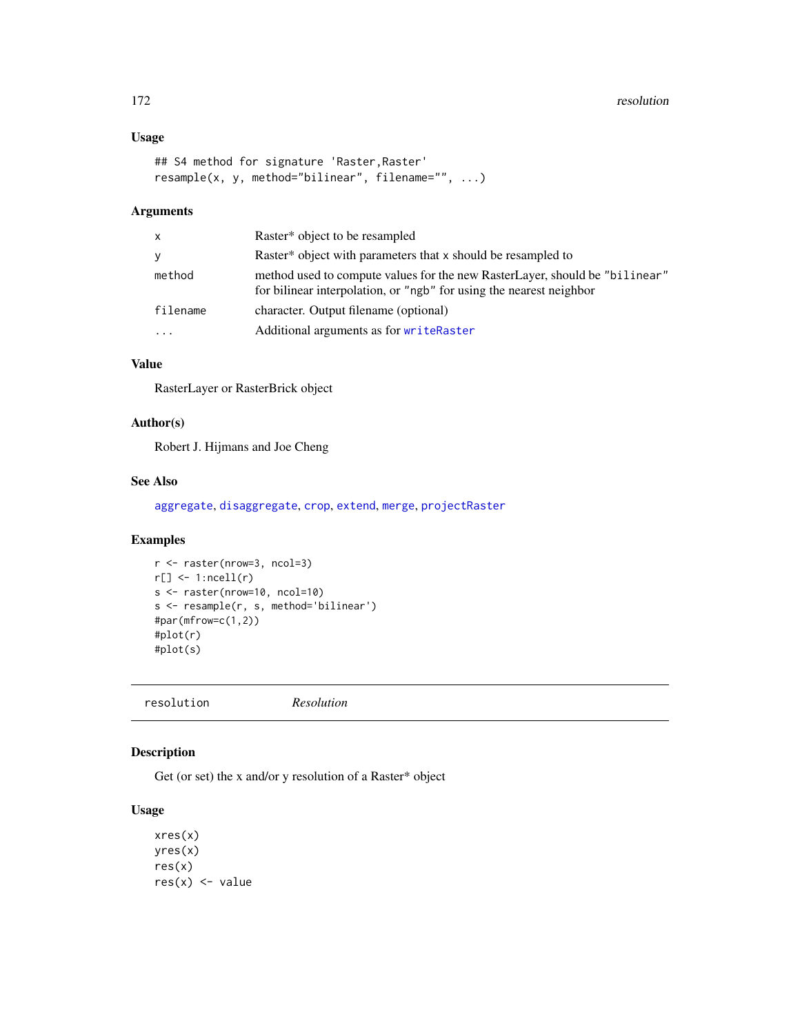### Usage

```
## S4 method for signature 'Raster,Raster'
resample(x, y, method="bilinear", filename="", ...)
```

### Arguments

| | |
|---|---|
| `x` | Raster* object to be resampled |
| `y` | Raster* object with parameters that `x` should be resampled to |
| `method` | method used to compute values for the new RasterLayer, should be `"bilinear"` for bilinear interpolation, or `"ngb"` for using the nearest neighbor |
| `filename` | character. Output filename (optional) |
| `...` | Additional arguments as for `writeRaster` |

### Value

RasterLayer or RasterBrick object

### Author(s)

Robert J. Hijmans and Joe Cheng

### See Also

`aggregate`, `disaggregate`, `crop`, `extend`, `merge`, `projectRaster`

### Examples

```
r <- raster(nrow=3, ncol=3)
r[] <- 1:ncell(r)
s <- raster(nrow=10, ncol=10)
s <- resample(r, s, method='bilinear')
#par(mfrow=c(1,2))
#plot(r)
#plot(s)
```

---

## resolution *Resolution*

---

### Description

Get (or set) the x and/or y resolution of a Raster* object

### Usage

```
xres(x)
yres(x)
res(x)
res(x) <- value
```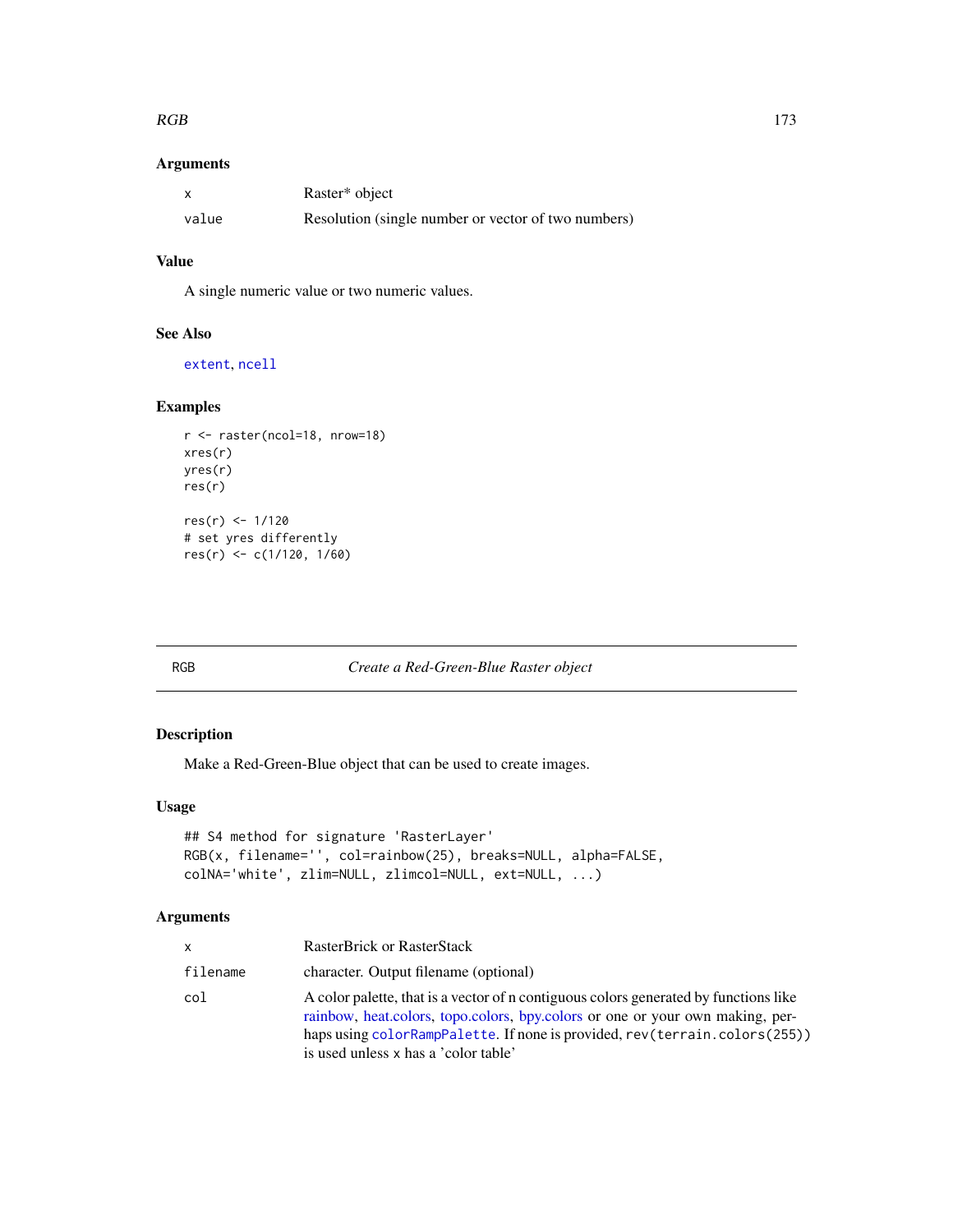### Arguments

| | |
|---|---|
| x | Raster* object |
| value | Resolution (single number or vector of two numbers) |

### Value

A single numeric value or two numeric values.

### See Also

extent, ncell

### Examples

```
r <- raster(ncol=18, nrow=18)
xres(r)
yres(r)
res(r)

res(r) <- 1/120
# set yres differently
res(r) <- c(1/120, 1/60)
```

---

## RGB *Create a Red-Green-Blue Raster object*

### Description

Make a Red-Green-Blue object that can be used to create images.

### Usage

```
## S4 method for signature 'RasterLayer'
RGB(x, filename='', col=rainbow(25), breaks=NULL, alpha=FALSE,
colNA='white', zlim=NULL, zlimcol=NULL, ext=NULL, ...)
```

### Arguments

| | |
|---|---|
| x | RasterBrick or RasterStack |
| filename | character. Output filename (optional) |
| col | A color palette, that is a vector of n contiguous colors generated by functions like rainbow, heat.colors, topo.colors, bpy.colors or one or your own making, perhaps using colorRampPalette. If none is provided, rev(terrain.colors(255)) is used unless x has a 'color table' |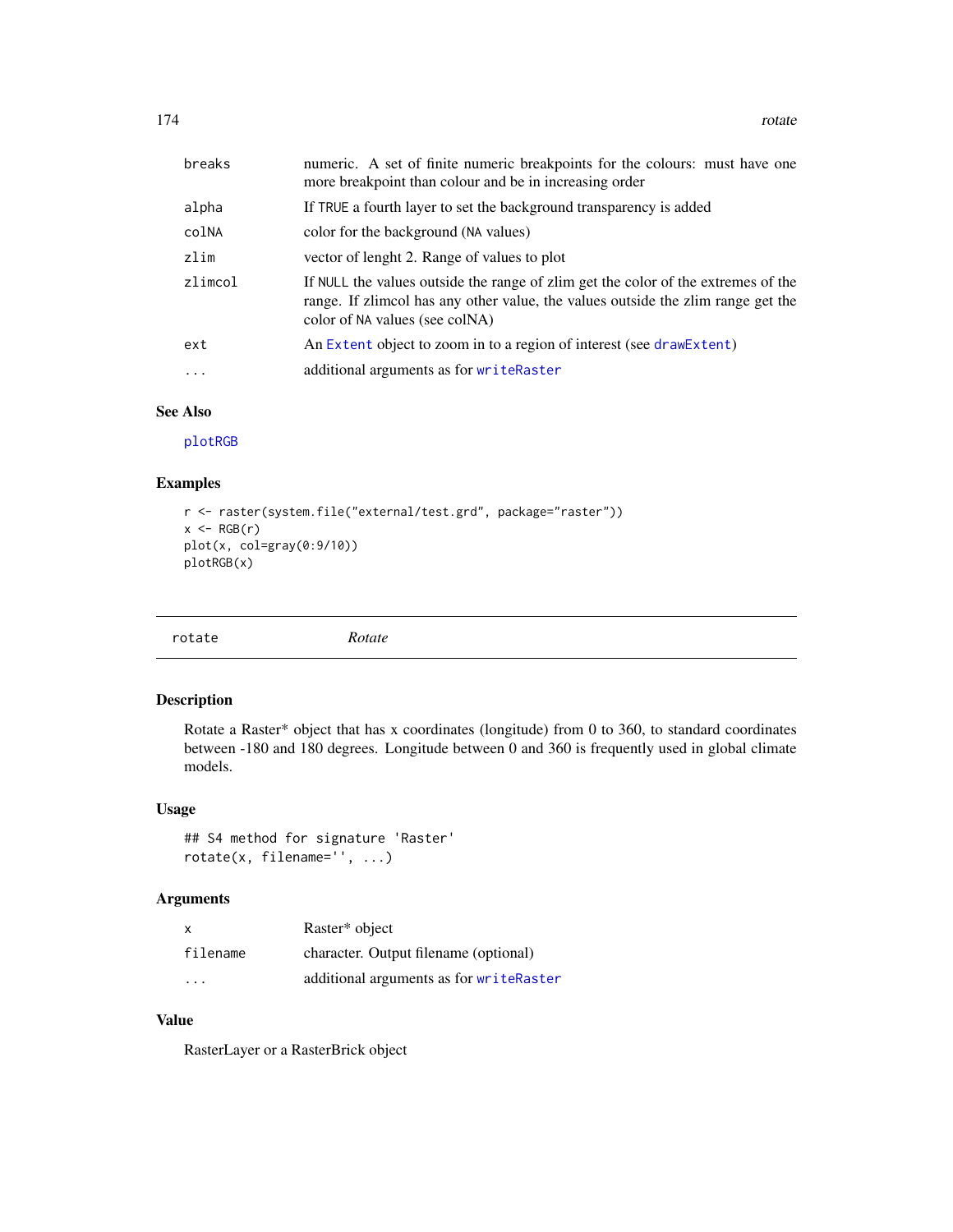| | |
|---|---|
| breaks | numeric. A set of finite numeric breakpoints for the colours: must have one more breakpoint than colour and be in increasing order |
| alpha | If TRUE a fourth layer to set the background transparency is added |
| colNA | color for the background (NA values) |
| zlim | vector of lenght 2. Range of values to plot |
| zlimcol | If NULL the values outside the range of zlim get the color of the extremes of the range. If zlimcol has any other value, the values outside the zlim range get the color of NA values (see colNA) |
| ext | An Extent object to zoom in to a region of interest (see drawExtent) |
| ... | additional arguments as for writeRaster |

### See Also

plotRGB

### Examples

```
r <- raster(system.file("external/test.grd", package="raster"))
x <- RGB(r)
plot(x, col=gray(0:9/10))
plotRGB(x)
```

---

## rotate *Rotate*

---

### Description

Rotate a Raster* object that has x coordinates (longitude) from 0 to 360, to standard coordinates between -180 and 180 degrees. Longitude between 0 and 360 is frequently used in global climate models.

### Usage

```
## S4 method for signature 'Raster'
rotate(x, filename='', ...)
```

### Arguments

| | |
|---|---|
| x | Raster* object |
| filename | character. Output filename (optional) |
| ... | additional arguments as for writeRaster |

### Value

RasterLayer or a RasterBrick object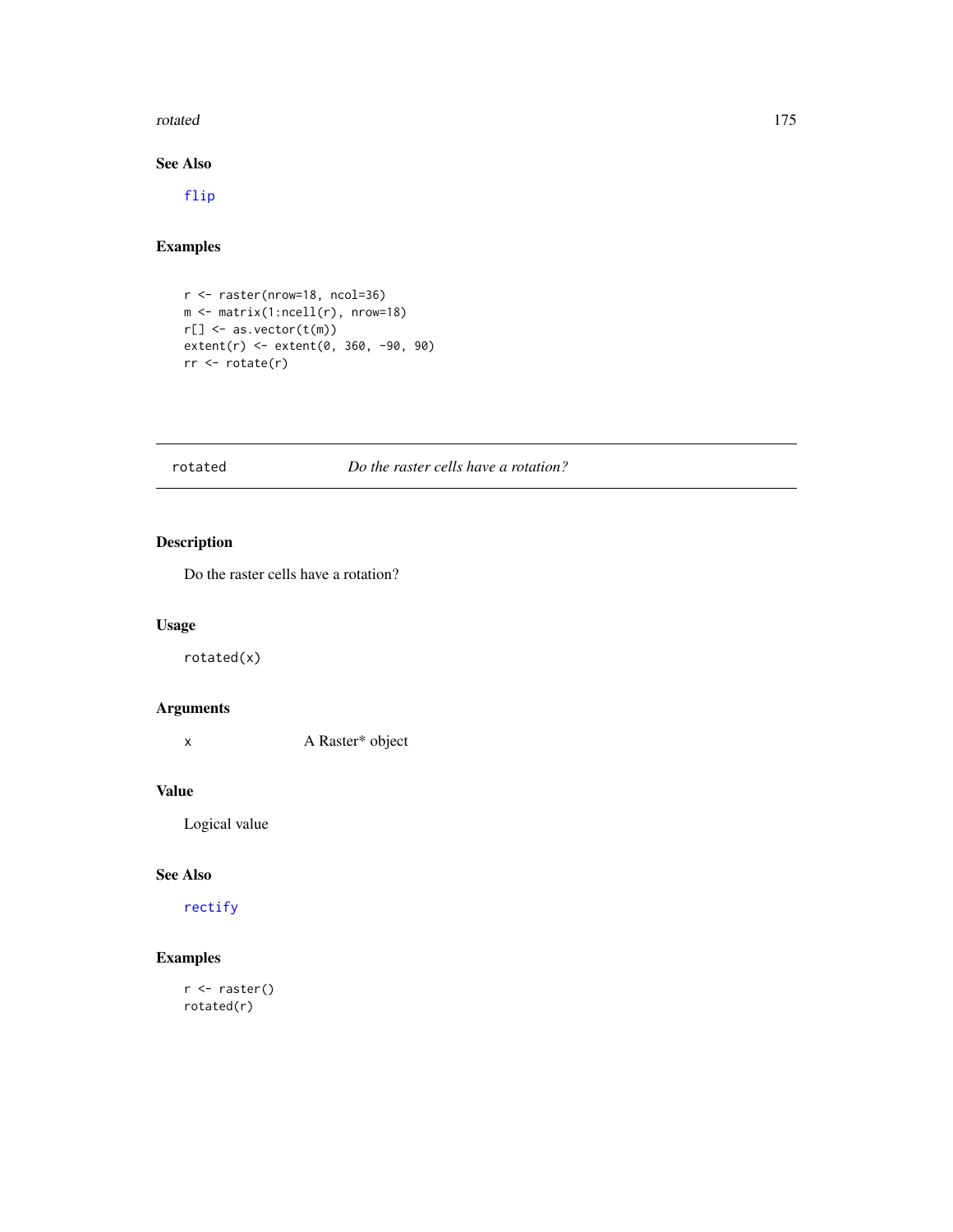### See Also

flip

### Examples

```
r <- raster(nrow=18, ncol=36)
m <- matrix(1:ncell(r), nrow=18)
r[] <- as.vector(t(m))
extent(r) <- extent(0, 360, -90, 90)
rr <- rotate(r)
```

---

## rotated — *Do the raster cells have a rotation?*

### Description

Do the raster cells have a rotation?

### Usage

```
rotated(x)
```

### Arguments

| | |
|---|---|
| x | A Raster* object |

### Value

Logical value

### See Also

rectify

### Examples

```
r <- raster()
rotated(r)
```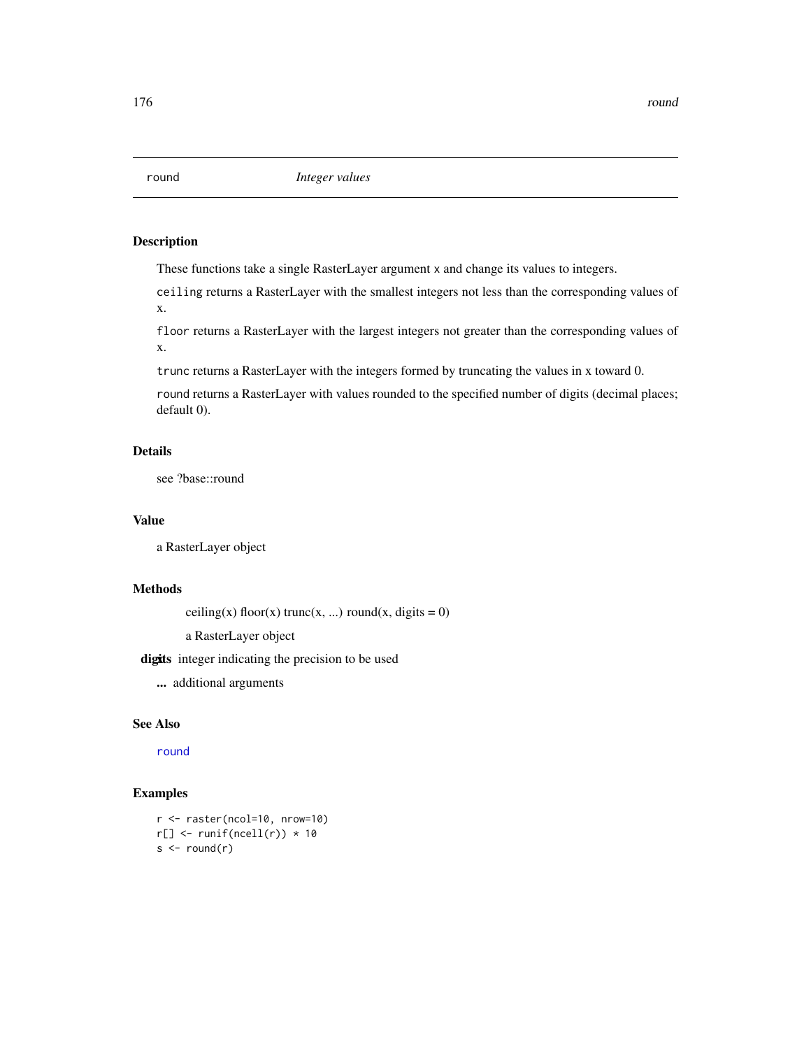# round — *Integer values*

## Description

These functions take a single RasterLayer argument `x` and change its values to integers.

`ceiling` returns a RasterLayer with the smallest integers not less than the corresponding values of x.

`floor` returns a RasterLayer with the largest integers not greater than the corresponding values of x.

`trunc` returns a RasterLayer with the integers formed by truncating the values in x toward 0.

`round` returns a RasterLayer with values rounded to the specified number of digits (decimal places; default 0).

## Details

see ?base::round

## Value

a RasterLayer object

## Methods

ceiling(x) floor(x) trunc(x, ...) round(x, digits = 0)

**x** a RasterLayer object

**digits** integer indicating the precision to be used

**...** additional arguments

## See Also

`round`

## Examples

```
r <- raster(ncol=10, nrow=10)
r[] <- runif(ncell(r)) * 10
s <- round(r)
```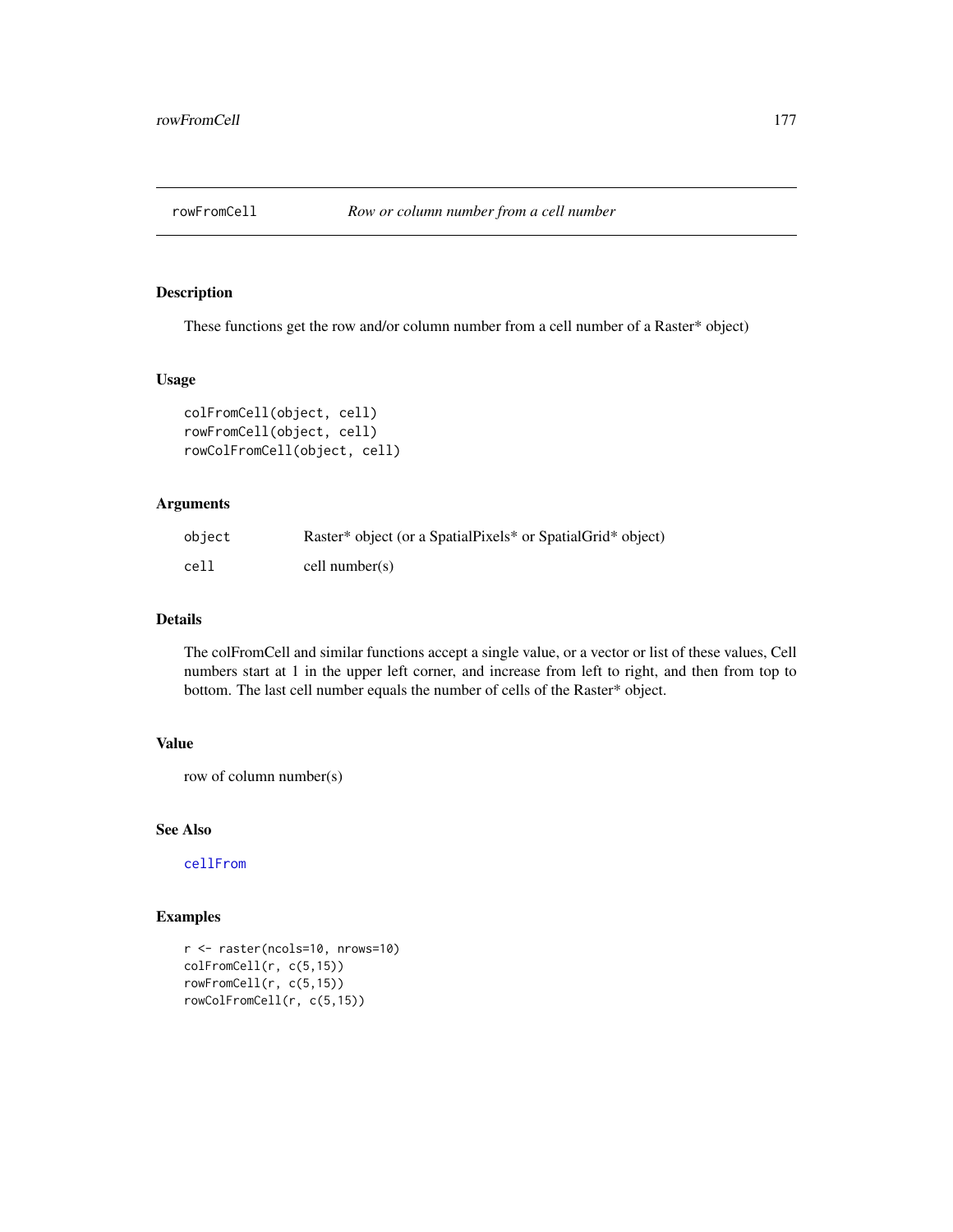# rowFromCell

*Row or column number from a cell number*

## Description

These functions get the row and/or column number from a cell number of a Raster* object)

## Usage

```
colFromCell(object, cell)
rowFromCell(object, cell)
rowColFromCell(object, cell)
```

## Arguments

| | |
|---|---|
| `object` | Raster* object (or a SpatialPixels* or SpatialGrid* object) |
| `cell` | cell number(s) |

## Details

The colFromCell and similar functions accept a single value, or a vector or list of these values, Cell numbers start at 1 in the upper left corner, and increase from left to right, and then from top to bottom. The last cell number equals the number of cells of the Raster* object.

## Value

row of column number(s)

## See Also

`cellFrom`

## Examples

```
r <- raster(ncols=10, nrows=10)
colFromCell(r, c(5,15))
rowFromCell(r, c(5,15))
rowColFromCell(r, c(5,15))
```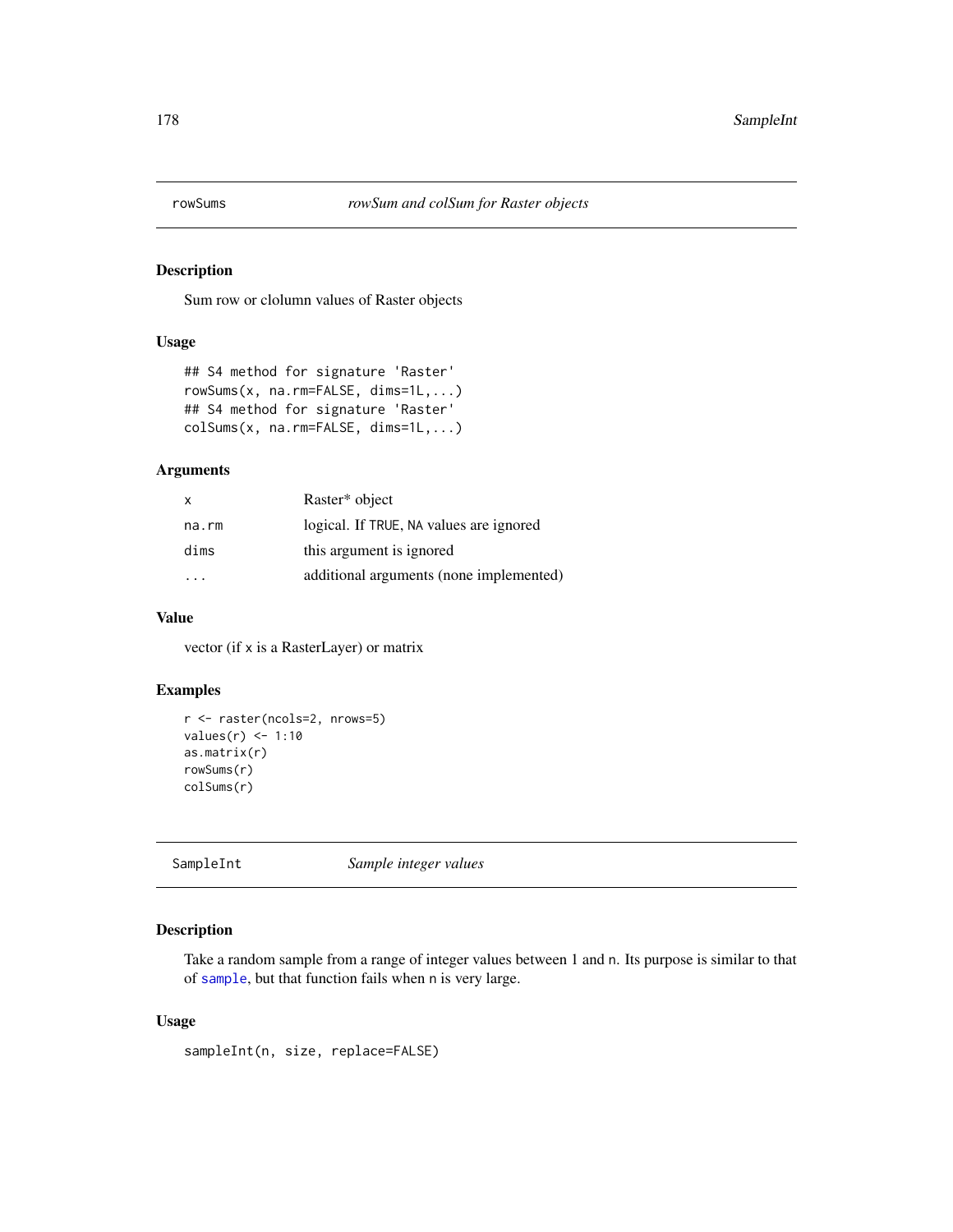## rowSums *rowSum and colSum for Raster objects*

### Description

Sum row or clolumn values of Raster objects

### Usage

```
## S4 method for signature 'Raster'
rowSums(x, na.rm=FALSE, dims=1L,...)
## S4 method for signature 'Raster'
colSums(x, na.rm=FALSE, dims=1L,...)
```

### Arguments

| | |
|---|---|
| x | Raster* object |
| na.rm | logical. If TRUE, NA values are ignored |
| dims | this argument is ignored |
| ... | additional arguments (none implemented) |

### Value

vector (if x is a RasterLayer) or matrix

### Examples

```
r <- raster(ncols=2, nrows=5)
values(r) <- 1:10
as.matrix(r)
rowSums(r)
colSums(r)
```

## SampleInt *Sample integer values*

### Description

Take a random sample from a range of integer values between 1 and n. Its purpose is similar to that of sample, but that function fails when n is very large.

### Usage

```
sampleInt(n, size, replace=FALSE)
```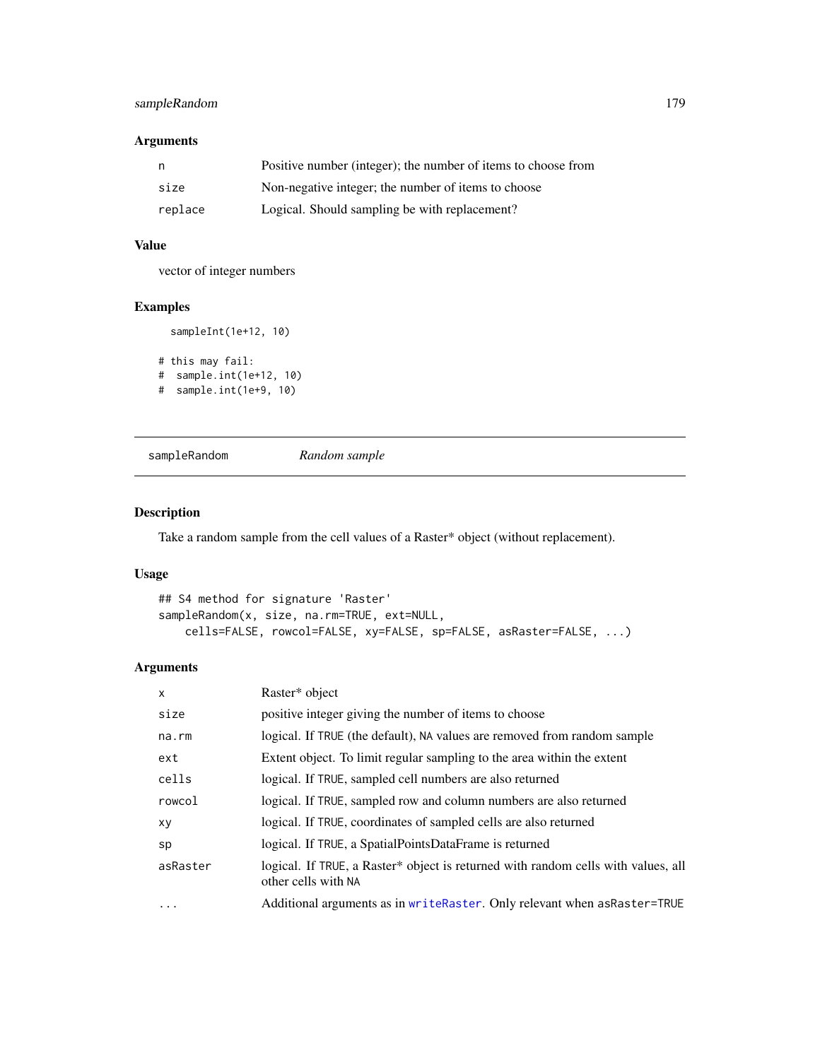### Arguments

| | |
|---|---|
| n | Positive number (integer); the number of items to choose from |
| size | Non-negative integer; the number of items to choose |
| replace | Logical. Should sampling be with replacement? |

### Value

vector of integer numbers

### Examples

```
  sampleInt(1e+12, 10)

# this may fail:
#  sample.int(1e+12, 10)
#  sample.int(1e+9, 10)
```

---

## sampleRandom *Random sample*

---

### Description

Take a random sample from the cell values of a Raster* object (without replacement).

### Usage

```
## S4 method for signature 'Raster'
sampleRandom(x, size, na.rm=TRUE, ext=NULL,
    cells=FALSE, rowcol=FALSE, xy=FALSE, sp=FALSE, asRaster=FALSE, ...)
```

### Arguments

| | |
|---|---|
| x | Raster* object |
| size | positive integer giving the number of items to choose |
| na.rm | logical. If TRUE (the default), NA values are removed from random sample |
| ext | Extent object. To limit regular sampling to the area within the extent |
| cells | logical. If TRUE, sampled cell numbers are also returned |
| rowcol | logical. If TRUE, sampled row and column numbers are also returned |
| xy | logical. If TRUE, coordinates of sampled cells are also returned |
| sp | logical. If TRUE, a SpatialPointsDataFrame is returned |
| asRaster | logical. If TRUE, a Raster* object is returned with random cells with values, all other cells with NA |
| ... | Additional arguments as in writeRaster. Only relevant when asRaster=TRUE |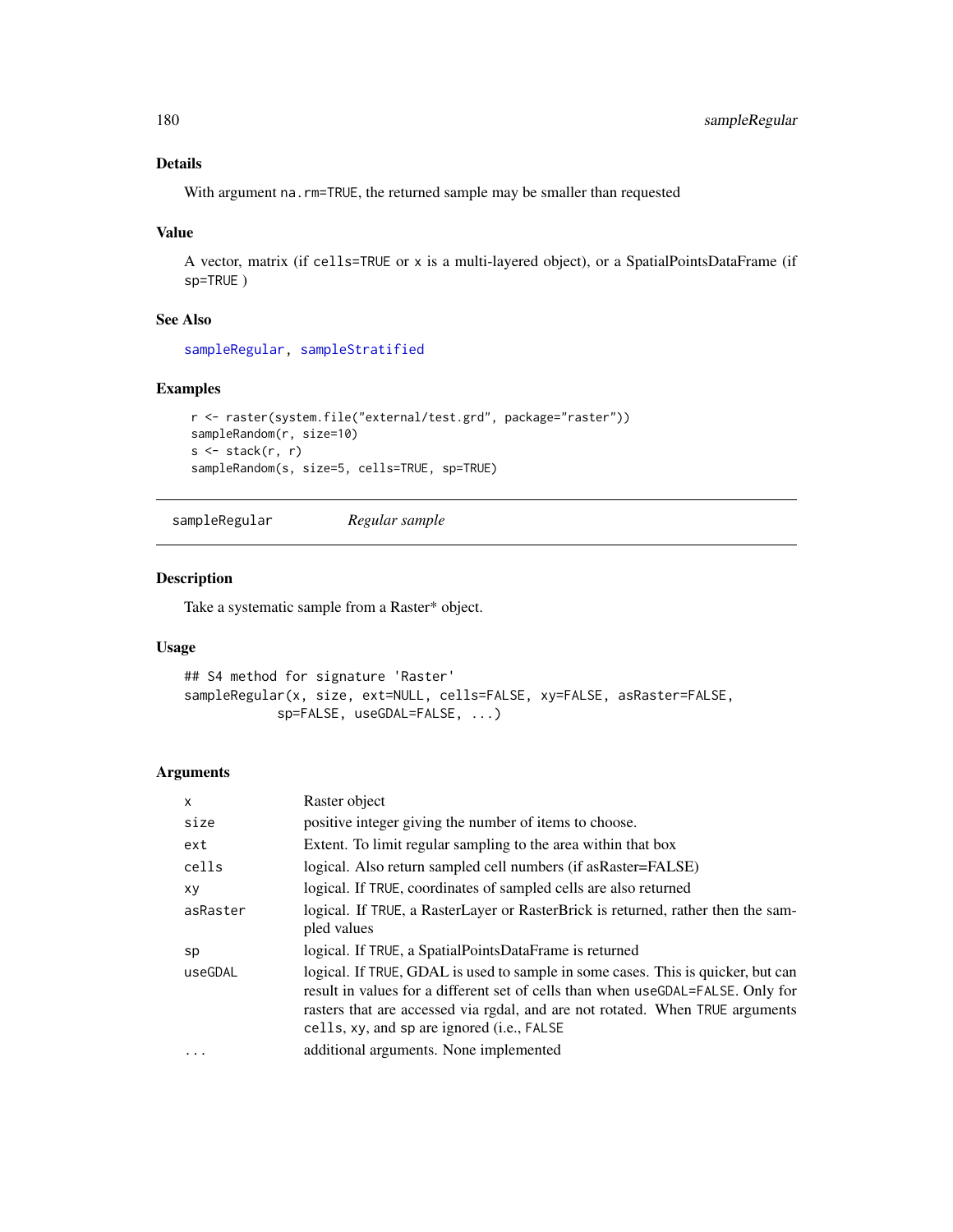### Details

With argument `na.rm=TRUE`, the returned sample may be smaller than requested

### Value

A vector, matrix (if `cells=TRUE` or `x` is a multi-layered object), or a SpatialPointsDataFrame (if `sp=TRUE` )

### See Also

`sampleRegular`, `sampleStratified`

### Examples

```
r <- raster(system.file("external/test.grd", package="raster"))
sampleRandom(r, size=10)
s <- stack(r, r)
sampleRandom(s, size=5, cells=TRUE, sp=TRUE)
```

---

## sampleRegular — *Regular sample*

---

### Description

Take a systematic sample from a Raster* object.

### Usage

```
## S4 method for signature 'Raster'
sampleRegular(x, size, ext=NULL, cells=FALSE, xy=FALSE, asRaster=FALSE,
            sp=FALSE, useGDAL=FALSE, ...)
```

### Arguments

| | |
|---|---|
| `x` | Raster object |
| `size` | positive integer giving the number of items to choose. |
| `ext` | Extent. To limit regular sampling to the area within that box |
| `cells` | logical. Also return sampled cell numbers (if asRaster=FALSE) |
| `xy` | logical. If `TRUE`, coordinates of sampled cells are also returned |
| `asRaster` | logical. If `TRUE`, a RasterLayer or RasterBrick is returned, rather then the sampled values |
| `sp` | logical. If `TRUE`, a SpatialPointsDataFrame is returned |
| `useGDAL` | logical. If `TRUE`, GDAL is used to sample in some cases. This is quicker, but can result in values for a different set of cells than when `useGDAL=FALSE`. Only for rasters that are accessed via rgdal, and are not rotated. When `TRUE` arguments `cells`, `xy`, and `sp` are ignored (i.e., `FALSE` |
| `...` | additional arguments. None implemented |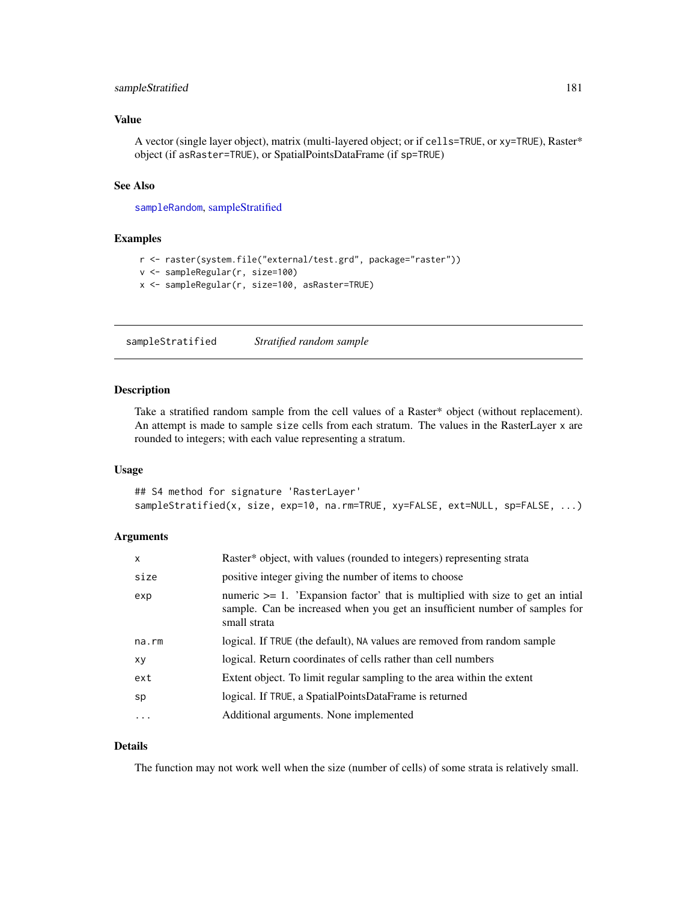### Value

A vector (single layer object), matrix (multi-layered object; or if `cells=TRUE`, or `xy=TRUE`), Raster* object (if `asRaster=TRUE`), or SpatialPointsDataFrame (if `sp=TRUE`)

### See Also

`sampleRandom`, sampleStratified

### Examples

```
r <- raster(system.file("external/test.grd", package="raster"))
v <- sampleRegular(r, size=100)
x <- sampleRegular(r, size=100, asRaster=TRUE)
```

---

## sampleStratified — *Stratified random sample*

### Description

Take a stratified random sample from the cell values of a Raster* object (without replacement). An attempt is made to sample `size` cells from each stratum. The values in the RasterLayer `x` are rounded to integers; with each value representing a stratum.

### Usage

```
## S4 method for signature 'RasterLayer'
sampleStratified(x, size, exp=10, na.rm=TRUE, xy=FALSE, ext=NULL, sp=FALSE, ...)
```

### Arguments

| | |
|---|---|
| `x` | Raster* object, with values (rounded to integers) representing strata |
| `size` | positive integer giving the number of items to choose |
| `exp` | numeric >= 1. 'Expansion factor' that is multiplied with size to get an intial sample. Can be increased when you get an insufficient number of samples for small strata |
| `na.rm` | logical. If `TRUE` (the default), `NA` values are removed from random sample |
| `xy` | logical. Return coordinates of cells rather than cell numbers |
| `ext` | Extent object. To limit regular sampling to the area within the extent |
| `sp` | logical. If `TRUE`, a SpatialPointsDataFrame is returned |
| `...` | Additional arguments. None implemented |

### Details

The function may not work well when the size (number of cells) of some strata is relatively small.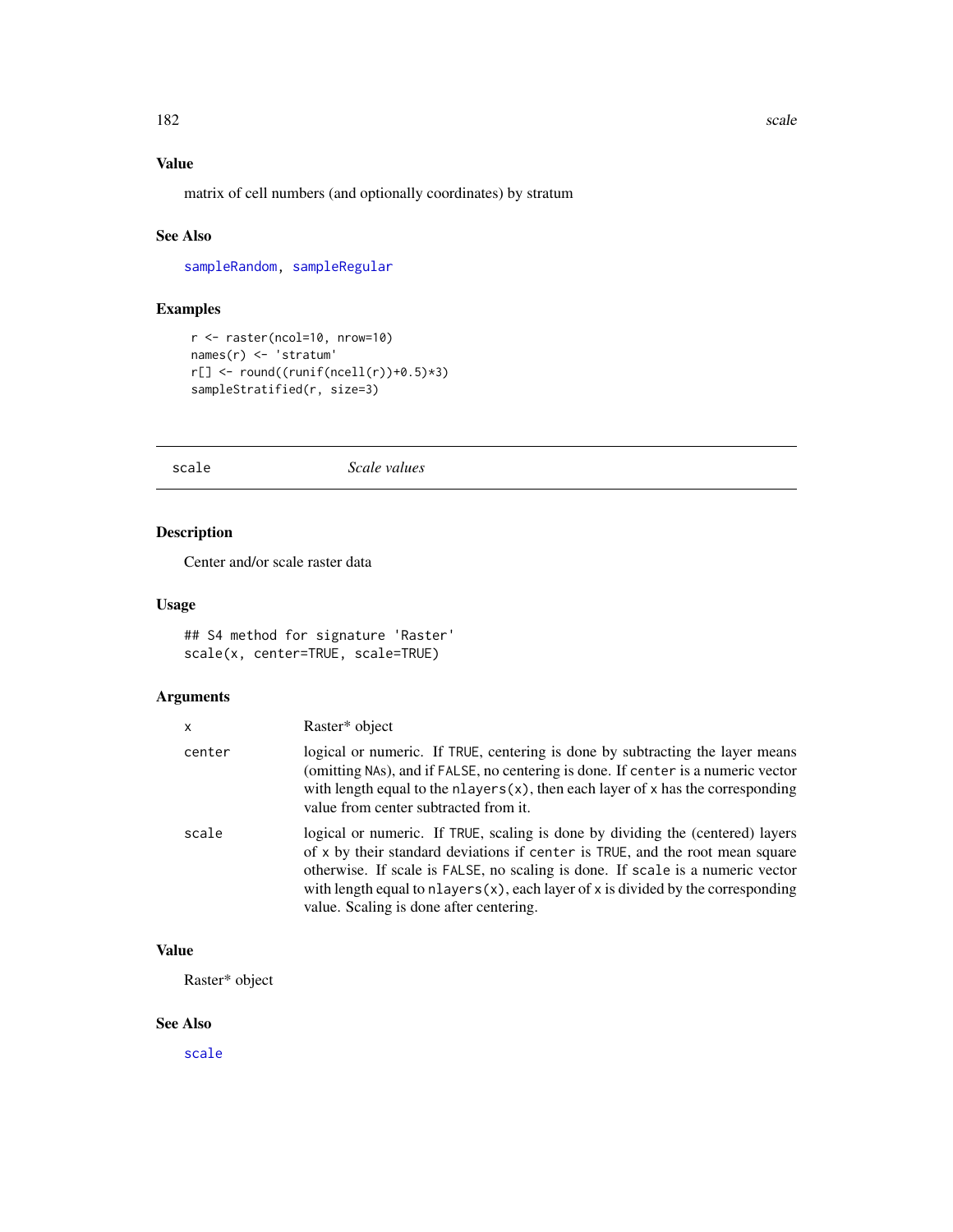### Value

matrix of cell numbers (and optionally coordinates) by stratum

### See Also

sampleRandom, sampleRegular

### Examples

```
r <- raster(ncol=10, nrow=10)
names(r) <- 'stratum'
r[] <- round((runif(ncell(r))+0.5)*3)
sampleStratified(r, size=3)
```

---

## scale *Scale values*

---

### Description

Center and/or scale raster data

### Usage

```
## S4 method for signature 'Raster'
scale(x, center=TRUE, scale=TRUE)
```

### Arguments

| | |
|---|---|
| x | Raster* object |
| center | logical or numeric. If TRUE, centering is done by subtracting the layer means (omitting NAs), and if FALSE, no centering is done. If center is a numeric vector with length equal to the nlayers(x), then each layer of x has the corresponding value from center subtracted from it. |
| scale | logical or numeric. If TRUE, scaling is done by dividing the (centered) layers of x by their standard deviations if center is TRUE, and the root mean square otherwise. If scale is FALSE, no scaling is done. If scale is a numeric vector with length equal to nlayers(x), each layer of x is divided by the corresponding value. Scaling is done after centering. |

### Value

Raster* object

### See Also

scale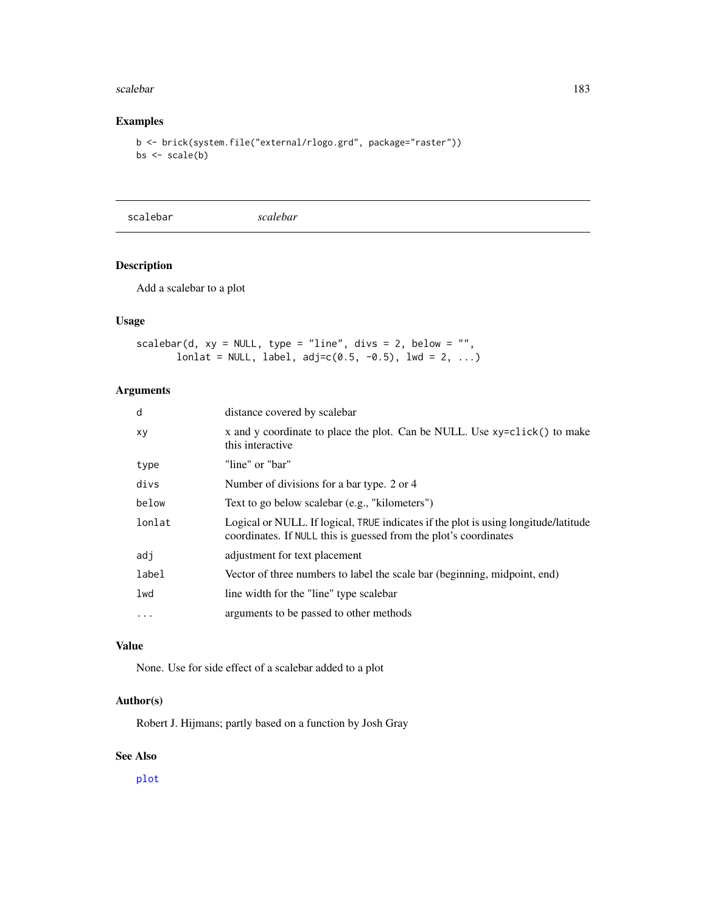## Examples

```
b <- brick(system.file("external/rlogo.grd", package="raster"))
bs <- scale(b)
```

---

# scalebar *scalebar*

---

## Description

Add a scalebar to a plot

## Usage

```
scalebar(d, xy = NULL, type = "line", divs = 2, below = "",
       lonlat = NULL, label, adj=c(0.5, -0.5), lwd = 2, ...)
```

## Arguments

| | |
|---|---|
| `d` | distance covered by scalebar |
| `xy` | x and y coordinate to place the plot. Can be NULL. Use `xy=click()` to make this interactive |
| `type` | "line" or "bar" |
| `divs` | Number of divisions for a bar type. 2 or 4 |
| `below` | Text to go below scalebar (e.g., "kilometers") |
| `lonlat` | Logical or NULL. If logical, `TRUE` indicates if the plot is using longitude/latitude coordinates. If `NULL` this is guessed from the plot's coordinates |
| `adj` | adjustment for text placement |
| `label` | Vector of three numbers to label the scale bar (beginning, midpoint, end) |
| `lwd` | line width for the "line" type scalebar |
| `...` | arguments to be passed to other methods |

## Value

None. Use for side effect of a scalebar added to a plot

## Author(s)

Robert J. Hijmans; partly based on a function by Josh Gray

## See Also

`plot`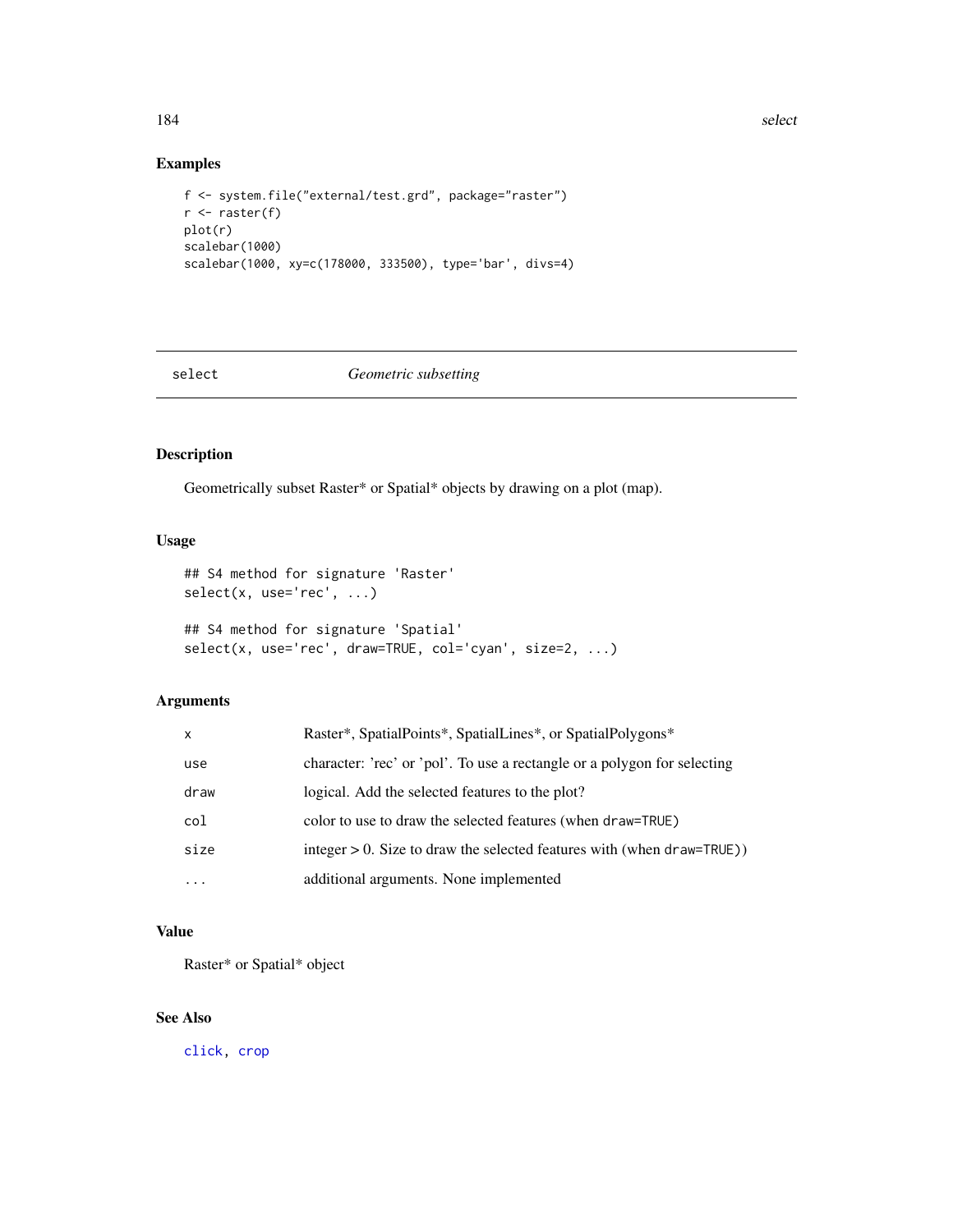## Examples

```
f <- system.file("external/test.grd", package="raster")
r <- raster(f)
plot(r)
scalebar(1000)
scalebar(1000, xy=c(178000, 333500), type='bar', divs=4)
```

---

# select *Geometric subsetting*

---

## Description

Geometrically subset Raster* or Spatial* objects by drawing on a plot (map).

## Usage

```
## S4 method for signature 'Raster'
select(x, use='rec', ...)

## S4 method for signature 'Spatial'
select(x, use='rec', draw=TRUE, col='cyan', size=2, ...)
```

## Arguments

| | |
|---|---|
| `x` | Raster*, SpatialPoints*, SpatialLines*, or SpatialPolygons* |
| `use` | character: 'rec' or 'pol'. To use a rectangle or a polygon for selecting |
| `draw` | logical. Add the selected features to the plot? |
| `col` | color to use to draw the selected features (when `draw=TRUE`) |
| `size` | integer > 0. Size to draw the selected features with (when `draw=TRUE`)) |
| `...` | additional arguments. None implemented |

## Value

Raster* or Spatial* object

## See Also

`click`, `crop`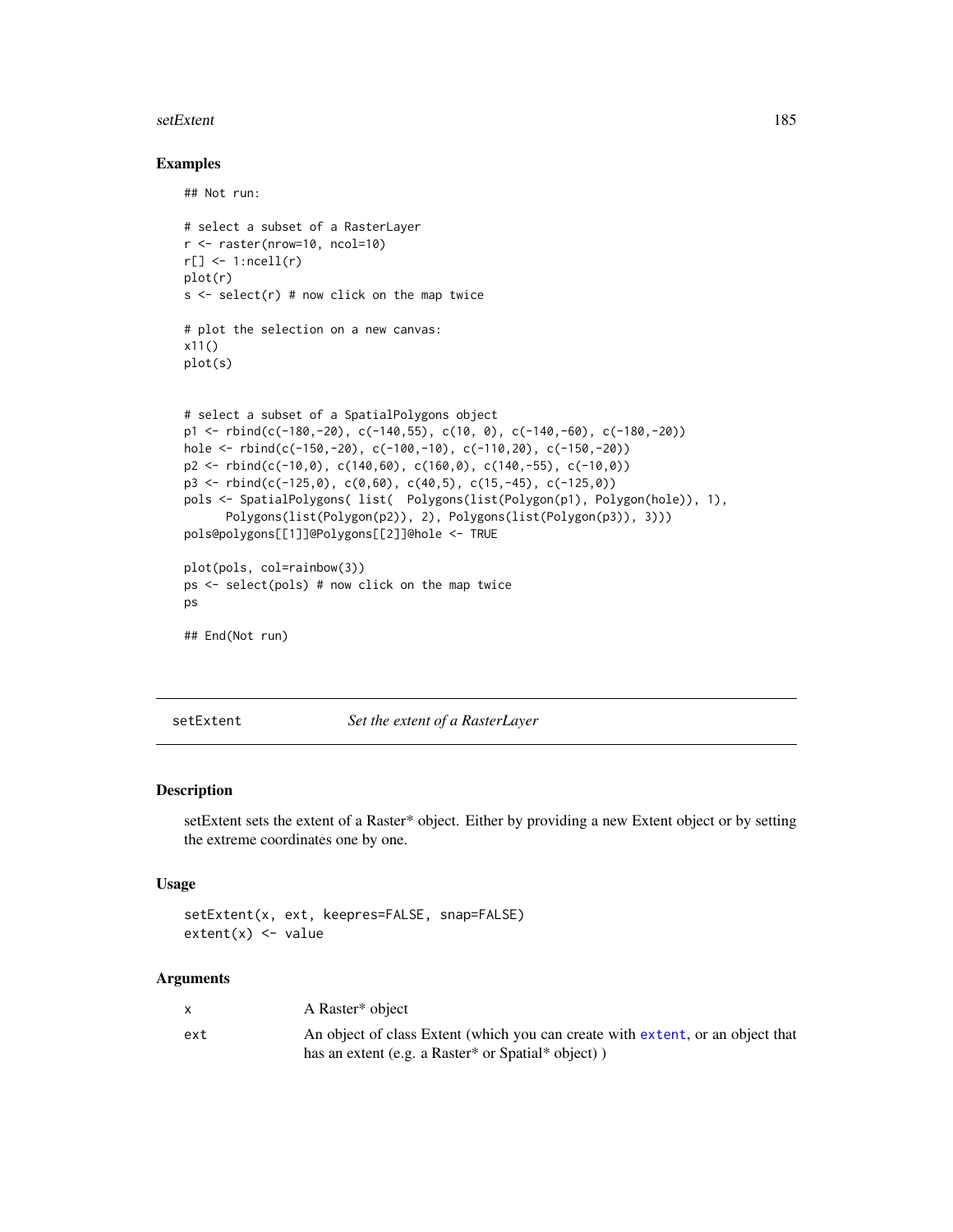## Examples

```
## Not run:

# select a subset of a RasterLayer
r <- raster(nrow=10, ncol=10)
r[] <- 1:ncell(r)
plot(r)
s <- select(r) # now click on the map twice

# plot the selection on a new canvas:
x11()
plot(s)


# select a subset of a SpatialPolygons object
p1 <- rbind(c(-180,-20), c(-140,55), c(10, 0), c(-140,-60), c(-180,-20))
hole <- rbind(c(-150,-20), c(-100,-10), c(-110,20), c(-150,-20))
p2 <- rbind(c(-10,0), c(140,60), c(160,0), c(140,-55), c(-10,0))
p3 <- rbind(c(-125,0), c(0,60), c(40,5), c(15,-45), c(-125,0))
pols <- SpatialPolygons( list(  Polygons(list(Polygon(p1), Polygon(hole)), 1),
      Polygons(list(Polygon(p2)), 2), Polygons(list(Polygon(p3)), 3)))
pols@polygons[[1]]@Polygons[[2]]@hole <- TRUE

plot(pols, col=rainbow(3))
ps <- select(pols) # now click on the map twice
ps

## End(Not run)
```

---

# setExtent — *Set the extent of a RasterLayer*

## Description

setExtent sets the extent of a Raster* object. Either by providing a new Extent object or by setting the extreme coordinates one by one.

## Usage

```
setExtent(x, ext, keepres=FALSE, snap=FALSE)
extent(x) <- value
```

## Arguments

| | |
|---|---|
| x | A Raster* object |
| ext | An object of class Extent (which you can create with extent, or an object that has an extent (e.g. a Raster* or Spatial* object) ) |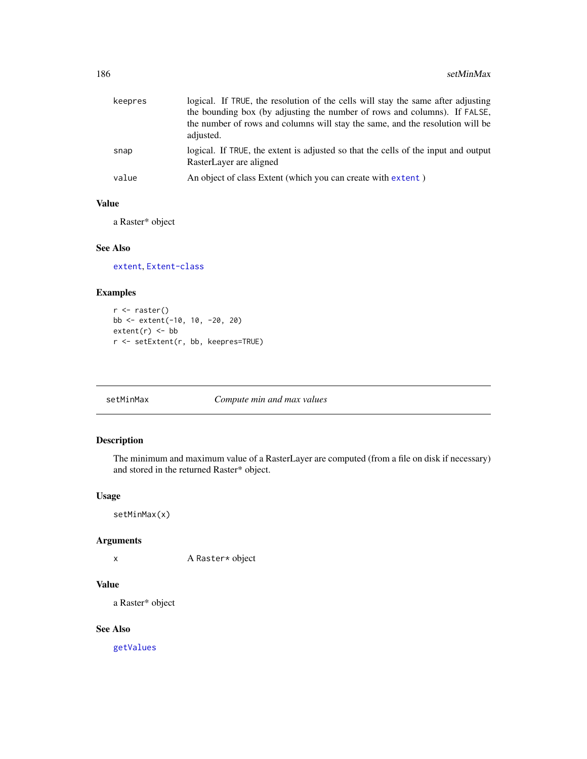| | |
|---|---|
| keepres | logical. If TRUE, the resolution of the cells will stay the same after adjusting the bounding box (by adjusting the number of rows and columns). If FALSE, the number of rows and columns will stay the same, and the resolution will be adjusted. |
| snap | logical. If TRUE, the extent is adjusted so that the cells of the input and output RasterLayer are aligned |
| value | An object of class Extent (which you can create with extent ) |

## Value

a Raster* object

## See Also

extent, Extent-class

## Examples

```
r <- raster()
bb <- extent(-10, 10, -20, 20)
extent(r) <- bb
r <- setExtent(r, bb, keepres=TRUE)
```

---

# setMinMax *Compute min and max values*

## Description

The minimum and maximum value of a RasterLayer are computed (from a file on disk if necessary) and stored in the returned Raster* object.

## Usage

```
setMinMax(x)
```

## Arguments

| | |
|---|---|
| x | A Raster* object |

## Value

a Raster* object

## See Also

getValues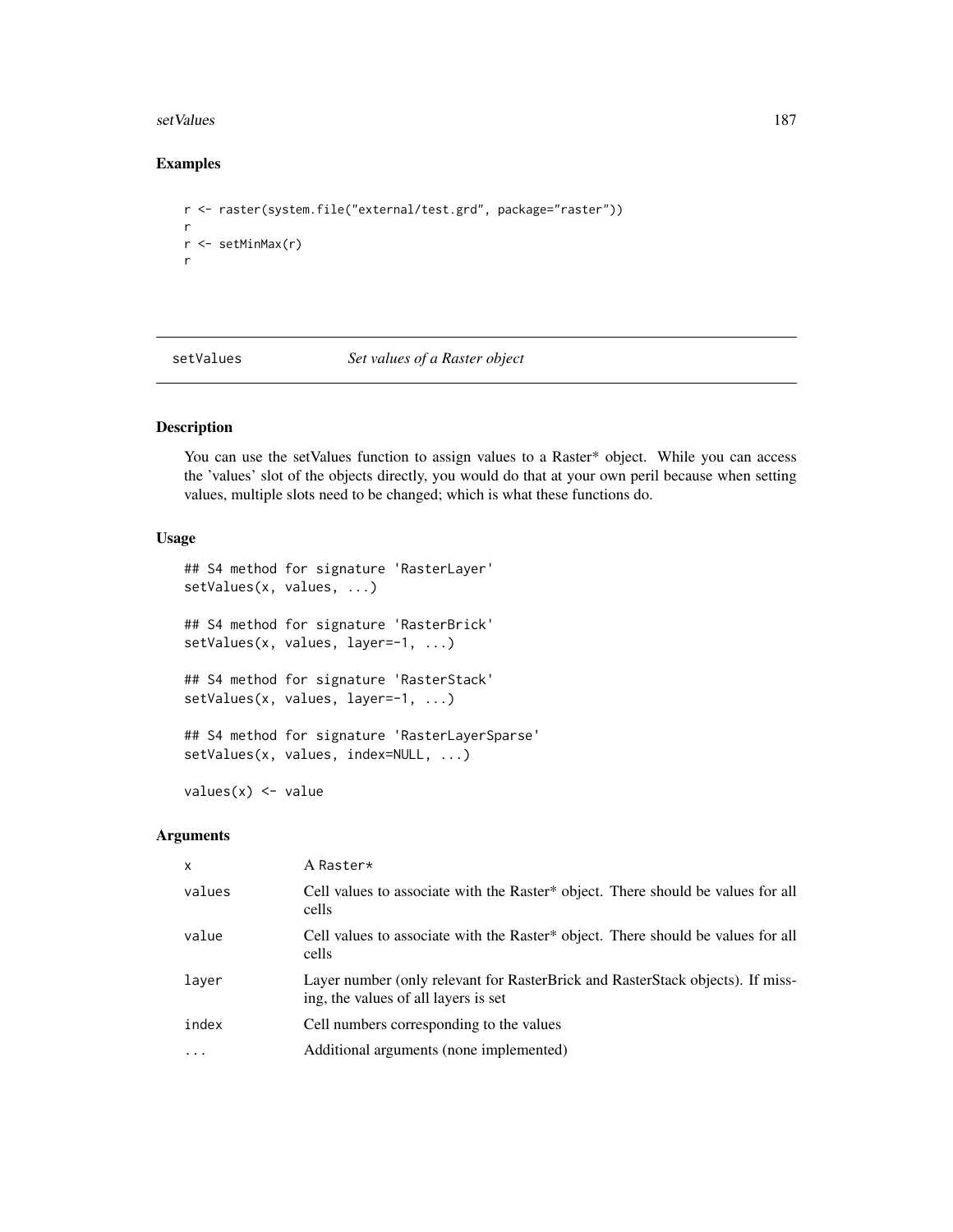## Examples

```
r <- raster(system.file("external/test.grd", package="raster"))
r
r <- setMinMax(r)
r
```

---

# setValues *Set values of a Raster object*

---

## Description

You can use the setValues function to assign values to a Raster* object. While you can access the 'values' slot of the objects directly, you would do that at your own peril because when setting values, multiple slots need to be changed; which is what these functions do.

## Usage

```
## S4 method for signature 'RasterLayer'
setValues(x, values, ...)

## S4 method for signature 'RasterBrick'
setValues(x, values, layer=-1, ...)

## S4 method for signature 'RasterStack'
setValues(x, values, layer=-1, ...)

## S4 method for signature 'RasterLayerSparse'
setValues(x, values, index=NULL, ...)

values(x) <- value
```

## Arguments

| | |
|---|---|
| x | A Raster* |
| values | Cell values to associate with the Raster* object. There should be values for all cells |
| value | Cell values to associate with the Raster* object. There should be values for all cells |
| layer | Layer number (only relevant for RasterBrick and RasterStack objects). If missing, the values of all layers is set |
| index | Cell numbers corresponding to the values |
| ... | Additional arguments (none implemented) |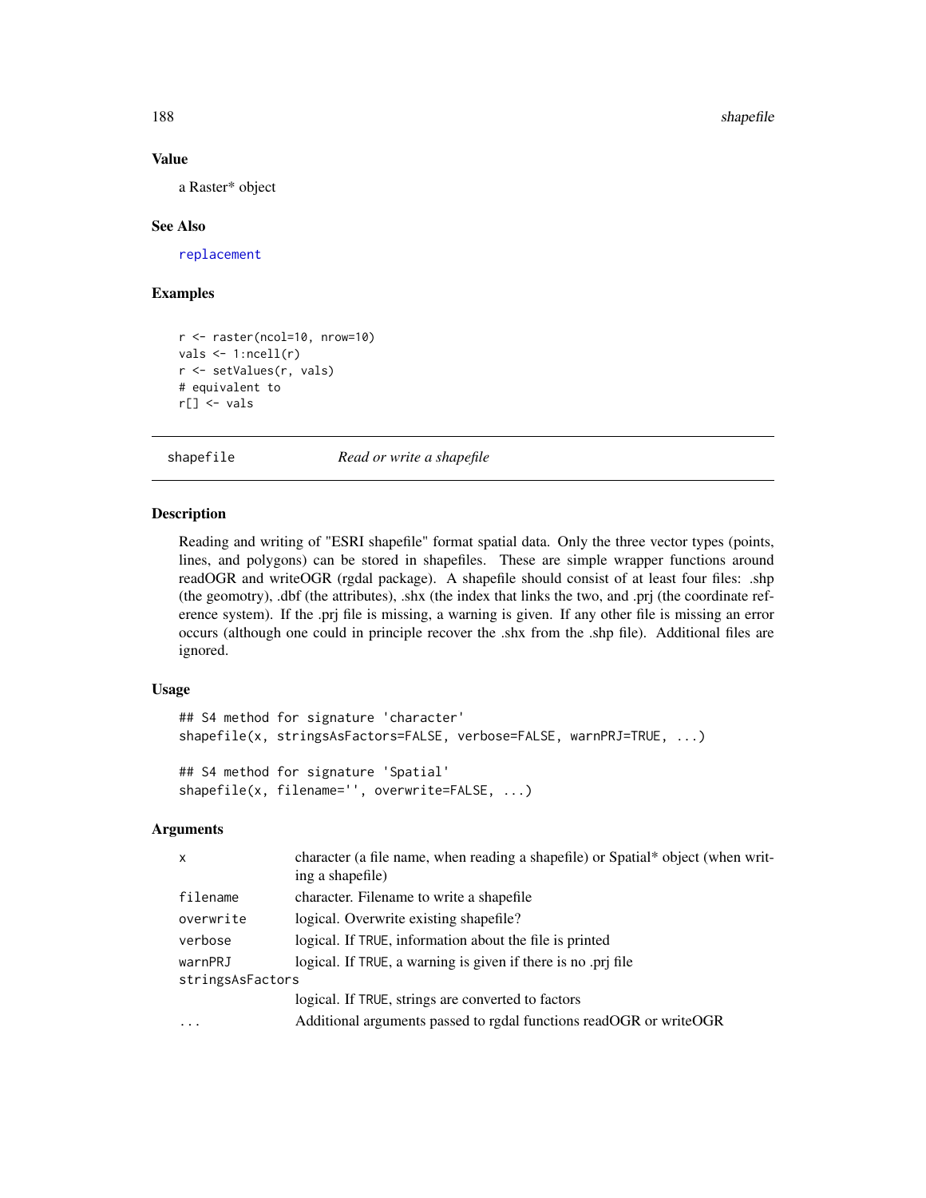### Value

a Raster* object

### See Also

replacement

### Examples

```
r <- raster(ncol=10, nrow=10)
vals <- 1:ncell(r)
r <- setValues(r, vals)
# equivalent to
r[] <- vals
```

## shapefile *Read or write a shapefile*

### Description

Reading and writing of "ESRI shapefile" format spatial data. Only the three vector types (points, lines, and polygons) can be stored in shapefiles. These are simple wrapper functions around readOGR and writeOGR (rgdal package). A shapefile should consist of at least four files: .shp (the geomotry), .dbf (the attributes), .shx (the index that links the two, and .prj (the coordinate reference system). If the .prj file is missing, a warning is given. If any other file is missing an error occurs (although one could in principle recover the .shx from the .shp file). Additional files are ignored.

### Usage

```
## S4 method for signature 'character'
shapefile(x, stringsAsFactors=FALSE, verbose=FALSE, warnPRJ=TRUE, ...)

## S4 method for signature 'Spatial'
shapefile(x, filename='', overwrite=FALSE, ...)
```

### Arguments

| | |
|---|---|
| `x` | character (a file name, when reading a shapefile) or Spatial* object (when writing a shapefile) |
| `filename` | character. Filename to write a shapefile |
| `overwrite` | logical. Overwrite existing shapefile? |
| `verbose` | logical. If `TRUE`, information about the file is printed |
| `warnPRJ` | logical. If `TRUE`, a warning is given if there is no .prj file |
| `stringsAsFactors` | logical. If `TRUE`, strings are converted to factors |
| `...` | Additional arguments passed to rgdal functions readOGR or writeOGR |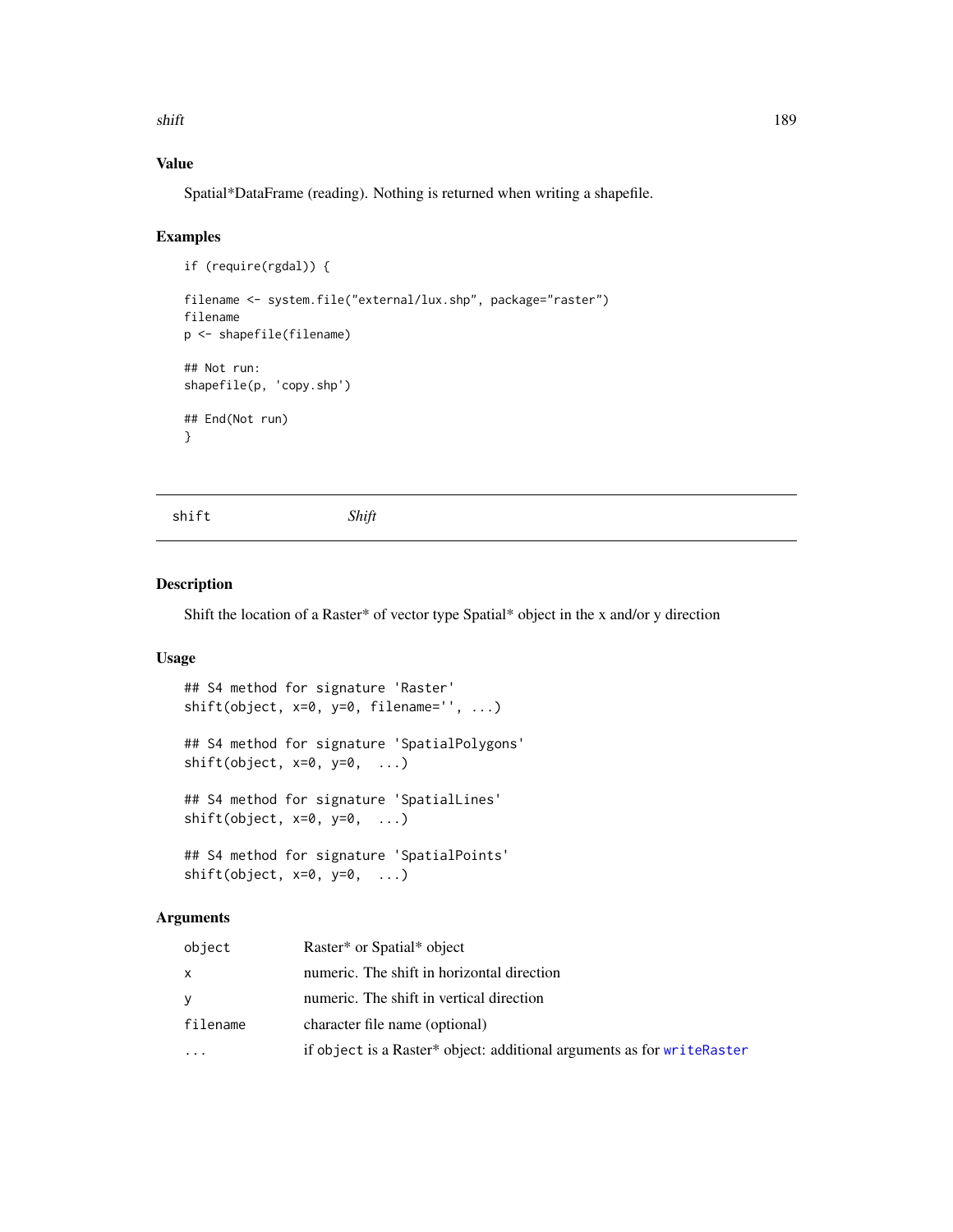## Value

Spatial*DataFrame (reading). Nothing is returned when writing a shapefile.

## Examples

```
if (require(rgdal)) {

filename <- system.file("external/lux.shp", package="raster")
filename
p <- shapefile(filename)

## Not run:
shapefile(p, 'copy.shp')

## End(Not run)
}
```

---

# shift *Shift*

---

## Description

Shift the location of a Raster* of vector type Spatial* object in the x and/or y direction

## Usage

```
## S4 method for signature 'Raster'
shift(object, x=0, y=0, filename='', ...)

## S4 method for signature 'SpatialPolygons'
shift(object, x=0, y=0,  ...)

## S4 method for signature 'SpatialLines'
shift(object, x=0, y=0,  ...)

## S4 method for signature 'SpatialPoints'
shift(object, x=0, y=0,  ...)
```

## Arguments

| | |
|---|---|
| `object` | Raster* or Spatial* object |
| `x` | numeric. The shift in horizontal direction |
| `y` | numeric. The shift in vertical direction |
| `filename` | character file name (optional) |
| `...` | if `object` is a Raster* object: additional arguments as for `writeRaster` |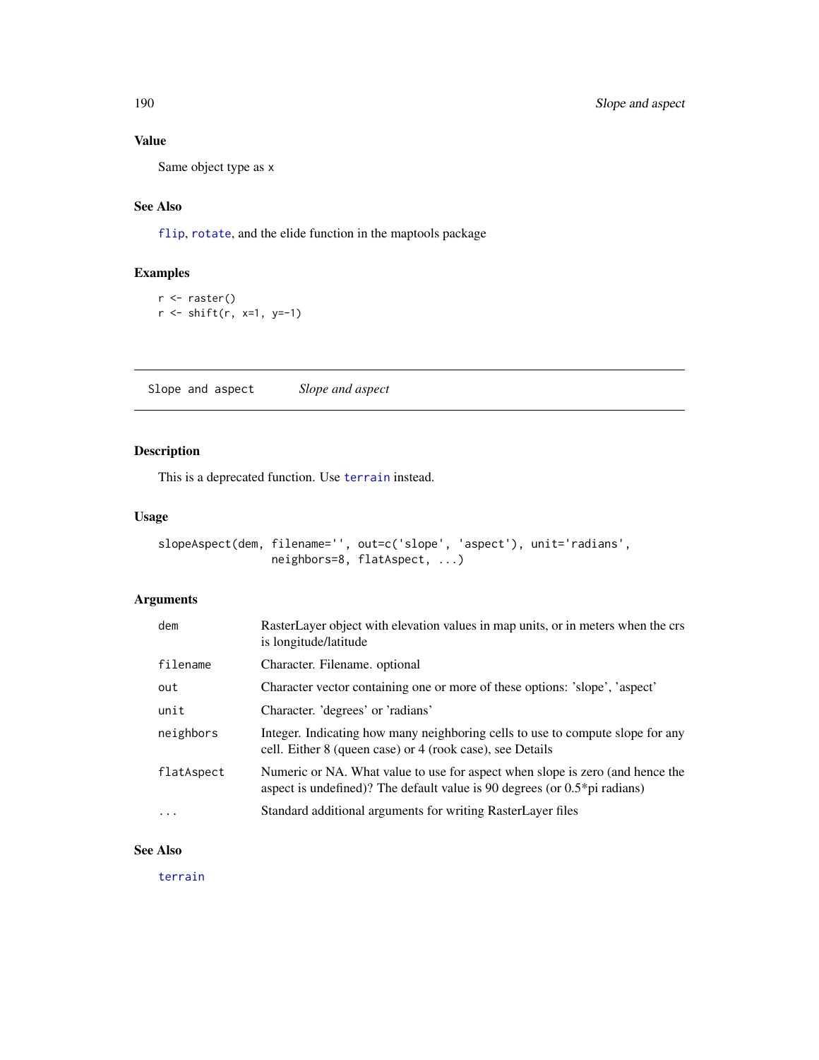### Value

Same object type as x

### See Also

flip, rotate, and the elide function in the maptools package

### Examples

```
r <- raster()
r <- shift(r, x=1, y=-1)
```

---

## Slope and aspect — *Slope and aspect*

---

### Description

This is a deprecated function. Use terrain instead.

### Usage

```
slopeAspect(dem, filename='', out=c('slope', 'aspect'), unit='radians',
                 neighbors=8, flatAspect, ...)
```

### Arguments

| | |
|---|---|
| dem | RasterLayer object with elevation values in map units, or in meters when the crs is longitude/latitude |
| filename | Character. Filename. optional |
| out | Character vector containing one or more of these options: 'slope', 'aspect' |
| unit | Character. 'degrees' or 'radians' |
| neighbors | Integer. Indicating how many neighboring cells to use to compute slope for any cell. Either 8 (queen case) or 4 (rook case), see Details |
| flatAspect | Numeric or NA. What value to use for aspect when slope is zero (and hence the aspect is undefined)? The default value is 90 degrees (or 0.5*pi radians) |
| ... | Standard additional arguments for writing RasterLayer files |

### See Also

terrain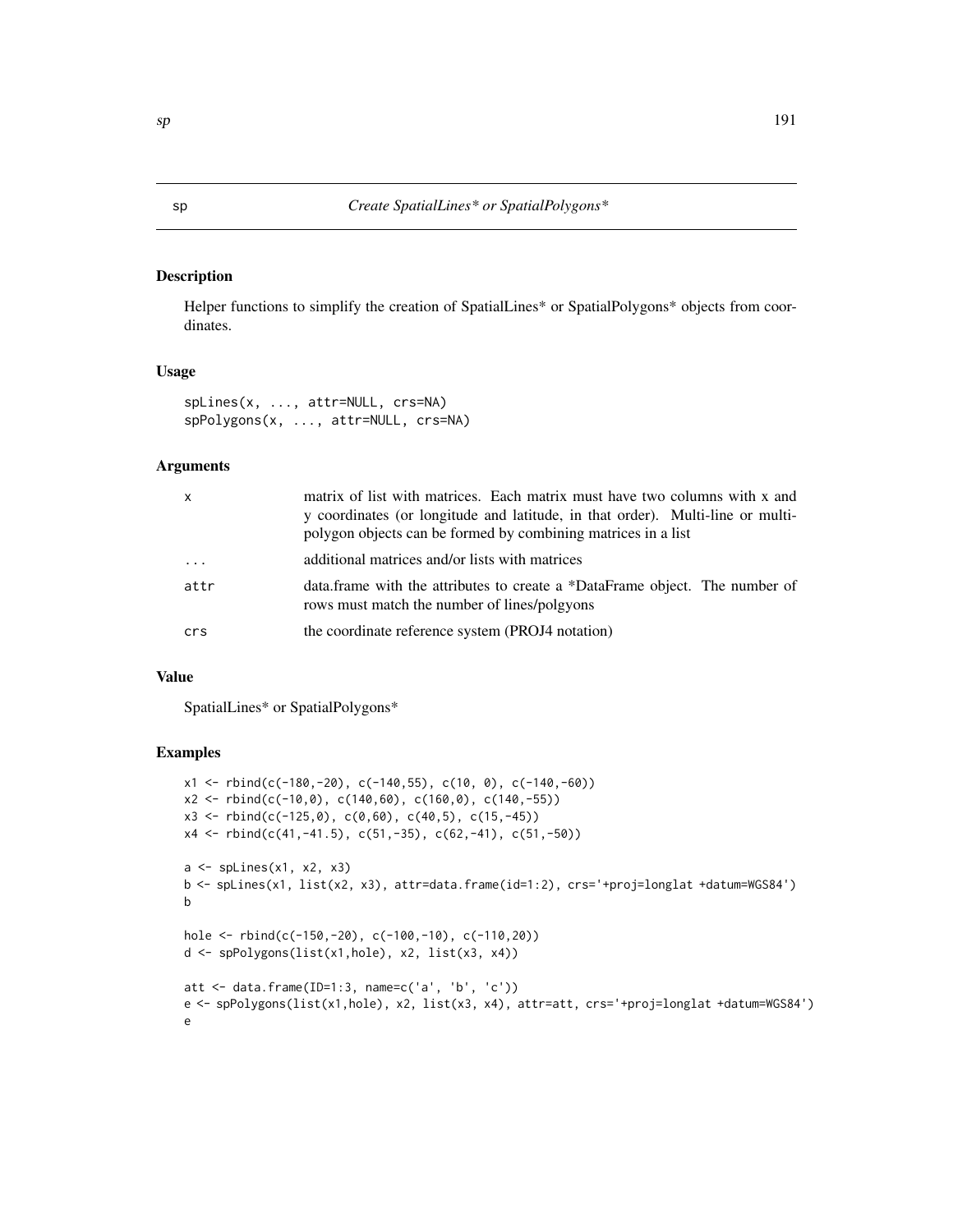sp *Create SpatialLines* or SpatialPolygons**

## Description

Helper functions to simplify the creation of SpatialLines* or SpatialPolygons* objects from coordinates.

## Usage

```
spLines(x, ..., attr=NULL, crs=NA)
spPolygons(x, ..., attr=NULL, crs=NA)
```

## Arguments

| | |
|---|---|
| x | matrix of list with matrices. Each matrix must have two columns with x and y coordinates (or longitude and latitude, in that order). Multi-line or multi-polygon objects can be formed by combining matrices in a list |
| ... | additional matrices and/or lists with matrices |
| attr | data.frame with the attributes to create a *DataFrame object. The number of rows must match the number of lines/polgyons |
| crs | the coordinate reference system (PROJ4 notation) |

## Value

SpatialLines* or SpatialPolygons*

## Examples

```
x1 <- rbind(c(-180,-20), c(-140,55), c(10, 0), c(-140,-60))
x2 <- rbind(c(-10,0), c(140,60), c(160,0), c(140,-55))
x3 <- rbind(c(-125,0), c(0,60), c(40,5), c(15,-45))
x4 <- rbind(c(41,-41.5), c(51,-35), c(62,-41), c(51,-50))

a <- spLines(x1, x2, x3)
b <- spLines(x1, list(x2, x3), attr=data.frame(id=1:2), crs='+proj=longlat +datum=WGS84')
b

hole <- rbind(c(-150,-20), c(-100,-10), c(-110,20))
d <- spPolygons(list(x1,hole), x2, list(x3, x4))

att <- data.frame(ID=1:3, name=c('a', 'b', 'c'))
e <- spPolygons(list(x1,hole), x2, list(x3, x4), attr=att, crs='+proj=longlat +datum=WGS84')
e
```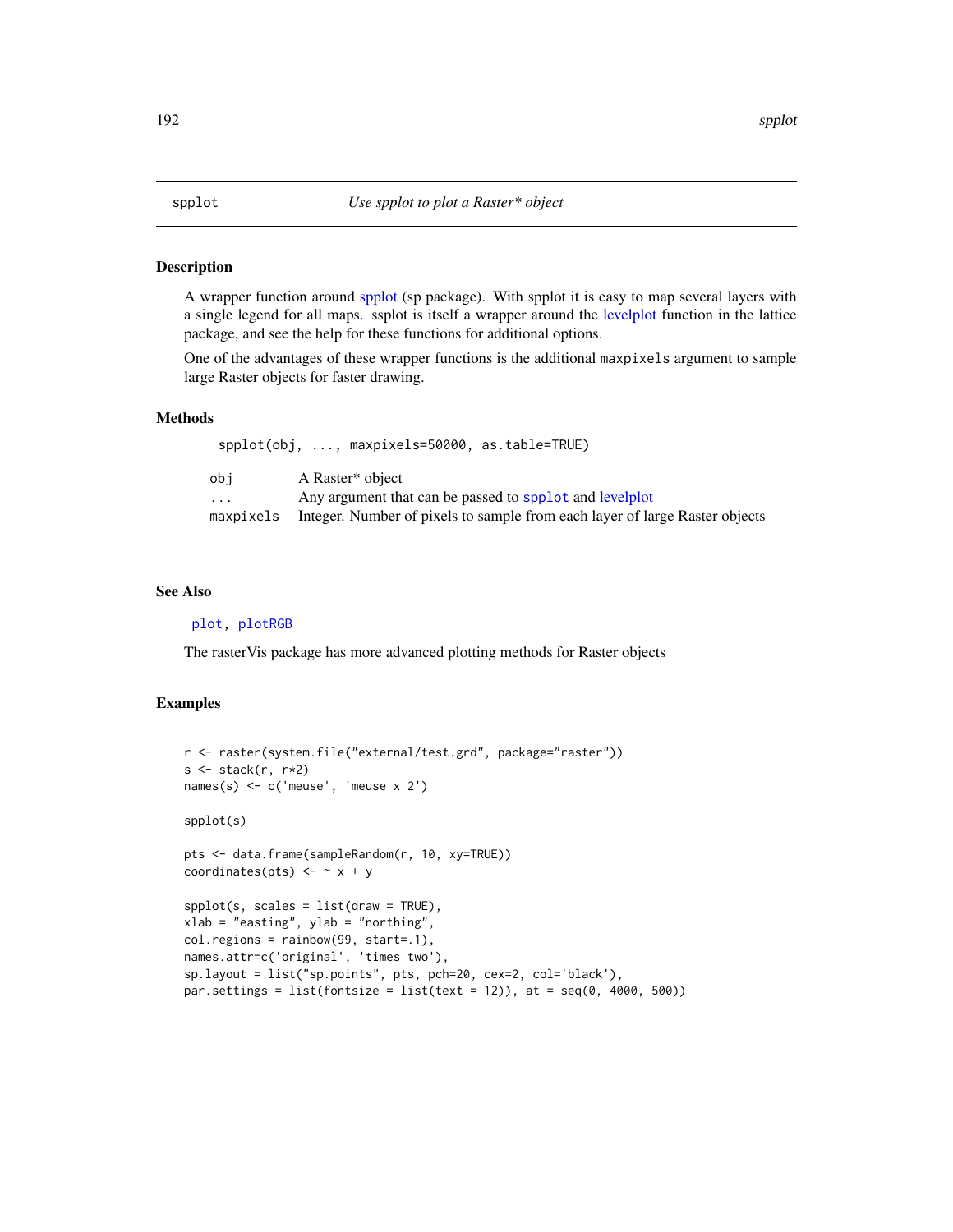spplot *Use spplot to plot a Raster* object*

## Description

A wrapper function around spplot (sp package). With spplot it is easy to map several layers with a single legend for all maps. ssplot is itself a wrapper around the levelplot function in the lattice package, and see the help for these functions for additional options.

One of the advantages of these wrapper functions is the additional `maxpixels` argument to sample large Raster objects for faster drawing.

## Methods

```
spplot(obj, ..., maxpixels=50000, as.table=TRUE)
```

| | |
|---|---|
| `obj` | A Raster* object |
| `...` | Any argument that can be passed to `spplot` and levelplot |
| `maxpixels` | Integer. Number of pixels to sample from each layer of large Raster objects |

## See Also

`plot`, `plotRGB`

The rasterVis package has more advanced plotting methods for Raster objects

## Examples

```
r <- raster(system.file("external/test.grd", package="raster"))
s <- stack(r, r*2)
names(s) <- c('meuse', 'meuse x 2')

spplot(s)

pts <- data.frame(sampleRandom(r, 10, xy=TRUE))
coordinates(pts) <- ~ x + y

spplot(s, scales = list(draw = TRUE),
xlab = "easting", ylab = "northing",
col.regions = rainbow(99, start=.1),
names.attr=c('original', 'times two'),
sp.layout = list("sp.points", pts, pch=20, cex=2, col='black'),
par.settings = list(fontsize = list(text = 12)), at = seq(0, 4000, 500))
```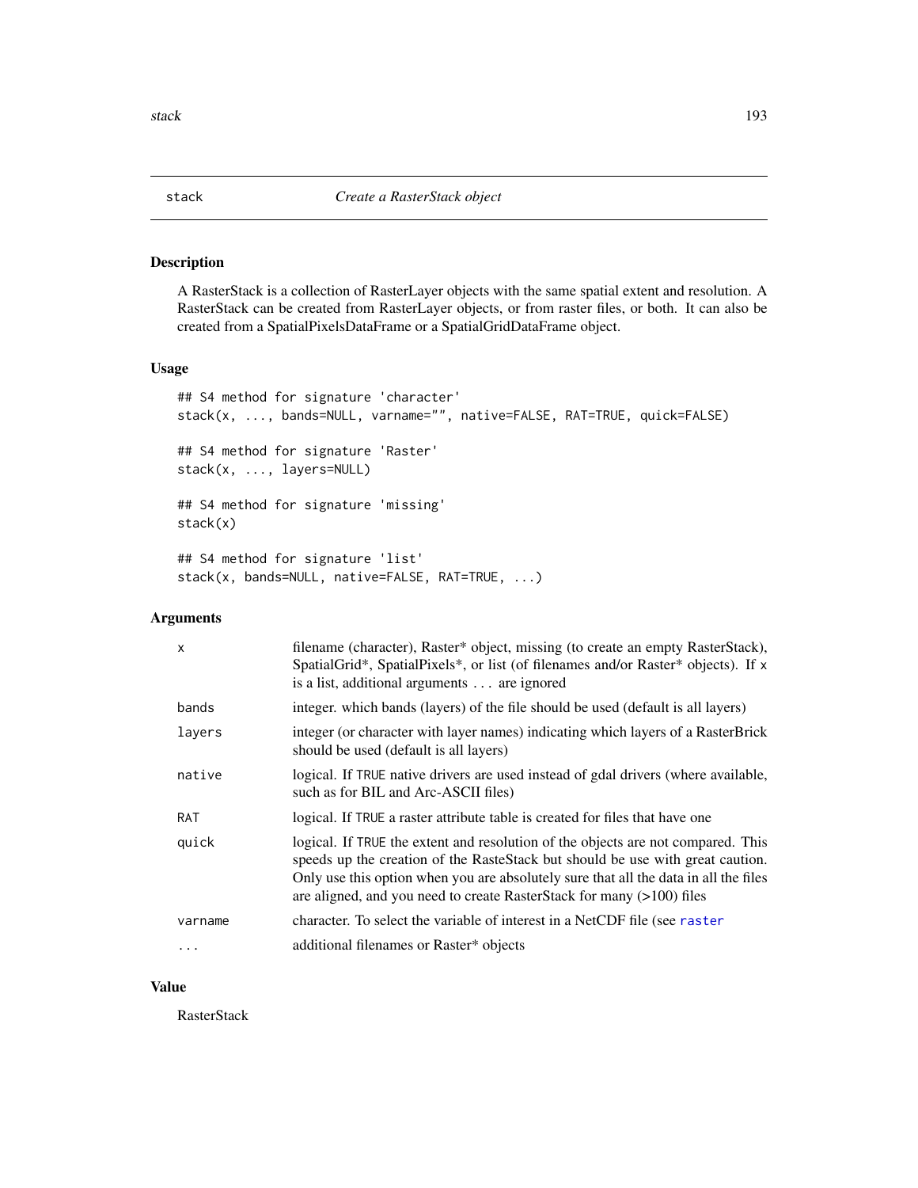# stack — *Create a RasterStack object*

## Description

A RasterStack is a collection of RasterLayer objects with the same spatial extent and resolution. A RasterStack can be created from RasterLayer objects, or from raster files, or both. It can also be created from a SpatialPixelsDataFrame or a SpatialGridDataFrame object.

## Usage

```
## S4 method for signature 'character'
stack(x, ..., bands=NULL, varname="", native=FALSE, RAT=TRUE, quick=FALSE)

## S4 method for signature 'Raster'
stack(x, ..., layers=NULL)

## S4 method for signature 'missing'
stack(x)

## S4 method for signature 'list'
stack(x, bands=NULL, native=FALSE, RAT=TRUE, ...)
```

## Arguments

| | |
|---|---|
| `x` | filename (character), Raster* object, missing (to create an empty RasterStack), SpatialGrid*, SpatialPixels*, or list (of filenames and/or Raster* objects). If `x` is a list, additional arguments ... are ignored |
| `bands` | integer. which bands (layers) of the file should be used (default is all layers) |
| `layers` | integer (or character with layer names) indicating which layers of a RasterBrick should be used (default is all layers) |
| `native` | logical. If `TRUE` native drivers are used instead of gdal drivers (where available, such as for BIL and Arc-ASCII files) |
| `RAT` | logical. If `TRUE` a raster attribute table is created for files that have one |
| `quick` | logical. If `TRUE` the extent and resolution of the objects are not compared. This speeds up the creation of the RasteStack but should be use with great caution. Only use this option when you are absolutely sure that all the data in all the files are aligned, and you need to create RasterStack for many (>100) files |
| `varname` | character. To select the variable of interest in a NetCDF file (see `raster` |
| `...` | additional filenames or Raster* objects |

## Value

RasterStack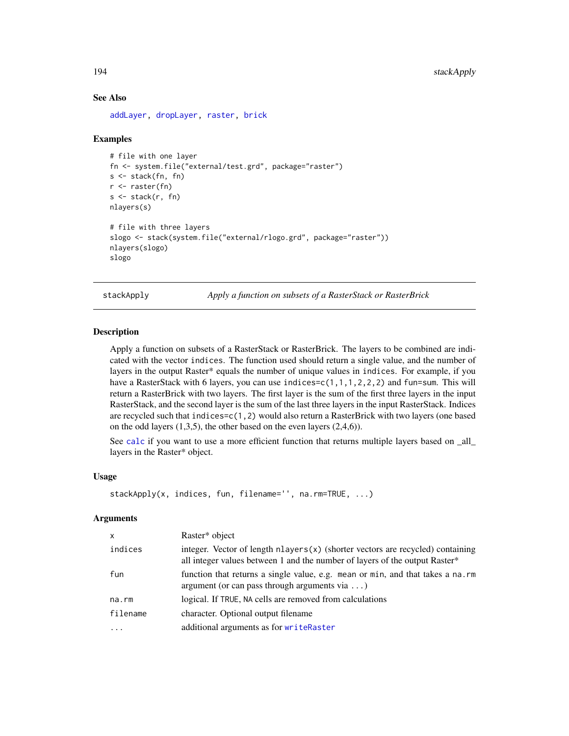### See Also

addLayer, dropLayer, raster, brick

### Examples

```
# file with one layer
fn <- system.file("external/test.grd", package="raster")
s <- stack(fn, fn)
r <- raster(fn)
s <- stack(r, fn)
nlayers(s)

# file with three layers
slogo <- stack(system.file("external/rlogo.grd", package="raster"))
nlayers(slogo)
slogo
```

---

## stackApply — *Apply a function on subsets of a RasterStack or RasterBrick*

---

### Description

Apply a function on subsets of a RasterStack or RasterBrick. The layers to be combined are indicated with the vector `indices`. The function used should return a single value, and the number of layers in the output Raster* equals the number of unique values in `indices`. For example, if you have a RasterStack with 6 layers, you can use `indices=c(1,1,1,2,2,2)` and `fun=sum`. This will return a RasterBrick with two layers. The first layer is the sum of the first three layers in the input RasterStack, and the second layer is the sum of the last three layers in the input RasterStack. Indices are recycled such that `indices=c(1,2)` would also return a RasterBrick with two layers (one based on the odd layers (1,3,5), the other based on the even layers (2,4,6)).

See calc if you want to use a more efficient function that returns multiple layers based on _all_ layers in the Raster* object.

### Usage

```
stackApply(x, indices, fun, filename='', na.rm=TRUE, ...)
```

### Arguments

| | |
|---|---|
| `x` | Raster* object |
| `indices` | integer. Vector of length `nlayers(x)` (shorter vectors are recycled) containing all integer values between 1 and the number of layers of the output Raster* |
| `fun` | function that returns a single value, e.g. `mean` or `min`, and that takes a `na.rm` argument (or can pass through arguments via `...`) |
| `na.rm` | logical. If `TRUE`, `NA` cells are removed from calculations |
| `filename` | character. Optional output filename |
| `...` | additional arguments as for writeRaster |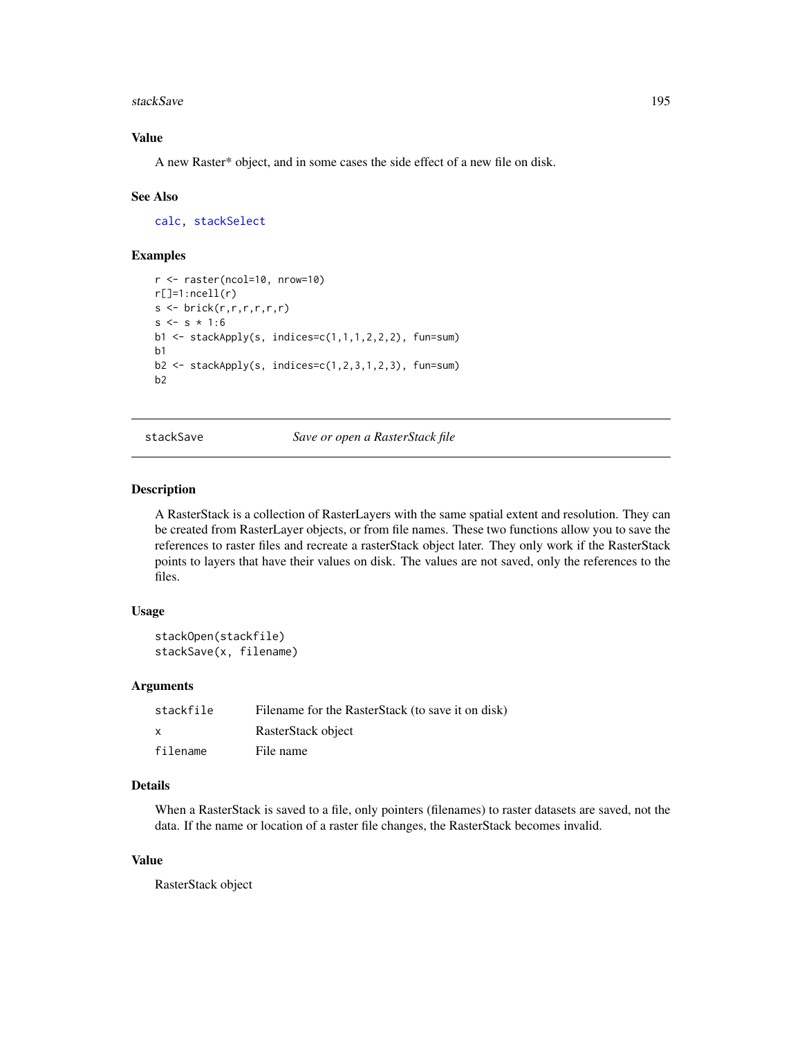### Value

A new Raster* object, and in some cases the side effect of a new file on disk.

### See Also

calc, stackSelect

### Examples

```
r <- raster(ncol=10, nrow=10)
r[]=1:ncell(r)
s <- brick(r,r,r,r,r,r)
s <- s * 1:6
b1 <- stackApply(s, indices=c(1,1,1,2,2,2), fun=sum)
b1
b2 <- stackApply(s, indices=c(1,2,3,1,2,3), fun=sum)
b2
```

---

## stackSave — *Save or open a RasterStack file*

### Description

A RasterStack is a collection of RasterLayers with the same spatial extent and resolution. They can be created from RasterLayer objects, or from file names. These two functions allow you to save the references to raster files and recreate a rasterStack object later. They only work if the RasterStack points to layers that have their values on disk. The values are not saved, only the references to the files.

### Usage

```
stackOpen(stackfile)
stackSave(x, filename)
```

### Arguments

| | |
|---|---|
| stackfile | Filename for the RasterStack (to save it on disk) |
| x | RasterStack object |
| filename | File name |

### Details

When a RasterStack is saved to a file, only pointers (filenames) to raster datasets are saved, not the data. If the name or location of a raster file changes, the RasterStack becomes invalid.

### Value

RasterStack object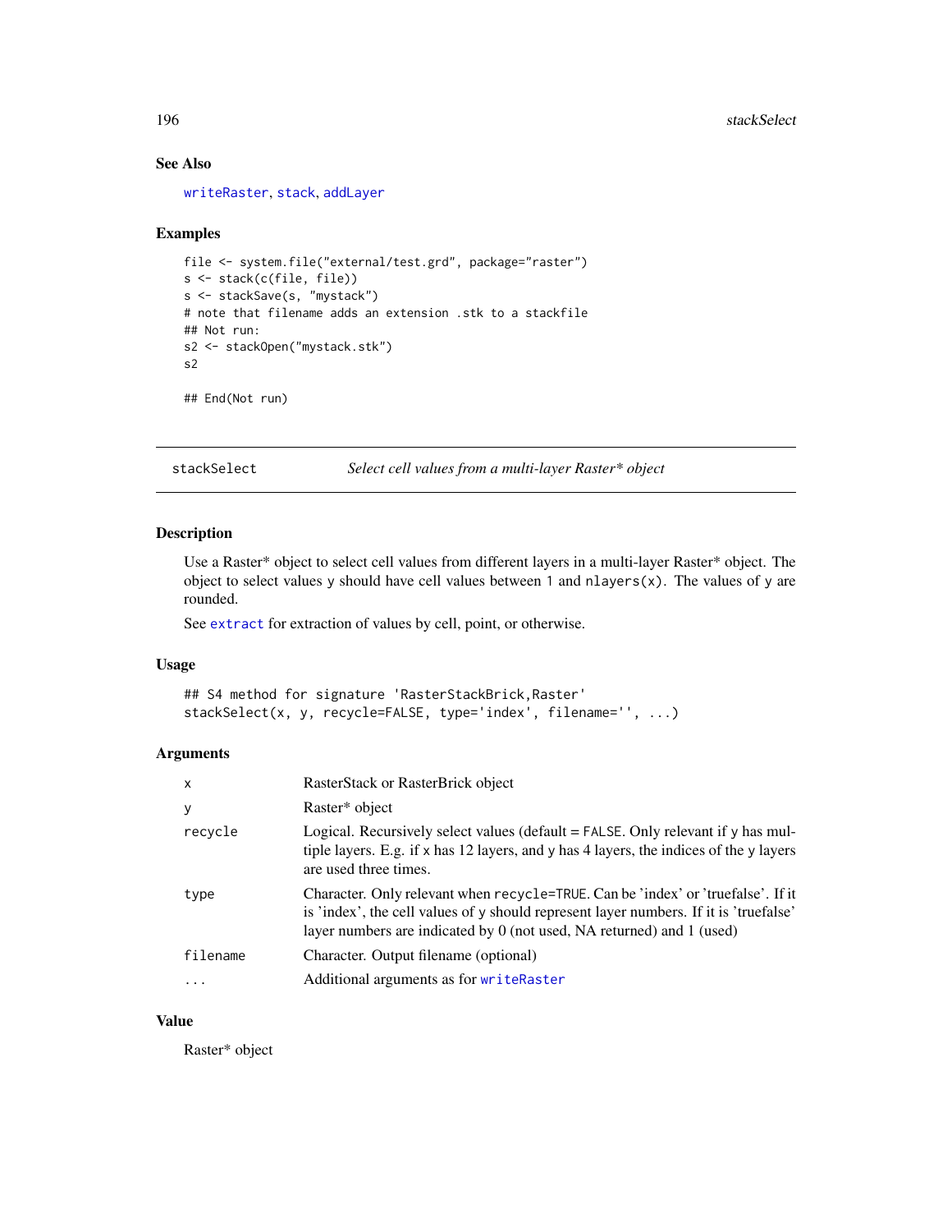## See Also

writeRaster, stack, addLayer

## Examples

```
file <- system.file("external/test.grd", package="raster")
s <- stack(c(file, file))
s <- stackSave(s, "mystack")
# note that filename adds an extension .stk to a stackfile
## Not run:
s2 <- stackOpen("mystack.stk")
s2

## End(Not run)
```

---

# stackSelect — *Select cell values from a multi-layer Raster* object*

## Description

Use a Raster* object to select cell values from different layers in a multi-layer Raster* object. The object to select values y should have cell values between 1 and `nlayers(x)`. The values of y are rounded.

See extract for extraction of values by cell, point, or otherwise.

## Usage

```
## S4 method for signature 'RasterStackBrick,Raster'
stackSelect(x, y, recycle=FALSE, type='index', filename='', ...)
```

## Arguments

| | |
|---|---|
| `x` | RasterStack or RasterBrick object |
| `y` | Raster* object |
| `recycle` | Logical. Recursively select values (default = `FALSE`. Only relevant if y has multiple layers. E.g. if x has 12 layers, and y has 4 layers, the indices of the y layers are used three times. |
| `type` | Character. Only relevant when `recycle=TRUE`. Can be 'index' or 'truefalse'. If it is 'index', the cell values of y should represent layer numbers. If it is 'truefalse' layer numbers are indicated by 0 (not used, NA returned) and 1 (used) |
| `filename` | Character. Output filename (optional) |
| `...` | Additional arguments as for writeRaster |

## Value

Raster* object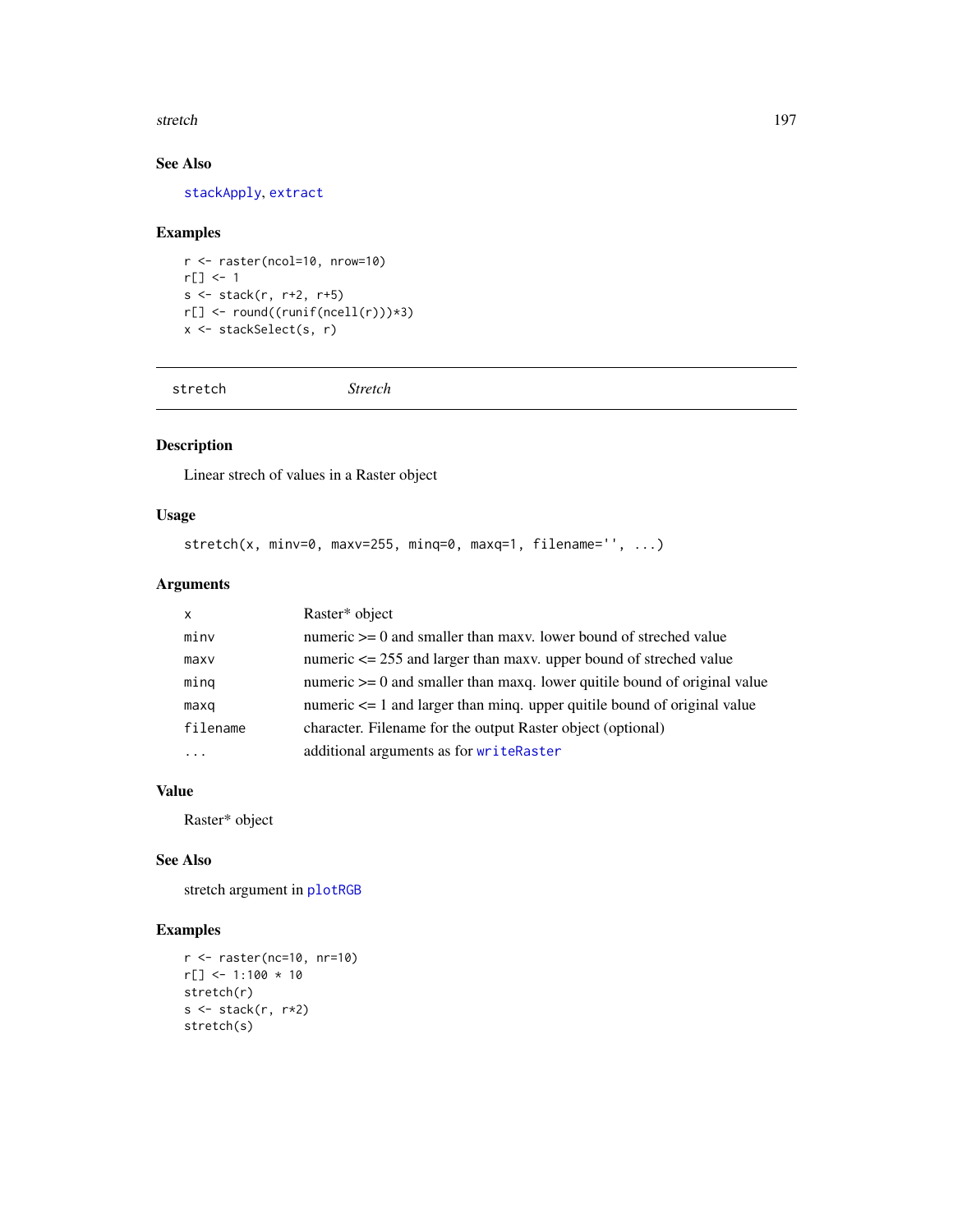### See Also

stackApply, extract

### Examples

```
r <- raster(ncol=10, nrow=10)
r[] <- 1
s <- stack(r, r+2, r+5)
r[] <- round((runif(ncell(r)))*3)
x <- stackSelect(s, r)
```

---

## stretch *Stretch*

---

### Description

Linear strech of values in a Raster object

### Usage

```
stretch(x, minv=0, maxv=255, minq=0, maxq=1, filename='', ...)
```

### Arguments

| | |
|---|---|
| x | Raster* object |
| minv | numeric >= 0 and smaller than maxv. lower bound of streched value |
| maxv | numeric <= 255 and larger than maxv. upper bound of streched value |
| minq | numeric >= 0 and smaller than maxq. lower quitile bound of original value |
| maxq | numeric <= 1 and larger than minq. upper quitile bound of original value |
| filename | character. Filename for the output Raster object (optional) |
| ... | additional arguments as for writeRaster |

### Value

Raster* object

### See Also

stretch argument in plotRGB

### Examples

```
r <- raster(nc=10, nr=10)
r[] <- 1:100 * 10
stretch(r)
s <- stack(r, r*2)
stretch(s)
```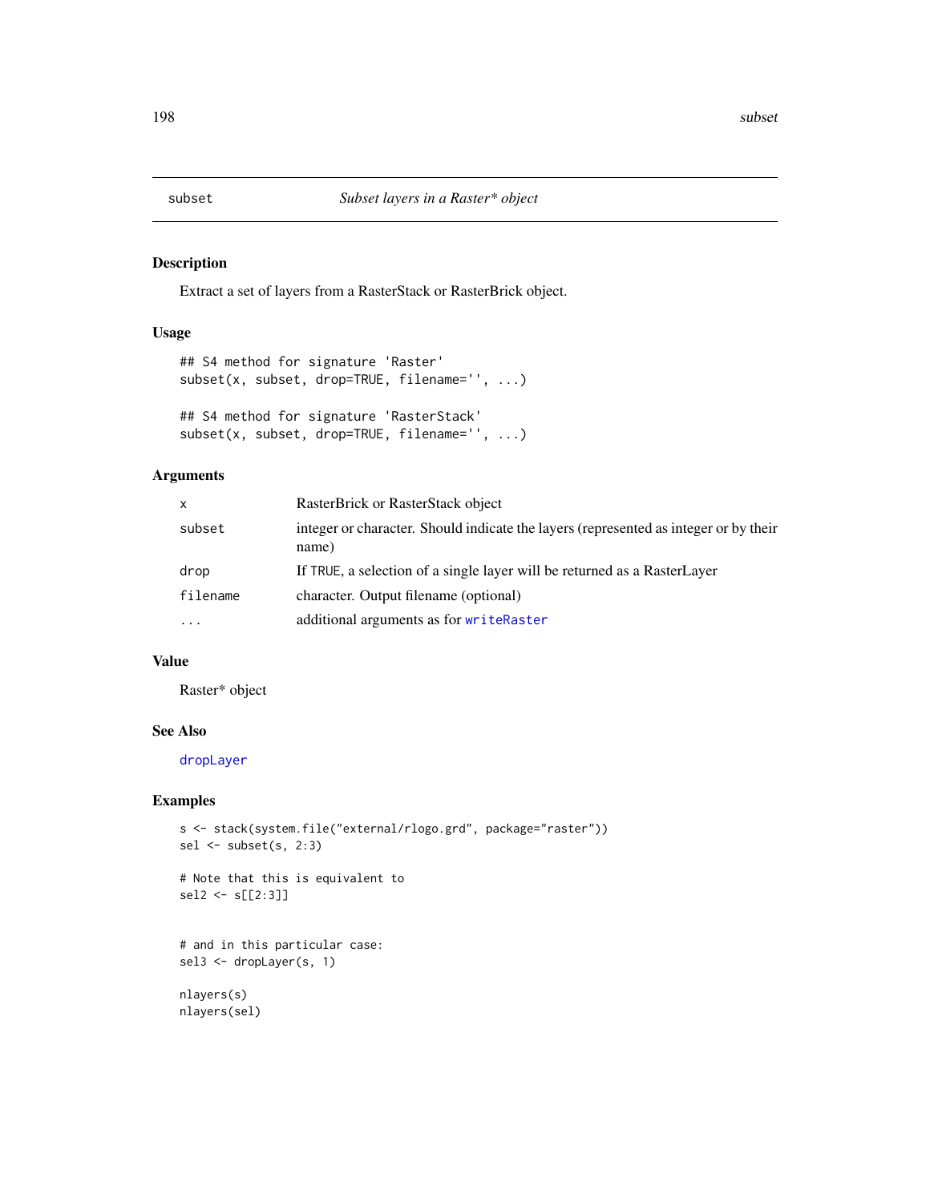# subset — *Subset layers in a Raster* object*

## Description

Extract a set of layers from a RasterStack or RasterBrick object.

## Usage

```
## S4 method for signature 'Raster'
subset(x, subset, drop=TRUE, filename='', ...)

## S4 method for signature 'RasterStack'
subset(x, subset, drop=TRUE, filename='', ...)
```

## Arguments

| | |
|---|---|
| `x` | RasterBrick or RasterStack object |
| `subset` | integer or character. Should indicate the layers (represented as integer or by their name) |
| `drop` | If `TRUE`, a selection of a single layer will be returned as a RasterLayer |
| `filename` | character. Output filename (optional) |
| `...` | additional arguments as for `writeRaster` |

## Value

Raster* object

## See Also

`dropLayer`

## Examples

```
s <- stack(system.file("external/rlogo.grd", package="raster"))
sel <- subset(s, 2:3)

# Note that this is equivalent to
sel2 <- s[[2:3]]


# and in this particular case:
sel3 <- dropLayer(s, 1)

nlayers(s)
nlayers(sel)
```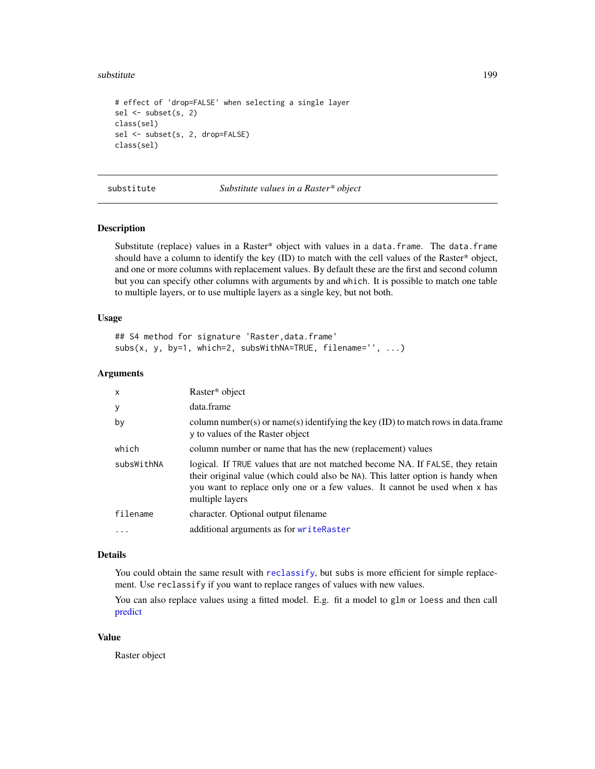```
# effect of 'drop=FALSE' when selecting a single layer
sel <- subset(s, 2)
class(sel)
sel <- subset(s, 2, drop=FALSE)
class(sel)
```

---

## substitute — *Substitute values in a Raster* object*

---

### Description

Substitute (replace) values in a Raster* object with values in a `data.frame`. The `data.frame` should have a column to identify the key (ID) to match with the cell values of the Raster* object, and one or more columns with replacement values. By default these are the first and second column but you can specify other columns with arguments `by` and `which`. It is possible to match one table to multiple layers, or to use multiple layers as a single key, but not both.

### Usage

```
## S4 method for signature 'Raster,data.frame'
subs(x, y, by=1, which=2, subsWithNA=TRUE, filename='', ...)
```

### Arguments

| | |
|---|---|
| `x` | Raster* object |
| `y` | data.frame |
| `by` | column number(s) or name(s) identifying the key (ID) to match rows in data.frame `y` to values of the Raster object |
| `which` | column number or name that has the new (replacement) values |
| `subsWithNA` | logical. If `TRUE` values that are not matched become NA. If `FALSE`, they retain their original value (which could also be `NA`). This latter option is handy when you want to replace only one or a few values. It cannot be used when `x` has multiple layers |
| `filename` | character. Optional output filename |
| `...` | additional arguments as for `writeRaster` |

### Details

You could obtain the same result with `reclassify`, but `subs` is more efficient for simple replacement. Use `reclassify` if you want to replace ranges of values with new values.

You can also replace values using a fitted model. E.g. fit a model to `glm` or `loess` and then call predict

### Value

Raster object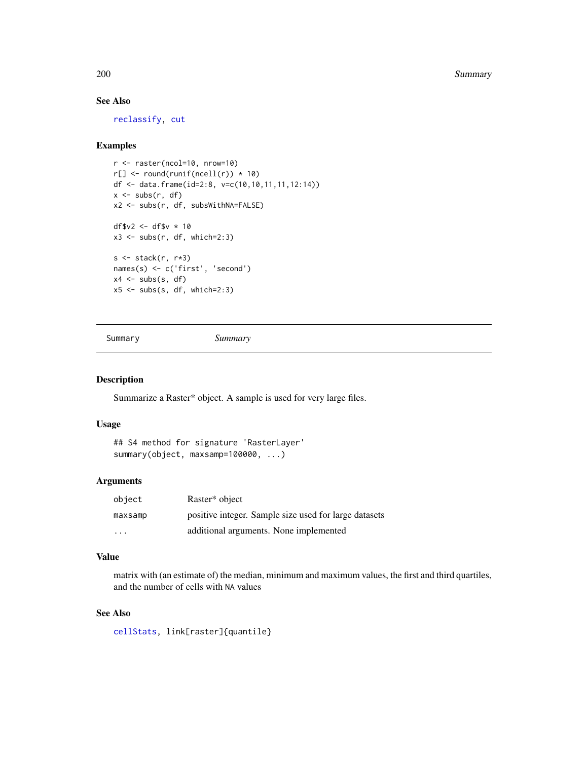### See Also

reclassify, cut

### Examples

```
r <- raster(ncol=10, nrow=10)
r[] <- round(runif(ncell(r)) * 10)
df <- data.frame(id=2:8, v=c(10,10,11,11,12:14))
x <- subs(r, df)
x2 <- subs(r, df, subsWithNA=FALSE)

df$v2 <- df$v * 10
x3 <- subs(r, df, which=2:3)

s <- stack(r, r*3)
names(s) <- c('first', 'second')
x4 <- subs(s, df)
x5 <- subs(s, df, which=2:3)
```

---

## Summary &nbsp;&nbsp;&nbsp;&nbsp; *Summary*

---

### Description

Summarize a Raster* object. A sample is used for very large files.

### Usage

```
## S4 method for signature 'RasterLayer'
summary(object, maxsamp=100000, ...)
```

### Arguments

| | |
|---|---|
| `object` | Raster* object |
| `maxsamp` | positive integer. Sample size used for large datasets |
| `...` | additional arguments. None implemented |

### Value

matrix with (an estimate of) the median, minimum and maximum values, the first and third quartiles, and the number of cells with NA values

### See Also

cellStats, link[raster]{quantile}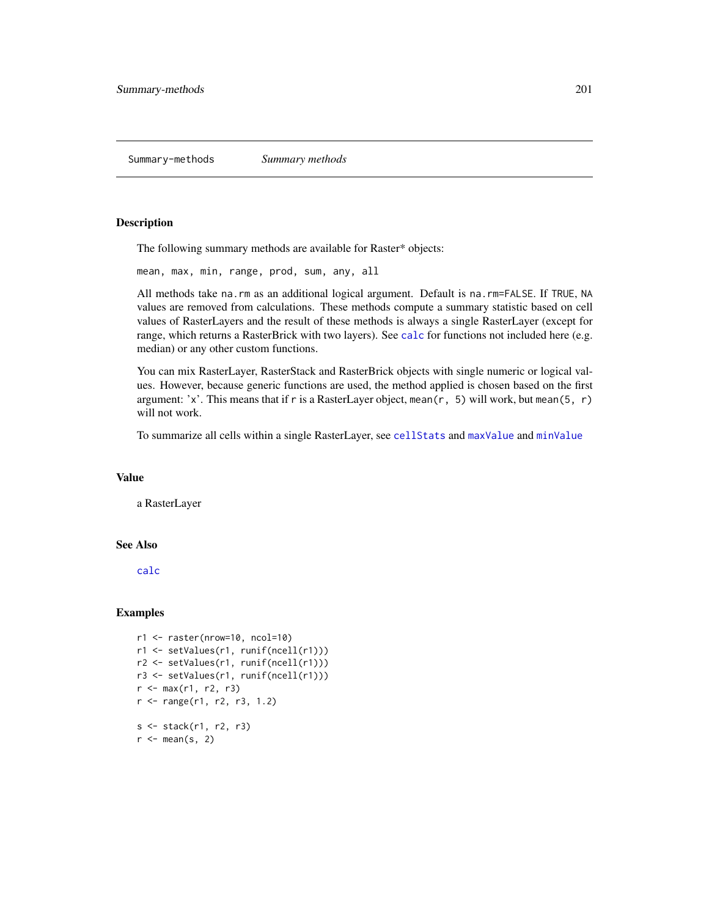# Summary-methods — *Summary methods*

## Description

The following summary methods are available for Raster* objects:

`mean, max, min, range, prod, sum, any, all`

All methods take `na.rm` as an additional logical argument. Default is `na.rm=FALSE`. If `TRUE`, `NA` values are removed from calculations. These methods compute a summary statistic based on cell values of RasterLayers and the result of these methods is always a single RasterLayer (except for range, which returns a RasterBrick with two layers). See `calc` for functions not included here (e.g. median) or any other custom functions.

You can mix RasterLayer, RasterStack and RasterBrick objects with single numeric or logical values. However, because generic functions are used, the method applied is chosen based on the first argument: 'x'. This means that if `r` is a RasterLayer object, `mean(r, 5)` will work, but `mean(5, r)` will not work.

To summarize all cells within a single RasterLayer, see `cellStats` and `maxValue` and `minValue`

## Value

a RasterLayer

## See Also

`calc`

## Examples

```
r1 <- raster(nrow=10, ncol=10)
r1 <- setValues(r1, runif(ncell(r1)))
r2 <- setValues(r1, runif(ncell(r1)))
r3 <- setValues(r1, runif(ncell(r1)))
r <- max(r1, r2, r3)
r <- range(r1, r2, r3, 1.2)

s <- stack(r1, r2, r3)
r <- mean(s, 2)
```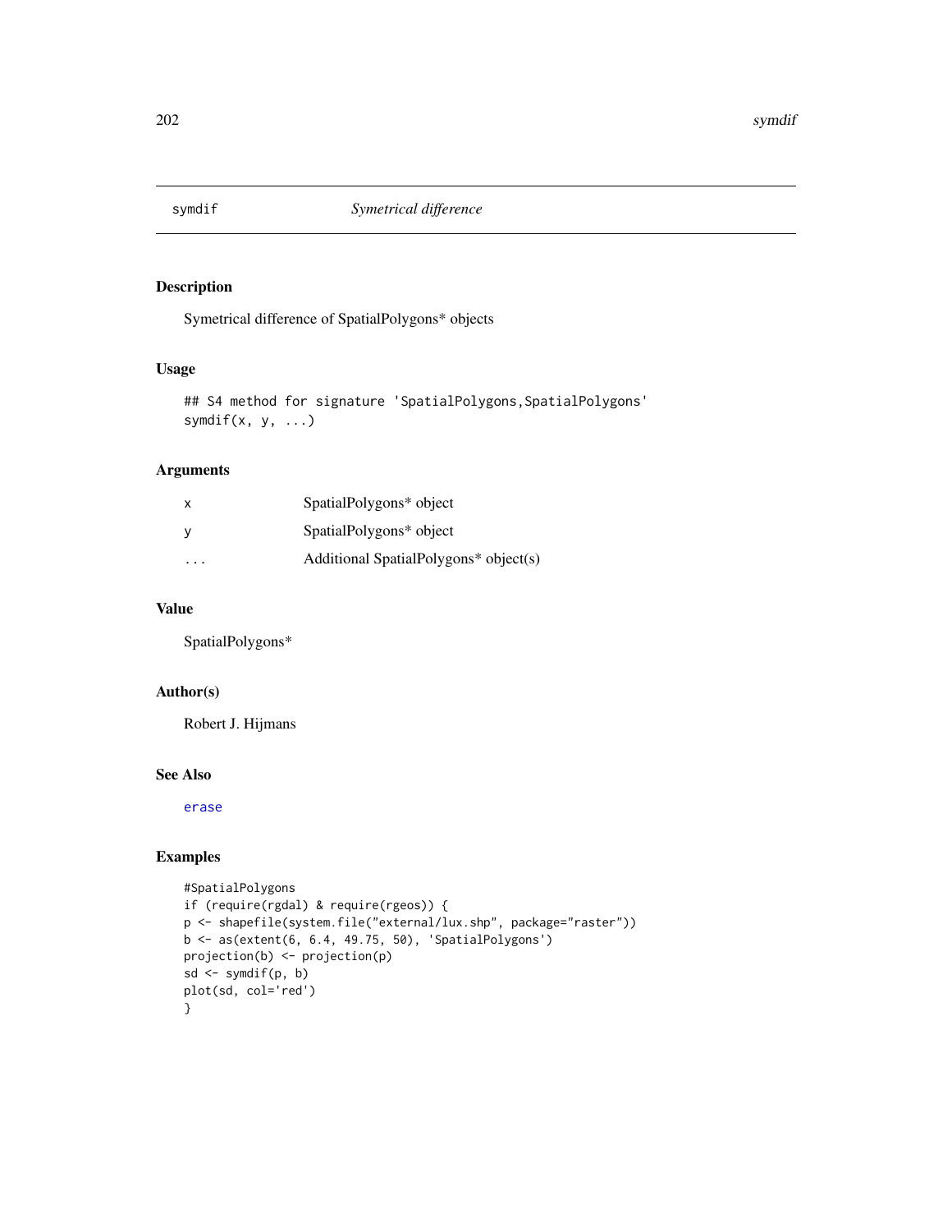# symdif — *Symetrical difference*

## Description

Symetrical difference of SpatialPolygons* objects

## Usage

```
## S4 method for signature 'SpatialPolygons,SpatialPolygons'
symdif(x, y, ...)
```

## Arguments

| | |
|---|---|
| x | SpatialPolygons* object |
| y | SpatialPolygons* object |
| ... | Additional SpatialPolygons* object(s) |

## Value

SpatialPolygons*

## Author(s)

Robert J. Hijmans

## See Also

erase

## Examples

```
#SpatialPolygons
if (require(rgdal) & require(rgeos)) {
p <- shapefile(system.file("external/lux.shp", package="raster"))
b <- as(extent(6, 6.4, 49.75, 50), 'SpatialPolygons')
projection(b) <- projection(p)
sd <- symdif(p, b)
plot(sd, col='red')
}
```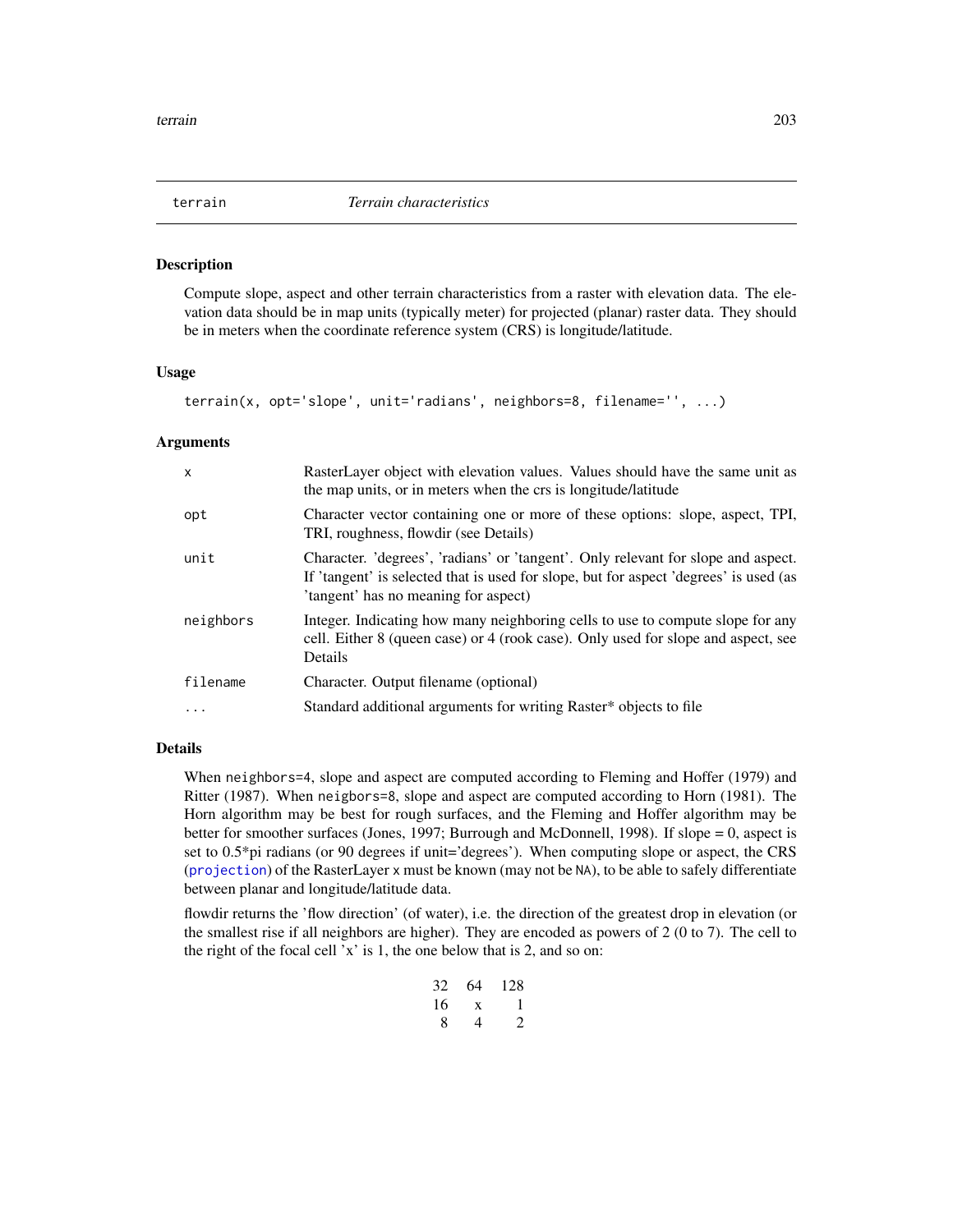# terrain — *Terrain characteristics*

## Description

Compute slope, aspect and other terrain characteristics from a raster with elevation data. The elevation data should be in map units (typically meter) for projected (planar) raster data. They should be in meters when the coordinate reference system (CRS) is longitude/latitude.

## Usage

```
terrain(x, opt='slope', unit='radians', neighbors=8, filename='', ...)
```

## Arguments

| | |
|---|---|
| `x` | RasterLayer object with elevation values. Values should have the same unit as the map units, or in meters when the crs is longitude/latitude |
| `opt` | Character vector containing one or more of these options: slope, aspect, TPI, TRI, roughness, flowdir (see Details) |
| `unit` | Character. 'degrees', 'radians' or 'tangent'. Only relevant for slope and aspect. If 'tangent' is selected that is used for slope, but for aspect 'degrees' is used (as 'tangent' has no meaning for aspect) |
| `neighbors` | Integer. Indicating how many neighboring cells to use to compute slope for any cell. Either 8 (queen case) or 4 (rook case). Only used for slope and aspect, see Details |
| `filename` | Character. Output filename (optional) |
| `...` | Standard additional arguments for writing Raster* objects to file |

## Details

When `neighbors=4`, slope and aspect are computed according to Fleming and Hoffer (1979) and Ritter (1987). When `neigbors=8`, slope and aspect are computed according to Horn (1981). The Horn algorithm may be best for rough surfaces, and the Fleming and Hoffer algorithm may be better for smoother surfaces (Jones, 1997; Burrough and McDonnell, 1998). If slope = 0, aspect is set to 0.5*pi radians (or 90 degrees if unit='degrees'). When computing slope or aspect, the CRS (`projection`) of the RasterLayer `x` must be known (may not be `NA`), to be able to safely differentiate between planar and longitude/latitude data.

flowdir returns the 'flow direction' (of water), i.e. the direction of the greatest drop in elevation (or the smallest rise if all neighbors are higher). They are encoded as powers of 2 (0 to 7). The cell to the right of the focal cell 'x' is 1, the one below that is 2, and so on:

| | | |
|---|---|---|
| 32 | 64 | 128 |
| 16 | x | 1 |
| 8 | 4 | 2 |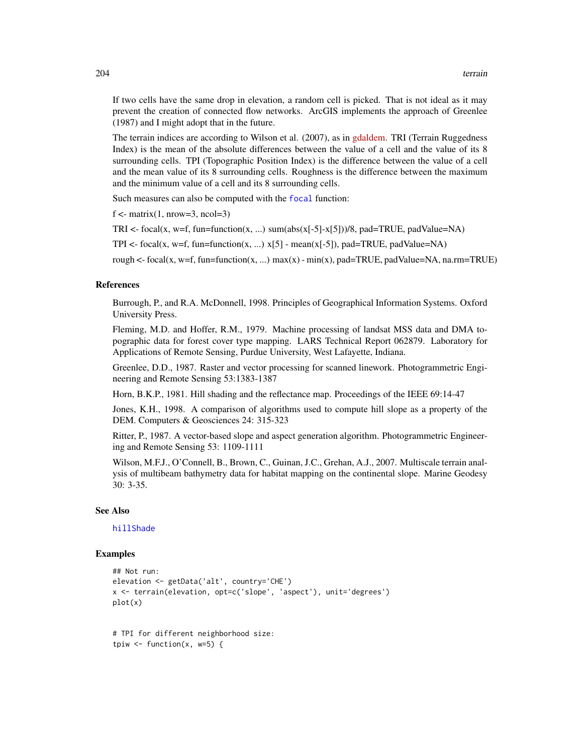If two cells have the same drop in elevation, a random cell is picked. That is not ideal as it may prevent the creation of connected flow networks. ArcGIS implements the approach of Greenlee (1987) and I might adopt that in the future.

The terrain indices are according to Wilson et al. (2007), as in gdaldem. TRI (Terrain Ruggedness Index) is the mean of the absolute differences between the value of a cell and the value of its 8 surrounding cells. TPI (Topographic Position Index) is the difference between the value of a cell and the mean value of its 8 surrounding cells. Roughness is the difference between the maximum and the minimum value of a cell and its 8 surrounding cells.

Such measures can also be computed with the `focal` function:

f <- matrix(1, nrow=3, ncol=3)

TRI <- focal(x, w=f, fun=function(x, ...) sum(abs(x[-5]-x[5]))/8, pad=TRUE, padValue=NA)

TPI <- focal(x, w=f, fun=function(x, ...) x[5] - mean(x[-5]), pad=TRUE, padValue=NA)

rough <- focal(x, w=f, fun=function(x, ...) max(x) - min(x), pad=TRUE, padValue=NA, na.rm=TRUE)

## References

Burrough, P., and R.A. McDonnell, 1998. Principles of Geographical Information Systems. Oxford University Press.

Fleming, M.D. and Hoffer, R.M., 1979. Machine processing of landsat MSS data and DMA topographic data for forest cover type mapping. LARS Technical Report 062879. Laboratory for Applications of Remote Sensing, Purdue University, West Lafayette, Indiana.

Greenlee, D.D., 1987. Raster and vector processing for scanned linework. Photogrammetric Engineering and Remote Sensing 53:1383-1387

Horn, B.K.P., 1981. Hill shading and the reflectance map. Proceedings of the IEEE 69:14-47

Jones, K.H., 1998. A comparison of algorithms used to compute hill slope as a property of the DEM. Computers & Geosciences 24: 315-323

Ritter, P., 1987. A vector-based slope and aspect generation algorithm. Photogrammetric Engineering and Remote Sensing 53: 1109-1111

Wilson, M.F.J., O'Connell, B., Brown, C., Guinan, J.C., Grehan, A.J., 2007. Multiscale terrain analysis of multibeam bathymetry data for habitat mapping on the continental slope. Marine Geodesy 30: 3-35.

## See Also

`hillShade`

## Examples

```
## Not run:
elevation <- getData('alt', country='CHE')
x <- terrain(elevation, opt=c('slope', 'aspect'), unit='degrees')
plot(x)


# TPI for different neighborhood size:
tpiw <- function(x, w=5) {
```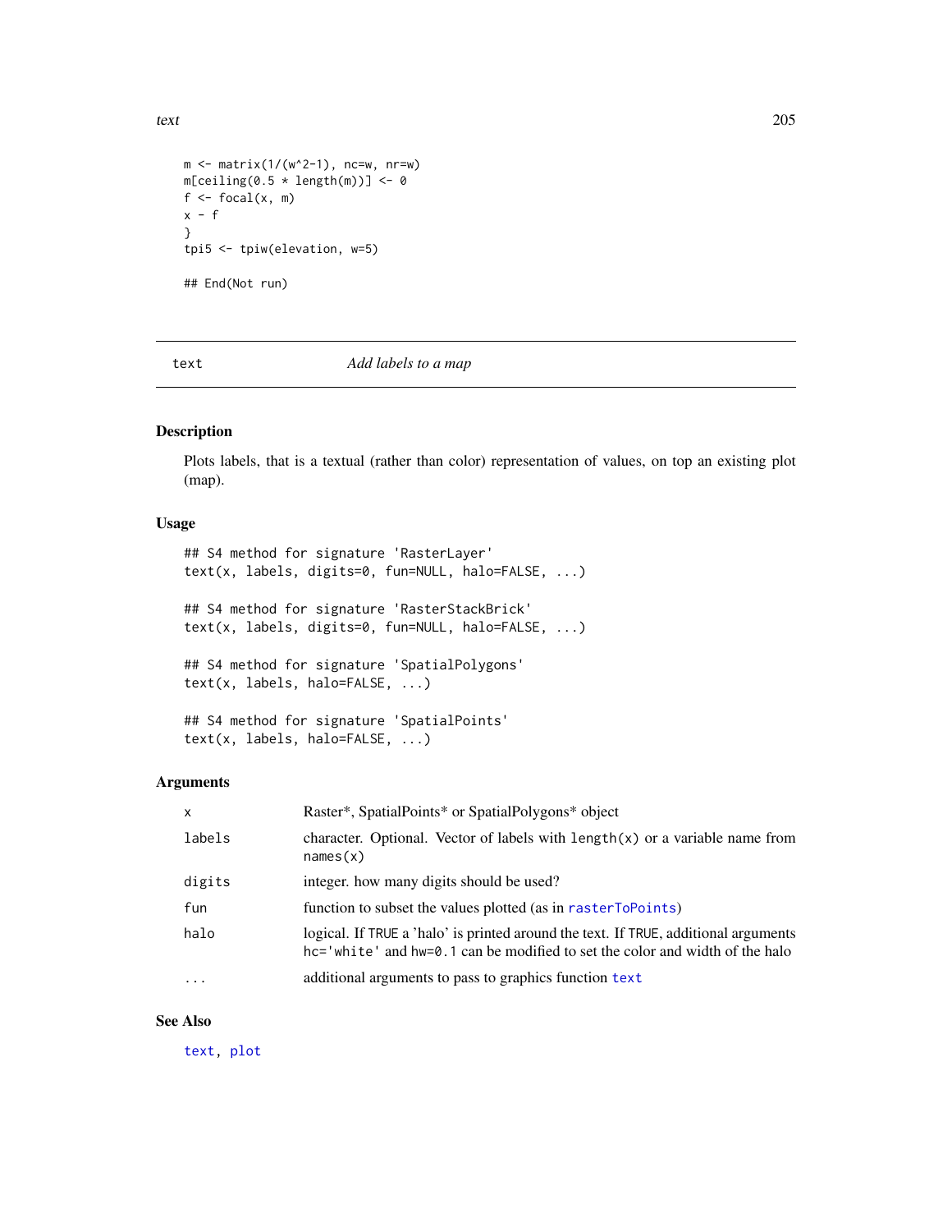```
m <- matrix(1/(w^2-1), nc=w, nr=w)
m[ceiling(0.5 * length(m))] <- 0
f <- focal(x, m)
x - f
}
tpi5 <- tpiw(elevation, w=5)

## End(Not run)
```

---

## text — *Add labels to a map*

---

### Description

Plots labels, that is a textual (rather than color) representation of values, on top an existing plot (map).

### Usage

```
## S4 method for signature 'RasterLayer'
text(x, labels, digits=0, fun=NULL, halo=FALSE, ...)

## S4 method for signature 'RasterStackBrick'
text(x, labels, digits=0, fun=NULL, halo=FALSE, ...)

## S4 method for signature 'SpatialPolygons'
text(x, labels, halo=FALSE, ...)

## S4 method for signature 'SpatialPoints'
text(x, labels, halo=FALSE, ...)
```

### Arguments

| | |
|---|---|
| `x` | Raster*, SpatialPoints* or SpatialPolygons* object |
| `labels` | character. Optional. Vector of labels with `length(x)` or a variable name from `names(x)` |
| `digits` | integer. how many digits should be used? |
| `fun` | function to subset the values plotted (as in `rasterToPoints`) |
| `halo` | logical. If `TRUE` a 'halo' is printed around the text. If `TRUE`, additional arguments `hc='white'` and `hw=0.1` can be modified to set the color and width of the halo |
| `...` | additional arguments to pass to graphics function `text` |

### See Also

`text`, `plot`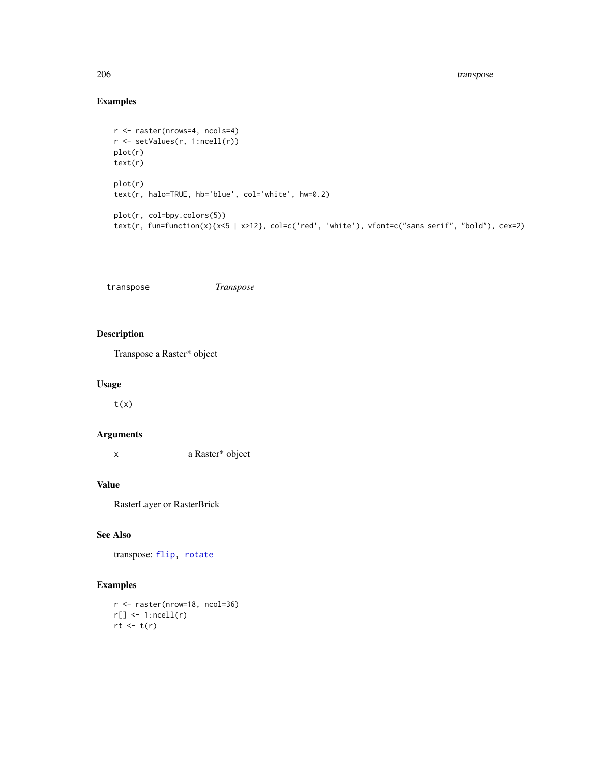## Examples

```
r <- raster(nrows=4, ncols=4)
r <- setValues(r, 1:ncell(r))
plot(r)
text(r)

plot(r)
text(r, halo=TRUE, hb='blue', col='white', hw=0.2)

plot(r, col=bpy.colors(5))
text(r, fun=function(x){x<5 | x>12}, col=c('red', 'white'), vfont=c("sans serif", "bold"), cex=2)
```

---

transpose — *Transpose*

---

## Description

Transpose a Raster* object

## Usage

```
t(x)
```

## Arguments

x — a Raster* object

## Value

RasterLayer or RasterBrick

## See Also

transpose: flip, rotate

## Examples

```
r <- raster(nrow=18, ncol=36)
r[] <- 1:ncell(r)
rt <- t(r)
```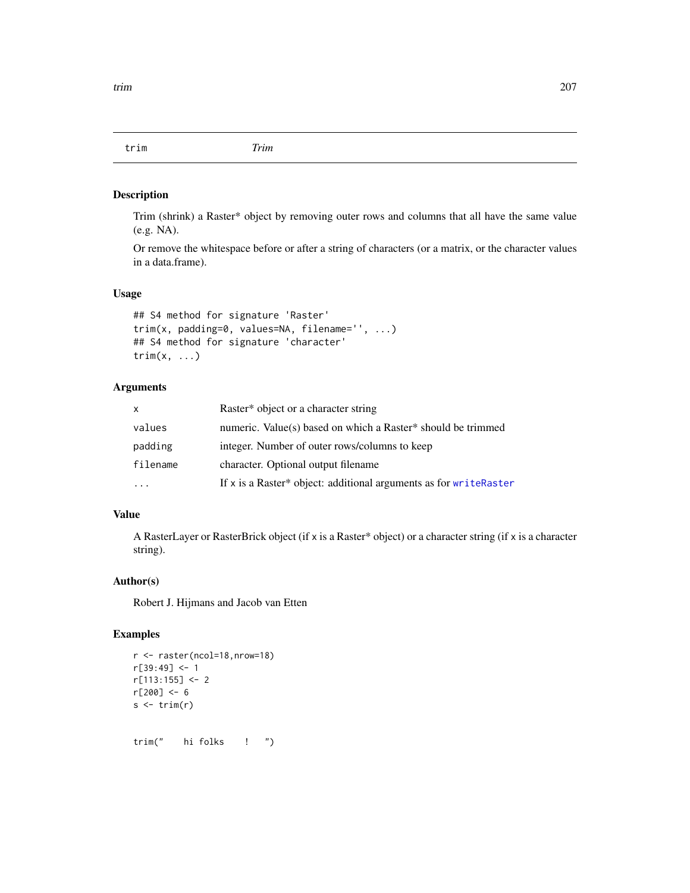## trim *Trim*

### Description

Trim (shrink) a Raster* object by removing outer rows and columns that all have the same value (e.g. NA).

Or remove the whitespace before or after a string of characters (or a matrix, or the character values in a data.frame).

### Usage

```
## S4 method for signature 'Raster'
trim(x, padding=0, values=NA, filename='', ...)
## S4 method for signature 'character'
trim(x, ...)
```

### Arguments

| | |
|---|---|
| `x` | Raster* object or a character string |
| `values` | numeric. Value(s) based on which a Raster* should be trimmed |
| `padding` | integer. Number of outer rows/columns to keep |
| `filename` | character. Optional output filename |
| `...` | If x is a Raster* object: additional arguments as for `writeRaster` |

### Value

A RasterLayer or RasterBrick object (if x is a Raster* object) or a character string (if x is a character string).

### Author(s)

Robert J. Hijmans and Jacob van Etten

### Examples

```
r <- raster(ncol=18,nrow=18)
r[39:49] <- 1
r[113:155] <- 2
r[200] <- 6
s <- trim(r)


trim("    hi folks    !   ")
```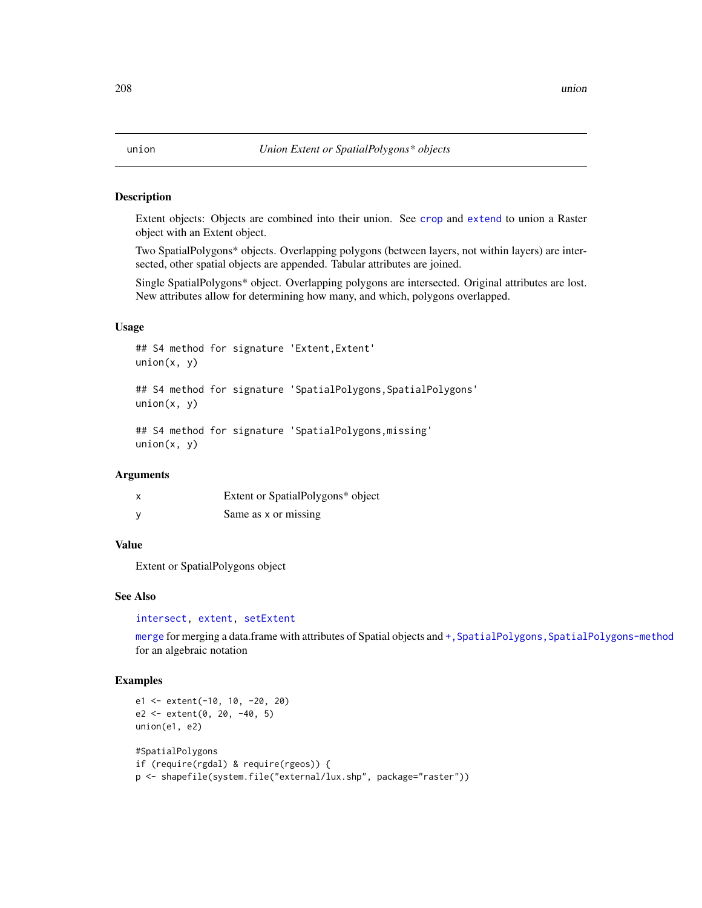# union — *Union Extent or SpatialPolygons\* objects*

## Description

Extent objects: Objects are combined into their union. See crop and extend to union a Raster object with an Extent object.

Two SpatialPolygons* objects. Overlapping polygons (between layers, not within layers) are intersected, other spatial objects are appended. Tabular attributes are joined.

Single SpatialPolygons* object. Overlapping polygons are intersected. Original attributes are lost. New attributes allow for determining how many, and which, polygons overlapped.

## Usage

```
## S4 method for signature 'Extent,Extent'
union(x, y)

## S4 method for signature 'SpatialPolygons,SpatialPolygons'
union(x, y)

## S4 method for signature 'SpatialPolygons,missing'
union(x, y)
```

## Arguments

| | |
|---|---|
| x | Extent or SpatialPolygons* object |
| y | Same as x or missing |

## Value

Extent or SpatialPolygons object

## See Also

intersect, extent, setExtent

merge for merging a data.frame with attributes of Spatial objects and +,SpatialPolygons,SpatialPolygons-method for an algebraic notation

## Examples

```
e1 <- extent(-10, 10, -20, 20)
e2 <- extent(0, 20, -40, 5)
union(e1, e2)

#SpatialPolygons
if (require(rgdal) & require(rgeos)) {
p <- shapefile(system.file("external/lux.shp", package="raster"))
```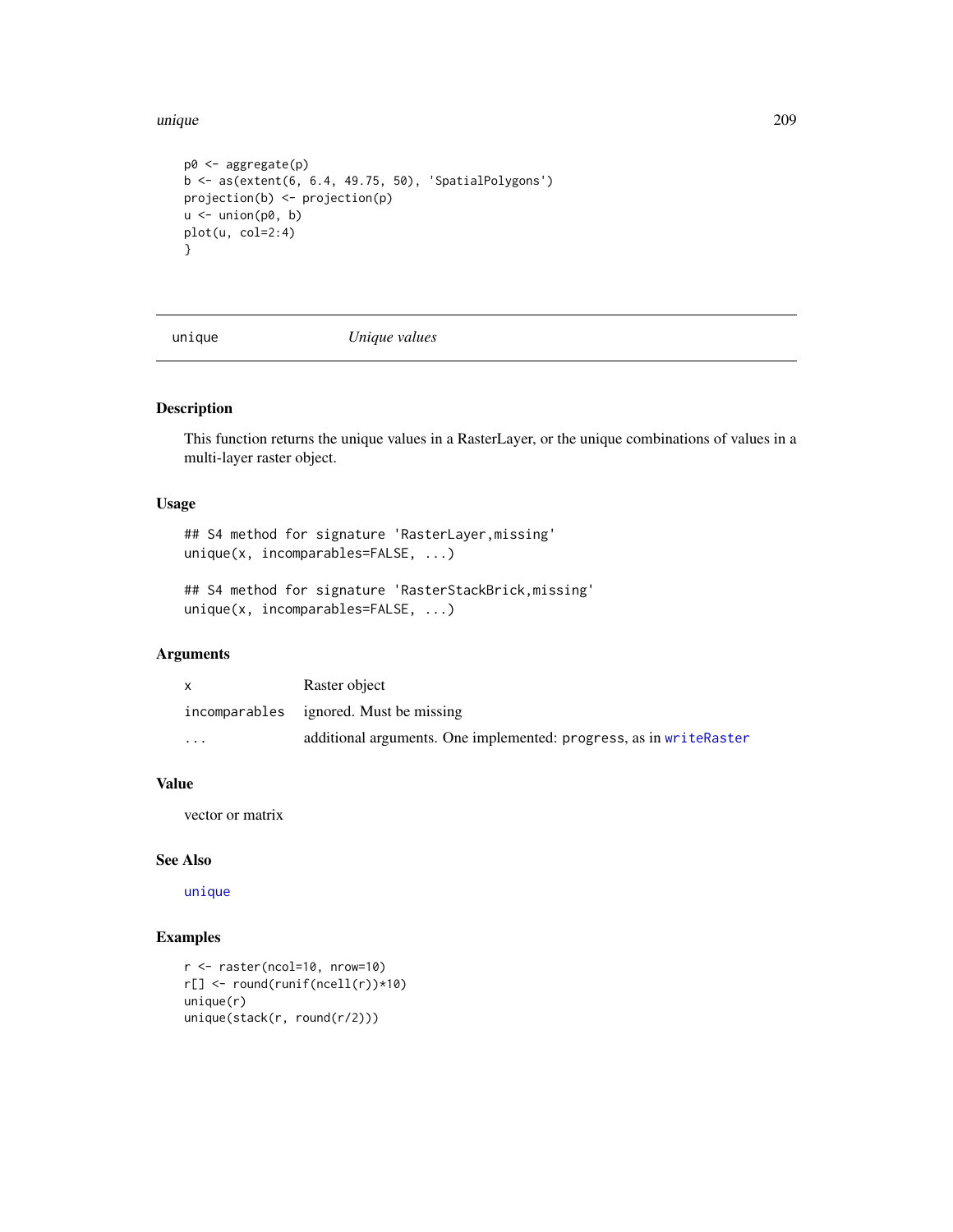```
p0 <- aggregate(p)
b <- as(extent(6, 6.4, 49.75, 50), 'SpatialPolygons')
projection(b) <- projection(p)
u <- union(p0, b)
plot(u, col=2:4)
}
```

---

## unique — *Unique values*

---

### Description

This function returns the unique values in a RasterLayer, or the unique combinations of values in a multi-layer raster object.

### Usage

```
## S4 method for signature 'RasterLayer,missing'
unique(x, incomparables=FALSE, ...)

## S4 method for signature 'RasterStackBrick,missing'
unique(x, incomparables=FALSE, ...)
```

### Arguments

| | |
|---|---|
| `x` | Raster object |
| `incomparables` | ignored. Must be missing |
| `...` | additional arguments. One implemented: `progress`, as in `writeRaster` |

### Value

vector or matrix

### See Also

`unique`

### Examples

```
r <- raster(ncol=10, nrow=10)
r[] <- round(runif(ncell(r))*10)
unique(r)
unique(stack(r, round(r/2)))
```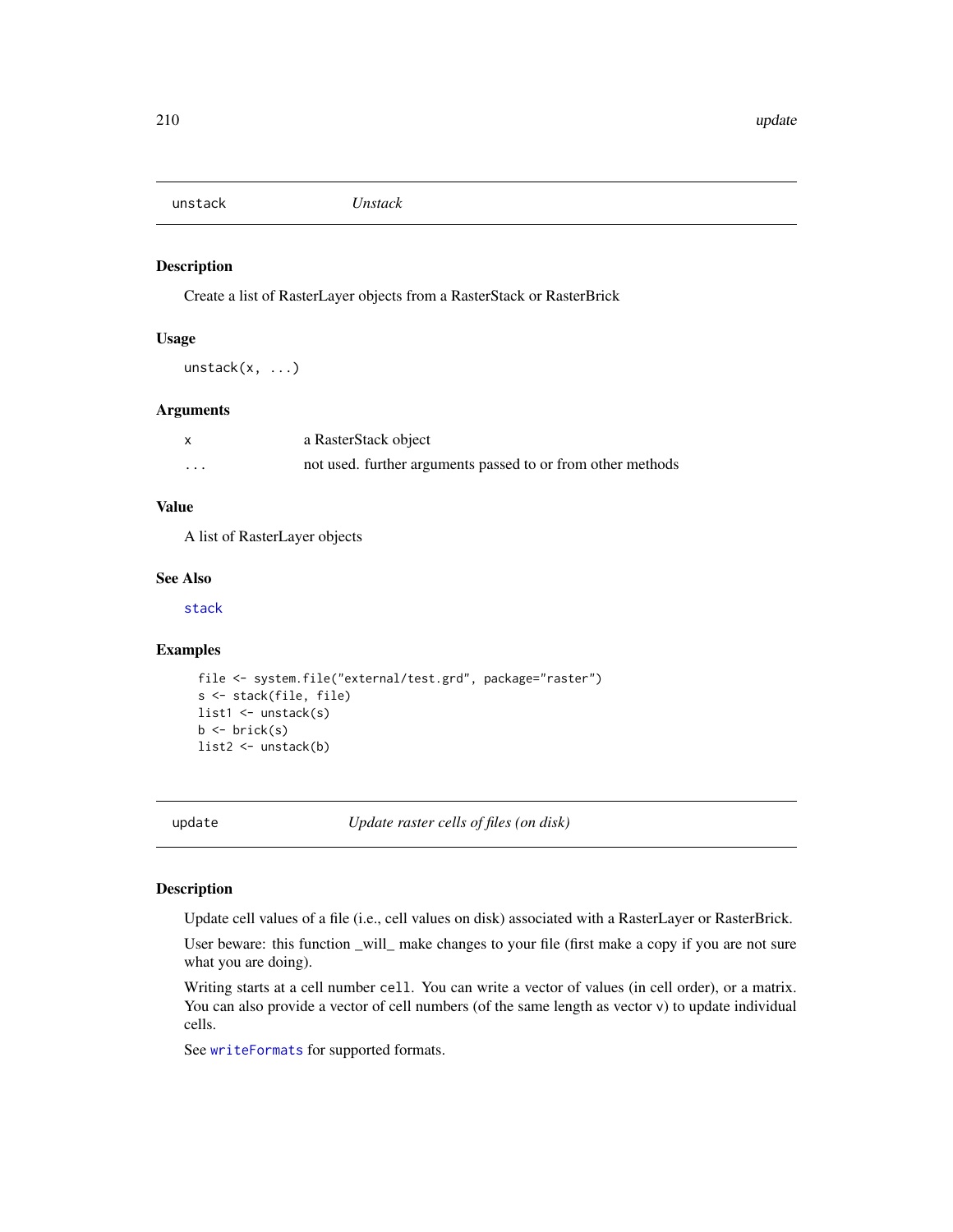## unstack — *Unstack*

### Description

Create a list of RasterLayer objects from a RasterStack or RasterBrick

### Usage

```
unstack(x, ...)
```

### Arguments

| | |
|---|---|
| `x` | a RasterStack object |
| `...` | not used. further arguments passed to or from other methods |

### Value

A list of RasterLayer objects

### See Also

`stack`

### Examples

```
file <- system.file("external/test.grd", package="raster")
s <- stack(file, file)
list1 <- unstack(s)
b <- brick(s)
list2 <- unstack(b)
```

## update — *Update raster cells of files (on disk)*

### Description

Update cell values of a file (i.e., cell values on disk) associated with a RasterLayer or RasterBrick.

User beware: this function _will_ make changes to your file (first make a copy if you are not sure what you are doing).

Writing starts at a cell number `cell`. You can write a vector of values (in cell order), or a matrix. You can also provide a vector of cell numbers (of the same length as vector `v`) to update individual cells.

See `writeFormats` for supported formats.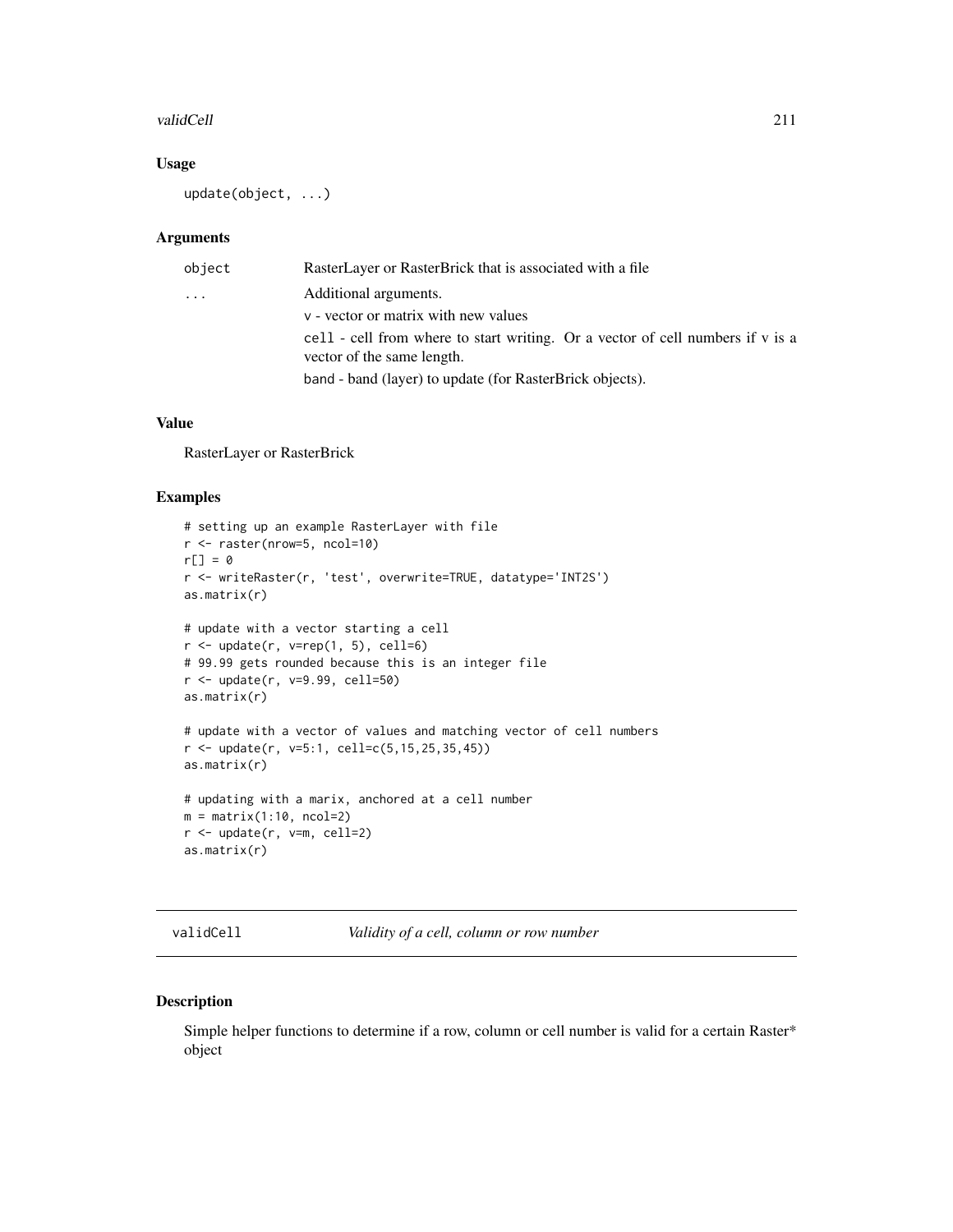### Usage

```
update(object, ...)
```

### Arguments

| | |
|---|---|
| object | RasterLayer or RasterBrick that is associated with a file |
| ... | Additional arguments. |
| | v - vector or matrix with new values |
| | cell - cell from where to start writing. Or a vector of cell numbers if v is a vector of the same length. |
| | band - band (layer) to update (for RasterBrick objects). |

### Value

RasterLayer or RasterBrick

### Examples

```
# setting up an example RasterLayer with file
r <- raster(nrow=5, ncol=10)
r[] = 0
r <- writeRaster(r, 'test', overwrite=TRUE, datatype='INT2S')
as.matrix(r)

# update with a vector starting a cell
r <- update(r, v=rep(1, 5), cell=6)
# 99.99 gets rounded because this is an integer file
r <- update(r, v=9.99, cell=50)
as.matrix(r)

# update with a vector of values and matching vector of cell numbers
r <- update(r, v=5:1, cell=c(5,15,25,35,45))
as.matrix(r)

# updating with a marix, anchored at a cell number
m = matrix(1:10, ncol=2)
r <- update(r, v=m, cell=2)
as.matrix(r)
```

---

## validCell *Validity of a cell, column or row number*

### Description

Simple helper functions to determine if a row, column or cell number is valid for a certain Raster* object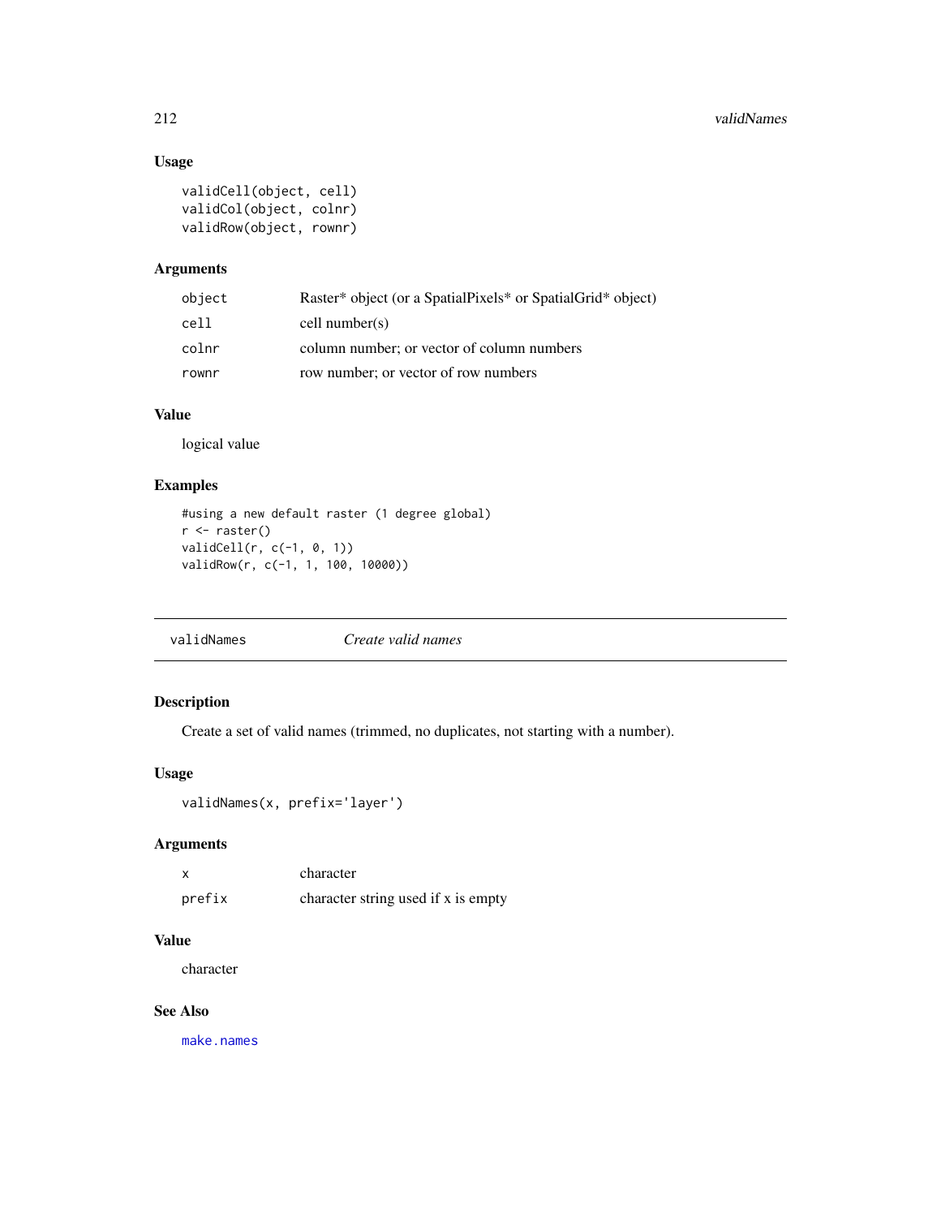### Usage

```
validCell(object, cell)
validCol(object, colnr)
validRow(object, rownr)
```

### Arguments

| | |
|---|---|
| `object` | Raster* object (or a SpatialPixels* or SpatialGrid* object) |
| `cell` | cell number(s) |
| `colnr` | column number; or vector of column numbers |
| `rownr` | row number; or vector of row numbers |

### Value

logical value

### Examples

```
#using a new default raster (1 degree global)
r <- raster()
validCell(r, c(-1, 0, 1))
validRow(r, c(-1, 1, 100, 10000))
```

---

## validNames *Create valid names*

### Description

Create a set of valid names (trimmed, no duplicates, not starting with a number).

### Usage

```
validNames(x, prefix='layer')
```

### Arguments

| | |
|---|---|
| `x` | character |
| `prefix` | character string used if x is empty |

### Value

character

### See Also

`make.names`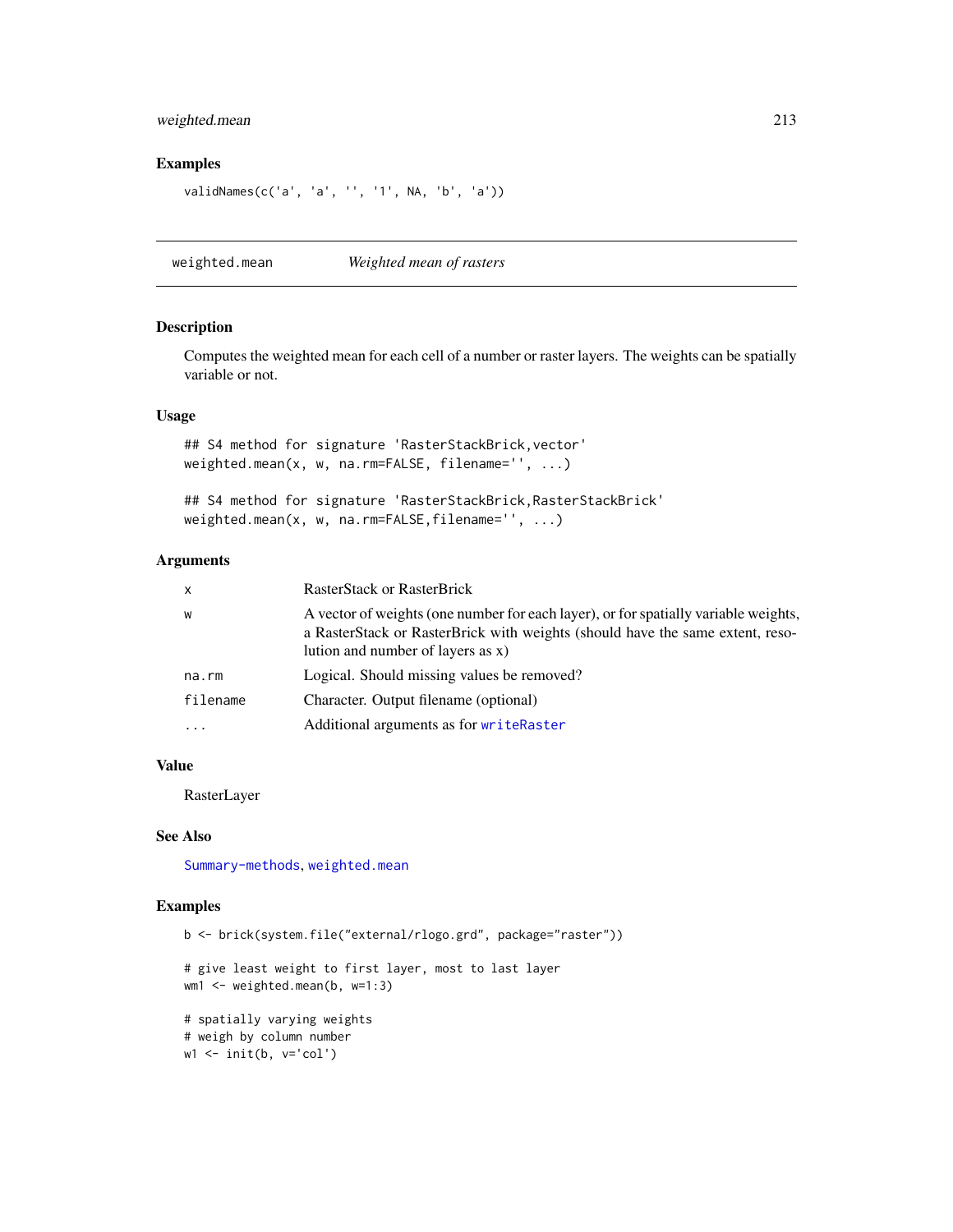## Examples

```
validNames(c('a', 'a', '', '1', NA, 'b', 'a'))
```

---

## weighted.mean *Weighted mean of rasters*

### Description

Computes the weighted mean for each cell of a number or raster layers. The weights can be spatially variable or not.

### Usage

```
## S4 method for signature 'RasterStackBrick,vector'
weighted.mean(x, w, na.rm=FALSE, filename='', ...)

## S4 method for signature 'RasterStackBrick,RasterStackBrick'
weighted.mean(x, w, na.rm=FALSE,filename='', ...)
```

### Arguments

| | |
|---|---|
| `x` | RasterStack or RasterBrick |
| `w` | A vector of weights (one number for each layer), or for spatially variable weights, a RasterStack or RasterBrick with weights (should have the same extent, resolution and number of layers as x) |
| `na.rm` | Logical. Should missing values be removed? |
| `filename` | Character. Output filename (optional) |
| `...` | Additional arguments as for `writeRaster` |

### Value

RasterLayer

### See Also

`Summary-methods`, `weighted.mean`

### Examples

```
b <- brick(system.file("external/rlogo.grd", package="raster"))

# give least weight to first layer, most to last layer
wm1 <- weighted.mean(b, w=1:3)

# spatially varying weights
# weigh by column number
w1 <- init(b, v='col')
```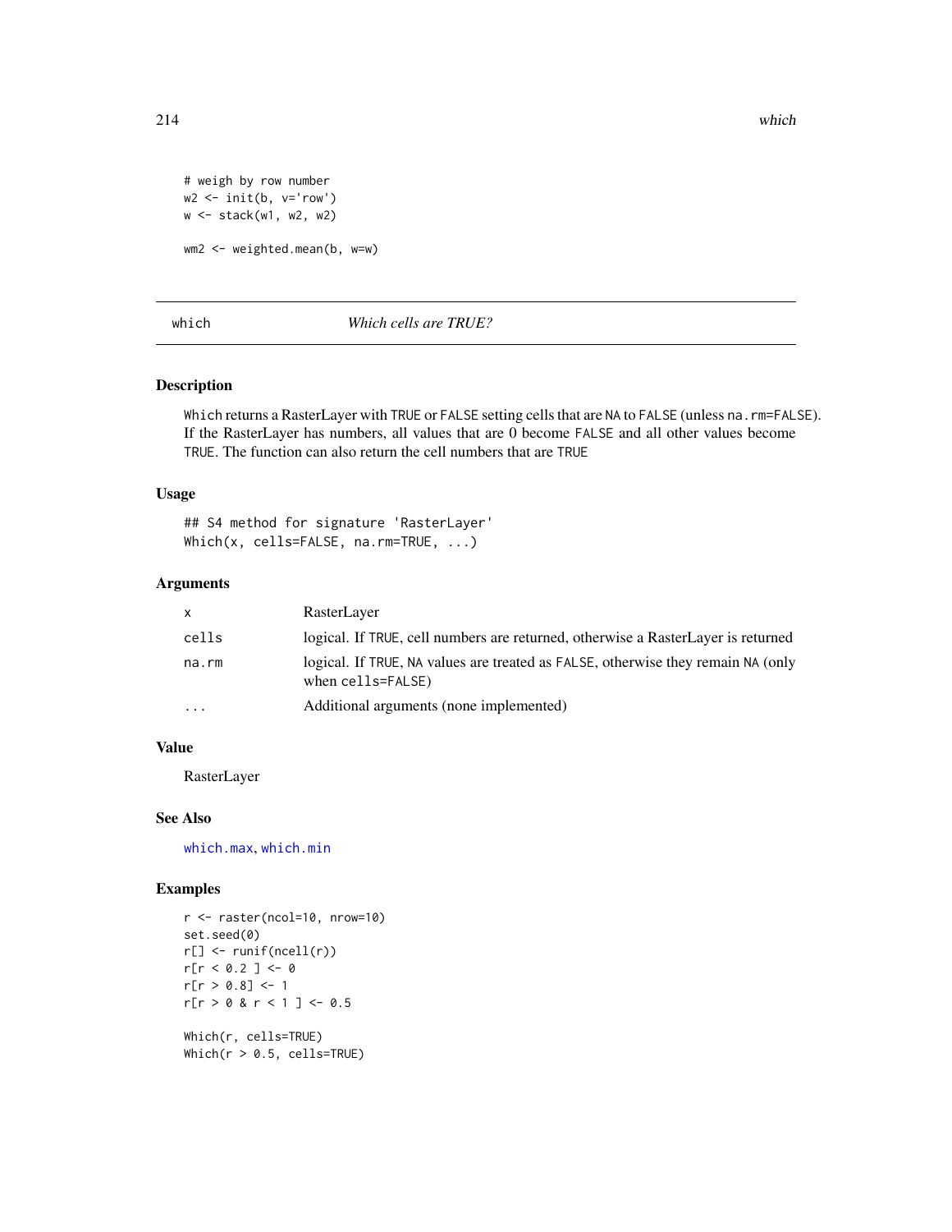```
# weigh by row number
w2 <- init(b, v='row')
w <- stack(w1, w2, w2)

wm2 <- weighted.mean(b, w=w)
```

---

## which — *Which cells are TRUE?*

---

### Description

Which returns a RasterLayer with TRUE or FALSE setting cells that are NA to FALSE (unless na.rm=FALSE). If the RasterLayer has numbers, all values that are 0 become FALSE and all other values become TRUE. The function can also return the cell numbers that are TRUE

### Usage

```
## S4 method for signature 'RasterLayer'
Which(x, cells=FALSE, na.rm=TRUE, ...)
```

### Arguments

| | |
|---|---|
| x | RasterLayer |
| cells | logical. If TRUE, cell numbers are returned, otherwise a RasterLayer is returned |
| na.rm | logical. If TRUE, NA values are treated as FALSE, otherwise they remain NA (only when cells=FALSE) |
| ... | Additional arguments (none implemented) |

### Value

RasterLayer

### See Also

which.max, which.min

### Examples

```
r <- raster(ncol=10, nrow=10)
set.seed(0)
r[] <- runif(ncell(r))
r[r < 0.2 ] <- 0
r[r > 0.8] <- 1
r[r > 0 & r < 1 ] <- 0.5

Which(r, cells=TRUE)
Which(r > 0.5, cells=TRUE)
```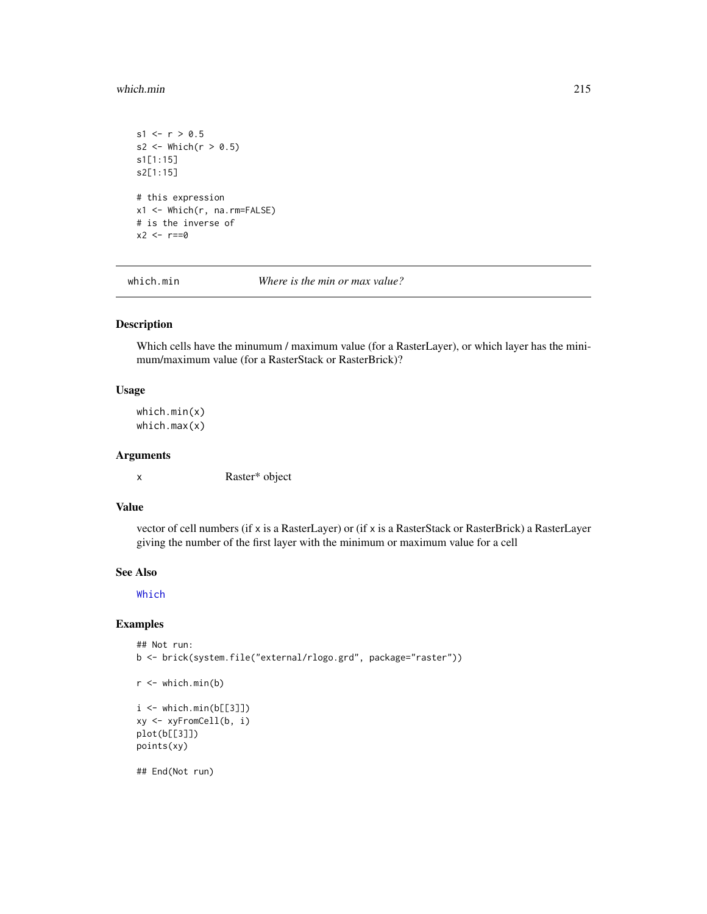```
s1 <- r > 0.5
s2 <- Which(r > 0.5)
s1[1:15]
s2[1:15]

# this expression
x1 <- Which(r, na.rm=FALSE)
# is the inverse of
x2 <- r==0
```

---

## which.min — *Where is the min or max value?*

### Description

Which cells have the minumum / maximum value (for a RasterLayer), or which layer has the minimum/maximum value (for a RasterStack or RasterBrick)?

### Usage

```
which.min(x)
which.max(x)
```

### Arguments

| | |
|---|---|
| x | Raster* object |

### Value

vector of cell numbers (if x is a RasterLayer) or (if x is a RasterStack or RasterBrick) a RasterLayer giving the number of the first layer with the minimum or maximum value for a cell

### See Also

Which

### Examples

```
## Not run:
b <- brick(system.file("external/rlogo.grd", package="raster"))

r <- which.min(b)

i <- which.min(b[[3]])
xy <- xyFromCell(b, i)
plot(b[[3]])
points(xy)

## End(Not run)
```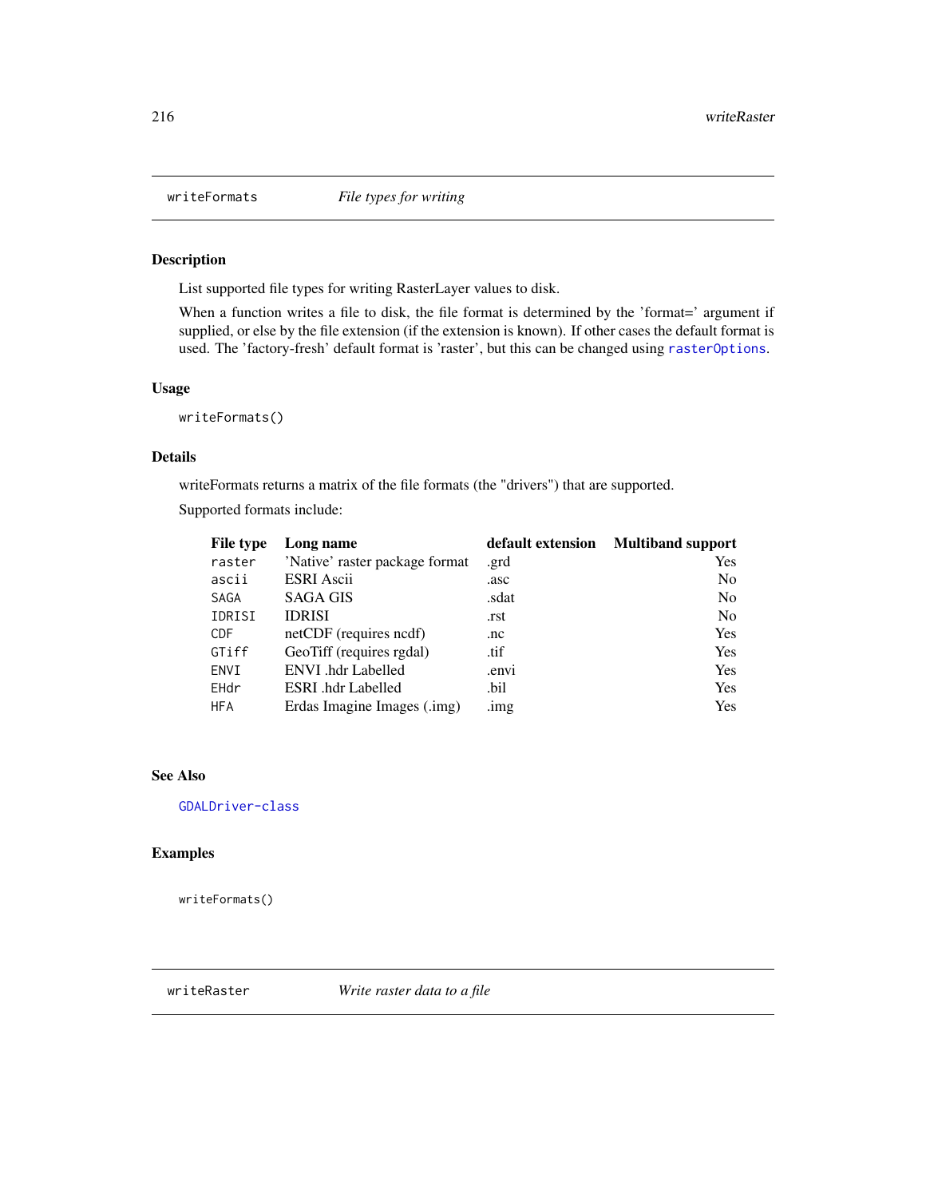## writeFormats &emsp; *File types for writing*

### Description

List supported file types for writing RasterLayer values to disk.

When a function writes a file to disk, the file format is determined by the 'format=' argument if supplied, or else by the file extension (if the extension is known). If other cases the default format is used. The 'factory-fresh' default format is 'raster', but this can be changed using `rasterOptions`.

### Usage

```
writeFormats()
```

### Details

writeFormats returns a matrix of the file formats (the "drivers") that are supported.

Supported formats include:

| File type | Long name | default extension | Multiband support |
|---|---|---|---|
| `raster` | 'Native' raster package format | .grd | Yes |
| `ascii` | ESRI Ascii | .asc | No |
| `SAGA` | SAGA GIS | .sdat | No |
| `IDRISI` | IDRISI | .rst | No |
| `CDF` | netCDF (requires ncdf) | .nc | Yes |
| `GTiff` | GeoTiff (requires rgdal) | .tif | Yes |
| `ENVI` | ENVI .hdr Labelled | .envi | Yes |
| `EHdr` | ESRI .hdr Labelled | .bil | Yes |
| `HFA` | Erdas Imagine Images (.img) | .img | Yes |

### See Also

`GDALDriver-class`

### Examples

```
writeFormats()
```

## writeRaster &emsp; *Write raster data to a file*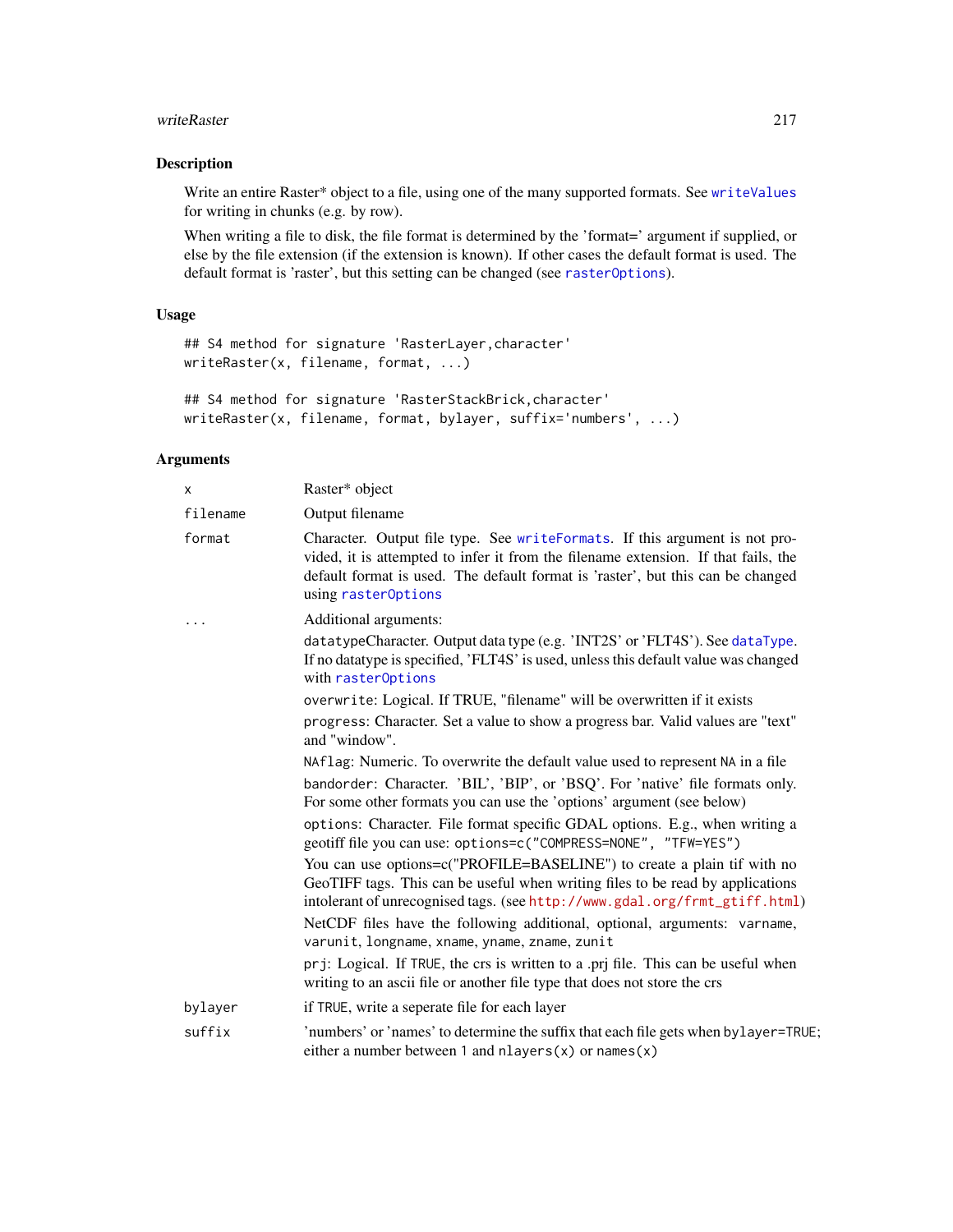## Description

Write an entire Raster* object to a file, using one of the many supported formats. See `writeValues` for writing in chunks (e.g. by row).

When writing a file to disk, the file format is determined by the 'format=' argument if supplied, or else by the file extension (if the extension is known). If other cases the default format is used. The default format is 'raster', but this setting can be changed (see `rasterOptions`).

## Usage

```
## S4 method for signature 'RasterLayer,character'
writeRaster(x, filename, format, ...)

## S4 method for signature 'RasterStackBrick,character'
writeRaster(x, filename, format, bylayer, suffix='numbers', ...)
```

## Arguments

| | |
|---|---|
| `x` | Raster* object |
| `filename` | Output filename |
| `format` | Character. Output file type. See `writeFormats`. If this argument is not provided, it is attempted to infer it from the filename extension. If that fails, the default format is used. The default format is 'raster', but this can be changed using `rasterOptions` |
| `...` | Additional arguments:<br><br>`datatype`Character. Output data type (e.g. 'INT2S' or 'FLT4S'). See `dataType`. If no datatype is specified, 'FLT4S' is used, unless this default value was changed with `rasterOptions`<br><br>`overwrite`: Logical. If TRUE, "filename" will be overwritten if it exists<br><br>`progress`: Character. Set a value to show a progress bar. Valid values are "text" and "window".<br><br>`NAflag`: Numeric. To overwrite the default value used to represent `NA` in a file<br><br>`bandorder`: Character. 'BIL', 'BIP', or 'BSQ'. For 'native' file formats only. For some other formats you can use the 'options' argument (see below)<br><br>`options`: Character. File format specific GDAL options. E.g., when writing a geotiff file you can use: `options=c("COMPRESS=NONE", "TFW=YES")`<br><br>You can use options=c("PROFILE=BASELINE") to create a plain tif with no GeoTIFF tags. This can be useful when writing files to be read by applications intolerant of unrecognised tags. (see `http://www.gdal.org/frmt_gtiff.html`)<br><br>NetCDF files have the following additional, optional, arguments: `varname`, `varunit`, `longname`, `xname`, `yname`, `zname`, `zunit`<br><br>`prj`: Logical. If `TRUE`, the crs is written to a .prj file. This can be useful when writing to an ascii file or another file type that does not store the crs |
| `bylayer` | if `TRUE`, write a seperate file for each layer |
| `suffix` | 'numbers' or 'names' to determine the suffix that each file gets when `bylayer=TRUE`; either a number between 1 and `nlayers(x)` or `names(x)` |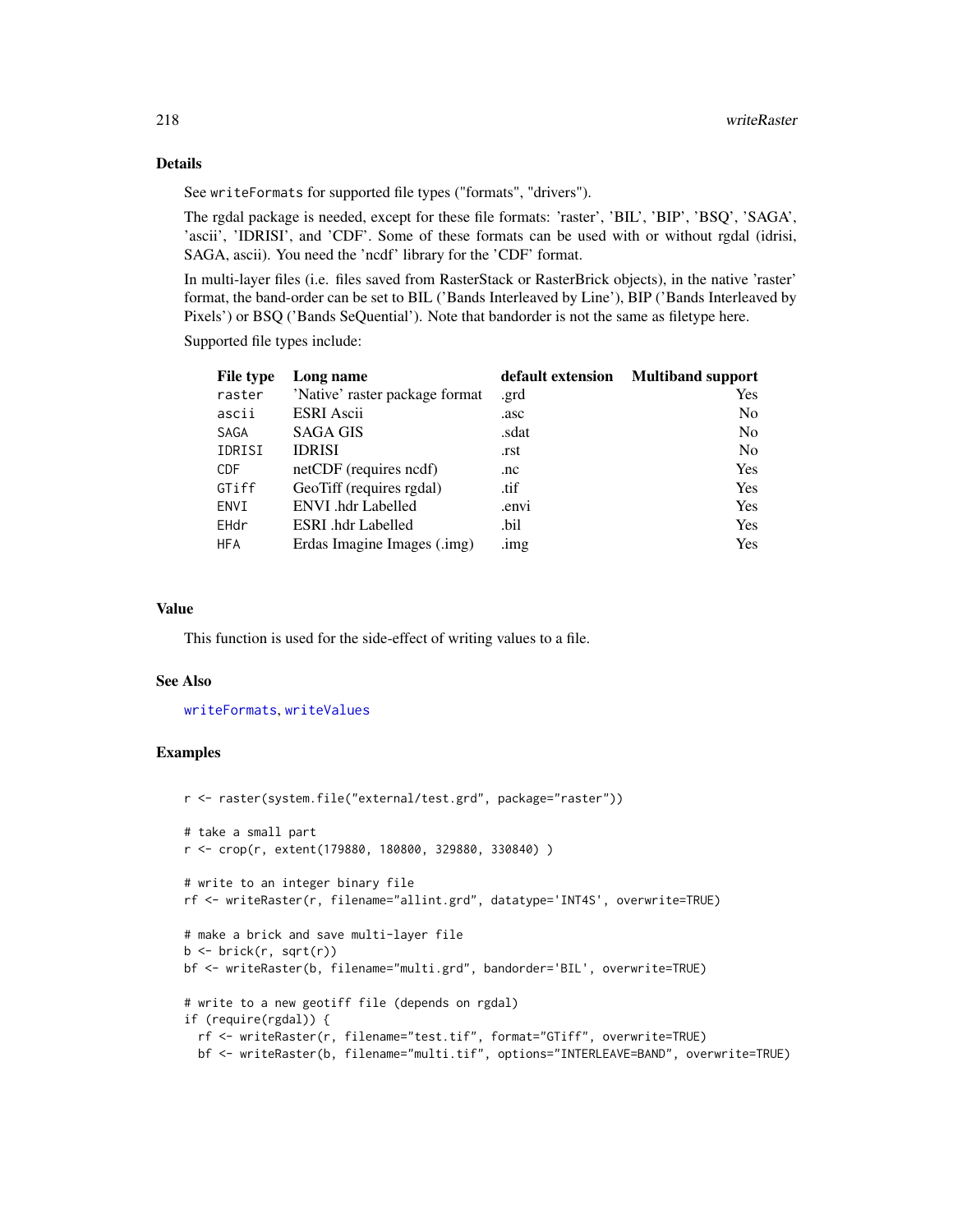## Details

See `writeFormats` for supported file types ("formats", "drivers").

The rgdal package is needed, except for these file formats: 'raster', 'BIL', 'BIP', 'BSQ', 'SAGA', 'ascii', 'IDRISI', and 'CDF'. Some of these formats can be used with or without rgdal (idrisi, SAGA, ascii). You need the 'ncdf' library for the 'CDF' format.

In multi-layer files (i.e. files saved from RasterStack or RasterBrick objects), in the native 'raster' format, the band-order can be set to BIL ('Bands Interleaved by Line'), BIP ('Bands Interleaved by Pixels') or BSQ ('Bands SeQuential'). Note that bandorder is not the same as filetype here.

Supported file types include:

| File type | Long name | default extension | Multiband support |
|---|---|---|---|
| `raster` | 'Native' raster package format | .grd | Yes |
| `ascii` | ESRI Ascii | .asc | No |
| `SAGA` | SAGA GIS | .sdat | No |
| `IDRISI` | IDRISI | .rst | No |
| `CDF` | netCDF (requires ncdf) | .nc | Yes |
| `GTiff` | GeoTiff (requires rgdal) | .tif | Yes |
| `ENVI` | ENVI .hdr Labelled | .envi | Yes |
| `EHdr` | ESRI .hdr Labelled | .bil | Yes |
| `HFA` | Erdas Imagine Images (.img) | .img | Yes |

## Value

This function is used for the side-effect of writing values to a file.

## See Also

writeFormats, writeValues

## Examples

```
r <- raster(system.file("external/test.grd", package="raster"))

# take a small part
r <- crop(r, extent(179880, 180800, 329880, 330840) )

# write to an integer binary file
rf <- writeRaster(r, filename="allint.grd", datatype='INT4S', overwrite=TRUE)

# make a brick and save multi-layer file
b <- brick(r, sqrt(r))
bf <- writeRaster(b, filename="multi.grd", bandorder='BIL', overwrite=TRUE)

# write to a new geotiff file (depends on rgdal)
if (require(rgdal)) {
  rf <- writeRaster(r, filename="test.tif", format="GTiff", overwrite=TRUE)
  bf <- writeRaster(b, filename="multi.tif", options="INTERLEAVE=BAND", overwrite=TRUE)
```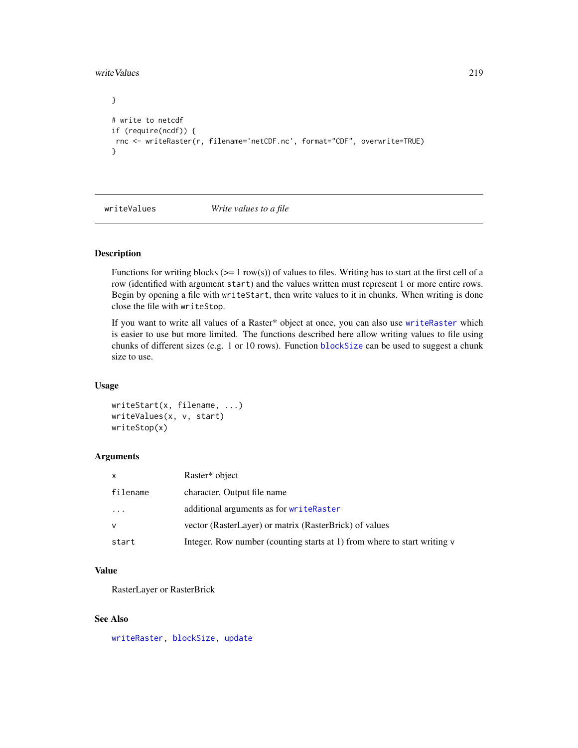```
}

# write to netcdf
if (require(ncdf)) {
 rnc <- writeRaster(r, filename='netCDF.nc', format="CDF", overwrite=TRUE)
}
```

---

## writeValues — *Write values to a file*

---

### Description

Functions for writing blocks (>= 1 row(s)) of values to files. Writing has to start at the first cell of a row (identified with argument `start`) and the values written must represent 1 or more entire rows. Begin by opening a file with `writeStart`, then write values to it in chunks. When writing is done close the file with `writeStop`.

If you want to write all values of a Raster* object at once, you can also use `writeRaster` which is easier to use but more limited. The functions described here allow writing values to file using chunks of different sizes (e.g. 1 or 10 rows). Function `blockSize` can be used to suggest a chunk size to use.

### Usage

```
writeStart(x, filename, ...)
writeValues(x, v, start)
writeStop(x)
```

### Arguments

| | |
|---|---|
| `x` | Raster* object |
| `filename` | character. Output file name |
| `...` | additional arguments as for `writeRaster` |
| `v` | vector (RasterLayer) or matrix (RasterBrick) of values |
| `start` | Integer. Row number (counting starts at 1) from where to start writing `v` |

### Value

RasterLayer or RasterBrick

### See Also

`writeRaster`, `blockSize`, `update`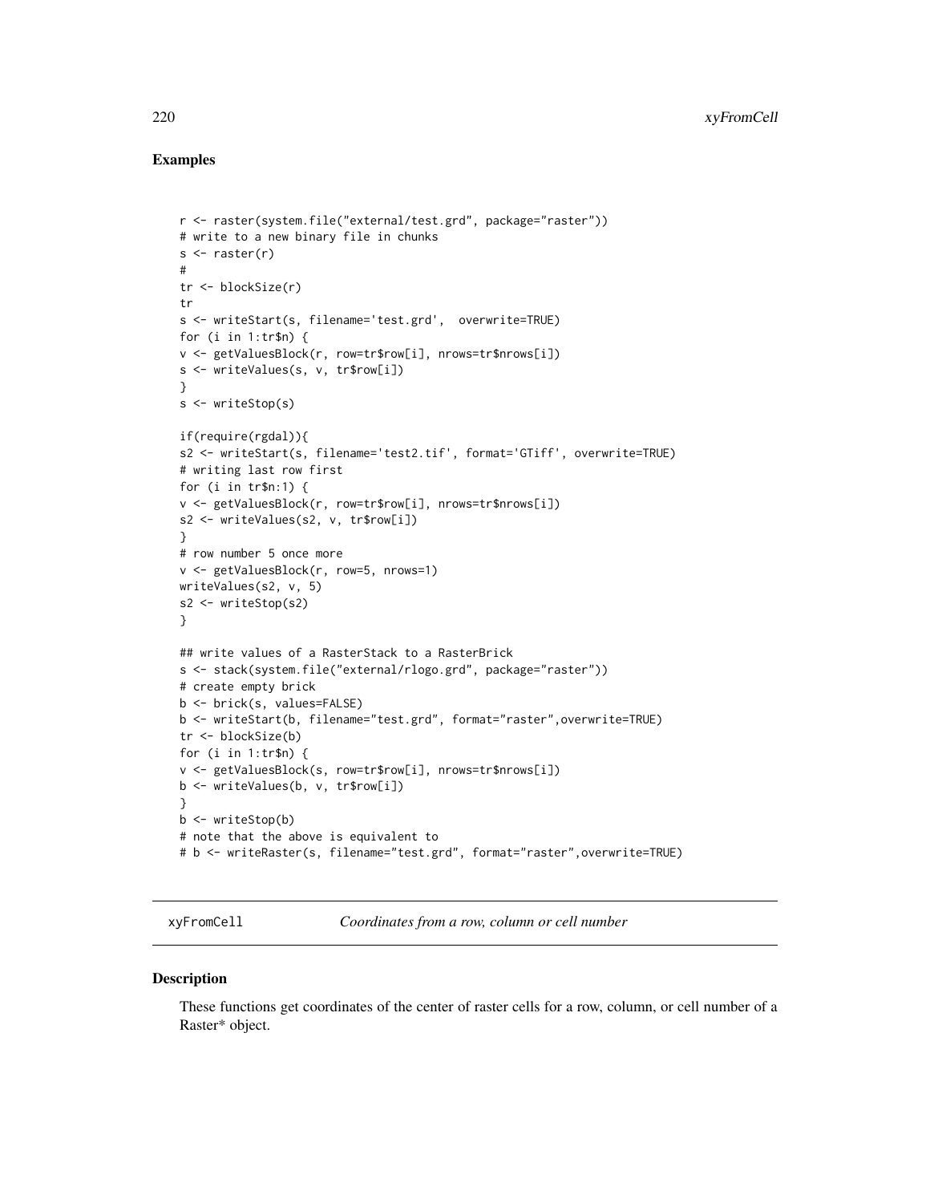## Examples

```
r <- raster(system.file("external/test.grd", package="raster"))
# write to a new binary file in chunks
s <- raster(r)
#
tr <- blockSize(r)
tr
s <- writeStart(s, filename='test.grd',  overwrite=TRUE)
for (i in 1:tr$n) {
v <- getValuesBlock(r, row=tr$row[i], nrows=tr$nrows[i])
s <- writeValues(s, v, tr$row[i])
}
s <- writeStop(s)

if(require(rgdal)){
s2 <- writeStart(s, filename='test2.tif', format='GTiff', overwrite=TRUE)
# writing last row first
for (i in tr$n:1) {
v <- getValuesBlock(r, row=tr$row[i], nrows=tr$nrows[i])
s2 <- writeValues(s2, v, tr$row[i])
}
# row number 5 once more
v <- getValuesBlock(r, row=5, nrows=1)
writeValues(s2, v, 5)
s2 <- writeStop(s2)
}

## write values of a RasterStack to a RasterBrick
s <- stack(system.file("external/rlogo.grd", package="raster"))
# create empty brick
b <- brick(s, values=FALSE)
b <- writeStart(b, filename="test.grd", format="raster",overwrite=TRUE)
tr <- blockSize(b)
for (i in 1:tr$n) {
v <- getValuesBlock(s, row=tr$row[i], nrows=tr$nrows[i])
b <- writeValues(b, v, tr$row[i])
}
b <- writeStop(b)
# note that the above is equivalent to
# b <- writeRaster(s, filename="test.grd", format="raster",overwrite=TRUE)
```

---

`xyFromCell` *Coordinates from a row, column or cell number*

---

## Description

These functions get coordinates of the center of raster cells for a row, column, or cell number of a Raster* object.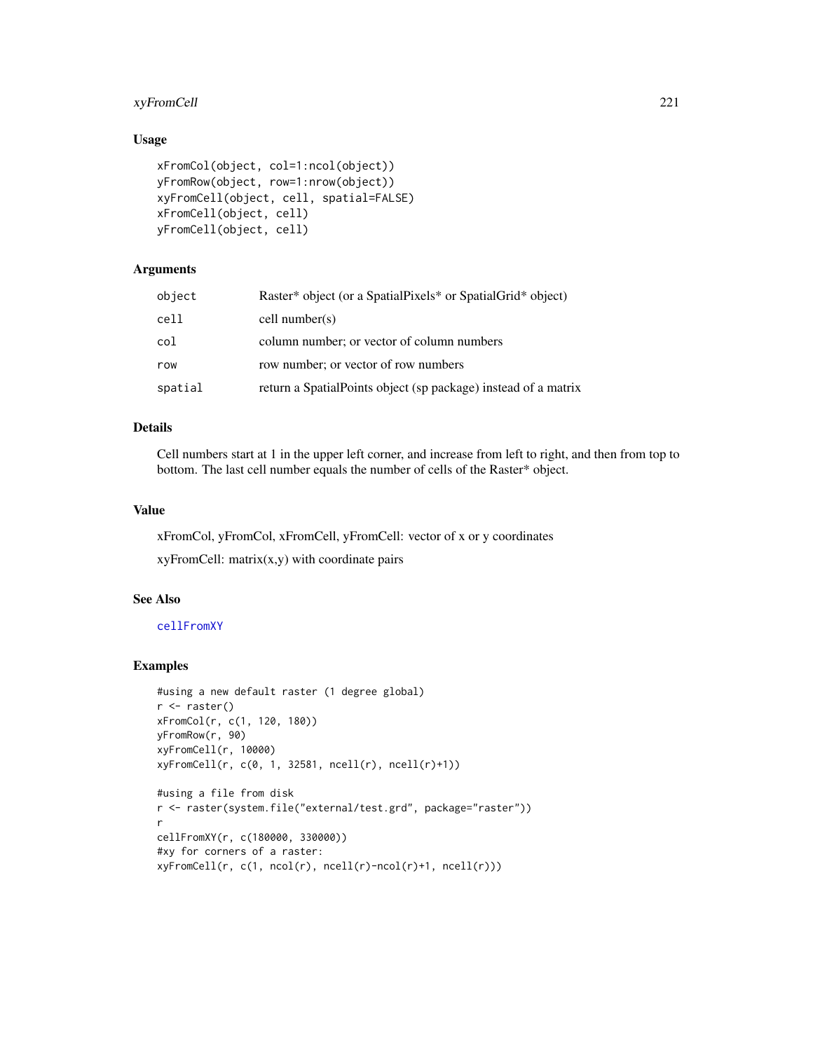## Usage

```
xFromCol(object, col=1:ncol(object))
yFromRow(object, row=1:nrow(object))
xyFromCell(object, cell, spatial=FALSE)
xFromCell(object, cell)
yFromCell(object, cell)
```

## Arguments

| | |
|---|---|
| object | Raster* object (or a SpatialPixels* or SpatialGrid* object) |
| cell | cell number(s) |
| col | column number; or vector of column numbers |
| row | row number; or vector of row numbers |
| spatial | return a SpatialPoints object (sp package) instead of a matrix |

## Details

Cell numbers start at 1 in the upper left corner, and increase from left to right, and then from top to bottom. The last cell number equals the number of cells of the Raster* object.

## Value

xFromCol, yFromCol, xFromCell, yFromCell: vector of x or y coordinates

xyFromCell: matrix(x,y) with coordinate pairs

## See Also

cellFromXY

## Examples

```
#using a new default raster (1 degree global)
r <- raster()
xFromCol(r, c(1, 120, 180))
yFromRow(r, 90)
xyFromCell(r, 10000)
xyFromCell(r, c(0, 1, 32581, ncell(r), ncell(r)+1))

#using a file from disk
r <- raster(system.file("external/test.grd", package="raster"))
r
cellFromXY(r, c(180000, 330000))
#xy for corners of a raster:
xyFromCell(r, c(1, ncol(r), ncell(r)-ncol(r)+1, ncell(r)))
```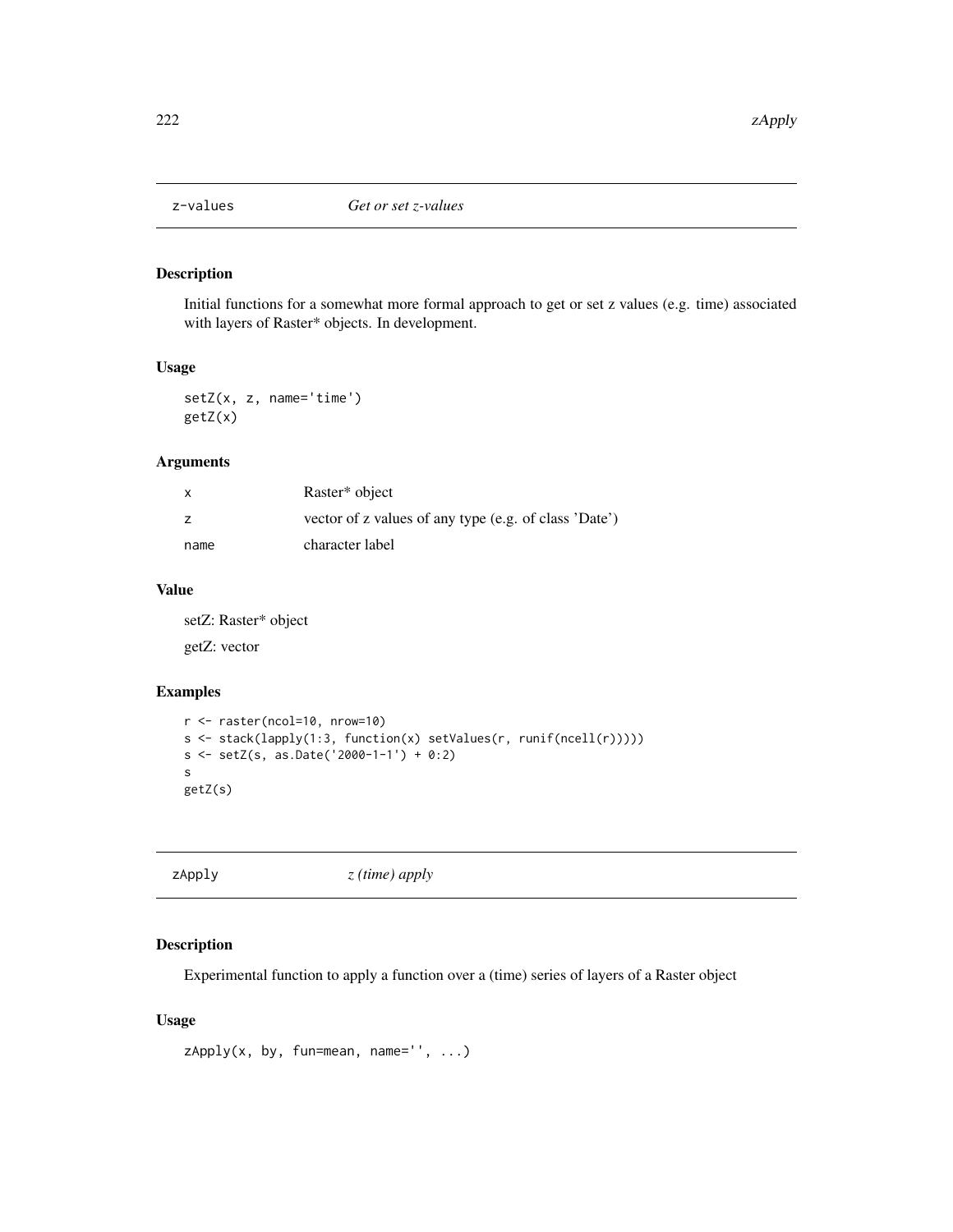## z-values *Get or set z-values*

### Description

Initial functions for a somewhat more formal approach to get or set z values (e.g. time) associated with layers of Raster* objects. In development.

### Usage

```
setZ(x, z, name='time')
getZ(x)
```

### Arguments

| | |
|---|---|
| x | Raster* object |
| z | vector of z values of any type (e.g. of class 'Date') |
| name | character label |

### Value

setZ: Raster* object

getZ: vector

### Examples

```
r <- raster(ncol=10, nrow=10)
s <- stack(lapply(1:3, function(x) setValues(r, runif(ncell(r)))))
s <- setZ(s, as.Date('2000-1-1') + 0:2)
s
getZ(s)
```

## zApply *z (time) apply*

### Description

Experimental function to apply a function over a (time) series of layers of a Raster object

### Usage

```
zApply(x, by, fun=mean, name='', ...)
```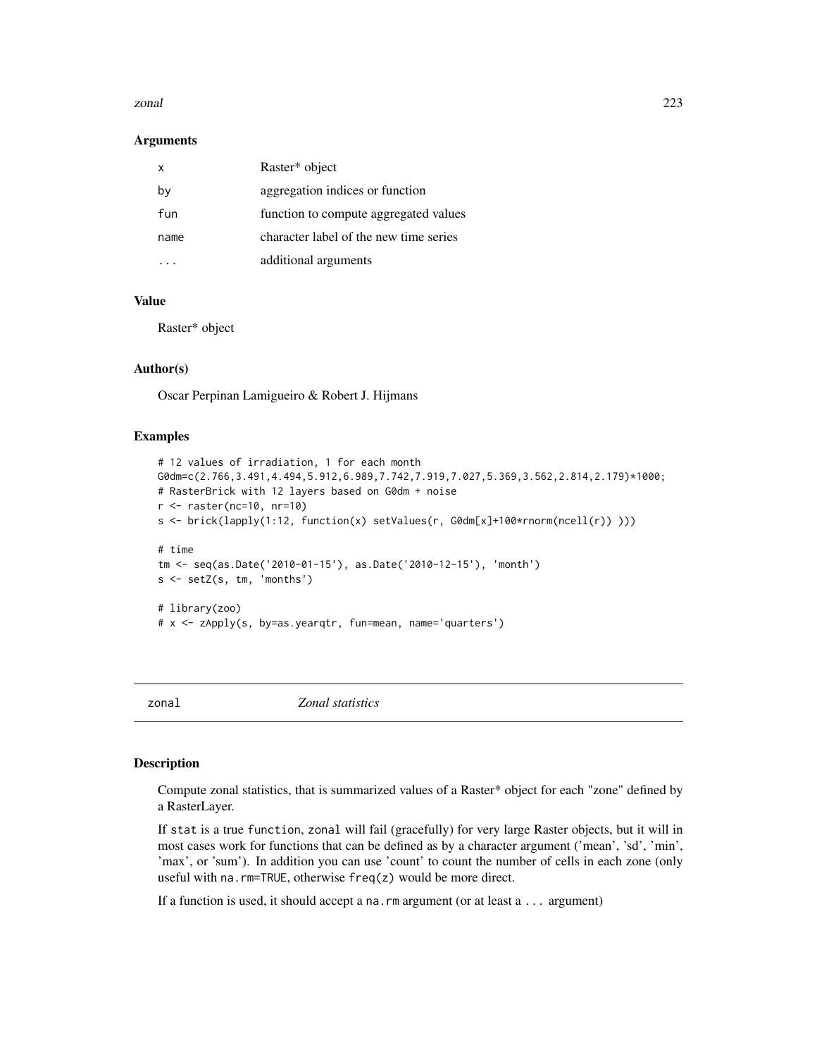### Arguments

| | |
|---|---|
| x | Raster* object |
| by | aggregation indices or function |
| fun | function to compute aggregated values |
| name | character label of the new time series |
| ... | additional arguments |

### Value

Raster* object

### Author(s)

Oscar Perpinan Lamigueiro & Robert J. Hijmans

### Examples

```
# 12 values of irradiation, 1 for each month
G0dm=c(2.766,3.491,4.494,5.912,6.989,7.742,7.919,7.027,5.369,3.562,2.814,2.179)*1000;
# RasterBrick with 12 layers based on G0dm + noise
r <- raster(nc=10, nr=10)
s <- brick(lapply(1:12, function(x) setValues(r, G0dm[x]+100*rnorm(ncell(r)) )))

# time
tm <- seq(as.Date('2010-01-15'), as.Date('2010-12-15'), 'month')
s <- setZ(s, tm, 'months')

# library(zoo)
# x <- zApply(s, by=as.yearqtr, fun=mean, name='quarters')
```

## zonal *Zonal statistics*

### Description

Compute zonal statistics, that is summarized values of a Raster* object for each "zone" defined by a RasterLayer.

If stat is a true function, zonal will fail (gracefully) for very large Raster objects, but it will in most cases work for functions that can be defined as by a character argument ('mean', 'sd', 'min', 'max', or 'sum'). In addition you can use 'count' to count the number of cells in each zone (only useful with na.rm=TRUE, otherwise freq(z) would be more direct.

If a function is used, it should accept a na.rm argument (or at least a ... argument)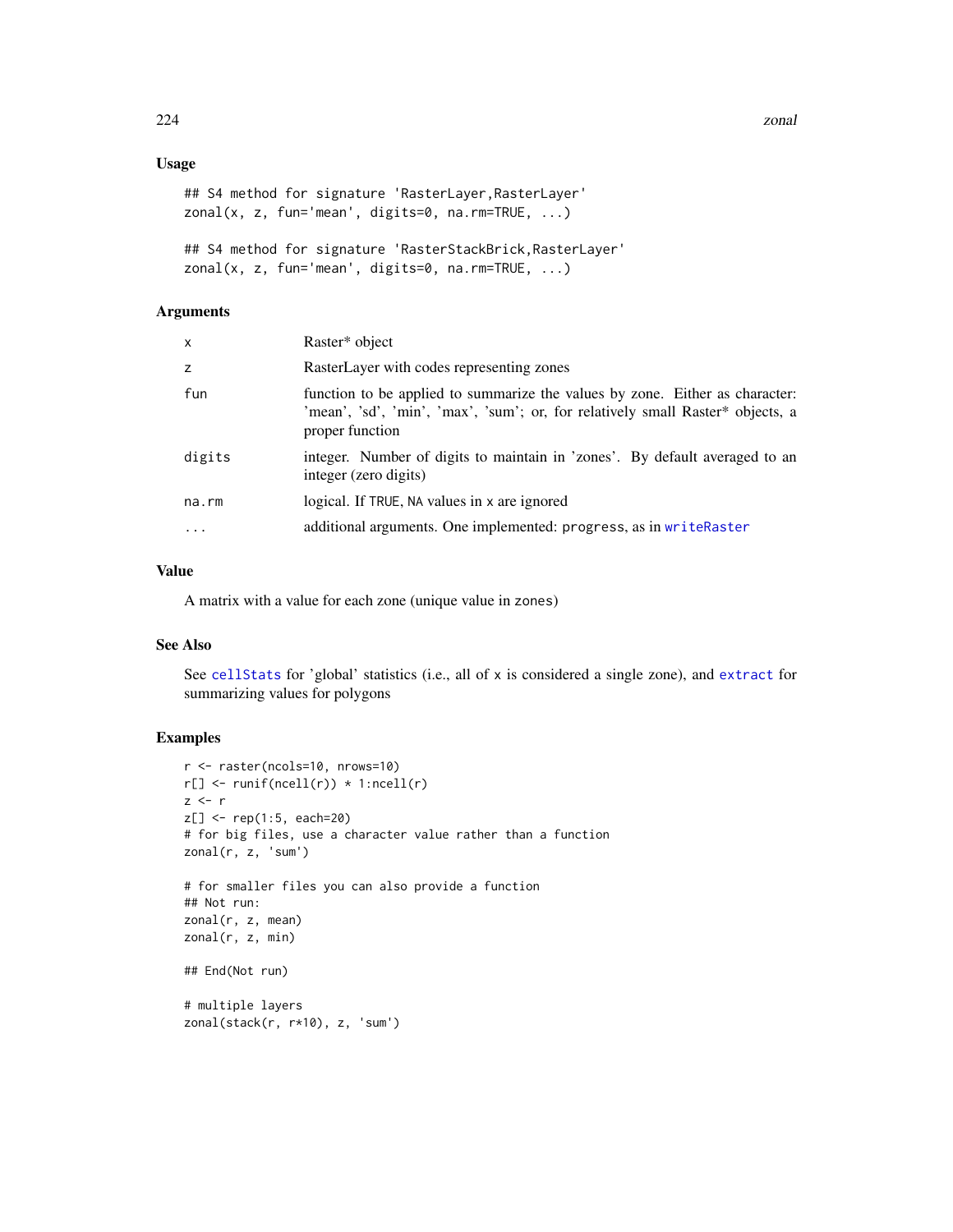### Usage

```
## S4 method for signature 'RasterLayer,RasterLayer'
zonal(x, z, fun='mean', digits=0, na.rm=TRUE, ...)

## S4 method for signature 'RasterStackBrick,RasterLayer'
zonal(x, z, fun='mean', digits=0, na.rm=TRUE, ...)
```

### Arguments

| | |
|---|---|
| x | Raster* object |
| z | RasterLayer with codes representing zones |
| fun | function to be applied to summarize the values by zone. Either as character: 'mean', 'sd', 'min', 'max', 'sum'; or, for relatively small Raster* objects, a proper function |
| digits | integer. Number of digits to maintain in 'zones'. By default averaged to an integer (zero digits) |
| na.rm | logical. If TRUE, NA values in x are ignored |
| ... | additional arguments. One implemented: progress, as in writeRaster |

### Value

A matrix with a value for each zone (unique value in zones)

### See Also

See cellStats for 'global' statistics (i.e., all of x is considered a single zone), and extract for summarizing values for polygons

### Examples

```
r <- raster(ncols=10, nrows=10)
r[] <- runif(ncell(r)) * 1:ncell(r)
z <- r
z[] <- rep(1:5, each=20)
# for big files, use a character value rather than a function
zonal(r, z, 'sum')

# for smaller files you can also provide a function
## Not run:
zonal(r, z, mean)
zonal(r, z, min)

## End(Not run)

# multiple layers
zonal(stack(r, r*10), z, 'sum')
```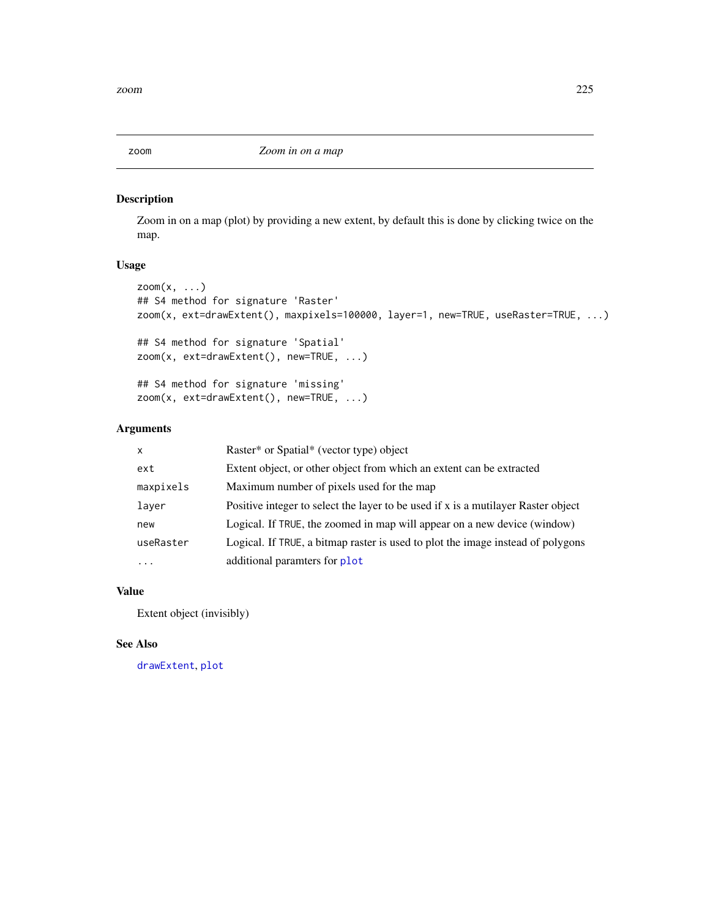## zoom — *Zoom in on a map*

### Description

Zoom in on a map (plot) by providing a new extent, by default this is done by clicking twice on the map.

### Usage

```
zoom(x, ...)
## S4 method for signature 'Raster'
zoom(x, ext=drawExtent(), maxpixels=100000, layer=1, new=TRUE, useRaster=TRUE, ...)

## S4 method for signature 'Spatial'
zoom(x, ext=drawExtent(), new=TRUE, ...)

## S4 method for signature 'missing'
zoom(x, ext=drawExtent(), new=TRUE, ...)
```

### Arguments

| | |
|---|---|
| `x` | Raster* or Spatial* (vector type) object |
| `ext` | Extent object, or other object from which an extent can be extracted |
| `maxpixels` | Maximum number of pixels used for the map |
| `layer` | Positive integer to select the layer to be used if x is a mutilayer Raster object |
| `new` | Logical. If `TRUE`, the zoomed in map will appear on a new device (window) |
| `useRaster` | Logical. If `TRUE`, a bitmap raster is used to plot the image instead of polygons |
| `...` | additional paramters for `plot` |

### Value

Extent object (invisibly)

### See Also

`drawExtent`, `plot`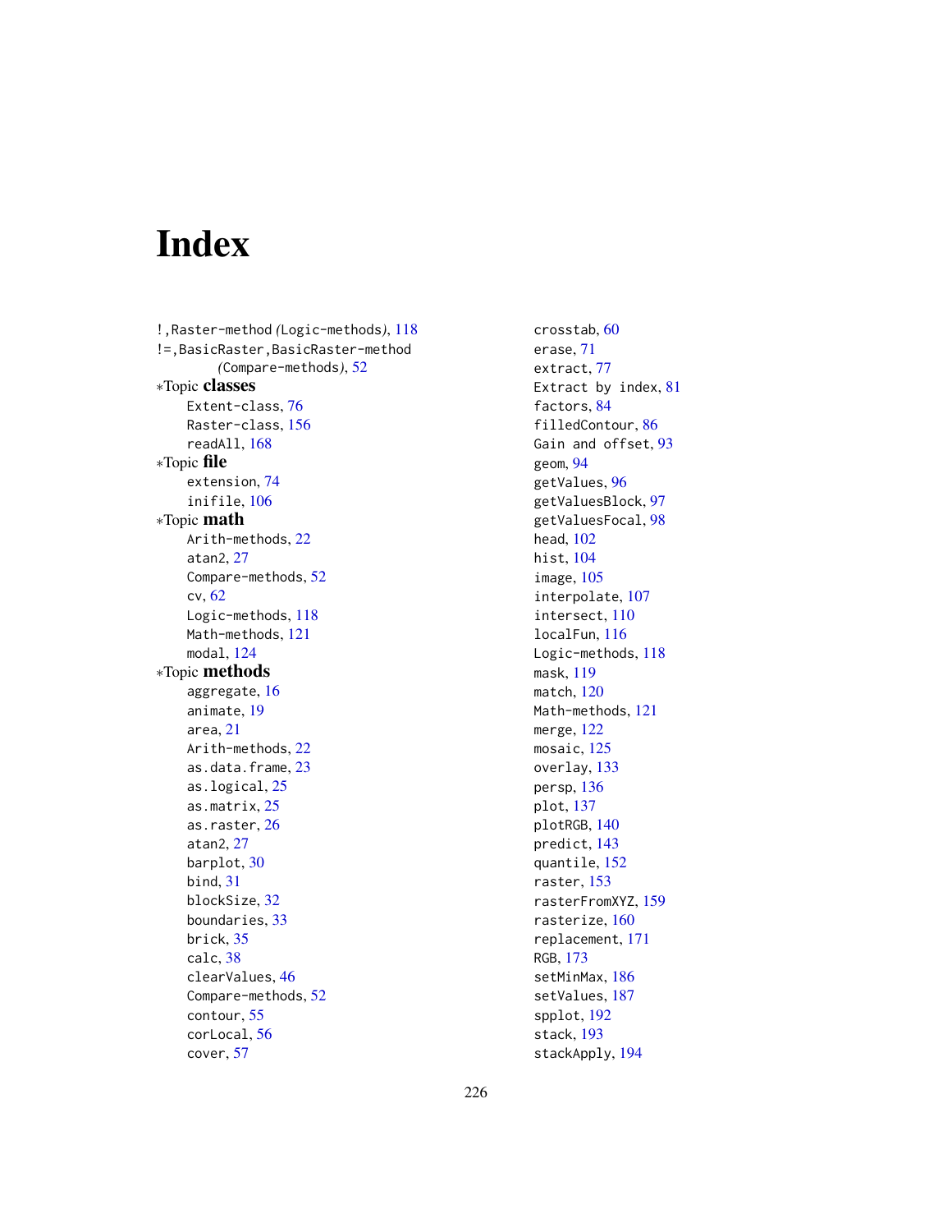# Index

!,Raster-method *(*Logic-methods*)*, 118
!=,BasicRaster,BasicRaster-method
    *(*Compare-methods*)*, 52
∗Topic **classes**
    Extent-class, 76
    Raster-class, 156
    readAll, 168
∗Topic **file**
    extension, 74
    inifile, 106
∗Topic **math**
    Arith-methods, 22
    atan2, 27
    Compare-methods, 52
    cv, 62
    Logic-methods, 118
    Math-methods, 121
    modal, 124
∗Topic **methods**
    aggregate, 16
    animate, 19
    area, 21
    Arith-methods, 22
    as.data.frame, 23
    as.logical, 25
    as.matrix, 25
    as.raster, 26
    atan2, 27
    barplot, 30
    bind, 31
    blockSize, 32
    boundaries, 33
    brick, 35
    calc, 38
    clearValues, 46
    Compare-methods, 52
    contour, 55
    corLocal, 56
    cover, 57
    crosstab, 60
    erase, 71
    extract, 77
    Extract by index, 81
    factors, 84
    filledContour, 86
    Gain and offset, 93
    geom, 94
    getValues, 96
    getValuesBlock, 97
    getValuesFocal, 98
    head, 102
    hist, 104
    image, 105
    interpolate, 107
    intersect, 110
    localFun, 116
    Logic-methods, 118
    mask, 119
    match, 120
    Math-methods, 121
    merge, 122
    mosaic, 125
    overlay, 133
    persp, 136
    plot, 137
    plotRGB, 140
    predict, 143
    quantile, 152
    raster, 153
    rasterFromXYZ, 159
    rasterize, 160
    replacement, 171
    RGB, 173
    setMinMax, 186
    setValues, 187
    spplot, 192
    stack, 193
    stackApply, 194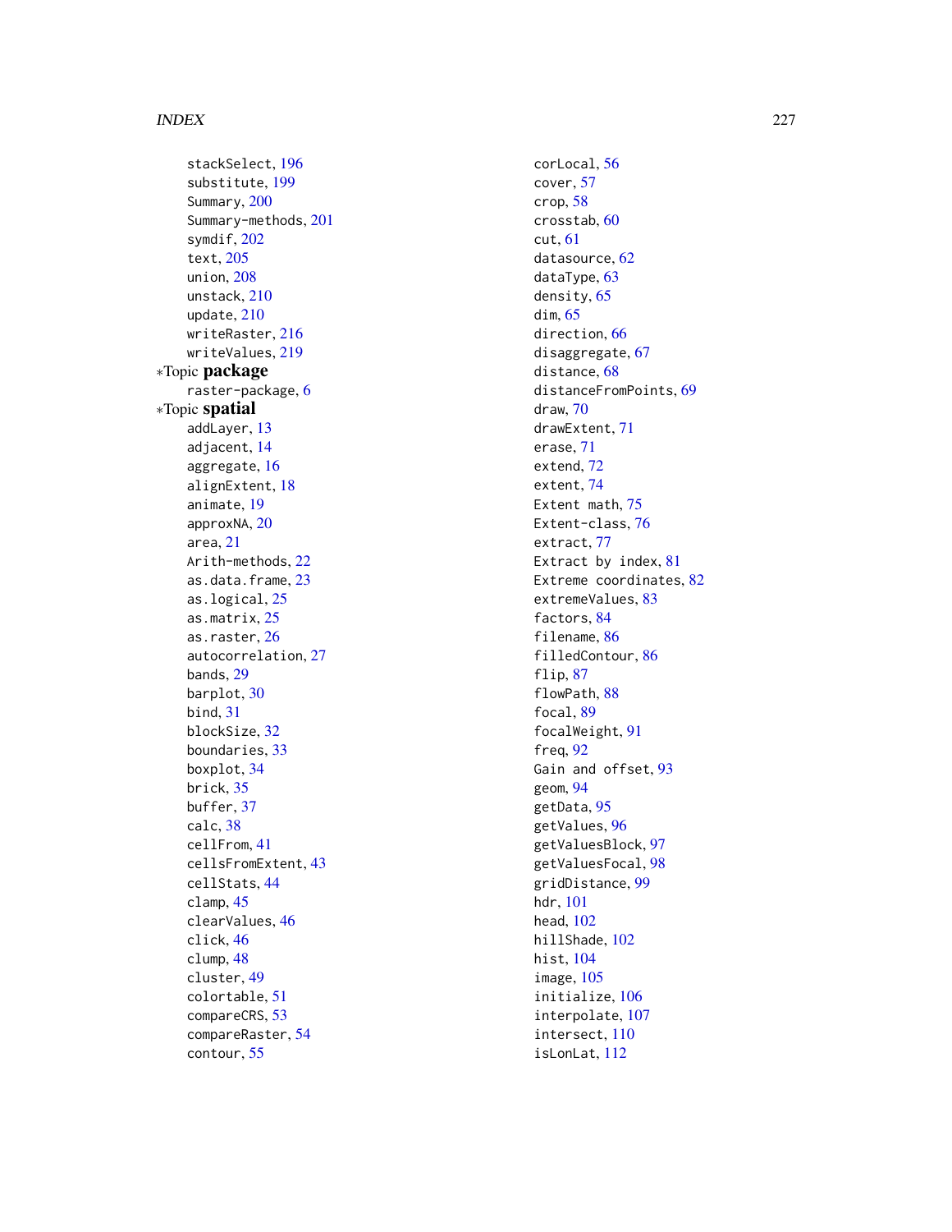stackSelect, 196
substitute, 199
Summary, 200
Summary-methods, 201
symdif, 202
text, 205
union, 208
unstack, 210
update, 210
writeRaster, 216
writeValues, 219

∗Topic **package**

raster-package, 6

∗Topic **spatial**

addLayer, 13
adjacent, 14
aggregate, 16
alignExtent, 18
animate, 19
approxNA, 20
area, 21
Arith-methods, 22
as.data.frame, 23
as.logical, 25
as.matrix, 25
as.raster, 26
autocorrelation, 27
bands, 29
barplot, 30
bind, 31
blockSize, 32
boundaries, 33
boxplot, 34
brick, 35
buffer, 37
calc, 38
cellFrom, 41
cellsFromExtent, 43
cellStats, 44
clamp, 45
clearValues, 46
click, 46
clump, 48
cluster, 49
colortable, 51
compareCRS, 53
compareRaster, 54
contour, 55
corLocal, 56
cover, 57
crop, 58
crosstab, 60
cut, 61
datasource, 62
dataType, 63
density, 65
dim, 65
direction, 66
disaggregate, 67
distance, 68
distanceFromPoints, 69
draw, 70
drawExtent, 71
erase, 71
extend, 72
extent, 74
Extent math, 75
Extent-class, 76
extract, 77
Extract by index, 81
Extreme coordinates, 82
extremeValues, 83
factors, 84
filename, 86
filledContour, 86
flip, 87
flowPath, 88
focal, 89
focalWeight, 91
freq, 92
Gain and offset, 93
geom, 94
getData, 95
getValues, 96
getValuesBlock, 97
getValuesFocal, 98
gridDistance, 99
hdr, 101
head, 102
hillShade, 102
hist, 104
image, 105
initialize, 106
interpolate, 107
intersect, 110
isLonLat, 112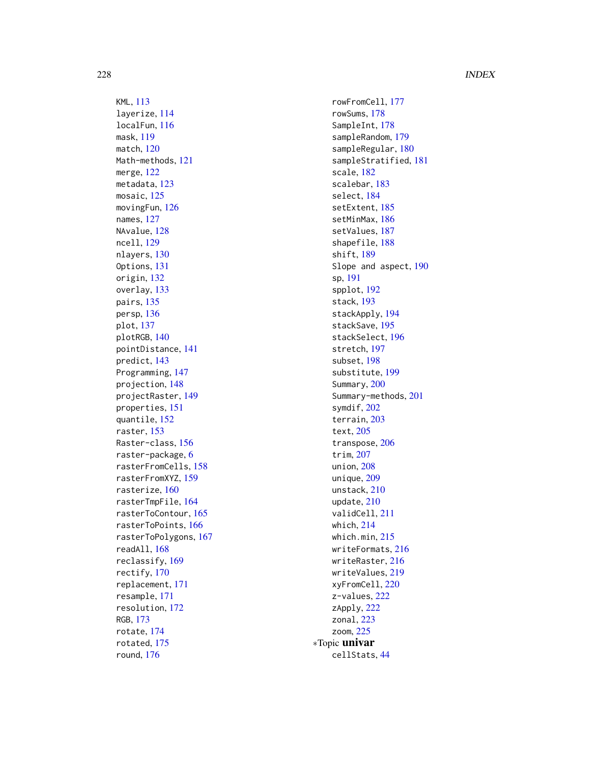KML, 113
layerize, 114
localFun, 116
mask, 119
match, 120
Math-methods, 121
merge, 122
metadata, 123
mosaic, 125
movingFun, 126
names, 127
NAvalue, 128
ncell, 129
nlayers, 130
Options, 131
origin, 132
overlay, 133
pairs, 135
persp, 136
plot, 137
plotRGB, 140
pointDistance, 141
predict, 143
Programming, 147
projection, 148
projectRaster, 149
properties, 151
quantile, 152
raster, 153
Raster-class, 156
raster-package, 6
rasterFromCells, 158
rasterFromXYZ, 159
rasterize, 160
rasterTmpFile, 164
rasterToContour, 165
rasterToPoints, 166
rasterToPolygons, 167
readAll, 168
reclassify, 169
rectify, 170
replacement, 171
resample, 171
resolution, 172
RGB, 173
rotate, 174
rotated, 175
round, 176
rowFromCell, 177
rowSums, 178
SampleInt, 178
sampleRandom, 179
sampleRegular, 180
sampleStratified, 181
scale, 182
scalebar, 183
select, 184
setExtent, 185
setMinMax, 186
setValues, 187
shapefile, 188
shift, 189
Slope and aspect, 190
sp, 191
spplot, 192
stack, 193
stackApply, 194
stackSave, 195
stackSelect, 196
stretch, 197
subset, 198
substitute, 199
Summary, 200
Summary-methods, 201
symdif, 202
terrain, 203
text, 205
transpose, 206
trim, 207
union, 208
unique, 209
unstack, 210
update, 210
validCell, 211
which, 214
which.min, 215
writeFormats, 216
writeRaster, 216
writeValues, 219
xyFromCell, 220
z-values, 222
zApply, 222
zonal, 223
zoom, 225

*Topic **univar**

cellStats, 44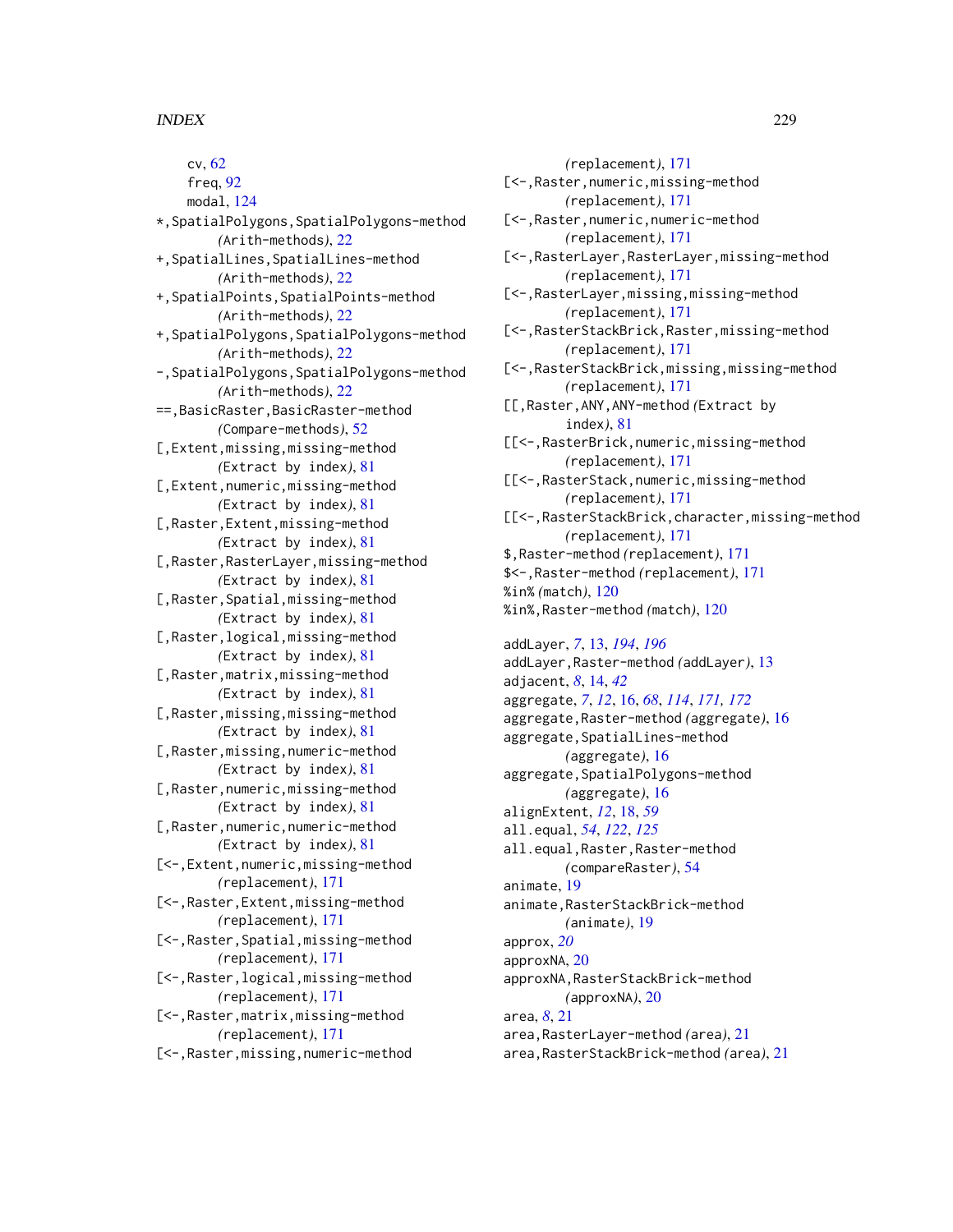cv, 62
freq, 92
modal, 124
*,SpatialPolygons,SpatialPolygons-method
(Arith-methods), 22
+,SpatialLines,SpatialLines-method
(Arith-methods), 22
+,SpatialPoints,SpatialPoints-method
(Arith-methods), 22
+,SpatialPolygons,SpatialPolygons-method
(Arith-methods), 22
-,SpatialPolygons,SpatialPolygons-method
(Arith-methods), 22
==,BasicRaster,BasicRaster-method
(Compare-methods), 52
[,Extent,missing,missing-method
(Extract by index), 81
[,Extent,numeric,missing-method
(Extract by index), 81
[,Raster,Extent,missing-method
(Extract by index), 81
[,Raster,RasterLayer,missing-method
(Extract by index), 81
[,Raster,Spatial,missing-method
(Extract by index), 81
[,Raster,logical,missing-method
(Extract by index), 81
[,Raster,matrix,missing-method
(Extract by index), 81
[,Raster,missing,missing-method
(Extract by index), 81
[,Raster,missing,numeric-method
(Extract by index), 81
[,Raster,numeric,missing-method
(Extract by index), 81
[,Raster,numeric,numeric-method
(Extract by index), 81
[<-,Extent,numeric,missing-method
(replacement), 171
[<-,Raster,Extent,missing-method
(replacement), 171
[<-,Raster,Spatial,missing-method
(replacement), 171
[<-,Raster,logical,missing-method
(replacement), 171
[<-,Raster,matrix,missing-method
(replacement), 171
[<-,Raster,missing,numeric-method
(replacement), 171
[<-,Raster,numeric,missing-method
(replacement), 171
[<-,Raster,numeric,numeric-method
(replacement), 171
[<-,RasterLayer,RasterLayer,missing-method
(replacement), 171
[<-,RasterLayer,missing,missing-method
(replacement), 171
[<-,RasterStackBrick,Raster,missing-method
(replacement), 171
[<-,RasterStackBrick,missing,missing-method
(replacement), 171
[[,Raster,ANY,ANY-method (Extract by
index), 81
[[<-,RasterBrick,numeric,missing-method
(replacement), 171
[[<-,RasterStack,numeric,missing-method
(replacement), 171
[[<-,RasterStackBrick,character,missing-method
(replacement), 171
$,Raster-method (replacement), 171
$<-,Raster-method (replacement), 171
%in% (match), 120
%in%,Raster-method (match), 120

addLayer, *7*, 13, *194*, *196*
addLayer,Raster-method (addLayer), 13
adjacent, *8*, 14, *42*
aggregate, *7*, *12*, 16, *68*, *114*, *171*, *172*
aggregate,Raster-method (aggregate), 16
aggregate,SpatialLines-method
(aggregate), 16
aggregate,SpatialPolygons-method
(aggregate), 16
alignExtent, *12*, 18, *59*
all.equal, *54*, *122*, *125*
all.equal,Raster,Raster-method
(compareRaster), 54
animate, 19
animate,RasterStackBrick-method
(animate), 19
approx, *20*
approxNA, 20
approxNA,RasterStackBrick-method
(approxNA), 20
area, *8*, 21
area,RasterLayer-method (area), 21
area,RasterStackBrick-method (area), 21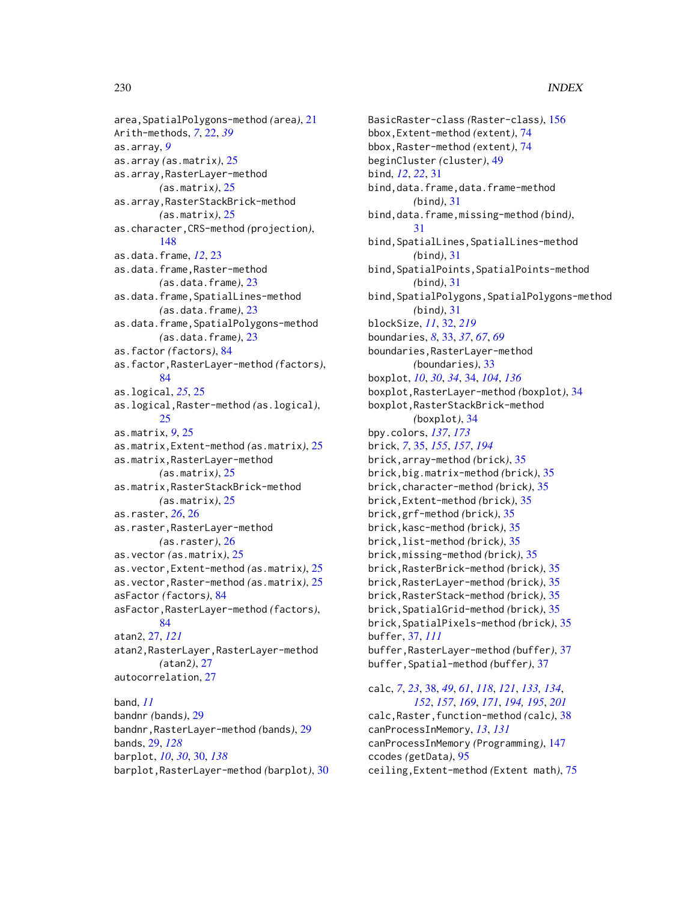area,SpatialPolygons-method *(area)*, 21
Arith-methods, *7*, 22, *39*
as.array, *9*
as.array *(as.matrix)*, 25
as.array,RasterLayer-method *(as.matrix)*, 25
as.array,RasterStackBrick-method *(as.matrix)*, 25
as.character,CRS-method *(projection)*, 148
as.data.frame, *12*, 23
as.data.frame,Raster-method *(as.data.frame)*, 23
as.data.frame,SpatialLines-method *(as.data.frame)*, 23
as.data.frame,SpatialPolygons-method *(as.data.frame)*, 23
as.factor *(factors)*, 84
as.factor,RasterLayer-method *(factors)*, 84
as.logical, *25*, 25
as.logical,Raster-method *(as.logical)*, 25
as.matrix, *9*, 25
as.matrix,Extent-method *(as.matrix)*, 25
as.matrix,RasterLayer-method *(as.matrix)*, 25
as.matrix,RasterStackBrick-method *(as.matrix)*, 25
as.raster, *26*, 26
as.raster,RasterLayer-method *(as.raster)*, 26
as.vector *(as.matrix)*, 25
as.vector,Extent-method *(as.matrix)*, 25
as.vector,Raster-method *(as.matrix)*, 25
asFactor *(factors)*, 84
asFactor,RasterLayer-method *(factors)*, 84
atan2, 27, *121*
atan2,RasterLayer,RasterLayer-method *(atan2)*, 27
autocorrelation, 27

band, *11*
bandnr *(bands)*, 29
bandnr,RasterLayer-method *(bands)*, 29
bands, 29, *128*
barplot, *10*, *30*, 30, *138*
barplot,RasterLayer-method *(barplot)*, 30
BasicRaster-class *(Raster-class)*, 156
bbox,Extent-method *(extent)*, 74
bbox,Raster-method *(extent)*, 74
beginCluster *(cluster)*, 49
bind, *12*, *22*, 31
bind,data.frame,data.frame-method *(bind)*, 31
bind,data.frame,missing-method *(bind)*, 31
bind,SpatialLines,SpatialLines-method *(bind)*, 31
bind,SpatialPoints,SpatialPoints-method *(bind)*, 31
bind,SpatialPolygons,SpatialPolygons-method *(bind)*, 31
blockSize, *11*, 32, *219*
boundaries, *8*, 33, *37*, *67*, *69*
boundaries,RasterLayer-method *(boundaries)*, 33
boxplot, *10*, *30*, *34*, 34, *104*, *136*
boxplot,RasterLayer-method *(boxplot)*, 34
boxplot,RasterStackBrick-method *(boxplot)*, 34
bpy.colors, *137*, *173*
brick, *7*, 35, *155*, *157*, *194*
brick,array-method *(brick)*, 35
brick,big.matrix-method *(brick)*, 35
brick,character-method *(brick)*, 35
brick,Extent-method *(brick)*, 35
brick,grf-method *(brick)*, 35
brick,kasc-method *(brick)*, 35
brick,list-method *(brick)*, 35
brick,missing-method *(brick)*, 35
brick,RasterBrick-method *(brick)*, 35
brick,RasterLayer-method *(brick)*, 35
brick,RasterStack-method *(brick)*, 35
brick,SpatialGrid-method *(brick)*, 35
brick,SpatialPixels-method *(brick)*, 35
buffer, 37, *111*
buffer,RasterLayer-method *(buffer)*, 37
buffer,Spatial-method *(buffer)*, 37

calc, *7*, *23*, 38, *49*, *61*, *118*, *121*, *133, 134*, *152*, *157*, *169*, *171*, *194, 195*, *201*
calc,Raster,function-method *(calc)*, 38
canProcessInMemory, *13*, *131*
canProcessInMemory *(Programming)*, 147
ccodes *(getData)*, 95
ceiling,Extent-method *(Extent math)*, 75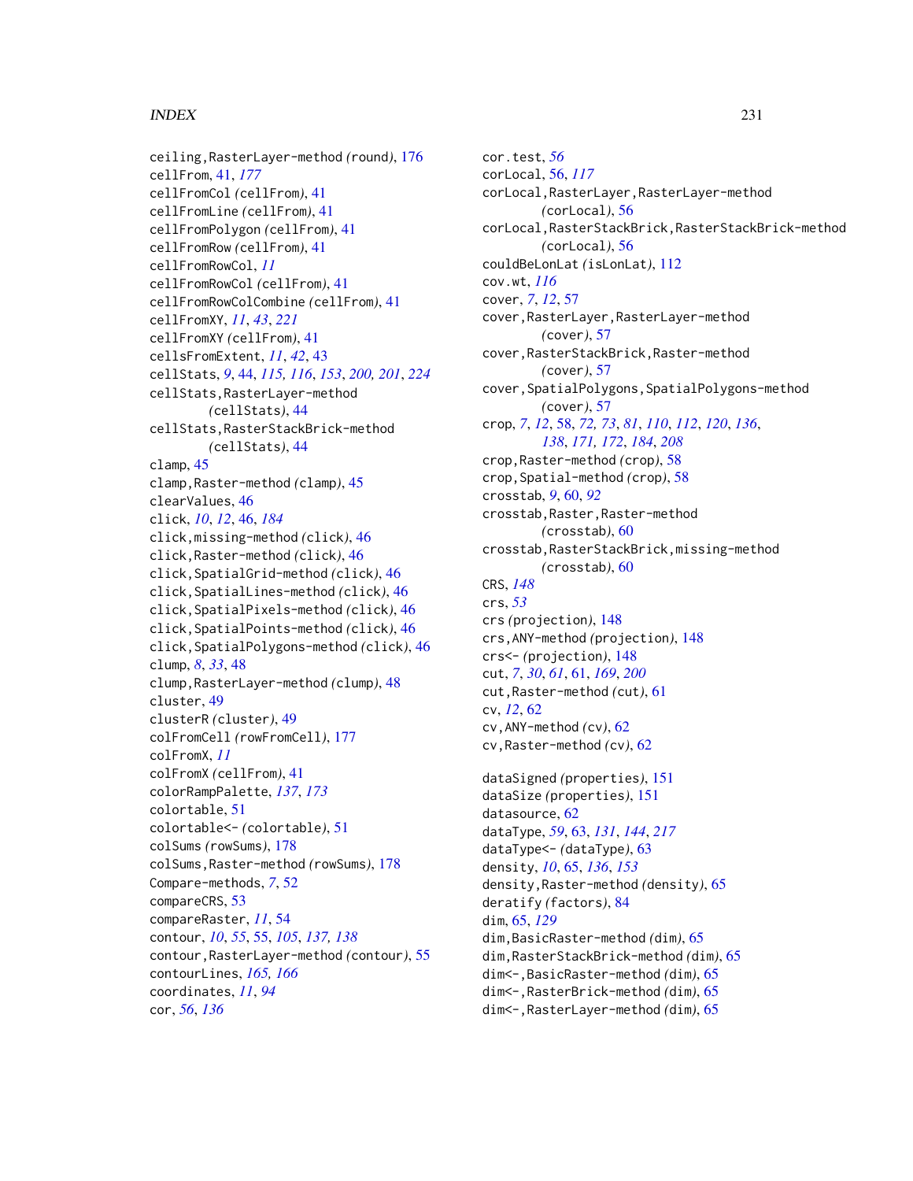ceiling,RasterLayer-method *(round)*, 176
cellFrom, 41, *177*
cellFromCol *(cellFrom)*, 41
cellFromLine *(cellFrom)*, 41
cellFromPolygon *(cellFrom)*, 41
cellFromRow *(cellFrom)*, 41
cellFromRowCol, *11*
cellFromRowCol *(cellFrom)*, 41
cellFromRowColCombine *(cellFrom)*, 41
cellFromXY, *11*, *43*, *221*
cellFromXY *(cellFrom)*, 41
cellsFromExtent, *11*, *42*, 43
cellStats, *9*, 44, *115*, *116*, *153*, *200*, *201*, *224*
cellStats,RasterLayer-method *(cellStats)*, 44
cellStats,RasterStackBrick-method *(cellStats)*, 44
clamp, 45
clamp,Raster-method *(clamp)*, 45
clearValues, 46
click, *10*, *12*, 46, *184*
click,missing-method *(click)*, 46
click,Raster-method *(click)*, 46
click,SpatialGrid-method *(click)*, 46
click,SpatialLines-method *(click)*, 46
click,SpatialPixels-method *(click)*, 46
click,SpatialPoints-method *(click)*, 46
click,SpatialPolygons-method *(click)*, 46
clump, *8*, *33*, 48
clump,RasterLayer-method *(clump)*, 48
cluster, 49
clusterR *(cluster)*, 49
colFromCell *(rowFromCell)*, 177
colFromX, *11*
colFromX *(cellFrom)*, 41
colorRampPalette, *137*, *173*
colortable, 51
colortable<- *(colortable)*, 51
colSums *(rowSums)*, 178
colSums,Raster-method *(rowSums)*, 178
Compare-methods, *7*, 52
compareCRS, 53
compareRaster, *11*, 54
contour, *10*, *55*, 55, *105*, *137*, *138*
contour,RasterLayer-method *(contour)*, 55
contourLines, *165*, *166*
coordinates, *11*, *94*
cor, *56*, *136*
cor.test, *56*
corLocal, 56, *117*
corLocal,RasterLayer,RasterLayer-method *(corLocal)*, 56
corLocal,RasterStackBrick,RasterStackBrick-method *(corLocal)*, 56
couldBeLonLat *(isLonLat)*, 112
cov.wt, *116*
cover, *7*, *12*, 57
cover,RasterLayer,RasterLayer-method *(cover)*, 57
cover,RasterStackBrick,Raster-method *(cover)*, 57
cover,SpatialPolygons,SpatialPolygons-method *(cover)*, 57
crop, *7*, *12*, 58, *72*, *73*, *81*, *110*, *112*, *120*, *136*, *138*, *171*, *172*, *184*, *208*
crop,Raster-method *(crop)*, 58
crop,Spatial-method *(crop)*, 58
crosstab, *9*, 60, *92*
crosstab,Raster,Raster-method *(crosstab)*, 60
crosstab,RasterStackBrick,missing-method *(crosstab)*, 60
CRS, *148*
crs, *53*
crs *(projection)*, 148
crs,ANY-method *(projection)*, 148
crs<- *(projection)*, 148
cut, *7*, *30*, *61*, 61, *169*, *200*
cut,Raster-method *(cut)*, 61
cv, *12*, 62
cv,ANY-method *(cv)*, 62
cv,Raster-method *(cv)*, 62

dataSigned *(properties)*, 151
dataSize *(properties)*, 151
datasource, 62
dataType, *59*, 63, *131*, *144*, *217*
dataType<- *(dataType)*, 63
density, *10*, 65, *136*, *153*
density,Raster-method *(density)*, 65
deratify *(factors)*, 84
dim, 65, *129*
dim,BasicRaster-method *(dim)*, 65
dim,RasterStackBrick-method *(dim)*, 65
dim<-,BasicRaster-method *(dim)*, 65
dim<-,RasterBrick-method *(dim)*, 65
dim<-,RasterLayer-method *(dim)*, 65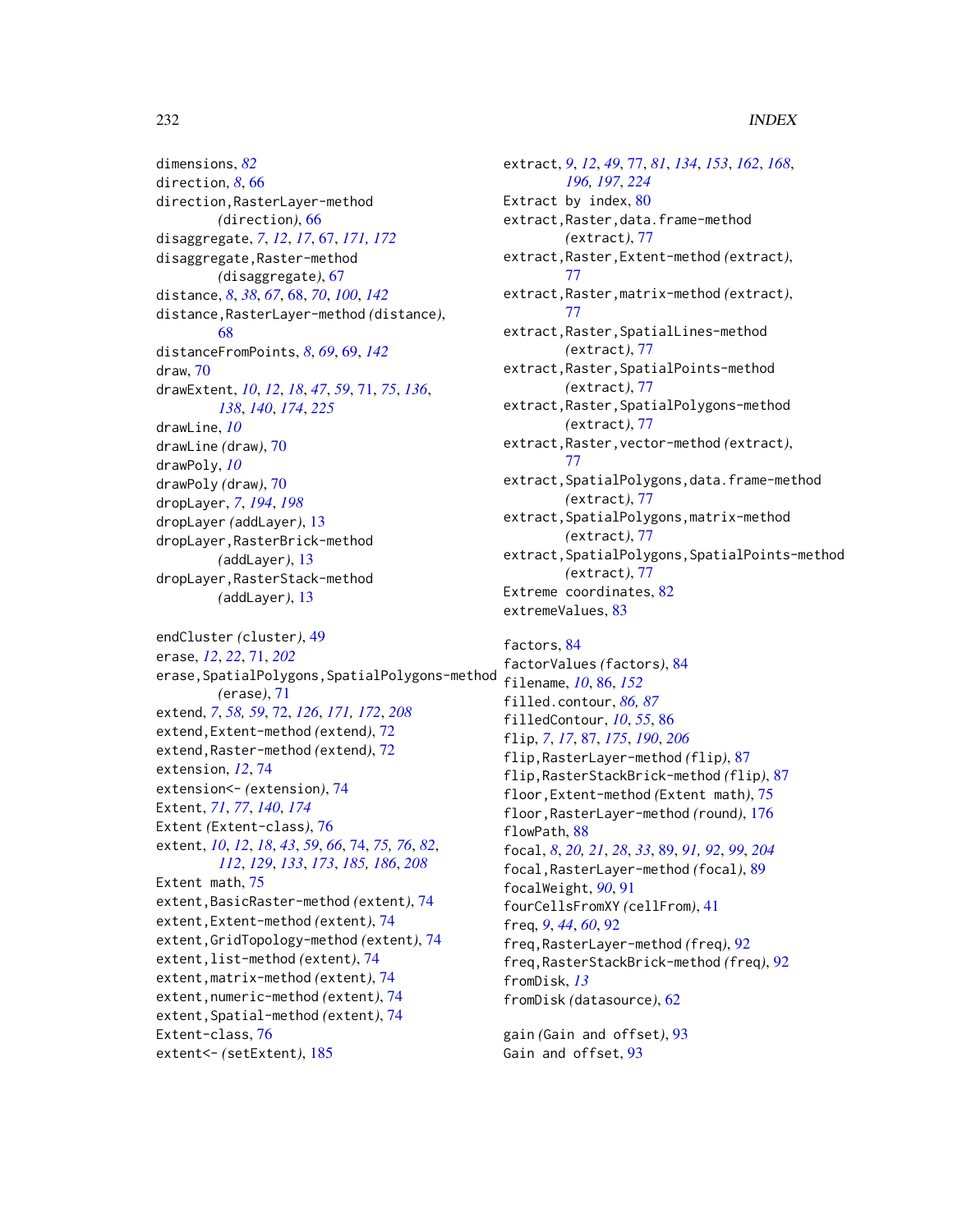dimensions, *82*
direction, *8*, 66
direction,RasterLayer-method (*direction*), 66
disaggregate, *7*, *12*, *17*, 67, *171*, *172*
disaggregate,Raster-method (*disaggregate*), 67
distance, *8*, *38*, *67*, 68, *70*, *100*, *142*
distance,RasterLayer-method (*distance*), 68
distanceFromPoints, *8*, *69*, 69, *142*
draw, 70
drawExtent, *10*, *12*, *18*, *47*, *59*, 71, *75*, *136*, *138*, *140*, *174*, *225*
drawLine, *10*
drawLine (*draw*), 70
drawPoly, *10*
drawPoly (*draw*), 70
dropLayer, *7*, *194*, *198*
dropLayer (*addLayer*), 13
dropLayer,RasterBrick-method (*addLayer*), 13
dropLayer,RasterStack-method (*addLayer*), 13

endCluster (*cluster*), 49
erase, *12*, *22*, 71, *202*
erase,SpatialPolygons,SpatialPolygons-method (*erase*), 71
extend, *7*, *58, 59*, 72, *126*, *171, 172*, *208*
extend,Extent-method (*extend*), 72
extend,Raster-method (*extend*), 72
extension, *12*, 74
extension<- (*extension*), 74
Extent, *71*, *77*, *140*, *174*
Extent (*Extent-class*), 76
extent, *10*, *12*, *18*, *43*, *59*, *66*, 74, *75, 76*, *82*, *112*, *129*, *133*, *173*, *185, 186*, *208*
Extent math, 75
extent,BasicRaster-method (*extent*), 74
extent,Extent-method (*extent*), 74
extent,GridTopology-method (*extent*), 74
extent,list-method (*extent*), 74
extent,matrix-method (*extent*), 74
extent,numeric-method (*extent*), 74
extent,Spatial-method (*extent*), 74
Extent-class, 76
extent<- (*setExtent*), 185
extract, *9*, *12*, *49*, 77, *81*, *134*, *153*, *162*, *168*, *196, 197*, *224*
Extract by index, 80
extract,Raster,data.frame-method (*extract*), 77
extract,Raster,Extent-method (*extract*), 77
extract,Raster,matrix-method (*extract*), 77
extract,Raster,SpatialLines-method (*extract*), 77
extract,Raster,SpatialPoints-method (*extract*), 77
extract,Raster,SpatialPolygons-method (*extract*), 77
extract,Raster,vector-method (*extract*), 77
extract,SpatialPolygons,data.frame-method (*extract*), 77
extract,SpatialPolygons,matrix-method (*extract*), 77
extract,SpatialPolygons,SpatialPoints-method (*extract*), 77
Extreme coordinates, 82
extremeValues, 83

factors, 84
factorValues (*factors*), 84
filename, *10*, 86, *152*
filled.contour, *86, 87*
filledContour, *10*, *55*, 86
flip, *7*, *17*, 87, *175*, *190*, *206*
flip,RasterLayer-method (*flip*), 87
flip,RasterStackBrick-method (*flip*), 87
floor,Extent-method (*Extent math*), 75
floor,RasterLayer-method (*round*), 176
flowPath, 88
focal, *8*, *20, 21*, *28*, *33*, 89, *91, 92*, *99*, *204*
focal,RasterLayer-method (*focal*), 89
focalWeight, *90*, 91
fourCellsFromXY (*cellFrom*), 41
freq, *9*, *44*, *60*, 92
freq,RasterLayer-method (*freq*), 92
freq,RasterStackBrick-method (*freq*), 92
fromDisk, *13*
fromDisk (*datasource*), 62

gain (*Gain and offset*), 93
Gain and offset, 93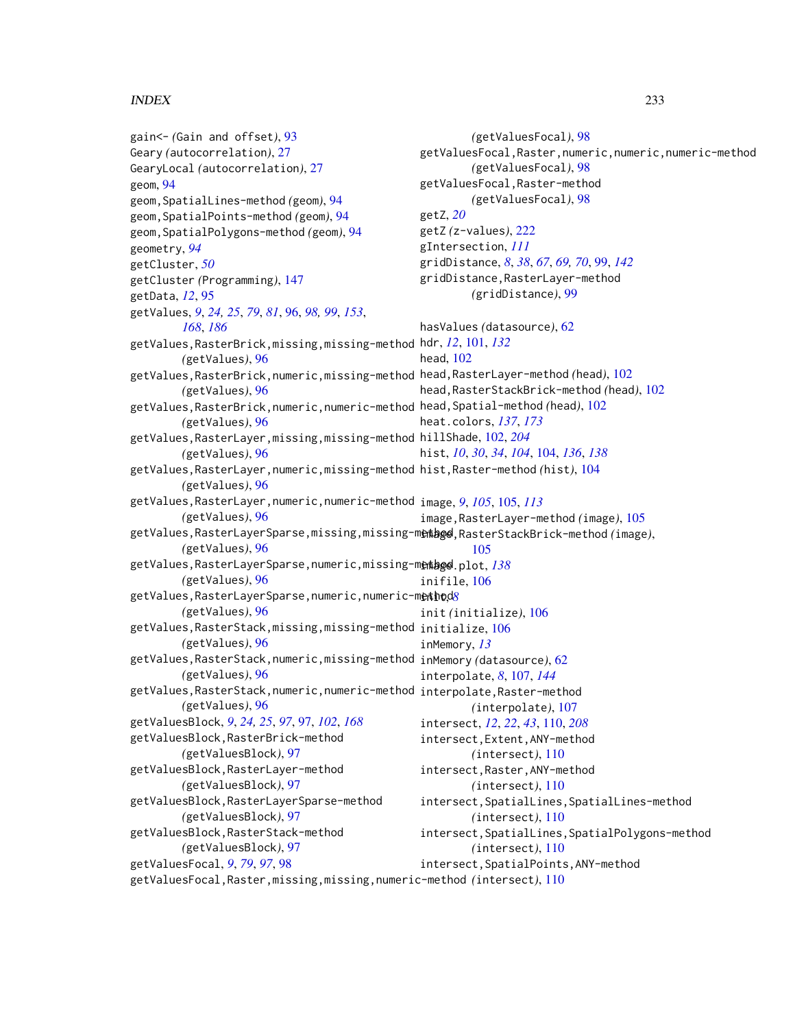gain<- *(Gain and offset)*, 93
Geary *(autocorrelation)*, 27
GearyLocal *(autocorrelation)*, 27
geom, 94
geom,SpatialLines-method *(geom)*, 94
geom,SpatialPoints-method *(geom)*, 94
geom,SpatialPolygons-method *(geom)*, 94
geometry, *94*
getCluster, *50*
getCluster *(Programming)*, 147
getData, *12*, 95
getValues, *9*, *24, 25*, *79*, *81*, 96, *98*, *99*, *153*, *168*, *186*
getValues,RasterBrick,missing,missing-method *(getValues)*, 96
getValues,RasterBrick,numeric,missing-method *(getValues)*, 96
getValues,RasterBrick,numeric,numeric-method *(getValues)*, 96
getValues,RasterLayer,missing,missing-method *(getValues)*, 96
getValues,RasterLayer,numeric,missing-method *(getValues)*, 96
getValues,RasterLayer,numeric,numeric-method *(getValues)*, 96
getValues,RasterLayerSparse,missing,missing-method *(getValues)*, 96
getValues,RasterLayerSparse,numeric,missing-method *(getValues)*, 96
getValues,RasterLayerSparse,numeric,numeric-method *(getValues)*, 96
getValues,RasterStack,missing,missing-method *(getValues)*, 96
getValues,RasterStack,numeric,missing-method *(getValues)*, 96
getValues,RasterStack,numeric,numeric-method *(getValues)*, 96
getValuesBlock, *9*, *24, 25*, *97*, 97, *102*, *168*
getValuesBlock,RasterBrick-method *(getValuesBlock)*, 97
getValuesBlock,RasterLayer-method *(getValuesBlock)*, 97
getValuesBlock,RasterLayerSparse-method *(getValuesBlock)*, 97
getValuesBlock,RasterStack-method *(getValuesBlock)*, 97
getValuesFocal, *9*, *79*, *97*, 98
getValuesFocal,Raster,missing,missing,numeric-method *(getValuesFocal)*, 98
getValuesFocal,Raster,numeric,numeric,numeric-method *(getValuesFocal)*, 98
getValuesFocal,Raster-method *(getValuesFocal)*, 98
getZ, *20*
getZ *(z-values)*, 222
gIntersection, *111*
gridDistance, *8*, *38*, *67*, *69, 70*, 99, *142*
gridDistance,RasterLayer-method *(gridDistance)*, 99

hasValues *(datasource)*, 62
hdr, *12*, 101, *132*
head, 102
head,RasterLayer-method *(head)*, 102
head,RasterStackBrick-method *(head)*, 102
head,Spatial-method *(head)*, 102
heat.colors, *137*, *173*
hillShade, 102, *204*
hist, *10*, *30*, *34*, *104*, 104, *136*, *138*
hist,Raster-method *(hist)*, 104

image, *9*, *105*, 105, *113*
image,RasterLayer-method *(image)*, 105
image,RasterStackBrick-method *(image)*, 105
image.plot, *138*
inifile, 106
init, *8*
init *(initialize)*, 106
initialize, 106
inMemory, *13*
inMemory *(datasource)*, 62
interpolate, *8*, 107, *144*
interpolate,Raster-method *(interpolate)*, 107
intersect, *12*, *22*, *43*, 110, *208*
intersect,Extent,ANY-method *(intersect)*, 110
intersect,Raster,ANY-method *(intersect)*, 110
intersect,SpatialLines,SpatialLines-method *(intersect)*, 110
intersect,SpatialLines,SpatialPolygons-method *(intersect)*, 110
intersect,SpatialPoints,ANY-method *(intersect)*, 110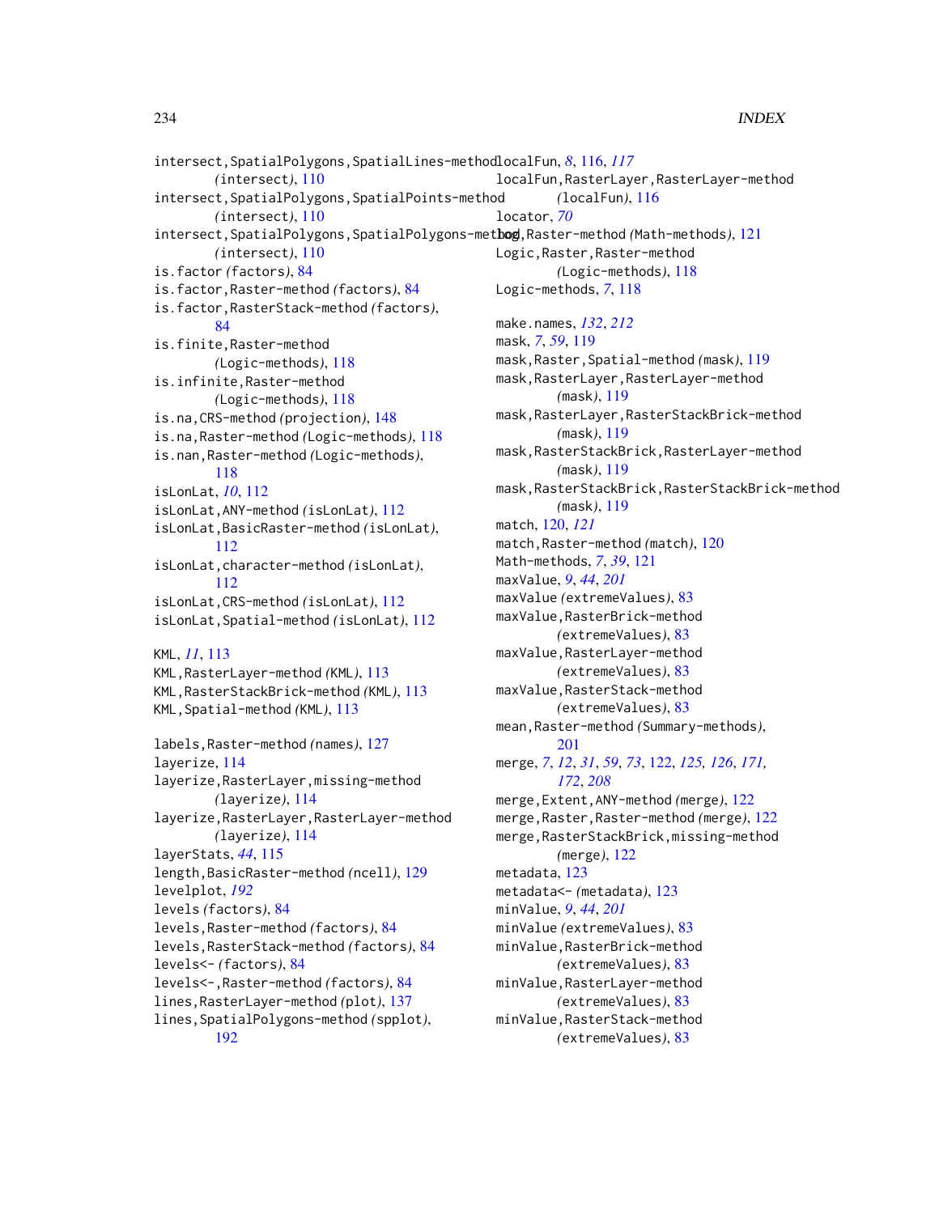intersect,SpatialPolygons,SpatialLines-method
*(intersect)*, 110
intersect,SpatialPolygons,SpatialPoints-method
*(intersect)*, 110
intersect,SpatialPolygons,SpatialPolygons-method
*(intersect)*, 110
is.factor *(factors)*, 84
is.factor,Raster-method *(factors)*, 84
is.factor,RasterStack-method *(factors)*, 84
is.finite,Raster-method
*(Logic-methods)*, 118
is.infinite,Raster-method
*(Logic-methods)*, 118
is.na,CRS-method *(projection)*, 148
is.na,Raster-method *(Logic-methods)*, 118
is.nan,Raster-method *(Logic-methods)*, 118
isLonLat, *10*, 112
isLonLat,ANY-method *(isLonLat)*, 112
isLonLat,BasicRaster-method *(isLonLat)*, 112
isLonLat,character-method *(isLonLat)*, 112
isLonLat,CRS-method *(isLonLat)*, 112
isLonLat,Spatial-method *(isLonLat)*, 112

KML, *11*, 113
KML,RasterLayer-method *(KML)*, 113
KML,RasterStackBrick-method *(KML)*, 113
KML,Spatial-method *(KML)*, 113

labels,Raster-method *(names)*, 127
layerize, 114
layerize,RasterLayer,missing-method
*(layerize)*, 114
layerize,RasterLayer,RasterLayer-method
*(layerize)*, 114
layerStats, *44*, 115
length,BasicRaster-method *(ncell)*, 129
levelplot, *192*
levels *(factors)*, 84
levels,Raster-method *(factors)*, 84
levels,RasterStack-method *(factors)*, 84
levels<- *(factors)*, 84
levels<-,Raster-method *(factors)*, 84
lines,RasterLayer-method *(plot)*, 137
lines,SpatialPolygons-method *(spplot)*, 192
localFun, *8*, 116, *117*
localFun,RasterLayer,RasterLayer-method
*(localFun)*, 116
locator, *70*
log,Raster-method *(Math-methods)*, 121
Logic,Raster,Raster-method
*(Logic-methods)*, 118
Logic-methods, *7*, 118

make.names, *132*, *212*
mask, *7*, *59*, 119
mask,Raster,Spatial-method *(mask)*, 119
mask,RasterLayer,RasterLayer-method
*(mask)*, 119
mask,RasterLayer,RasterStackBrick-method
*(mask)*, 119
mask,RasterStackBrick,RasterLayer-method
*(mask)*, 119
mask,RasterStackBrick,RasterStackBrick-method
*(mask)*, 119
match, 120, *121*
match,Raster-method *(match)*, 120
Math-methods, *7*, *39*, 121
maxValue, *9*, *44*, *201*
maxValue *(extremeValues)*, 83
maxValue,RasterBrick-method
*(extremeValues)*, 83
maxValue,RasterLayer-method
*(extremeValues)*, 83
maxValue,RasterStack-method
*(extremeValues)*, 83
mean,Raster-method *(Summary-methods)*, 201
merge, *7*, *12*, *31*, *59*, *73*, 122, *125, 126*, *171, 172*, *208*
merge,Extent,ANY-method *(merge)*, 122
merge,Raster,Raster-method *(merge)*, 122
merge,RasterStackBrick,missing-method
*(merge)*, 122
metadata, 123
metadata<- *(metadata)*, 123
minValue, *9*, *44*, *201*
minValue *(extremeValues)*, 83
minValue,RasterBrick-method
*(extremeValues)*, 83
minValue,RasterLayer-method
*(extremeValues)*, 83
minValue,RasterStack-method
*(extremeValues)*, 83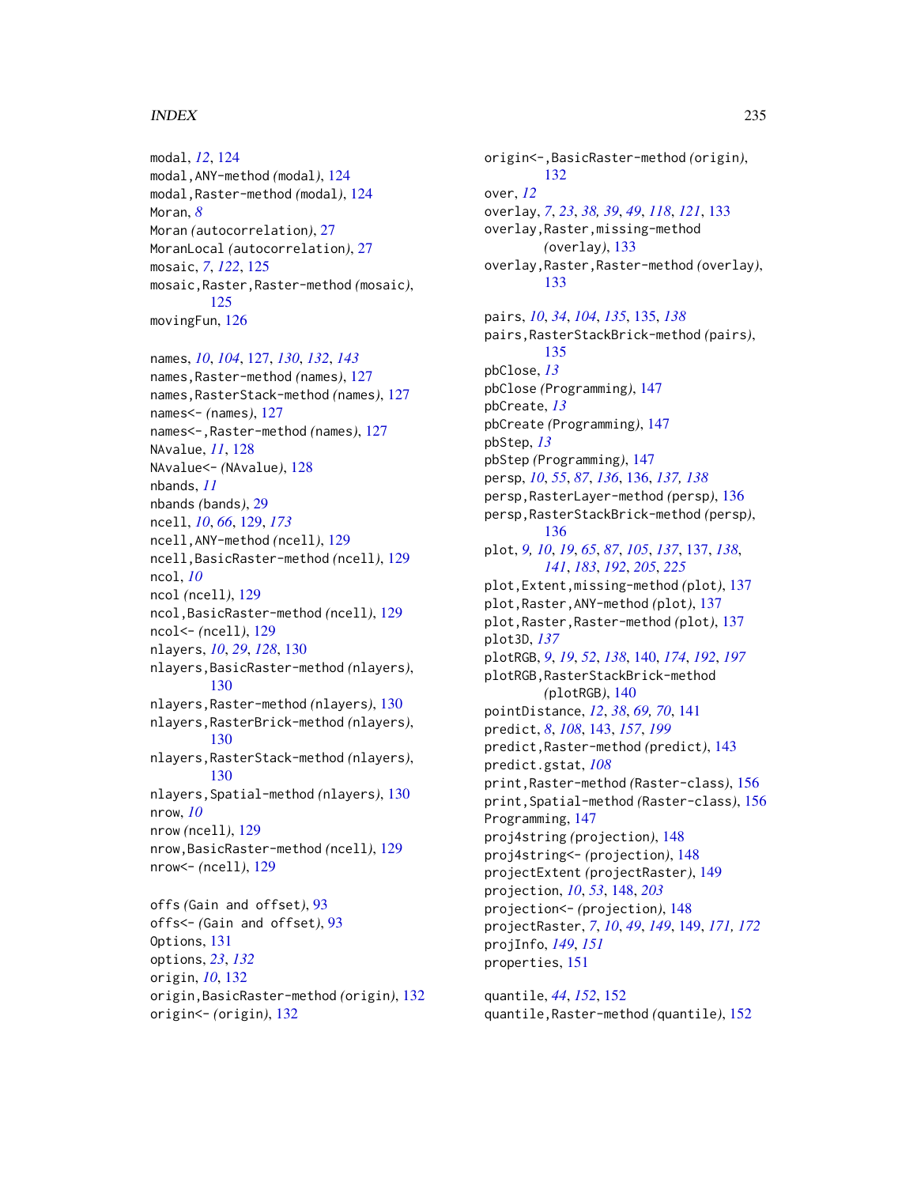modal, *12*, 124
modal,ANY-method *(modal)*, 124
modal,Raster-method *(modal)*, 124
Moran, *8*
Moran *(autocorrelation)*, 27
MoranLocal *(autocorrelation)*, 27
mosaic, *7*, *122*, 125
mosaic,Raster,Raster-method *(mosaic)*, 125
movingFun, 126

names, *10*, *104*, 127, *130*, *132*, *143*
names,Raster-method *(names)*, 127
names,RasterStack-method *(names)*, 127
names<- *(names)*, 127
names<-,Raster-method *(names)*, 127
NAvalue, *11*, 128
NAvalue<- *(NAvalue)*, 128
nbands, *11*
nbands *(bands)*, 29
ncell, *10*, *66*, 129, *173*
ncell,ANY-method *(ncell)*, 129
ncell,BasicRaster-method *(ncell)*, 129
ncol, *10*
ncol *(ncell)*, 129
ncol,BasicRaster-method *(ncell)*, 129
ncol<- *(ncell)*, 129
nlayers, *10*, *29*, *128*, 130
nlayers,BasicRaster-method *(nlayers)*, 130
nlayers,Raster-method *(nlayers)*, 130
nlayers,RasterBrick-method *(nlayers)*, 130
nlayers,RasterStack-method *(nlayers)*, 130
nlayers,Spatial-method *(nlayers)*, 130
nrow, *10*
nrow *(ncell)*, 129
nrow,BasicRaster-method *(ncell)*, 129
nrow<- *(ncell)*, 129

offs *(Gain and offset)*, 93
offs<- *(Gain and offset)*, 93
Options, 131
options, *23*, *132*
origin, *10*, 132
origin,BasicRaster-method *(origin)*, 132
origin<- *(origin)*, 132
origin<-,BasicRaster-method *(origin)*, 132
over, *12*
overlay, *7*, *23*, *38*, *39*, *49*, *118*, *121*, 133
overlay,Raster,missing-method *(overlay)*, 133
overlay,Raster,Raster-method *(overlay)*, 133

pairs, *10*, *34*, *104*, *135*, 135, *138*
pairs,RasterStackBrick-method *(pairs)*, 135
pbClose, *13*
pbClose *(Programming)*, 147
pbCreate, *13*
pbCreate *(Programming)*, 147
pbStep, *13*
pbStep *(Programming)*, 147
persp, *10*, *55*, *87*, *136*, 136, *137*, *138*
persp,RasterLayer-method *(persp)*, 136
persp,RasterStackBrick-method *(persp)*, 136
plot, *9*, *10*, *19*, *65*, *87*, *105*, *137*, 137, *138*, *141*, *183*, *192*, *205*, *225*
plot,Extent,missing-method *(plot)*, 137
plot,Raster,ANY-method *(plot)*, 137
plot,Raster,Raster-method *(plot)*, 137
plot3D, *137*
plotRGB, *9*, *19*, *52*, *138*, 140, *174*, *192*, *197*
plotRGB,RasterStackBrick-method *(plotRGB)*, 140
pointDistance, *12*, *38*, *69*, *70*, 141
predict, *8*, *108*, 143, *157*, *199*
predict,Raster-method *(predict)*, 143
predict.gstat, *108*
print,Raster-method *(Raster-class)*, 156
print,Spatial-method *(Raster-class)*, 156
Programming, 147
proj4string *(projection)*, 148
proj4string<- *(projection)*, 148
projectExtent *(projectRaster)*, 149
projection, *10*, *53*, 148, *203*
projection<- *(projection)*, 148
projectRaster, *7*, *10*, *49*, *149*, 149, *171*, *172*
projInfo, *149*, *151*
properties, 151

quantile, *44*, *152*, 152
quantile,Raster-method *(quantile)*, 152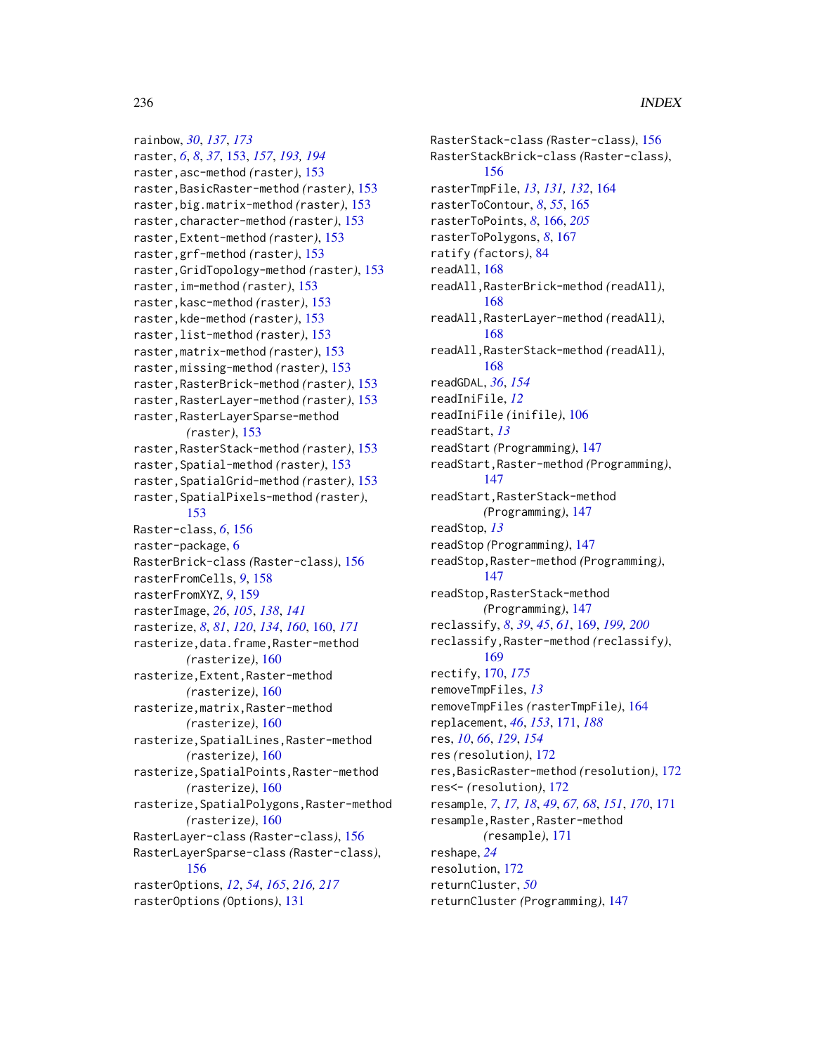rainbow, *30*, *137*, *173*
raster, *6*, *8*, *37*, 153, *157*, *193, 194*
raster,asc-method *(raster)*, 153
raster,BasicRaster-method *(raster)*, 153
raster,big.matrix-method *(raster)*, 153
raster,character-method *(raster)*, 153
raster,Extent-method *(raster)*, 153
raster,grf-method *(raster)*, 153
raster,GridTopology-method *(raster)*, 153
raster,im-method *(raster)*, 153
raster,kasc-method *(raster)*, 153
raster,kde-method *(raster)*, 153
raster,list-method *(raster)*, 153
raster,matrix-method *(raster)*, 153
raster,missing-method *(raster)*, 153
raster,RasterBrick-method *(raster)*, 153
raster,RasterLayer-method *(raster)*, 153
raster,RasterLayerSparse-method *(raster)*, 153
raster,RasterStack-method *(raster)*, 153
raster,Spatial-method *(raster)*, 153
raster,SpatialGrid-method *(raster)*, 153
raster,SpatialPixels-method *(raster)*, 153
Raster-class, *6*, 156
raster-package, 6
RasterBrick-class *(Raster-class)*, 156
rasterFromCells, *9*, 158
rasterFromXYZ, *9*, 159
rasterImage, *26*, *105*, *138*, *141*
rasterize, *8*, *81*, *120*, *134*, *160*, 160, *171*
rasterize,data.frame,Raster-method *(rasterize)*, 160
rasterize,Extent,Raster-method *(rasterize)*, 160
rasterize,matrix,Raster-method *(rasterize)*, 160
rasterize,SpatialLines,Raster-method *(rasterize)*, 160
rasterize,SpatialPoints,Raster-method *(rasterize)*, 160
rasterize,SpatialPolygons,Raster-method *(rasterize)*, 160
RasterLayer-class *(Raster-class)*, 156
RasterLayerSparse-class *(Raster-class)*, 156
rasterOptions, *12*, *54*, *165*, *216, 217*
rasterOptions *(Options)*, 131
RasterStack-class *(Raster-class)*, 156
RasterStackBrick-class *(Raster-class)*, 156
rasterTmpFile, *13*, *131, 132*, 164
rasterToContour, *8*, *55*, 165
rasterToPoints, *8*, 166, *205*
rasterToPolygons, *8*, 167
ratify *(factors)*, 84
readAll, 168
readAll,RasterBrick-method *(readAll)*, 168
readAll,RasterLayer-method *(readAll)*, 168
readAll,RasterStack-method *(readAll)*, 168
readGDAL, *36*, *154*
readIniFile, *12*
readIniFile *(inifile)*, 106
readStart, *13*
readStart *(Programming)*, 147
readStart,Raster-method *(Programming)*, 147
readStart,RasterStack-method *(Programming)*, 147
readStop, *13*
readStop *(Programming)*, 147
readStop,Raster-method *(Programming)*, 147
readStop,RasterStack-method *(Programming)*, 147
reclassify, *8*, *39*, *45*, *61*, 169, *199, 200*
reclassify,Raster-method *(reclassify)*, 169
rectify, 170, *175*
removeTmpFiles, *13*
removeTmpFiles *(rasterTmpFile)*, 164
replacement, *46*, *153*, 171, *188*
res, *10*, *66*, *129*, *154*
res *(resolution)*, 172
res,BasicRaster-method *(resolution)*, 172
res<- *(resolution)*, 172
resample, *7*, *17, 18*, *49*, *67, 68*, *151*, *170*, 171
resample,Raster,Raster-method *(resample)*, 171
reshape, *24*
resolution, 172
returnCluster, *50*
returnCluster *(Programming)*, 147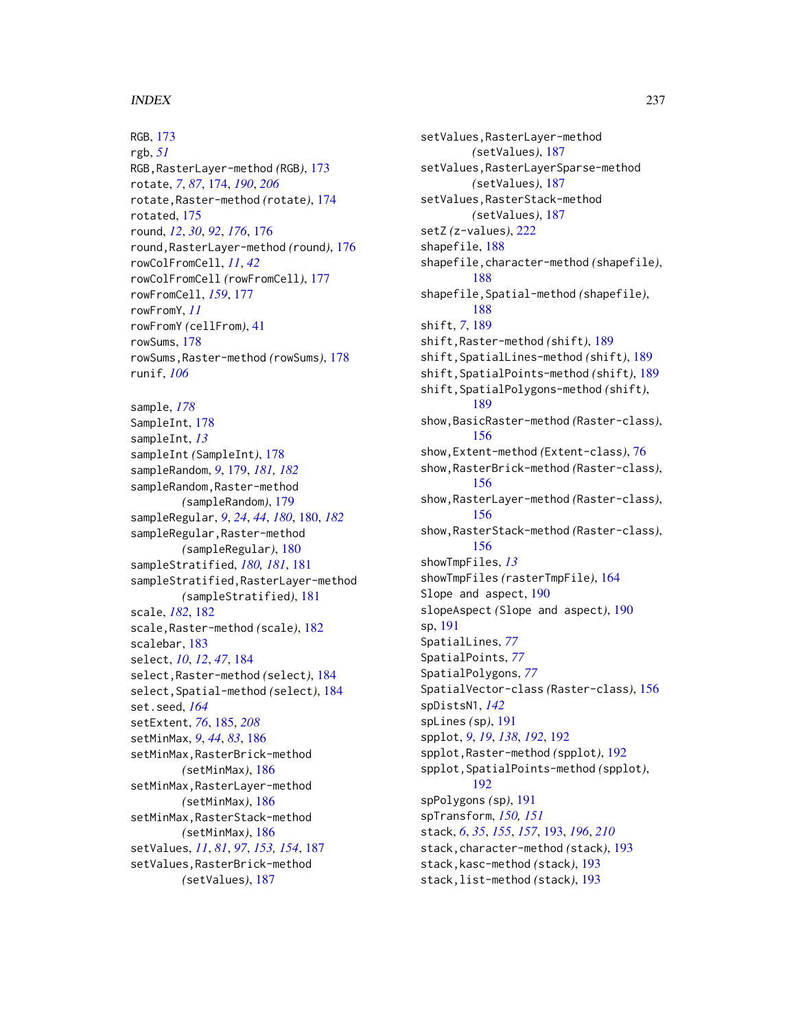RGB, 173
rgb, *51*
RGB,RasterLayer-method *(*RGB*)*, 173
rotate, *7*, *87*, 174, *190*, *206*
rotate,Raster-method *(*rotate*)*, 174
rotated, 175
round, *12*, *30*, *92*, *176*, 176
round,RasterLayer-method *(*round*)*, 176
rowColFromCell, *11*, *42*
rowColFromCell *(*rowFromCell*)*, 177
rowFromCell, *159*, 177
rowFromY, *11*
rowFromY *(*cellFrom*)*, 41
rowSums, 178
rowSums,Raster-method *(*rowSums*)*, 178
runif, *106*

sample, *178*
SampleInt, 178
sampleInt, *13*
sampleInt *(*SampleInt*)*, 178
sampleRandom, *9*, 179, *181, 182*
sampleRandom,Raster-method *(*sampleRandom*)*, 179
sampleRegular, *9*, *24*, *44*, *180*, 180, *182*
sampleRegular,Raster-method *(*sampleRegular*)*, 180
sampleStratified, *180, 181*, 181
sampleStratified,RasterLayer-method *(*sampleStratified*)*, 181
scale, *182*, 182
scale,Raster-method *(*scale*)*, 182
scalebar, 183
select, *10*, *12*, *47*, 184
select,Raster-method *(*select*)*, 184
select,Spatial-method *(*select*)*, 184
set.seed, *164*
setExtent, *76*, 185, *208*
setMinMax, *9*, *44*, *83*, 186
setMinMax,RasterBrick-method *(*setMinMax*)*, 186
setMinMax,RasterLayer-method *(*setMinMax*)*, 186
setMinMax,RasterStack-method *(*setMinMax*)*, 186
setValues, *11*, *81*, *97*, *153, 154*, 187
setValues,RasterBrick-method *(*setValues*)*, 187
setValues,RasterLayer-method *(*setValues*)*, 187
setValues,RasterLayerSparse-method *(*setValues*)*, 187
setValues,RasterStack-method *(*setValues*)*, 187
setZ *(*z-values*)*, 222
shapefile, 188
shapefile,character-method *(*shapefile*)*, 188
shapefile,Spatial-method *(*shapefile*)*, 188
shift, *7*, 189
shift,Raster-method *(*shift*)*, 189
shift,SpatialLines-method *(*shift*)*, 189
shift,SpatialPoints-method *(*shift*)*, 189
shift,SpatialPolygons-method *(*shift*)*, 189
show,BasicRaster-method *(*Raster-class*)*, 156
show,Extent-method *(*Extent-class*)*, 76
show,RasterBrick-method *(*Raster-class*)*, 156
show,RasterLayer-method *(*Raster-class*)*, 156
show,RasterStack-method *(*Raster-class*)*, 156
showTmpFiles, *13*
showTmpFiles *(*rasterTmpFile*)*, 164
Slope and aspect, 190
slopeAspect *(*Slope and aspect*)*, 190
sp, 191
SpatialLines, *77*
SpatialPoints, *77*
SpatialPolygons, *77*
SpatialVector-class *(*Raster-class*)*, 156
spDistsN1, *142*
spLines *(*sp*)*, 191
spplot, *9*, *19*, *138*, *192*, 192
spplot,Raster-method *(*spplot*)*, 192
spplot,SpatialPoints-method *(*spplot*)*, 192
spPolygons *(*sp*)*, 191
spTransform, *150, 151*
stack, *6*, *35*, *155*, *157*, 193, *196*, *210*
stack,character-method *(*stack*)*, 193
stack,kasc-method *(*stack*)*, 193
stack,list-method *(*stack*)*, 193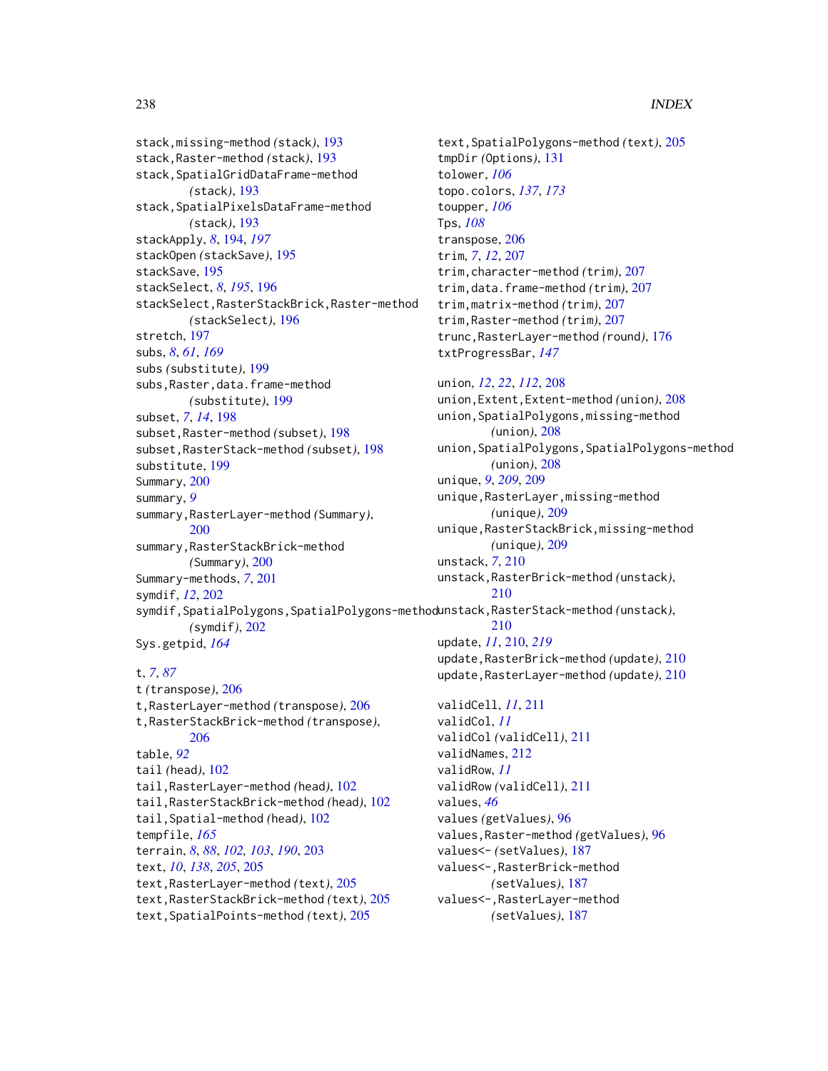stack,missing-method *(stack)*, 193
stack,Raster-method *(stack)*, 193
stack,SpatialGridDataFrame-method *(stack)*, 193
stack,SpatialPixelsDataFrame-method *(stack)*, 193
stackApply, *8*, 194, *197*
stackOpen *(stackSave)*, 195
stackSave, 195
stackSelect, *8*, *195*, 196
stackSelect,RasterStackBrick,Raster-method *(stackSelect)*, 196
stretch, 197
subs, *8*, *61*, *169*
subs *(substitute)*, 199
subs,Raster,data.frame-method *(substitute)*, 199
subset, *7*, *14*, 198
subset,Raster-method *(subset)*, 198
subset,RasterStack-method *(subset)*, 198
substitute, 199
Summary, 200
summary, *9*
summary,RasterLayer-method *(Summary)*, 200
summary,RasterStackBrick-method *(Summary)*, 200
Summary-methods, *7*, 201
symdif, *12*, 202
symdif,SpatialPolygons,SpatialPolygons-method *(symdif)*, 202
Sys.getpid, *164*

t, *7*, *87*
t *(transpose)*, 206
t,RasterLayer-method *(transpose)*, 206
t,RasterStackBrick-method *(transpose)*, 206
table, *92*
tail *(head)*, 102
tail,RasterLayer-method *(head)*, 102
tail,RasterStackBrick-method *(head)*, 102
tail,Spatial-method *(head)*, 102
tempfile, *165*
terrain, *8*, *88*, *102*, *103*, *190*, 203
text, *10*, *138*, *205*, 205
text,RasterLayer-method *(text)*, 205
text,RasterStackBrick-method *(text)*, 205
text,SpatialPoints-method *(text)*, 205
text,SpatialPolygons-method *(text)*, 205
tmpDir *(Options)*, 131
tolower, *106*
topo.colors, *137*, *173*
toupper, *106*
Tps, *108*
transpose, 206
trim, *7*, *12*, 207
trim,character-method *(trim)*, 207
trim,data.frame-method *(trim)*, 207
trim,matrix-method *(trim)*, 207
trim,Raster-method *(trim)*, 207
trunc,RasterLayer-method *(round)*, 176
txtProgressBar, *147*

union, *12*, *22*, *112*, 208
union,Extent,Extent-method *(union)*, 208
union,SpatialPolygons,missing-method *(union)*, 208
union,SpatialPolygons,SpatialPolygons-method *(union)*, 208
unique, *9*, *209*, 209
unique,RasterLayer,missing-method *(unique)*, 209
unique,RasterStackBrick,missing-method *(unique)*, 209
unstack, *7*, 210
unstack,RasterBrick-method *(unstack)*, 210
unstack,RasterStack-method *(unstack)*, 210
update, *11*, 210, *219*
update,RasterBrick-method *(update)*, 210
update,RasterLayer-method *(update)*, 210

validCell, *11*, 211
validCol, *11*
validCol *(validCell)*, 211
validNames, 212
validRow, *11*
validRow *(validCell)*, 211
values, *46*
values *(getValues)*, 96
values,Raster-method *(getValues)*, 96
values<- *(setValues)*, 187
values<-,RasterBrick-method *(setValues)*, 187
values<-,RasterLayer-method *(setValues)*, 187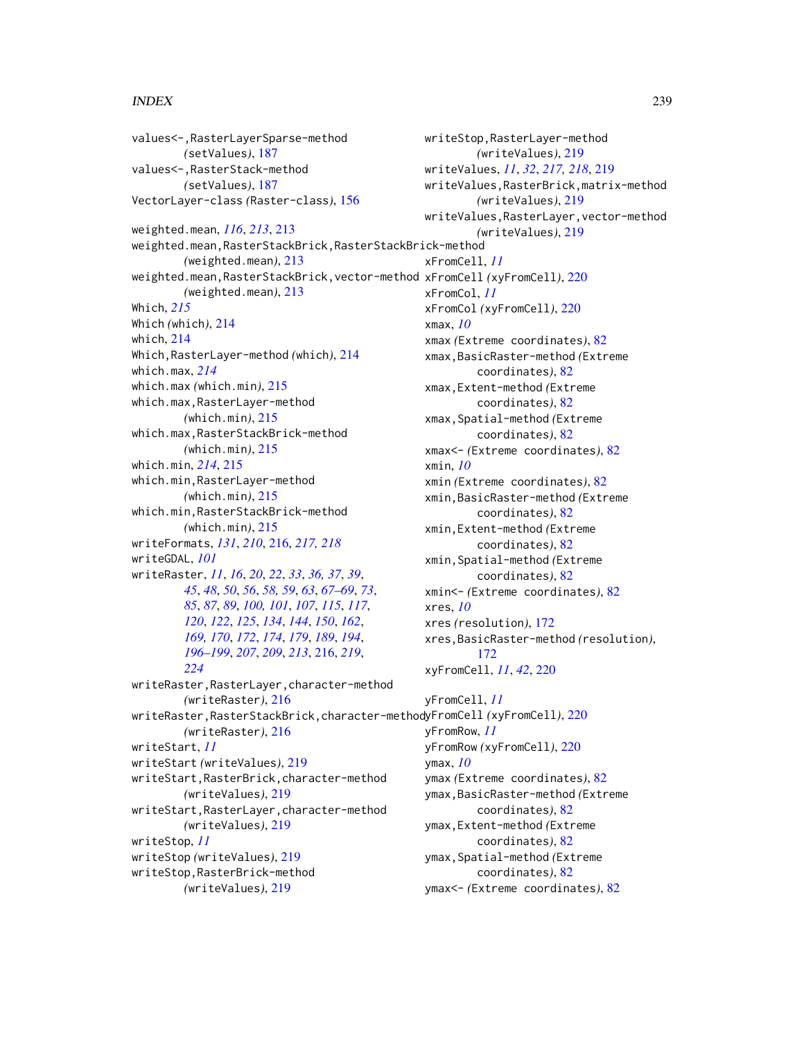values<-,RasterLayerSparse-method *(setValues)*, 187
values<-,RasterStack-method *(setValues)*, 187
VectorLayer-class *(Raster-class)*, 156

weighted.mean, *116*, *213*, 213
weighted.mean,RasterStackBrick,RasterStackBrick-method *(weighted.mean)*, 213
weighted.mean,RasterStackBrick,vector-method *(weighted.mean)*, 213
Which, *215*
Which *(which)*, 214
which, 214
Which,RasterLayer-method *(which)*, 214
which.max, *214*
which.max *(which.min)*, 215
which.max,RasterLayer-method *(which.min)*, 215
which.max,RasterStackBrick-method *(which.min)*, 215
which.min, *214*, 215
which.min,RasterLayer-method *(which.min)*, 215
which.min,RasterStackBrick-method *(which.min)*, 215
writeFormats, *131*, *210*, 216, *217, 218*
writeGDAL, *101*
writeRaster, *11*, *16*, *20*, *22*, *33*, *36, 37*, *39*, *45*, *48*, *50*, *56*, *58, 59*, *63*, *67–69*, *73*, *85*, *87*, *89*, *100, 101*, *107*, *115*, *117*, *120*, *122*, *125*, *134*, *144*, *150*, *162*, *169, 170*, *172*, *174*, *179*, *189*, *194*, *196–199*, *207*, *209*, *213*, 216, *219*, *224*
writeRaster,RasterLayer,character-method *(writeRaster)*, 216
writeRaster,RasterStackBrick,character-method *(writeRaster)*, 216
writeStart, *11*
writeStart *(writeValues)*, 219
writeStart,RasterBrick,character-method *(writeValues)*, 219
writeStart,RasterLayer,character-method *(writeValues)*, 219
writeStop, *11*
writeStop *(writeValues)*, 219
writeStop,RasterBrick-method *(writeValues)*, 219
writeStop,RasterLayer-method *(writeValues)*, 219
writeValues, *11*, *32*, *217, 218*, 219
writeValues,RasterBrick,matrix-method *(writeValues)*, 219
writeValues,RasterLayer,vector-method *(writeValues)*, 219

xFromCell, *11*
xFromCell *(xyFromCell)*, 220
xFromCol, *11*
xFromCol *(xyFromCell)*, 220
xmax, *10*
xmax *(Extreme coordinates)*, 82
xmax,BasicRaster-method *(Extreme coordinates)*, 82
xmax,Extent-method *(Extreme coordinates)*, 82
xmax,Spatial-method *(Extreme coordinates)*, 82
xmax<- *(Extreme coordinates)*, 82
xmin, *10*
xmin *(Extreme coordinates)*, 82
xmin,BasicRaster-method *(Extreme coordinates)*, 82
xmin,Extent-method *(Extreme coordinates)*, 82
xmin,Spatial-method *(Extreme coordinates)*, 82
xmin<- *(Extreme coordinates)*, 82
xres, *10*
xres *(resolution)*, 172
xres,BasicRaster-method *(resolution)*, 172
xyFromCell, *11*, *42*, 220

yFromCell, *11*
yFromCell *(xyFromCell)*, 220
yFromRow, *11*
yFromRow *(xyFromCell)*, 220
ymax, *10*
ymax *(Extreme coordinates)*, 82
ymax,BasicRaster-method *(Extreme coordinates)*, 82
ymax,Extent-method *(Extreme coordinates)*, 82
ymax,Spatial-method *(Extreme coordinates)*, 82
ymax<- *(Extreme coordinates)*, 82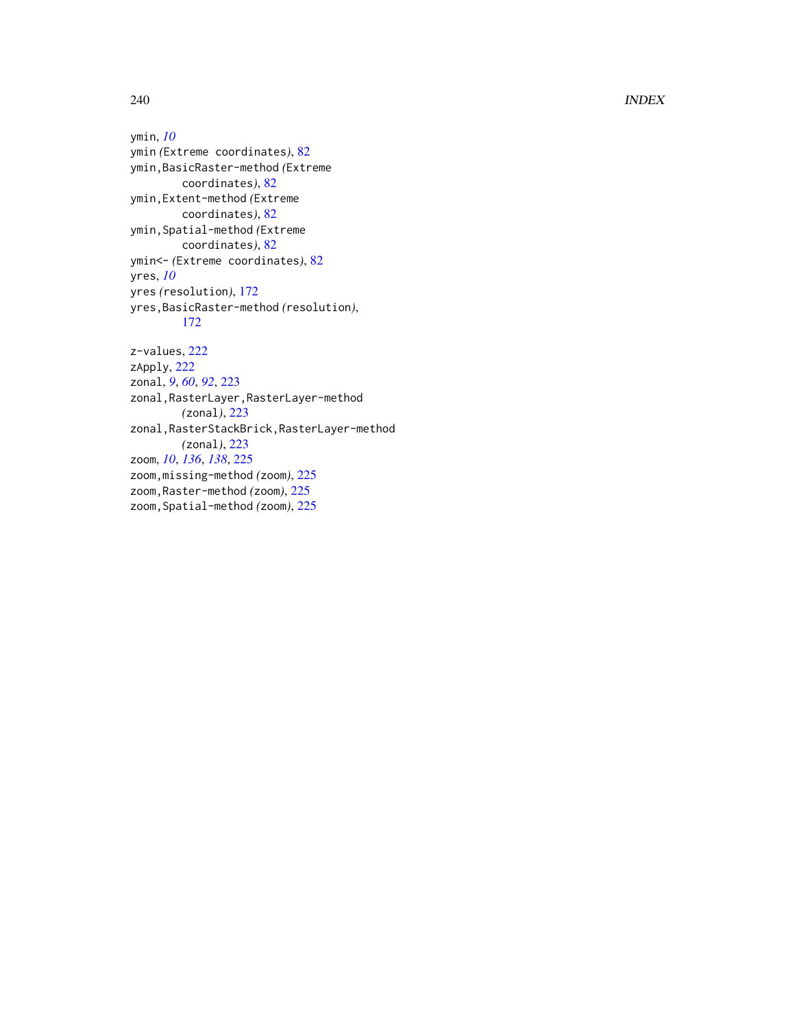ymin, *10*
ymin *(*Extreme coordinates*)*, 82
ymin,BasicRaster-method *(*Extreme coordinates*)*, 82
ymin,Extent-method *(*Extreme coordinates*)*, 82
ymin,Spatial-method *(*Extreme coordinates*)*, 82
ymin<- *(*Extreme coordinates*)*, 82
yres, *10*
yres *(*resolution*)*, 172
yres,BasicRaster-method *(*resolution*)*, 172

z-values, 222
zApply, 222
zonal, *9*, *60*, *92*, 223
zonal,RasterLayer,RasterLayer-method *(*zonal*)*, 223
zonal,RasterStackBrick,RasterLayer-method *(*zonal*)*, 223
zoom, *10*, *136*, *138*, 225
zoom,missing-method *(*zoom*)*, 225
zoom,Raster-method *(*zoom*)*, 225
zoom,Spatial-method *(*zoom*)*, 225